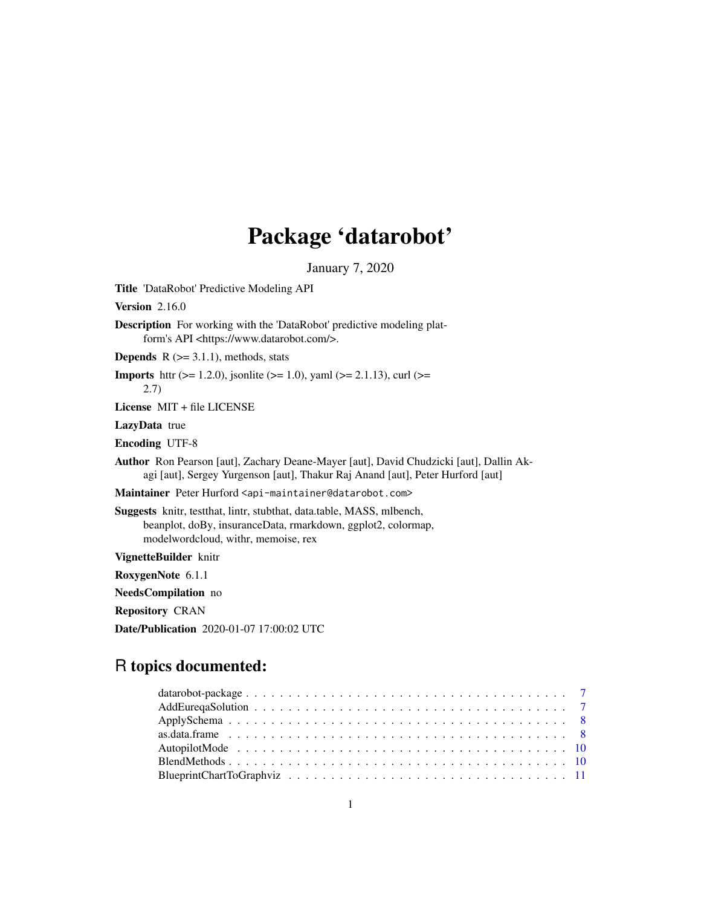# Package 'datarobot'

January 7, 2020

**Title** 'DataRobot' Predictive Modeling API

**Version** 2.16.0

**Description** For working with the 'DataRobot' predictive modeling platform's API <https://www.datarobot.com/>.

**Depends** R (>= 3.1.1), methods, stats

**Imports** httr (>= 1.2.0), jsonlite (>= 1.0), yaml (>= 2.1.13), curl (>= 2.7)

**License** MIT + file LICENSE

**LazyData** true

**Encoding** UTF-8

**Author** Ron Pearson [aut], Zachary Deane-Mayer [aut], David Chudzicki [aut], Dallin Akagi [aut], Sergey Yurgenson [aut], Thakur Raj Anand [aut], Peter Hurford [aut]

**Maintainer** Peter Hurford <api-maintainer@datarobot.com>

**Suggests** knitr, testthat, lintr, stubthat, data.table, MASS, mlbench, beanplot, doBy, insuranceData, rmarkdown, ggplot2, colormap, modelwordcloud, withr, memoise, rex

**VignetteBuilder** knitr

**RoxygenNote** 6.1.1

**NeedsCompilation** no

**Repository** CRAN

**Date/Publication** 2020-01-07 17:00:02 UTC

## R topics documented:

- datarobot-package . . . . . . . . . . . . . . . . . . . . . . . . . . . . . . . . . . . . . . . . 7
- AddEureqaSolution . . . . . . . . . . . . . . . . . . . . . . . . . . . . . . . . . . . . . . . 7
- ApplySchema . . . . . . . . . . . . . . . . . . . . . . . . . . . . . . . . . . . . . . . . . . 8
- as.data.frame . . . . . . . . . . . . . . . . . . . . . . . . . . . . . . . . . . . . . . . . . . 8
- AutopilotMode . . . . . . . . . . . . . . . . . . . . . . . . . . . . . . . . . . . . . . . . . 10
- BlendMethods . . . . . . . . . . . . . . . . . . . . . . . . . . . . . . . . . . . . . . . . . . 10
- BlueprintChartToGraphviz . . . . . . . . . . . . . . . . . . . . . . . . . . . . . . . . . . . 11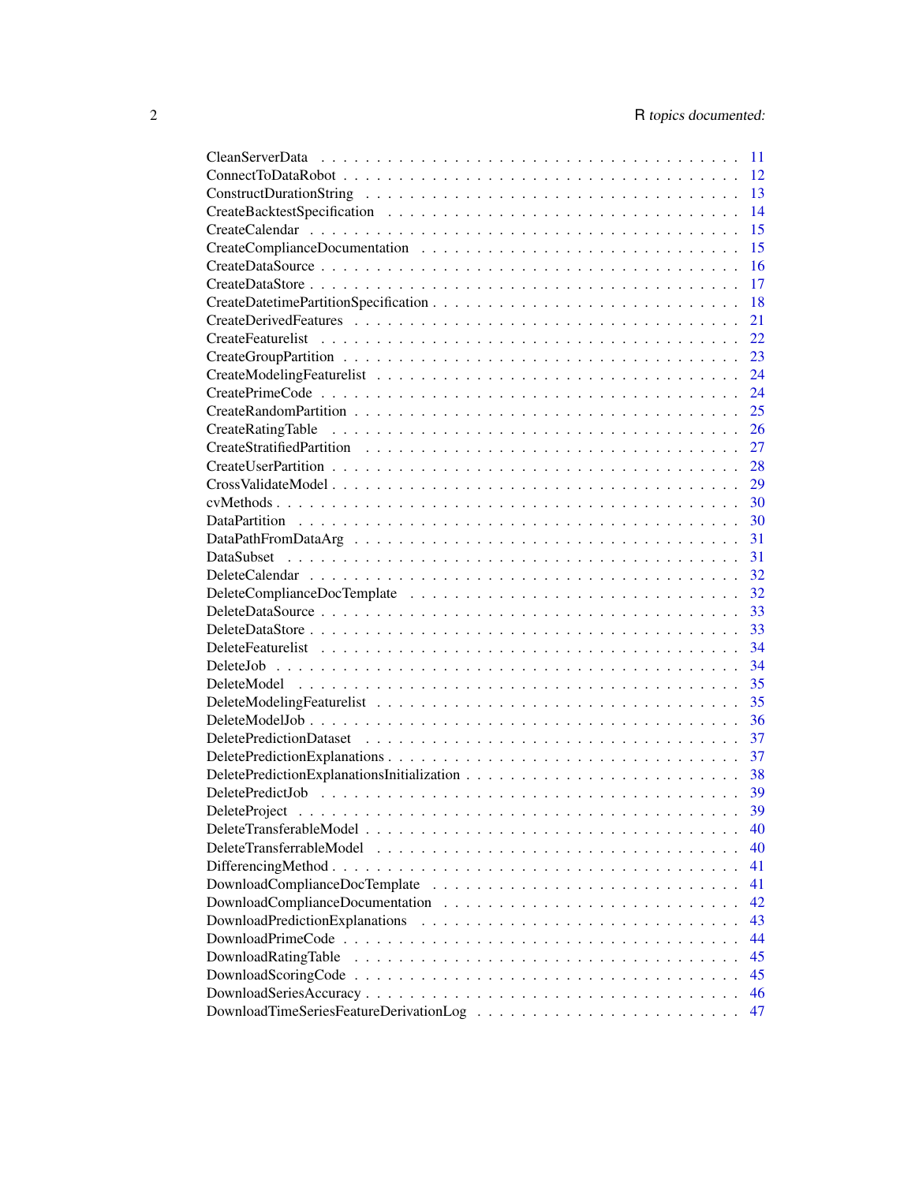CleanServerData . . . . . . . . . . . . . . . . . . . . . . . . . . . . . . . . . . . . 11
ConnectToDataRobot . . . . . . . . . . . . . . . . . . . . . . . . . . . . . . . . . . 12
ConstructDurationString . . . . . . . . . . . . . . . . . . . . . . . . . . . . . . . . 13
CreateBacktestSpecification . . . . . . . . . . . . . . . . . . . . . . . . . . . . . . 14
CreateCalendar . . . . . . . . . . . . . . . . . . . . . . . . . . . . . . . . . . . . 15
CreateComplianceDocumentation . . . . . . . . . . . . . . . . . . . . . . . . . . . 15
CreateDataSource . . . . . . . . . . . . . . . . . . . . . . . . . . . . . . . . . . . 16
CreateDataStore . . . . . . . . . . . . . . . . . . . . . . . . . . . . . . . . . . . . 17
CreateDatetimePartitionSpecification . . . . . . . . . . . . . . . . . . . . . . . . . 18
CreateDerivedFeatures . . . . . . . . . . . . . . . . . . . . . . . . . . . . . . . . . 21
CreateFeaturelist . . . . . . . . . . . . . . . . . . . . . . . . . . . . . . . . . . . 22
CreateGroupPartition . . . . . . . . . . . . . . . . . . . . . . . . . . . . . . . . . 23
CreateModelingFeaturelist . . . . . . . . . . . . . . . . . . . . . . . . . . . . . . 24
CreatePrimeCode . . . . . . . . . . . . . . . . . . . . . . . . . . . . . . . . . . . 24
CreateRandomPartition . . . . . . . . . . . . . . . . . . . . . . . . . . . . . . . . 25
CreateRatingTable . . . . . . . . . . . . . . . . . . . . . . . . . . . . . . . . . . . 26
CreateStratifiedPartition . . . . . . . . . . . . . . . . . . . . . . . . . . . . . . . 27
CreateUserPartition . . . . . . . . . . . . . . . . . . . . . . . . . . . . . . . . . . 28
CrossValidateModel . . . . . . . . . . . . . . . . . . . . . . . . . . . . . . . . . . 29
cvMethods . . . . . . . . . . . . . . . . . . . . . . . . . . . . . . . . . . . . . . . 30
DataPartition . . . . . . . . . . . . . . . . . . . . . . . . . . . . . . . . . . . . . 30
DataPathFromDataArg . . . . . . . . . . . . . . . . . . . . . . . . . . . . . . . . . 31
DataSubset . . . . . . . . . . . . . . . . . . . . . . . . . . . . . . . . . . . . . . 31
DeleteCalendar . . . . . . . . . . . . . . . . . . . . . . . . . . . . . . . . . . . . 32
DeleteComplianceDocTemplate . . . . . . . . . . . . . . . . . . . . . . . . . . . . 32
DeleteDataSource . . . . . . . . . . . . . . . . . . . . . . . . . . . . . . . . . . . 33
DeleteDataStore . . . . . . . . . . . . . . . . . . . . . . . . . . . . . . . . . . . . 33
DeleteFeaturelist . . . . . . . . . . . . . . . . . . . . . . . . . . . . . . . . . . . 34
DeleteJob . . . . . . . . . . . . . . . . . . . . . . . . . . . . . . . . . . . . . . . 34
DeleteModel . . . . . . . . . . . . . . . . . . . . . . . . . . . . . . . . . . . . . . 35
DeleteModelingFeaturelist . . . . . . . . . . . . . . . . . . . . . . . . . . . . . . . 35
DeleteModelJob . . . . . . . . . . . . . . . . . . . . . . . . . . . . . . . . . . . . 36
DeletePredictionDataset . . . . . . . . . . . . . . . . . . . . . . . . . . . . . . . . 37
DeletePredictionExplanations . . . . . . . . . . . . . . . . . . . . . . . . . . . . . 37
DeletePredictionExplanationsInitialization . . . . . . . . . . . . . . . . . . . . . . 38
DeletePredictJob . . . . . . . . . . . . . . . . . . . . . . . . . . . . . . . . . . . . 39
DeleteProject . . . . . . . . . . . . . . . . . . . . . . . . . . . . . . . . . . . . . 39
DeleteTransferableModel . . . . . . . . . . . . . . . . . . . . . . . . . . . . . . . 40
DeleteTransferrableModel . . . . . . . . . . . . . . . . . . . . . . . . . . . . . . . 40
DifferencingMethod . . . . . . . . . . . . . . . . . . . . . . . . . . . . . . . . . . 41
DownloadComplianceDocTemplate . . . . . . . . . . . . . . . . . . . . . . . . . . 41
DownloadComplianceDocumentation . . . . . . . . . . . . . . . . . . . . . . . . . 42
DownloadPredictionExplanations . . . . . . . . . . . . . . . . . . . . . . . . . . . 43
DownloadPrimeCode . . . . . . . . . . . . . . . . . . . . . . . . . . . . . . . . . . 44
DownloadRatingTable . . . . . . . . . . . . . . . . . . . . . . . . . . . . . . . . . 45
DownloadScoringCode . . . . . . . . . . . . . . . . . . . . . . . . . . . . . . . . . 45
DownloadSeriesAccuracy . . . . . . . . . . . . . . . . . . . . . . . . . . . . . . . . 46
DownloadTimeSeriesFeatureDerivationLog . . . . . . . . . . . . . . . . . . . . . . 47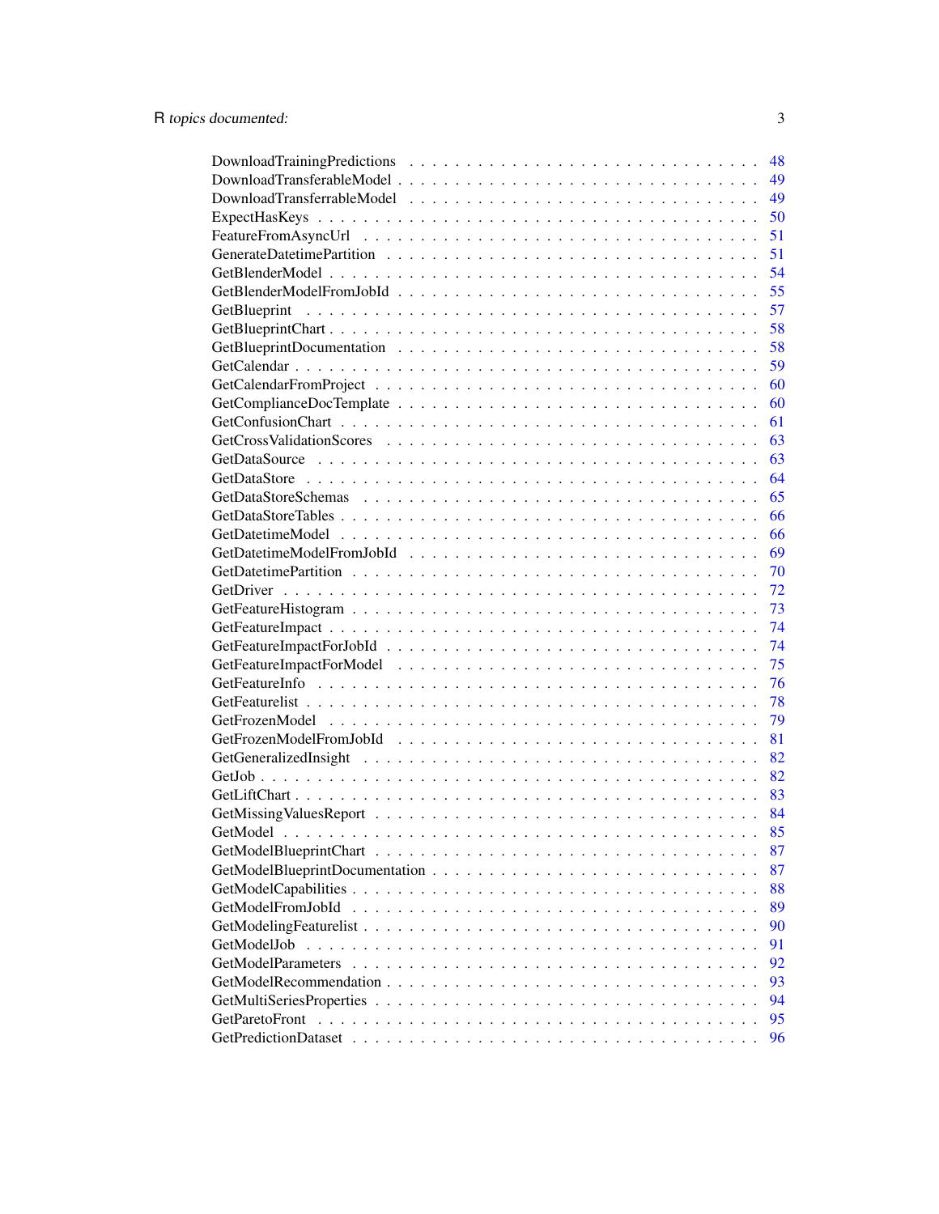| | |
|---|---|
| DownloadTrainingPredictions | 48 |
| DownloadTransferableModel | 49 |
| DownloadTransferrableModel | 49 |
| ExpectHasKeys | 50 |
| FeatureFromAsyncUrl | 51 |
| GenerateDatetimePartition | 51 |
| GetBlenderModel | 54 |
| GetBlenderModelFromJobId | 55 |
| GetBlueprint | 57 |
| GetBlueprintChart | 58 |
| GetBlueprintDocumentation | 58 |
| GetCalendar | 59 |
| GetCalendarFromProject | 60 |
| GetComplianceDocTemplate | 60 |
| GetConfusionChart | 61 |
| GetCrossValidationScores | 63 |
| GetDataSource | 63 |
| GetDataStore | 64 |
| GetDataStoreSchemas | 65 |
| GetDataStoreTables | 66 |
| GetDatetimeModel | 66 |
| GetDatetimeModelFromJobId | 69 |
| GetDatetimePartition | 70 |
| GetDriver | 72 |
| GetFeatureHistogram | 73 |
| GetFeatureImpact | 74 |
| GetFeatureImpactForJobId | 74 |
| GetFeatureImpactForModel | 75 |
| GetFeatureInfo | 76 |
| GetFeaturelist | 78 |
| GetFrozenModel | 79 |
| GetFrozenModelFromJobId | 81 |
| GetGeneralizedInsight | 82 |
| GetJob | 82 |
| GetLiftChart | 83 |
| GetMissingValuesReport | 84 |
| GetModel | 85 |
| GetModelBlueprintChart | 87 |
| GetModelBlueprintDocumentation | 87 |
| GetModelCapabilities | 88 |
| GetModelFromJobId | 89 |
| GetModelingFeaturelist | 90 |
| GetModelJob | 91 |
| GetModelParameters | 92 |
| GetModelRecommendation | 93 |
| GetMultiSeriesProperties | 94 |
| GetParetoFront | 95 |
| GetPredictionDataset | 96 |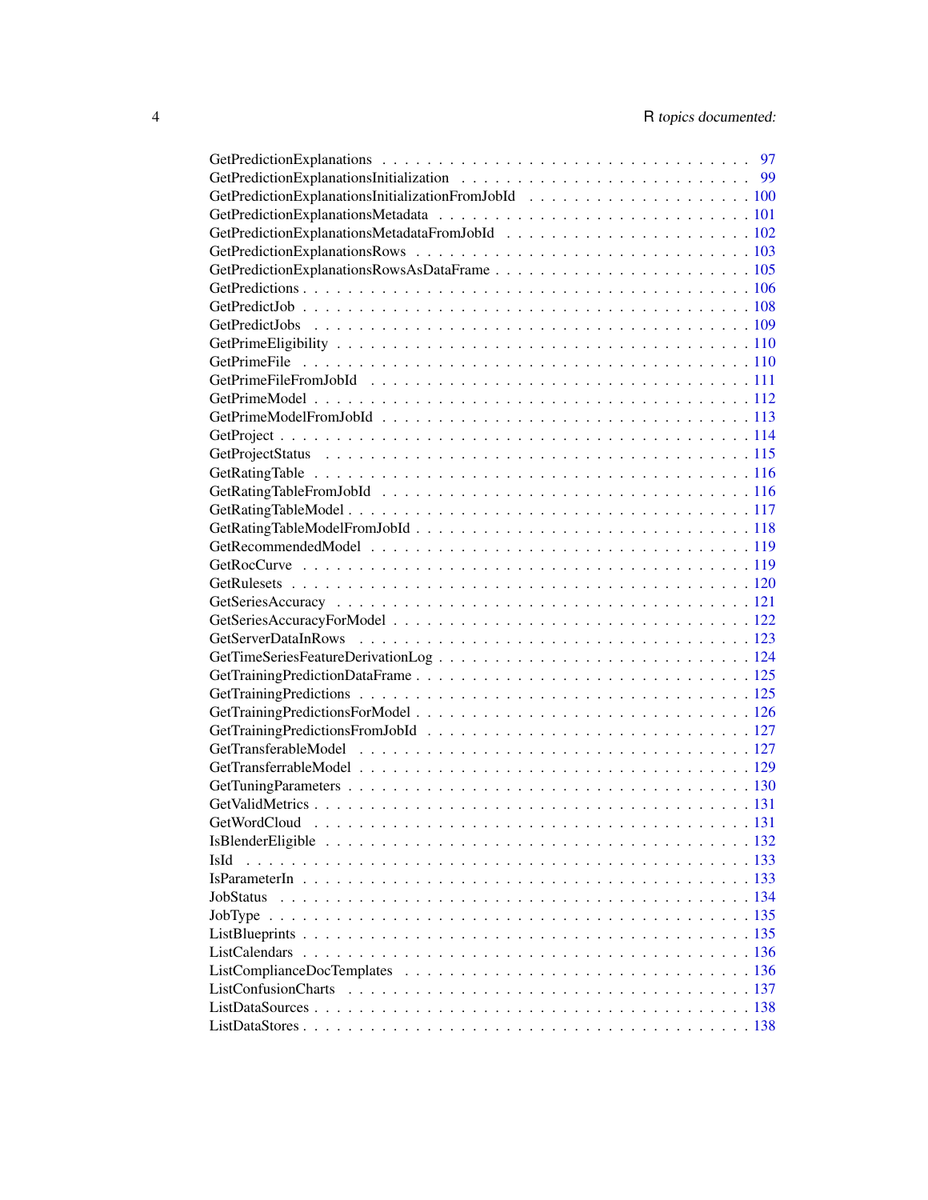GetPredictionExplanations . . . . . . . . . . . . . . . . . . . . . . . . . . . . . . . 97
GetPredictionExplanationsInitialization . . . . . . . . . . . . . . . . . . . . . . . . . 99
GetPredictionExplanationsInitializationFromJobId . . . . . . . . . . . . . . . . . . . 100
GetPredictionExplanationsMetadata . . . . . . . . . . . . . . . . . . . . . . . . . . 101
GetPredictionExplanationsMetadataFromJobId . . . . . . . . . . . . . . . . . . . . . 102
GetPredictionExplanationsRows . . . . . . . . . . . . . . . . . . . . . . . . . . . . 103
GetPredictionExplanationsRowsAsDataFrame . . . . . . . . . . . . . . . . . . . . . . 105
GetPredictions . . . . . . . . . . . . . . . . . . . . . . . . . . . . . . . . . . . . . 106
GetPredictJob . . . . . . . . . . . . . . . . . . . . . . . . . . . . . . . . . . . . . 108
GetPredictJobs . . . . . . . . . . . . . . . . . . . . . . . . . . . . . . . . . . . . . 109
GetPrimeEligibility . . . . . . . . . . . . . . . . . . . . . . . . . . . . . . . . . . . 110
GetPrimeFile . . . . . . . . . . . . . . . . . . . . . . . . . . . . . . . . . . . . . . 110
GetPrimeFileFromJobId . . . . . . . . . . . . . . . . . . . . . . . . . . . . . . . . 111
GetPrimeModel . . . . . . . . . . . . . . . . . . . . . . . . . . . . . . . . . . . . . 112
GetPrimeModelFromJobId . . . . . . . . . . . . . . . . . . . . . . . . . . . . . . . 113
GetProject . . . . . . . . . . . . . . . . . . . . . . . . . . . . . . . . . . . . . . . 114
GetProjectStatus . . . . . . . . . . . . . . . . . . . . . . . . . . . . . . . . . . . . 115
GetRatingTable . . . . . . . . . . . . . . . . . . . . . . . . . . . . . . . . . . . . . 116
GetRatingTableFromJobId . . . . . . . . . . . . . . . . . . . . . . . . . . . . . . . 116
GetRatingTableModel . . . . . . . . . . . . . . . . . . . . . . . . . . . . . . . . . . 117
GetRatingTableModelFromJobId . . . . . . . . . . . . . . . . . . . . . . . . . . . . 118
GetRecommendedModel . . . . . . . . . . . . . . . . . . . . . . . . . . . . . . . . 119
GetRocCurve . . . . . . . . . . . . . . . . . . . . . . . . . . . . . . . . . . . . . . 119
GetRulesets . . . . . . . . . . . . . . . . . . . . . . . . . . . . . . . . . . . . . . 120
GetSeriesAccuracy . . . . . . . . . . . . . . . . . . . . . . . . . . . . . . . . . . . 121
GetSeriesAccuracyForModel . . . . . . . . . . . . . . . . . . . . . . . . . . . . . . 122
GetServerDataInRows . . . . . . . . . . . . . . . . . . . . . . . . . . . . . . . . . 123
GetTimeSeriesFeatureDerivationLog . . . . . . . . . . . . . . . . . . . . . . . . . . 124
GetTrainingPredictionDataFrame . . . . . . . . . . . . . . . . . . . . . . . . . . . . 125
GetTrainingPredictions . . . . . . . . . . . . . . . . . . . . . . . . . . . . . . . . . 125
GetTrainingPredictionsForModel . . . . . . . . . . . . . . . . . . . . . . . . . . . . 126
GetTrainingPredictionsFromJobId . . . . . . . . . . . . . . . . . . . . . . . . . . . 127
GetTransferableModel . . . . . . . . . . . . . . . . . . . . . . . . . . . . . . . . . 127
GetTransferrableModel . . . . . . . . . . . . . . . . . . . . . . . . . . . . . . . . . 129
GetTuningParameters . . . . . . . . . . . . . . . . . . . . . . . . . . . . . . . . . . 130
GetValidMetrics . . . . . . . . . . . . . . . . . . . . . . . . . . . . . . . . . . . . 131
GetWordCloud . . . . . . . . . . . . . . . . . . . . . . . . . . . . . . . . . . . . . 131
IsBlenderEligible . . . . . . . . . . . . . . . . . . . . . . . . . . . . . . . . . . . . 132
IsId . . . . . . . . . . . . . . . . . . . . . . . . . . . . . . . . . . . . . . . . . . . 133
IsParameterIn . . . . . . . . . . . . . . . . . . . . . . . . . . . . . . . . . . . . . 133
JobStatus . . . . . . . . . . . . . . . . . . . . . . . . . . . . . . . . . . . . . . . 134
JobType . . . . . . . . . . . . . . . . . . . . . . . . . . . . . . . . . . . . . . . . 135
ListBlueprints . . . . . . . . . . . . . . . . . . . . . . . . . . . . . . . . . . . . . 135
ListCalendars . . . . . . . . . . . . . . . . . . . . . . . . . . . . . . . . . . . . . 136
ListComplianceDocTemplates . . . . . . . . . . . . . . . . . . . . . . . . . . . . . 136
ListConfusionCharts . . . . . . . . . . . . . . . . . . . . . . . . . . . . . . . . . . 137
ListDataSources . . . . . . . . . . . . . . . . . . . . . . . . . . . . . . . . . . . . 138
ListDataStores . . . . . . . . . . . . . . . . . . . . . . . . . . . . . . . . . . . . . 138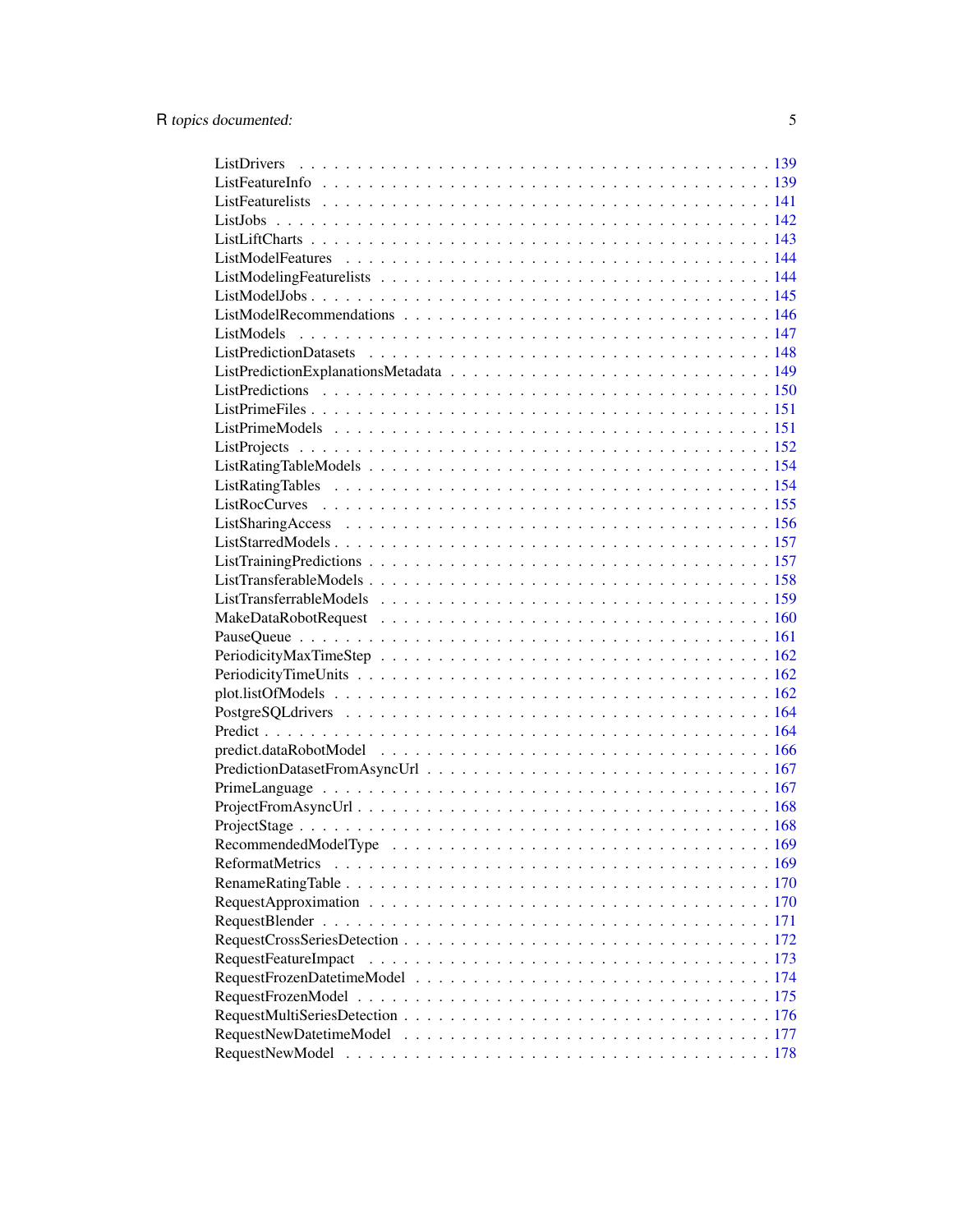ListDrivers . . . . . . . . . . . . . . . . . . . . . . . . . . . . . . . . . . . . . . . . 139
ListFeatureInfo . . . . . . . . . . . . . . . . . . . . . . . . . . . . . . . . . . . . . . 139
ListFeaturelists . . . . . . . . . . . . . . . . . . . . . . . . . . . . . . . . . . . . . . 141
ListJobs . . . . . . . . . . . . . . . . . . . . . . . . . . . . . . . . . . . . . . . . . . 142
ListLiftCharts . . . . . . . . . . . . . . . . . . . . . . . . . . . . . . . . . . . . . . . 143
ListModelFeatures . . . . . . . . . . . . . . . . . . . . . . . . . . . . . . . . . . . . . 144
ListModelingFeaturelists . . . . . . . . . . . . . . . . . . . . . . . . . . . . . . . . . . 144
ListModelJobs . . . . . . . . . . . . . . . . . . . . . . . . . . . . . . . . . . . . . . . 145
ListModelRecommendations . . . . . . . . . . . . . . . . . . . . . . . . . . . . . . . . . 146
ListModels . . . . . . . . . . . . . . . . . . . . . . . . . . . . . . . . . . . . . . . . 147
ListPredictionDatasets . . . . . . . . . . . . . . . . . . . . . . . . . . . . . . . . . . . 148
ListPredictionExplanationsMetadata . . . . . . . . . . . . . . . . . . . . . . . . . . . . 149
ListPredictions . . . . . . . . . . . . . . . . . . . . . . . . . . . . . . . . . . . . . . 150
ListPrimeFiles . . . . . . . . . . . . . . . . . . . . . . . . . . . . . . . . . . . . . . . 151
ListPrimeModels . . . . . . . . . . . . . . . . . . . . . . . . . . . . . . . . . . . . . . 151
ListProjects . . . . . . . . . . . . . . . . . . . . . . . . . . . . . . . . . . . . . . . . 152
ListRatingTableModels . . . . . . . . . . . . . . . . . . . . . . . . . . . . . . . . . . . 154
ListRatingTables . . . . . . . . . . . . . . . . . . . . . . . . . . . . . . . . . . . . . . 154
ListRocCurves . . . . . . . . . . . . . . . . . . . . . . . . . . . . . . . . . . . . . . . 155
ListSharingAccess . . . . . . . . . . . . . . . . . . . . . . . . . . . . . . . . . . . . . 156
ListStarredModels . . . . . . . . . . . . . . . . . . . . . . . . . . . . . . . . . . . . . 157
ListTrainingPredictions . . . . . . . . . . . . . . . . . . . . . . . . . . . . . . . . . . 157
ListTransferableModels . . . . . . . . . . . . . . . . . . . . . . . . . . . . . . . . . . . 158
ListTransferrableModels . . . . . . . . . . . . . . . . . . . . . . . . . . . . . . . . . . 159
MakeDataRobotRequest . . . . . . . . . . . . . . . . . . . . . . . . . . . . . . . . . . . 160
PauseQueue . . . . . . . . . . . . . . . . . . . . . . . . . . . . . . . . . . . . . . . . 161
PeriodicityMaxTimeStep . . . . . . . . . . . . . . . . . . . . . . . . . . . . . . . . . . 162
PeriodicityTimeUnits . . . . . . . . . . . . . . . . . . . . . . . . . . . . . . . . . . . 162
plot.listOfModels . . . . . . . . . . . . . . . . . . . . . . . . . . . . . . . . . . . . . 162
PostgreSQLdrivers . . . . . . . . . . . . . . . . . . . . . . . . . . . . . . . . . . . . . 164
Predict . . . . . . . . . . . . . . . . . . . . . . . . . . . . . . . . . . . . . . . . . . 164
predict.dataRobotModel . . . . . . . . . . . . . . . . . . . . . . . . . . . . . . . . . . 166
PredictionDatasetFromAsyncUrl . . . . . . . . . . . . . . . . . . . . . . . . . . . . . . 167
PrimeLanguage . . . . . . . . . . . . . . . . . . . . . . . . . . . . . . . . . . . . . . 167
ProjectFromAsyncUrl . . . . . . . . . . . . . . . . . . . . . . . . . . . . . . . . . . . . 168
ProjectStage . . . . . . . . . . . . . . . . . . . . . . . . . . . . . . . . . . . . . . . . 168
RecommendedModelType . . . . . . . . . . . . . . . . . . . . . . . . . . . . . . . . . . . 169
ReformatMetrics . . . . . . . . . . . . . . . . . . . . . . . . . . . . . . . . . . . . . . 169
RenameRatingTable . . . . . . . . . . . . . . . . . . . . . . . . . . . . . . . . . . . . . 170
RequestApproximation . . . . . . . . . . . . . . . . . . . . . . . . . . . . . . . . . . . 170
RequestBlender . . . . . . . . . . . . . . . . . . . . . . . . . . . . . . . . . . . . . . 171
RequestCrossSeriesDetection . . . . . . . . . . . . . . . . . . . . . . . . . . . . . . . . 172
RequestFeatureImpact . . . . . . . . . . . . . . . . . . . . . . . . . . . . . . . . . . . 173
RequestFrozenDatetimeModel . . . . . . . . . . . . . . . . . . . . . . . . . . . . . . . . 174
RequestFrozenModel . . . . . . . . . . . . . . . . . . . . . . . . . . . . . . . . . . . . 175
RequestMultiSeriesDetection . . . . . . . . . . . . . . . . . . . . . . . . . . . . . . . . 176
RequestNewDatetimeModel . . . . . . . . . . . . . . . . . . . . . . . . . . . . . . . . . 177
RequestNewModel . . . . . . . . . . . . . . . . . . . . . . . . . . . . . . . . . . . . . . 178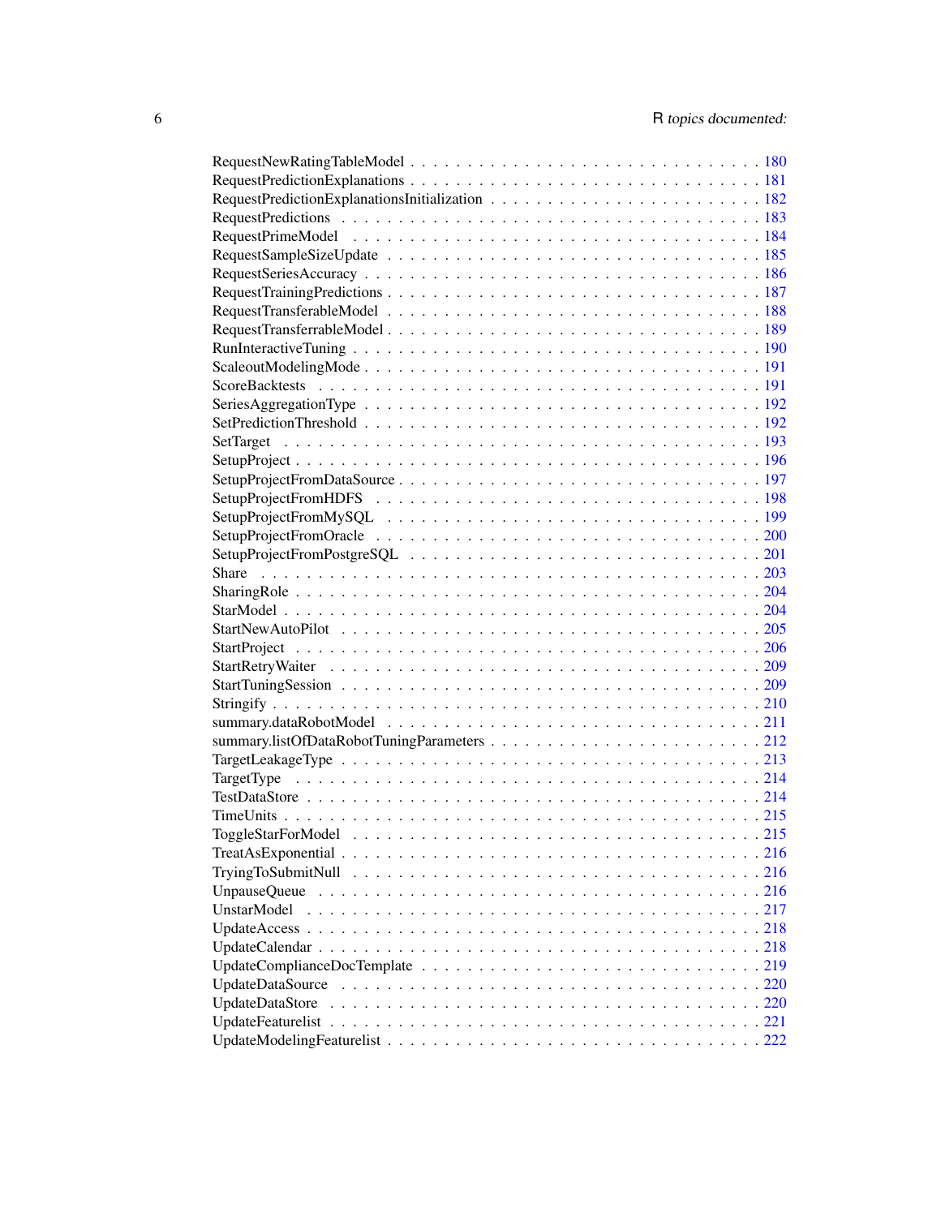RequestNewRatingTableModel . . . . . . . . . . . . . . . . . . . . . . . . . . . . . 180
RequestPredictionExplanations . . . . . . . . . . . . . . . . . . . . . . . . . . . . 181
RequestPredictionExplanationsInitialization . . . . . . . . . . . . . . . . . . . . . . 182
RequestPredictions . . . . . . . . . . . . . . . . . . . . . . . . . . . . . . . . . 183
RequestPrimeModel . . . . . . . . . . . . . . . . . . . . . . . . . . . . . . . . . 184
RequestSampleSizeUpdate . . . . . . . . . . . . . . . . . . . . . . . . . . . . . . 185
RequestSeriesAccuracy . . . . . . . . . . . . . . . . . . . . . . . . . . . . . . . 186
RequestTrainingPredictions . . . . . . . . . . . . . . . . . . . . . . . . . . . . . 187
RequestTransferableModel . . . . . . . . . . . . . . . . . . . . . . . . . . . . . . 188
RequestTransferrableModel . . . . . . . . . . . . . . . . . . . . . . . . . . . . . . 189
RunInteractiveTuning . . . . . . . . . . . . . . . . . . . . . . . . . . . . . . . . 190
ScaleoutModelingMode . . . . . . . . . . . . . . . . . . . . . . . . . . . . . . . . 191
ScoreBacktests . . . . . . . . . . . . . . . . . . . . . . . . . . . . . . . . . . . 191
SeriesAggregationType . . . . . . . . . . . . . . . . . . . . . . . . . . . . . . . . 192
SetPredictionThreshold . . . . . . . . . . . . . . . . . . . . . . . . . . . . . . . 192
SetTarget . . . . . . . . . . . . . . . . . . . . . . . . . . . . . . . . . . . . . . 193
SetupProject . . . . . . . . . . . . . . . . . . . . . . . . . . . . . . . . . . . . 196
SetupProjectFromDataSource . . . . . . . . . . . . . . . . . . . . . . . . . . . . . 197
SetupProjectFromHDFS . . . . . . . . . . . . . . . . . . . . . . . . . . . . . . . 198
SetupProjectFromMySQL . . . . . . . . . . . . . . . . . . . . . . . . . . . . . . 199
SetupProjectFromOracle . . . . . . . . . . . . . . . . . . . . . . . . . . . . . . . 200
SetupProjectFromPostgreSQL . . . . . . . . . . . . . . . . . . . . . . . . . . . . . 201
Share . . . . . . . . . . . . . . . . . . . . . . . . . . . . . . . . . . . . . . . . 203
SharingRole . . . . . . . . . . . . . . . . . . . . . . . . . . . . . . . . . . . . . 204
StarModel . . . . . . . . . . . . . . . . . . . . . . . . . . . . . . . . . . . . . . 204
StartNewAutoPilot . . . . . . . . . . . . . . . . . . . . . . . . . . . . . . . . . 205
StartProject . . . . . . . . . . . . . . . . . . . . . . . . . . . . . . . . . . . . 206
StartRetryWaiter . . . . . . . . . . . . . . . . . . . . . . . . . . . . . . . . . . 209
StartTuningSession . . . . . . . . . . . . . . . . . . . . . . . . . . . . . . . . . 209
Stringify . . . . . . . . . . . . . . . . . . . . . . . . . . . . . . . . . . . . . . 210
summary.dataRobotModel . . . . . . . . . . . . . . . . . . . . . . . . . . . . . . 211
summary.listOfDataRobotTuningParameters . . . . . . . . . . . . . . . . . . . . . . 212
TargetLeakageType . . . . . . . . . . . . . . . . . . . . . . . . . . . . . . . . . 213
TargetType . . . . . . . . . . . . . . . . . . . . . . . . . . . . . . . . . . . . . 214
TestDataStore . . . . . . . . . . . . . . . . . . . . . . . . . . . . . . . . . . . . 214
TimeUnits . . . . . . . . . . . . . . . . . . . . . . . . . . . . . . . . . . . . . . 215
ToggleStarForModel . . . . . . . . . . . . . . . . . . . . . . . . . . . . . . . . . 215
TreatAsExponential . . . . . . . . . . . . . . . . . . . . . . . . . . . . . . . . . 216
TryingToSubmitNull . . . . . . . . . . . . . . . . . . . . . . . . . . . . . . . . . 216
UnpauseQueue . . . . . . . . . . . . . . . . . . . . . . . . . . . . . . . . . . . . 216
UnstarModel . . . . . . . . . . . . . . . . . . . . . . . . . . . . . . . . . . . . . 217
UpdateAccess . . . . . . . . . . . . . . . . . . . . . . . . . . . . . . . . . . . . 218
UpdateCalendar . . . . . . . . . . . . . . . . . . . . . . . . . . . . . . . . . . . 218
UpdateComplianceDocTemplate . . . . . . . . . . . . . . . . . . . . . . . . . . . . 219
UpdateDataSource . . . . . . . . . . . . . . . . . . . . . . . . . . . . . . . . . . 220
UpdateDataStore . . . . . . . . . . . . . . . . . . . . . . . . . . . . . . . . . . . 220
UpdateFeaturelist . . . . . . . . . . . . . . . . . . . . . . . . . . . . . . . . . . 221
UpdateModelingFeaturelist . . . . . . . . . . . . . . . . . . . . . . . . . . . . . . 222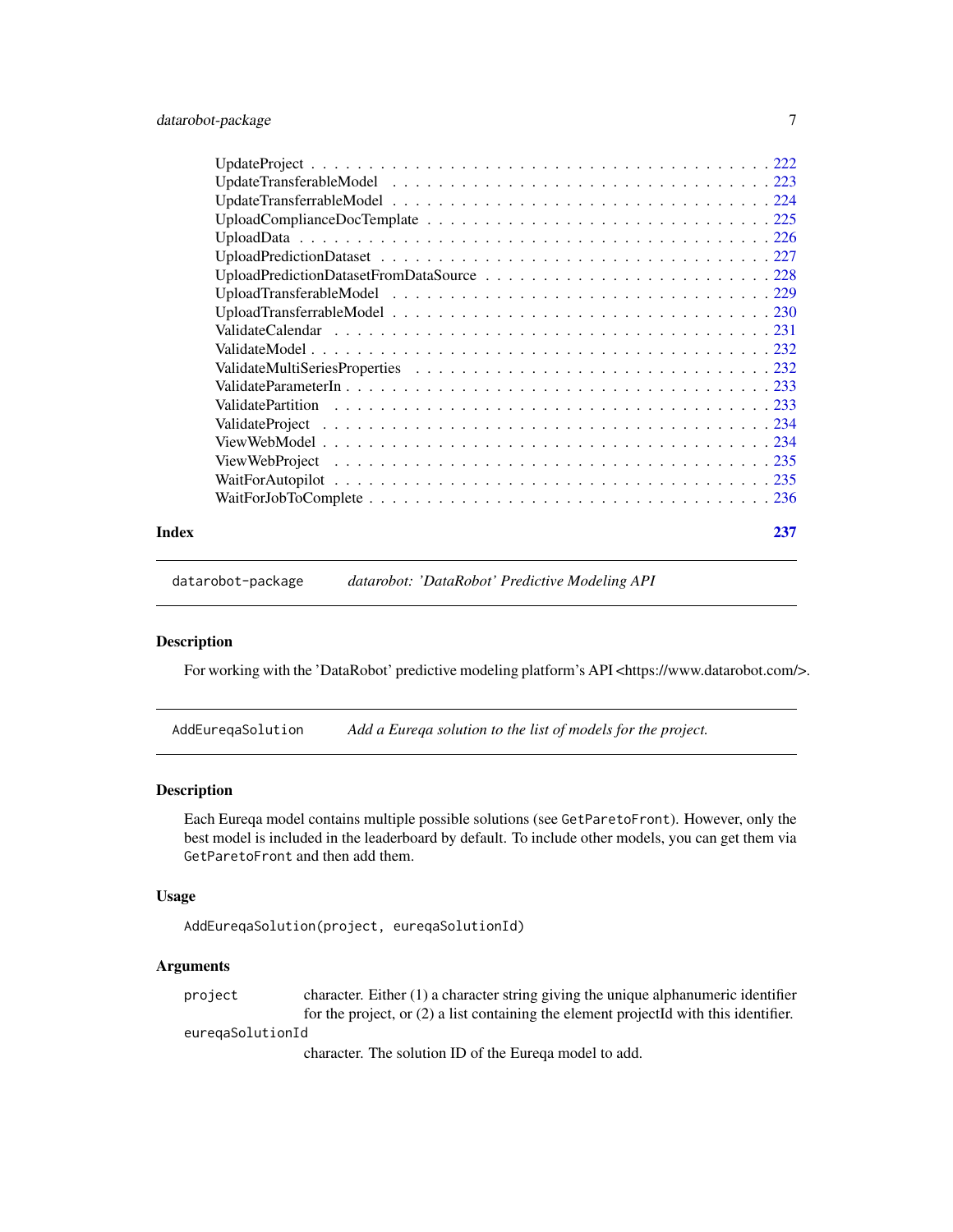| | |
|---|---|
| UpdateProject | 222 |
| UpdateTransferableModel | 223 |
| UpdateTransferrableModel | 224 |
| UploadComplianceDocTemplate | 225 |
| UploadData | 226 |
| UploadPredictionDataset | 227 |
| UploadPredictionDatasetFromDataSource | 228 |
| UploadTransferableModel | 229 |
| UploadTransferrableModel | 230 |
| ValidateCalendar | 231 |
| ValidateModel | 232 |
| ValidateMultiSeriesProperties | 232 |
| ValidateParameterIn | 233 |
| ValidatePartition | 233 |
| ValidateProject | 234 |
| ViewWebModel | 234 |
| ViewWebProject | 235 |
| WaitForAutopilot | 235 |
| WaitForJobToComplete | 236 |

**Index** 237

---

`datarobot-package` *datarobot: 'DataRobot' Predictive Modeling API*

---

### Description

For working with the 'DataRobot' predictive modeling platform's API <https://www.datarobot.com/>.

---

`AddEureqaSolution` *Add a Eureqa solution to the list of models for the project.*

---

### Description

Each Eureqa model contains multiple possible solutions (see `GetParetoFront`). However, only the best model is included in the leaderboard by default. To include other models, you can get them via `GetParetoFront` and then add them.

### Usage

```
AddEureqaSolution(project, eureqaSolutionId)
```

### Arguments

`project` character. Either (1) a character string giving the unique alphanumeric identifier for the project, or (2) a list containing the element projectId with this identifier.

`eureqaSolutionId` character. The solution ID of the Eureqa model to add.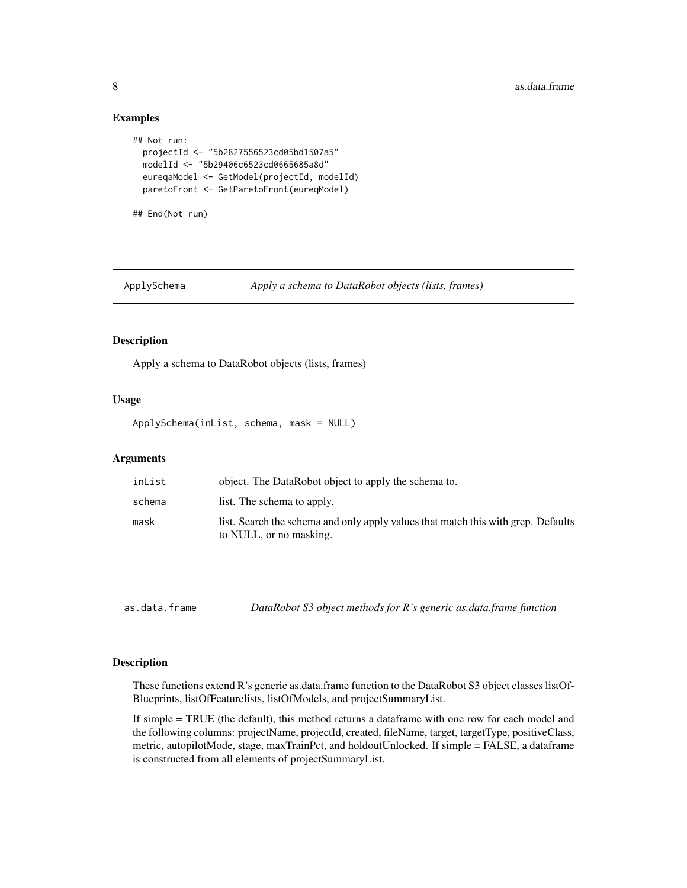## Examples

```
## Not run:
  projectId <- "5b2827556523cd05bd1507a5"
  modelId <- "5b29406c6523cd0665685a8d"
  eureqaModel <- GetModel(projectId, modelId)
  paretoFront <- GetParetoFront(eureqModel)

## End(Not run)
```

---

## ApplySchema — *Apply a schema to DataRobot objects (lists, frames)*

### Description

Apply a schema to DataRobot objects (lists, frames)

### Usage

```
ApplySchema(inList, schema, mask = NULL)
```

### Arguments

| | |
|---|---|
| inList | object. The DataRobot object to apply the schema to. |
| schema | list. The schema to apply. |
| mask | list. Search the schema and only apply values that match this with grep. Defaults to NULL, or no masking. |

---

## as.data.frame — *DataRobot S3 object methods for R's generic as.data.frame function*

### Description

These functions extend R's generic as.data.frame function to the DataRobot S3 object classes listOfBlueprints, listOfFeaturelists, listOfModels, and projectSummaryList.

If simple = TRUE (the default), this method returns a dataframe with one row for each model and the following columns: projectName, projectId, created, fileName, target, targetType, positiveClass, metric, autopilotMode, stage, maxTrainPct, and holdoutUnlocked. If simple = FALSE, a dataframe is constructed from all elements of projectSummaryList.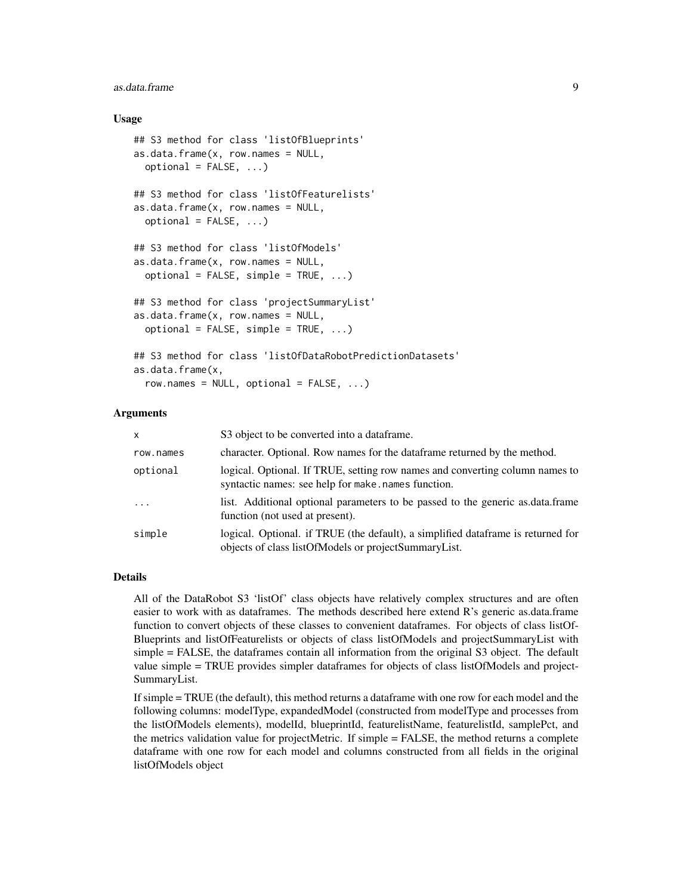### Usage

```
## S3 method for class 'listOfBlueprints'
as.data.frame(x, row.names = NULL,
  optional = FALSE, ...)

## S3 method for class 'listOfFeaturelists'
as.data.frame(x, row.names = NULL,
  optional = FALSE, ...)

## S3 method for class 'listOfModels'
as.data.frame(x, row.names = NULL,
  optional = FALSE, simple = TRUE, ...)

## S3 method for class 'projectSummaryList'
as.data.frame(x, row.names = NULL,
  optional = FALSE, simple = TRUE, ...)

## S3 method for class 'listOfDataRobotPredictionDatasets'
as.data.frame(x,
  row.names = NULL, optional = FALSE, ...)
```

### Arguments

| | |
|---|---|
| `x` | S3 object to be converted into a dataframe. |
| `row.names` | character. Optional. Row names for the dataframe returned by the method. |
| `optional` | logical. Optional. If TRUE, setting row names and converting column names to syntactic names: see help for `make.names` function. |
| `...` | list. Additional optional parameters to be passed to the generic as.data.frame function (not used at present). |
| `simple` | logical. Optional. if TRUE (the default), a simplified dataframe is returned for objects of class listOfModels or projectSummaryList. |

### Details

All of the DataRobot S3 'listOf' class objects have relatively complex structures and are often easier to work with as dataframes. The methods described here extend R's generic as.data.frame function to convert objects of these classes to convenient dataframes. For objects of class listOfBlueprints and listOfFeaturelists or objects of class listOfModels and projectSummaryList with simple = FALSE, the dataframes contain all information from the original S3 object. The default value simple = TRUE provides simpler dataframes for objects of class listOfModels and projectSummaryList.

If simple = TRUE (the default), this method returns a dataframe with one row for each model and the following columns: modelType, expandedModel (constructed from modelType and processes from the listOfModels elements), modelId, blueprintId, featurelistName, featurelistId, samplePct, and the metrics validation value for projectMetric. If simple = FALSE, the method returns a complete dataframe with one row for each model and columns constructed from all fields in the original listOfModels object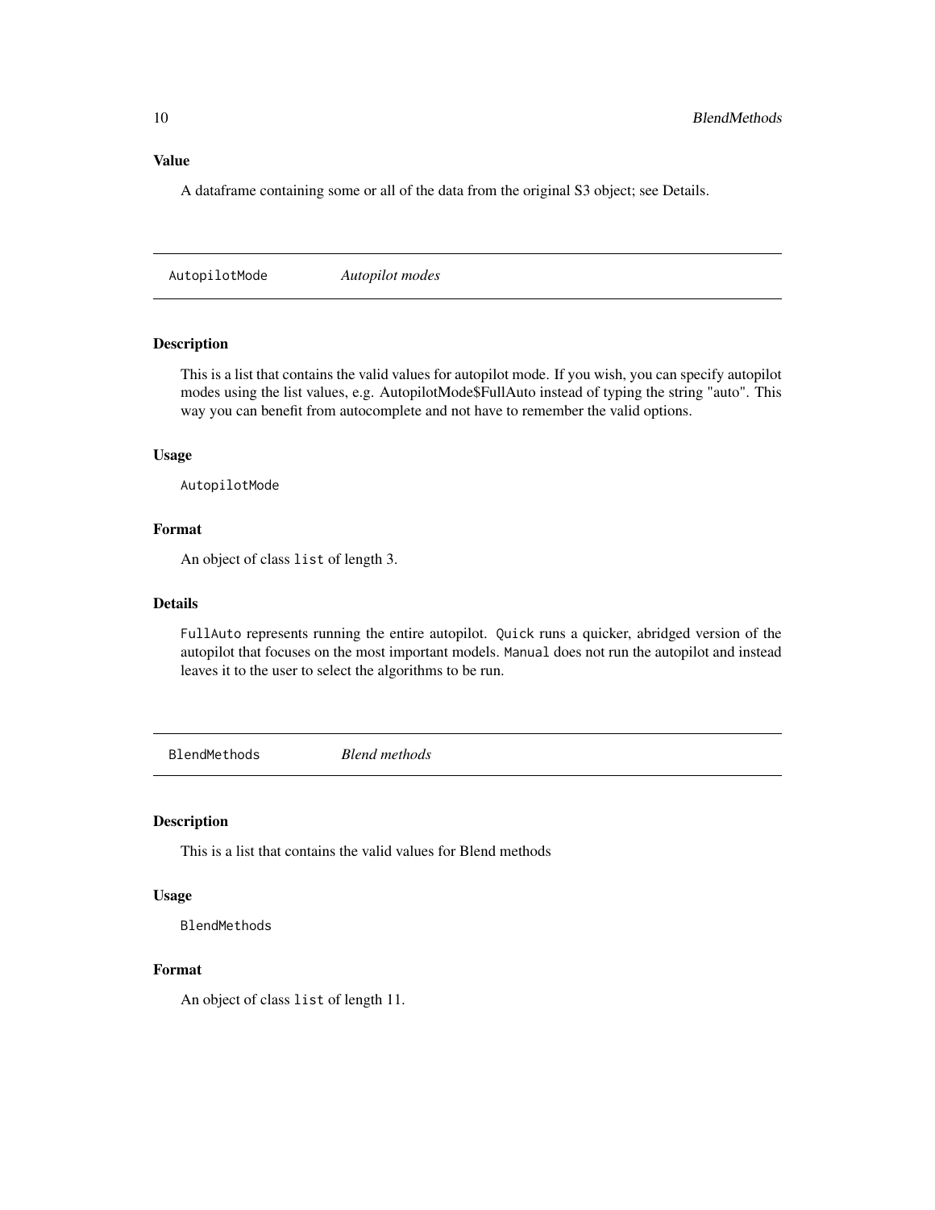### Value

A dataframe containing some or all of the data from the original S3 object; see Details.

## AutopilotMode *Autopilot modes*

### Description

This is a list that contains the valid values for autopilot mode. If you wish, you can specify autopilot modes using the list values, e.g. AutopilotMode$FullAuto instead of typing the string "auto". This way you can benefit from autocomplete and not have to remember the valid options.

### Usage

```
AutopilotMode
```

### Format

An object of class `list` of length 3.

### Details

`FullAuto` represents running the entire autopilot. `Quick` runs a quicker, abridged version of the autopilot that focuses on the most important models. `Manual` does not run the autopilot and instead leaves it to the user to select the algorithms to be run.

## BlendMethods *Blend methods*

### Description

This is a list that contains the valid values for Blend methods

### Usage

```
BlendMethods
```

### Format

An object of class `list` of length 11.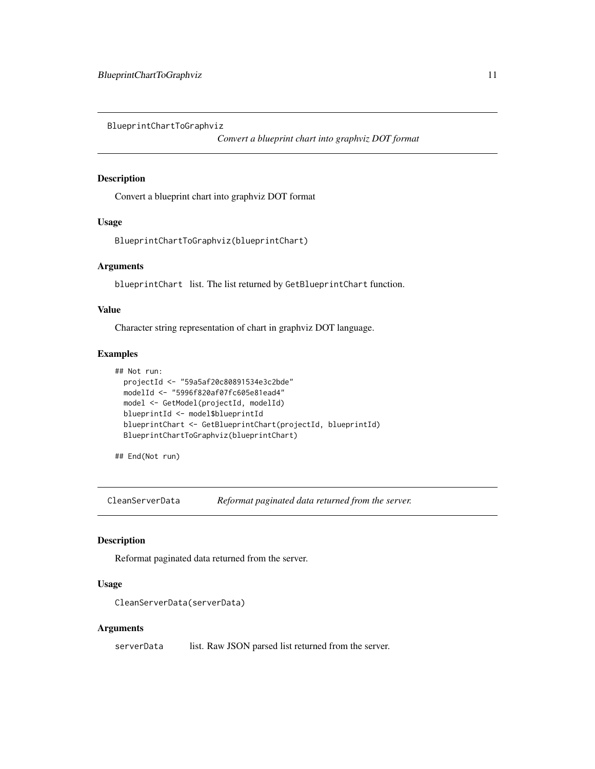## BlueprintChartToGraphviz

*Convert a blueprint chart into graphviz DOT format*

### Description

Convert a blueprint chart into graphviz DOT format

### Usage

```
BlueprintChartToGraphviz(blueprintChart)
```

### Arguments

| | |
|---|---|
| `blueprintChart` | list. The list returned by `GetBlueprintChart` function. |

### Value

Character string representation of chart in graphviz DOT language.

### Examples

```
## Not run:
  projectId <- "59a5af20c80891534e3c2bde"
  modelId <- "5996f820af07fc605e81ead4"
  model <- GetModel(projectId, modelId)
  blueprintId <- model$blueprintId
  blueprintChart <- GetBlueprintChart(projectId, blueprintId)
  BlueprintChartToGraphviz(blueprintChart)

## End(Not run)
```

## CleanServerData

*Reformat paginated data returned from the server.*

### Description

Reformat paginated data returned from the server.

### Usage

```
CleanServerData(serverData)
```

### Arguments

| | |
|---|---|
| `serverData` | list. Raw JSON parsed list returned from the server. |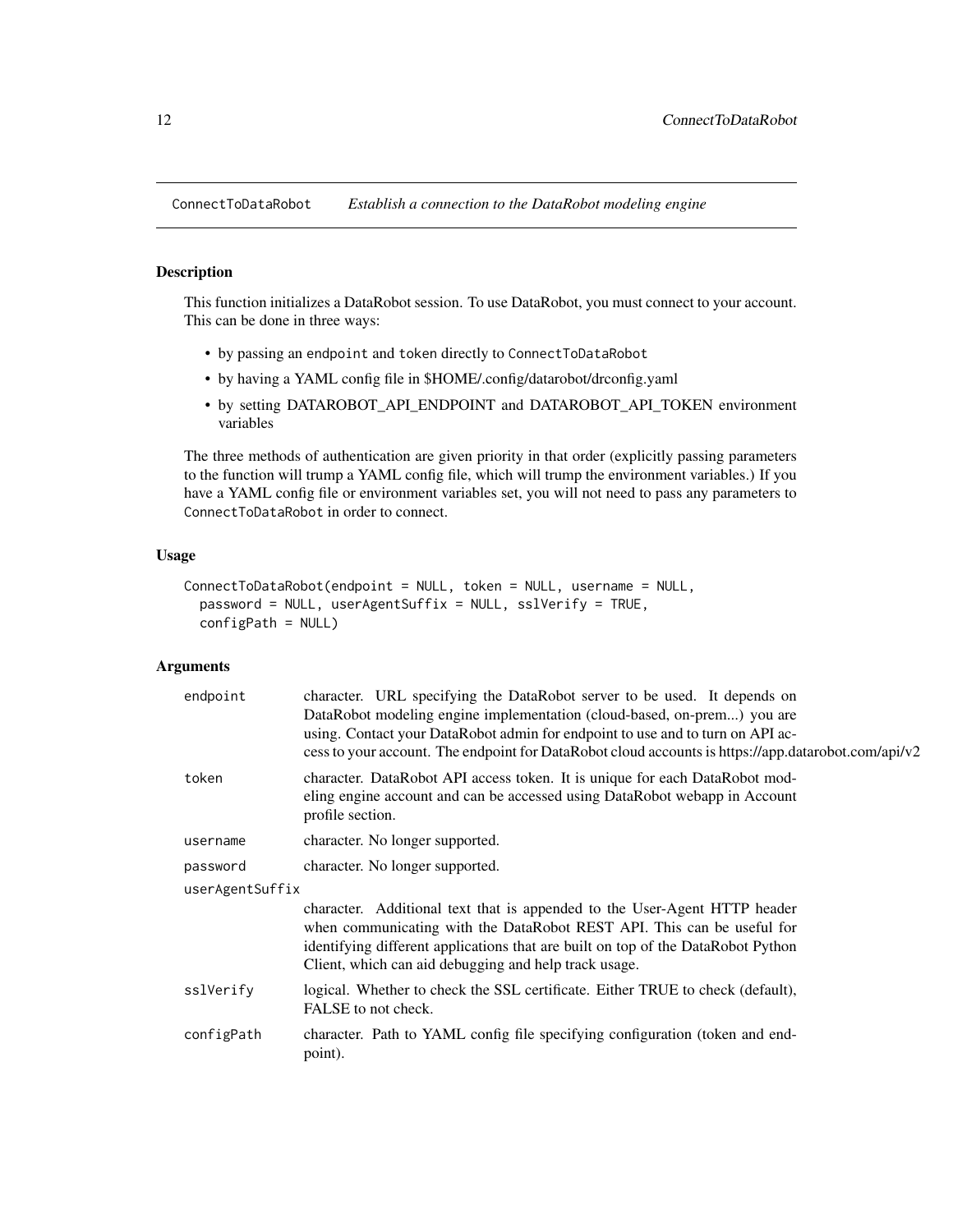## ConnectToDataRobot — *Establish a connection to the DataRobot modeling engine*

### Description

This function initializes a DataRobot session. To use DataRobot, you must connect to your account. This can be done in three ways:

- by passing an endpoint and token directly to ConnectToDataRobot
- by having a YAML config file in $HOME/.config/datarobot/drconfig.yaml
- by setting DATAROBOT_API_ENDPOINT and DATAROBOT_API_TOKEN environment variables

The three methods of authentication are given priority in that order (explicitly passing parameters to the function will trump a YAML config file, which will trump the environment variables.) If you have a YAML config file or environment variables set, you will not need to pass any parameters to ConnectToDataRobot in order to connect.

### Usage

```
ConnectToDataRobot(endpoint = NULL, token = NULL, username = NULL,
  password = NULL, userAgentSuffix = NULL, sslVerify = TRUE,
  configPath = NULL)
```

### Arguments

| | |
|---|---|
| endpoint | character. URL specifying the DataRobot server to be used. It depends on DataRobot modeling engine implementation (cloud-based, on-prem...) you are using. Contact your DataRobot admin for endpoint to use and to turn on API access to your account. The endpoint for DataRobot cloud accounts is https://app.datarobot.com/api/v2 |
| token | character. DataRobot API access token. It is unique for each DataRobot modeling engine account and can be accessed using DataRobot webapp in Account profile section. |
| username | character. No longer supported. |
| password | character. No longer supported. |
| userAgentSuffix | character. Additional text that is appended to the User-Agent HTTP header when communicating with the DataRobot REST API. This can be useful for identifying different applications that are built on top of the DataRobot Python Client, which can aid debugging and help track usage. |
| sslVerify | logical. Whether to check the SSL certificate. Either TRUE to check (default), FALSE to not check. |
| configPath | character. Path to YAML config file specifying configuration (token and endpoint). |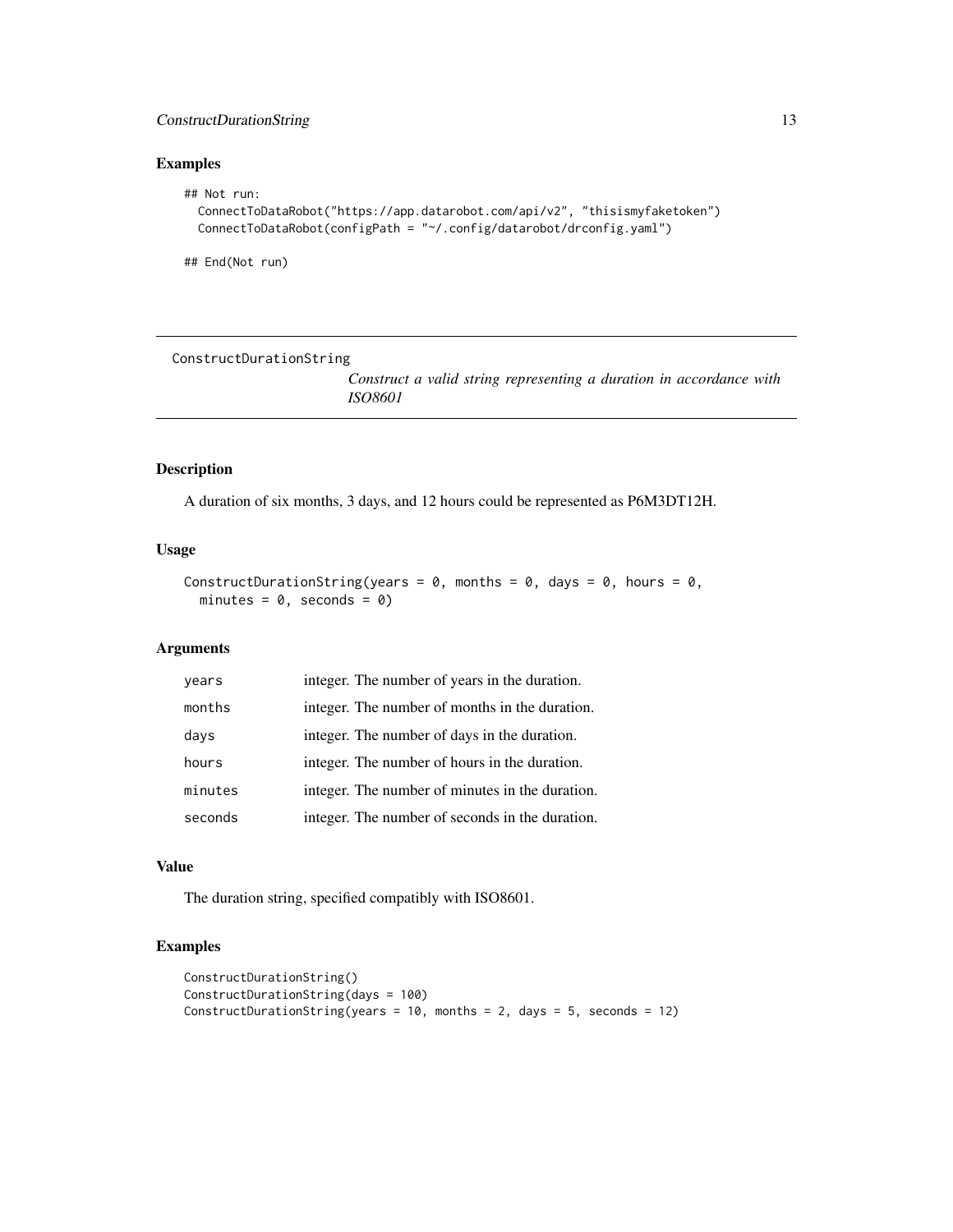## Examples

```
## Not run:
  ConnectToDataRobot("https://app.datarobot.com/api/v2", "thisismyfaketoken")
  ConnectToDataRobot(configPath = "~/.config/datarobot/drconfig.yaml")

## End(Not run)
```

---

`ConstructDurationString` *Construct a valid string representing a duration in accordance with ISO8601*

---

### Description

A duration of six months, 3 days, and 12 hours could be represented as P6M3DT12H.

### Usage

```
ConstructDurationString(years = 0, months = 0, days = 0, hours = 0,
  minutes = 0, seconds = 0)
```

### Arguments

| | |
|---|---|
| years | integer. The number of years in the duration. |
| months | integer. The number of months in the duration. |
| days | integer. The number of days in the duration. |
| hours | integer. The number of hours in the duration. |
| minutes | integer. The number of minutes in the duration. |
| seconds | integer. The number of seconds in the duration. |

### Value

The duration string, specified compatibly with ISO8601.

### Examples

```
ConstructDurationString()
ConstructDurationString(days = 100)
ConstructDurationString(years = 10, months = 2, days = 5, seconds = 12)
```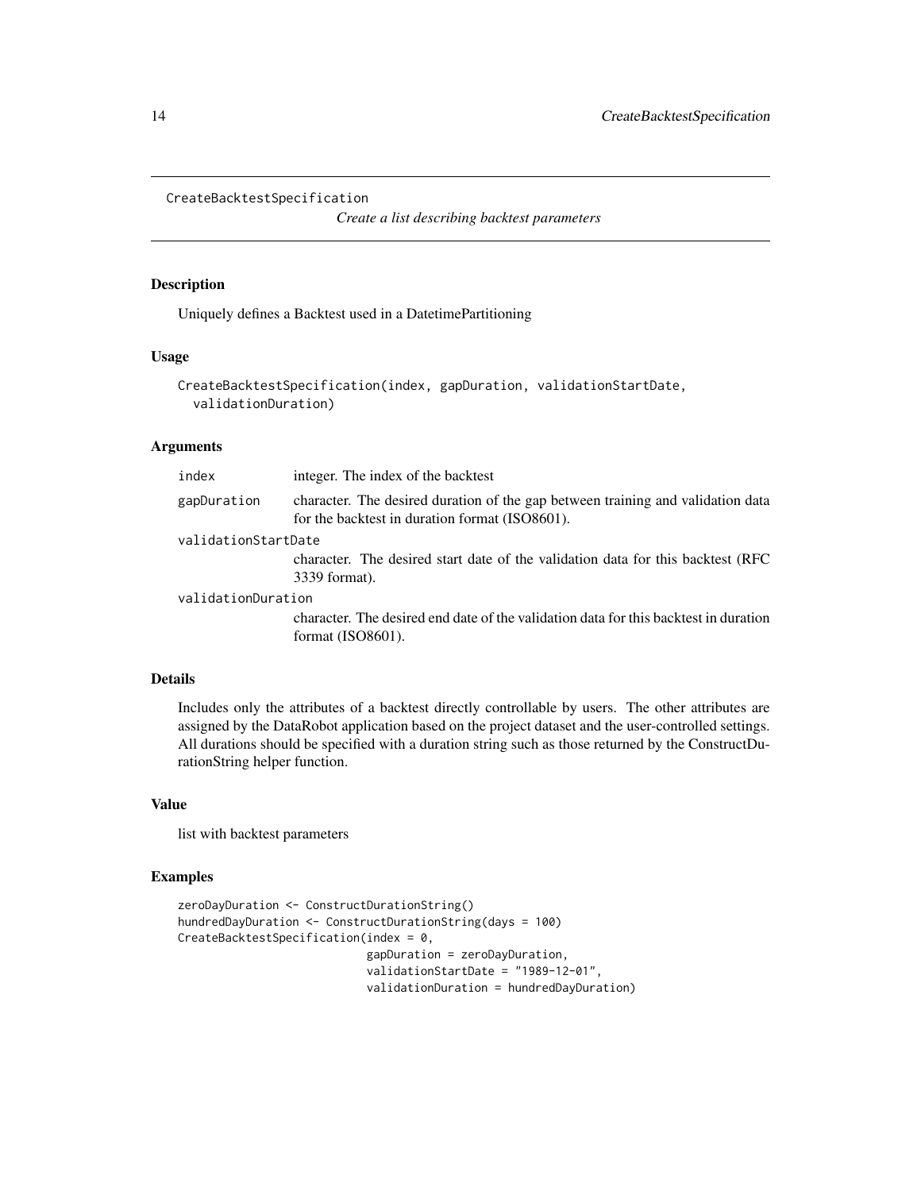CreateBacktestSpecification

*Create a list describing backtest parameters*

## Description

Uniquely defines a Backtest used in a DatetimePartitioning

## Usage

```
CreateBacktestSpecification(index, gapDuration, validationStartDate,
  validationDuration)
```

## Arguments

| | |
|---|---|
| index | integer. The index of the backtest |
| gapDuration | character. The desired duration of the gap between training and validation data for the backtest in duration format (ISO8601). |
| validationStartDate | character. The desired start date of the validation data for this backtest (RFC 3339 format). |
| validationDuration | character. The desired end date of the validation data for this backtest in duration format (ISO8601). |

## Details

Includes only the attributes of a backtest directly controllable by users. The other attributes are assigned by the DataRobot application based on the project dataset and the user-controlled settings. All durations should be specified with a duration string such as those returned by the ConstructDurationString helper function.

## Value

list with backtest parameters

## Examples

```
zeroDayDuration <- ConstructDurationString()
hundredDayDuration <- ConstructDurationString(days = 100)
CreateBacktestSpecification(index = 0,
                            gapDuration = zeroDayDuration,
                            validationStartDate = "1989-12-01",
                            validationDuration = hundredDayDuration)
```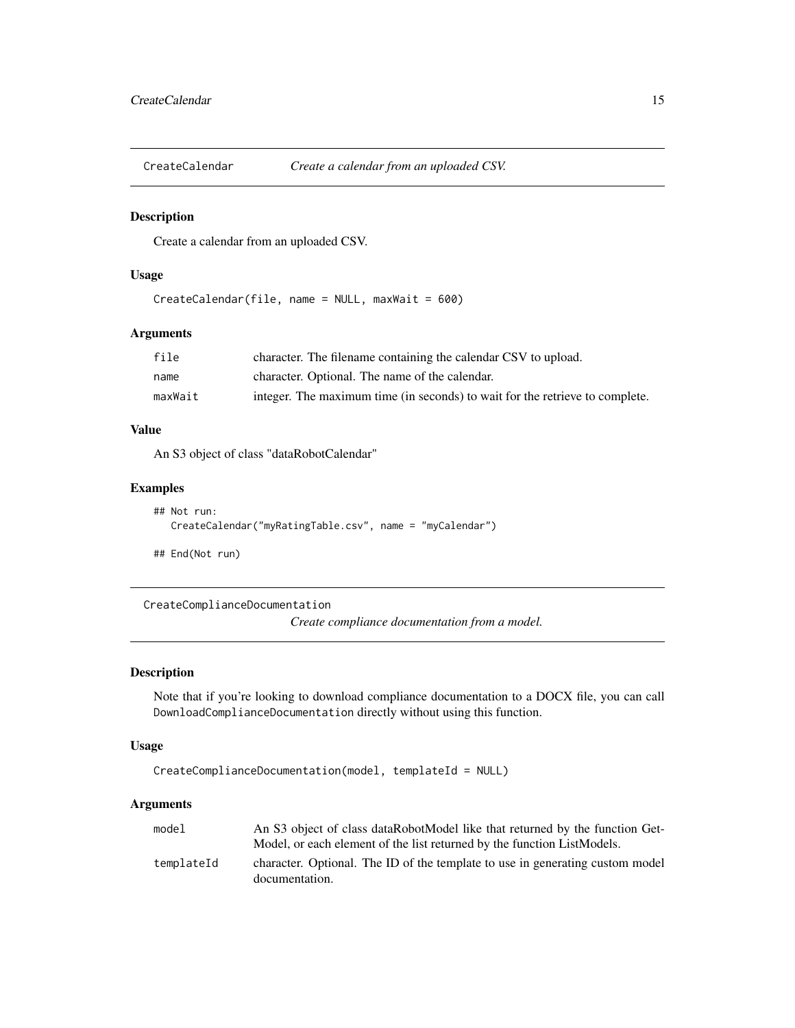## CreateCalendar — *Create a calendar from an uploaded CSV.*

### Description

Create a calendar from an uploaded CSV.

### Usage

```
CreateCalendar(file, name = NULL, maxWait = 600)
```

### Arguments

| | |
|---|---|
| file | character. The filename containing the calendar CSV to upload. |
| name | character. Optional. The name of the calendar. |
| maxWait | integer. The maximum time (in seconds) to wait for the retrieve to complete. |

### Value

An S3 object of class "dataRobotCalendar"

### Examples

```
## Not run:
   CreateCalendar("myRatingTable.csv", name = "myCalendar")

## End(Not run)
```

## CreateComplianceDocumentation — *Create compliance documentation from a model.*

### Description

Note that if you're looking to download compliance documentation to a DOCX file, you can call `DownloadComplianceDocumentation` directly without using this function.

### Usage

```
CreateComplianceDocumentation(model, templateId = NULL)
```

### Arguments

| | |
|---|---|
| model | An S3 object of class dataRobotModel like that returned by the function GetModel, or each element of the list returned by the function ListModels. |
| templateId | character. Optional. The ID of the template to use in generating custom model documentation. |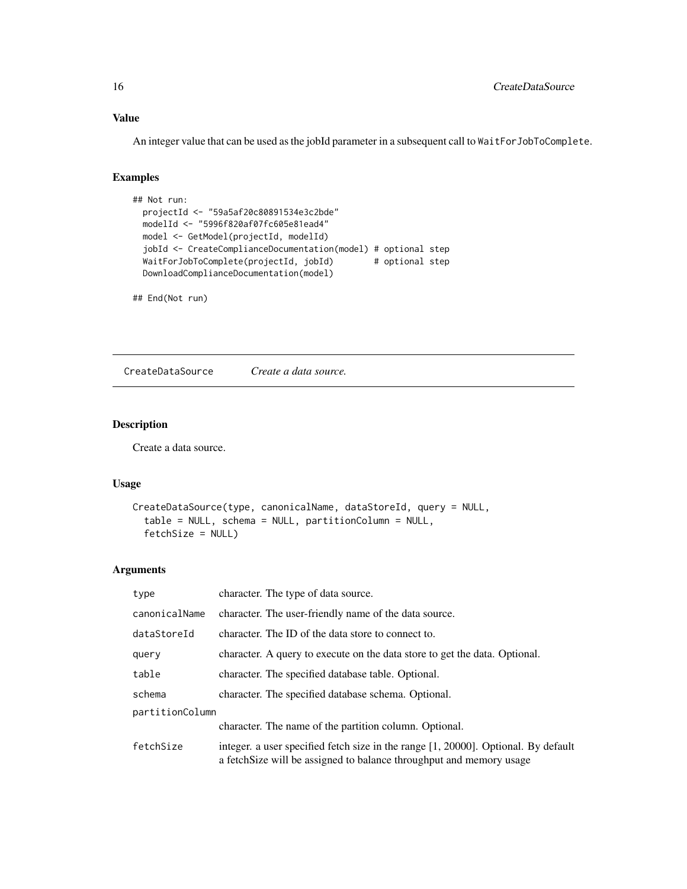### Value

An integer value that can be used as the jobId parameter in a subsequent call to `WaitForJobToComplete`.

### Examples

```
## Not run:
  projectId <- "59a5af20c80891534e3c2bde"
  modelId <- "5996f820af07fc605e81ead4"
  model <- GetModel(projectId, modelId)
  jobId <- CreateComplianceDocumentation(model) # optional step
  WaitForJobToComplete(projectId, jobId)        # optional step
  DownloadComplianceDocumentation(model)

## End(Not run)
```

---

## CreateDataSource — *Create a data source.*

---

### Description

Create a data source.

### Usage

```
CreateDataSource(type, canonicalName, dataStoreId, query = NULL,
  table = NULL, schema = NULL, partitionColumn = NULL,
  fetchSize = NULL)
```

### Arguments

| | |
|---|---|
| `type` | character. The type of data source. |
| `canonicalName` | character. The user-friendly name of the data source. |
| `dataStoreId` | character. The ID of the data store to connect to. |
| `query` | character. A query to execute on the data store to get the data. Optional. |
| `table` | character. The specified database table. Optional. |
| `schema` | character. The specified database schema. Optional. |
| `partitionColumn` | character. The name of the partition column. Optional. |
| `fetchSize` | integer. a user specified fetch size in the range [1, 20000]. Optional. By default a fetchSize will be assigned to balance throughput and memory usage |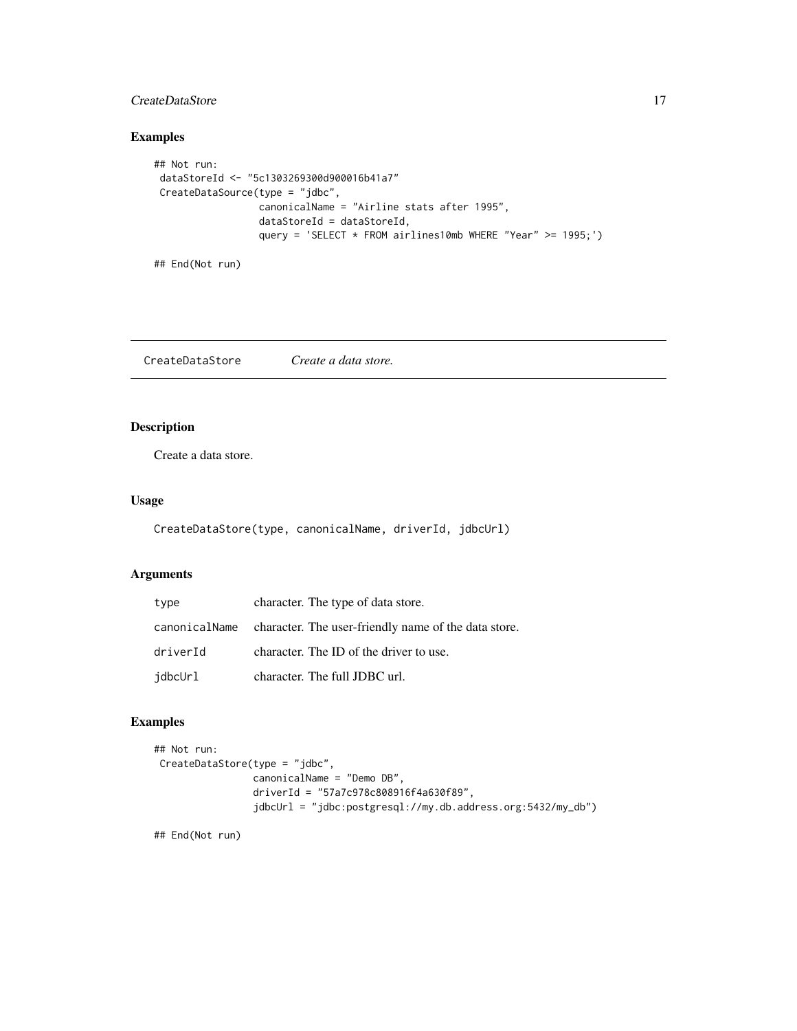## Examples

```
## Not run:
 dataStoreId <- "5c1303269300d900016b41a7"
 CreateDataSource(type = "jdbc",
                  canonicalName = "Airline stats after 1995",
                  dataStoreId = dataStoreId,
                  query = 'SELECT * FROM airlines10mb WHERE "Year" >= 1995;')

## End(Not run)
```

---

`CreateDataStore` *Create a data store.*

---

## Description

Create a data store.

## Usage

```
CreateDataStore(type, canonicalName, driverId, jdbcUrl)
```

## Arguments

| | |
|---|---|
| `type` | character. The type of data store. |
| `canonicalName` | character. The user-friendly name of the data store. |
| `driverId` | character. The ID of the driver to use. |
| `jdbcUrl` | character. The full JDBC url. |

## Examples

```
## Not run:
 CreateDataStore(type = "jdbc",
                 canonicalName = "Demo DB",
                 driverId = "57a7c978c808916f4a630f89",
                 jdbcUrl = "jdbc:postgresql://my.db.address.org:5432/my_db")

## End(Not run)
```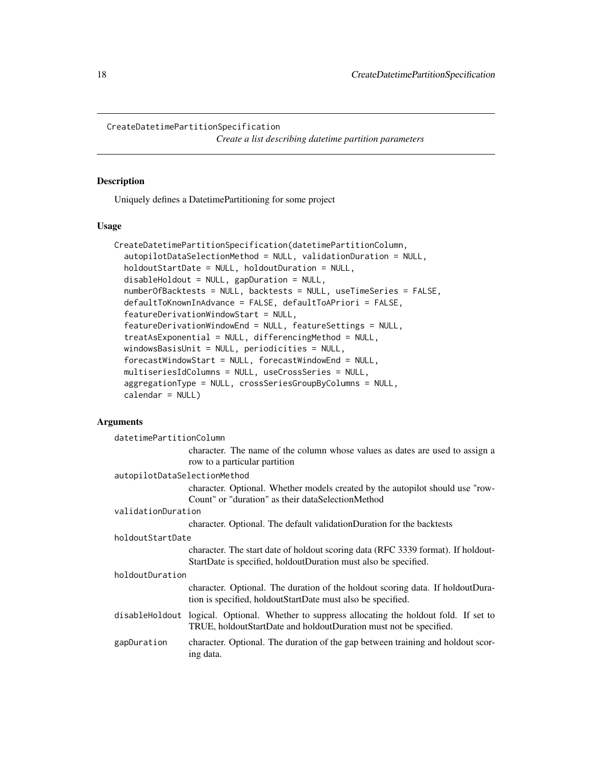## CreateDatetimePartitionSpecification

*Create a list describing datetime partition parameters*

### Description

Uniquely defines a DatetimePartitioning for some project

### Usage

```
CreateDatetimePartitionSpecification(datetimePartitionColumn,
  autopilotDataSelectionMethod = NULL, validationDuration = NULL,
  holdoutStartDate = NULL, holdoutDuration = NULL,
  disableHoldout = NULL, gapDuration = NULL,
  numberOfBacktests = NULL, backtests = NULL, useTimeSeries = FALSE,
  defaultToKnownInAdvance = FALSE, defaultToAPriori = FALSE,
  featureDerivationWindowStart = NULL,
  featureDerivationWindowEnd = NULL, featureSettings = NULL,
  treatAsExponential = NULL, differencingMethod = NULL,
  windowsBasisUnit = NULL, periodicities = NULL,
  forecastWindowStart = NULL, forecastWindowEnd = NULL,
  multiseriesIdColumns = NULL, useCrossSeries = NULL,
  aggregationType = NULL, crossSeriesGroupByColumns = NULL,
  calendar = NULL)
```

### Arguments

`datetimePartitionColumn`
: character. The name of the column whose values as dates are used to assign a row to a particular partition

`autopilotDataSelectionMethod`
: character. Optional. Whether models created by the autopilot should use "rowCount" or "duration" as their dataSelectionMethod

`validationDuration`
: character. Optional. The default validationDuration for the backtests

`holdoutStartDate`
: character. The start date of holdout scoring data (RFC 3339 format). If holdoutStartDate is specified, holdoutDuration must also be specified.

`holdoutDuration`
: character. Optional. The duration of the holdout scoring data. If holdoutDuration is specified, holdoutStartDate must also be specified.

`disableHoldout`
: logical. Optional. Whether to suppress allocating the holdout fold. If set to TRUE, holdoutStartDate and holdoutDuration must not be specified.

`gapDuration`
: character. Optional. The duration of the gap between training and holdout scoring data.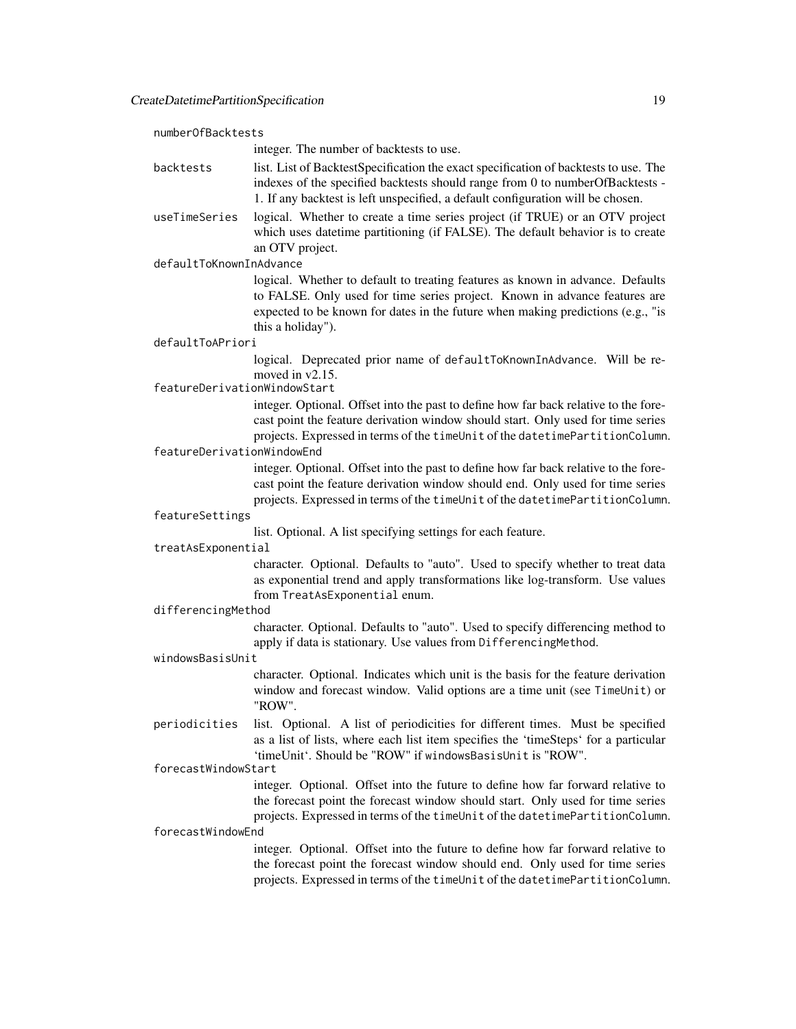`numberOfBacktests`
: integer. The number of backtests to use.

`backtests`
: list. List of BacktestSpecification the exact specification of backtests to use. The indexes of the specified backtests should range from 0 to numberOfBacktests - 1. If any backtest is left unspecified, a default configuration will be chosen.

`useTimeSeries`
: logical. Whether to create a time series project (if TRUE) or an OTV project which uses datetime partitioning (if FALSE). The default behavior is to create an OTV project.

`defaultToKnownInAdvance`
: logical. Whether to default to treating features as known in advance. Defaults to FALSE. Only used for time series project. Known in advance features are expected to be known for dates in the future when making predictions (e.g., "is this a holiday").

`defaultToAPriori`
: logical. Deprecated prior name of `defaultToKnownInAdvance`. Will be removed in v2.15.

`featureDerivationWindowStart`
: integer. Optional. Offset into the past to define how far back relative to the forecast point the feature derivation window should start. Only used for time series projects. Expressed in terms of the `timeUnit` of the `datetimePartitionColumn`.

`featureDerivationWindowEnd`
: integer. Optional. Offset into the past to define how far back relative to the forecast point the feature derivation window should end. Only used for time series projects. Expressed in terms of the `timeUnit` of the `datetimePartitionColumn`.

`featureSettings`
: list. Optional. A list specifying settings for each feature.

`treatAsExponential`
: character. Optional. Defaults to "auto". Used to specify whether to treat data as exponential trend and apply transformations like log-transform. Use values from `TreatAsExponential` enum.

`differencingMethod`
: character. Optional. Defaults to "auto". Used to specify differencing method to apply if data is stationary. Use values from `DifferencingMethod`.

`windowsBasisUnit`
: character. Optional. Indicates which unit is the basis for the feature derivation window and forecast window. Valid options are a time unit (see `TimeUnit`) or "ROW".

`periodicities`
: list. Optional. A list of periodicities for different times. Must be specified as a list of lists, where each list item specifies the 'timeSteps' for a particular 'timeUnit'. Should be "ROW" if `windowsBasisUnit` is "ROW".

`forecastWindowStart`
: integer. Optional. Offset into the future to define how far forward relative to the forecast point the forecast window should start. Only used for time series projects. Expressed in terms of the `timeUnit` of the `datetimePartitionColumn`.

`forecastWindowEnd`
: integer. Optional. Offset into the future to define how far forward relative to the forecast point the forecast window should end. Only used for time series projects. Expressed in terms of the `timeUnit` of the `datetimePartitionColumn`.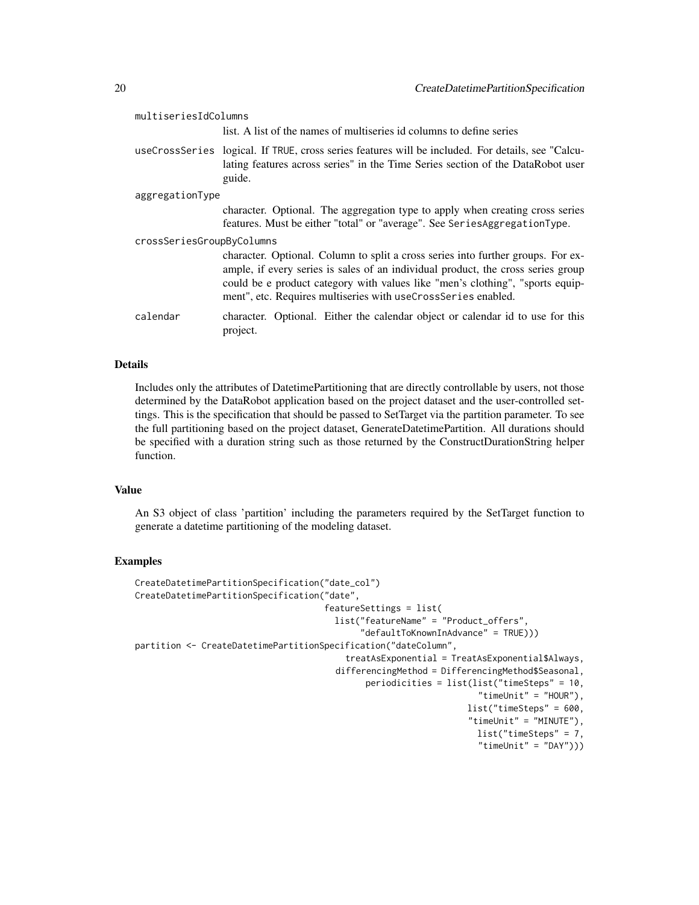multiseriesIdColumns
: list. A list of the names of multiseries id columns to define series

useCrossSeries
: logical. If TRUE, cross series features will be included. For details, see "Calculating features across series" in the Time Series section of the DataRobot user guide.

aggregationType
: character. Optional. The aggregation type to apply when creating cross series features. Must be either "total" or "average". See SeriesAggregationType.

crossSeriesGroupByColumns
: character. Optional. Column to split a cross series into further groups. For example, if every series is sales of an individual product, the cross series group could be e product category with values like "men's clothing", "sports equipment", etc. Requires multiseries with useCrossSeries enabled.

calendar
: character. Optional. Either the calendar object or calendar id to use for this project.

## Details

Includes only the attributes of DatetimePartitioning that are directly controllable by users, not those determined by the DataRobot application based on the project dataset and the user-controlled settings. This is the specification that should be passed to SetTarget via the partition parameter. To see the full partitioning based on the project dataset, GenerateDatetimePartition. All durations should be specified with a duration string such as those returned by the ConstructDurationString helper function.

## Value

An S3 object of class 'partition' including the parameters required by the SetTarget function to generate a datetime partitioning of the modeling dataset.

## Examples

```
CreateDatetimePartitionSpecification("date_col")
CreateDatetimePartitionSpecification("date",
                                     featureSettings = list(
                                       list("featureName" = "Product_offers",
                                            "defaultToKnownInAdvance" = TRUE)))
partition <- CreateDatetimePartitionSpecification("dateColumn",
                                         treatAsExponential = TreatAsExponential$Always,
                                       differencingMethod = DifferencingMethod$Seasonal,
                                             periodicities = list(list("timeSteps" = 10,
                                                                   "timeUnit" = "HOUR"),
                                                              list("timeSteps" = 600,
                                                              "timeUnit" = "MINUTE"),
                                                                list("timeSteps" = 7,
                                                                "timeUnit" = "DAY")))
```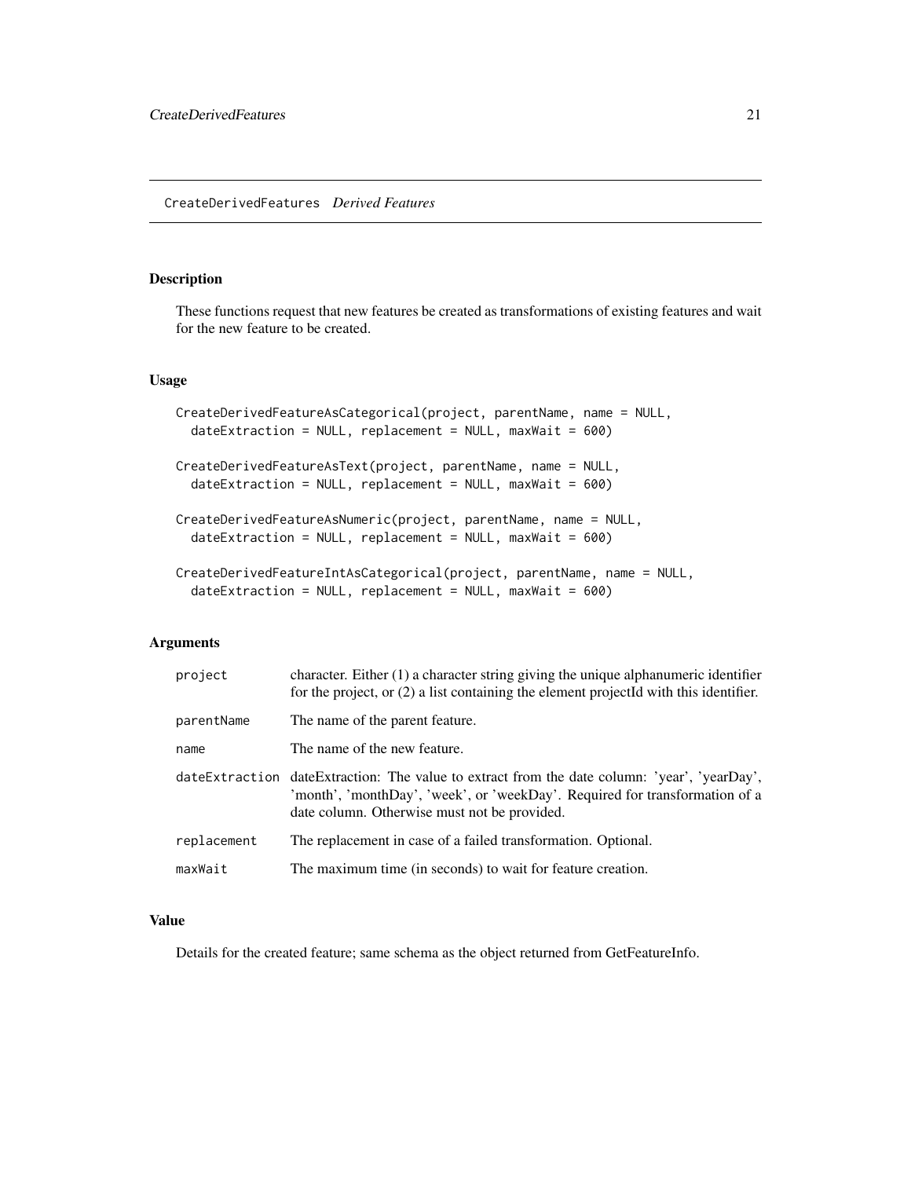# CreateDerivedFeatures *Derived Features*

## Description

These functions request that new features be created as transformations of existing features and wait for the new feature to be created.

## Usage

```
CreateDerivedFeatureAsCategorical(project, parentName, name = NULL,
  dateExtraction = NULL, replacement = NULL, maxWait = 600)

CreateDerivedFeatureAsText(project, parentName, name = NULL,
  dateExtraction = NULL, replacement = NULL, maxWait = 600)

CreateDerivedFeatureAsNumeric(project, parentName, name = NULL,
  dateExtraction = NULL, replacement = NULL, maxWait = 600)

CreateDerivedFeatureIntAsCategorical(project, parentName, name = NULL,
  dateExtraction = NULL, replacement = NULL, maxWait = 600)
```

## Arguments

| | |
|---|---|
| `project` | character. Either (1) a character string giving the unique alphanumeric identifier for the project, or (2) a list containing the element projectId with this identifier. |
| `parentName` | The name of the parent feature. |
| `name` | The name of the new feature. |
| `dateExtraction` | dateExtraction: The value to extract from the date column: 'year', 'yearDay', 'month', 'monthDay', 'week', or 'weekDay'. Required for transformation of a date column. Otherwise must not be provided. |
| `replacement` | The replacement in case of a failed transformation. Optional. |
| `maxWait` | The maximum time (in seconds) to wait for feature creation. |

## Value

Details for the created feature; same schema as the object returned from GetFeatureInfo.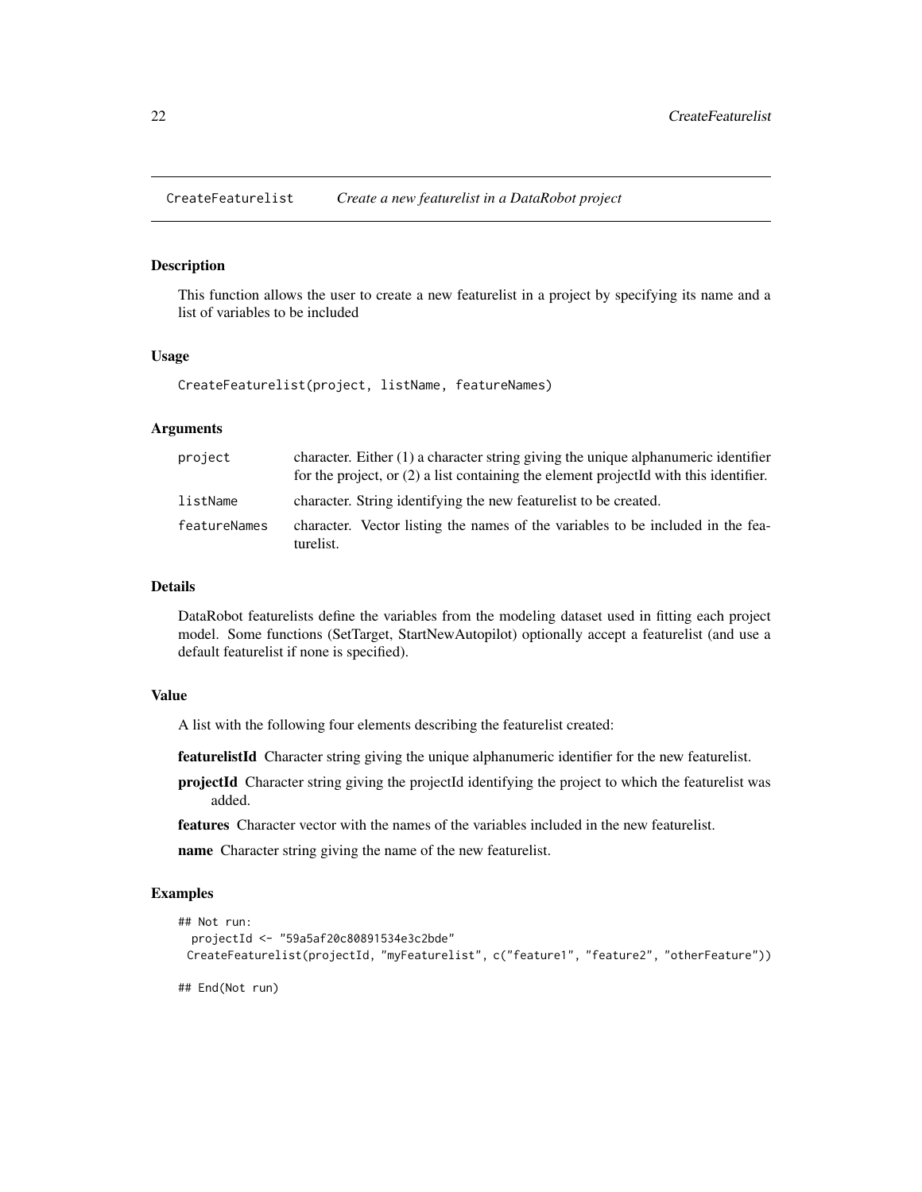# CreateFeaturelist *Create a new featurelist in a DataRobot project*

## Description

This function allows the user to create a new featurelist in a project by specifying its name and a list of variables to be included

## Usage

```
CreateFeaturelist(project, listName, featureNames)
```

## Arguments

| | |
|---|---|
| project | character. Either (1) a character string giving the unique alphanumeric identifier for the project, or (2) a list containing the element projectId with this identifier. |
| listName | character. String identifying the new featurelist to be created. |
| featureNames | character. Vector listing the names of the variables to be included in the featurelist. |

## Details

DataRobot featurelists define the variables from the modeling dataset used in fitting each project model. Some functions (SetTarget, StartNewAutopilot) optionally accept a featurelist (and use a default featurelist if none is specified).

## Value

A list with the following four elements describing the featurelist created:

**featurelistId** Character string giving the unique alphanumeric identifier for the new featurelist.

**projectId** Character string giving the projectId identifying the project to which the featurelist was added.

**features** Character vector with the names of the variables included in the new featurelist.

**name** Character string giving the name of the new featurelist.

## Examples

```
## Not run:
  projectId <- "59a5af20c80891534e3c2bde"
 CreateFeaturelist(projectId, "myFeaturelist", c("feature1", "feature2", "otherFeature"))

## End(Not run)
```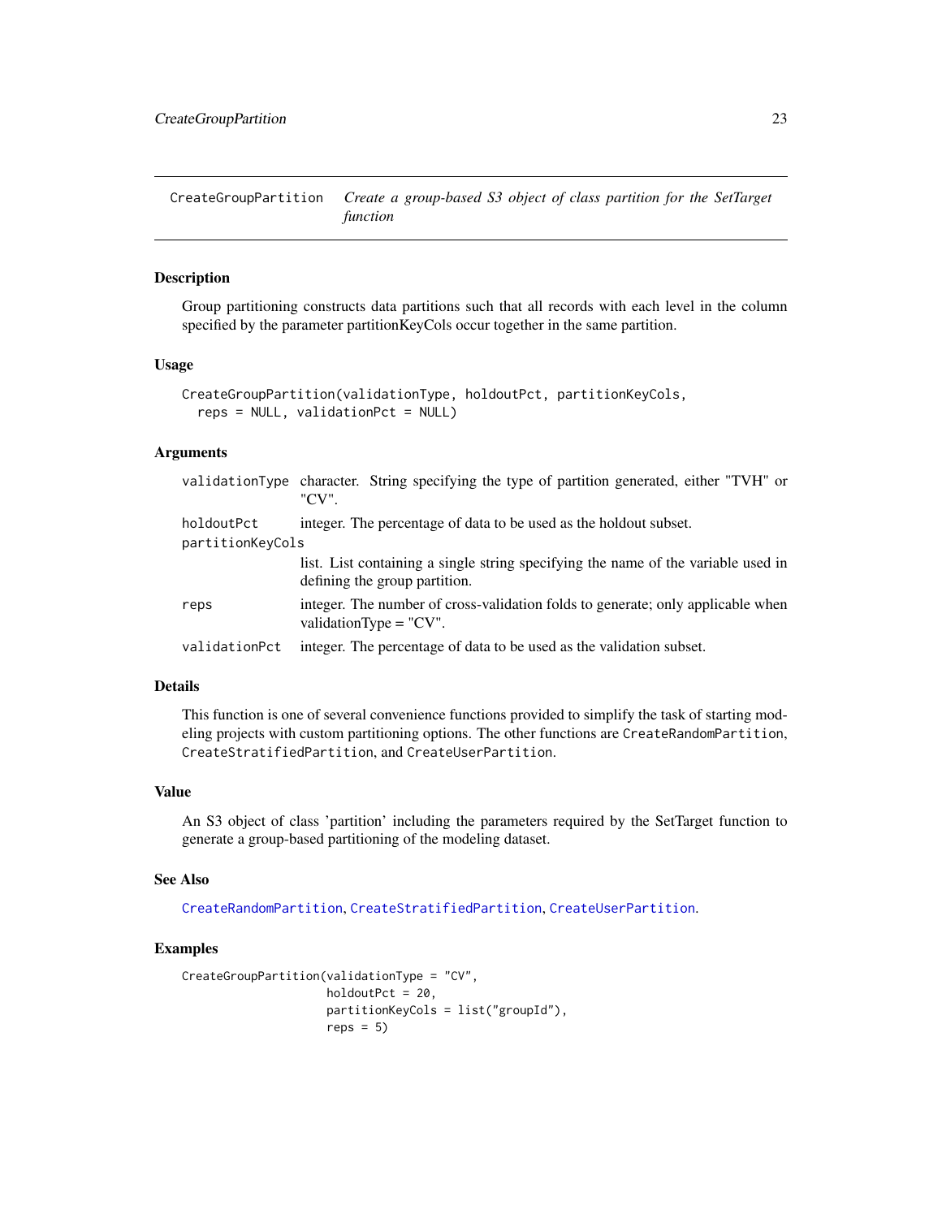CreateGroupPartition *Create a group-based S3 object of class partition for the SetTarget function*

## Description

Group partitioning constructs data partitions such that all records with each level in the column specified by the parameter partitionKeyCols occur together in the same partition.

## Usage

```
CreateGroupPartition(validationType, holdoutPct, partitionKeyCols,
  reps = NULL, validationPct = NULL)
```

## Arguments

| | |
|---|---|
| validationType | character. String specifying the type of partition generated, either "TVH" or "CV". |
| holdoutPct | integer. The percentage of data to be used as the holdout subset. |
| partitionKeyCols | list. List containing a single string specifying the name of the variable used in defining the group partition. |
| reps | integer. The number of cross-validation folds to generate; only applicable when validationType = "CV". |
| validationPct | integer. The percentage of data to be used as the validation subset. |

## Details

This function is one of several convenience functions provided to simplify the task of starting modeling projects with custom partitioning options. The other functions are `CreateRandomPartition`, `CreateStratifiedPartition`, and `CreateUserPartition`.

## Value

An S3 object of class 'partition' including the parameters required by the SetTarget function to generate a group-based partitioning of the modeling dataset.

## See Also

CreateRandomPartition, CreateStratifiedPartition, CreateUserPartition.

## Examples

```
CreateGroupPartition(validationType = "CV",
                     holdoutPct = 20,
                     partitionKeyCols = list("groupId"),
                     reps = 5)
```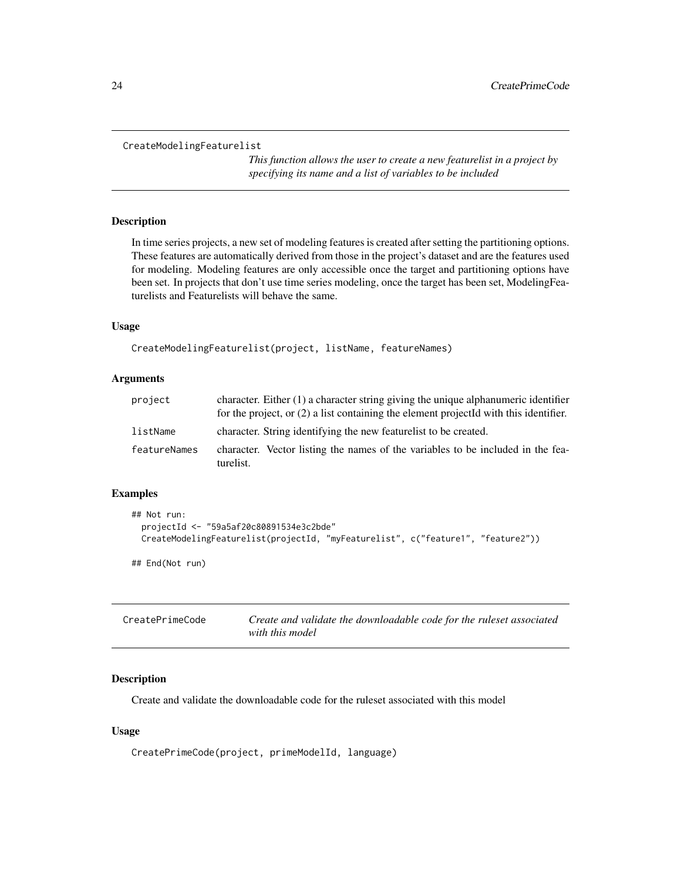## CreateModelingFeaturelist

*This function allows the user to create a new featurelist in a project by specifying its name and a list of variables to be included*

### Description

In time series projects, a new set of modeling features is created after setting the partitioning options. These features are automatically derived from those in the project's dataset and are the features used for modeling. Modeling features are only accessible once the target and partitioning options have been set. In projects that don't use time series modeling, once the target has been set, ModelingFeaturelists and Featurelists will behave the same.

### Usage

```
CreateModelingFeaturelist(project, listName, featureNames)
```

### Arguments

| | |
|---|---|
| project | character. Either (1) a character string giving the unique alphanumeric identifier for the project, or (2) a list containing the element projectId with this identifier. |
| listName | character. String identifying the new featurelist to be created. |
| featureNames | character. Vector listing the names of the variables to be included in the featurelist. |

### Examples

```
## Not run:
  projectId <- "59a5af20c80891534e3c2bde"
  CreateModelingFeaturelist(projectId, "myFeaturelist", c("feature1", "feature2"))

## End(Not run)
```

## CreatePrimeCode

*Create and validate the downloadable code for the ruleset associated with this model*

### Description

Create and validate the downloadable code for the ruleset associated with this model

### Usage

```
CreatePrimeCode(project, primeModelId, language)
```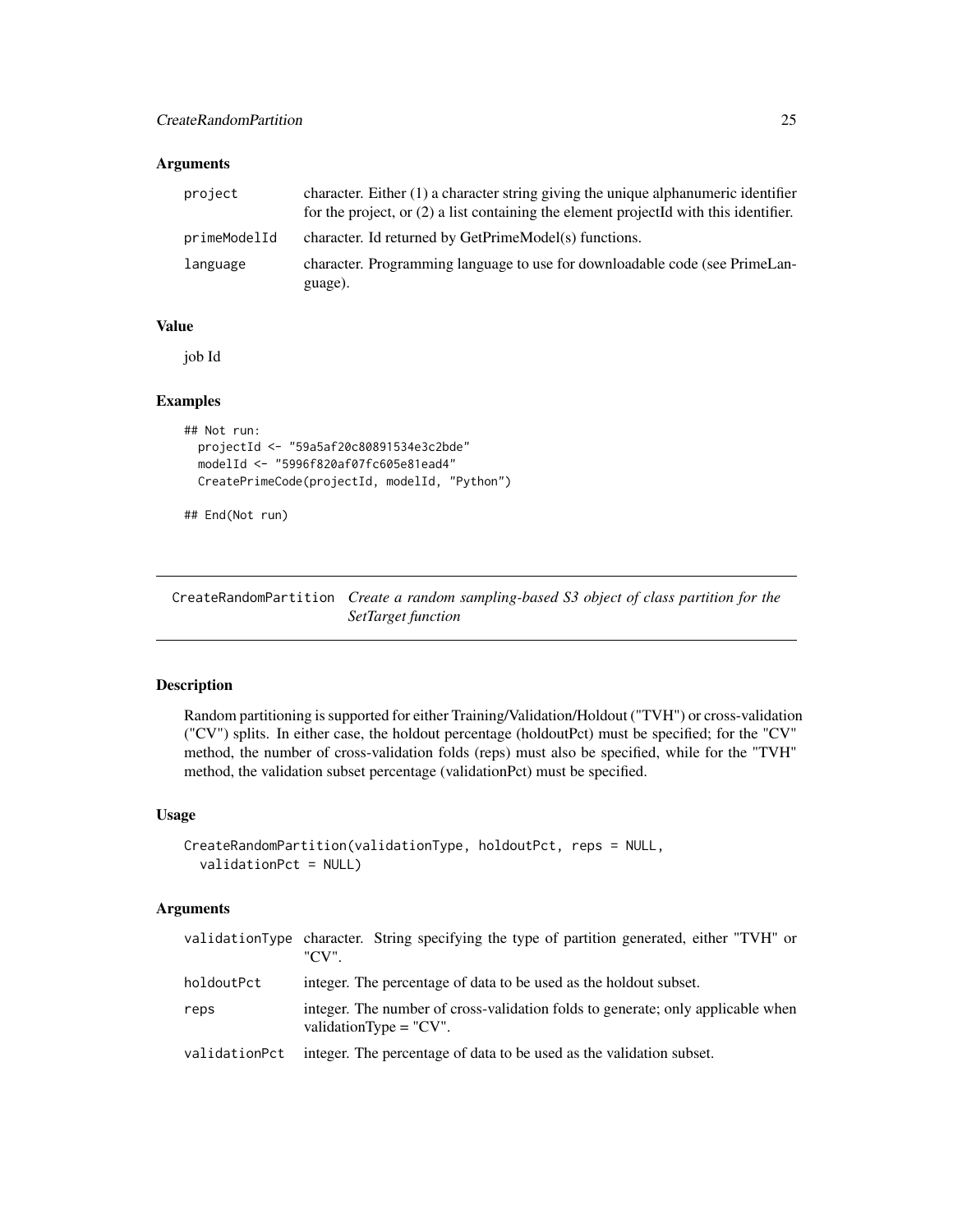### Arguments

| | |
|---|---|
| `project` | character. Either (1) a character string giving the unique alphanumeric identifier for the project, or (2) a list containing the element projectId with this identifier. |
| `primeModelId` | character. Id returned by GetPrimeModel(s) functions. |
| `language` | character. Programming language to use for downloadable code (see PrimeLanguage). |

### Value

job Id

### Examples

```
## Not run:
  projectId <- "59a5af20c80891534e3c2bde"
  modelId <- "5996f820af07fc605e81ead4"
  CreatePrimeCode(projectId, modelId, "Python")

## End(Not run)
```

---

## CreateRandomPartition    *Create a random sampling-based S3 object of class partition for the SetTarget function*

### Description

Random partitioning is supported for either Training/Validation/Holdout ("TVH") or cross-validation ("CV") splits. In either case, the holdout percentage (holdoutPct) must be specified; for the "CV" method, the number of cross-validation folds (reps) must also be specified, while for the "TVH" method, the validation subset percentage (validationPct) must be specified.

### Usage

```
CreateRandomPartition(validationType, holdoutPct, reps = NULL,
  validationPct = NULL)
```

### Arguments

| | |
|---|---|
| `validationType` | character. String specifying the type of partition generated, either "TVH" or "CV". |
| `holdoutPct` | integer. The percentage of data to be used as the holdout subset. |
| `reps` | integer. The number of cross-validation folds to generate; only applicable when validationType = "CV". |
| `validationPct` | integer. The percentage of data to be used as the validation subset. |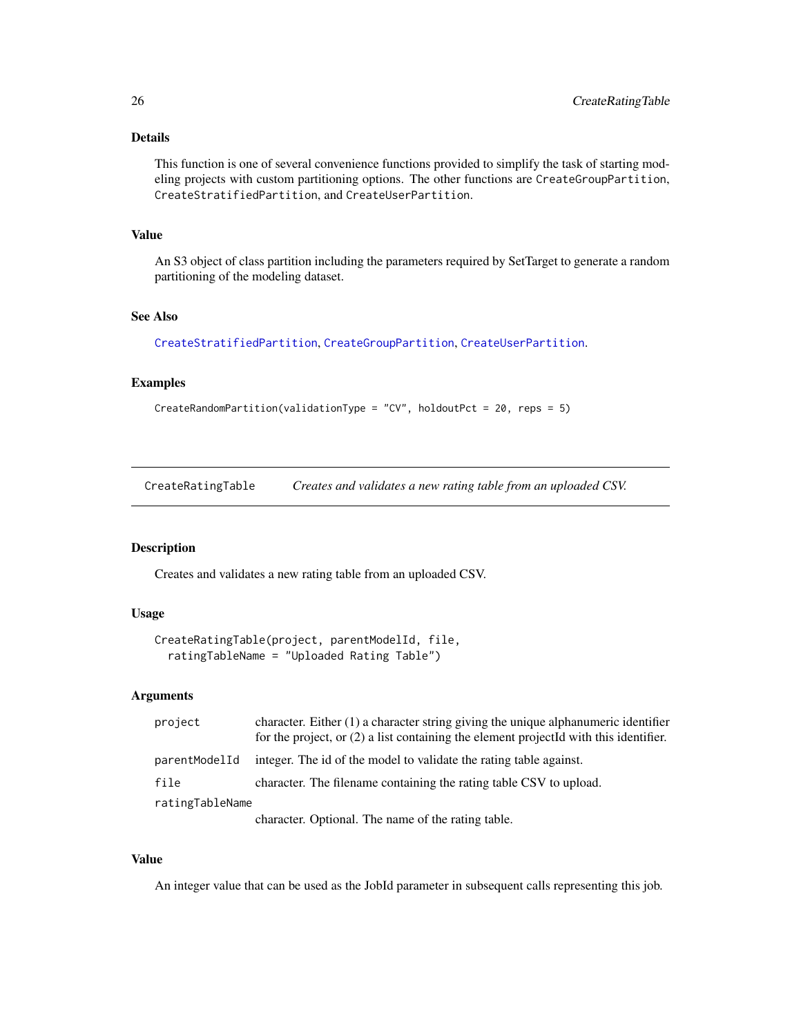## Details

This function is one of several convenience functions provided to simplify the task of starting modeling projects with custom partitioning options. The other functions are `CreateGroupPartition`, `CreateStratifiedPartition`, and `CreateUserPartition`.

## Value

An S3 object of class partition including the parameters required by SetTarget to generate a random partitioning of the modeling dataset.

## See Also

CreateStratifiedPartition, CreateGroupPartition, CreateUserPartition.

## Examples

```
CreateRandomPartition(validationType = "CV", holdoutPct = 20, reps = 5)
```

---

# CreateRatingTable *Creates and validates a new rating table from an uploaded CSV.*

## Description

Creates and validates a new rating table from an uploaded CSV.

## Usage

```
CreateRatingTable(project, parentModelId, file,
  ratingTableName = "Uploaded Rating Table")
```

## Arguments

| | |
|---|---|
| project | character. Either (1) a character string giving the unique alphanumeric identifier for the project, or (2) a list containing the element projectId with this identifier. |
| parentModelId | integer. The id of the model to validate the rating table against. |
| file | character. The filename containing the rating table CSV to upload. |
| ratingTableName | character. Optional. The name of the rating table. |

## Value

An integer value that can be used as the JobId parameter in subsequent calls representing this job.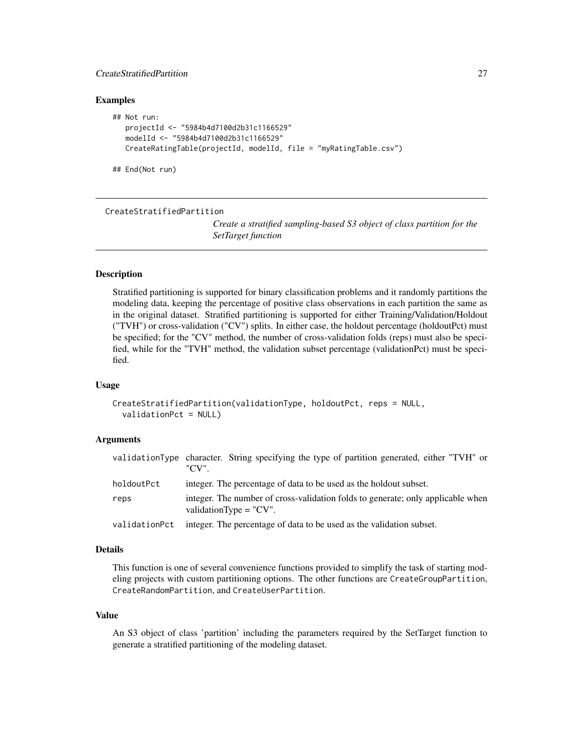## Examples

```
## Not run:
   projectId <- "5984b4d7100d2b31c1166529"
   modelId <- "5984b4d7100d2b31c1166529"
   CreateRatingTable(projectId, modelId, file = "myRatingTable.csv")

## End(Not run)
```

---

# CreateStratifiedPartition

*Create a stratified sampling-based S3 object of class partition for the SetTarget function*

---

### Description

Stratified partitioning is supported for binary classification problems and it randomly partitions the modeling data, keeping the percentage of positive class observations in each partition the same as in the original dataset. Stratified partitioning is supported for either Training/Validation/Holdout ("TVH") or cross-validation ("CV") splits. In either case, the holdout percentage (holdoutPct) must be specified; for the "CV" method, the number of cross-validation folds (reps) must also be specified, while for the "TVH" method, the validation subset percentage (validationPct) must be specified.

### Usage

```
CreateStratifiedPartition(validationType, holdoutPct, reps = NULL,
  validationPct = NULL)
```

### Arguments

| | |
|---|---|
| validationType | character. String specifying the type of partition generated, either "TVH" or "CV". |
| holdoutPct | integer. The percentage of data to be used as the holdout subset. |
| reps | integer. The number of cross-validation folds to generate; only applicable when validationType = "CV". |
| validationPct | integer. The percentage of data to be used as the validation subset. |

### Details

This function is one of several convenience functions provided to simplify the task of starting modeling projects with custom partitioning options. The other functions are `CreateGroupPartition`, `CreateRandomPartition`, and `CreateUserPartition`.

### Value

An S3 object of class 'partition' including the parameters required by the SetTarget function to generate a stratified partitioning of the modeling dataset.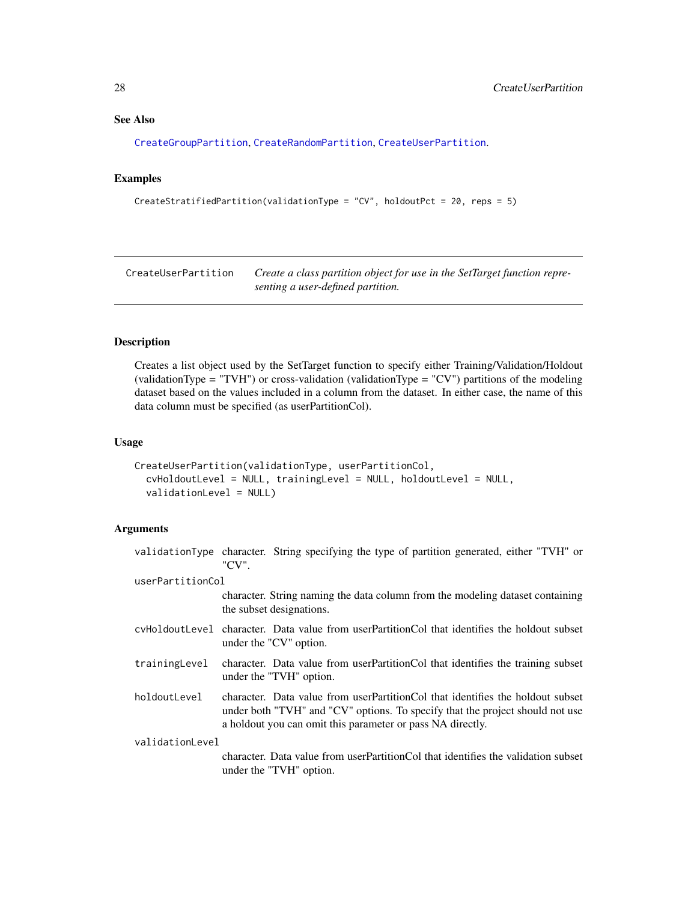### See Also

CreateGroupPartition, CreateRandomPartition, CreateUserPartition.

### Examples

```
CreateStratifiedPartition(validationType = "CV", holdoutPct = 20, reps = 5)
```

---

## CreateUserPartition

*Create a class partition object for use in the SetTarget function representing a user-defined partition.*

---

### Description

Creates a list object used by the SetTarget function to specify either Training/Validation/Holdout (validationType = "TVH") or cross-validation (validationType = "CV") partitions of the modeling dataset based on the values included in a column from the dataset. In either case, the name of this data column must be specified (as userPartitionCol).

### Usage

```
CreateUserPartition(validationType, userPartitionCol,
  cvHoldoutLevel = NULL, trainingLevel = NULL, holdoutLevel = NULL,
  validationLevel = NULL)
```

### Arguments

| | |
|---|---|
| validationType | character. String specifying the type of partition generated, either "TVH" or "CV". |
| userPartitionCol | character. String naming the data column from the modeling dataset containing the subset designations. |
| cvHoldoutLevel | character. Data value from userPartitionCol that identifies the holdout subset under the "CV" option. |
| trainingLevel | character. Data value from userPartitionCol that identifies the training subset under the "TVH" option. |
| holdoutLevel | character. Data value from userPartitionCol that identifies the holdout subset under both "TVH" and "CV" options. To specify that the project should not use a holdout you can omit this parameter or pass NA directly. |
| validationLevel | character. Data value from userPartitionCol that identifies the validation subset under the "TVH" option. |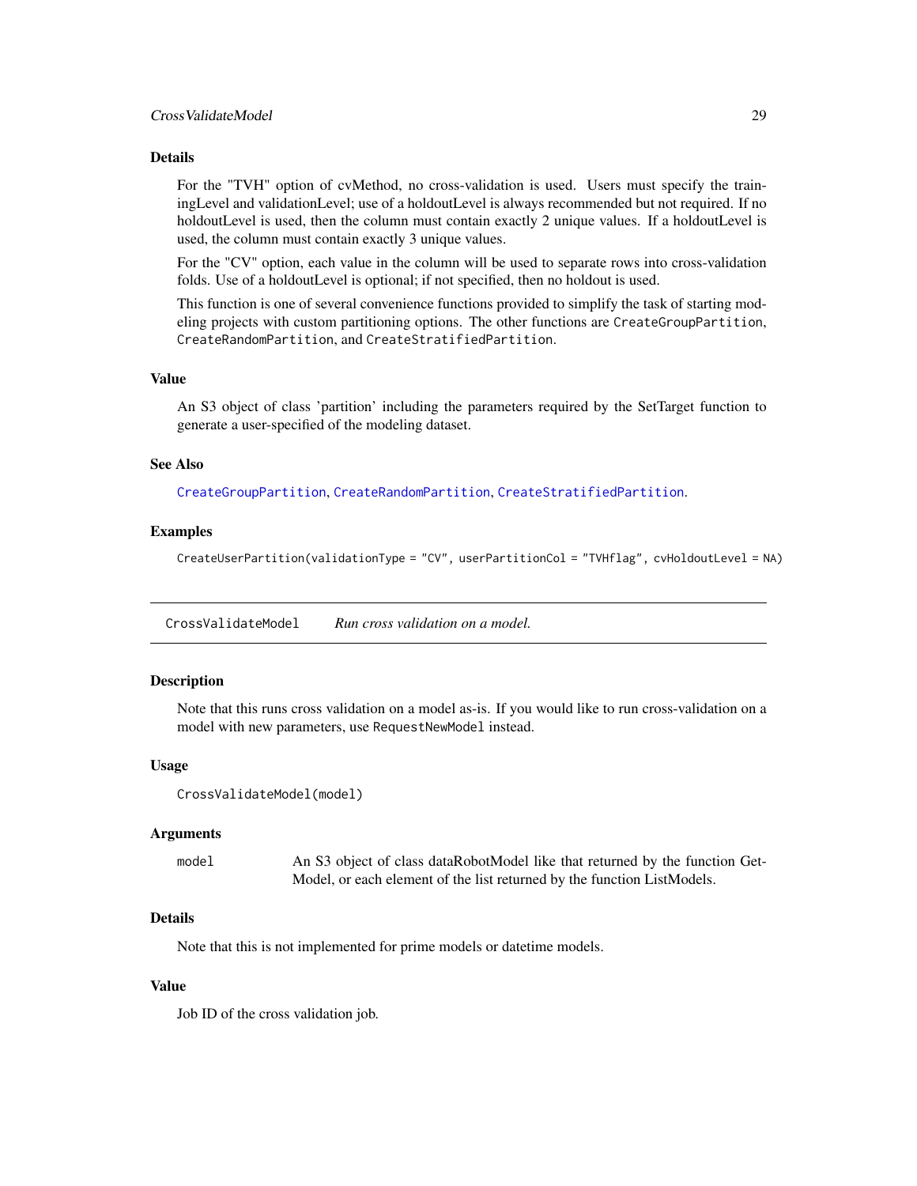### Details

For the "TVH" option of cvMethod, no cross-validation is used. Users must specify the trainingLevel and validationLevel; use of a holdoutLevel is always recommended but not required. If no holdoutLevel is used, then the column must contain exactly 2 unique values. If a holdoutLevel is used, the column must contain exactly 3 unique values.

For the "CV" option, each value in the column will be used to separate rows into cross-validation folds. Use of a holdoutLevel is optional; if not specified, then no holdout is used.

This function is one of several convenience functions provided to simplify the task of starting modeling projects with custom partitioning options. The other functions are `CreateGroupPartition`, `CreateRandomPartition`, and `CreateStratifiedPartition`.

### Value

An S3 object of class 'partition' including the parameters required by the SetTarget function to generate a user-specified of the modeling dataset.

### See Also

`CreateGroupPartition`, `CreateRandomPartition`, `CreateStratifiedPartition`.

### Examples

```
CreateUserPartition(validationType = "CV", userPartitionCol = "TVHflag", cvHoldoutLevel = NA)
```

---

## CrossValidateModel *Run cross validation on a model.*

---

### Description

Note that this runs cross validation on a model as-is. If you would like to run cross-validation on a model with new parameters, use `RequestNewModel` instead.

### Usage

```
CrossValidateModel(model)
```

### Arguments

| | |
|---|---|
| `model` | An S3 object of class dataRobotModel like that returned by the function GetModel, or each element of the list returned by the function ListModels. |

### Details

Note that this is not implemented for prime models or datetime models.

### Value

Job ID of the cross validation job.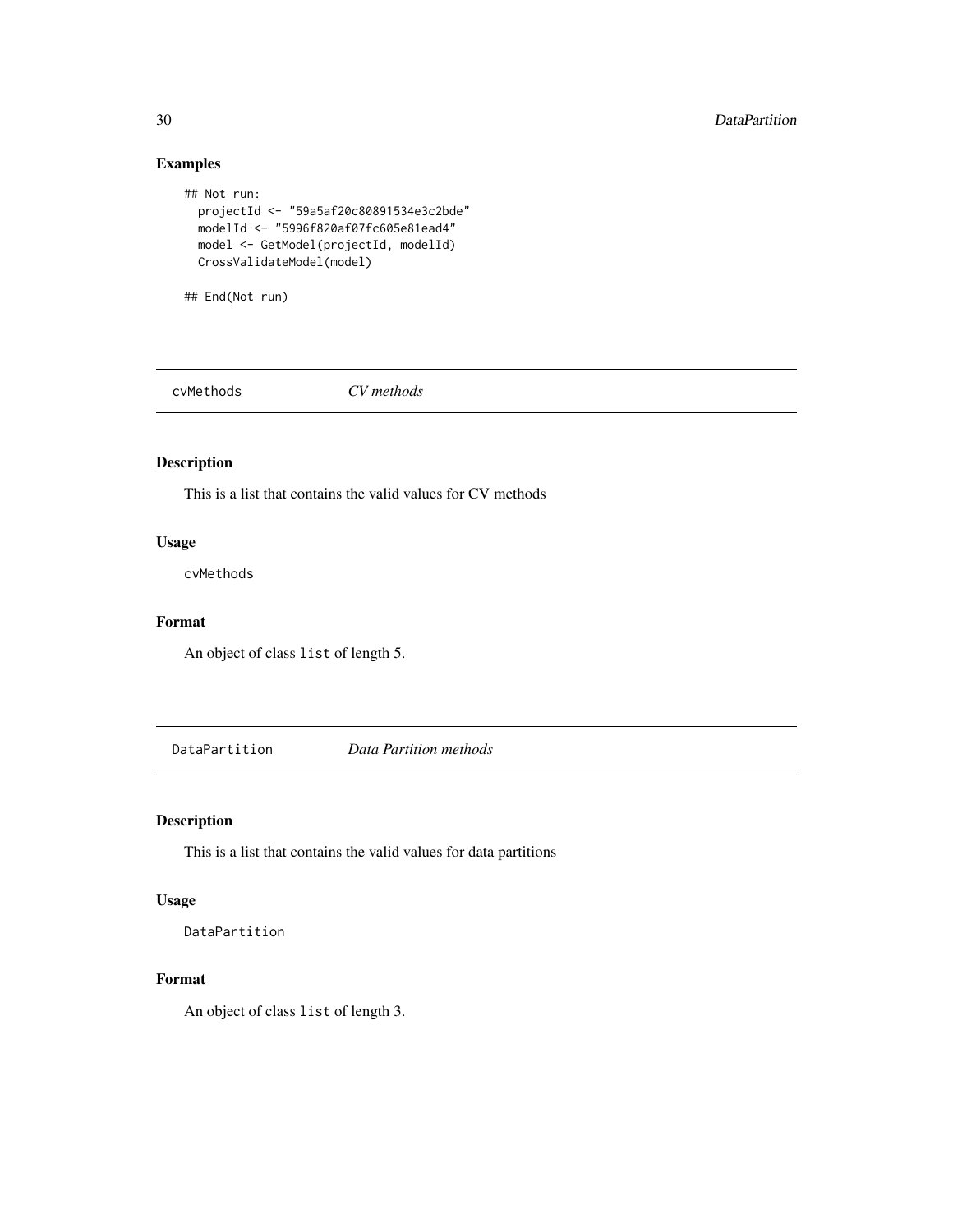## Examples

```
## Not run:
  projectId <- "59a5af20c80891534e3c2bde"
  modelId <- "5996f820af07fc605e81ead4"
  model <- GetModel(projectId, modelId)
  CrossValidateModel(model)

## End(Not run)
```

---

# cvMethods — *CV methods*

---

## Description

This is a list that contains the valid values for CV methods

## Usage

```
cvMethods
```

## Format

An object of class `list` of length 5.

---

# DataPartition — *Data Partition methods*

---

## Description

This is a list that contains the valid values for data partitions

## Usage

```
DataPartition
```

## Format

An object of class `list` of length 3.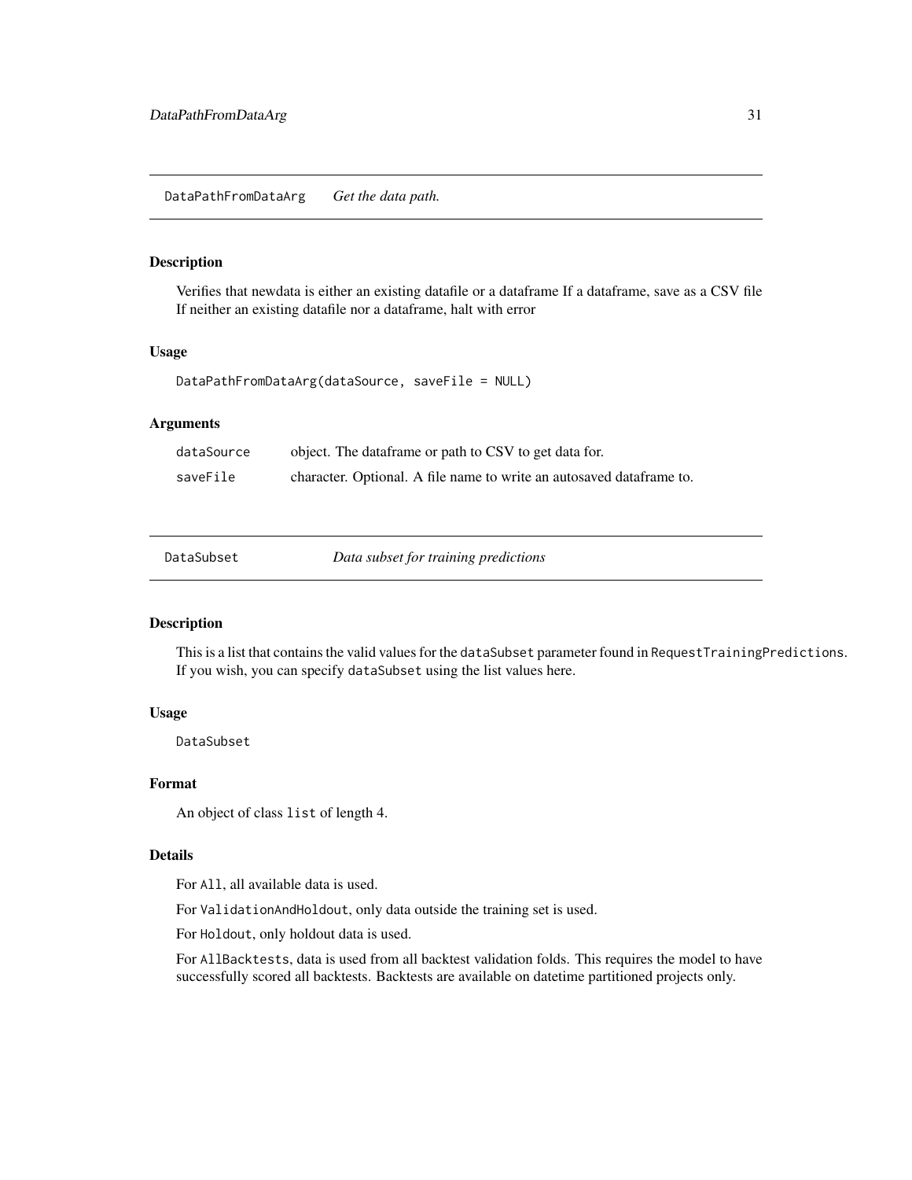## DataPathFromDataArg *Get the data path.*

### Description

Verifies that newdata is either an existing datafile or a dataframe If a dataframe, save as a CSV file If neither an existing datafile nor a dataframe, halt with error

### Usage

```
DataPathFromDataArg(dataSource, saveFile = NULL)
```

### Arguments

| | |
|---|---|
| dataSource | object. The dataframe or path to CSV to get data for. |
| saveFile | character. Optional. A file name to write an autosaved dataframe to. |

## DataSubset *Data subset for training predictions*

### Description

This is a list that contains the valid values for the `dataSubset` parameter found in `RequestTrainingPredictions`. If you wish, you can specify `dataSubset` using the list values here.

### Usage

```
DataSubset
```

### Format

An object of class `list` of length 4.

### Details

For `All`, all available data is used.

For `ValidationAndHoldout`, only data outside the training set is used.

For `Holdout`, only holdout data is used.

For `AllBacktests`, data is used from all backtest validation folds. This requires the model to have successfully scored all backtests. Backtests are available on datetime partitioned projects only.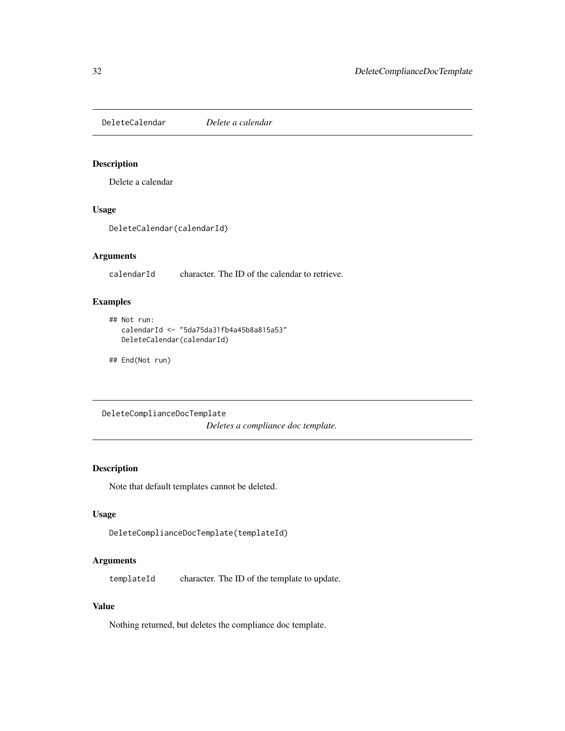## DeleteCalendar *Delete a calendar*

### Description

Delete a calendar

### Usage

```
DeleteCalendar(calendarId)
```

### Arguments

calendarId    character. The ID of the calendar to retrieve.

### Examples

```
## Not run:
   calendarId <- "5da75da31fb4a45b8a815a53"
   DeleteCalendar(calendarId)

## End(Not run)
```

## DeleteComplianceDocTemplate *Deletes a compliance doc template.*

### Description

Note that default templates cannot be deleted.

### Usage

```
DeleteComplianceDocTemplate(templateId)
```

### Arguments

templateId    character. The ID of the template to update.

### Value

Nothing returned, but deletes the compliance doc template.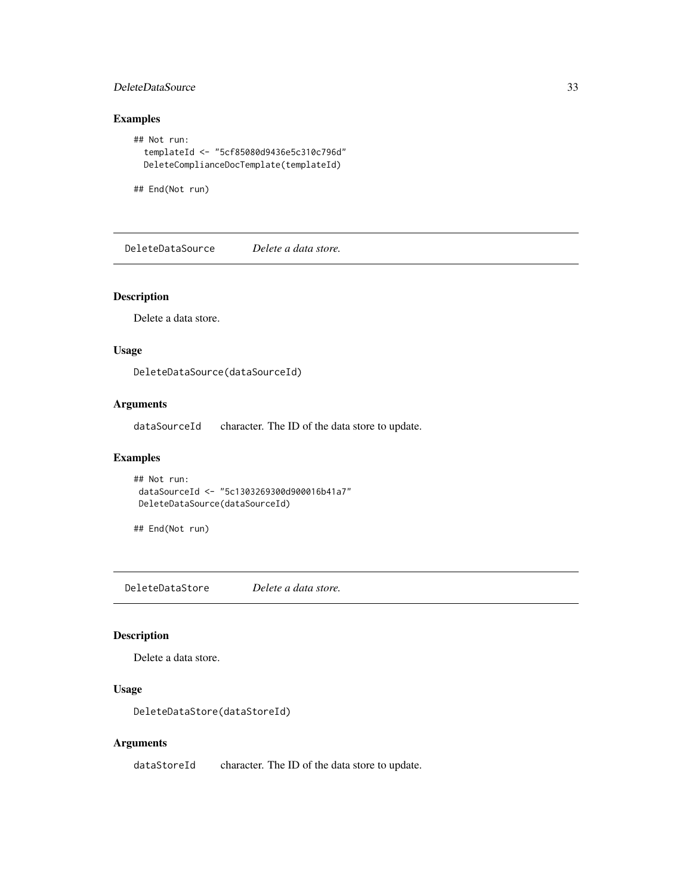## Examples

```
## Not run:
  templateId <- "5cf85080d9436e5c310c796d"
  DeleteComplianceDocTemplate(templateId)

## End(Not run)
```

---

## DeleteDataSource *Delete a data store.*

---

### Description

Delete a data store.

### Usage

```
DeleteDataSource(dataSourceId)
```

### Arguments

| | |
|---|---|
| dataSourceId | character. The ID of the data store to update. |

### Examples

```
## Not run:
 dataSourceId <- "5c1303269300d900016b41a7"
 DeleteDataSource(dataSourceId)

## End(Not run)
```

---

## DeleteDataStore *Delete a data store.*

---

### Description

Delete a data store.

### Usage

```
DeleteDataStore(dataStoreId)
```

### Arguments

| | |
|---|---|
| dataStoreId | character. The ID of the data store to update. |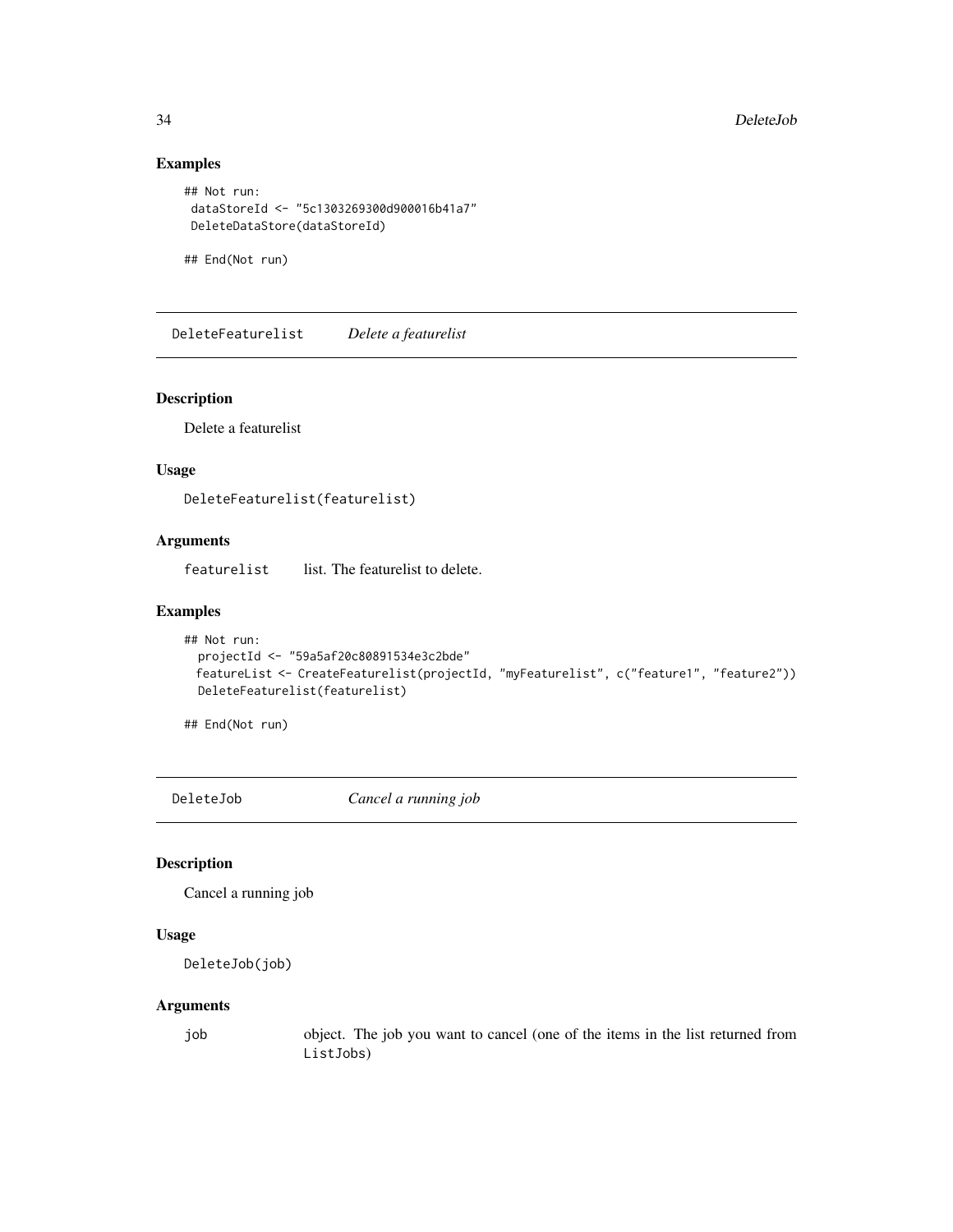### Examples

```
## Not run:
 dataStoreId <- "5c1303269300d900016b41a7"
 DeleteDataStore(dataStoreId)

## End(Not run)
```

## DeleteFeaturelist *Delete a featurelist*

### Description

Delete a featurelist

### Usage

```
DeleteFeaturelist(featurelist)
```

### Arguments

| | |
|---|---|
| `featurelist` | list. The featurelist to delete. |

### Examples

```
## Not run:
  projectId <- "59a5af20c80891534e3c2bde"
  featureList <- CreateFeaturelist(projectId, "myFeaturelist", c("feature1", "feature2"))
  DeleteFeaturelist(featurelist)

## End(Not run)
```

## DeleteJob *Cancel a running job*

### Description

Cancel a running job

### Usage

```
DeleteJob(job)
```

### Arguments

| | |
|---|---|
| `job` | object. The job you want to cancel (one of the items in the list returned from `ListJobs`) |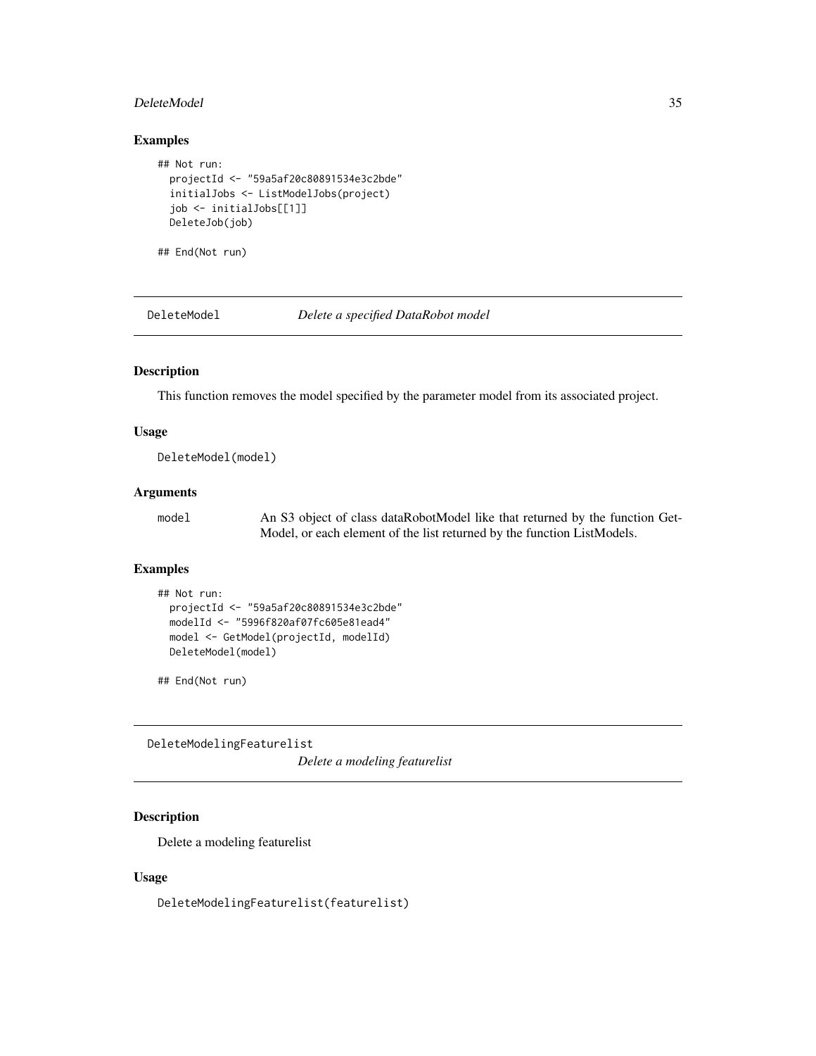## Examples

```
## Not run:
  projectId <- "59a5af20c80891534e3c2bde"
  initialJobs <- ListModelJobs(project)
  job <- initialJobs[[1]]
  DeleteJob(job)

## End(Not run)
```

---

# DeleteModel    *Delete a specified DataRobot model*

## Description

This function removes the model specified by the parameter model from its associated project.

## Usage

```
DeleteModel(model)
```

## Arguments

| | |
|---|---|
| `model` | An S3 object of class dataRobotModel like that returned by the function GetModel, or each element of the list returned by the function ListModels. |

## Examples

```
## Not run:
  projectId <- "59a5af20c80891534e3c2bde"
  modelId <- "5996f820af07fc605e81ead4"
  model <- GetModel(projectId, modelId)
  DeleteModel(model)

## End(Not run)
```

---

# DeleteModelingFeaturelist    *Delete a modeling featurelist*

## Description

Delete a modeling featurelist

## Usage

```
DeleteModelingFeaturelist(featurelist)
```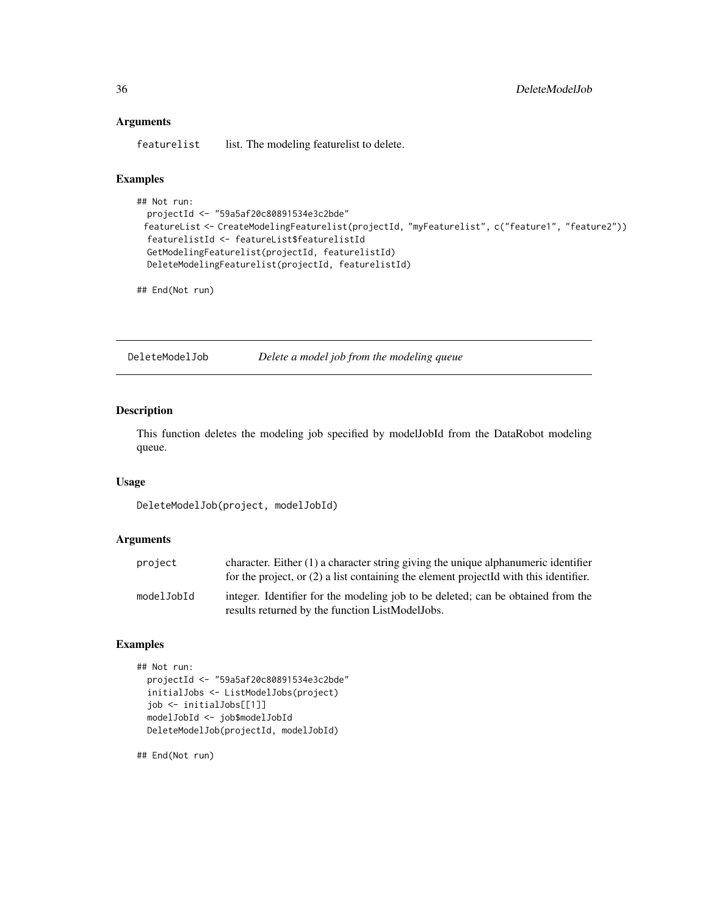### Arguments

featurelist list. The modeling featurelist to delete.

### Examples

```
## Not run:
  projectId <- "59a5af20c80891534e3c2bde"
  featureList <- CreateModelingFeaturelist(projectId, "myFeaturelist", c("feature1", "feature2"))
  featurelistId <- featureList$featurelistId
  GetModelingFeaturelist(projectId, featurelistId)
  DeleteModelingFeaturelist(projectId, featurelistId)

## End(Not run)
```

## DeleteModelJob *Delete a model job from the modeling queue*

### Description

This function deletes the modeling job specified by modelJobId from the DataRobot modeling queue.

### Usage

```
DeleteModelJob(project, modelJobId)
```

### Arguments

| | |
|---|---|
| project | character. Either (1) a character string giving the unique alphanumeric identifier for the project, or (2) a list containing the element projectId with this identifier. |
| modelJobId | integer. Identifier for the modeling job to be deleted; can be obtained from the results returned by the function ListModelJobs. |

### Examples

```
## Not run:
  projectId <- "59a5af20c80891534e3c2bde"
  initialJobs <- ListModelJobs(project)
  job <- initialJobs[[1]]
  modelJobId <- job$modelJobId
  DeleteModelJob(projectId, modelJobId)

## End(Not run)
```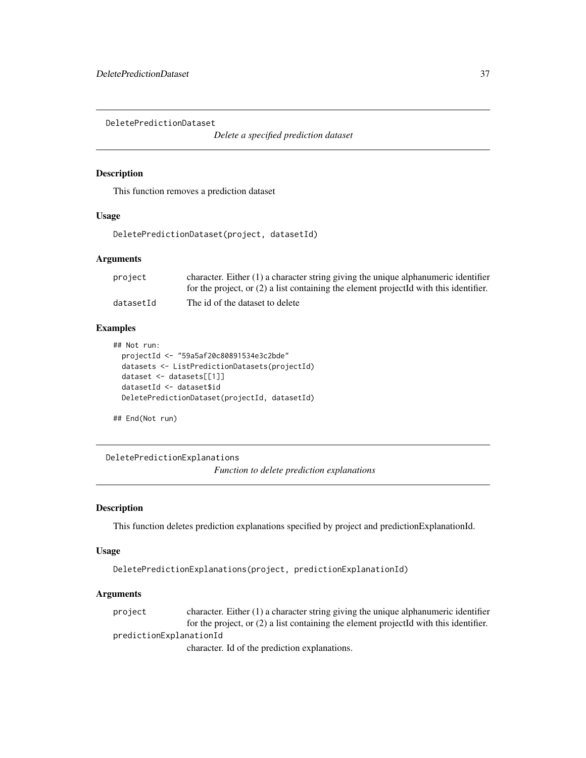## DeletePredictionDataset

*Delete a specified prediction dataset*

### Description

This function removes a prediction dataset

### Usage

```
DeletePredictionDataset(project, datasetId)
```

### Arguments

| | |
|---|---|
| project | character. Either (1) a character string giving the unique alphanumeric identifier for the project, or (2) a list containing the element projectId with this identifier. |
| datasetId | The id of the dataset to delete |

### Examples

```
## Not run:
  projectId <- "59a5af20c80891534e3c2bde"
  datasets <- ListPredictionDatasets(projectId)
  dataset <- datasets[[1]]
  datasetId <- dataset$id
  DeletePredictionDataset(projectId, datasetId)

## End(Not run)
```

## DeletePredictionExplanations

*Function to delete prediction explanations*

### Description

This function deletes prediction explanations specified by project and predictionExplanationId.

### Usage

```
DeletePredictionExplanations(project, predictionExplanationId)
```

### Arguments

| | |
|---|---|
| project | character. Either (1) a character string giving the unique alphanumeric identifier for the project, or (2) a list containing the element projectId with this identifier. |
| predictionExplanationId | character. Id of the prediction explanations. |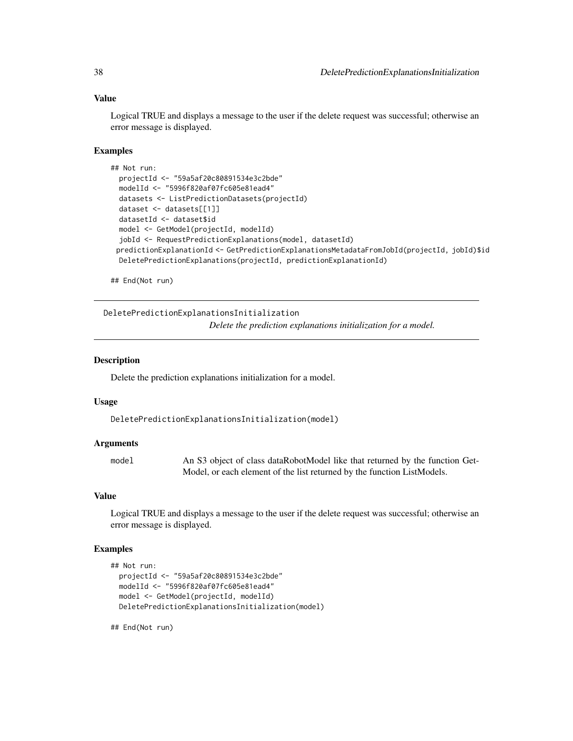### Value

Logical TRUE and displays a message to the user if the delete request was successful; otherwise an error message is displayed.

### Examples

```
## Not run:
  projectId <- "59a5af20c80891534e3c2bde"
  modelId <- "5996f820af07fc605e81ead4"
  datasets <- ListPredictionDatasets(projectId)
  dataset <- datasets[[1]]
  datasetId <- dataset$id
  model <- GetModel(projectId, modelId)
  jobId <- RequestPredictionExplanations(model, datasetId)
 predictionExplanationId <- GetPredictionExplanationsMetadataFromJobId(projectId, jobId)$id
  DeletePredictionExplanations(projectId, predictionExplanationId)

## End(Not run)
```

---

## DeletePredictionExplanationsInitialization

*Delete the prediction explanations initialization for a model.*

---

### Description

Delete the prediction explanations initialization for a model.

### Usage

```
DeletePredictionExplanationsInitialization(model)
```

### Arguments

| | |
|---|---|
| `model` | An S3 object of class dataRobotModel like that returned by the function GetModel, or each element of the list returned by the function ListModels. |

### Value

Logical TRUE and displays a message to the user if the delete request was successful; otherwise an error message is displayed.

### Examples

```
## Not run:
  projectId <- "59a5af20c80891534e3c2bde"
  modelId <- "5996f820af07fc605e81ead4"
  model <- GetModel(projectId, modelId)
  DeletePredictionExplanationsInitialization(model)

## End(Not run)
```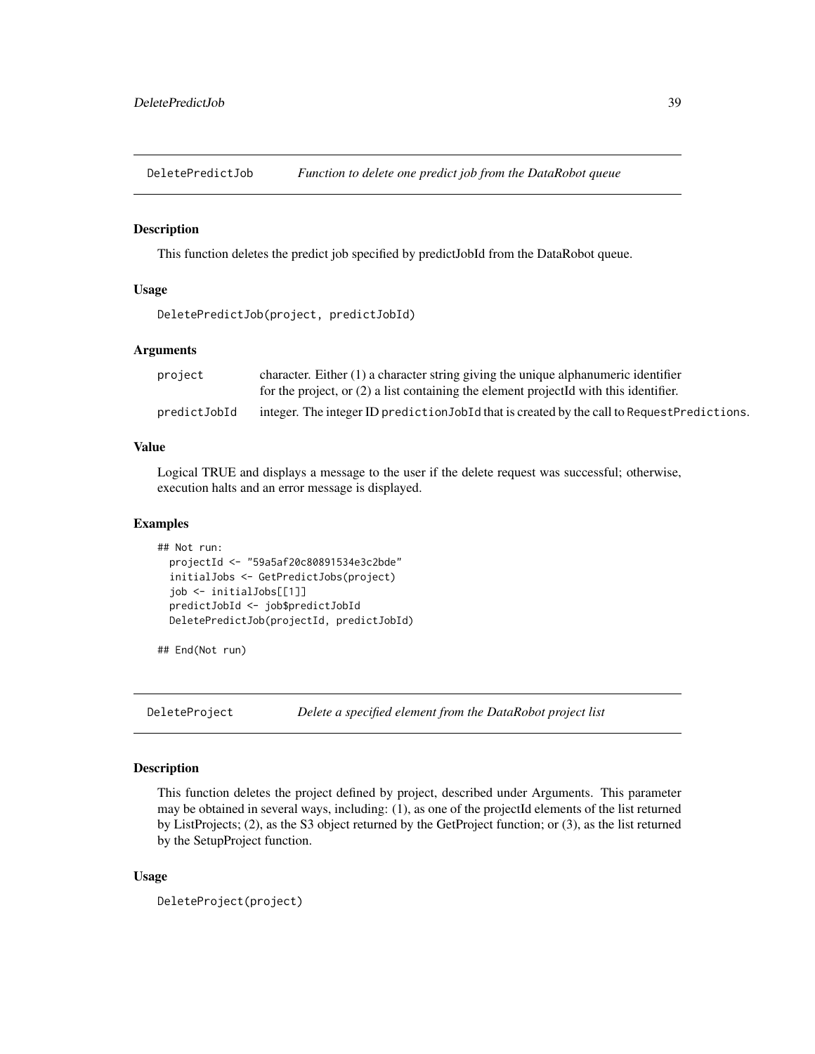## DeletePredictJob *Function to delete one predict job from the DataRobot queue*

### Description

This function deletes the predict job specified by predictJobId from the DataRobot queue.

### Usage

```
DeletePredictJob(project, predictJobId)
```

### Arguments

| | |
|---|---|
| `project` | character. Either (1) a character string giving the unique alphanumeric identifier for the project, or (2) a list containing the element projectId with this identifier. |
| `predictJobId` | integer. The integer ID `predictionJobId` that is created by the call to `RequestPredictions`. |

### Value

Logical TRUE and displays a message to the user if the delete request was successful; otherwise, execution halts and an error message is displayed.

### Examples

```
## Not run:
  projectId <- "59a5af20c80891534e3c2bde"
  initialJobs <- GetPredictJobs(project)
  job <- initialJobs[[1]]
  predictJobId <- job$predictJobId
  DeletePredictJob(projectId, predictJobId)

## End(Not run)
```

## DeleteProject *Delete a specified element from the DataRobot project list*

### Description

This function deletes the project defined by project, described under Arguments. This parameter may be obtained in several ways, including: (1), as one of the projectId elements of the list returned by ListProjects; (2), as the S3 object returned by the GetProject function; or (3), as the list returned by the SetupProject function.

### Usage

```
DeleteProject(project)
```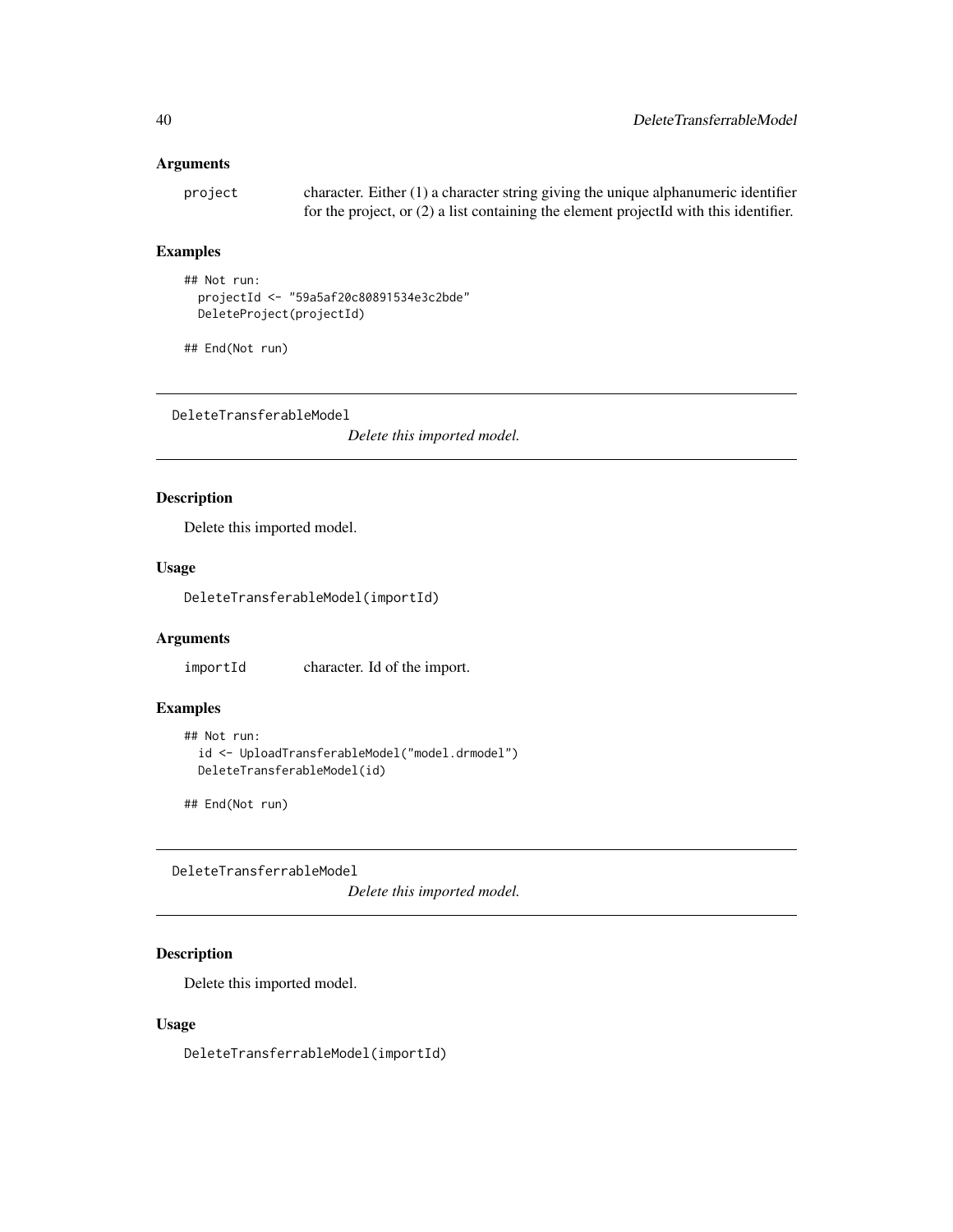### Arguments

project: character. Either (1) a character string giving the unique alphanumeric identifier for the project, or (2) a list containing the element projectId with this identifier.

### Examples

```
## Not run:
  projectId <- "59a5af20c80891534e3c2bde"
  DeleteProject(projectId)

## End(Not run)
```

---

## DeleteTransferableModel

*Delete this imported model.*

### Description

Delete this imported model.

### Usage

```
DeleteTransferableModel(importId)
```

### Arguments

importId: character. Id of the import.

### Examples

```
## Not run:
  id <- UploadTransferableModel("model.drmodel")
  DeleteTransferableModel(id)

## End(Not run)
```

---

## DeleteTransferrableModel

*Delete this imported model.*

### Description

Delete this imported model.

### Usage

```
DeleteTransferrableModel(importId)
```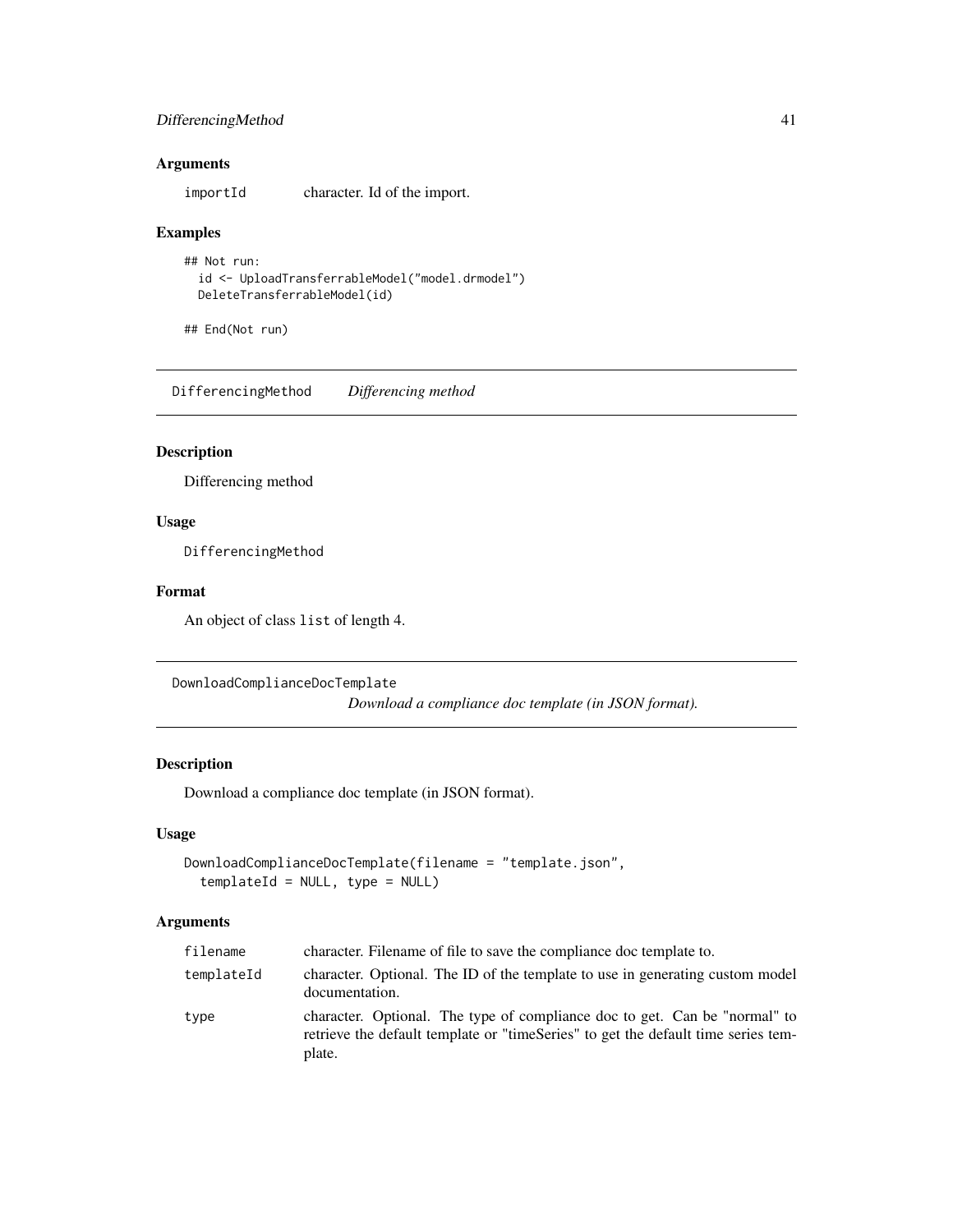### Arguments

| | |
|---|---|
| importId | character. Id of the import. |

### Examples

```
## Not run:
  id <- UploadTransferrableModel("model.drmodel")
  DeleteTransferrableModel(id)

## End(Not run)
```

---

## DifferencingMethod    *Differencing method*

### Description

Differencing method

### Usage

```
DifferencingMethod
```

### Format

An object of class `list` of length 4.

---

## DownloadComplianceDocTemplate    *Download a compliance doc template (in JSON format).*

### Description

Download a compliance doc template (in JSON format).

### Usage

```
DownloadComplianceDocTemplate(filename = "template.json",
  templateId = NULL, type = NULL)
```

### Arguments

| | |
|---|---|
| filename | character. Filename of file to save the compliance doc template to. |
| templateId | character. Optional. The ID of the template to use in generating custom model documentation. |
| type | character. Optional. The type of compliance doc to get. Can be "normal" to retrieve the default template or "timeSeries" to get the default time series template. |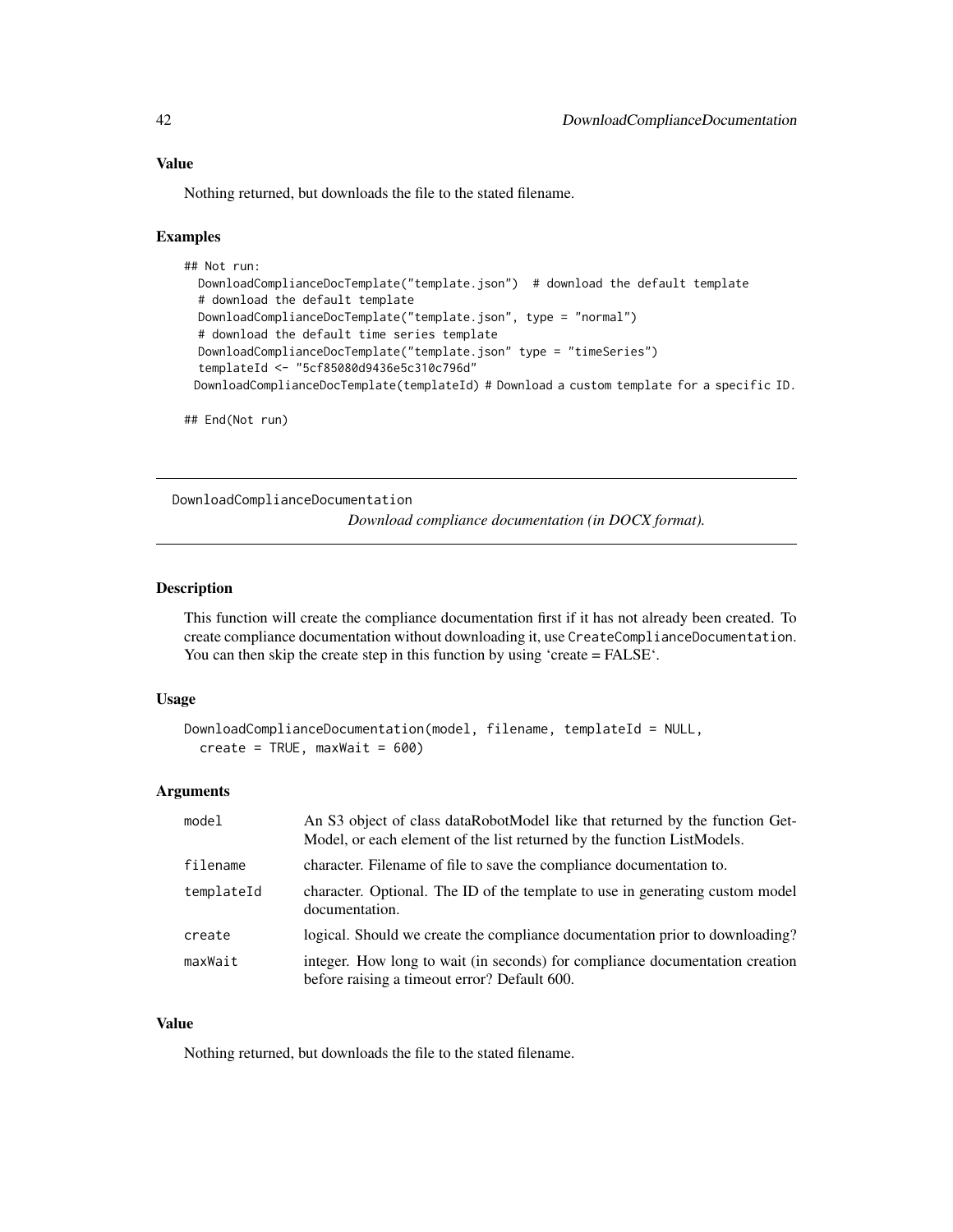## Value

Nothing returned, but downloads the file to the stated filename.

## Examples

```
## Not run:
  DownloadComplianceDocTemplate("template.json")  # download the default template
  # download the default template
  DownloadComplianceDocTemplate("template.json", type = "normal")
  # download the default time series template
  DownloadComplianceDocTemplate("template.json" type = "timeSeries")
  templateId <- "5cf85080d9436e5c310c796d"
 DownloadComplianceDocTemplate(templateId) # Download a custom template for a specific ID.

## End(Not run)
```

---

DownloadComplianceDocumentation
*Download compliance documentation (in DOCX format).*

---

## Description

This function will create the compliance documentation first if it has not already been created. To create compliance documentation without downloading it, use `CreateComplianceDocumentation`. You can then skip the create step in this function by using 'create = FALSE'.

## Usage

```
DownloadComplianceDocumentation(model, filename, templateId = NULL,
  create = TRUE, maxWait = 600)
```

## Arguments

| | |
|---|---|
| model | An S3 object of class dataRobotModel like that returned by the function GetModel, or each element of the list returned by the function ListModels. |
| filename | character. Filename of file to save the compliance documentation to. |
| templateId | character. Optional. The ID of the template to use in generating custom model documentation. |
| create | logical. Should we create the compliance documentation prior to downloading? |
| maxWait | integer. How long to wait (in seconds) for compliance documentation creation before raising a timeout error? Default 600. |

## Value

Nothing returned, but downloads the file to the stated filename.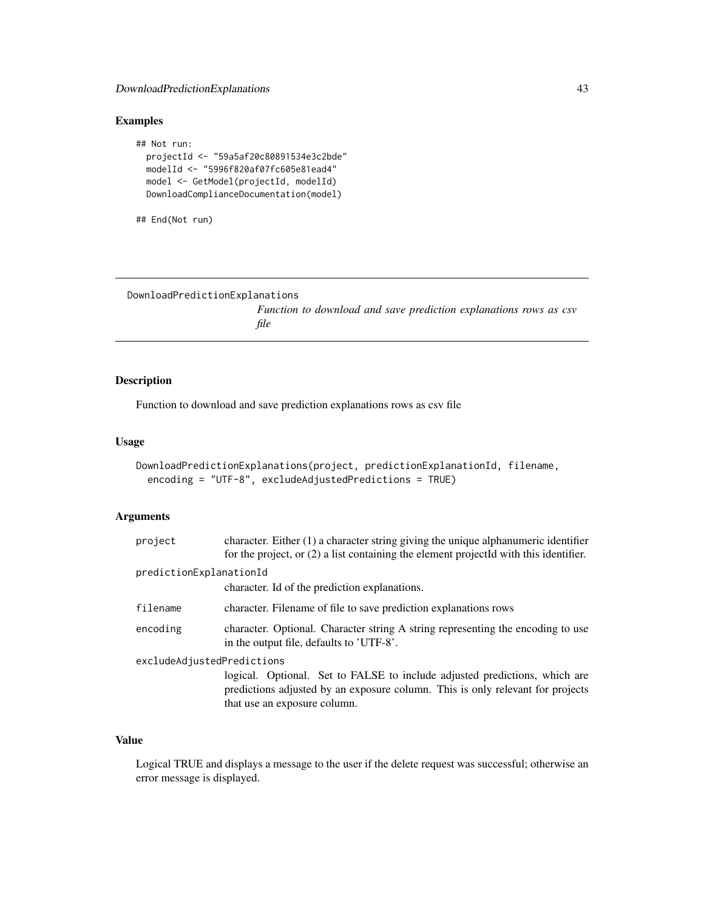### Examples

```
## Not run:
  projectId <- "59a5af20c80891534e3c2bde"
  modelId <- "5996f820af07fc605e81ead4"
  model <- GetModel(projectId, modelId)
  DownloadComplianceDocumentation(model)

## End(Not run)
```

---

## DownloadPredictionExplanations

*Function to download and save prediction explanations rows as csv file*

---

### Description

Function to download and save prediction explanations rows as csv file

### Usage

```
DownloadPredictionExplanations(project, predictionExplanationId, filename,
  encoding = "UTF-8", excludeAdjustedPredictions = TRUE)
```

### Arguments

| | |
|---|---|
| `project` | character. Either (1) a character string giving the unique alphanumeric identifier for the project, or (2) a list containing the element projectId with this identifier. |
| `predictionExplanationId` | character. Id of the prediction explanations. |
| `filename` | character. Filename of file to save prediction explanations rows |
| `encoding` | character. Optional. Character string A string representing the encoding to use in the output file, defaults to 'UTF-8'. |
| `excludeAdjustedPredictions` | logical. Optional. Set to FALSE to include adjusted predictions, which are predictions adjusted by an exposure column. This is only relevant for projects that use an exposure column. |

### Value

Logical TRUE and displays a message to the user if the delete request was successful; otherwise an error message is displayed.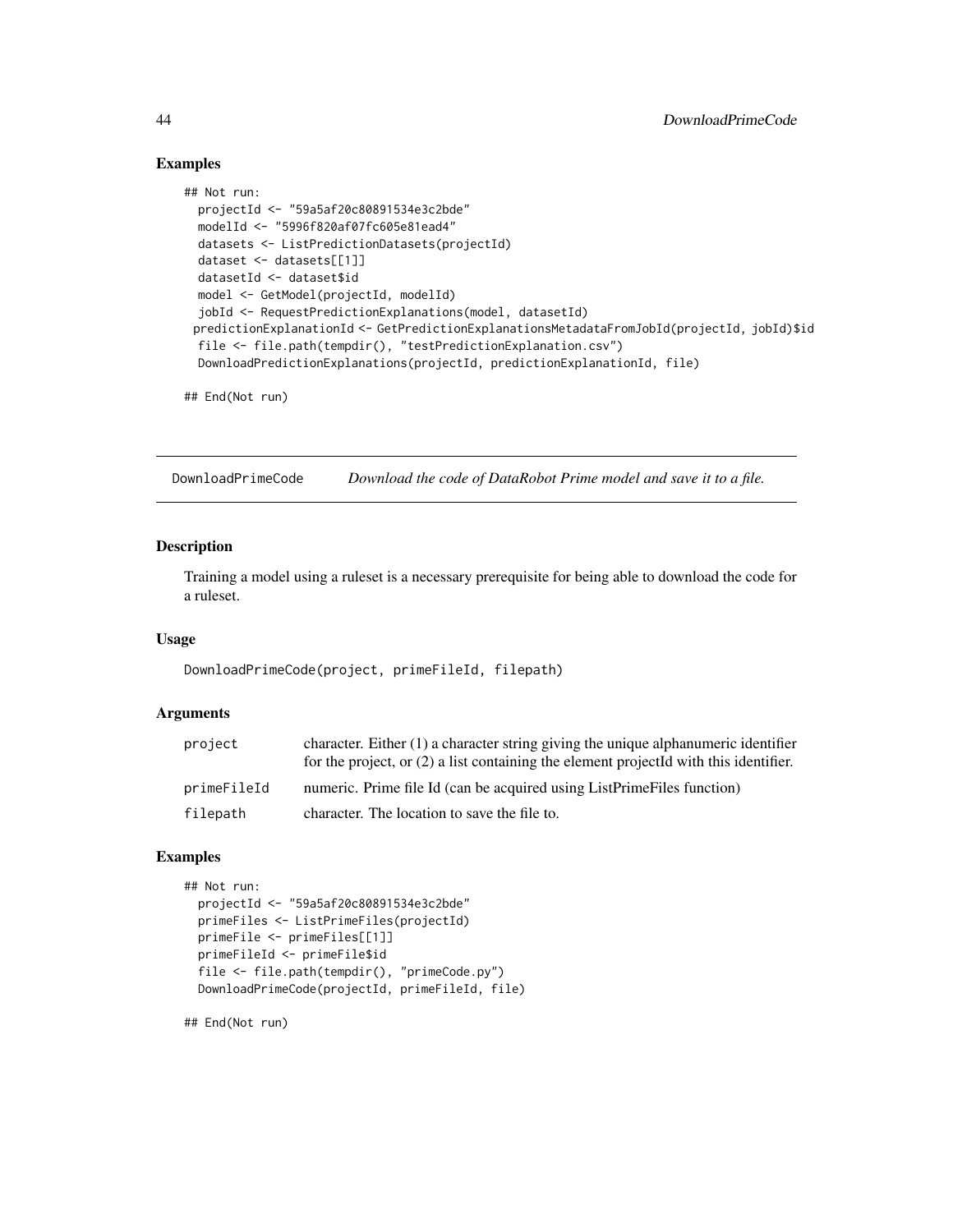## Examples

```
## Not run:
  projectId <- "59a5af20c80891534e3c2bde"
  modelId <- "5996f820af07fc605e81ead4"
  datasets <- ListPredictionDatasets(projectId)
  dataset <- datasets[[1]]
  datasetId <- dataset$id
  model <- GetModel(projectId, modelId)
  jobId <- RequestPredictionExplanations(model, datasetId)
 predictionExplanationId <- GetPredictionExplanationsMetadataFromJobId(projectId, jobId)$id
  file <- file.path(tempdir(), "testPredictionExplanation.csv")
  DownloadPredictionExplanations(projectId, predictionExplanationId, file)

## End(Not run)
```

---

# DownloadPrimeCode — *Download the code of DataRobot Prime model and save it to a file.*

## Description

Training a model using a ruleset is a necessary prerequisite for being able to download the code for a ruleset.

## Usage

```
DownloadPrimeCode(project, primeFileId, filepath)
```

## Arguments

| | |
|---|---|
| `project` | character. Either (1) a character string giving the unique alphanumeric identifier for the project, or (2) a list containing the element projectId with this identifier. |
| `primeFileId` | numeric. Prime file Id (can be acquired using ListPrimeFiles function) |
| `filepath` | character. The location to save the file to. |

## Examples

```
## Not run:
  projectId <- "59a5af20c80891534e3c2bde"
  primeFiles <- ListPrimeFiles(projectId)
  primeFile <- primeFiles[[1]]
  primeFileId <- primeFile$id
  file <- file.path(tempdir(), "primeCode.py")
  DownloadPrimeCode(projectId, primeFileId, file)

## End(Not run)
```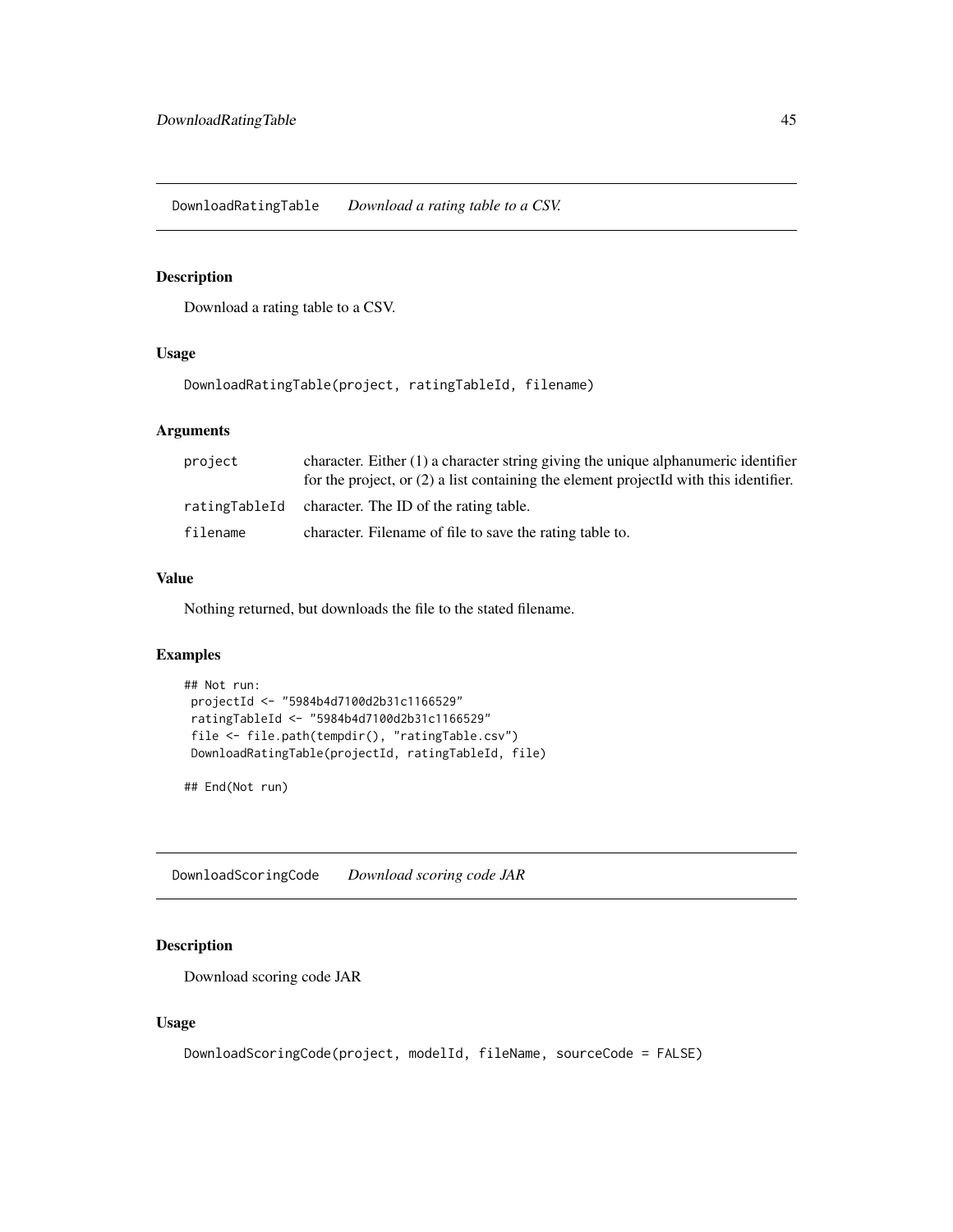## DownloadRatingTable *Download a rating table to a CSV.*

### Description

Download a rating table to a CSV.

### Usage

```
DownloadRatingTable(project, ratingTableId, filename)
```

### Arguments

| | |
|---|---|
| project | character. Either (1) a character string giving the unique alphanumeric identifier for the project, or (2) a list containing the element projectId with this identifier. |
| ratingTableId | character. The ID of the rating table. |
| filename | character. Filename of file to save the rating table to. |

### Value

Nothing returned, but downloads the file to the stated filename.

### Examples

```
## Not run:
 projectId <- "5984b4d7100d2b31c1166529"
 ratingTableId <- "5984b4d7100d2b31c1166529"
 file <- file.path(tempdir(), "ratingTable.csv")
 DownloadRatingTable(projectId, ratingTableId, file)

## End(Not run)
```

## DownloadScoringCode *Download scoring code JAR*

### Description

Download scoring code JAR

### Usage

```
DownloadScoringCode(project, modelId, fileName, sourceCode = FALSE)
```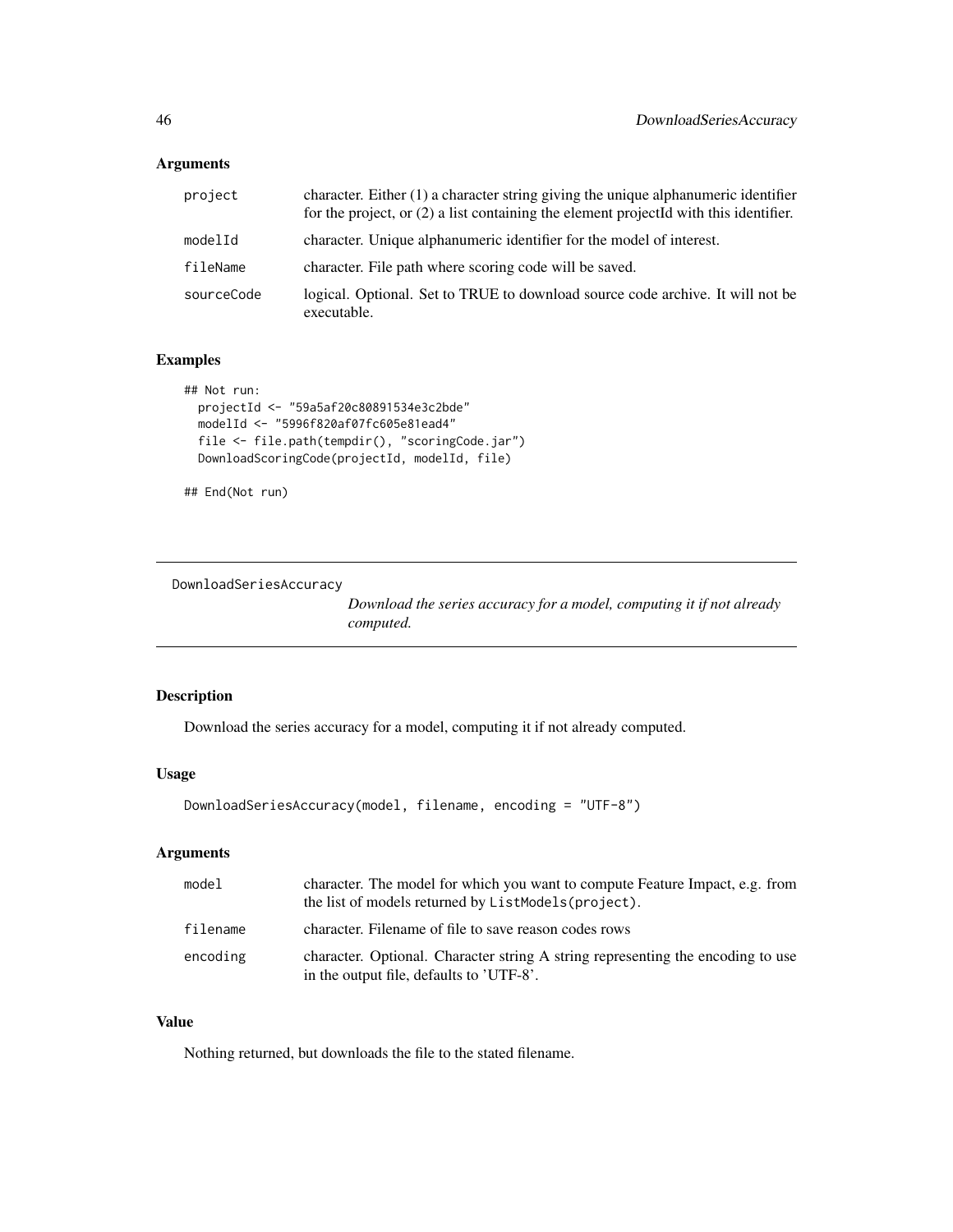## Arguments

| | |
|---|---|
| project | character. Either (1) a character string giving the unique alphanumeric identifier for the project, or (2) a list containing the element projectId with this identifier. |
| modelId | character. Unique alphanumeric identifier for the model of interest. |
| fileName | character. File path where scoring code will be saved. |
| sourceCode | logical. Optional. Set to TRUE to download source code archive. It will not be executable. |

## Examples

```
## Not run:
  projectId <- "59a5af20c80891534e3c2bde"
  modelId <- "5996f820af07fc605e81ead4"
  file <- file.path(tempdir(), "scoringCode.jar")
  DownloadScoringCode(projectId, modelId, file)

## End(Not run)
```

---

# DownloadSeriesAccuracy

*Download the series accuracy for a model, computing it if not already computed.*

## Description

Download the series accuracy for a model, computing it if not already computed.

## Usage

```
DownloadSeriesAccuracy(model, filename, encoding = "UTF-8")
```

## Arguments

| | |
|---|---|
| model | character. The model for which you want to compute Feature Impact, e.g. from the list of models returned by `ListModels(project)`. |
| filename | character. Filename of file to save reason codes rows |
| encoding | character. Optional. Character string A string representing the encoding to use in the output file, defaults to 'UTF-8'. |

## Value

Nothing returned, but downloads the file to the stated filename.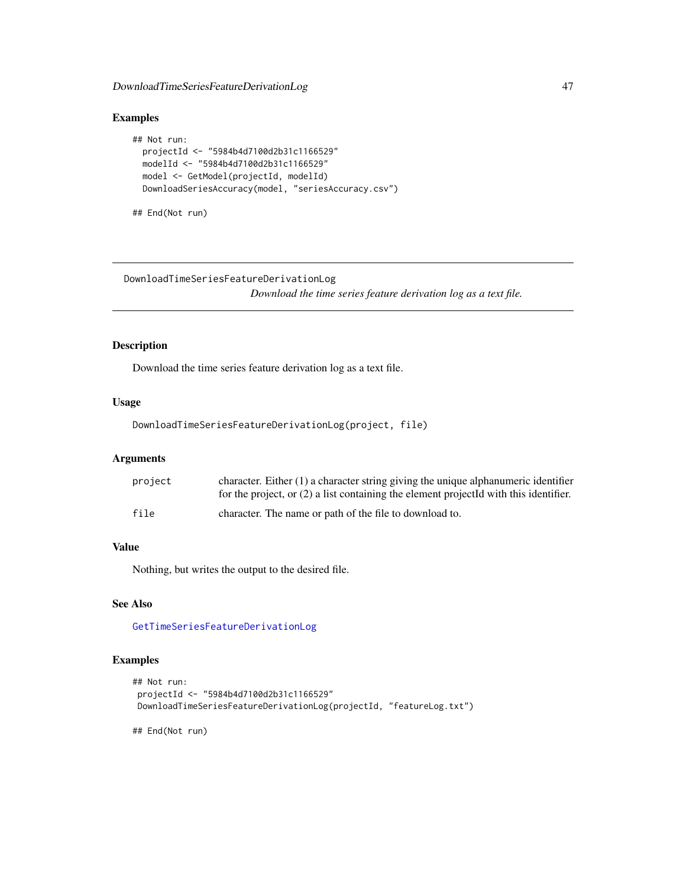## Examples

```
## Not run:
  projectId <- "5984b4d7100d2b31c1166529"
  modelId <- "5984b4d7100d2b31c1166529"
  model <- GetModel(projectId, modelId)
  DownloadSeriesAccuracy(model, "seriesAccuracy.csv")

## End(Not run)
```

---

DownloadTimeSeriesFeatureDerivationLog

*Download the time series feature derivation log as a text file.*

---

## Description

Download the time series feature derivation log as a text file.

## Usage

```
DownloadTimeSeriesFeatureDerivationLog(project, file)
```

## Arguments

| | |
|---|---|
| project | character. Either (1) a character string giving the unique alphanumeric identifier for the project, or (2) a list containing the element projectId with this identifier. |
| file | character. The name or path of the file to download to. |

## Value

Nothing, but writes the output to the desired file.

## See Also

GetTimeSeriesFeatureDerivationLog

## Examples

```
## Not run:
 projectId <- "5984b4d7100d2b31c1166529"
 DownloadTimeSeriesFeatureDerivationLog(projectId, "featureLog.txt")

## End(Not run)
```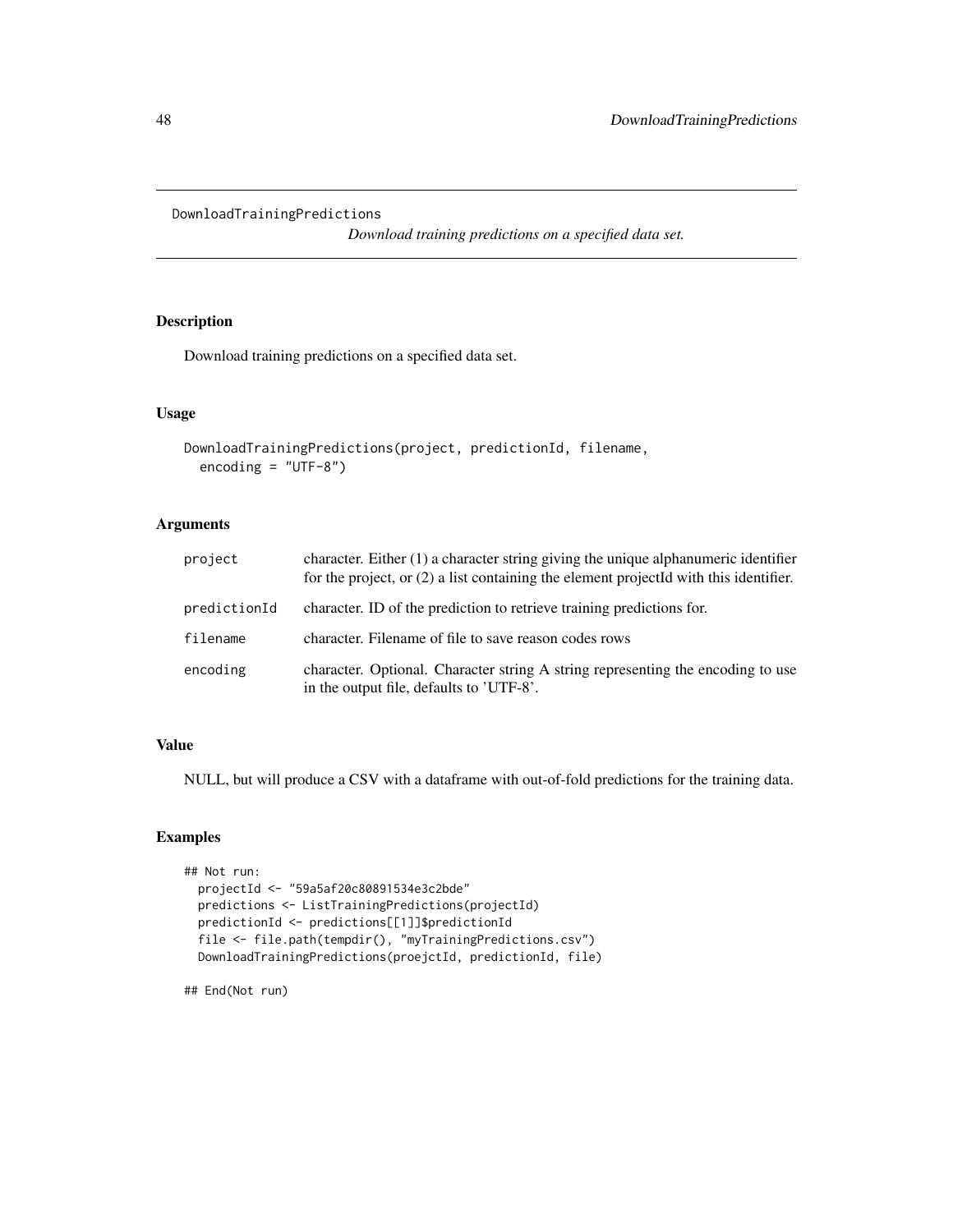## DownloadTrainingPredictions

*Download training predictions on a specified data set.*

### Description

Download training predictions on a specified data set.

### Usage

```
DownloadTrainingPredictions(project, predictionId, filename,
  encoding = "UTF-8")
```

### Arguments

| | |
|---|---|
| `project` | character. Either (1) a character string giving the unique alphanumeric identifier for the project, or (2) a list containing the element projectId with this identifier. |
| `predictionId` | character. ID of the prediction to retrieve training predictions for. |
| `filename` | character. Filename of file to save reason codes rows |
| `encoding` | character. Optional. Character string A string representing the encoding to use in the output file, defaults to 'UTF-8'. |

### Value

NULL, but will produce a CSV with a dataframe with out-of-fold predictions for the training data.

### Examples

```
## Not run:
  projectId <- "59a5af20c80891534e3c2bde"
  predictions <- ListTrainingPredictions(projectId)
  predictionId <- predictions[[1]]$predictionId
  file <- file.path(tempdir(), "myTrainingPredictions.csv")
  DownloadTrainingPredictions(proejctId, predictionId, file)

## End(Not run)
```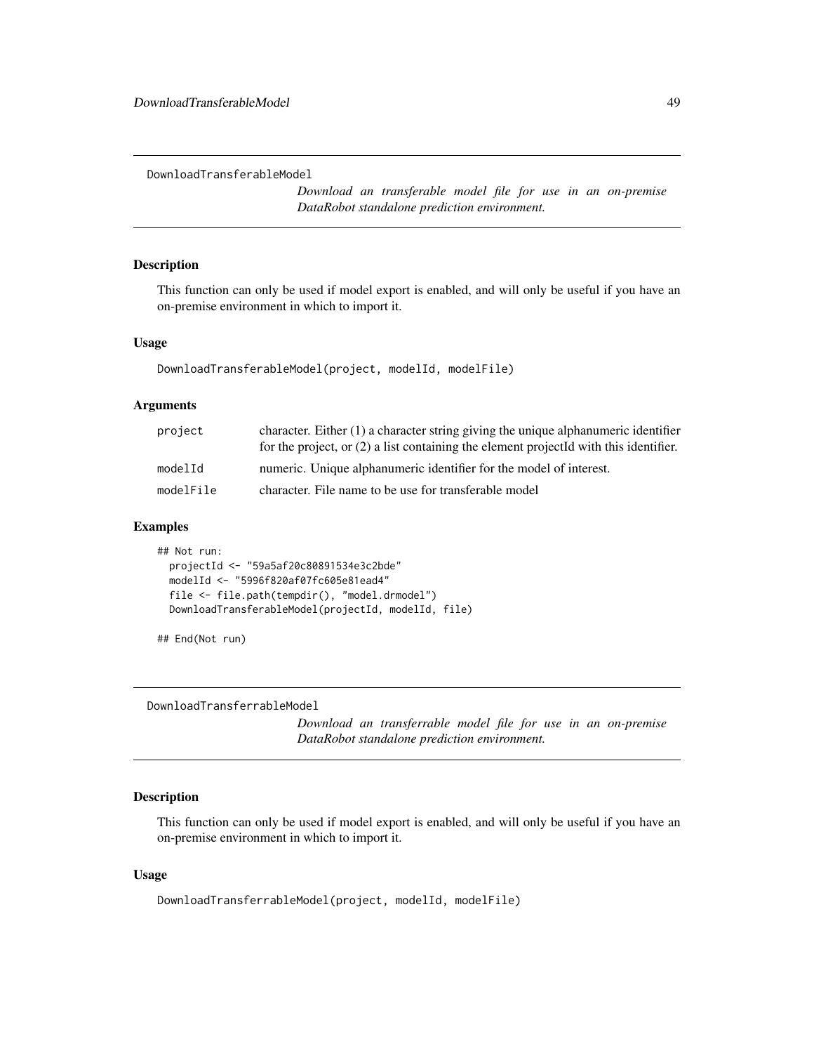## DownloadTransferableModel

*Download an transferable model file for use in an on-premise DataRobot standalone prediction environment.*

### Description

This function can only be used if model export is enabled, and will only be useful if you have an on-premise environment in which to import it.

### Usage

```
DownloadTransferableModel(project, modelId, modelFile)
```

### Arguments

| | |
|---|---|
| project | character. Either (1) a character string giving the unique alphanumeric identifier for the project, or (2) a list containing the element projectId with this identifier. |
| modelId | numeric. Unique alphanumeric identifier for the model of interest. |
| modelFile | character. File name to be use for transferable model |

### Examples

```
## Not run:
  projectId <- "59a5af20c80891534e3c2bde"
  modelId <- "5996f820af07fc605e81ead4"
  file <- file.path(tempdir(), "model.drmodel")
  DownloadTransferableModel(projectId, modelId, file)

## End(Not run)
```

## DownloadTransferrableModel

*Download an transferrable model file for use in an on-premise DataRobot standalone prediction environment.*

### Description

This function can only be used if model export is enabled, and will only be useful if you have an on-premise environment in which to import it.

### Usage

```
DownloadTransferrableModel(project, modelId, modelFile)
```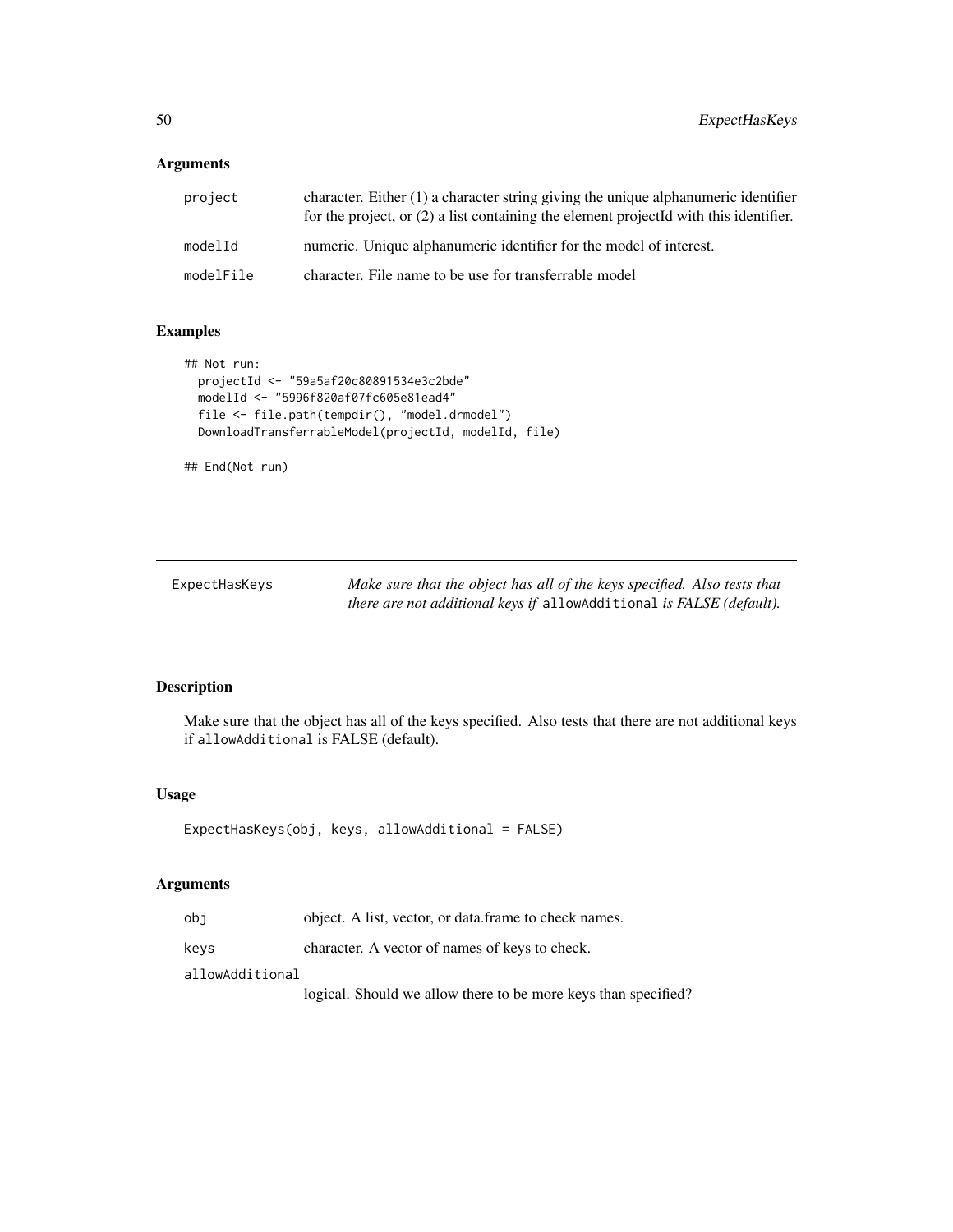## Arguments

| | |
|---|---|
| project | character. Either (1) a character string giving the unique alphanumeric identifier for the project, or (2) a list containing the element projectId with this identifier. |
| modelId | numeric. Unique alphanumeric identifier for the model of interest. |
| modelFile | character. File name to be use for transferrable model |

## Examples

```
## Not run:
  projectId <- "59a5af20c80891534e3c2bde"
  modelId <- "5996f820af07fc605e81ead4"
  file <- file.path(tempdir(), "model.drmodel")
  DownloadTransferrableModel(projectId, modelId, file)

## End(Not run)
```

---

# ExpectHasKeys

*Make sure that the object has all of the keys specified. Also tests that there are not additional keys if* `allowAdditional` *is FALSE (default).*

---

## Description

Make sure that the object has all of the keys specified. Also tests that there are not additional keys if `allowAdditional` is FALSE (default).

## Usage

```
ExpectHasKeys(obj, keys, allowAdditional = FALSE)
```

## Arguments

| | |
|---|---|
| obj | object. A list, vector, or data.frame to check names. |
| keys | character. A vector of names of keys to check. |
| allowAdditional | logical. Should we allow there to be more keys than specified? |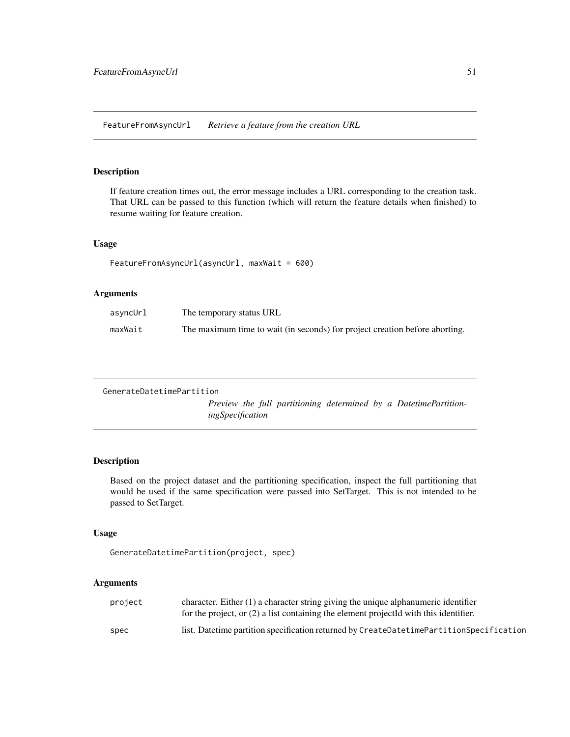## FeatureFromAsyncUrl *Retrieve a feature from the creation URL*

### Description

If feature creation times out, the error message includes a URL corresponding to the creation task. That URL can be passed to this function (which will return the feature details when finished) to resume waiting for feature creation.

### Usage

```
FeatureFromAsyncUrl(asyncUrl, maxWait = 600)
```

### Arguments

| | |
|---|---|
| asyncUrl | The temporary status URL |
| maxWait | The maximum time to wait (in seconds) for project creation before aborting. |

## GenerateDatetimePartition *Preview the full partitioning determined by a DatetimePartitioningSpecification*

### Description

Based on the project dataset and the partitioning specification, inspect the full partitioning that would be used if the same specification were passed into SetTarget. This is not intended to be passed to SetTarget.

### Usage

```
GenerateDatetimePartition(project, spec)
```

### Arguments

| | |
|---|---|
| project | character. Either (1) a character string giving the unique alphanumeric identifier for the project, or (2) a list containing the element projectId with this identifier. |
| spec | list. Datetime partition specification returned by `CreateDatetimePartitionSpecification` |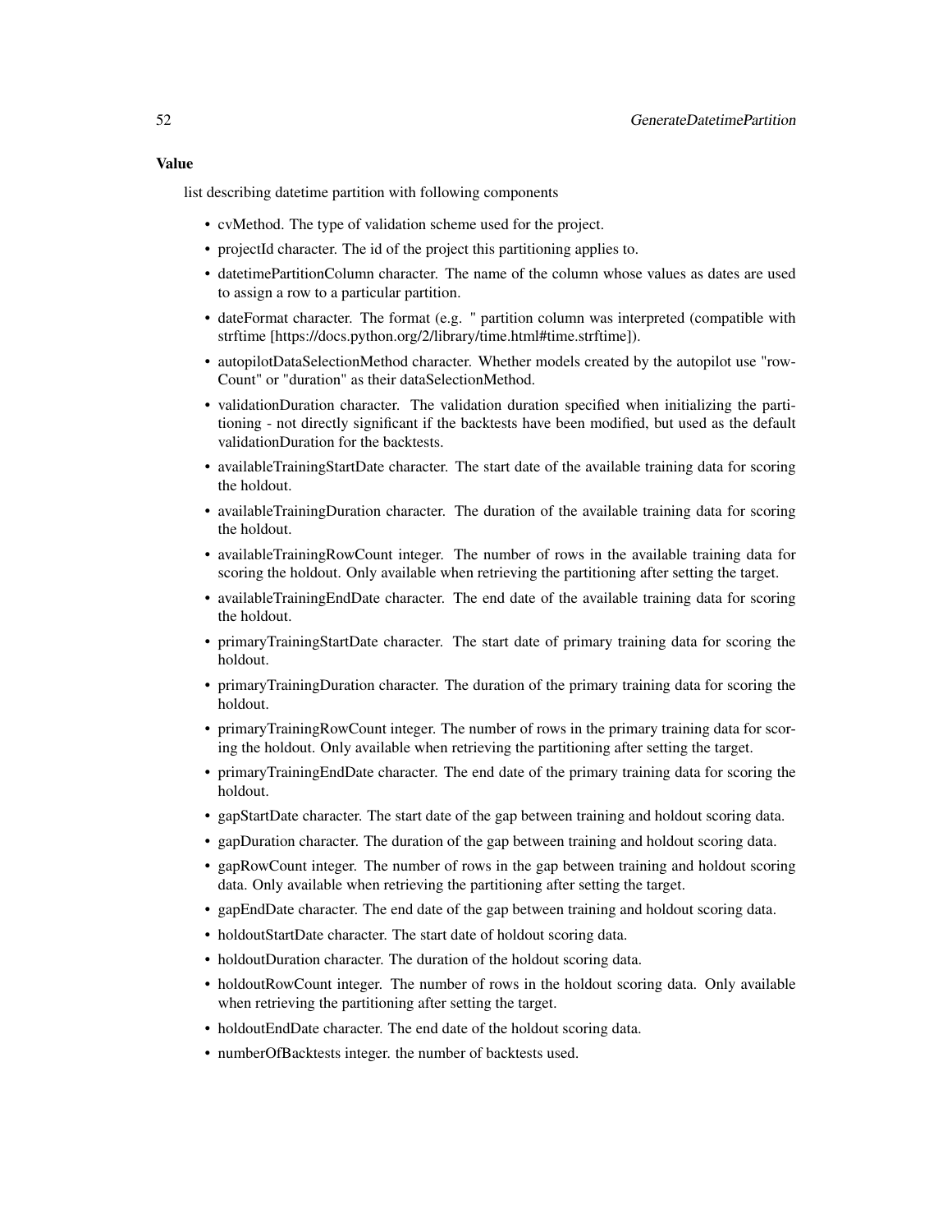### Value

list describing datetime partition with following components

- cvMethod. The type of validation scheme used for the project.
- projectId character. The id of the project this partitioning applies to.
- datetimePartitionColumn character. The name of the column whose values as dates are used to assign a row to a particular partition.
- dateFormat character. The format (e.g. " partition column was interpreted (compatible with strftime [https://docs.python.org/2/library/time.html#time.strftime]).
- autopilotDataSelectionMethod character. Whether models created by the autopilot use "rowCount" or "duration" as their dataSelectionMethod.
- validationDuration character. The validation duration specified when initializing the partitioning - not directly significant if the backtests have been modified, but used as the default validationDuration for the backtests.
- availableTrainingStartDate character. The start date of the available training data for scoring the holdout.
- availableTrainingDuration character. The duration of the available training data for scoring the holdout.
- availableTrainingRowCount integer. The number of rows in the available training data for scoring the holdout. Only available when retrieving the partitioning after setting the target.
- availableTrainingEndDate character. The end date of the available training data for scoring the holdout.
- primaryTrainingStartDate character. The start date of primary training data for scoring the holdout.
- primaryTrainingDuration character. The duration of the primary training data for scoring the holdout.
- primaryTrainingRowCount integer. The number of rows in the primary training data for scoring the holdout. Only available when retrieving the partitioning after setting the target.
- primaryTrainingEndDate character. The end date of the primary training data for scoring the holdout.
- gapStartDate character. The start date of the gap between training and holdout scoring data.
- gapDuration character. The duration of the gap between training and holdout scoring data.
- gapRowCount integer. The number of rows in the gap between training and holdout scoring data. Only available when retrieving the partitioning after setting the target.
- gapEndDate character. The end date of the gap between training and holdout scoring data.
- holdoutStartDate character. The start date of holdout scoring data.
- holdoutDuration character. The duration of the holdout scoring data.
- holdoutRowCount integer. The number of rows in the holdout scoring data. Only available when retrieving the partitioning after setting the target.
- holdoutEndDate character. The end date of the holdout scoring data.
- numberOfBacktests integer. the number of backtests used.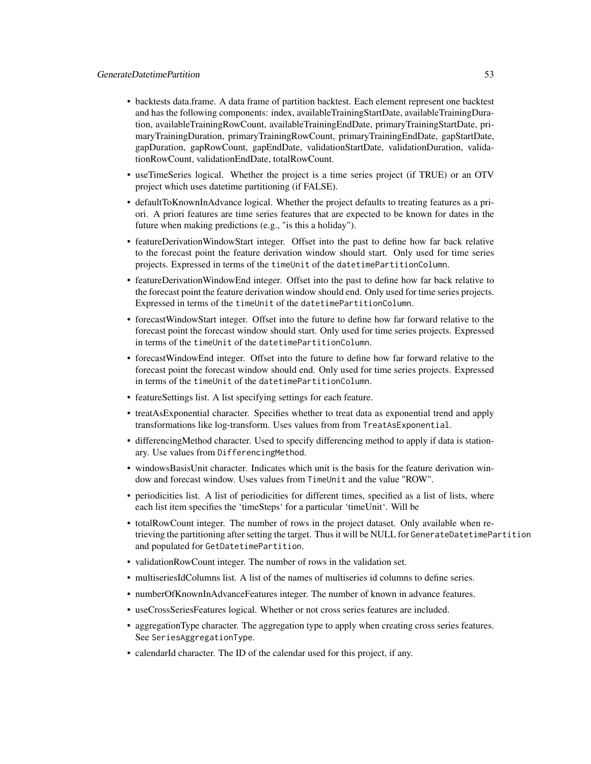- backtests data.frame. A data frame of partition backtest. Each element represent one backtest and has the following components: index, availableTrainingStartDate, availableTrainingDuration, availableTrainingRowCount, availableTrainingEndDate, primaryTrainingStartDate, primaryTrainingDuration, primaryTrainingRowCount, primaryTrainingEndDate, gapStartDate, gapDuration, gapRowCount, gapEndDate, validationStartDate, validationDuration, validationRowCount, validationEndDate, totalRowCount.
- useTimeSeries logical. Whether the project is a time series project (if TRUE) or an OTV project which uses datetime partitioning (if FALSE).
- defaultToKnownInAdvance logical. Whether the project defaults to treating features as a priori. A priori features are time series features that are expected to be known for dates in the future when making predictions (e.g., "is this a holiday").
- featureDerivationWindowStart integer. Offset into the past to define how far back relative to the forecast point the feature derivation window should start. Only used for time series projects. Expressed in terms of the `timeUnit` of the `datetimePartitionColumn`.
- featureDerivationWindowEnd integer. Offset into the past to define how far back relative to the forecast point the feature derivation window should end. Only used for time series projects. Expressed in terms of the `timeUnit` of the `datetimePartitionColumn`.
- forecastWindowStart integer. Offset into the future to define how far forward relative to the forecast point the forecast window should start. Only used for time series projects. Expressed in terms of the `timeUnit` of the `datetimePartitionColumn`.
- forecastWindowEnd integer. Offset into the future to define how far forward relative to the forecast point the forecast window should end. Only used for time series projects. Expressed in terms of the `timeUnit` of the `datetimePartitionColumn`.
- featureSettings list. A list specifying settings for each feature.
- treatAsExponential character. Specifies whether to treat data as exponential trend and apply transformations like log-transform. Uses values from from `TreatAsExponential`.
- differencingMethod character. Used to specify differencing method to apply if data is stationary. Use values from `DifferencingMethod`.
- windowsBasisUnit character. Indicates which unit is the basis for the feature derivation window and forecast window. Uses values from `TimeUnit` and the value "ROW".
- periodicities list. A list of periodicities for different times, specified as a list of lists, where each list item specifies the 'timeSteps' for a particular 'timeUnit'. Will be
- totalRowCount integer. The number of rows in the project dataset. Only available when retrieving the partitioning after setting the target. Thus it will be NULL for `GenerateDatetimePartition` and populated for `GetDatetimePartition`.
- validationRowCount integer. The number of rows in the validation set.
- multiseriesIdColumns list. A list of the names of multiseries id columns to define series.
- numberOfKnownInAdvanceFeatures integer. The number of known in advance features.
- useCrossSeriesFeatures logical. Whether or not cross series features are included.
- aggregationType character. The aggregation type to apply when creating cross series features. See `SeriesAggregationType`.
- calendarId character. The ID of the calendar used for this project, if any.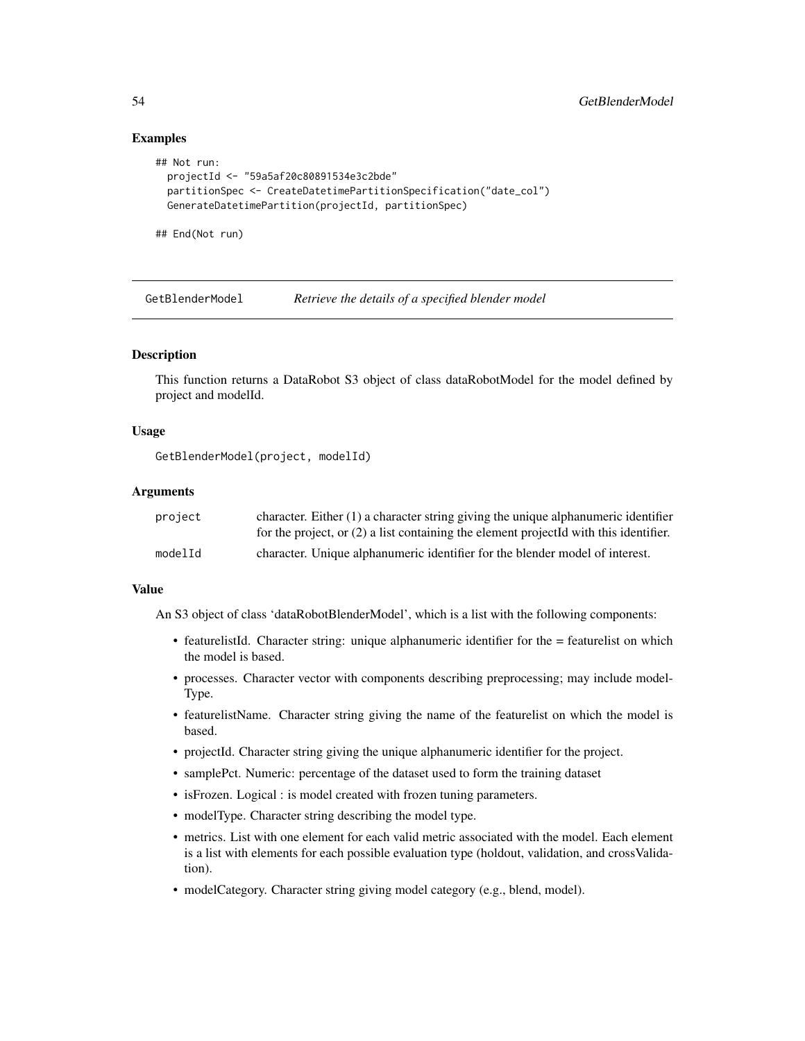## Examples

```
## Not run:
  projectId <- "59a5af20c80891534e3c2bde"
  partitionSpec <- CreateDatetimePartitionSpecification("date_col")
  GenerateDatetimePartition(projectId, partitionSpec)

## End(Not run)
```

---

# GetBlenderModel    *Retrieve the details of a specified blender model*

---

## Description

This function returns a DataRobot S3 object of class dataRobotModel for the model defined by project and modelId.

## Usage

```
GetBlenderModel(project, modelId)
```

## Arguments

| | |
|---|---|
| `project` | character. Either (1) a character string giving the unique alphanumeric identifier for the project, or (2) a list containing the element projectId with this identifier. |
| `modelId` | character. Unique alphanumeric identifier for the blender model of interest. |

## Value

An S3 object of class 'dataRobotBlenderModel', which is a list with the following components:

- featurelistId. Character string: unique alphanumeric identifier for the = featurelist on which the model is based.
- processes. Character vector with components describing preprocessing; may include modelType.
- featurelistName. Character string giving the name of the featurelist on which the model is based.
- projectId. Character string giving the unique alphanumeric identifier for the project.
- samplePct. Numeric: percentage of the dataset used to form the training dataset
- isFrozen. Logical : is model created with frozen tuning parameters.
- modelType. Character string describing the model type.
- metrics. List with one element for each valid metric associated with the model. Each element is a list with elements for each possible evaluation type (holdout, validation, and crossValidation).
- modelCategory. Character string giving model category (e.g., blend, model).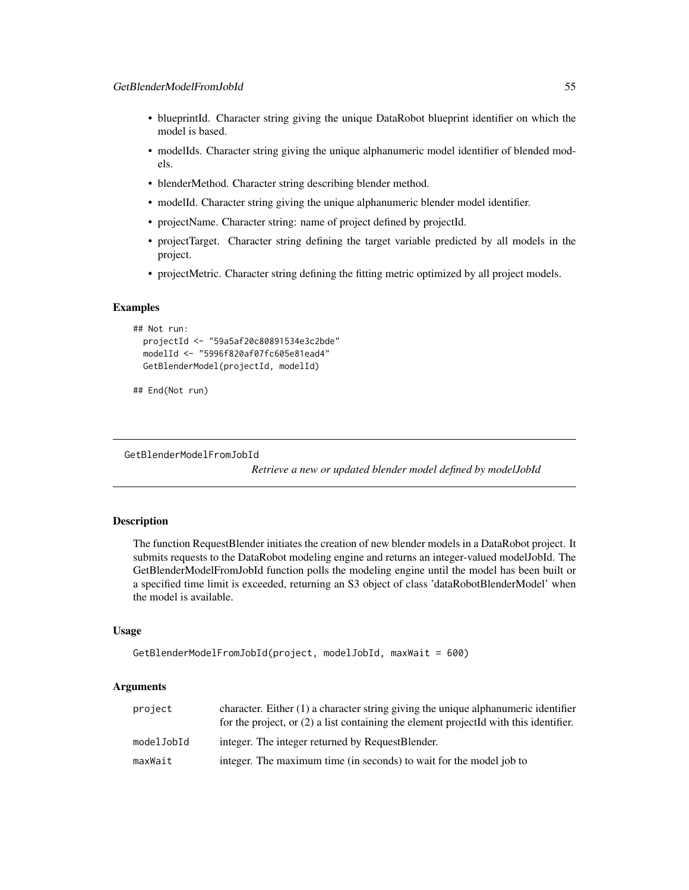- blueprintId. Character string giving the unique DataRobot blueprint identifier on which the model is based.
- modelIds. Character string giving the unique alphanumeric model identifier of blended models.
- blenderMethod. Character string describing blender method.
- modelId. Character string giving the unique alphanumeric blender model identifier.
- projectName. Character string: name of project defined by projectId.
- projectTarget. Character string defining the target variable predicted by all models in the project.
- projectMetric. Character string defining the fitting metric optimized by all project models.

### Examples

```
## Not run:
  projectId <- "59a5af20c80891534e3c2bde"
  modelId <- "5996f820af07fc605e81ead4"
  GetBlenderModel(projectId, modelId)

## End(Not run)
```

---

## GetBlenderModelFromJobId

*Retrieve a new or updated blender model defined by modelJobId*

---

### Description

The function RequestBlender initiates the creation of new blender models in a DataRobot project. It submits requests to the DataRobot modeling engine and returns an integer-valued modelJobId. The GetBlenderModelFromJobId function polls the modeling engine until the model has been built or a specified time limit is exceeded, returning an S3 object of class 'dataRobotBlenderModel' when the model is available.

### Usage

```
GetBlenderModelFromJobId(project, modelJobId, maxWait = 600)
```

### Arguments

| | |
|---|---|
| project | character. Either (1) a character string giving the unique alphanumeric identifier for the project, or (2) a list containing the element projectId with this identifier. |
| modelJobId | integer. The integer returned by RequestBlender. |
| maxWait | integer. The maximum time (in seconds) to wait for the model job to |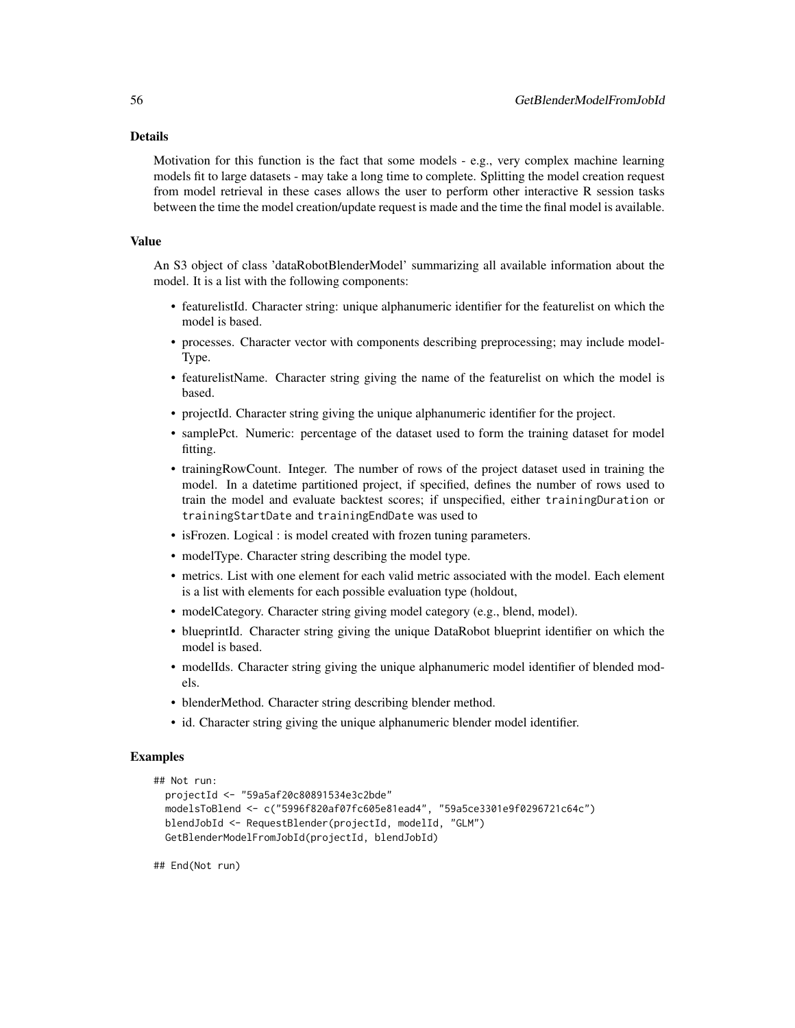## Details

Motivation for this function is the fact that some models - e.g., very complex machine learning models fit to large datasets - may take a long time to complete. Splitting the model creation request from model retrieval in these cases allows the user to perform other interactive R session tasks between the time the model creation/update request is made and the time the final model is available.

## Value

An S3 object of class 'dataRobotBlenderModel' summarizing all available information about the model. It is a list with the following components:

- featurelistId. Character string: unique alphanumeric identifier for the featurelist on which the model is based.
- processes. Character vector with components describing preprocessing; may include modelType.
- featurelistName. Character string giving the name of the featurelist on which the model is based.
- projectId. Character string giving the unique alphanumeric identifier for the project.
- samplePct. Numeric: percentage of the dataset used to form the training dataset for model fitting.
- trainingRowCount. Integer. The number of rows of the project dataset used in training the model. In a datetime partitioned project, if specified, defines the number of rows used to train the model and evaluate backtest scores; if unspecified, either `trainingDuration` or `trainingStartDate` and `trainingEndDate` was used to
- isFrozen. Logical : is model created with frozen tuning parameters.
- modelType. Character string describing the model type.
- metrics. List with one element for each valid metric associated with the model. Each element is a list with elements for each possible evaluation type (holdout,
- modelCategory. Character string giving model category (e.g., blend, model).
- blueprintId. Character string giving the unique DataRobot blueprint identifier on which the model is based.
- modelIds. Character string giving the unique alphanumeric model identifier of blended models.
- blenderMethod. Character string describing blender method.
- id. Character string giving the unique alphanumeric blender model identifier.

## Examples

```
## Not run:
  projectId <- "59a5af20c80891534e3c2bde"
  modelsToBlend <- c("5996f820af07fc605e81ead4", "59a5ce3301e9f0296721c64c")
  blendJobId <- RequestBlender(projectId, modelId, "GLM")
  GetBlenderModelFromJobId(projectId, blendJobId)

## End(Not run)
```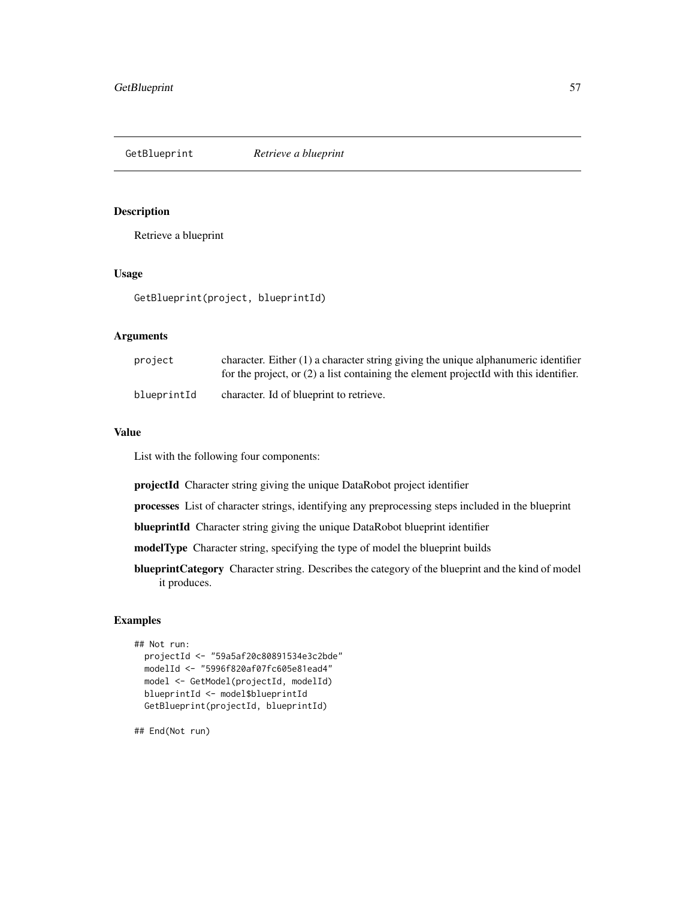## GetBlueprint *Retrieve a blueprint*

### Description

Retrieve a blueprint

### Usage

```
GetBlueprint(project, blueprintId)
```

### Arguments

| | |
|---|---|
| project | character. Either (1) a character string giving the unique alphanumeric identifier for the project, or (2) a list containing the element projectId with this identifier. |
| blueprintId | character. Id of blueprint to retrieve. |

### Value

List with the following four components:

**projectId** Character string giving the unique DataRobot project identifier

**processes** List of character strings, identifying any preprocessing steps included in the blueprint

**blueprintId** Character string giving the unique DataRobot blueprint identifier

**modelType** Character string, specifying the type of model the blueprint builds

**blueprintCategory** Character string. Describes the category of the blueprint and the kind of model it produces.

### Examples

```
## Not run:
  projectId <- "59a5af20c80891534e3c2bde"
  modelId <- "5996f820af07fc605e81ead4"
  model <- GetModel(projectId, modelId)
  blueprintId <- model$blueprintId
  GetBlueprint(projectId, blueprintId)

## End(Not run)
```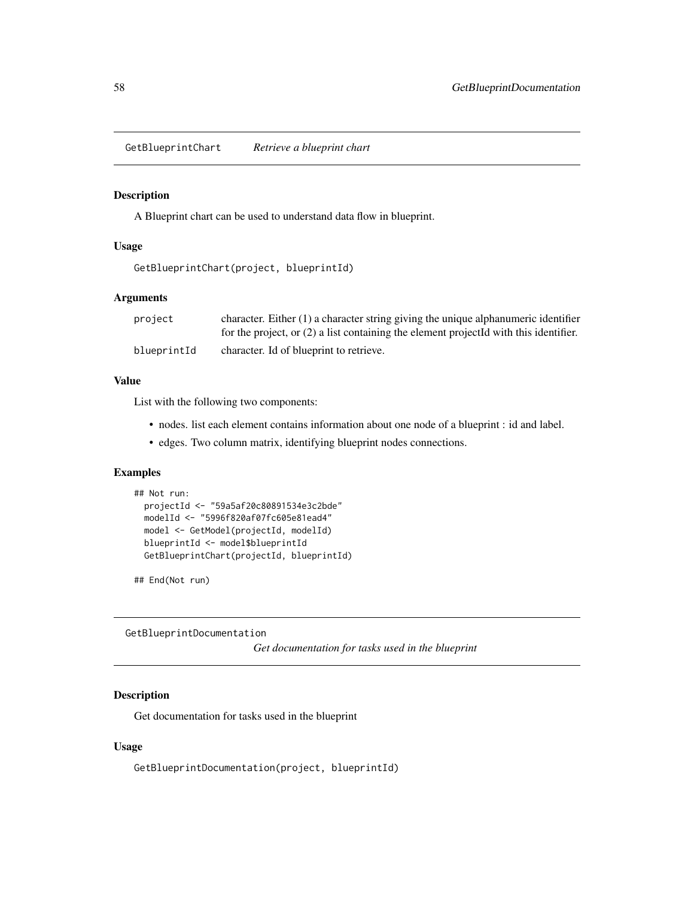## GetBlueprintChart *Retrieve a blueprint chart*

### Description

A Blueprint chart can be used to understand data flow in blueprint.

### Usage

```
GetBlueprintChart(project, blueprintId)
```

### Arguments

| | |
|---|---|
| project | character. Either (1) a character string giving the unique alphanumeric identifier for the project, or (2) a list containing the element projectId with this identifier. |
| blueprintId | character. Id of blueprint to retrieve. |

### Value

List with the following two components:

- nodes. list each element contains information about one node of a blueprint : id and label.
- edges. Two column matrix, identifying blueprint nodes connections.

### Examples

```
## Not run:
  projectId <- "59a5af20c80891534e3c2bde"
  modelId <- "5996f820af07fc605e81ead4"
  model <- GetModel(projectId, modelId)
  blueprintId <- model$blueprintId
  GetBlueprintChart(projectId, blueprintId)

## End(Not run)
```

## GetBlueprintDocumentation *Get documentation for tasks used in the blueprint*

### Description

Get documentation for tasks used in the blueprint

### Usage

```
GetBlueprintDocumentation(project, blueprintId)
```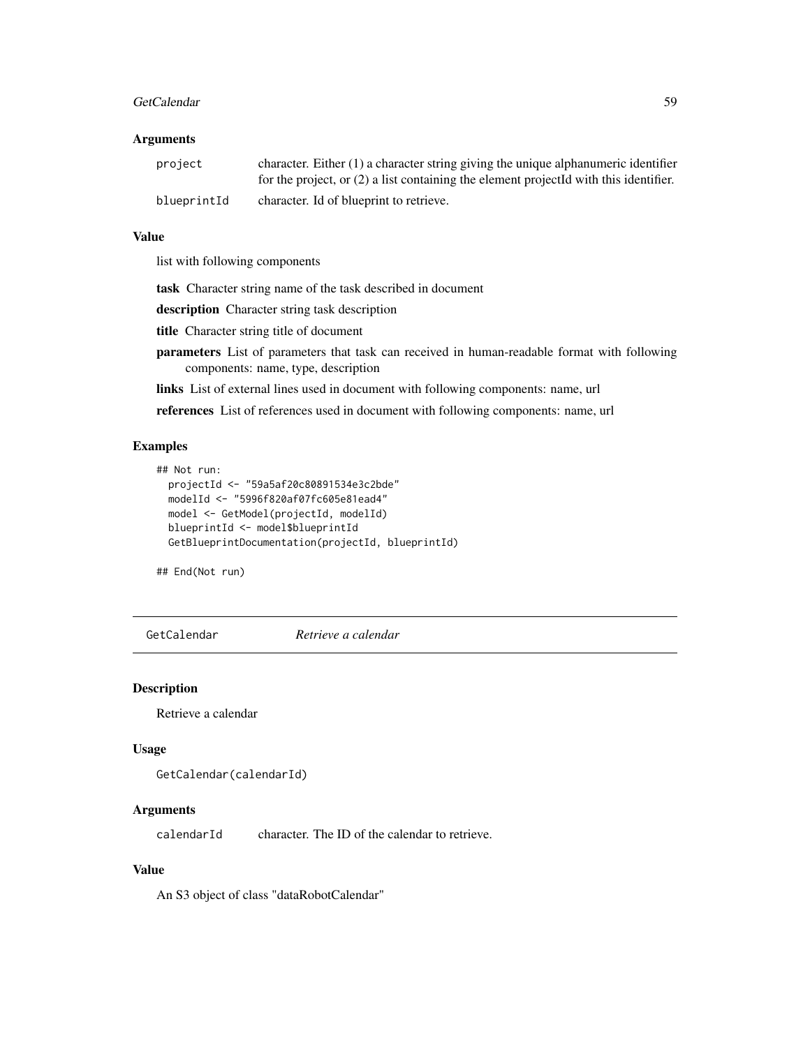### Arguments

| | |
|---|---|
| project | character. Either (1) a character string giving the unique alphanumeric identifier for the project, or (2) a list containing the element projectId with this identifier. |
| blueprintId | character. Id of blueprint to retrieve. |

### Value

list with following components

**task** Character string name of the task described in document

**description** Character string task description

**title** Character string title of document

**parameters** List of parameters that task can received in human-readable format with following components: name, type, description

**links** List of external lines used in document with following components: name, url

**references** List of references used in document with following components: name, url

### Examples

```
## Not run:
  projectId <- "59a5af20c80891534e3c2bde"
  modelId <- "5996f820af07fc605e81ead4"
  model <- GetModel(projectId, modelId)
  blueprintId <- model$blueprintId
  GetBlueprintDocumentation(projectId, blueprintId)

## End(Not run)
```

---

## GetCalendar *Retrieve a calendar*

### Description

Retrieve a calendar

### Usage

```
GetCalendar(calendarId)
```

### Arguments

| | |
|---|---|
| calendarId | character. The ID of the calendar to retrieve. |

### Value

An S3 object of class "dataRobotCalendar"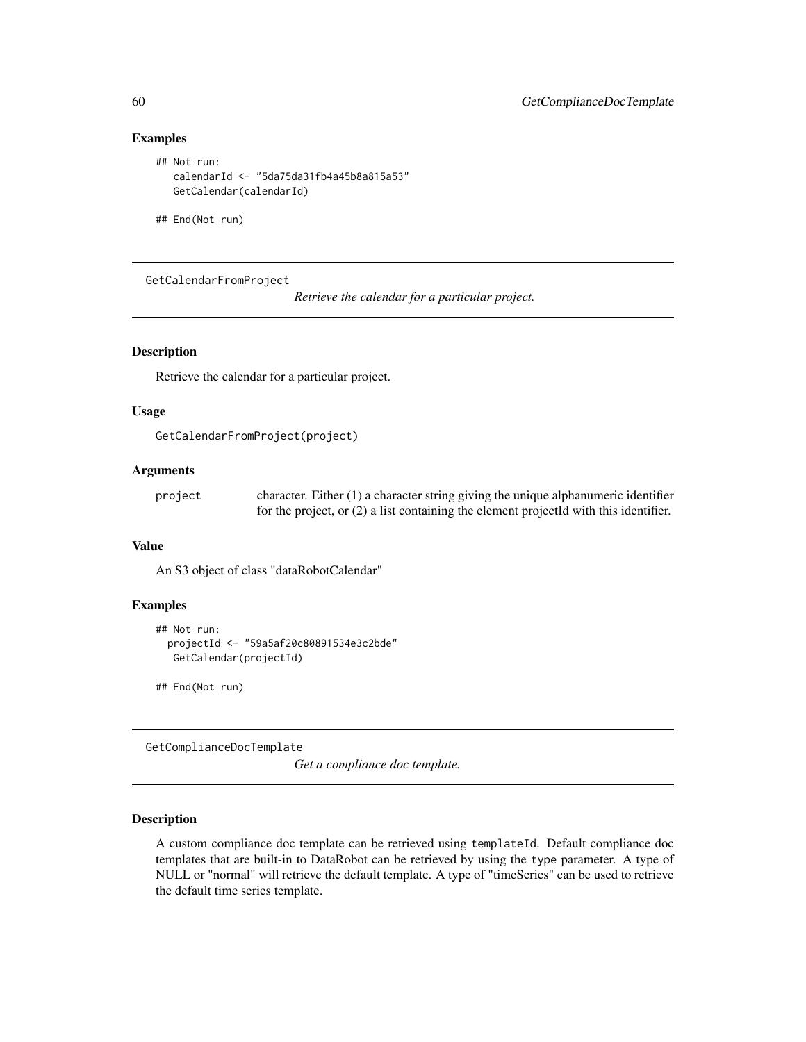## Examples

```
## Not run:
   calendarId <- "5da75da31fb4a45b8a815a53"
   GetCalendar(calendarId)

## End(Not run)
```

---

GetCalendarFromProject    *Retrieve the calendar for a particular project.*

---

## Description

Retrieve the calendar for a particular project.

## Usage

```
GetCalendarFromProject(project)
```

## Arguments

| | |
|---|---|
| project | character. Either (1) a character string giving the unique alphanumeric identifier for the project, or (2) a list containing the element projectId with this identifier. |

## Value

An S3 object of class "dataRobotCalendar"

## Examples

```
## Not run:
  projectId <- "59a5af20c80891534e3c2bde"
   GetCalendar(projectId)

## End(Not run)
```

---

GetComplianceDocTemplate    *Get a compliance doc template.*

---

## Description

A custom compliance doc template can be retrieved using `templateId`. Default compliance doc templates that are built-in to DataRobot can be retrieved by using the `type` parameter. A type of NULL or "normal" will retrieve the default template. A type of "timeSeries" can be used to retrieve the default time series template.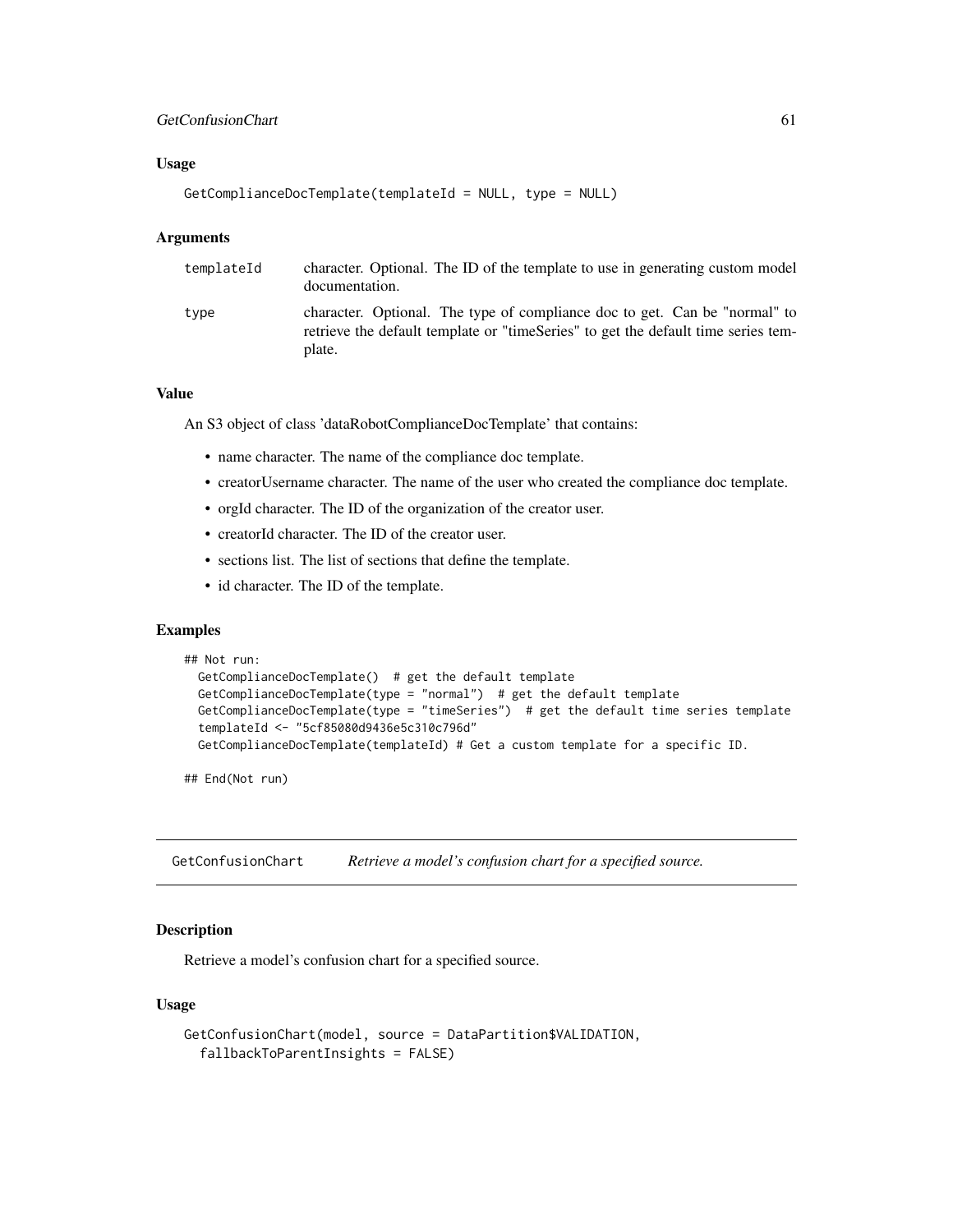### Usage

```
GetComplianceDocTemplate(templateId = NULL, type = NULL)
```

### Arguments

| | |
|---|---|
| templateId | character. Optional. The ID of the template to use in generating custom model documentation. |
| type | character. Optional. The type of compliance doc to get. Can be "normal" to retrieve the default template or "timeSeries" to get the default time series template. |

### Value

An S3 object of class 'dataRobotComplianceDocTemplate' that contains:

- name character. The name of the compliance doc template.
- creatorUsername character. The name of the user who created the compliance doc template.
- orgId character. The ID of the organization of the creator user.
- creatorId character. The ID of the creator user.
- sections list. The list of sections that define the template.
- id character. The ID of the template.

### Examples

```
## Not run:
  GetComplianceDocTemplate()  # get the default template
  GetComplianceDocTemplate(type = "normal")  # get the default template
  GetComplianceDocTemplate(type = "timeSeries")  # get the default time series template
  templateId <- "5cf85080d9436e5c310c796d"
  GetComplianceDocTemplate(templateId) # Get a custom template for a specific ID.

## End(Not run)
```

---

## GetConfusionChart — *Retrieve a model's confusion chart for a specified source.*

### Description

Retrieve a model's confusion chart for a specified source.

### Usage

```
GetConfusionChart(model, source = DataPartition$VALIDATION,
  fallbackToParentInsights = FALSE)
```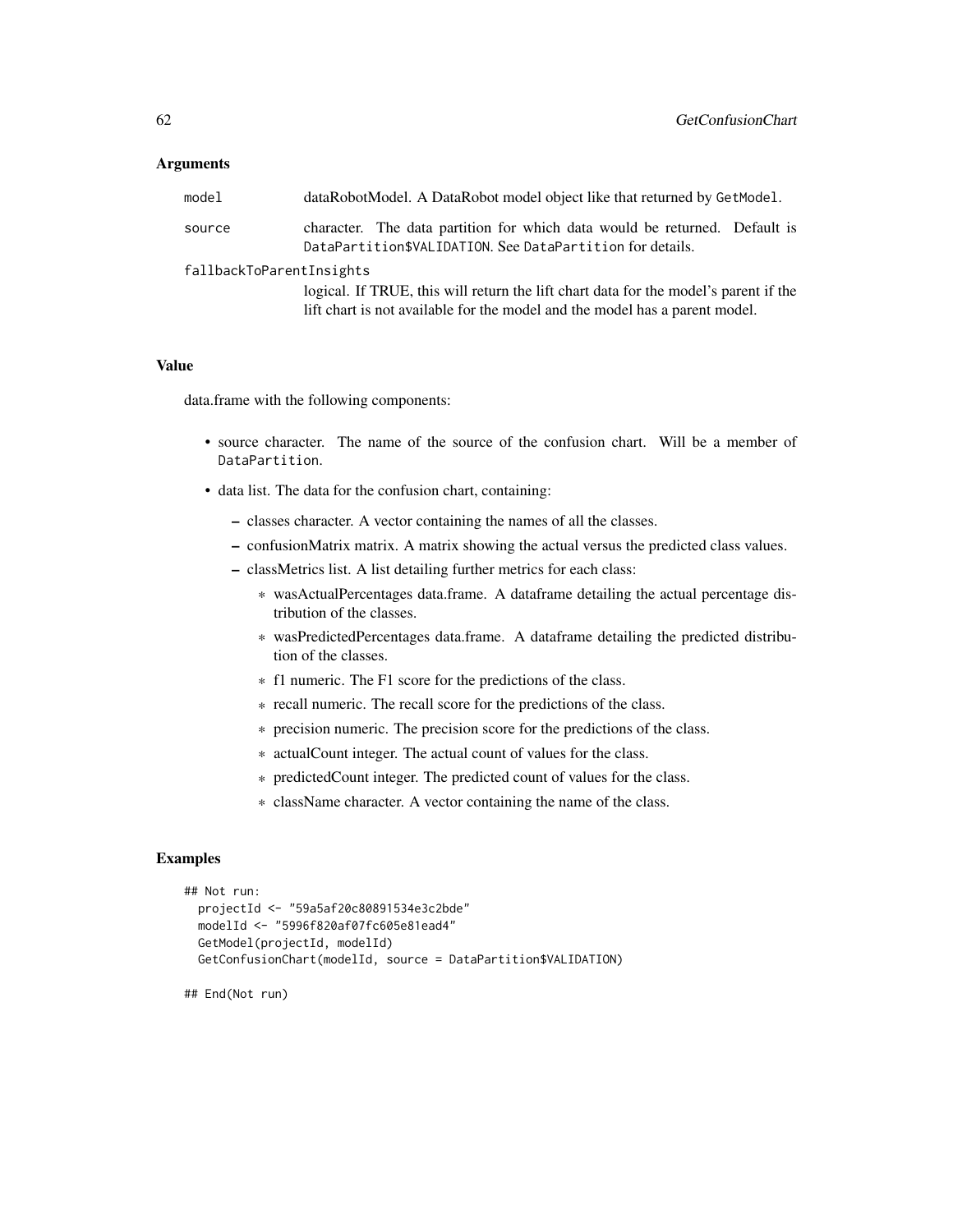### Arguments

- `model` — dataRobotModel. A DataRobot model object like that returned by `GetModel`.
- `source` — character. The data partition for which data would be returned. Default is `DataPartition$VALIDATION`. See `DataPartition` for details.
- `fallbackToParentInsights` — logical. If TRUE, this will return the lift chart data for the model's parent if the lift chart is not available for the model and the model has a parent model.

### Value

data.frame with the following components:

- source character. The name of the source of the confusion chart. Will be a member of `DataPartition`.
- data list. The data for the confusion chart, containing:
  - classes character. A vector containing the names of all the classes.
  - confusionMatrix matrix. A matrix showing the actual versus the predicted class values.
  - classMetrics list. A list detailing further metrics for each class:
    - wasActualPercentages data.frame. A dataframe detailing the actual percentage distribution of the classes.
    - wasPredictedPercentages data.frame. A dataframe detailing the predicted distribution of the classes.
    - f1 numeric. The F1 score for the predictions of the class.
    - recall numeric. The recall score for the predictions of the class.
    - precision numeric. The precision score for the predictions of the class.
    - actualCount integer. The actual count of values for the class.
    - predictedCount integer. The predicted count of values for the class.
    - className character. A vector containing the name of the class.

### Examples

```
## Not run:
  projectId <- "59a5af20c80891534e3c2bde"
  modelId <- "5996f820af07fc605e81ead4"
  GetModel(projectId, modelId)
  GetConfusionChart(modelId, source = DataPartition$VALIDATION)

## End(Not run)
```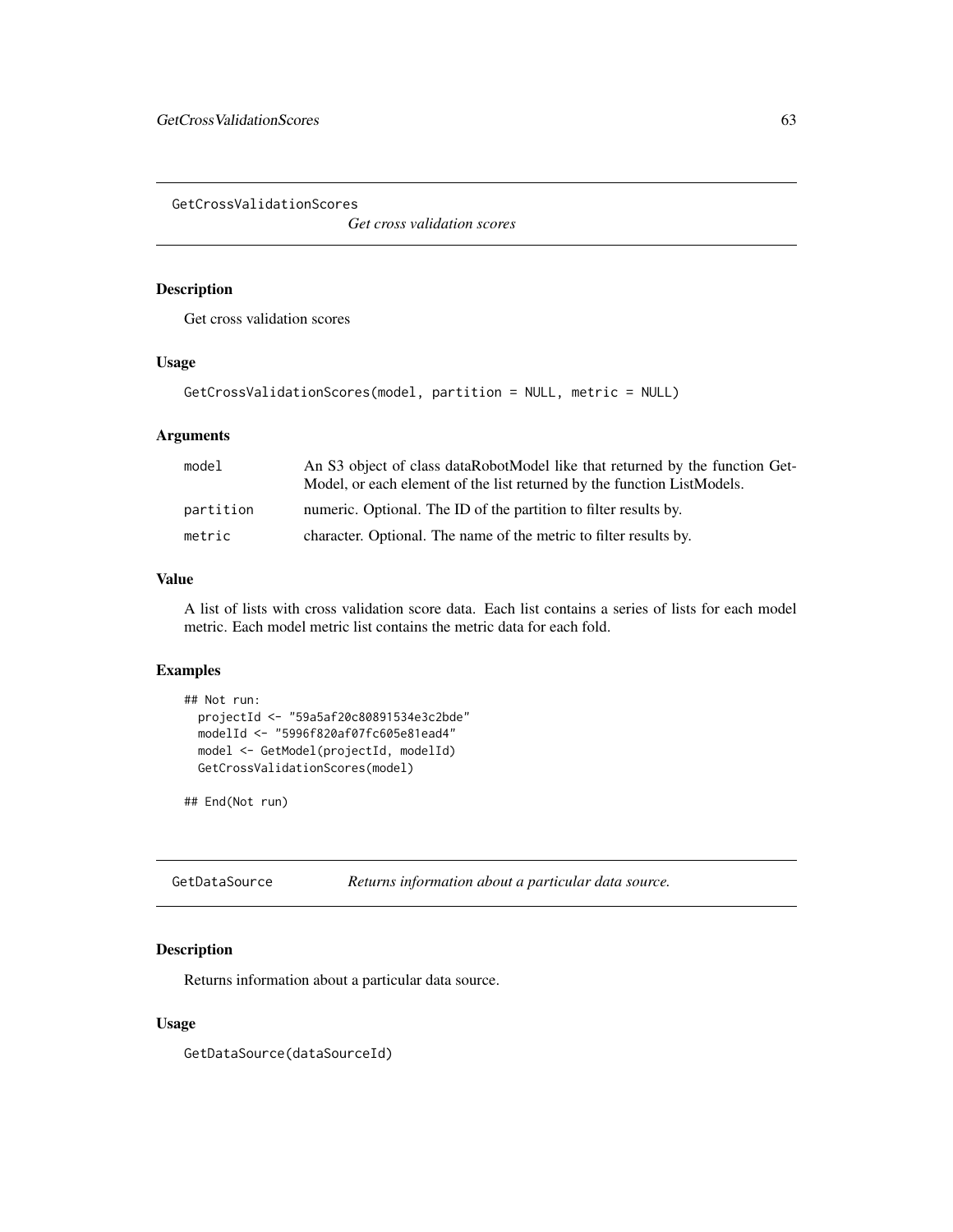## GetCrossValidationScores

*Get cross validation scores*

### Description

Get cross validation scores

### Usage

```
GetCrossValidationScores(model, partition = NULL, metric = NULL)
```

### Arguments

| | |
|---|---|
| `model` | An S3 object of class dataRobotModel like that returned by the function GetModel, or each element of the list returned by the function ListModels. |
| `partition` | numeric. Optional. The ID of the partition to filter results by. |
| `metric` | character. Optional. The name of the metric to filter results by. |

### Value

A list of lists with cross validation score data. Each list contains a series of lists for each model metric. Each model metric list contains the metric data for each fold.

### Examples

```
## Not run:
  projectId <- "59a5af20c80891534e3c2bde"
  modelId <- "5996f820af07fc605e81ead4"
  model <- GetModel(projectId, modelId)
  GetCrossValidationScores(model)

## End(Not run)
```

## GetDataSource

*Returns information about a particular data source.*

### Description

Returns information about a particular data source.

### Usage

```
GetDataSource(dataSourceId)
```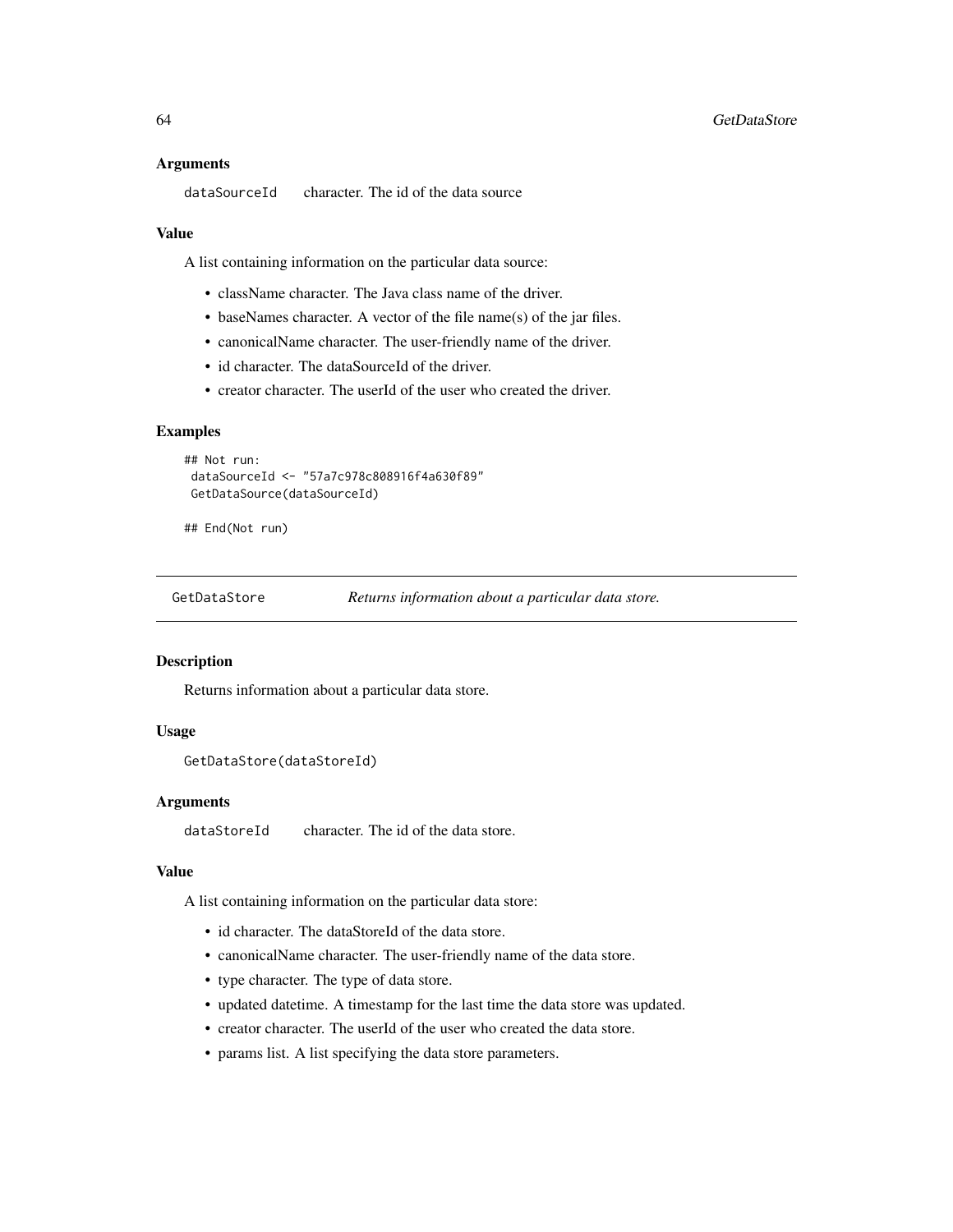### Arguments

`dataSourceId` character. The id of the data source

### Value

A list containing information on the particular data source:

- className character. The Java class name of the driver.
- baseNames character. A vector of the file name(s) of the jar files.
- canonicalName character. The user-friendly name of the driver.
- id character. The dataSourceId of the driver.
- creator character. The userId of the user who created the driver.

### Examples

```
## Not run:
 dataSourceId <- "57a7c978c808916f4a630f89"
 GetDataSource(dataSourceId)

## End(Not run)
```

---

## GetDataStore — *Returns information about a particular data store.*

---

### Description

Returns information about a particular data store.

### Usage

```
GetDataStore(dataStoreId)
```

### Arguments

`dataStoreId` character. The id of the data store.

### Value

A list containing information on the particular data store:

- id character. The dataStoreId of the data store.
- canonicalName character. The user-friendly name of the data store.
- type character. The type of data store.
- updated datetime. A timestamp for the last time the data store was updated.
- creator character. The userId of the user who created the data store.
- params list. A list specifying the data store parameters.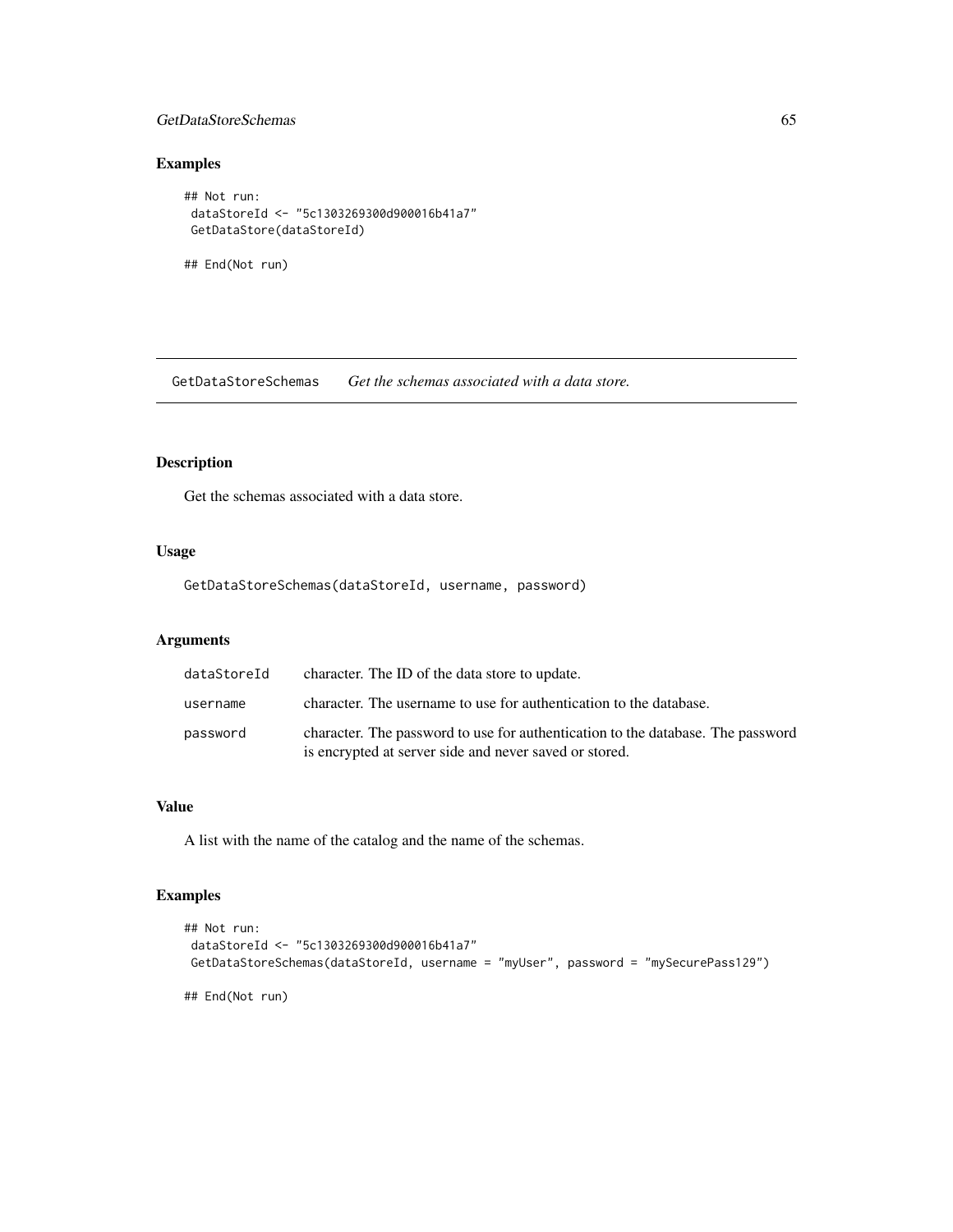## Examples

```
## Not run:
 dataStoreId <- "5c1303269300d900016b41a7"
 GetDataStore(dataStoreId)

## End(Not run)
```

---

# GetDataStoreSchemas *Get the schemas associated with a data store.*

## Description

Get the schemas associated with a data store.

## Usage

```
GetDataStoreSchemas(dataStoreId, username, password)
```

## Arguments

| | |
|---|---|
| dataStoreId | character. The ID of the data store to update. |
| username | character. The username to use for authentication to the database. |
| password | character. The password to use for authentication to the database. The password is encrypted at server side and never saved or stored. |

## Value

A list with the name of the catalog and the name of the schemas.

## Examples

```
## Not run:
 dataStoreId <- "5c1303269300d900016b41a7"
 GetDataStoreSchemas(dataStoreId, username = "myUser", password = "mySecurePass129")

## End(Not run)
```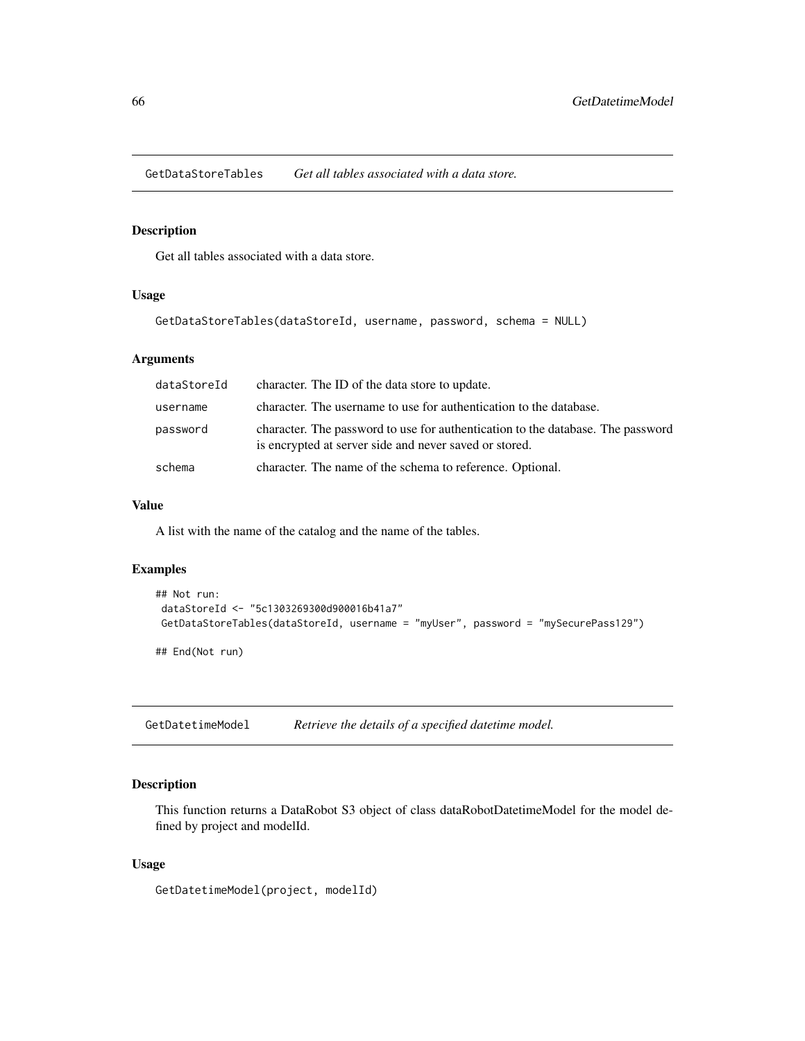## GetDataStoreTables — *Get all tables associated with a data store.*

### Description

Get all tables associated with a data store.

### Usage

```
GetDataStoreTables(dataStoreId, username, password, schema = NULL)
```

### Arguments

| | |
|---|---|
| dataStoreId | character. The ID of the data store to update. |
| username | character. The username to use for authentication to the database. |
| password | character. The password to use for authentication to the database. The password is encrypted at server side and never saved or stored. |
| schema | character. The name of the schema to reference. Optional. |

### Value

A list with the name of the catalog and the name of the tables.

### Examples

```
## Not run:
 dataStoreId <- "5c1303269300d900016b41a7"
 GetDataStoreTables(dataStoreId, username = "myUser", password = "mySecurePass129")

## End(Not run)
```

## GetDatetimeModel — *Retrieve the details of a specified datetime model.*

### Description

This function returns a DataRobot S3 object of class dataRobotDatetimeModel for the model defined by project and modelId.

### Usage

```
GetDatetimeModel(project, modelId)
```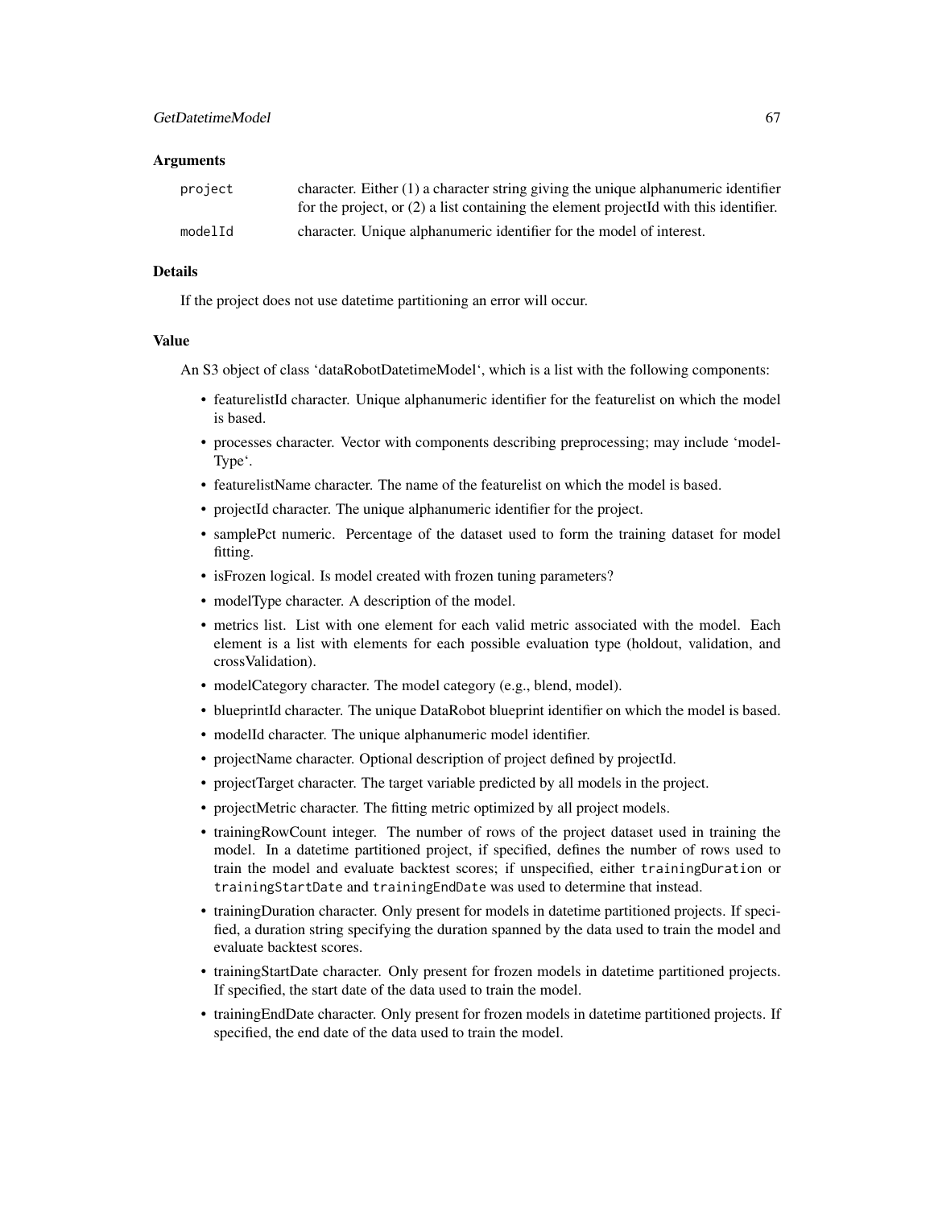### Arguments

| | |
|---|---|
| `project` | character. Either (1) a character string giving the unique alphanumeric identifier for the project, or (2) a list containing the element projectId with this identifier. |
| `modelId` | character. Unique alphanumeric identifier for the model of interest. |

### Details

If the project does not use datetime partitioning an error will occur.

### Value

An S3 object of class 'dataRobotDatetimeModel', which is a list with the following components:

- featurelistId character. Unique alphanumeric identifier for the featurelist on which the model is based.
- processes character. Vector with components describing preprocessing; may include 'modelType'.
- featurelistName character. The name of the featurelist on which the model is based.
- projectId character. The unique alphanumeric identifier for the project.
- samplePct numeric. Percentage of the dataset used to form the training dataset for model fitting.
- isFrozen logical. Is model created with frozen tuning parameters?
- modelType character. A description of the model.
- metrics list. List with one element for each valid metric associated with the model. Each element is a list with elements for each possible evaluation type (holdout, validation, and crossValidation).
- modelCategory character. The model category (e.g., blend, model).
- blueprintId character. The unique DataRobot blueprint identifier on which the model is based.
- modelId character. The unique alphanumeric model identifier.
- projectName character. Optional description of project defined by projectId.
- projectTarget character. The target variable predicted by all models in the project.
- projectMetric character. The fitting metric optimized by all project models.
- trainingRowCount integer. The number of rows of the project dataset used in training the model. In a datetime partitioned project, if specified, defines the number of rows used to train the model and evaluate backtest scores; if unspecified, either `trainingDuration` or `trainingStartDate` and `trainingEndDate` was used to determine that instead.
- trainingDuration character. Only present for models in datetime partitioned projects. If specified, a duration string specifying the duration spanned by the data used to train the model and evaluate backtest scores.
- trainingStartDate character. Only present for frozen models in datetime partitioned projects. If specified, the start date of the data used to train the model.
- trainingEndDate character. Only present for frozen models in datetime partitioned projects. If specified, the end date of the data used to train the model.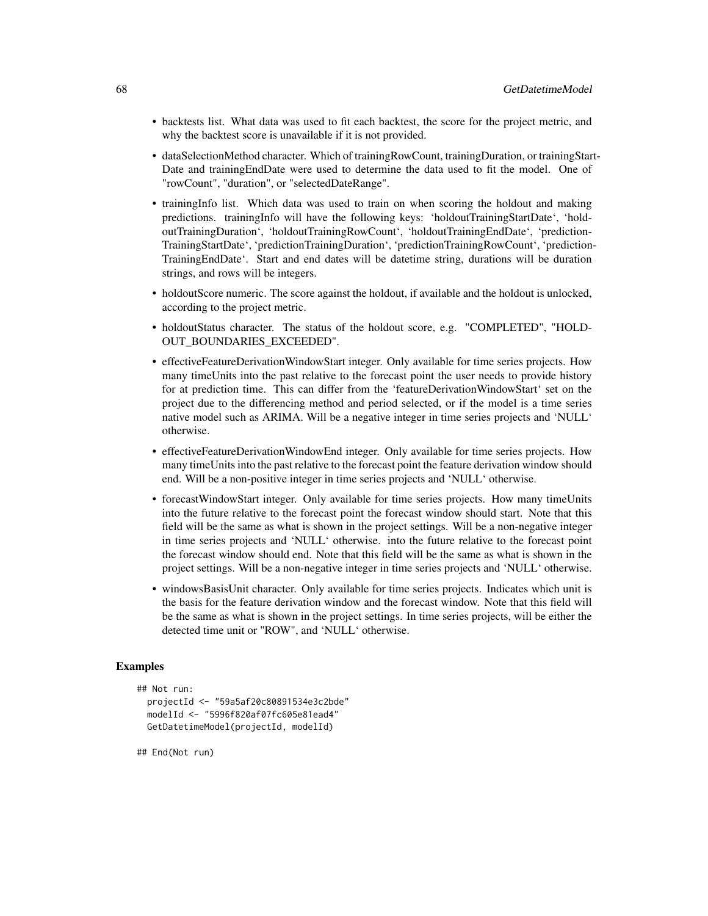- backtests list. What data was used to fit each backtest, the score for the project metric, and why the backtest score is unavailable if it is not provided.
- dataSelectionMethod character. Which of trainingRowCount, trainingDuration, or trainingStartDate and trainingEndDate were used to determine the data used to fit the model. One of "rowCount", "duration", or "selectedDateRange".
- trainingInfo list. Which data was used to train on when scoring the holdout and making predictions. trainingInfo will have the following keys: 'holdoutTrainingStartDate', 'holdoutTrainingDuration', 'holdoutTrainingRowCount', 'holdoutTrainingEndDate', 'predictionTrainingStartDate', 'predictionTrainingDuration', 'predictionTrainingRowCount', 'predictionTrainingEndDate'. Start and end dates will be datetime string, durations will be duration strings, and rows will be integers.
- holdoutScore numeric. The score against the holdout, if available and the holdout is unlocked, according to the project metric.
- holdoutStatus character. The status of the holdout score, e.g. "COMPLETED", "HOLDOUT_BOUNDARIES_EXCEEDED".
- effectiveFeatureDerivationWindowStart integer. Only available for time series projects. How many timeUnits into the past relative to the forecast point the user needs to provide history for at prediction time. This can differ from the 'featureDerivationWindowStart' set on the project due to the differencing method and period selected, or if the model is a time series native model such as ARIMA. Will be a negative integer in time series projects and 'NULL' otherwise.
- effectiveFeatureDerivationWindowEnd integer. Only available for time series projects. How many timeUnits into the past relative to the forecast point the feature derivation window should end. Will be a non-positive integer in time series projects and 'NULL' otherwise.
- forecastWindowStart integer. Only available for time series projects. How many timeUnits into the future relative to the forecast point the forecast window should start. Note that this field will be the same as what is shown in the project settings. Will be a non-negative integer in time series projects and 'NULL' otherwise. into the future relative to the forecast point the forecast window should end. Note that this field will be the same as what is shown in the project settings. Will be a non-negative integer in time series projects and 'NULL' otherwise.
- windowsBasisUnit character. Only available for time series projects. Indicates which unit is the basis for the feature derivation window and the forecast window. Note that this field will be the same as what is shown in the project settings. In time series projects, will be either the detected time unit or "ROW", and 'NULL' otherwise.

### Examples

```
## Not run:
  projectId <- "59a5af20c80891534e3c2bde"
  modelId <- "5996f820af07fc605e81ead4"
  GetDatetimeModel(projectId, modelId)

## End(Not run)
```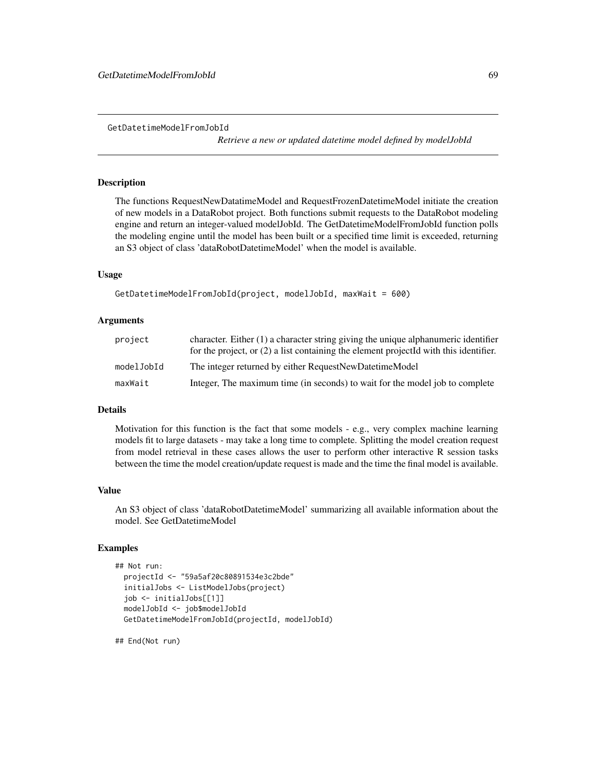GetDatetimeModelFromJobId

*Retrieve a new or updated datetime model defined by modelJobId*

## Description

The functions RequestNewDatatimeModel and RequestFrozenDatetimeModel initiate the creation of new models in a DataRobot project. Both functions submit requests to the DataRobot modeling engine and return an integer-valued modelJobId. The GetDatetimeModelFromJobId function polls the modeling engine until the model has been built or a specified time limit is exceeded, returning an S3 object of class 'dataRobotDatetimeModel' when the model is available.

## Usage

```
GetDatetimeModelFromJobId(project, modelJobId, maxWait = 600)
```

## Arguments

| | |
|---|---|
| project | character. Either (1) a character string giving the unique alphanumeric identifier for the project, or (2) a list containing the element projectId with this identifier. |
| modelJobId | The integer returned by either RequestNewDatetimeModel |
| maxWait | Integer, The maximum time (in seconds) to wait for the model job to complete |

## Details

Motivation for this function is the fact that some models - e.g., very complex machine learning models fit to large datasets - may take a long time to complete. Splitting the model creation request from model retrieval in these cases allows the user to perform other interactive R session tasks between the time the model creation/update request is made and the time the final model is available.

## Value

An S3 object of class 'dataRobotDatetimeModel' summarizing all available information about the model. See GetDatetimeModel

## Examples

```
## Not run:
  projectId <- "59a5af20c80891534e3c2bde"
  initialJobs <- ListModelJobs(project)
  job <- initialJobs[[1]]
  modelJobId <- job$modelJobId
  GetDatetimeModelFromJobId(projectId, modelJobId)

## End(Not run)
```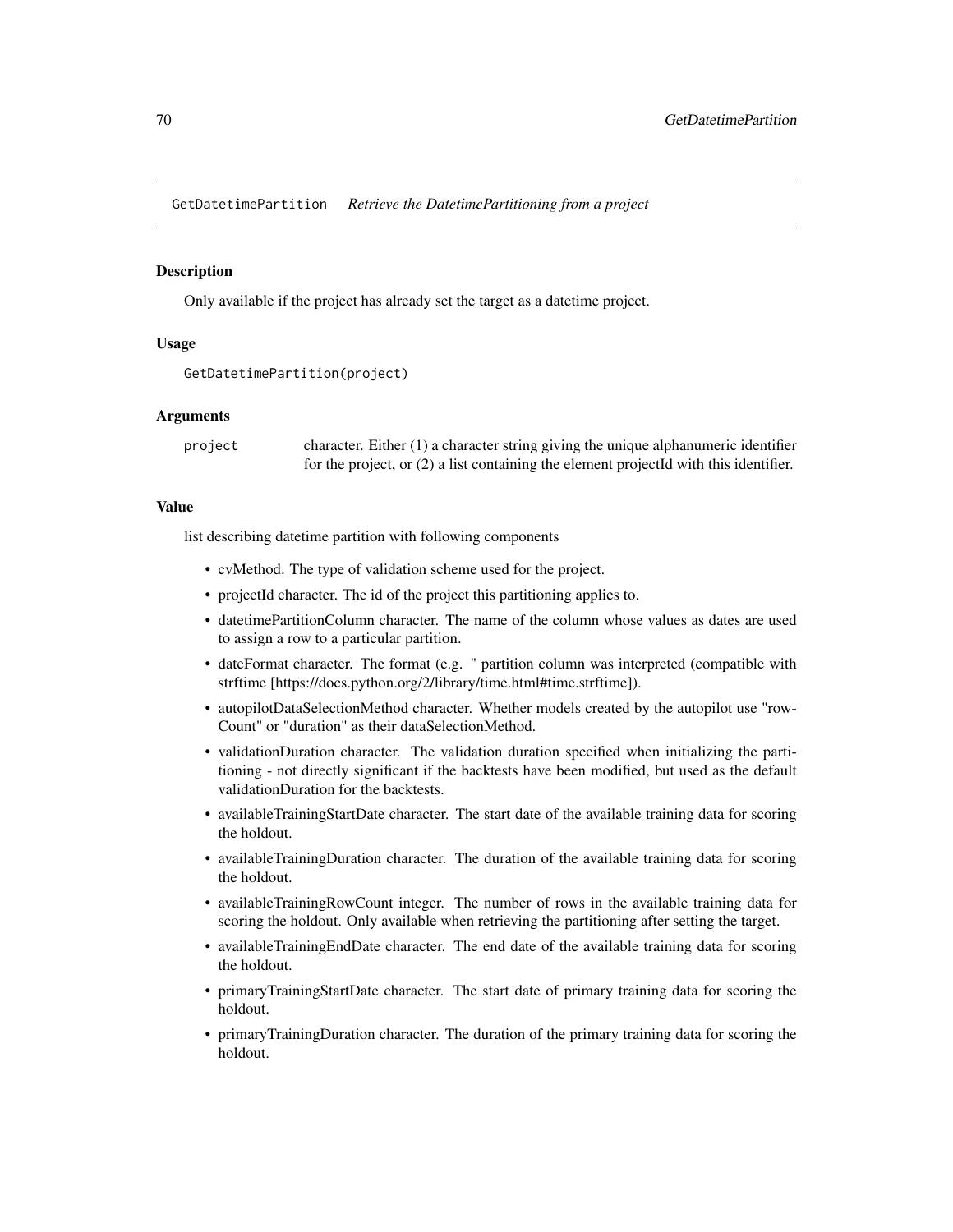## GetDatetimePartition *Retrieve the DatetimePartitioning from a project*

### Description

Only available if the project has already set the target as a datetime project.

### Usage

```
GetDatetimePartition(project)
```

### Arguments

| | |
|---|---|
| project | character. Either (1) a character string giving the unique alphanumeric identifier for the project, or (2) a list containing the element projectId with this identifier. |

### Value

list describing datetime partition with following components

- cvMethod. The type of validation scheme used for the project.
- projectId character. The id of the project this partitioning applies to.
- datetimePartitionColumn character. The name of the column whose values as dates are used to assign a row to a particular partition.
- dateFormat character. The format (e.g. " partition column was interpreted (compatible with strftime [https://docs.python.org/2/library/time.html#time.strftime]).
- autopilotDataSelectionMethod character. Whether models created by the autopilot use "rowCount" or "duration" as their dataSelectionMethod.
- validationDuration character. The validation duration specified when initializing the partitioning - not directly significant if the backtests have been modified, but used as the default validationDuration for the backtests.
- availableTrainingStartDate character. The start date of the available training data for scoring the holdout.
- availableTrainingDuration character. The duration of the available training data for scoring the holdout.
- availableTrainingRowCount integer. The number of rows in the available training data for scoring the holdout. Only available when retrieving the partitioning after setting the target.
- availableTrainingEndDate character. The end date of the available training data for scoring the holdout.
- primaryTrainingStartDate character. The start date of primary training data for scoring the holdout.
- primaryTrainingDuration character. The duration of the primary training data for scoring the holdout.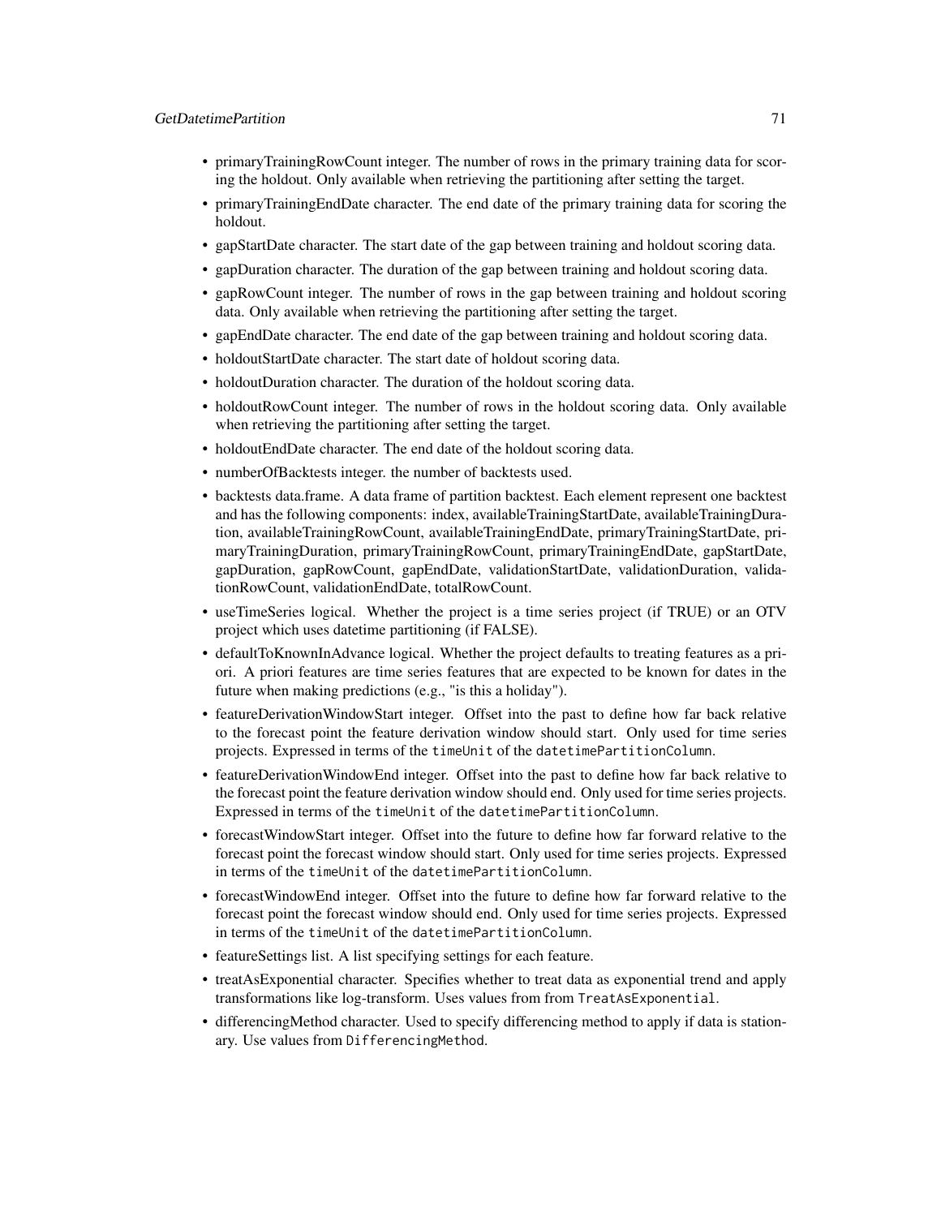- primaryTrainingRowCount integer. The number of rows in the primary training data for scoring the holdout. Only available when retrieving the partitioning after setting the target.
- primaryTrainingEndDate character. The end date of the primary training data for scoring the holdout.
- gapStartDate character. The start date of the gap between training and holdout scoring data.
- gapDuration character. The duration of the gap between training and holdout scoring data.
- gapRowCount integer. The number of rows in the gap between training and holdout scoring data. Only available when retrieving the partitioning after setting the target.
- gapEndDate character. The end date of the gap between training and holdout scoring data.
- holdoutStartDate character. The start date of holdout scoring data.
- holdoutDuration character. The duration of the holdout scoring data.
- holdoutRowCount integer. The number of rows in the holdout scoring data. Only available when retrieving the partitioning after setting the target.
- holdoutEndDate character. The end date of the holdout scoring data.
- numberOfBacktests integer. the number of backtests used.
- backtests data.frame. A data frame of partition backtest. Each element represent one backtest and has the following components: index, availableTrainingStartDate, availableTrainingDuration, availableTrainingRowCount, availableTrainingEndDate, primaryTrainingStartDate, primaryTrainingDuration, primaryTrainingRowCount, primaryTrainingEndDate, gapStartDate, gapDuration, gapRowCount, gapEndDate, validationStartDate, validationDuration, validationRowCount, validationEndDate, totalRowCount.
- useTimeSeries logical. Whether the project is a time series project (if TRUE) or an OTV project which uses datetime partitioning (if FALSE).
- defaultToKnownInAdvance logical. Whether the project defaults to treating features as a priori. A priori features are time series features that are expected to be known for dates in the future when making predictions (e.g., "is this a holiday").
- featureDerivationWindowStart integer. Offset into the past to define how far back relative to the forecast point the feature derivation window should start. Only used for time series projects. Expressed in terms of the `timeUnit` of the `datetimePartitionColumn`.
- featureDerivationWindowEnd integer. Offset into the past to define how far back relative to the forecast point the feature derivation window should end. Only used for time series projects. Expressed in terms of the `timeUnit` of the `datetimePartitionColumn`.
- forecastWindowStart integer. Offset into the future to define how far forward relative to the forecast point the forecast window should start. Only used for time series projects. Expressed in terms of the `timeUnit` of the `datetimePartitionColumn`.
- forecastWindowEnd integer. Offset into the future to define how far forward relative to the forecast point the forecast window should end. Only used for time series projects. Expressed in terms of the `timeUnit` of the `datetimePartitionColumn`.
- featureSettings list. A list specifying settings for each feature.
- treatAsExponential character. Specifies whether to treat data as exponential trend and apply transformations like log-transform. Uses values from from `TreatAsExponential`.
- differencingMethod character. Used to specify differencing method to apply if data is stationary. Use values from `DifferencingMethod`.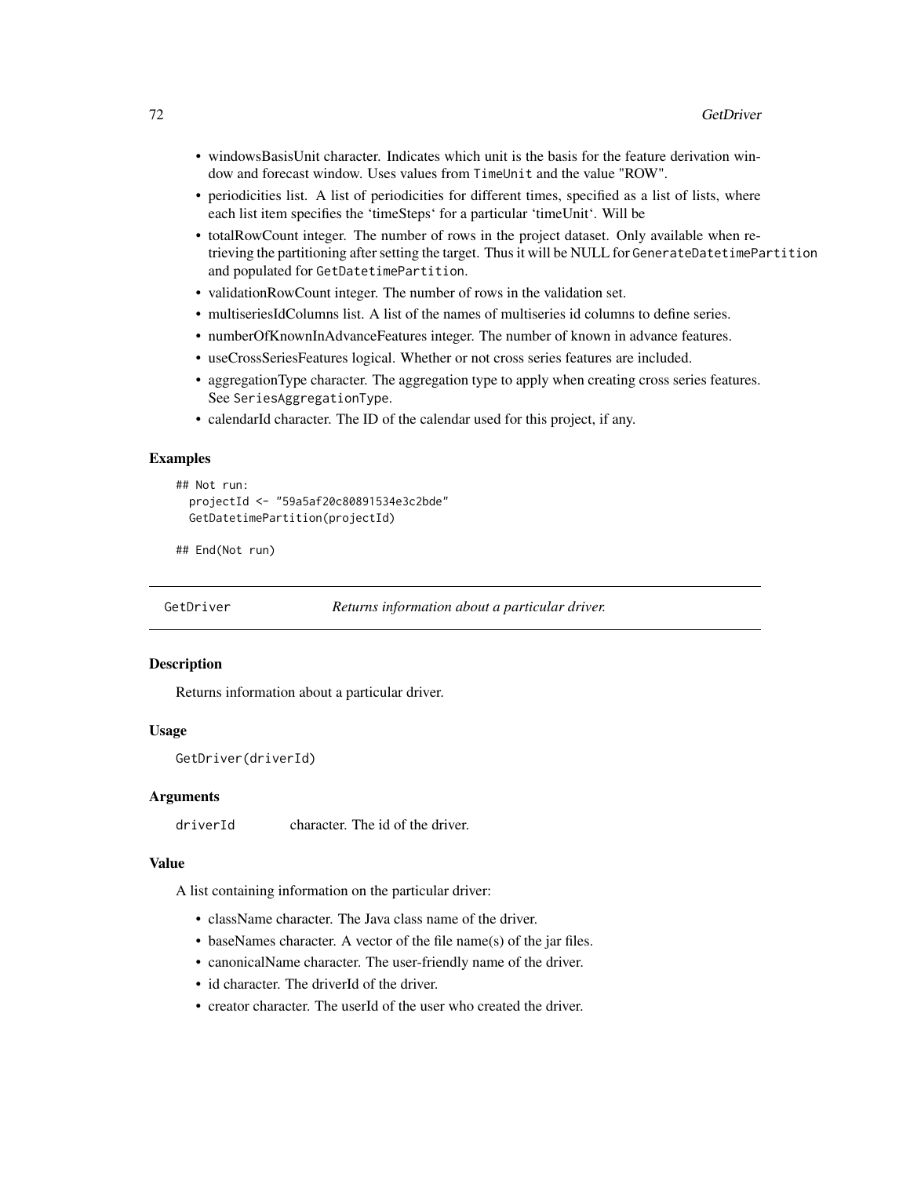- windowsBasisUnit character. Indicates which unit is the basis for the feature derivation window and forecast window. Uses values from `TimeUnit` and the value "ROW".
- periodicities list. A list of periodicities for different times, specified as a list of lists, where each list item specifies the 'timeSteps' for a particular 'timeUnit'. Will be
- totalRowCount integer. The number of rows in the project dataset. Only available when retrieving the partitioning after setting the target. Thus it will be NULL for `GenerateDatetimePartition` and populated for `GetDatetimePartition`.
- validationRowCount integer. The number of rows in the validation set.
- multiseriesIdColumns list. A list of the names of multiseries id columns to define series.
- numberOfKnownInAdvanceFeatures integer. The number of known in advance features.
- useCrossSeriesFeatures logical. Whether or not cross series features are included.
- aggregationType character. The aggregation type to apply when creating cross series features. See `SeriesAggregationType`.
- calendarId character. The ID of the calendar used for this project, if any.

### Examples

```
## Not run:
  projectId <- "59a5af20c80891534e3c2bde"
  GetDatetimePartition(projectId)

## End(Not run)
```

---

## GetDriver *Returns information about a particular driver.*

---

### Description

Returns information about a particular driver.

### Usage

```
GetDriver(driverId)
```

### Arguments

| | |
|---|---|
| driverId | character. The id of the driver. |

### Value

A list containing information on the particular driver:

- className character. The Java class name of the driver.
- baseNames character. A vector of the file name(s) of the jar files.
- canonicalName character. The user-friendly name of the driver.
- id character. The driverId of the driver.
- creator character. The userId of the user who created the driver.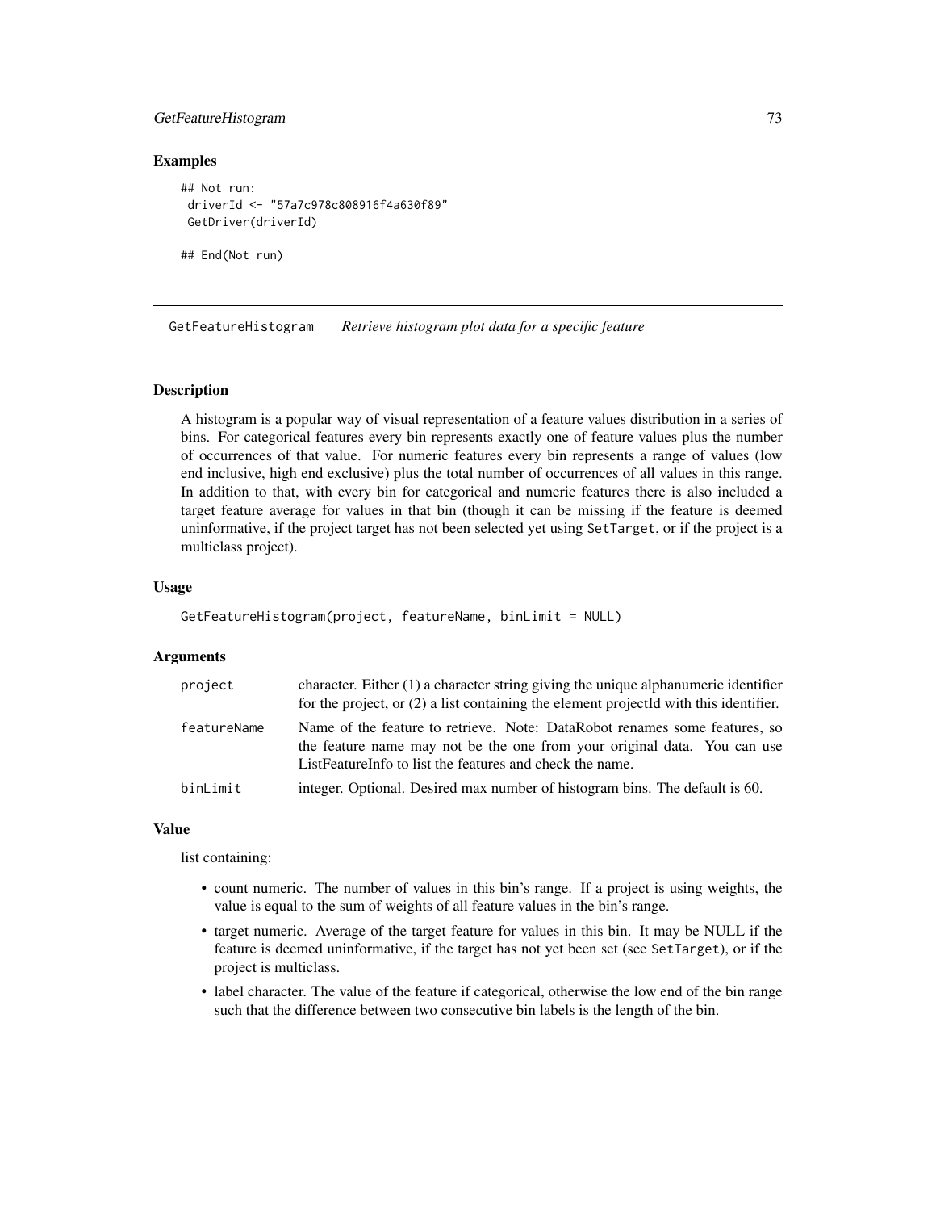### Examples

```
## Not run:
 driverId <- "57a7c978c808916f4a630f89"
 GetDriver(driverId)

## End(Not run)
```

## GetFeatureHistogram *Retrieve histogram plot data for a specific feature*

### Description

A histogram is a popular way of visual representation of a feature values distribution in a series of bins. For categorical features every bin represents exactly one of feature values plus the number of occurrences of that value. For numeric features every bin represents a range of values (low end inclusive, high end exclusive) plus the total number of occurrences of all values in this range. In addition to that, with every bin for categorical and numeric features there is also included a target feature average for values in that bin (though it can be missing if the feature is deemed uninformative, if the project target has not been selected yet using `SetTarget`, or if the project is a multiclass project).

### Usage

```
GetFeatureHistogram(project, featureName, binLimit = NULL)
```

### Arguments

| | |
|---|---|
| project | character. Either (1) a character string giving the unique alphanumeric identifier for the project, or (2) a list containing the element projectId with this identifier. |
| featureName | Name of the feature to retrieve. Note: DataRobot renames some features, so the feature name may not be the one from your original data. You can use ListFeatureInfo to list the features and check the name. |
| binLimit | integer. Optional. Desired max number of histogram bins. The default is 60. |

### Value

list containing:

- count numeric. The number of values in this bin's range. If a project is using weights, the value is equal to the sum of weights of all feature values in the bin's range.
- target numeric. Average of the target feature for values in this bin. It may be NULL if the feature is deemed uninformative, if the target has not yet been set (see `SetTarget`), or if the project is multiclass.
- label character. The value of the feature if categorical, otherwise the low end of the bin range such that the difference between two consecutive bin labels is the length of the bin.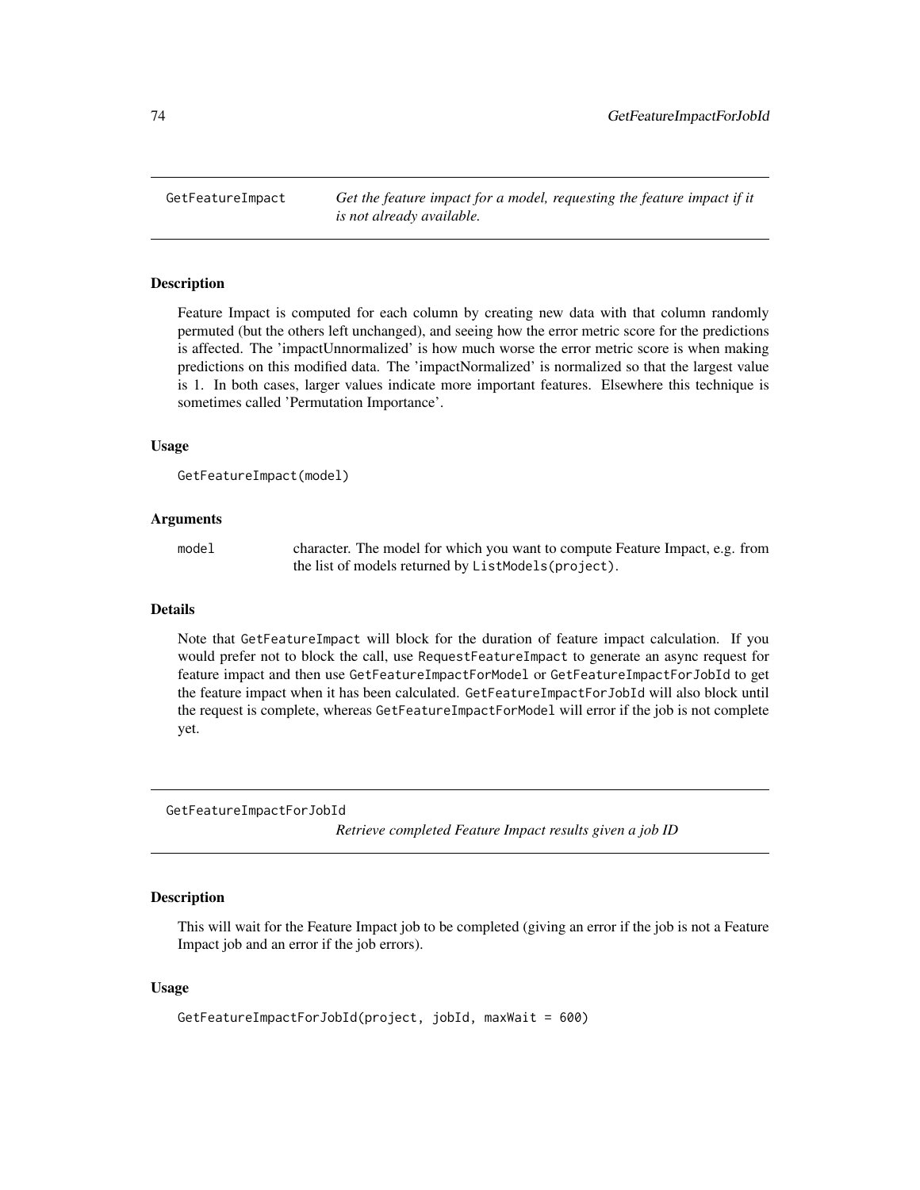## GetFeatureImpact

*Get the feature impact for a model, requesting the feature impact if it is not already available.*

### Description

Feature Impact is computed for each column by creating new data with that column randomly permuted (but the others left unchanged), and seeing how the error metric score for the predictions is affected. The 'impactUnnormalized' is how much worse the error metric score is when making predictions on this modified data. The 'impactNormalized' is normalized so that the largest value is 1. In both cases, larger values indicate more important features. Elsewhere this technique is sometimes called 'Permutation Importance'.

### Usage

```
GetFeatureImpact(model)
```

### Arguments

| | |
|---|---|
| model | character. The model for which you want to compute Feature Impact, e.g. from the list of models returned by `ListModels(project)`. |

### Details

Note that `GetFeatureImpact` will block for the duration of feature impact calculation. If you would prefer not to block the call, use `RequestFeatureImpact` to generate an async request for feature impact and then use `GetFeatureImpactForModel` or `GetFeatureImpactForJobId` to get the feature impact when it has been calculated. `GetFeatureImpactForJobId` will also block until the request is complete, whereas `GetFeatureImpactForModel` will error if the job is not complete yet.

## GetFeatureImpactForJobId

*Retrieve completed Feature Impact results given a job ID*

### Description

This will wait for the Feature Impact job to be completed (giving an error if the job is not a Feature Impact job and an error if the job errors).

### Usage

```
GetFeatureImpactForJobId(project, jobId, maxWait = 600)
```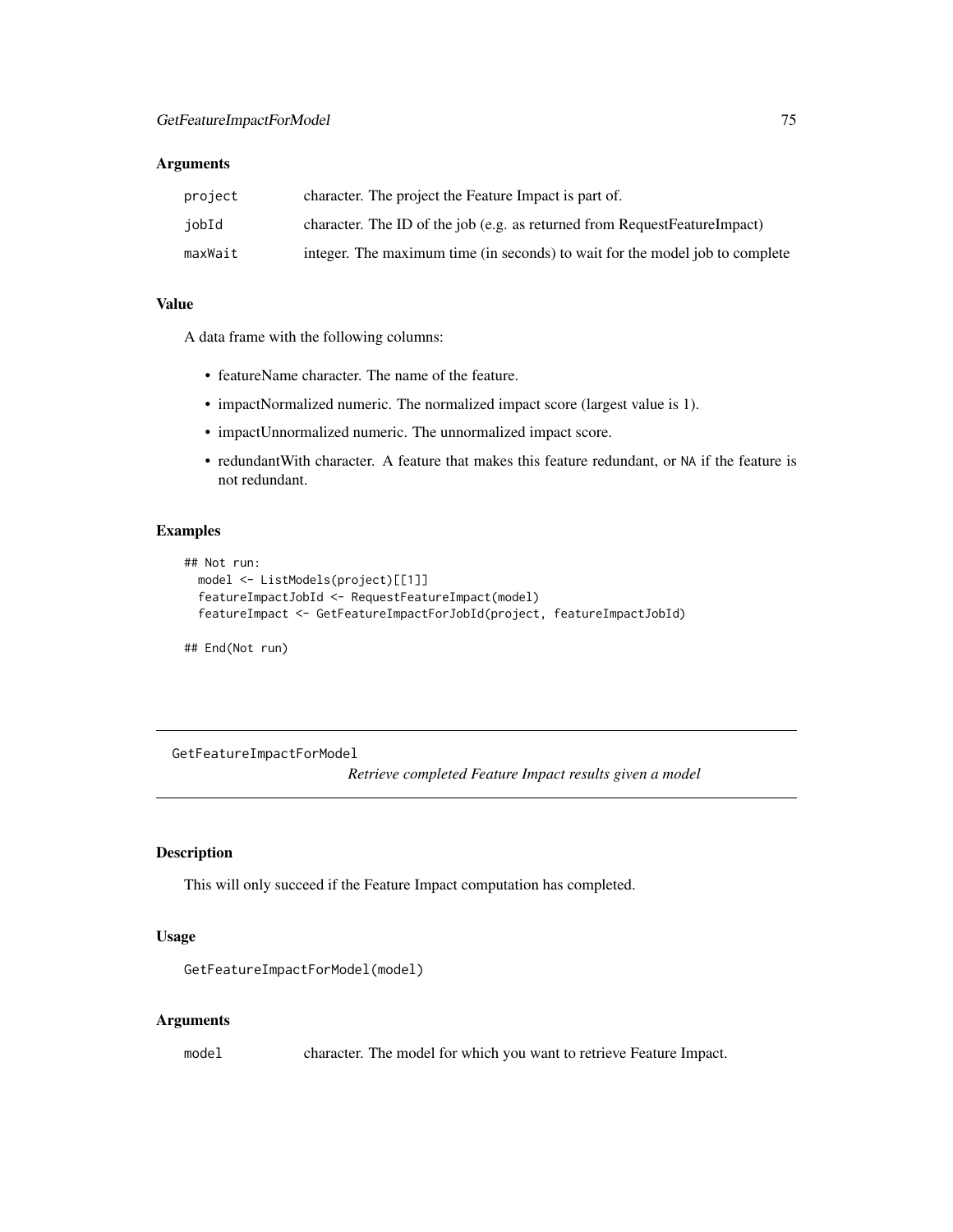### Arguments

| | |
|---|---|
| project | character. The project the Feature Impact is part of. |
| jobId | character. The ID of the job (e.g. as returned from RequestFeatureImpact) |
| maxWait | integer. The maximum time (in seconds) to wait for the model job to complete |

### Value

A data frame with the following columns:

- featureName character. The name of the feature.
- impactNormalized numeric. The normalized impact score (largest value is 1).
- impactUnnormalized numeric. The unnormalized impact score.
- redundantWith character. A feature that makes this feature redundant, or NA if the feature is not redundant.

### Examples

```
## Not run:
  model <- ListModels(project)[[1]]
  featureImpactJobId <- RequestFeatureImpact(model)
  featureImpact <- GetFeatureImpactForJobId(project, featureImpactJobId)

## End(Not run)
```

---

## GetFeatureImpactForModel

*Retrieve completed Feature Impact results given a model*

---

### Description

This will only succeed if the Feature Impact computation has completed.

### Usage

```
GetFeatureImpactForModel(model)
```

### Arguments

| | |
|---|---|
| model | character. The model for which you want to retrieve Feature Impact. |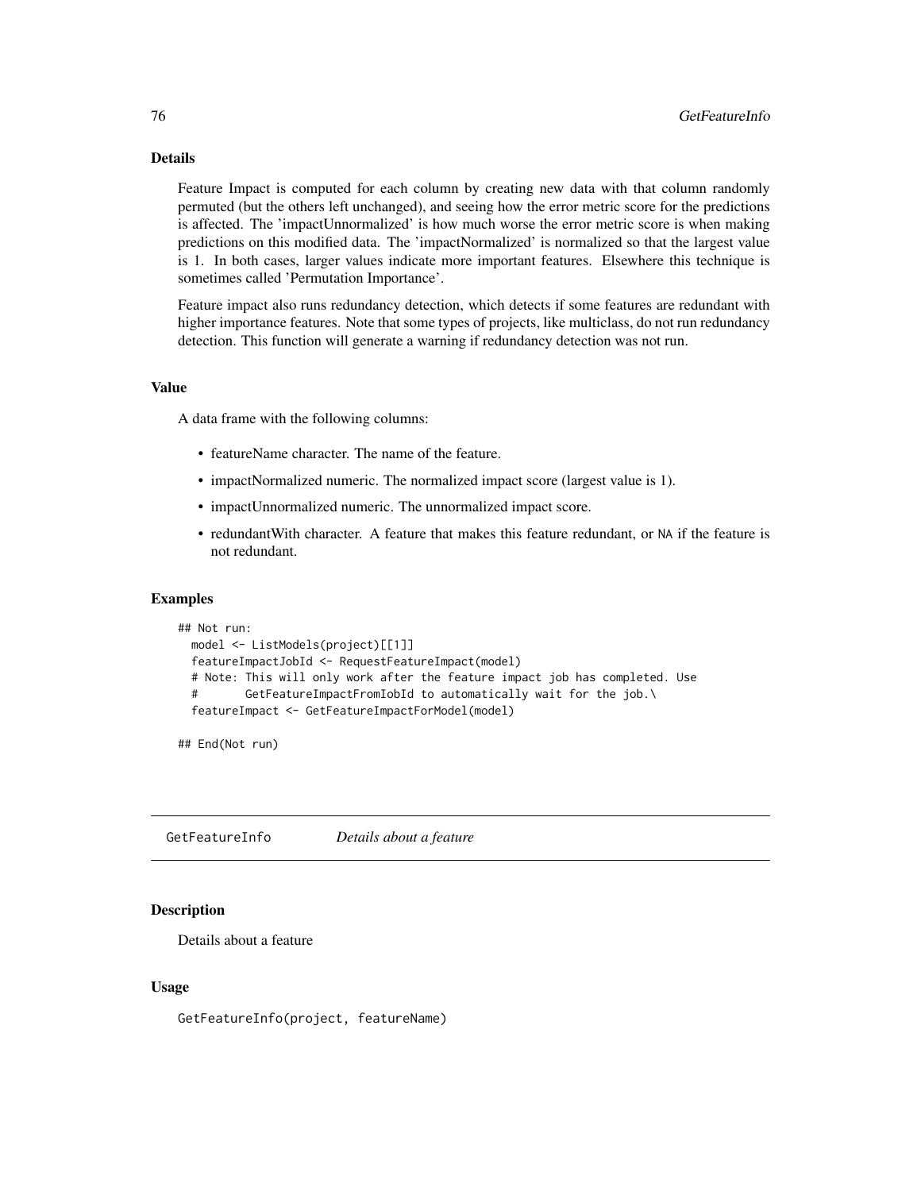### Details

Feature Impact is computed for each column by creating new data with that column randomly permuted (but the others left unchanged), and seeing how the error metric score for the predictions is affected. The 'impactUnnormalized' is how much worse the error metric score is when making predictions on this modified data. The 'impactNormalized' is normalized so that the largest value is 1. In both cases, larger values indicate more important features. Elsewhere this technique is sometimes called 'Permutation Importance'.

Feature impact also runs redundancy detection, which detects if some features are redundant with higher importance features. Note that some types of projects, like multiclass, do not run redundancy detection. This function will generate a warning if redundancy detection was not run.

### Value

A data frame with the following columns:

- featureName character. The name of the feature.
- impactNormalized numeric. The normalized impact score (largest value is 1).
- impactUnnormalized numeric. The unnormalized impact score.
- redundantWith character. A feature that makes this feature redundant, or NA if the feature is not redundant.

### Examples

```
## Not run:
  model <- ListModels(project)[[1]]
  featureImpactJobId <- RequestFeatureImpact(model)
  # Note: This will only work after the feature impact job has completed. Use
  #       GetFeatureImpactFromJobId to automatically wait for the job.\
  featureImpact <- GetFeatureImpactForModel(model)

## End(Not run)
```

## GetFeatureInfo &nbsp;&nbsp;&nbsp; *Details about a feature*

### Description

Details about a feature

### Usage

```
GetFeatureInfo(project, featureName)
```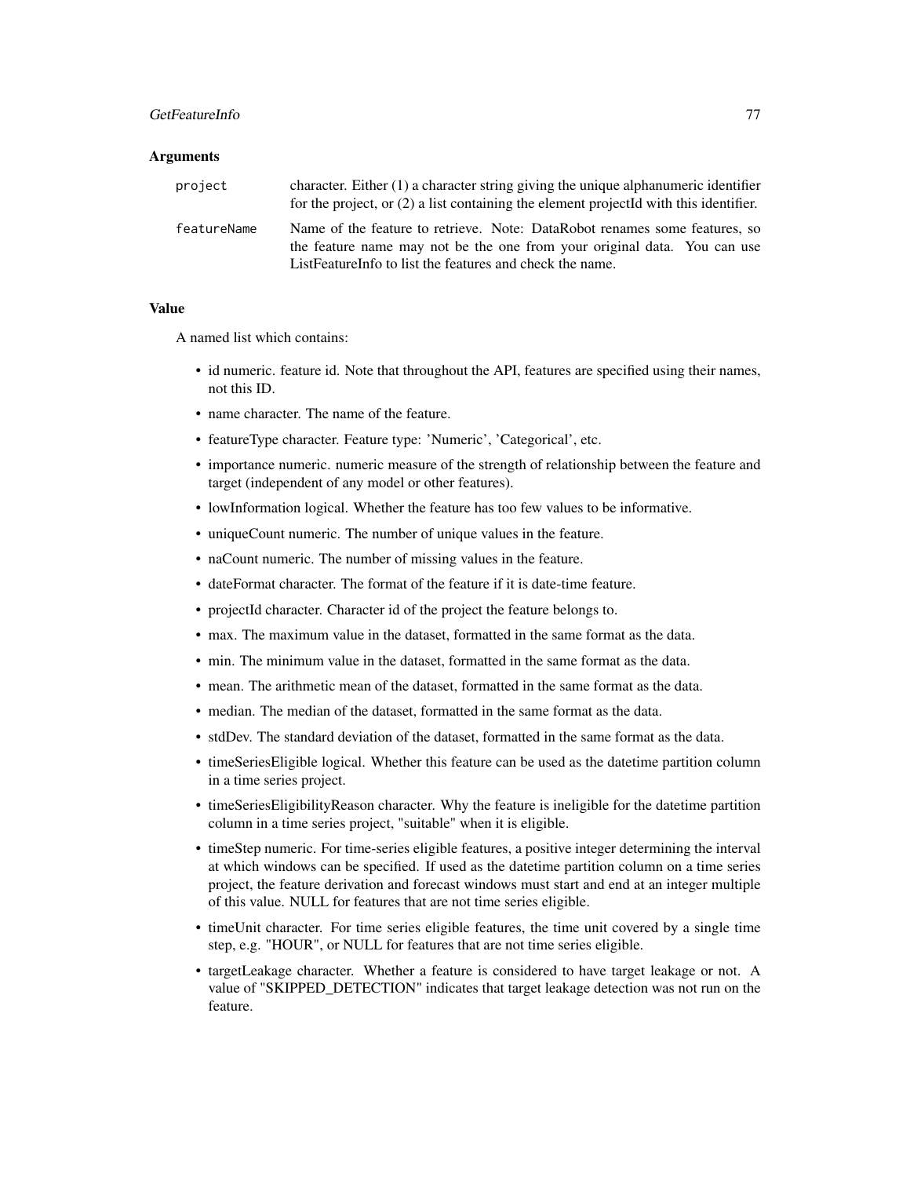## Arguments

| | |
|---|---|
| `project` | character. Either (1) a character string giving the unique alphanumeric identifier for the project, or (2) a list containing the element projectId with this identifier. |
| `featureName` | Name of the feature to retrieve. Note: DataRobot renames some features, so the feature name may not be the one from your original data. You can use ListFeatureInfo to list the features and check the name. |

## Value

A named list which contains:

- id numeric. feature id. Note that throughout the API, features are specified using their names, not this ID.
- name character. The name of the feature.
- featureType character. Feature type: 'Numeric', 'Categorical', etc.
- importance numeric. numeric measure of the strength of relationship between the feature and target (independent of any model or other features).
- lowInformation logical. Whether the feature has too few values to be informative.
- uniqueCount numeric. The number of unique values in the feature.
- naCount numeric. The number of missing values in the feature.
- dateFormat character. The format of the feature if it is date-time feature.
- projectId character. Character id of the project the feature belongs to.
- max. The maximum value in the dataset, formatted in the same format as the data.
- min. The minimum value in the dataset, formatted in the same format as the data.
- mean. The arithmetic mean of the dataset, formatted in the same format as the data.
- median. The median of the dataset, formatted in the same format as the data.
- stdDev. The standard deviation of the dataset, formatted in the same format as the data.
- timeSeriesEligible logical. Whether this feature can be used as the datetime partition column in a time series project.
- timeSeriesEligibilityReason character. Why the feature is ineligible for the datetime partition column in a time series project, "suitable" when it is eligible.
- timeStep numeric. For time-series eligible features, a positive integer determining the interval at which windows can be specified. If used as the datetime partition column on a time series project, the feature derivation and forecast windows must start and end at an integer multiple of this value. NULL for features that are not time series eligible.
- timeUnit character. For time series eligible features, the time unit covered by a single time step, e.g. "HOUR", or NULL for features that are not time series eligible.
- targetLeakage character. Whether a feature is considered to have target leakage or not. A value of "SKIPPED_DETECTION" indicates that target leakage detection was not run on the feature.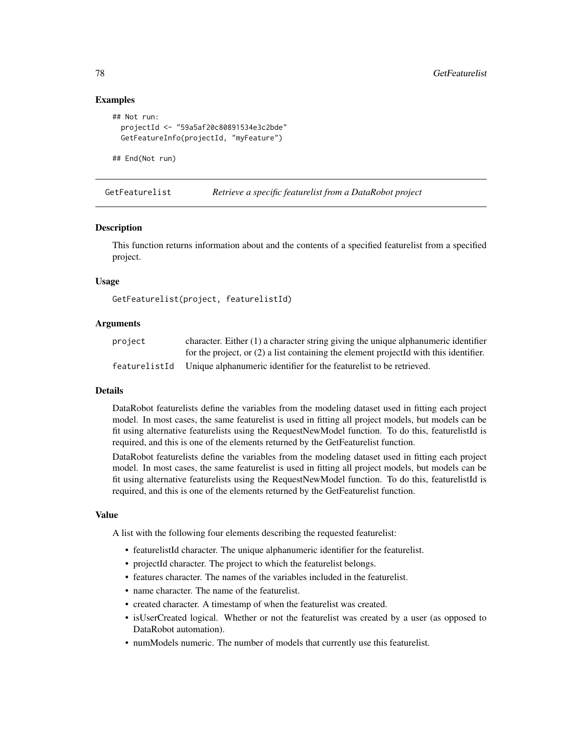## Examples

```
## Not run:
  projectId <- "59a5af20c80891534e3c2bde"
  GetFeatureInfo(projectId, "myFeature")

## End(Not run)
```

---

# GetFeaturelist *Retrieve a specific featurelist from a DataRobot project*

## Description

This function returns information about and the contents of a specified featurelist from a specified project.

## Usage

```
GetFeaturelist(project, featurelistId)
```

## Arguments

| | |
|---|---|
| `project` | character. Either (1) a character string giving the unique alphanumeric identifier for the project, or (2) a list containing the element projectId with this identifier. |
| `featurelistId` | Unique alphanumeric identifier for the featurelist to be retrieved. |

## Details

DataRobot featurelists define the variables from the modeling dataset used in fitting each project model. In most cases, the same featurelist is used in fitting all project models, but models can be fit using alternative featurelists using the RequestNewModel function. To do this, featurelistId is required, and this is one of the elements returned by the GetFeaturelist function.

DataRobot featurelists define the variables from the modeling dataset used in fitting each project model. In most cases, the same featurelist is used in fitting all project models, but models can be fit using alternative featurelists using the RequestNewModel function. To do this, featurelistId is required, and this is one of the elements returned by the GetFeaturelist function.

## Value

A list with the following four elements describing the requested featurelist:

- featurelistId character. The unique alphanumeric identifier for the featurelist.
- projectId character. The project to which the featurelist belongs.
- features character. The names of the variables included in the featurelist.
- name character. The name of the featurelist.
- created character. A timestamp of when the featurelist was created.
- isUserCreated logical. Whether or not the featurelist was created by a user (as opposed to DataRobot automation).
- numModels numeric. The number of models that currently use this featurelist.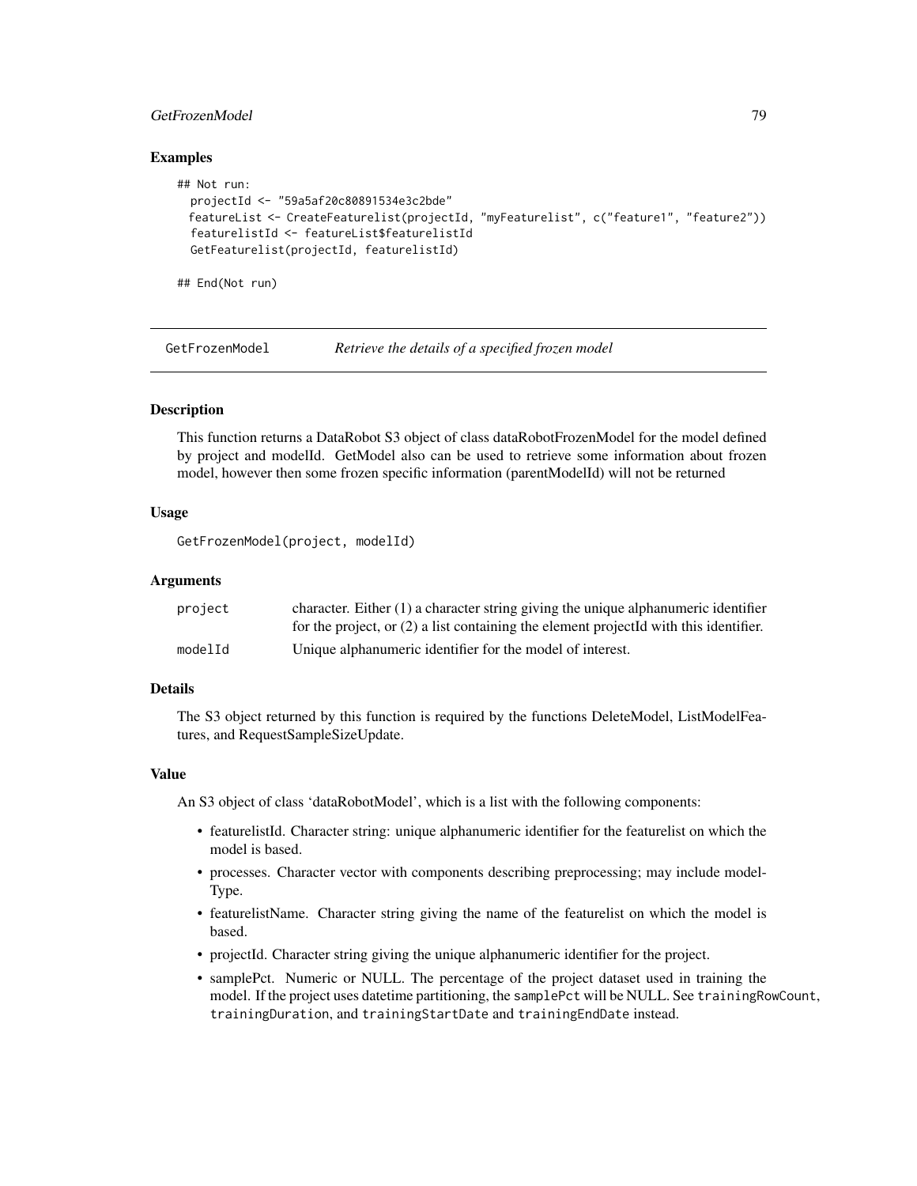### Examples

```
## Not run:
  projectId <- "59a5af20c80891534e3c2bde"
  featureList <- CreateFeaturelist(projectId, "myFeaturelist", c("feature1", "feature2"))
  featurelistId <- featureList$featurelistId
  GetFeaturelist(projectId, featurelistId)

## End(Not run)
```

---

## GetFrozenModel — *Retrieve the details of a specified frozen model*

---

### Description

This function returns a DataRobot S3 object of class dataRobotFrozenModel for the model defined by project and modelId. GetModel also can be used to retrieve some information about frozen model, however then some frozen specific information (parentModelId) will not be returned

### Usage

```
GetFrozenModel(project, modelId)
```

### Arguments

| | |
|---|---|
| `project` | character. Either (1) a character string giving the unique alphanumeric identifier for the project, or (2) a list containing the element projectId with this identifier. |
| `modelId` | Unique alphanumeric identifier for the model of interest. |

### Details

The S3 object returned by this function is required by the functions DeleteModel, ListModelFeatures, and RequestSampleSizeUpdate.

### Value

An S3 object of class 'dataRobotModel', which is a list with the following components:

- featurelistId. Character string: unique alphanumeric identifier for the featurelist on which the model is based.
- processes. Character vector with components describing preprocessing; may include modelType.
- featurelistName. Character string giving the name of the featurelist on which the model is based.
- projectId. Character string giving the unique alphanumeric identifier for the project.
- samplePct. Numeric or NULL. The percentage of the project dataset used in training the model. If the project uses datetime partitioning, the `samplePct` will be NULL. See `trainingRowCount`, `trainingDuration`, and `trainingStartDate` and `trainingEndDate` instead.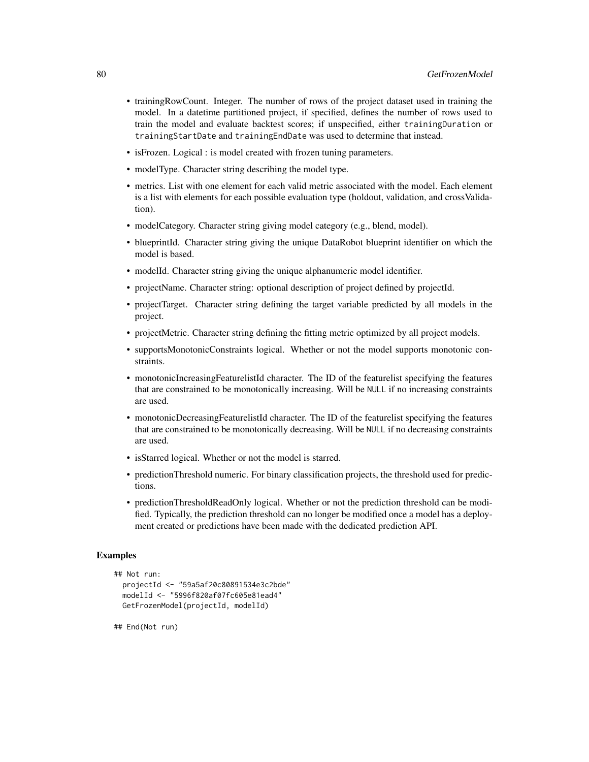- trainingRowCount. Integer. The number of rows of the project dataset used in training the model. In a datetime partitioned project, if specified, defines the number of rows used to train the model and evaluate backtest scores; if unspecified, either `trainingDuration` or `trainingStartDate` and `trainingEndDate` was used to determine that instead.
- isFrozen. Logical : is model created with frozen tuning parameters.
- modelType. Character string describing the model type.
- metrics. List with one element for each valid metric associated with the model. Each element is a list with elements for each possible evaluation type (holdout, validation, and crossValidation).
- modelCategory. Character string giving model category (e.g., blend, model).
- blueprintId. Character string giving the unique DataRobot blueprint identifier on which the model is based.
- modelId. Character string giving the unique alphanumeric model identifier.
- projectName. Character string: optional description of project defined by projectId.
- projectTarget. Character string defining the target variable predicted by all models in the project.
- projectMetric. Character string defining the fitting metric optimized by all project models.
- supportsMonotonicConstraints logical. Whether or not the model supports monotonic constraints.
- monotonicIncreasingFeaturelistId character. The ID of the featurelist specifying the features that are constrained to be monotonically increasing. Will be `NULL` if no increasing constraints are used.
- monotonicDecreasingFeaturelistId character. The ID of the featurelist specifying the features that are constrained to be monotonically decreasing. Will be `NULL` if no decreasing constraints are used.
- isStarred logical. Whether or not the model is starred.
- predictionThreshold numeric. For binary classification projects, the threshold used for predictions.
- predictionThresholdReadOnly logical. Whether or not the prediction threshold can be modified. Typically, the prediction threshold can no longer be modified once a model has a deployment created or predictions have been made with the dedicated prediction API.

## Examples

```
## Not run:
  projectId <- "59a5af20c80891534e3c2bde"
  modelId <- "5996f820af07fc605e81ead4"
  GetFrozenModel(projectId, modelId)

## End(Not run)
```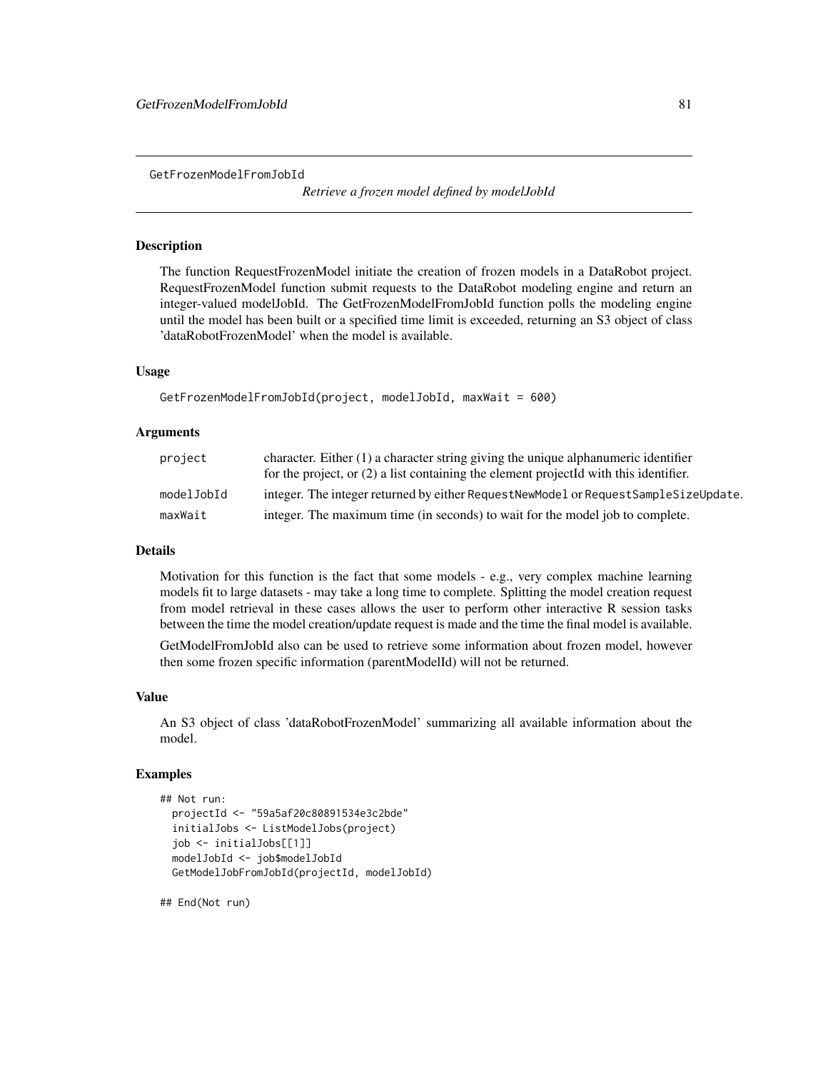## GetFrozenModelFromJobId

*Retrieve a frozen model defined by modelJobId*

### Description

The function RequestFrozenModel initiate the creation of frozen models in a DataRobot project. RequestFrozenModel function submit requests to the DataRobot modeling engine and return an integer-valued modelJobId. The GetFrozenModelFromJobId function polls the modeling engine until the model has been built or a specified time limit is exceeded, returning an S3 object of class 'dataRobotFrozenModel' when the model is available.

### Usage

```
GetFrozenModelFromJobId(project, modelJobId, maxWait = 600)
```

### Arguments

| | |
|---|---|
| project | character. Either (1) a character string giving the unique alphanumeric identifier for the project, or (2) a list containing the element projectId with this identifier. |
| modelJobId | integer. The integer returned by either `RequestNewModel` or `RequestSampleSizeUpdate`. |
| maxWait | integer. The maximum time (in seconds) to wait for the model job to complete. |

### Details

Motivation for this function is the fact that some models - e.g., very complex machine learning models fit to large datasets - may take a long time to complete. Splitting the model creation request from model retrieval in these cases allows the user to perform other interactive R session tasks between the time the model creation/update request is made and the time the final model is available.

GetModelFromJobId also can be used to retrieve some information about frozen model, however then some frozen specific information (parentModelId) will not be returned.

### Value

An S3 object of class 'dataRobotFrozenModel' summarizing all available information about the model.

### Examples

```
## Not run:
  projectId <- "59a5af20c80891534e3c2bde"
  initialJobs <- ListModelJobs(project)
  job <- initialJobs[[1]]
  modelJobId <- job$modelJobId
  GetModelJobFromJobId(projectId, modelJobId)

## End(Not run)
```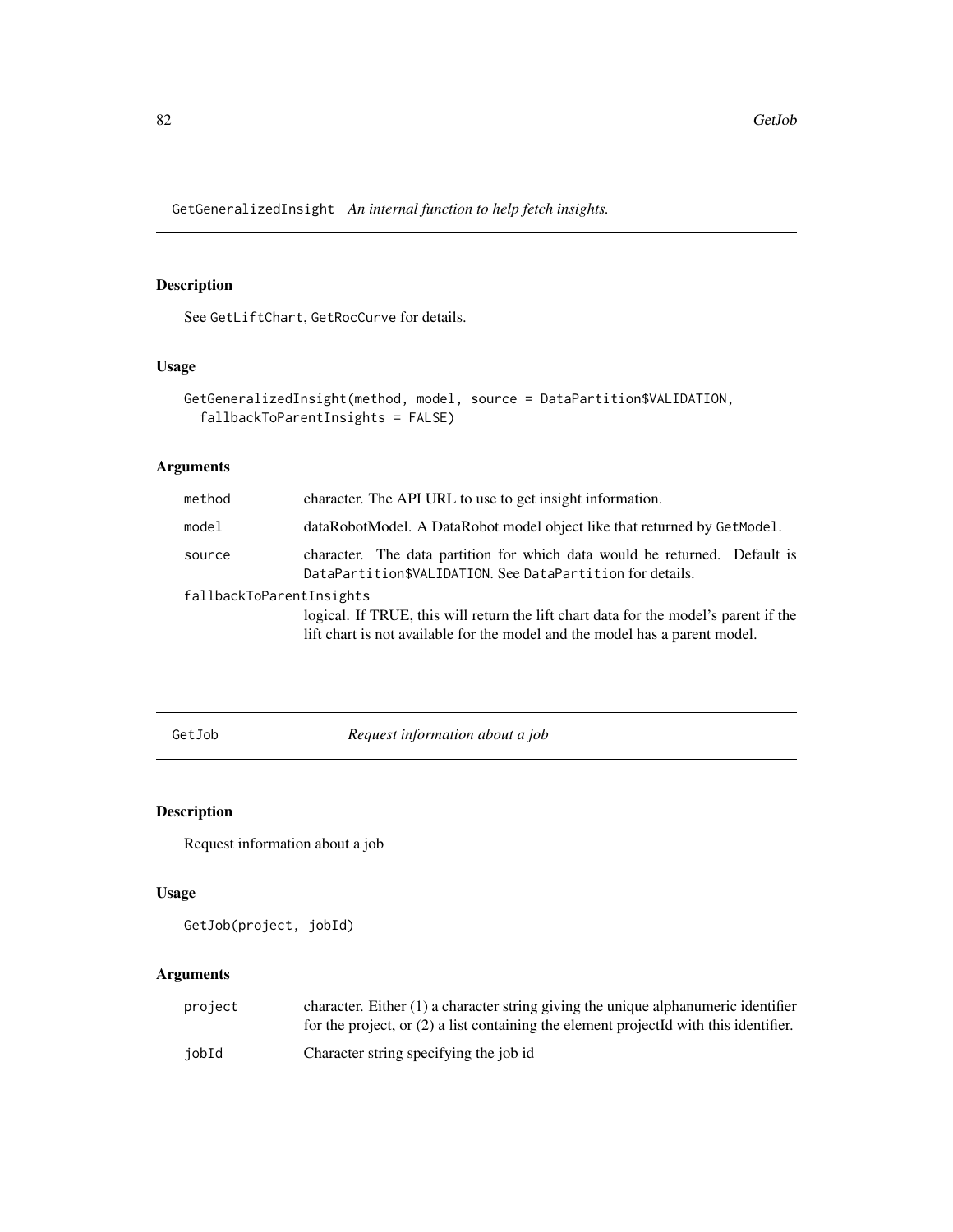## GetGeneralizedInsight *An internal function to help fetch insights.*

### Description

See GetLiftChart, GetRocCurve for details.

### Usage

```
GetGeneralizedInsight(method, model, source = DataPartition$VALIDATION,
  fallbackToParentInsights = FALSE)
```

### Arguments

| | |
|---|---|
| method | character. The API URL to use to get insight information. |
| model | dataRobotModel. A DataRobot model object like that returned by GetModel. |
| source | character. The data partition for which data would be returned. Default is DataPartition$VALIDATION. See DataPartition for details. |
| fallbackToParentInsights | logical. If TRUE, this will return the lift chart data for the model's parent if the lift chart is not available for the model and the model has a parent model. |

## GetJob *Request information about a job*

### Description

Request information about a job

### Usage

```
GetJob(project, jobId)
```

### Arguments

| | |
|---|---|
| project | character. Either (1) a character string giving the unique alphanumeric identifier for the project, or (2) a list containing the element projectId with this identifier. |
| jobId | Character string specifying the job id |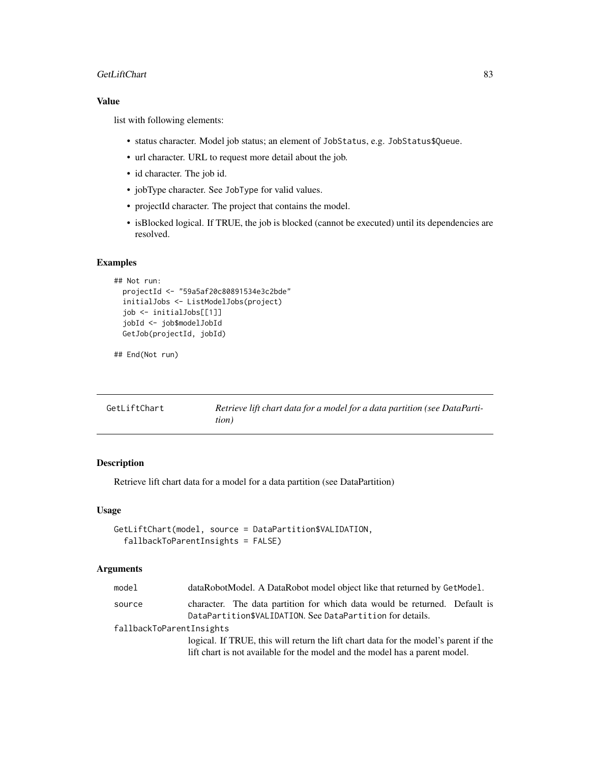### Value

list with following elements:

- status character. Model job status; an element of `JobStatus`, e.g. `JobStatus$Queue`.
- url character. URL to request more detail about the job.
- id character. The job id.
- jobType character. See `JobType` for valid values.
- projectId character. The project that contains the model.
- isBlocked logical. If TRUE, the job is blocked (cannot be executed) until its dependencies are resolved.

### Examples

```
## Not run:
  projectId <- "59a5af20c80891534e3c2bde"
  initialJobs <- ListModelJobs(project)
  job <- initialJobs[[1]]
  jobId <- job$modelJobId
  GetJob(projectId, jobId)

## End(Not run)
```

---

## GetLiftChart — *Retrieve lift chart data for a model for a data partition (see DataPartition)*

---

### Description

Retrieve lift chart data for a model for a data partition (see DataPartition)

### Usage

```
GetLiftChart(model, source = DataPartition$VALIDATION,
  fallbackToParentInsights = FALSE)
```

### Arguments

| Argument | Description |
| --- | --- |
| model | dataRobotModel. A DataRobot model object like that returned by `GetModel`. |
| source | character. The data partition for which data would be returned. Default is `DataPartition$VALIDATION`. See `DataPartition` for details. |
| fallbackToParentInsights | logical. If TRUE, this will return the lift chart data for the model's parent if the lift chart is not available for the model and the model has a parent model. |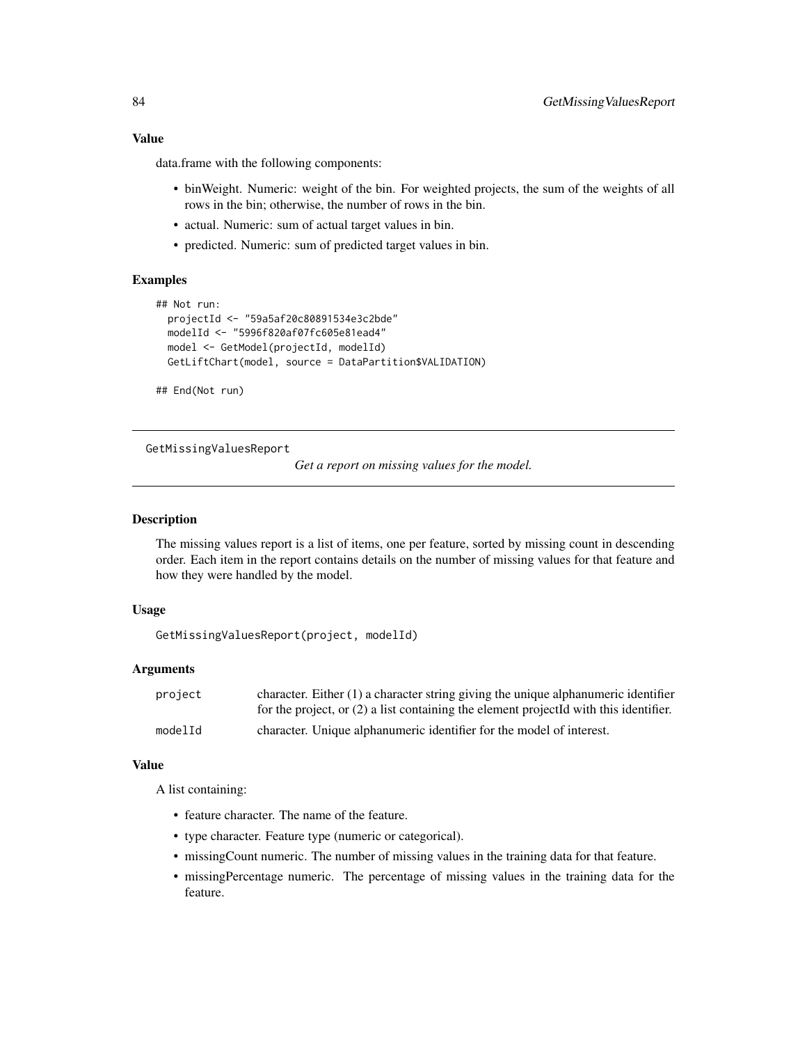### Value

data.frame with the following components:

- binWeight. Numeric: weight of the bin. For weighted projects, the sum of the weights of all rows in the bin; otherwise, the number of rows in the bin.
- actual. Numeric: sum of actual target values in bin.
- predicted. Numeric: sum of predicted target values in bin.

### Examples

```
## Not run:
  projectId <- "59a5af20c80891534e3c2bde"
  modelId <- "5996f820af07fc605e81ead4"
  model <- GetModel(projectId, modelId)
  GetLiftChart(model, source = DataPartition$VALIDATION)

## End(Not run)
```

---

## GetMissingValuesReport

*Get a report on missing values for the model.*

---

### Description

The missing values report is a list of items, one per feature, sorted by missing count in descending order. Each item in the report contains details on the number of missing values for that feature and how they were handled by the model.

### Usage

```
GetMissingValuesReport(project, modelId)
```

### Arguments

| | |
|---|---|
| project | character. Either (1) a character string giving the unique alphanumeric identifier for the project, or (2) a list containing the element projectId with this identifier. |
| modelId | character. Unique alphanumeric identifier for the model of interest. |

### Value

A list containing:

- feature character. The name of the feature.
- type character. Feature type (numeric or categorical).
- missingCount numeric. The number of missing values in the training data for that feature.
- missingPercentage numeric. The percentage of missing values in the training data for the feature.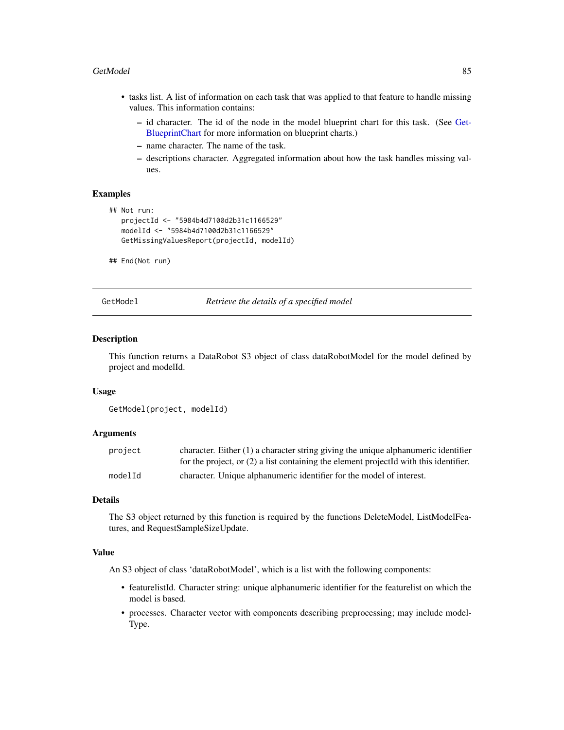- tasks list. A list of information on each task that was applied to that feature to handle missing values. This information contains:
  - id character. The id of the node in the model blueprint chart for this task. (See GetBlueprintChart for more information on blueprint charts.)
  - name character. The name of the task.
  - descriptions character. Aggregated information about how the task handles missing values.

### Examples

```
## Not run:
   projectId <- "5984b4d7100d2b31c1166529"
   modelId <- "5984b4d7100d2b31c1166529"
   GetMissingValuesReport(projectId, modelId)

## End(Not run)
```

---

## GetModel — *Retrieve the details of a specified model*

---

### Description

This function returns a DataRobot S3 object of class dataRobotModel for the model defined by project and modelId.

### Usage

```
GetModel(project, modelId)
```

### Arguments

| | |
|---|---|
| project | character. Either (1) a character string giving the unique alphanumeric identifier for the project, or (2) a list containing the element projectId with this identifier. |
| modelId | character. Unique alphanumeric identifier for the model of interest. |

### Details

The S3 object returned by this function is required by the functions DeleteModel, ListModelFeatures, and RequestSampleSizeUpdate.

### Value

An S3 object of class 'dataRobotModel', which is a list with the following components:

- featurelistId. Character string: unique alphanumeric identifier for the featurelist on which the model is based.
- processes. Character vector with components describing preprocessing; may include modelType.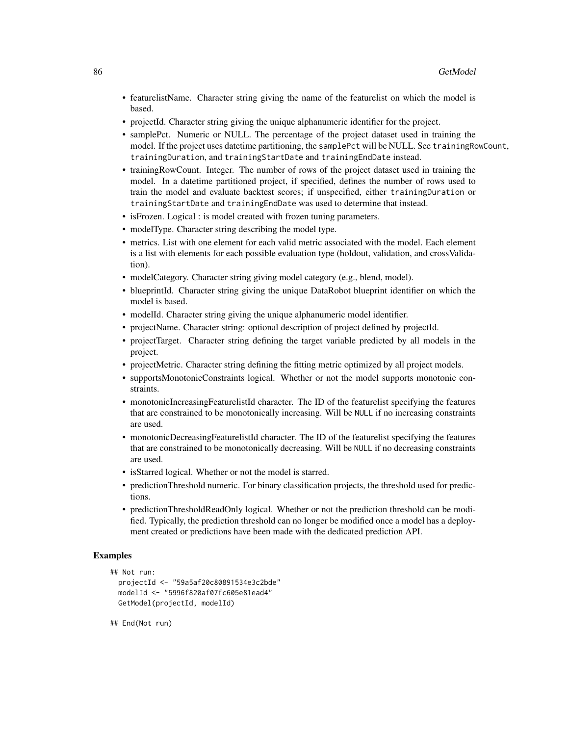- featurelistName. Character string giving the name of the featurelist on which the model is based.
- projectId. Character string giving the unique alphanumeric identifier for the project.
- samplePct. Numeric or NULL. The percentage of the project dataset used in training the model. If the project uses datetime partitioning, the `samplePct` will be NULL. See `trainingRowCount`, `trainingDuration`, and `trainingStartDate` and `trainingEndDate` instead.
- trainingRowCount. Integer. The number of rows of the project dataset used in training the model. In a datetime partitioned project, if specified, defines the number of rows used to train the model and evaluate backtest scores; if unspecified, either `trainingDuration` or `trainingStartDate` and `trainingEndDate` was used to determine that instead.
- isFrozen. Logical : is model created with frozen tuning parameters.
- modelType. Character string describing the model type.
- metrics. List with one element for each valid metric associated with the model. Each element is a list with elements for each possible evaluation type (holdout, validation, and crossValidation).
- modelCategory. Character string giving model category (e.g., blend, model).
- blueprintId. Character string giving the unique DataRobot blueprint identifier on which the model is based.
- modelId. Character string giving the unique alphanumeric model identifier.
- projectName. Character string: optional description of project defined by projectId.
- projectTarget. Character string defining the target variable predicted by all models in the project.
- projectMetric. Character string defining the fitting metric optimized by all project models.
- supportsMonotonicConstraints logical. Whether or not the model supports monotonic constraints.
- monotonicIncreasingFeaturelistId character. The ID of the featurelist specifying the features that are constrained to be monotonically increasing. Will be `NULL` if no increasing constraints are used.
- monotonicDecreasingFeaturelistId character. The ID of the featurelist specifying the features that are constrained to be monotonically decreasing. Will be `NULL` if no decreasing constraints are used.
- isStarred logical. Whether or not the model is starred.
- predictionThreshold numeric. For binary classification projects, the threshold used for predictions.
- predictionThresholdReadOnly logical. Whether or not the prediction threshold can be modified. Typically, the prediction threshold can no longer be modified once a model has a deployment created or predictions have been made with the dedicated prediction API.

## Examples

```
## Not run:
  projectId <- "59a5af20c80891534e3c2bde"
  modelId <- "5996f820af07fc605e81ead4"
  GetModel(projectId, modelId)

## End(Not run)
```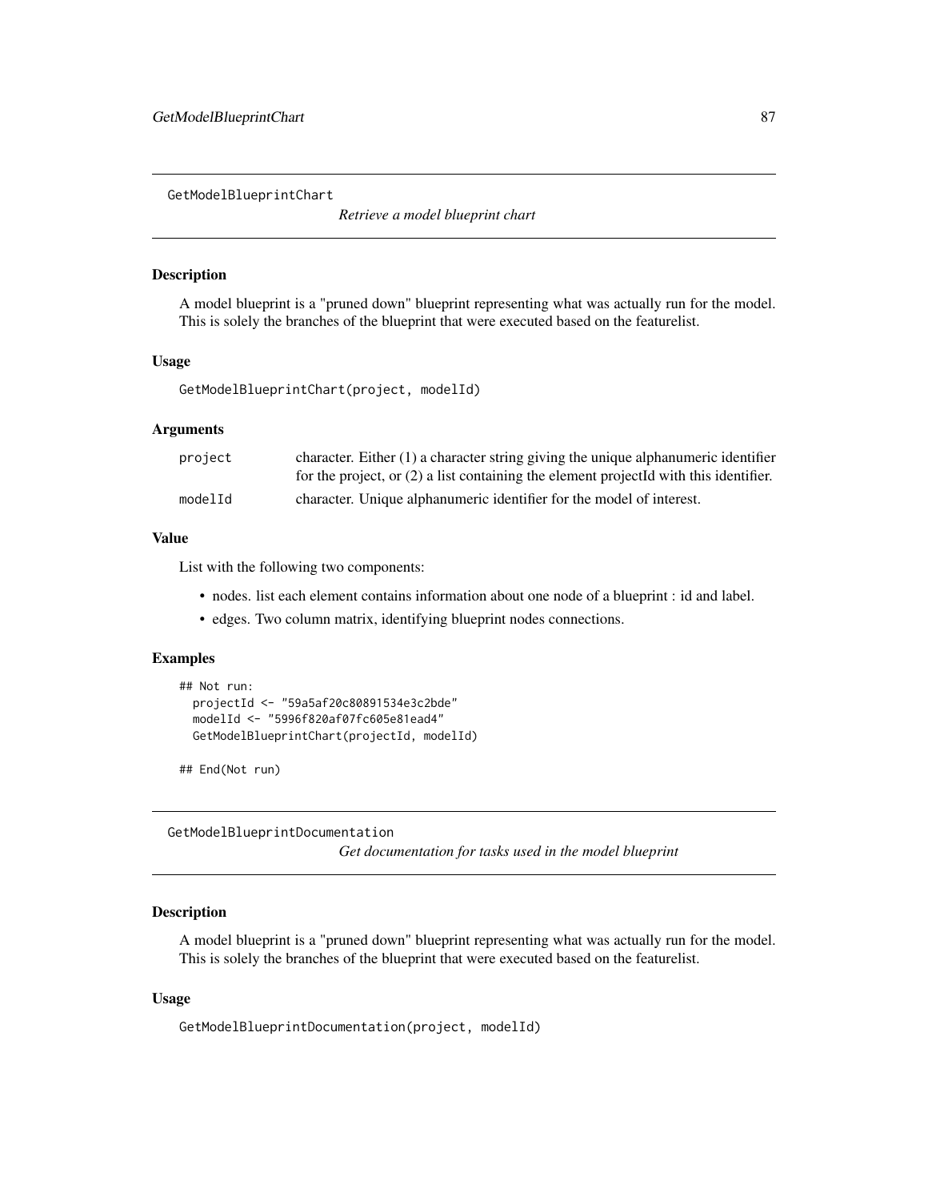## GetModelBlueprintChart

*Retrieve a model blueprint chart*

### Description

A model blueprint is a "pruned down" blueprint representing what was actually run for the model. This is solely the branches of the blueprint that were executed based on the featurelist.

### Usage

```
GetModelBlueprintChart(project, modelId)
```

### Arguments

| | |
|---|---|
| project | character. Either (1) a character string giving the unique alphanumeric identifier for the project, or (2) a list containing the element projectId with this identifier. |
| modelId | character. Unique alphanumeric identifier for the model of interest. |

### Value

List with the following two components:

- nodes. list each element contains information about one node of a blueprint : id and label.
- edges. Two column matrix, identifying blueprint nodes connections.

### Examples

```
## Not run:
  projectId <- "59a5af20c80891534e3c2bde"
  modelId <- "5996f820af07fc605e81ead4"
  GetModelBlueprintChart(projectId, modelId)

## End(Not run)
```

## GetModelBlueprintDocumentation

*Get documentation for tasks used in the model blueprint*

### Description

A model blueprint is a "pruned down" blueprint representing what was actually run for the model. This is solely the branches of the blueprint that were executed based on the featurelist.

### Usage

```
GetModelBlueprintDocumentation(project, modelId)
```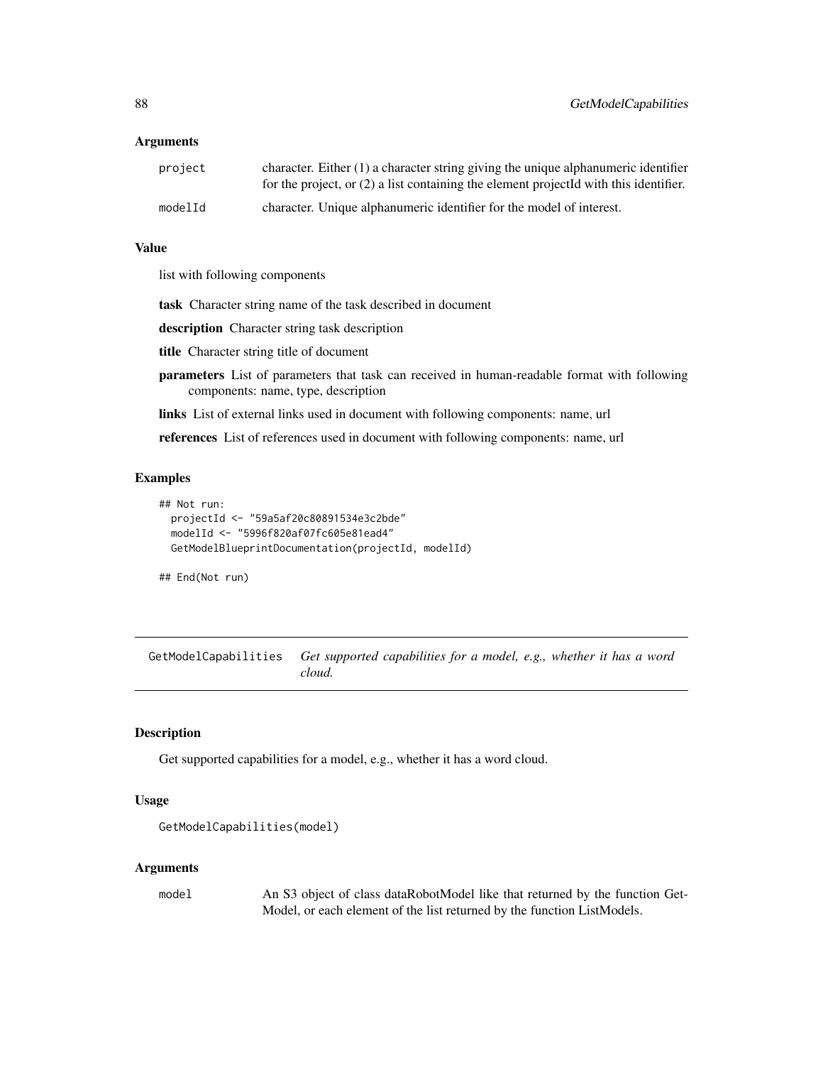### Arguments

| | |
|---|---|
| project | character. Either (1) a character string giving the unique alphanumeric identifier for the project, or (2) a list containing the element projectId with this identifier. |
| modelId | character. Unique alphanumeric identifier for the model of interest. |

### Value

list with following components

**task** Character string name of the task described in document

**description** Character string task description

**title** Character string title of document

**parameters** List of parameters that task can received in human-readable format with following components: name, type, description

**links** List of external links used in document with following components: name, url

**references** List of references used in document with following components: name, url

### Examples

```
## Not run:
  projectId <- "59a5af20c80891534e3c2bde"
  modelId <- "5996f820af07fc605e81ead4"
  GetModelBlueprintDocumentation(projectId, modelId)

## End(Not run)
```

---

## GetModelCapabilities *Get supported capabilities for a model, e.g., whether it has a word cloud.*

---

### Description

Get supported capabilities for a model, e.g., whether it has a word cloud.

### Usage

```
GetModelCapabilities(model)
```

### Arguments

| | |
|---|---|
| model | An S3 object of class dataRobotModel like that returned by the function GetModel, or each element of the list returned by the function ListModels. |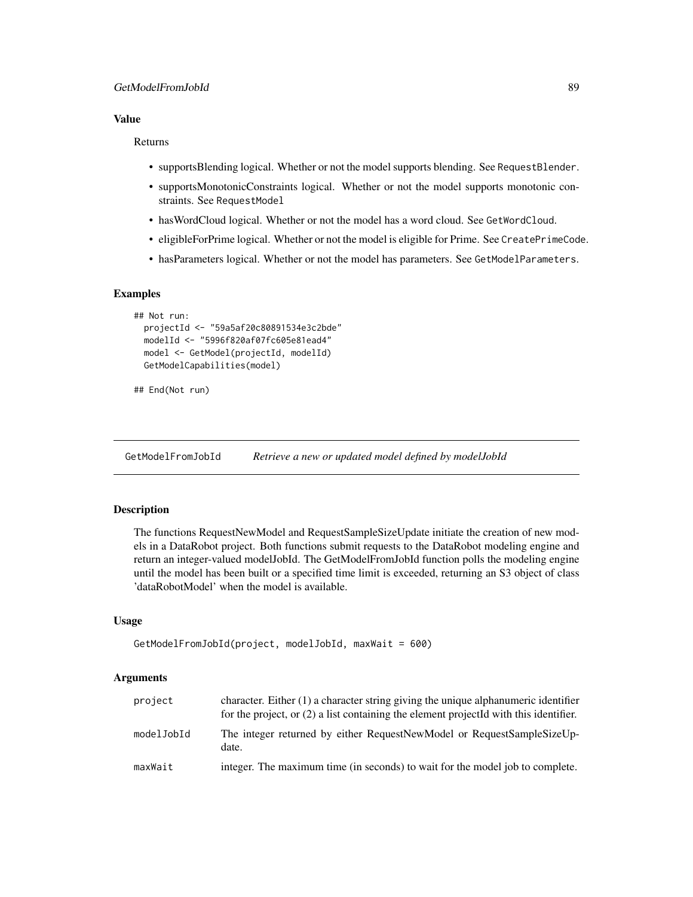## Value

Returns

- supportsBlending logical. Whether or not the model supports blending. See `RequestBlender`.
- supportsMonotonicConstraints logical. Whether or not the model supports monotonic constraints. See `RequestModel`
- hasWordCloud logical. Whether or not the model has a word cloud. See `GetWordCloud`.
- eligibleForPrime logical. Whether or not the model is eligible for Prime. See `CreatePrimeCode`.
- hasParameters logical. Whether or not the model has parameters. See `GetModelParameters`.

## Examples

```
## Not run:
  projectId <- "59a5af20c80891534e3c2bde"
  modelId <- "5996f820af07fc605e81ead4"
  model <- GetModel(projectId, modelId)
  GetModelCapabilities(model)

## End(Not run)
```

---

# GetModelFromJobId *Retrieve a new or updated model defined by modelJobId*

---

## Description

The functions RequestNewModel and RequestSampleSizeUpdate initiate the creation of new models in a DataRobot project. Both functions submit requests to the DataRobot modeling engine and return an integer-valued modelJobId. The GetModelFromJobId function polls the modeling engine until the model has been built or a specified time limit is exceeded, returning an S3 object of class 'dataRobotModel' when the model is available.

## Usage

```
GetModelFromJobId(project, modelJobId, maxWait = 600)
```

## Arguments

| | |
|---|---|
| `project` | character. Either (1) a character string giving the unique alphanumeric identifier for the project, or (2) a list containing the element projectId with this identifier. |
| `modelJobId` | The integer returned by either RequestNewModel or RequestSampleSizeUpdate. |
| `maxWait` | integer. The maximum time (in seconds) to wait for the model job to complete. |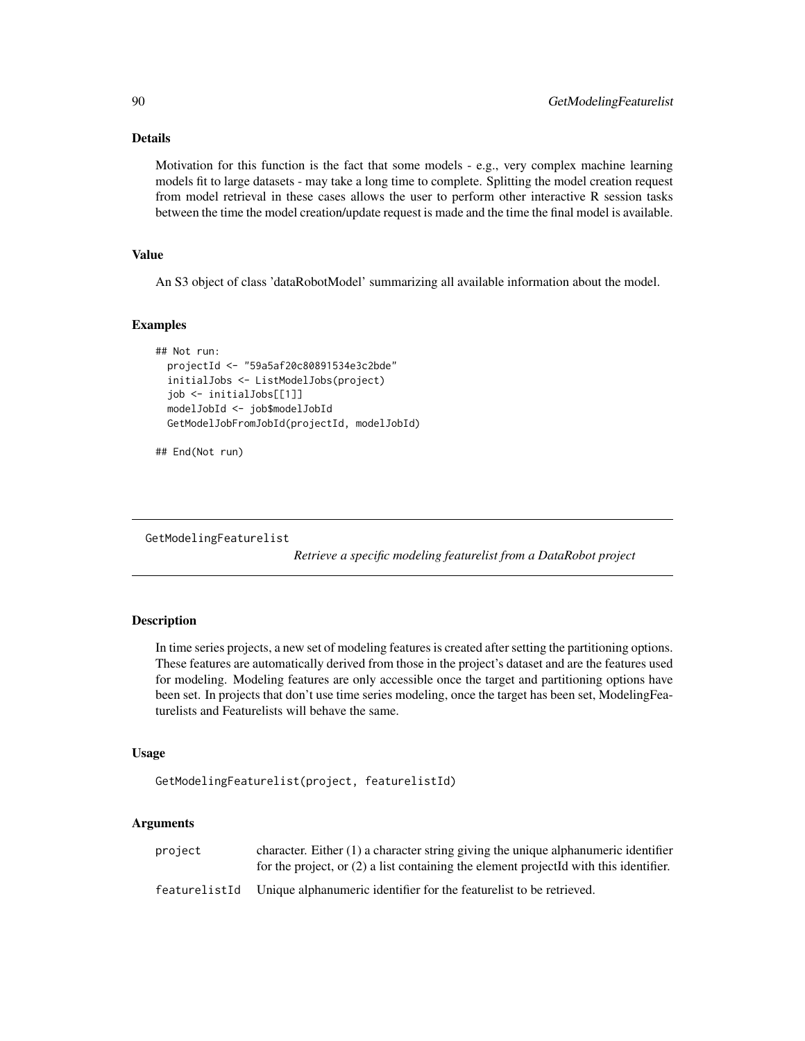### Details

Motivation for this function is the fact that some models - e.g., very complex machine learning models fit to large datasets - may take a long time to complete. Splitting the model creation request from model retrieval in these cases allows the user to perform other interactive R session tasks between the time the model creation/update request is made and the time the final model is available.

### Value

An S3 object of class 'dataRobotModel' summarizing all available information about the model.

### Examples

```
## Not run:
  projectId <- "59a5af20c80891534e3c2bde"
  initialJobs <- ListModelJobs(project)
  job <- initialJobs[[1]]
  modelJobId <- job$modelJobId
  GetModelJobFromJobId(projectId, modelJobId)

## End(Not run)
```

---

## GetModelingFeaturelist

*Retrieve a specific modeling featurelist from a DataRobot project*

### Description

In time series projects, a new set of modeling features is created after setting the partitioning options. These features are automatically derived from those in the project's dataset and are the features used for modeling. Modeling features are only accessible once the target and partitioning options have been set. In projects that don't use time series modeling, once the target has been set, ModelingFeaturelists and Featurelists will behave the same.

### Usage

```
GetModelingFeaturelist(project, featurelistId)
```

### Arguments

| | |
|---|---|
| project | character. Either (1) a character string giving the unique alphanumeric identifier for the project, or (2) a list containing the element projectId with this identifier. |
| featurelistId | Unique alphanumeric identifier for the featurelist to be retrieved. |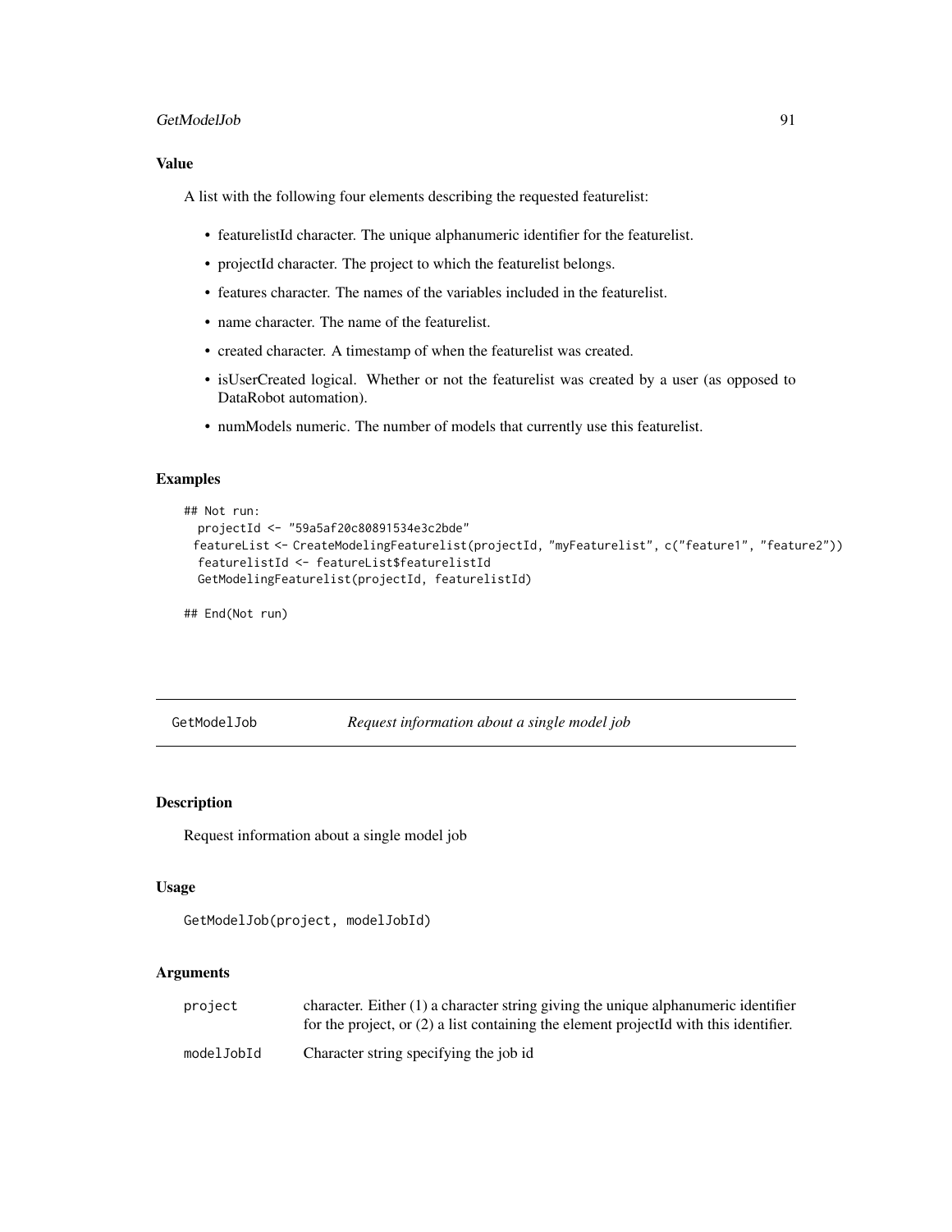### Value

A list with the following four elements describing the requested featurelist:

- featurelistId character. The unique alphanumeric identifier for the featurelist.
- projectId character. The project to which the featurelist belongs.
- features character. The names of the variables included in the featurelist.
- name character. The name of the featurelist.
- created character. A timestamp of when the featurelist was created.
- isUserCreated logical. Whether or not the featurelist was created by a user (as opposed to DataRobot automation).
- numModels numeric. The number of models that currently use this featurelist.

### Examples

```
## Not run:
  projectId <- "59a5af20c80891534e3c2bde"
  featureList <- CreateModelingFeaturelist(projectId, "myFeaturelist", c("feature1", "feature2"))
  featurelistId <- featureList$featurelistId
  GetModelingFeaturelist(projectId, featurelistId)

## End(Not run)
```

---

## GetModelJob *Request information about a single model job*

### Description

Request information about a single model job

### Usage

```
GetModelJob(project, modelJobId)
```

### Arguments

| | |
|---|---|
| project | character. Either (1) a character string giving the unique alphanumeric identifier for the project, or (2) a list containing the element projectId with this identifier. |
| modelJobId | Character string specifying the job id |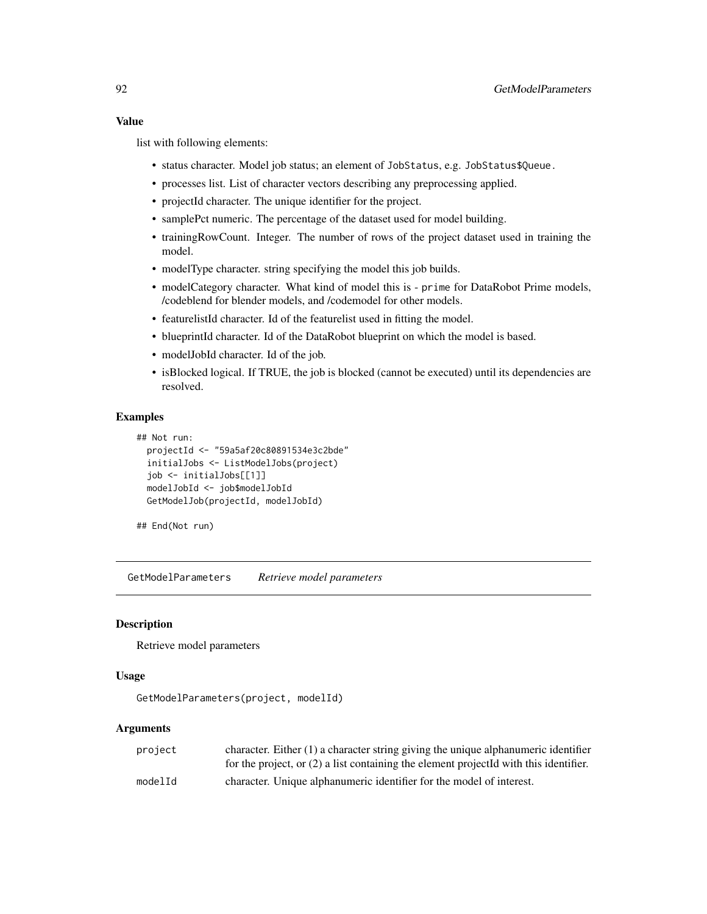### Value

list with following elements:

- status character. Model job status; an element of JobStatus, e.g. JobStatus$Queue.
- processes list. List of character vectors describing any preprocessing applied.
- projectId character. The unique identifier for the project.
- samplePct numeric. The percentage of the dataset used for model building.
- trainingRowCount. Integer. The number of rows of the project dataset used in training the model.
- modelType character. string specifying the model this job builds.
- modelCategory character. What kind of model this is - prime for DataRobot Prime models, /codeblend for blender models, and /codemodel for other models.
- featurelistId character. Id of the featurelist used in fitting the model.
- blueprintId character. Id of the DataRobot blueprint on which the model is based.
- modelJobId character. Id of the job.
- isBlocked logical. If TRUE, the job is blocked (cannot be executed) until its dependencies are resolved.

### Examples

```
## Not run:
  projectId <- "59a5af20c80891534e3c2bde"
  initialJobs <- ListModelJobs(project)
  job <- initialJobs[[1]]
  modelJobId <- job$modelJobId
  GetModelJob(projectId, modelJobId)

## End(Not run)
```

---

## GetModelParameters *Retrieve model parameters*

### Description

Retrieve model parameters

### Usage

```
GetModelParameters(project, modelId)
```

### Arguments

| | |
|---|---|
| project | character. Either (1) a character string giving the unique alphanumeric identifier for the project, or (2) a list containing the element projectId with this identifier. |
| modelId | character. Unique alphanumeric identifier for the model of interest. |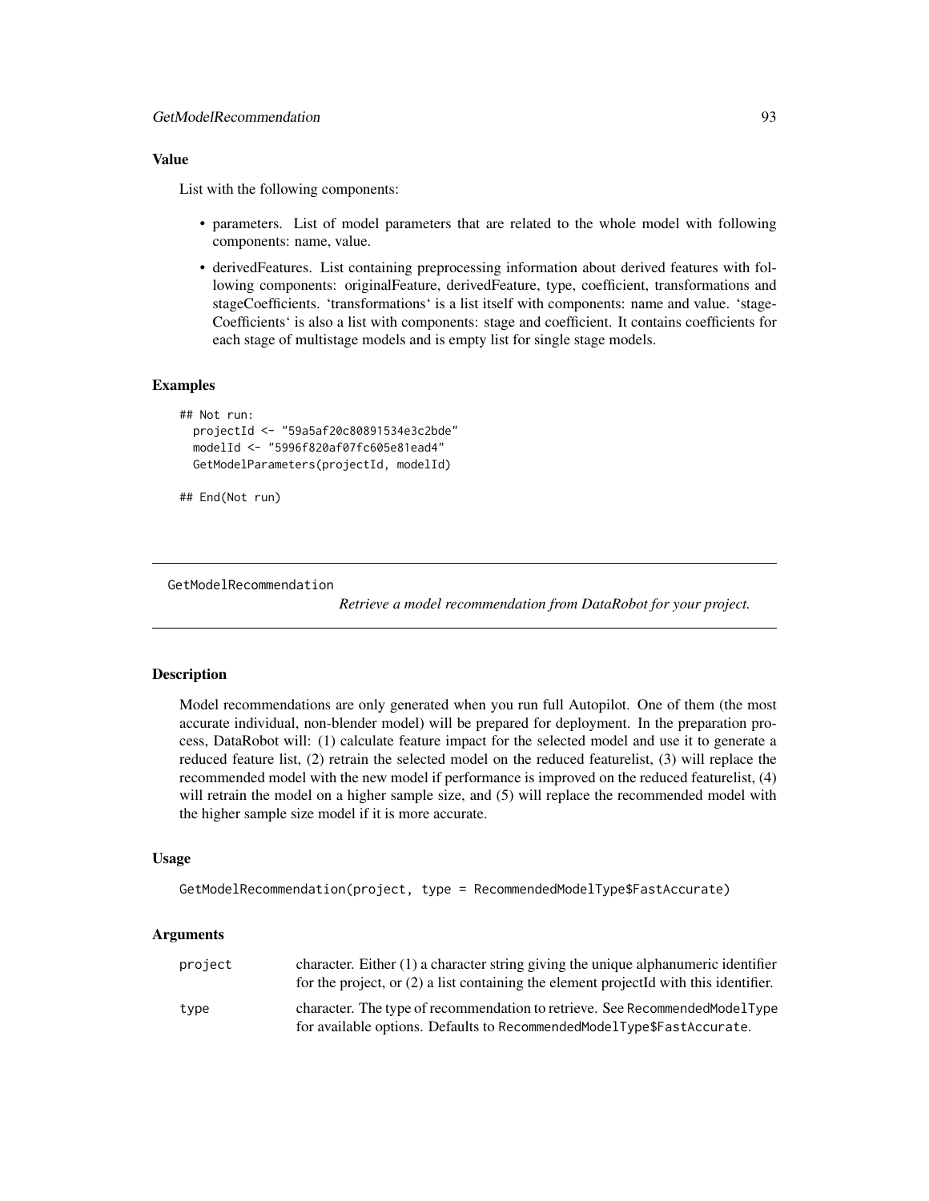### Value

List with the following components:

- parameters. List of model parameters that are related to the whole model with following components: name, value.
- derivedFeatures. List containing preprocessing information about derived features with following components: originalFeature, derivedFeature, type, coefficient, transformations and stageCoefficients. 'transformations' is a list itself with components: name and value. 'stageCoefficients' is also a list with components: stage and coefficient. It contains coefficients for each stage of multistage models and is empty list for single stage models.

### Examples

```
## Not run:
  projectId <- "59a5af20c80891534e3c2bde"
  modelId <- "5996f820af07fc605e81ead4"
  GetModelParameters(projectId, modelId)

## End(Not run)
```

---

## GetModelRecommendation

*Retrieve a model recommendation from DataRobot for your project.*

---

### Description

Model recommendations are only generated when you run full Autopilot. One of them (the most accurate individual, non-blender model) will be prepared for deployment. In the preparation process, DataRobot will: (1) calculate feature impact for the selected model and use it to generate a reduced feature list, (2) retrain the selected model on the reduced featurelist, (3) will replace the recommended model with the new model if performance is improved on the reduced featurelist, (4) will retrain the model on a higher sample size, and (5) will replace the recommended model with the higher sample size model if it is more accurate.

### Usage

```
GetModelRecommendation(project, type = RecommendedModelType$FastAccurate)
```

### Arguments

| | |
|---|---|
| project | character. Either (1) a character string giving the unique alphanumeric identifier for the project, or (2) a list containing the element projectId with this identifier. |
| type | character. The type of recommendation to retrieve. See RecommendedModelType for available options. Defaults to RecommendedModelType$FastAccurate. |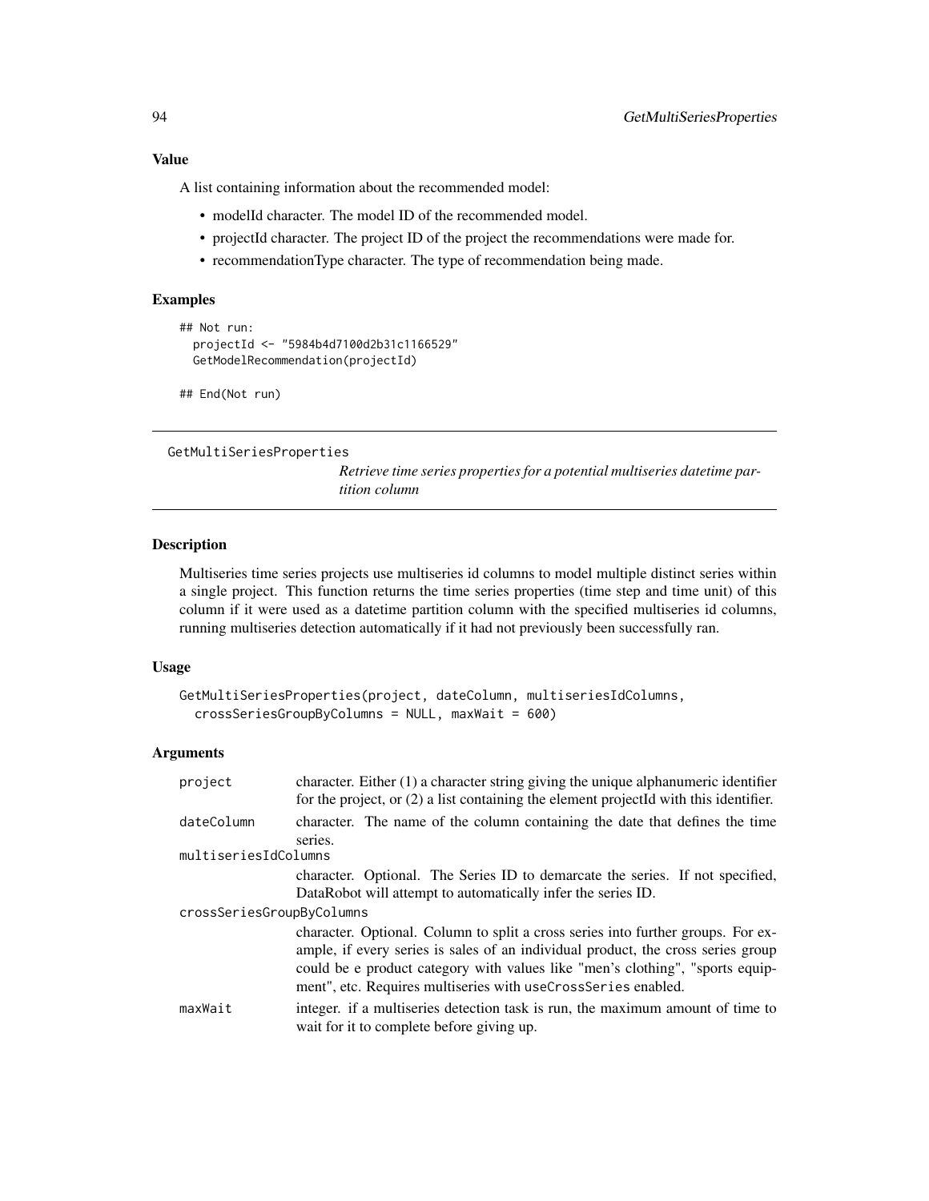### Value

A list containing information about the recommended model:

- modelId character. The model ID of the recommended model.
- projectId character. The project ID of the project the recommendations were made for.
- recommendationType character. The type of recommendation being made.

### Examples

```
## Not run:
  projectId <- "5984b4d7100d2b31c1166529"
  GetModelRecommendation(projectId)

## End(Not run)
```

---

## GetMultiSeriesProperties

*Retrieve time series properties for a potential multiseries datetime partition column*

### Description

Multiseries time series projects use multiseries id columns to model multiple distinct series within a single project. This function returns the time series properties (time step and time unit) of this column if it were used as a datetime partition column with the specified multiseries id columns, running multiseries detection automatically if it had not previously been successfully ran.

### Usage

```
GetMultiSeriesProperties(project, dateColumn, multiseriesIdColumns,
  crossSeriesGroupByColumns = NULL, maxWait = 600)
```

### Arguments

| | |
|---|---|
| `project` | character. Either (1) a character string giving the unique alphanumeric identifier for the project, or (2) a list containing the element projectId with this identifier. |
| `dateColumn` | character. The name of the column containing the date that defines the time series. |
| `multiseriesIdColumns` | character. Optional. The Series ID to demarcate the series. If not specified, DataRobot will attempt to automatically infer the series ID. |
| `crossSeriesGroupByColumns` | character. Optional. Column to split a cross series into further groups. For example, if every series is sales of an individual product, the cross series group could be e product category with values like "men's clothing", "sports equipment", etc. Requires multiseries with `useCrossSeries` enabled. |
| `maxWait` | integer. if a multiseries detection task is run, the maximum amount of time to wait for it to complete before giving up. |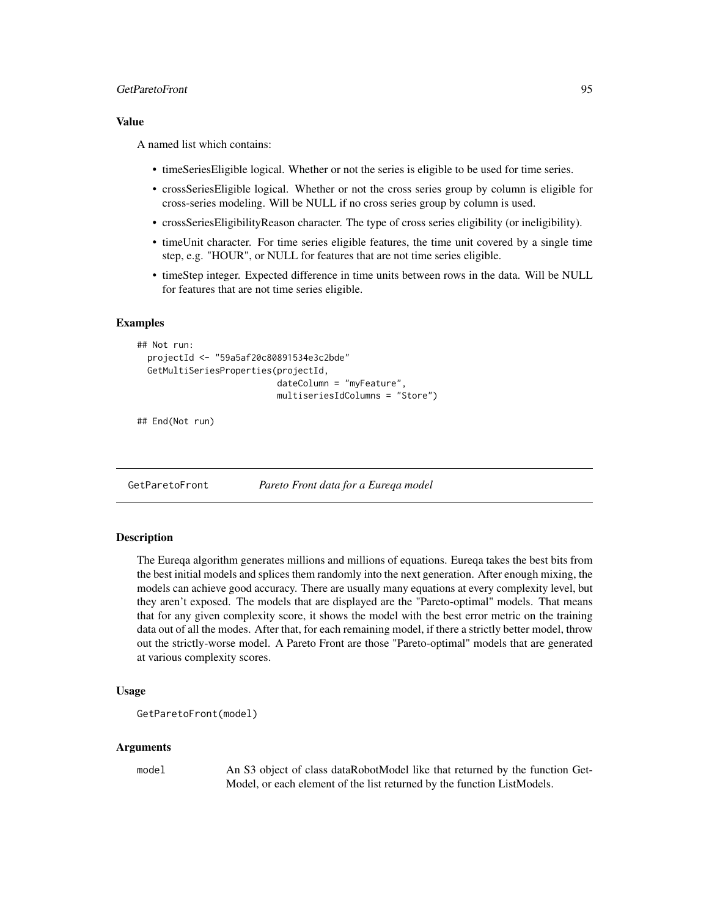### Value

A named list which contains:

- timeSeriesEligible logical. Whether or not the series is eligible to be used for time series.
- crossSeriesEligible logical. Whether or not the cross series group by column is eligible for cross-series modeling. Will be NULL if no cross series group by column is used.
- crossSeriesEligibilityReason character. The type of cross series eligibility (or ineligibility).
- timeUnit character. For time series eligible features, the time unit covered by a single time step, e.g. "HOUR", or NULL for features that are not time series eligible.
- timeStep integer. Expected difference in time units between rows in the data. Will be NULL for features that are not time series eligible.

### Examples

```
## Not run:
  projectId <- "59a5af20c80891534e3c2bde"
  GetMultiSeriesProperties(projectId,
                           dateColumn = "myFeature",
                           multiseriesIdColumns = "Store")

## End(Not run)
```

---

## GetParetoFront *Pareto Front data for a Eureqa model*

---

### Description

The Eureqa algorithm generates millions and millions of equations. Eureqa takes the best bits from the best initial models and splices them randomly into the next generation. After enough mixing, the models can achieve good accuracy. There are usually many equations at every complexity level, but they aren't exposed. The models that are displayed are the "Pareto-optimal" models. That means that for any given complexity score, it shows the model with the best error metric on the training data out of all the modes. After that, for each remaining model, if there a strictly better model, throw out the strictly-worse model. A Pareto Front are those "Pareto-optimal" models that are generated at various complexity scores.

### Usage

```
GetParetoFront(model)
```

### Arguments

| | |
|---|---|
| model | An S3 object of class dataRobotModel like that returned by the function GetModel, or each element of the list returned by the function ListModels. |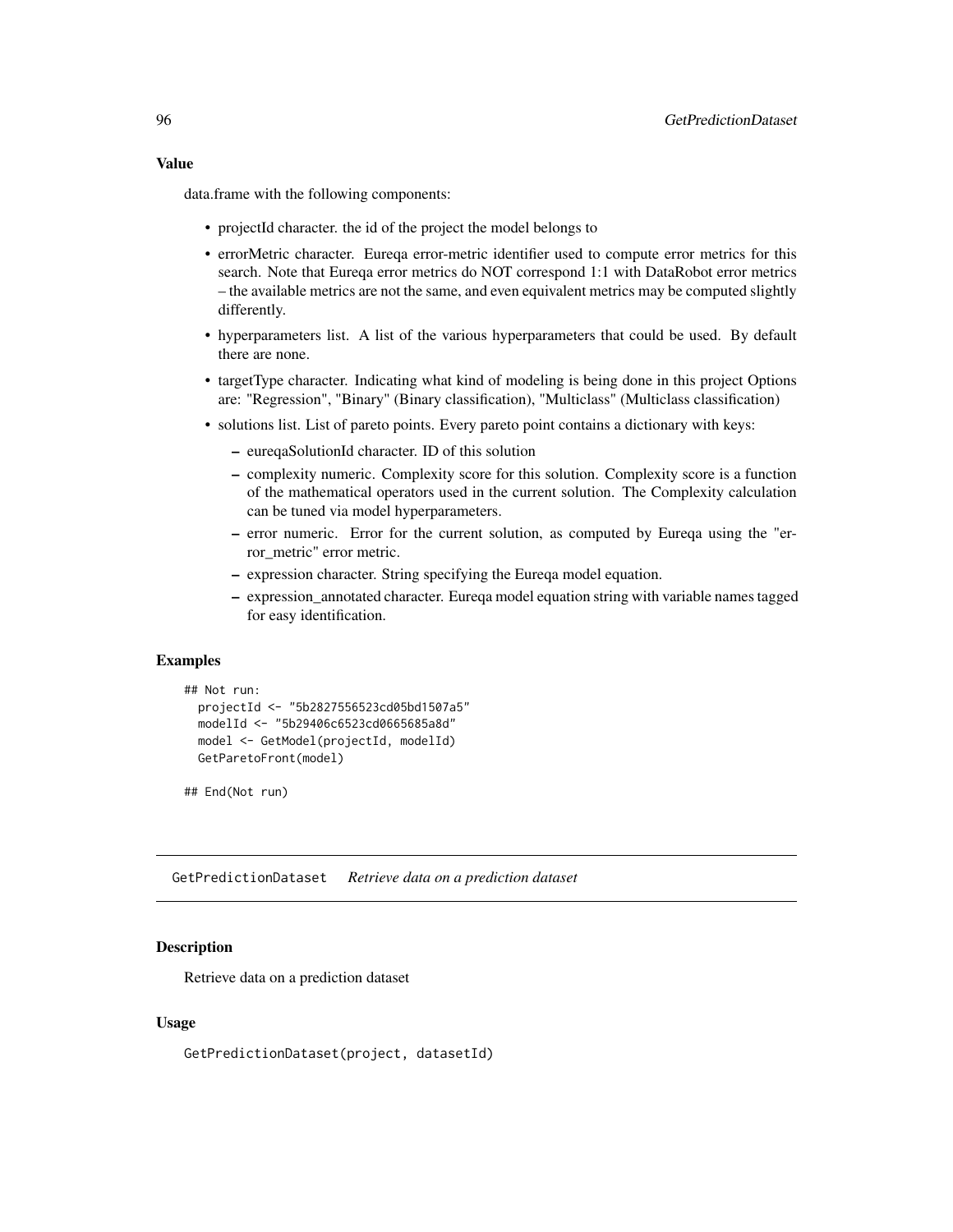## Value

data.frame with the following components:

- projectId character. the id of the project the model belongs to
- errorMetric character. Eureqa error-metric identifier used to compute error metrics for this search. Note that Eureqa error metrics do NOT correspond 1:1 with DataRobot error metrics – the available metrics are not the same, and even equivalent metrics may be computed slightly differently.
- hyperparameters list. A list of the various hyperparameters that could be used. By default there are none.
- targetType character. Indicating what kind of modeling is being done in this project Options are: "Regression", "Binary" (Binary classification), "Multiclass" (Multiclass classification)
- solutions list. List of pareto points. Every pareto point contains a dictionary with keys:
  - eureqaSolutionId character. ID of this solution
  - complexity numeric. Complexity score for this solution. Complexity score is a function of the mathematical operators used in the current solution. The Complexity calculation can be tuned via model hyperparameters.
  - error numeric. Error for the current solution, as computed by Eureqa using the "error_metric" error metric.
  - expression character. String specifying the Eureqa model equation.
  - expression_annotated character. Eureqa model equation string with variable names tagged for easy identification.

## Examples

```
## Not run:
  projectId <- "5b2827556523cd05bd1507a5"
  modelId <- "5b29406c6523cd0665685a8d"
  model <- GetModel(projectId, modelId)
  GetParetoFront(model)

## End(Not run)
```

---

# GetPredictionDataset *Retrieve data on a prediction dataset*

## Description

Retrieve data on a prediction dataset

## Usage

```
GetPredictionDataset(project, datasetId)
```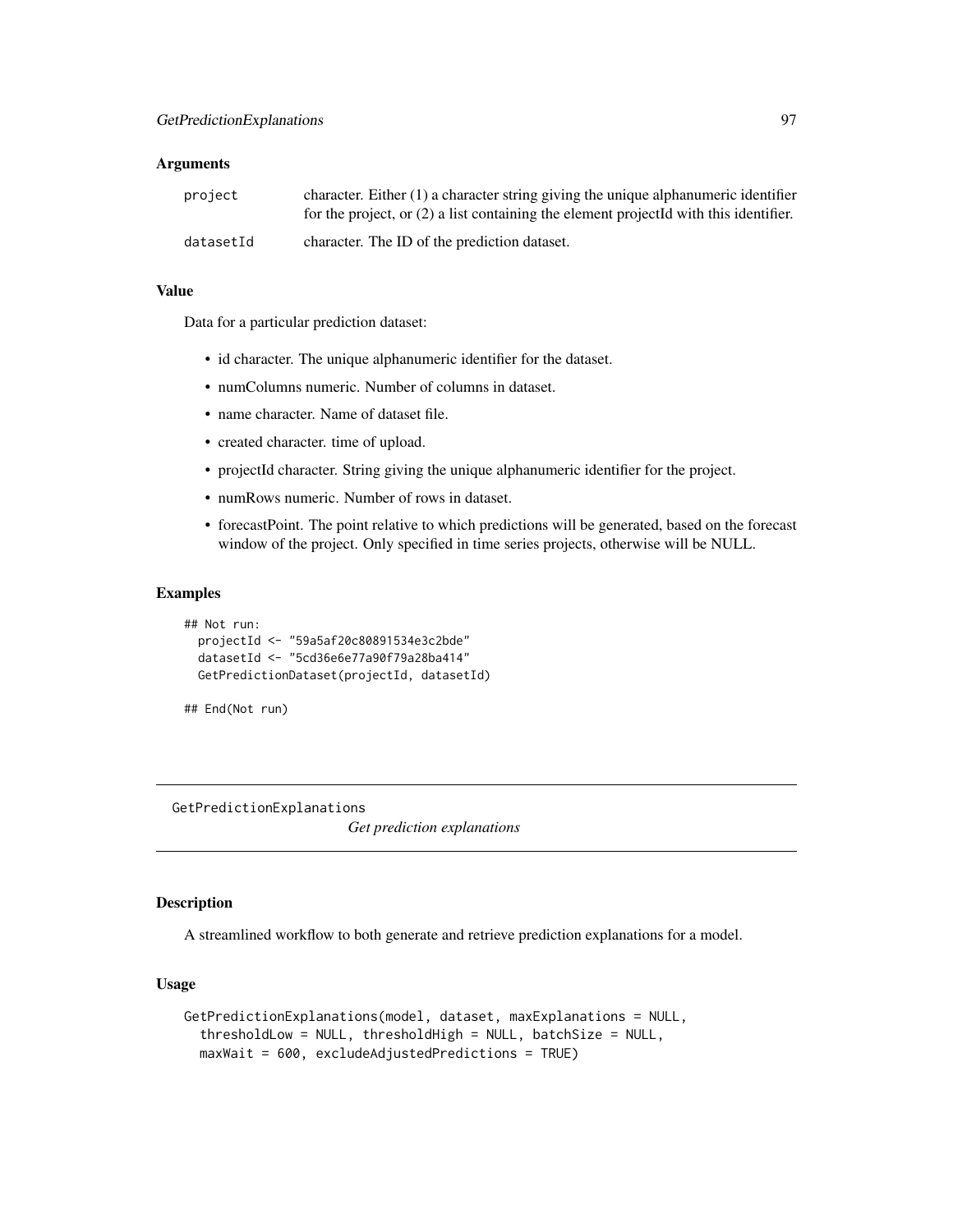### Arguments

| | |
|---|---|
| `project` | character. Either (1) a character string giving the unique alphanumeric identifier for the project, or (2) a list containing the element projectId with this identifier. |
| `datasetId` | character. The ID of the prediction dataset. |

### Value

Data for a particular prediction dataset:

- id character. The unique alphanumeric identifier for the dataset.
- numColumns numeric. Number of columns in dataset.
- name character. Name of dataset file.
- created character. time of upload.
- projectId character. String giving the unique alphanumeric identifier for the project.
- numRows numeric. Number of rows in dataset.
- forecastPoint. The point relative to which predictions will be generated, based on the forecast window of the project. Only specified in time series projects, otherwise will be NULL.

### Examples

```
## Not run:
  projectId <- "59a5af20c80891534e3c2bde"
  datasetId <- "5cd36e6e77a90f79a28ba414"
  GetPredictionDataset(projectId, datasetId)

## End(Not run)
```

---

## GetPredictionExplanations — *Get prediction explanations*

### Description

A streamlined workflow to both generate and retrieve prediction explanations for a model.

### Usage

```
GetPredictionExplanations(model, dataset, maxExplanations = NULL,
  thresholdLow = NULL, thresholdHigh = NULL, batchSize = NULL,
  maxWait = 600, excludeAdjustedPredictions = TRUE)
```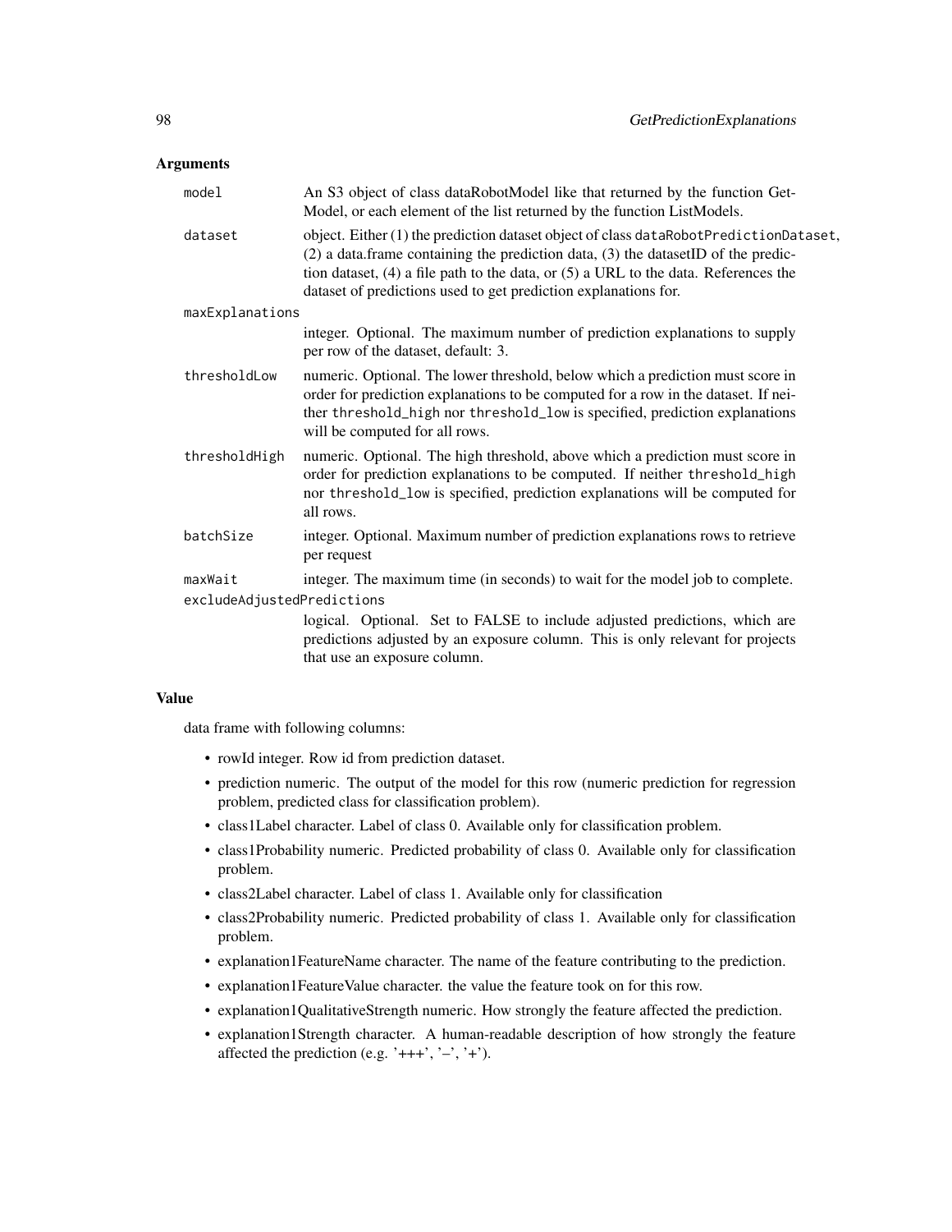### Arguments

- `model`: An S3 object of class dataRobotModel like that returned by the function GetModel, or each element of the list returned by the function ListModels.
- `dataset`: object. Either (1) the prediction dataset object of class `dataRobotPredictionDataset`, (2) a data.frame containing the prediction data, (3) the datasetID of the prediction dataset, (4) a file path to the data, or (5) a URL to the data. References the dataset of predictions used to get prediction explanations for.
- `maxExplanations`: integer. Optional. The maximum number of prediction explanations to supply per row of the dataset, default: 3.
- `thresholdLow`: numeric. Optional. The lower threshold, below which a prediction must score in order for prediction explanations to be computed for a row in the dataset. If neither `threshold_high` nor `threshold_low` is specified, prediction explanations will be computed for all rows.
- `thresholdHigh`: numeric. Optional. The high threshold, above which a prediction must score in order for prediction explanations to be computed. If neither `threshold_high` nor `threshold_low` is specified, prediction explanations will be computed for all rows.
- `batchSize`: integer. Optional. Maximum number of prediction explanations rows to retrieve per request
- `maxWait`: integer. The maximum time (in seconds) to wait for the model job to complete.
- `excludeAdjustedPredictions`: logical. Optional. Set to FALSE to include adjusted predictions, which are predictions adjusted by an exposure column. This is only relevant for projects that use an exposure column.

### Value

data frame with following columns:

- rowId integer. Row id from prediction dataset.
- prediction numeric. The output of the model for this row (numeric prediction for regression problem, predicted class for classification problem).
- class1Label character. Label of class 0. Available only for classification problem.
- class1Probability numeric. Predicted probability of class 0. Available only for classification problem.
- class2Label character. Label of class 1. Available only for classification
- class2Probability numeric. Predicted probability of class 1. Available only for classification problem.
- explanation1FeatureName character. The name of the feature contributing to the prediction.
- explanation1FeatureValue character. the value the feature took on for this row.
- explanation1QualitativeStrength numeric. How strongly the feature affected the prediction.
- explanation1Strength character. A human-readable description of how strongly the feature affected the prediction (e.g. '+++', '–', '+').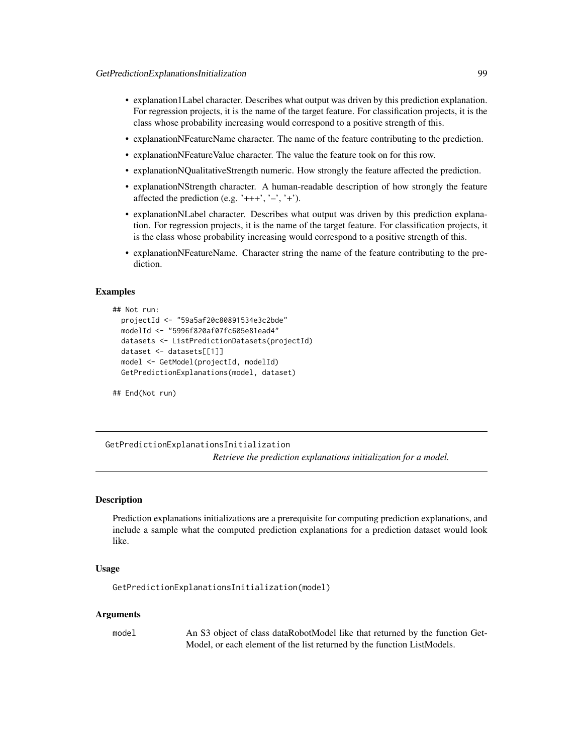- explanation1Label character. Describes what output was driven by this prediction explanation. For regression projects, it is the name of the target feature. For classification projects, it is the class whose probability increasing would correspond to a positive strength of this.
- explanationNFeatureName character. The name of the feature contributing to the prediction.
- explanationNFeatureValue character. The value the feature took on for this row.
- explanationNQualitativeStrength numeric. How strongly the feature affected the prediction.
- explanationNStrength character. A human-readable description of how strongly the feature affected the prediction (e.g. '+++', '–', '+').
- explanationNLabel character. Describes what output was driven by this prediction explanation. For regression projects, it is the name of the target feature. For classification projects, it is the class whose probability increasing would correspond to a positive strength of this.
- explanationNFeatureName. Character string the name of the feature contributing to the prediction.

### Examples

```
## Not run:
  projectId <- "59a5af20c80891534e3c2bde"
  modelId <- "5996f820af07fc605e81ead4"
  datasets <- ListPredictionDatasets(projectId)
  dataset <- datasets[[1]]
  model <- GetModel(projectId, modelId)
  GetPredictionExplanations(model, dataset)

## End(Not run)
```

---

## GetPredictionExplanationsInitialization

*Retrieve the prediction explanations initialization for a model.*

---

### Description

Prediction explanations initializations are a prerequisite for computing prediction explanations, and include a sample what the computed prediction explanations for a prediction dataset would look like.

### Usage

```
GetPredictionExplanationsInitialization(model)
```

### Arguments

| | |
|---|---|
| model | An S3 object of class dataRobotModel like that returned by the function GetModel, or each element of the list returned by the function ListModels. |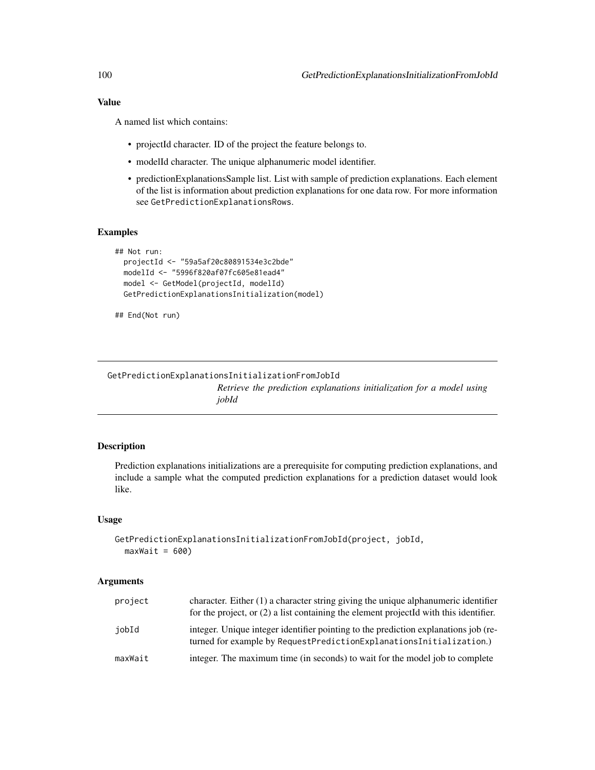### Value

A named list which contains:

- projectId character. ID of the project the feature belongs to.
- modelId character. The unique alphanumeric model identifier.
- predictionExplanationsSample list. List with sample of prediction explanations. Each element of the list is information about prediction explanations for one data row. For more information see `GetPredictionExplanationsRows`.

### Examples

```
## Not run:
  projectId <- "59a5af20c80891534e3c2bde"
  modelId <- "5996f820af07fc605e81ead4"
  model <- GetModel(projectId, modelId)
  GetPredictionExplanationsInitialization(model)

## End(Not run)
```

---

## GetPredictionExplanationsInitializationFromJobId

*Retrieve the prediction explanations initialization for a model using jobId*

---

### Description

Prediction explanations initializations are a prerequisite for computing prediction explanations, and include a sample what the computed prediction explanations for a prediction dataset would look like.

### Usage

```
GetPredictionExplanationsInitializationFromJobId(project, jobId,
  maxWait = 600)
```

### Arguments

| | |
|---|---|
| project | character. Either (1) a character string giving the unique alphanumeric identifier for the project, or (2) a list containing the element projectId with this identifier. |
| jobId | integer. Unique integer identifier pointing to the prediction explanations job (returned for example by `RequestPredictionExplanationsInitialization`.) |
| maxWait | integer. The maximum time (in seconds) to wait for the model job to complete |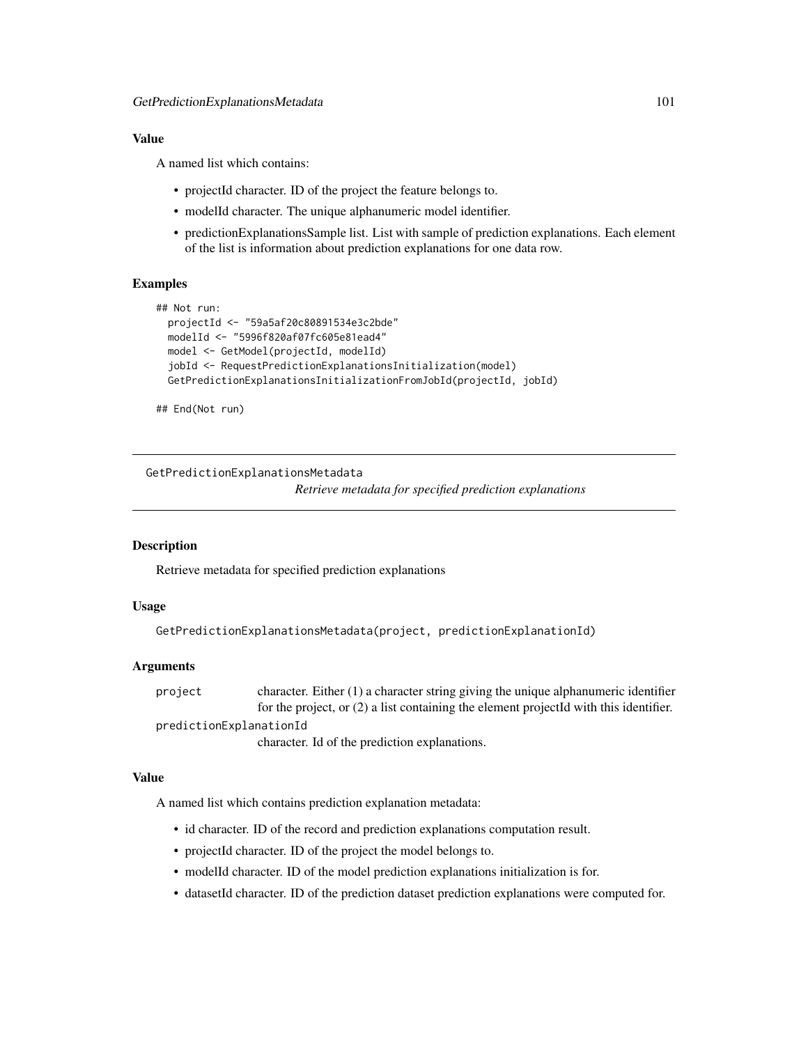## Value

A named list which contains:

- projectId character. ID of the project the feature belongs to.
- modelId character. The unique alphanumeric model identifier.
- predictionExplanationsSample list. List with sample of prediction explanations. Each element of the list is information about prediction explanations for one data row.

## Examples

```
## Not run:
  projectId <- "59a5af20c80891534e3c2bde"
  modelId <- "5996f820af07fc605e81ead4"
  model <- GetModel(projectId, modelId)
  jobId <- RequestPredictionExplanationsInitialization(model)
  GetPredictionExplanationsInitializationFromJobId(projectId, jobId)

## End(Not run)
```

---

# GetPredictionExplanationsMetadata

*Retrieve metadata for specified prediction explanations*

---

## Description

Retrieve metadata for specified prediction explanations

## Usage

```
GetPredictionExplanationsMetadata(project, predictionExplanationId)
```

## Arguments

| | |
|---|---|
| `project` | character. Either (1) a character string giving the unique alphanumeric identifier for the project, or (2) a list containing the element projectId with this identifier. |
| `predictionExplanationId` | character. Id of the prediction explanations. |

## Value

A named list which contains prediction explanation metadata:

- id character. ID of the record and prediction explanations computation result.
- projectId character. ID of the project the model belongs to.
- modelId character. ID of the model prediction explanations initialization is for.
- datasetId character. ID of the prediction dataset prediction explanations were computed for.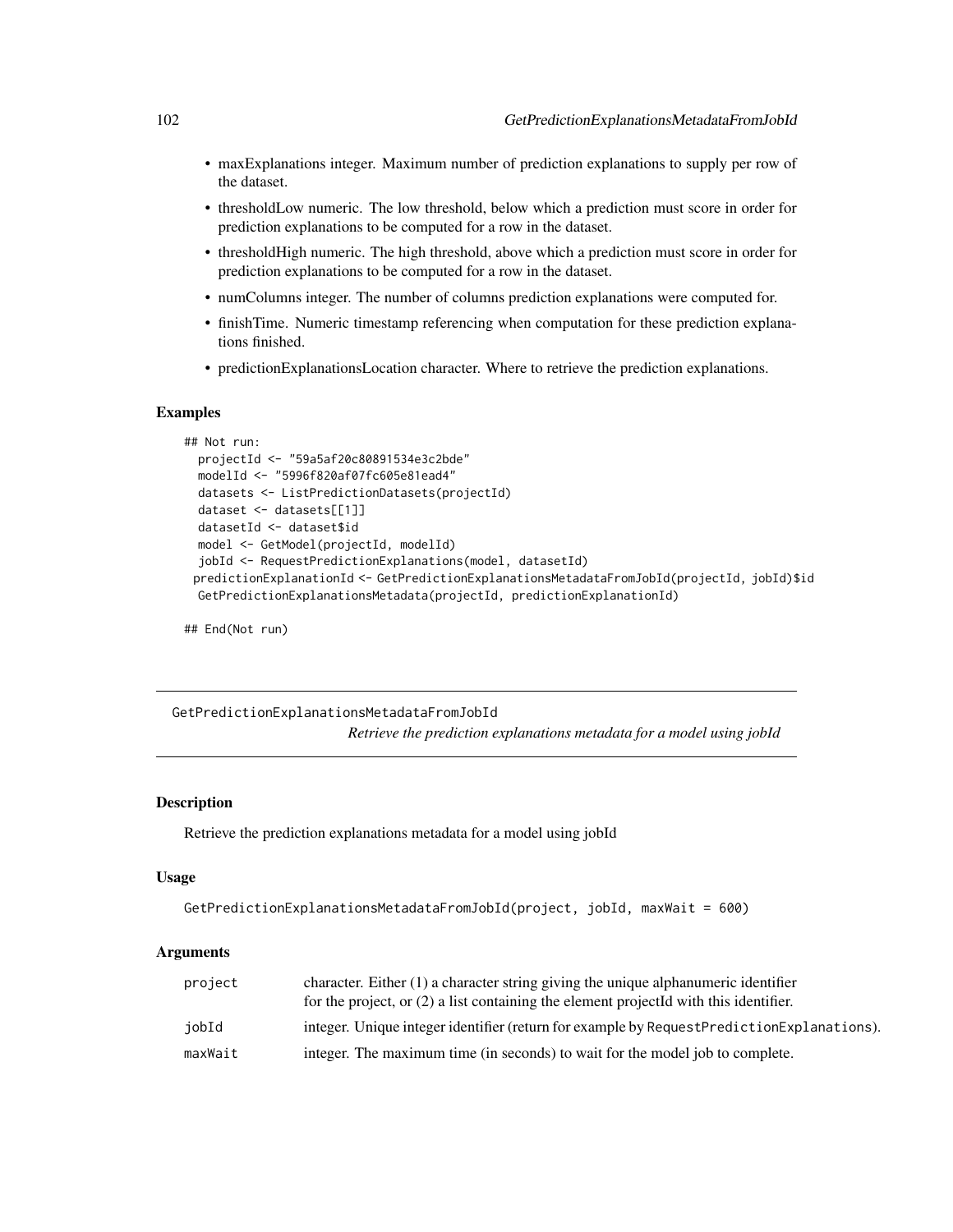- maxExplanations integer. Maximum number of prediction explanations to supply per row of the dataset.
- thresholdLow numeric. The low threshold, below which a prediction must score in order for prediction explanations to be computed for a row in the dataset.
- thresholdHigh numeric. The high threshold, above which a prediction must score in order for prediction explanations to be computed for a row in the dataset.
- numColumns integer. The number of columns prediction explanations were computed for.
- finishTime. Numeric timestamp referencing when computation for these prediction explanations finished.
- predictionExplanationsLocation character. Where to retrieve the prediction explanations.

### Examples

```
## Not run:
  projectId <- "59a5af20c80891534e3c2bde"
  modelId <- "5996f820af07fc605e81ead4"
  datasets <- ListPredictionDatasets(projectId)
  dataset <- datasets[[1]]
  datasetId <- dataset$id
  model <- GetModel(projectId, modelId)
  jobId <- RequestPredictionExplanations(model, datasetId)
 predictionExplanationId <- GetPredictionExplanationsMetadataFromJobId(projectId, jobId)$id
  GetPredictionExplanationsMetadata(projectId, predictionExplanationId)

## End(Not run)
```

## GetPredictionExplanationsMetadataFromJobId

*Retrieve the prediction explanations metadata for a model using jobId*

### Description

Retrieve the prediction explanations metadata for a model using jobId

### Usage

```
GetPredictionExplanationsMetadataFromJobId(project, jobId, maxWait = 600)
```

### Arguments

| | |
|---|---|
| project | character. Either (1) a character string giving the unique alphanumeric identifier for the project, or (2) a list containing the element projectId with this identifier. |
| jobId | integer. Unique integer identifier (return for example by RequestPredictionExplanations). |
| maxWait | integer. The maximum time (in seconds) to wait for the model job to complete. |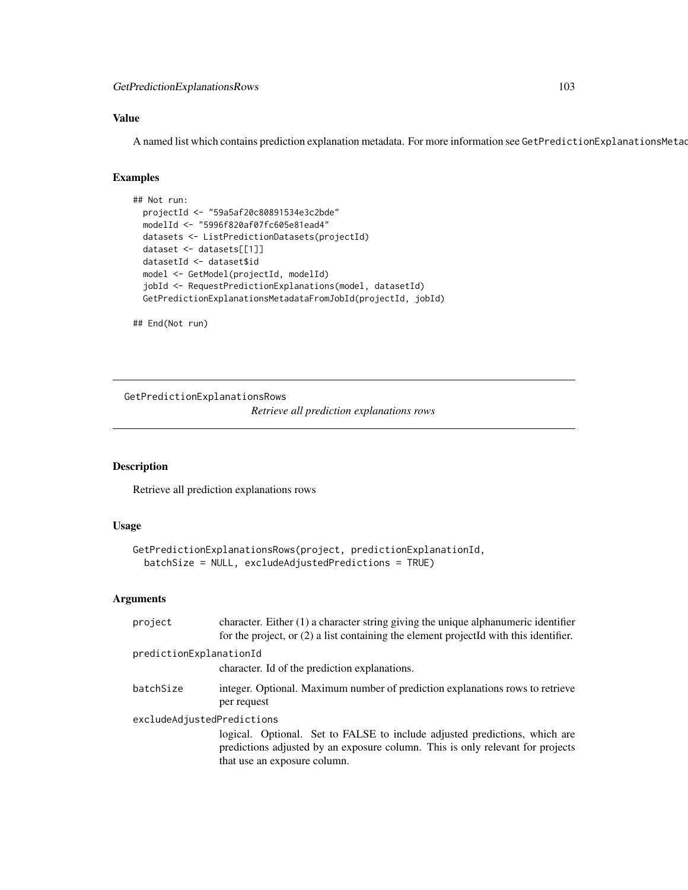## Value

A named list which contains prediction explanation metadata. For more information see GetPredictionExplanationsMetac

## Examples

```
## Not run:
  projectId <- "59a5af20c80891534e3c2bde"
  modelId <- "5996f820af07fc605e81ead4"
  datasets <- ListPredictionDatasets(projectId)
  dataset <- datasets[[1]]
  datasetId <- dataset$id
  model <- GetModel(projectId, modelId)
  jobId <- RequestPredictionExplanations(model, datasetId)
  GetPredictionExplanationsMetadataFromJobId(projectId, jobId)

## End(Not run)
```

---

# GetPredictionExplanationsRows

*Retrieve all prediction explanations rows*

## Description

Retrieve all prediction explanations rows

## Usage

```
GetPredictionExplanationsRows(project, predictionExplanationId,
  batchSize = NULL, excludeAdjustedPredictions = TRUE)
```

## Arguments

- `project` — character. Either (1) a character string giving the unique alphanumeric identifier for the project, or (2) a list containing the element projectId with this identifier.
- `predictionExplanationId` — character. Id of the prediction explanations.
- `batchSize` — integer. Optional. Maximum number of prediction explanations rows to retrieve per request
- `excludeAdjustedPredictions` — logical. Optional. Set to FALSE to include adjusted predictions, which are predictions adjusted by an exposure column. This is only relevant for projects that use an exposure column.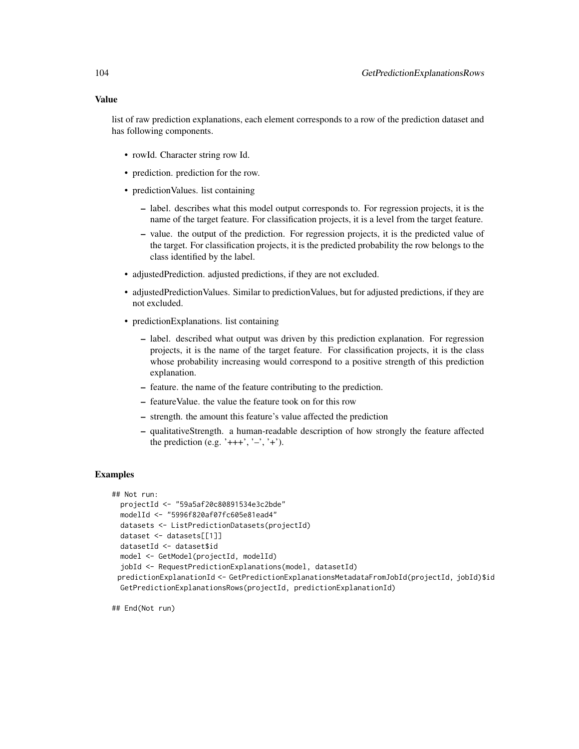### Value

list of raw prediction explanations, each element corresponds to a row of the prediction dataset and has following components.

- rowId. Character string row Id.
- prediction. prediction for the row.
- predictionValues. list containing
  - label. describes what this model output corresponds to. For regression projects, it is the name of the target feature. For classification projects, it is a level from the target feature.
  - value. the output of the prediction. For regression projects, it is the predicted value of the target. For classification projects, it is the predicted probability the row belongs to the class identified by the label.
- adjustedPrediction. adjusted predictions, if they are not excluded.
- adjustedPredictionValues. Similar to predictionValues, but for adjusted predictions, if they are not excluded.
- predictionExplanations. list containing
  - label. described what output was driven by this prediction explanation. For regression projects, it is the name of the target feature. For classification projects, it is the class whose probability increasing would correspond to a positive strength of this prediction explanation.
  - feature. the name of the feature contributing to the prediction.
  - featureValue. the value the feature took on for this row
  - strength. the amount this feature's value affected the prediction
  - qualitativeStrength. a human-readable description of how strongly the feature affected the prediction (e.g. '+++', '–', '+').

### Examples

```
## Not run:
  projectId <- "59a5af20c80891534e3c2bde"
  modelId <- "5996f820af07fc605e81ead4"
  datasets <- ListPredictionDatasets(projectId)
  dataset <- datasets[[1]]
  datasetId <- dataset$id
  model <- GetModel(projectId, modelId)
  jobId <- RequestPredictionExplanations(model, datasetId)
 predictionExplanationId <- GetPredictionExplanationsMetadataFromJobId(projectId, jobId)$id
  GetPredictionExplanationsRows(projectId, predictionExplanationId)

## End(Not run)
```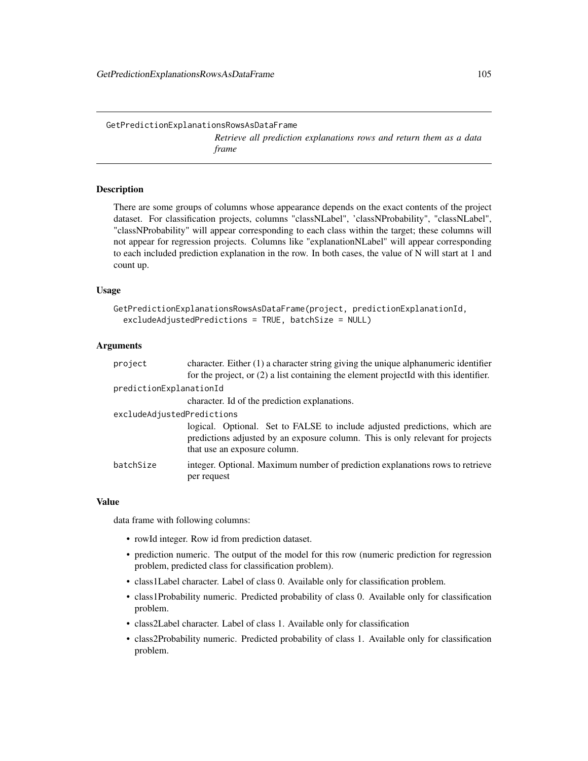GetPredictionExplanationsRowsAsDataFrame

*Retrieve all prediction explanations rows and return them as a data frame*

### Description

There are some groups of columns whose appearance depends on the exact contents of the project dataset. For classification projects, columns "classNLabel", 'classNProbability", "classNLabel", "classNProbability" will appear corresponding to each class within the target; these columns will not appear for regression projects. Columns like "explanationNLabel" will appear corresponding to each included prediction explanation in the row. In both cases, the value of N will start at 1 and count up.

### Usage

```
GetPredictionExplanationsRowsAsDataFrame(project, predictionExplanationId,
  excludeAdjustedPredictions = TRUE, batchSize = NULL)
```

### Arguments

| | |
|---|---|
| project | character. Either (1) a character string giving the unique alphanumeric identifier for the project, or (2) a list containing the element projectId with this identifier. |
| predictionExplanationId | character. Id of the prediction explanations. |
| excludeAdjustedPredictions | logical. Optional. Set to FALSE to include adjusted predictions, which are predictions adjusted by an exposure column. This is only relevant for projects that use an exposure column. |
| batchSize | integer. Optional. Maximum number of prediction explanations rows to retrieve per request |

### Value

data frame with following columns:

- rowId integer. Row id from prediction dataset.
- prediction numeric. The output of the model for this row (numeric prediction for regression problem, predicted class for classification problem).
- class1Label character. Label of class 0. Available only for classification problem.
- class1Probability numeric. Predicted probability of class 0. Available only for classification problem.
- class2Label character. Label of class 1. Available only for classification
- class2Probability numeric. Predicted probability of class 1. Available only for classification problem.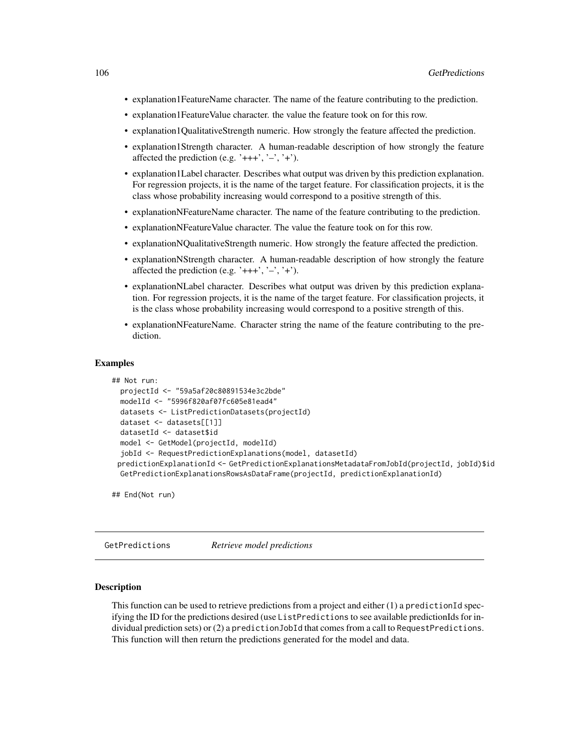- explanation1FeatureName character. The name of the feature contributing to the prediction.
- explanation1FeatureValue character. the value the feature took on for this row.
- explanation1QualitativeStrength numeric. How strongly the feature affected the prediction.
- explanation1Strength character. A human-readable description of how strongly the feature affected the prediction (e.g. '+++', '–', '+').
- explanation1Label character. Describes what output was driven by this prediction explanation. For regression projects, it is the name of the target feature. For classification projects, it is the class whose probability increasing would correspond to a positive strength of this.
- explanationNFeatureName character. The name of the feature contributing to the prediction.
- explanationNFeatureValue character. The value the feature took on for this row.
- explanationNQualitativeStrength numeric. How strongly the feature affected the prediction.
- explanationNStrength character. A human-readable description of how strongly the feature affected the prediction (e.g. '+++', '–', '+').
- explanationNLabel character. Describes what output was driven by this prediction explanation. For regression projects, it is the name of the target feature. For classification projects, it is the class whose probability increasing would correspond to a positive strength of this.
- explanationNFeatureName. Character string the name of the feature contributing to the prediction.

### Examples

```
## Not run:
  projectId <- "59a5af20c80891534e3c2bde"
  modelId <- "5996f820af07fc605e81ead4"
  datasets <- ListPredictionDatasets(projectId)
  dataset <- datasets[[1]]
  datasetId <- dataset$id
  model <- GetModel(projectId, modelId)
  jobId <- RequestPredictionExplanations(model, datasetId)
 predictionExplanationId <- GetPredictionExplanationsMetadataFromJobId(projectId, jobId)$id
  GetPredictionExplanationsRowsAsDataFrame(projectId, predictionExplanationId)

## End(Not run)
```

## GetPredictions *Retrieve model predictions*

### Description

This function can be used to retrieve predictions from a project and either (1) a `predictionId` specifying the ID for the predictions desired (use `ListPredictions` to see available predictionIds for individual prediction sets) or (2) a `predictionJobId` that comes from a call to `RequestPredictions`. This function will then return the predictions generated for the model and data.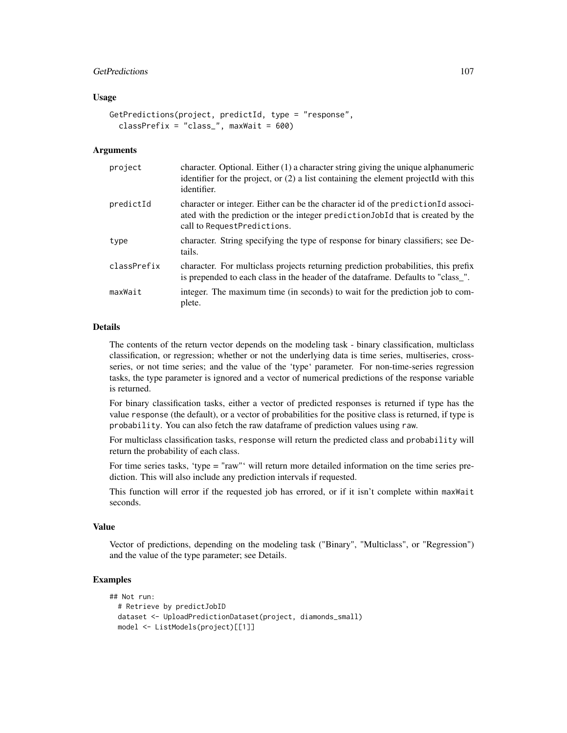### Usage

```
GetPredictions(project, predictId, type = "response",
  classPrefix = "class_", maxWait = 600)
```

### Arguments

| | |
|---|---|
| project | character. Optional. Either (1) a character string giving the unique alphanumeric identifier for the project, or (2) a list containing the element projectId with this identifier. |
| predictId | character or integer. Either can be the character id of the predictionId associated with the prediction or the integer predictionJobId that is created by the call to RequestPredictions. |
| type | character. String specifying the type of response for binary classifiers; see Details. |
| classPrefix | character. For multiclass projects returning prediction probabilities, this prefix is prepended to each class in the header of the dataframe. Defaults to "class_". |
| maxWait | integer. The maximum time (in seconds) to wait for the prediction job to complete. |

### Details

The contents of the return vector depends on the modeling task - binary classification, multiclass classification, or regression; whether or not the underlying data is time series, multiseries, cross-series, or not time series; and the value of the 'type' parameter. For non-time-series regression tasks, the type parameter is ignored and a vector of numerical predictions of the response variable is returned.

For binary classification tasks, either a vector of predicted responses is returned if type has the value response (the default), or a vector of probabilities for the positive class is returned, if type is probability. You can also fetch the raw dataframe of prediction values using raw.

For multiclass classification tasks, response will return the predicted class and probability will return the probability of each class.

For time series tasks, 'type = "raw"' will return more detailed information on the time series prediction. This will also include any prediction intervals if requested.

This function will error if the requested job has errored, or if it isn't complete within maxWait seconds.

### Value

Vector of predictions, depending on the modeling task ("Binary", "Multiclass", or "Regression") and the value of the type parameter; see Details.

### Examples

```
## Not run:
  # Retrieve by predictJobID
  dataset <- UploadPredictionDataset(project, diamonds_small)
  model <- ListModels(project)[[1]]
```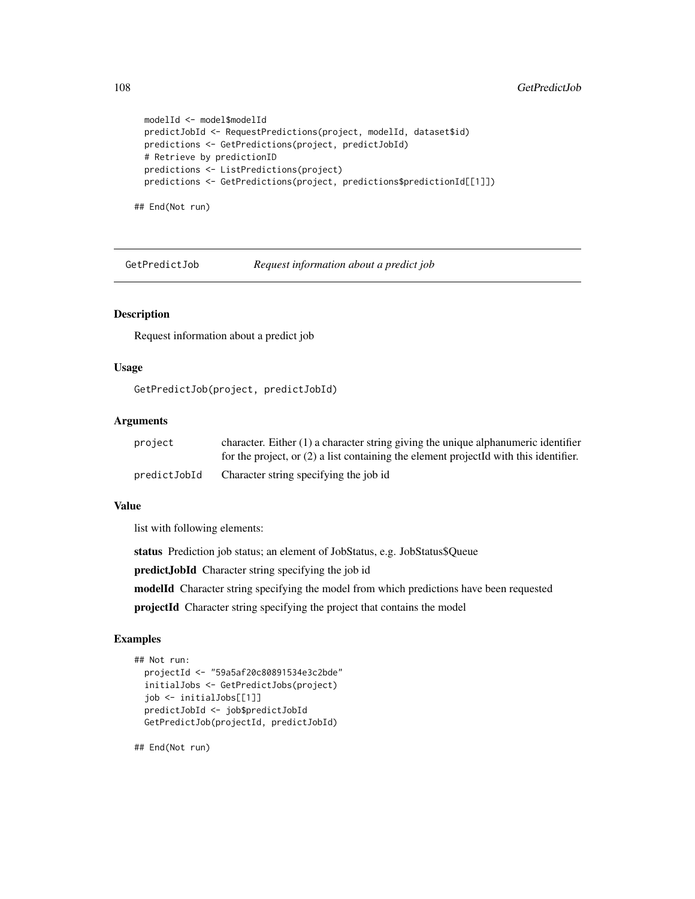```
  modelId <- model$modelId
  predictJobId <- RequestPredictions(project, modelId, dataset$id)
  predictions <- GetPredictions(project, predictJobId)
  # Retrieve by predictionID
  predictions <- ListPredictions(project)
  predictions <- GetPredictions(project, predictions$predictionId[[1]])

## End(Not run)
```

## GetPredictJob — *Request information about a predict job*

### Description

Request information about a predict job

### Usage

```
GetPredictJob(project, predictJobId)
```

### Arguments

| | |
|---|---|
| project | character. Either (1) a character string giving the unique alphanumeric identifier for the project, or (2) a list containing the element projectId with this identifier. |
| predictJobId | Character string specifying the job id |

### Value

list with following elements:

**status** Prediction job status; an element of JobStatus, e.g. JobStatus$Queue

**predictJobId** Character string specifying the job id

**modelId** Character string specifying the model from which predictions have been requested

**projectId** Character string specifying the project that contains the model

### Examples

```
## Not run:
  projectId <- "59a5af20c80891534e3c2bde"
  initialJobs <- GetPredictJobs(project)
  job <- initialJobs[[1]]
  predictJobId <- job$predictJobId
  GetPredictJob(projectId, predictJobId)

## End(Not run)
```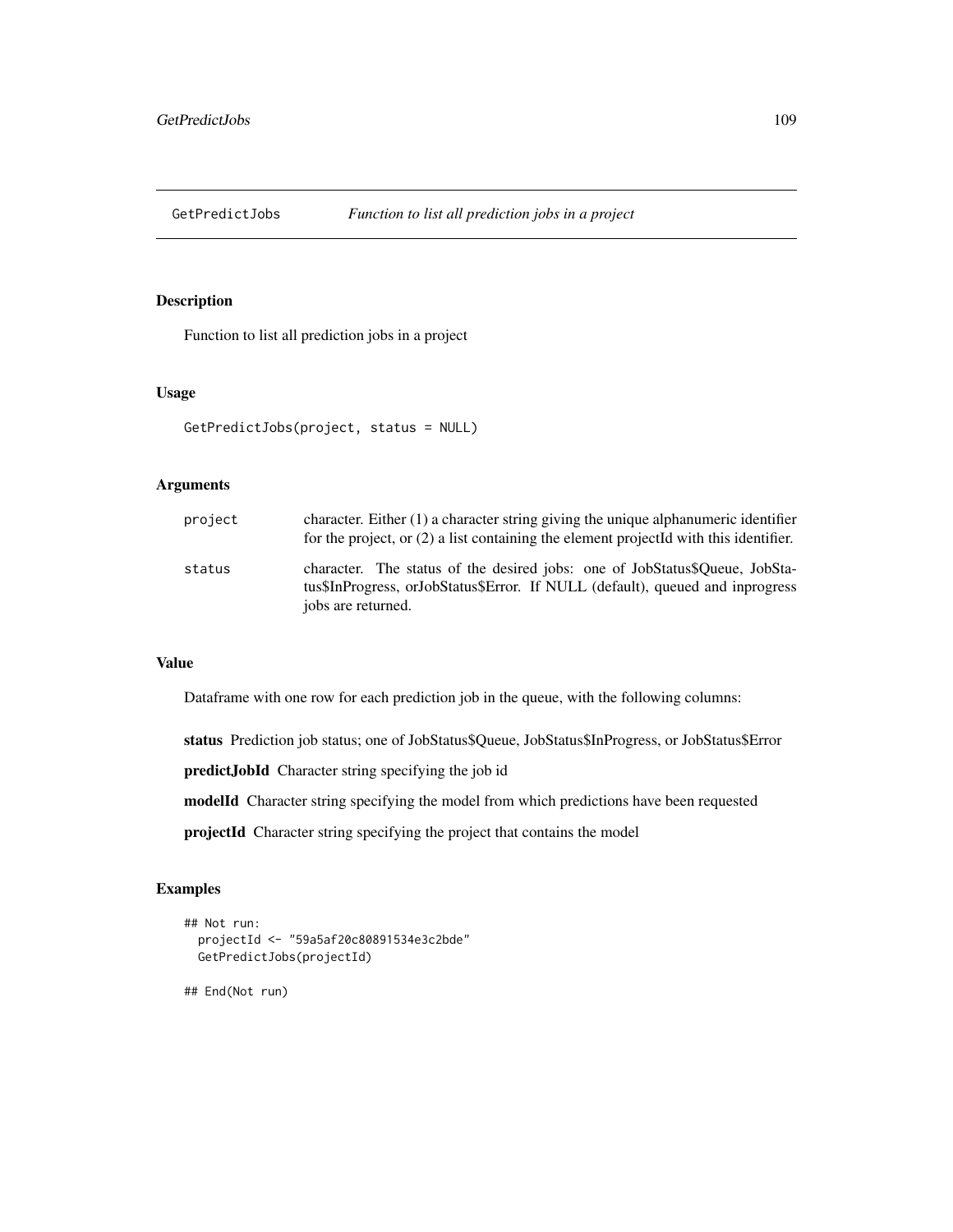# GetPredictJobs

*Function to list all prediction jobs in a project*

## Description

Function to list all prediction jobs in a project

## Usage

```
GetPredictJobs(project, status = NULL)
```

## Arguments

| | |
|---|---|
| project | character. Either (1) a character string giving the unique alphanumeric identifier for the project, or (2) a list containing the element projectId with this identifier. |
| status | character. The status of the desired jobs: one of JobStatus$Queue, JobStatus$InProgress, orJobStatus$Error. If NULL (default), queued and inprogress jobs are returned. |

## Value

Dataframe with one row for each prediction job in the queue, with the following columns:

**status** Prediction job status; one of JobStatus$Queue, JobStatus$InProgress, or JobStatus$Error

**predictJobId** Character string specifying the job id

**modelId** Character string specifying the model from which predictions have been requested

**projectId** Character string specifying the project that contains the model

## Examples

```
## Not run:
  projectId <- "59a5af20c80891534e3c2bde"
  GetPredictJobs(projectId)

## End(Not run)
```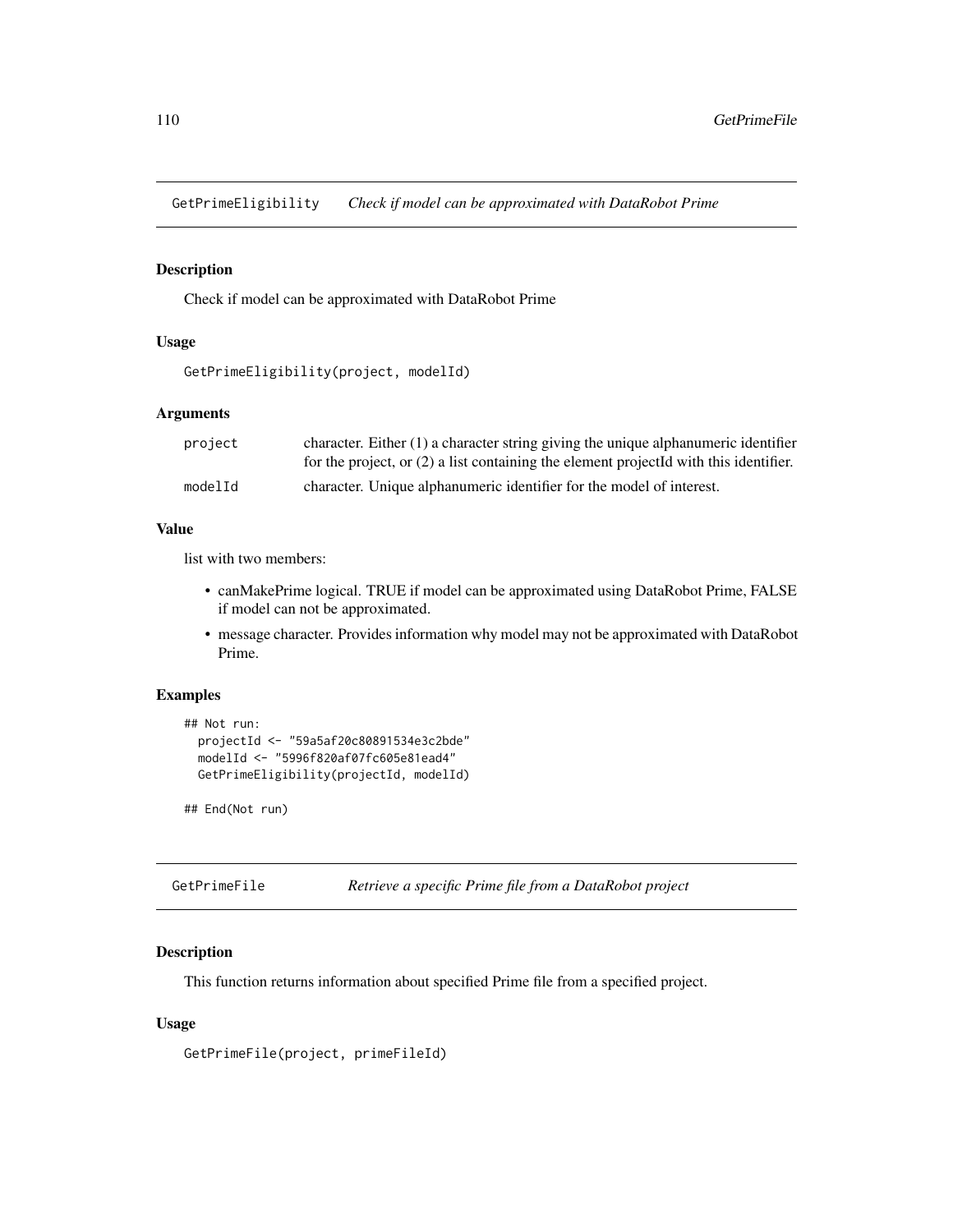## GetPrimeEligibility *Check if model can be approximated with DataRobot Prime*

### Description

Check if model can be approximated with DataRobot Prime

### Usage

```
GetPrimeEligibility(project, modelId)
```

### Arguments

| | |
|---|---|
| `project` | character. Either (1) a character string giving the unique alphanumeric identifier for the project, or (2) a list containing the element projectId with this identifier. |
| `modelId` | character. Unique alphanumeric identifier for the model of interest. |

### Value

list with two members:

- canMakePrime logical. TRUE if model can be approximated using DataRobot Prime, FALSE if model can not be approximated.
- message character. Provides information why model may not be approximated with DataRobot Prime.

### Examples

```
## Not run:
  projectId <- "59a5af20c80891534e3c2bde"
  modelId <- "5996f820af07fc605e81ead4"
  GetPrimeEligibility(projectId, modelId)

## End(Not run)
```

## GetPrimeFile *Retrieve a specific Prime file from a DataRobot project*

### Description

This function returns information about specified Prime file from a specified project.

### Usage

```
GetPrimeFile(project, primeFileId)
```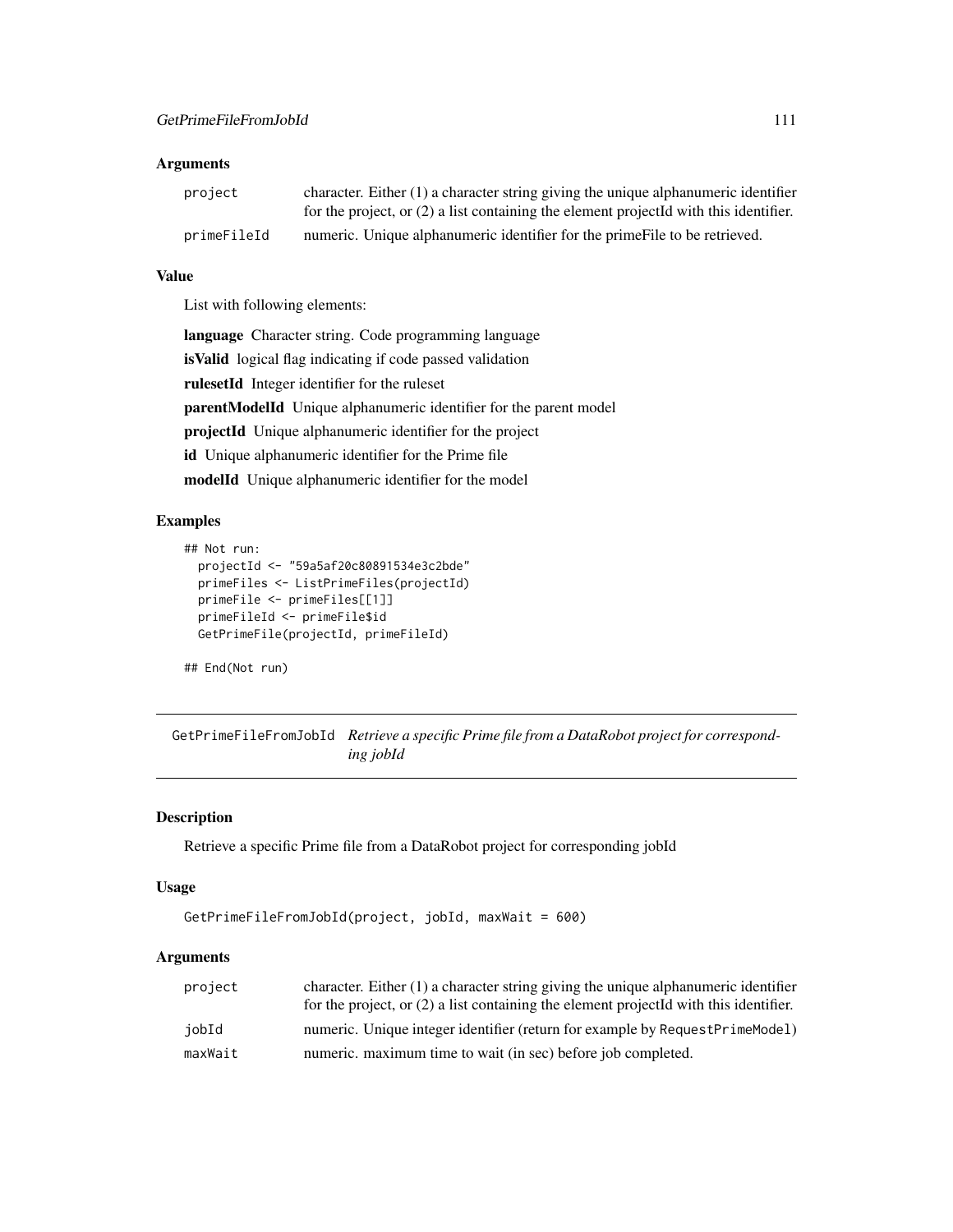### Arguments

| | |
|---|---|
| project | character. Either (1) a character string giving the unique alphanumeric identifier for the project, or (2) a list containing the element projectId with this identifier. |
| primeFileId | numeric. Unique alphanumeric identifier for the primeFile to be retrieved. |

### Value

List with following elements:

**language** Character string. Code programming language

**isValid** logical flag indicating if code passed validation

**rulesetId** Integer identifier for the ruleset

**parentModelId** Unique alphanumeric identifier for the parent model

**projectId** Unique alphanumeric identifier for the project

**id** Unique alphanumeric identifier for the Prime file

**modelId** Unique alphanumeric identifier for the model

### Examples

```
## Not run:
  projectId <- "59a5af20c80891534e3c2bde"
  primeFiles <- ListPrimeFiles(projectId)
  primeFile <- primeFiles[[1]]
  primeFileId <- primeFile$id
  GetPrimeFile(projectId, primeFileId)

## End(Not run)
```

---

## GetPrimeFileFromJobId *Retrieve a specific Prime file from a DataRobot project for corresponding jobId*

### Description

Retrieve a specific Prime file from a DataRobot project for corresponding jobId

### Usage

```
GetPrimeFileFromJobId(project, jobId, maxWait = 600)
```

### Arguments

| | |
|---|---|
| project | character. Either (1) a character string giving the unique alphanumeric identifier for the project, or (2) a list containing the element projectId with this identifier. |
| jobId | numeric. Unique integer identifier (return for example by RequestPrimeModel) |
| maxWait | numeric. maximum time to wait (in sec) before job completed. |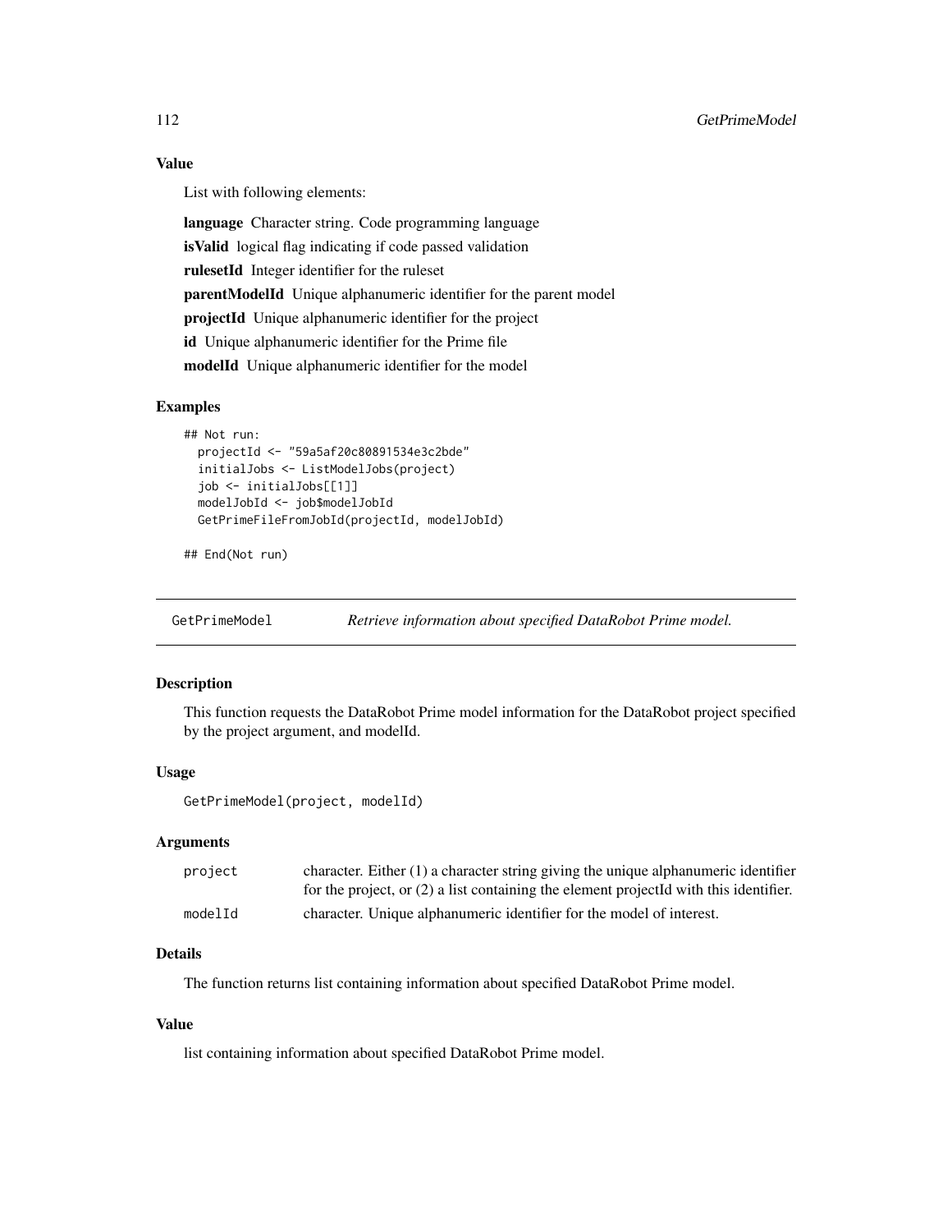### Value

List with following elements:

**language** Character string. Code programming language

**isValid** logical flag indicating if code passed validation

**rulesetId** Integer identifier for the ruleset

**parentModelId** Unique alphanumeric identifier for the parent model

**projectId** Unique alphanumeric identifier for the project

**id** Unique alphanumeric identifier for the Prime file

**modelId** Unique alphanumeric identifier for the model

### Examples

```
## Not run:
  projectId <- "59a5af20c80891534e3c2bde"
  initialJobs <- ListModelJobs(project)
  job <- initialJobs[[1]]
  modelJobId <- job$modelJobId
  GetPrimeFileFromJobId(projectId, modelJobId)

## End(Not run)
```

---

## GetPrimeModel *Retrieve information about specified DataRobot Prime model.*

---

### Description

This function requests the DataRobot Prime model information for the DataRobot project specified by the project argument, and modelId.

### Usage

```
GetPrimeModel(project, modelId)
```

### Arguments

| | |
|---|---|
| `project` | character. Either (1) a character string giving the unique alphanumeric identifier for the project, or (2) a list containing the element projectId with this identifier. |
| `modelId` | character. Unique alphanumeric identifier for the model of interest. |

### Details

The function returns list containing information about specified DataRobot Prime model.

### Value

list containing information about specified DataRobot Prime model.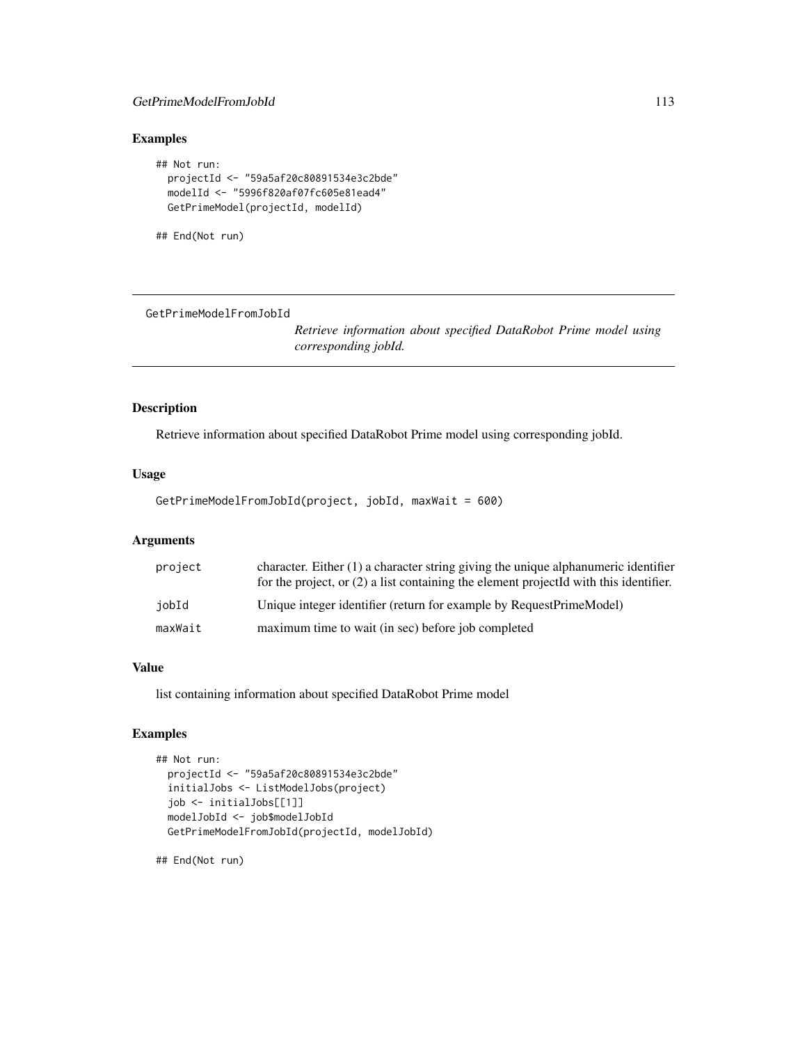## Examples

```
## Not run:
  projectId <- "59a5af20c80891534e3c2bde"
  modelId <- "5996f820af07fc605e81ead4"
  GetPrimeModel(projectId, modelId)

## End(Not run)
```

---

# GetPrimeModelFromJobId

*Retrieve information about specified DataRobot Prime model using corresponding jobId.*

---

## Description

Retrieve information about specified DataRobot Prime model using corresponding jobId.

## Usage

```
GetPrimeModelFromJobId(project, jobId, maxWait = 600)
```

## Arguments

| | |
|---|---|
| `project` | character. Either (1) a character string giving the unique alphanumeric identifier for the project, or (2) a list containing the element projectId with this identifier. |
| `jobId` | Unique integer identifier (return for example by RequestPrimeModel) |
| `maxWait` | maximum time to wait (in sec) before job completed |

## Value

list containing information about specified DataRobot Prime model

## Examples

```
## Not run:
  projectId <- "59a5af20c80891534e3c2bde"
  initialJobs <- ListModelJobs(project)
  job <- initialJobs[[1]]
  modelJobId <- job$modelJobId
  GetPrimeModelFromJobId(projectId, modelJobId)

## End(Not run)
```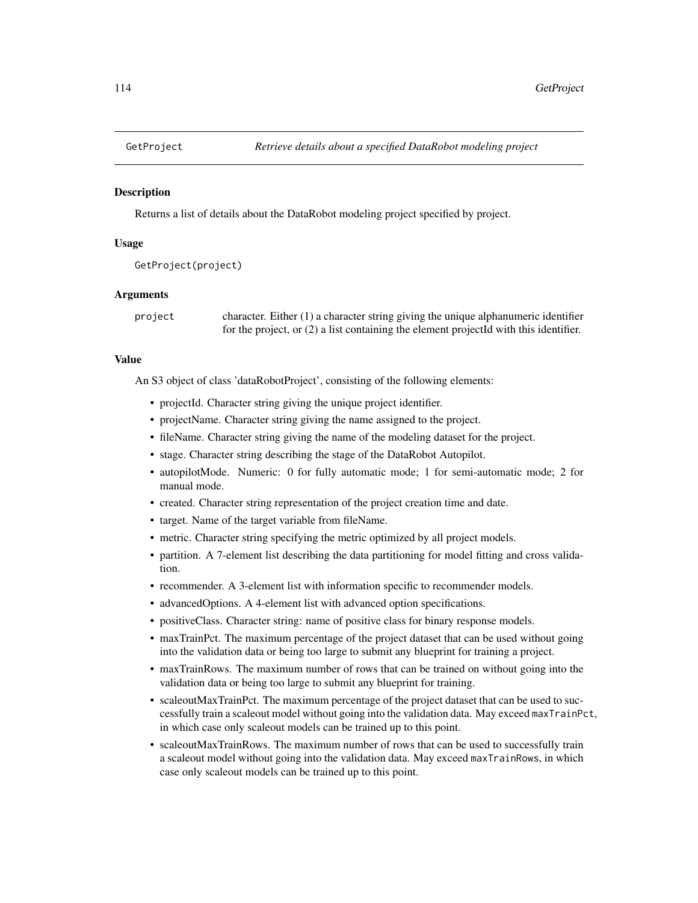## GetProject — *Retrieve details about a specified DataRobot modeling project*

### Description

Returns a list of details about the DataRobot modeling project specified by project.

### Usage

```
GetProject(project)
```

### Arguments

| | |
|---|---|
| `project` | character. Either (1) a character string giving the unique alphanumeric identifier for the project, or (2) a list containing the element projectId with this identifier. |

### Value

An S3 object of class 'dataRobotProject', consisting of the following elements:

- projectId. Character string giving the unique project identifier.
- projectName. Character string giving the name assigned to the project.
- fileName. Character string giving the name of the modeling dataset for the project.
- stage. Character string describing the stage of the DataRobot Autopilot.
- autopilotMode. Numeric: 0 for fully automatic mode; 1 for semi-automatic mode; 2 for manual mode.
- created. Character string representation of the project creation time and date.
- target. Name of the target variable from fileName.
- metric. Character string specifying the metric optimized by all project models.
- partition. A 7-element list describing the data partitioning for model fitting and cross validation.
- recommender. A 3-element list with information specific to recommender models.
- advancedOptions. A 4-element list with advanced option specifications.
- positiveClass. Character string: name of positive class for binary response models.
- maxTrainPct. The maximum percentage of the project dataset that can be used without going into the validation data or being too large to submit any blueprint for training a project.
- maxTrainRows. The maximum number of rows that can be trained on without going into the validation data or being too large to submit any blueprint for training.
- scaleoutMaxTrainPct. The maximum percentage of the project dataset that can be used to successfully train a scaleout model without going into the validation data. May exceed `maxTrainPct`, in which case only scaleout models can be trained up to this point.
- scaleoutMaxTrainRows. The maximum number of rows that can be used to successfully train a scaleout model without going into the validation data. May exceed `maxTrainRows`, in which case only scaleout models can be trained up to this point.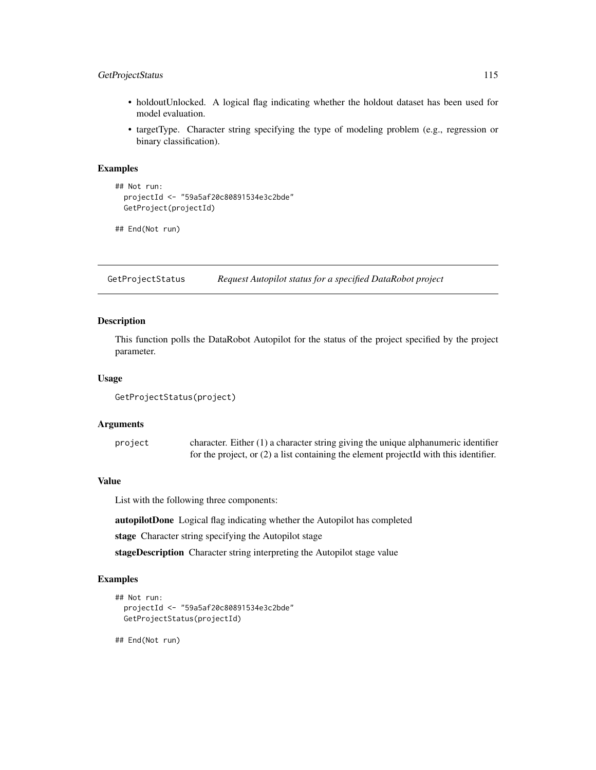- holdoutUnlocked. A logical flag indicating whether the holdout dataset has been used for model evaluation.
- targetType. Character string specifying the type of modeling problem (e.g., regression or binary classification).

### Examples

```
## Not run:
  projectId <- "59a5af20c80891534e3c2bde"
  GetProject(projectId)

## End(Not run)
```

---

## GetProjectStatus — *Request Autopilot status for a specified DataRobot project*

---

### Description

This function polls the DataRobot Autopilot for the status of the project specified by the project parameter.

### Usage

```
GetProjectStatus(project)
```

### Arguments

| | |
|---|---|
| `project` | character. Either (1) a character string giving the unique alphanumeric identifier for the project, or (2) a list containing the element projectId with this identifier. |

### Value

List with the following three components:

**autopilotDone** Logical flag indicating whether the Autopilot has completed

**stage** Character string specifying the Autopilot stage

**stageDescription** Character string interpreting the Autopilot stage value

### Examples

```
## Not run:
  projectId <- "59a5af20c80891534e3c2bde"
  GetProjectStatus(projectId)

## End(Not run)
```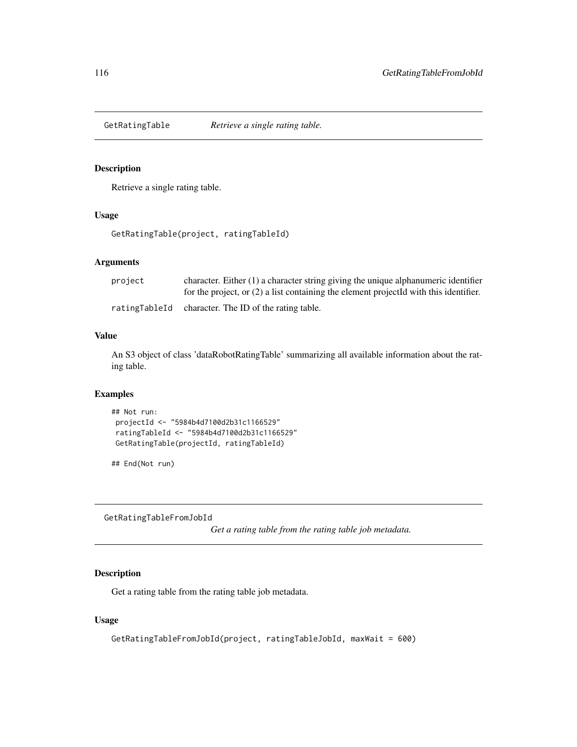## GetRatingTable *Retrieve a single rating table.*

### Description

Retrieve a single rating table.

### Usage

```
GetRatingTable(project, ratingTableId)
```

### Arguments

| | |
|---|---|
| project | character. Either (1) a character string giving the unique alphanumeric identifier for the project, or (2) a list containing the element projectId with this identifier. |
| ratingTableId | character. The ID of the rating table. |

### Value

An S3 object of class 'dataRobotRatingTable' summarizing all available information about the rating table.

### Examples

```
## Not run:
 projectId <- "5984b4d7100d2b31c1166529"
 ratingTableId <- "5984b4d7100d2b31c1166529"
 GetRatingTable(projectId, ratingTableId)

## End(Not run)
```

## GetRatingTableFromJobId *Get a rating table from the rating table job metadata.*

### Description

Get a rating table from the rating table job metadata.

### Usage

```
GetRatingTableFromJobId(project, ratingTableJobId, maxWait = 600)
```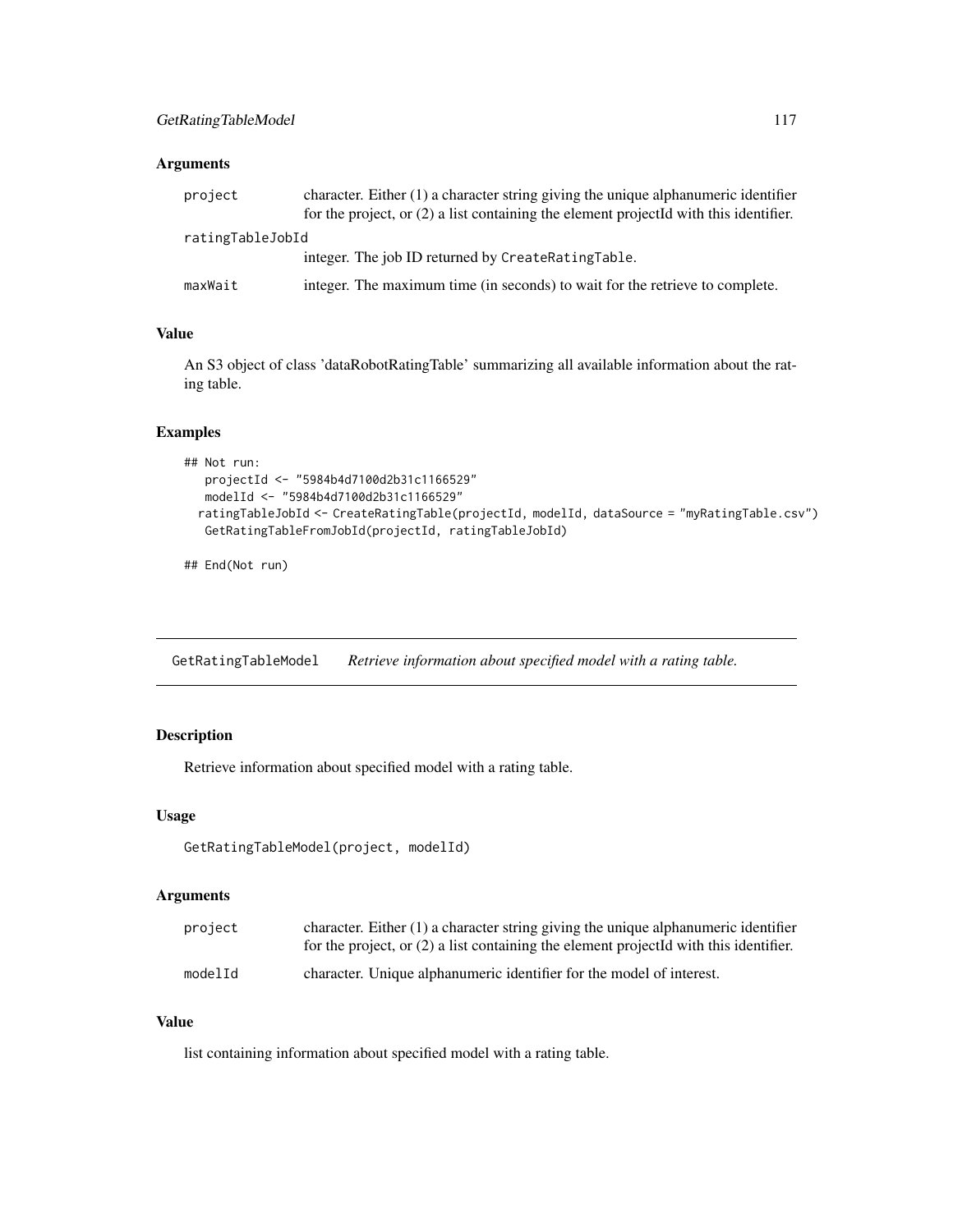## Arguments

| | |
|---|---|
| project | character. Either (1) a character string giving the unique alphanumeric identifier for the project, or (2) a list containing the element projectId with this identifier. |
| ratingTableJobId | integer. The job ID returned by `CreateRatingTable`. |
| maxWait | integer. The maximum time (in seconds) to wait for the retrieve to complete. |

## Value

An S3 object of class 'dataRobotRatingTable' summarizing all available information about the rating table.

## Examples

```
## Not run:
   projectId <- "5984b4d7100d2b31c1166529"
   modelId <- "5984b4d7100d2b31c1166529"
  ratingTableJobId <- CreateRatingTable(projectId, modelId, dataSource = "myRatingTable.csv")
   GetRatingTableFromJobId(projectId, ratingTableJobId)

## End(Not run)
```

---

# GetRatingTableModel    *Retrieve information about specified model with a rating table.*

## Description

Retrieve information about specified model with a rating table.

## Usage

```
GetRatingTableModel(project, modelId)
```

## Arguments

| | |
|---|---|
| project | character. Either (1) a character string giving the unique alphanumeric identifier for the project, or (2) a list containing the element projectId with this identifier. |
| modelId | character. Unique alphanumeric identifier for the model of interest. |

## Value

list containing information about specified model with a rating table.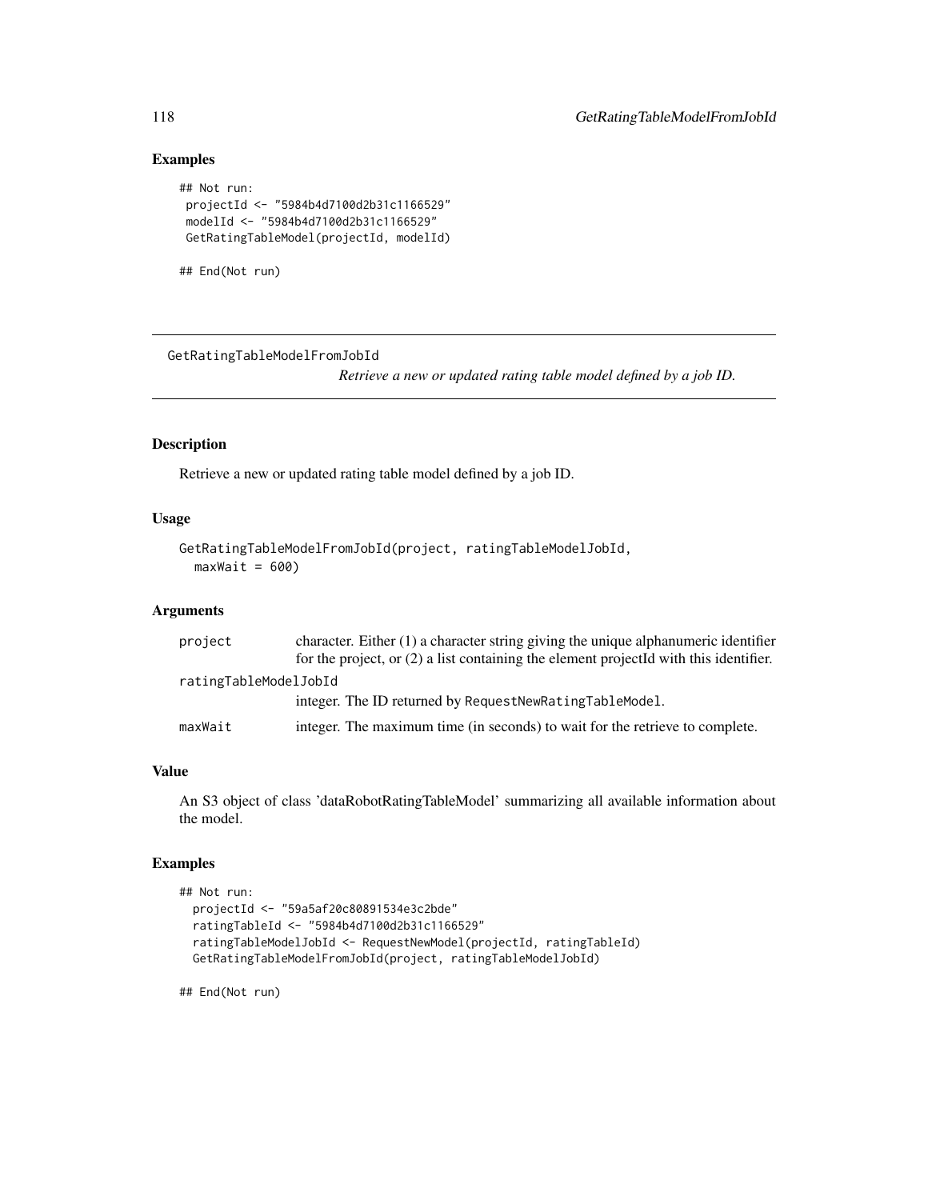## Examples

```
## Not run:
 projectId <- "5984b4d7100d2b31c1166529"
 modelId <- "5984b4d7100d2b31c1166529"
 GetRatingTableModel(projectId, modelId)

## End(Not run)
```

---

GetRatingTableModelFromJobId
*Retrieve a new or updated rating table model defined by a job ID.*

---

## Description

Retrieve a new or updated rating table model defined by a job ID.

## Usage

```
GetRatingTableModelFromJobId(project, ratingTableModelJobId,
  maxWait = 600)
```

## Arguments

| | |
|---|---|
| project | character. Either (1) a character string giving the unique alphanumeric identifier for the project, or (2) a list containing the element projectId with this identifier. |
| ratingTableModelJobId | integer. The ID returned by `RequestNewRatingTableModel`. |
| maxWait | integer. The maximum time (in seconds) to wait for the retrieve to complete. |

## Value

An S3 object of class 'dataRobotRatingTableModel' summarizing all available information about the model.

## Examples

```
## Not run:
  projectId <- "59a5af20c80891534e3c2bde"
  ratingTableId <- "5984b4d7100d2b31c1166529"
  ratingTableModelJobId <- RequestNewModel(projectId, ratingTableId)
  GetRatingTableModelFromJobId(project, ratingTableModelJobId)

## End(Not run)
```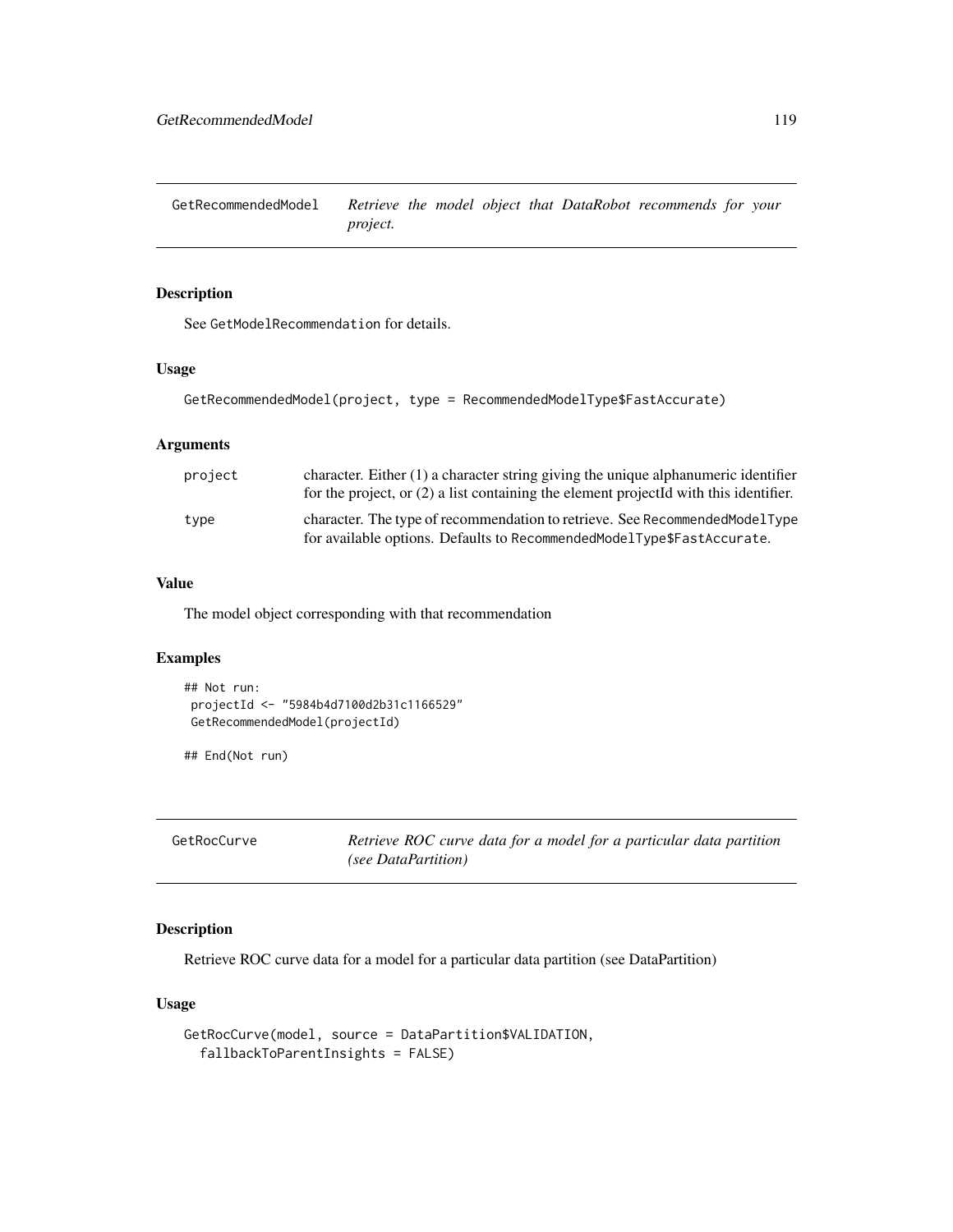## GetRecommendedModel

*Retrieve the model object that DataRobot recommends for your project.*

### Description

See `GetModelRecommendation` for details.

### Usage

```
GetRecommendedModel(project, type = RecommendedModelType$FastAccurate)
```

### Arguments

| | |
|---|---|
| `project` | character. Either (1) a character string giving the unique alphanumeric identifier for the project, or (2) a list containing the element projectId with this identifier. |
| `type` | character. The type of recommendation to retrieve. See `RecommendedModelType` for available options. Defaults to `RecommendedModelType$FastAccurate`. |

### Value

The model object corresponding with that recommendation

### Examples

```
## Not run:
 projectId <- "5984b4d7100d2b31c1166529"
 GetRecommendedModel(projectId)

## End(Not run)
```

## GetRocCurve

*Retrieve ROC curve data for a model for a particular data partition (see DataPartition)*

### Description

Retrieve ROC curve data for a model for a particular data partition (see DataPartition)

### Usage

```
GetRocCurve(model, source = DataPartition$VALIDATION,
  fallbackToParentInsights = FALSE)
```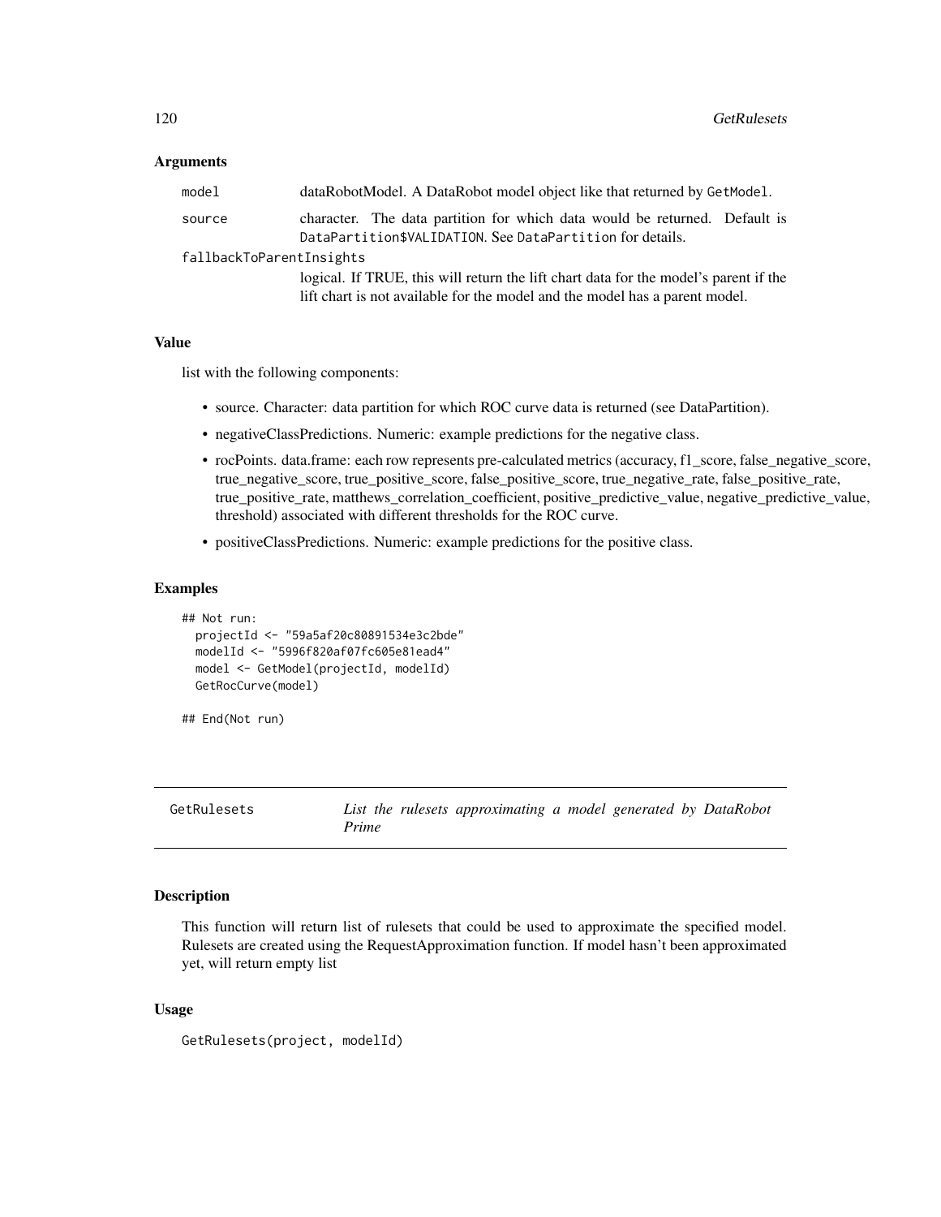### Arguments

model
: dataRobotModel. A DataRobot model object like that returned by `GetModel`.

source
: character. The data partition for which data would be returned. Default is `DataPartition$VALIDATION`. See `DataPartition` for details.

fallbackToParentInsights
: logical. If TRUE, this will return the lift chart data for the model's parent if the lift chart is not available for the model and the model has a parent model.

### Value

list with the following components:

- source. Character: data partition for which ROC curve data is returned (see DataPartition).
- negativeClassPredictions. Numeric: example predictions for the negative class.
- rocPoints. data.frame: each row represents pre-calculated metrics (accuracy, f1_score, false_negative_score, true_negative_score, true_positive_score, false_positive_score, true_negative_rate, false_positive_rate, true_positive_rate, matthews_correlation_coefficient, positive_predictive_value, negative_predictive_value, threshold) associated with different thresholds for the ROC curve.
- positiveClassPredictions. Numeric: example predictions for the positive class.

### Examples

```
## Not run:
  projectId <- "59a5af20c80891534e3c2bde"
  modelId <- "5996f820af07fc605e81ead4"
  model <- GetModel(projectId, modelId)
  GetRocCurve(model)

## End(Not run)
```

---

## GetRulesets — *List the rulesets approximating a model generated by DataRobot Prime*

### Description

This function will return list of rulesets that could be used to approximate the specified model. Rulesets are created using the RequestApproximation function. If model hasn't been approximated yet, will return empty list

### Usage

```
GetRulesets(project, modelId)
```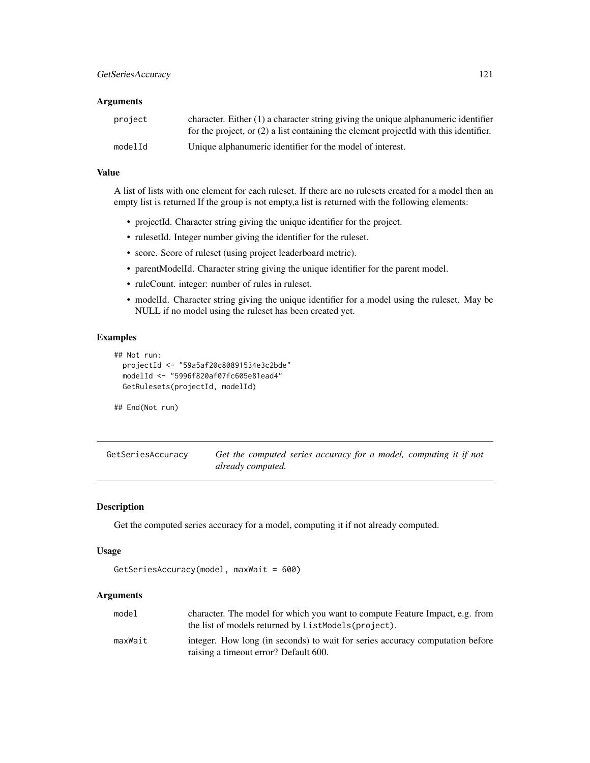### Arguments

| | |
|---|---|
| project | character. Either (1) a character string giving the unique alphanumeric identifier for the project, or (2) a list containing the element projectId with this identifier. |
| modelId | Unique alphanumeric identifier for the model of interest. |

### Value

A list of lists with one element for each ruleset. If there are no rulesets created for a model then an empty list is returned If the group is not empty,a list is returned with the following elements:

- projectId. Character string giving the unique identifier for the project.
- rulesetId. Integer number giving the identifier for the ruleset.
- score. Score of ruleset (using project leaderboard metric).
- parentModelId. Character string giving the unique identifier for the parent model.
- ruleCount. integer: number of rules in ruleset.
- modelId. Character string giving the unique identifier for a model using the ruleset. May be NULL if no model using the ruleset has been created yet.

### Examples

```
## Not run:
  projectId <- "59a5af20c80891534e3c2bde"
  modelId <- "5996f820af07fc605e81ead4"
  GetRulesets(projectId, modelId)

## End(Not run)
```

## GetSeriesAccuracy — *Get the computed series accuracy for a model, computing it if not already computed.*

### Description

Get the computed series accuracy for a model, computing it if not already computed.

### Usage

```
GetSeriesAccuracy(model, maxWait = 600)
```

### Arguments

| | |
|---|---|
| model | character. The model for which you want to compute Feature Impact, e.g. from the list of models returned by ListModels(project). |
| maxWait | integer. How long (in seconds) to wait for series accuracy computation before raising a timeout error? Default 600. |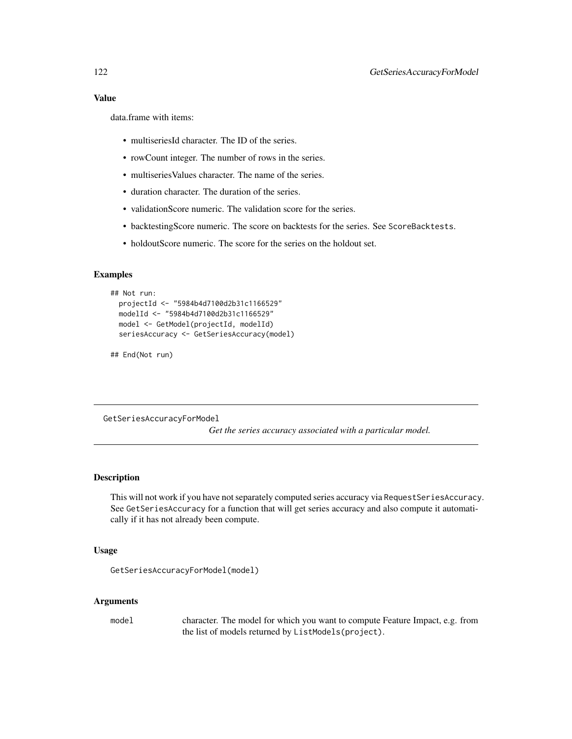### Value

data.frame with items:

- multiseriesId character. The ID of the series.
- rowCount integer. The number of rows in the series.
- multiseriesValues character. The name of the series.
- duration character. The duration of the series.
- validationScore numeric. The validation score for the series.
- backtestingScore numeric. The score on backtests for the series. See `ScoreBacktests`.
- holdoutScore numeric. The score for the series on the holdout set.

### Examples

```
## Not run:
  projectId <- "5984b4d7100d2b31c1166529"
  modelId <- "5984b4d7100d2b31c1166529"
  model <- GetModel(projectId, modelId)
  seriesAccuracy <- GetSeriesAccuracy(model)

## End(Not run)
```

---

## GetSeriesAccuracyForModel

*Get the series accuracy associated with a particular model.*

---

### Description

This will not work if you have not separately computed series accuracy via `RequestSeriesAccuracy`. See `GetSeriesAccuracy` for a function that will get series accuracy and also compute it automatically if it has not already been compute.

### Usage

```
GetSeriesAccuracyForModel(model)
```

### Arguments

| | |
|---|---|
| `model` | character. The model for which you want to compute Feature Impact, e.g. from the list of models returned by `ListModels(project)`. |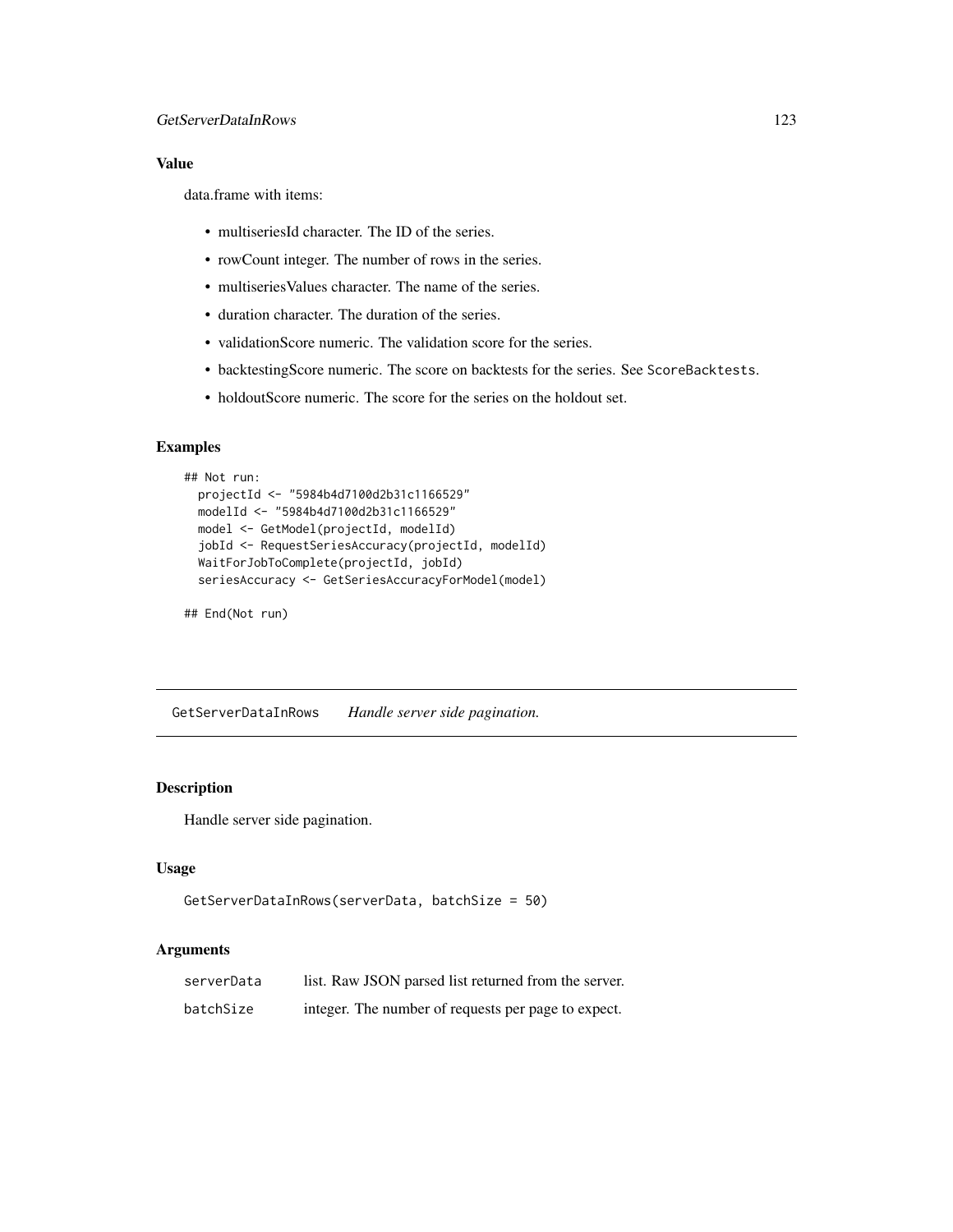### Value

data.frame with items:

- multiseriesId character. The ID of the series.
- rowCount integer. The number of rows in the series.
- multiseriesValues character. The name of the series.
- duration character. The duration of the series.
- validationScore numeric. The validation score for the series.
- backtestingScore numeric. The score on backtests for the series. See `ScoreBacktests`.
- holdoutScore numeric. The score for the series on the holdout set.

### Examples

```
## Not run:
  projectId <- "5984b4d7100d2b31c1166529"
  modelId <- "5984b4d7100d2b31c1166529"
  model <- GetModel(projectId, modelId)
  jobId <- RequestSeriesAccuracy(projectId, modelId)
  WaitForJobToComplete(projectId, jobId)
  seriesAccuracy <- GetSeriesAccuracyForModel(model)

## End(Not run)
```

---

## GetServerDataInRows *Handle server side pagination.*

---

### Description

Handle server side pagination.

### Usage

```
GetServerDataInRows(serverData, batchSize = 50)
```

### Arguments

| | |
|---|---|
| `serverData` | list. Raw JSON parsed list returned from the server. |
| `batchSize` | integer. The number of requests per page to expect. |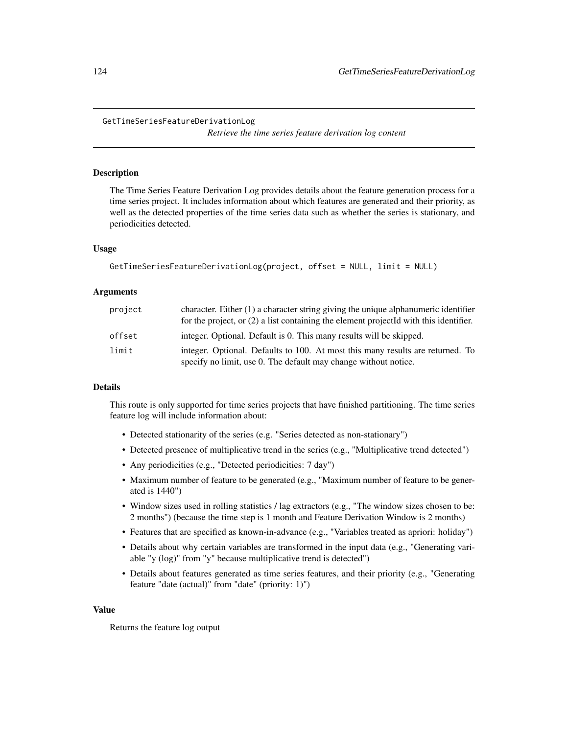# GetTimeSeriesFeatureDerivationLog

*Retrieve the time series feature derivation log content*

## Description

The Time Series Feature Derivation Log provides details about the feature generation process for a time series project. It includes information about which features are generated and their priority, as well as the detected properties of the time series data such as whether the series is stationary, and periodicities detected.

## Usage

```
GetTimeSeriesFeatureDerivationLog(project, offset = NULL, limit = NULL)
```

## Arguments

| | |
|---|---|
| project | character. Either (1) a character string giving the unique alphanumeric identifier for the project, or (2) a list containing the element projectId with this identifier. |
| offset | integer. Optional. Default is 0. This many results will be skipped. |
| limit | integer. Optional. Defaults to 100. At most this many results are returned. To specify no limit, use 0. The default may change without notice. |

## Details

This route is only supported for time series projects that have finished partitioning. The time series feature log will include information about:

- Detected stationarity of the series (e.g. "Series detected as non-stationary")
- Detected presence of multiplicative trend in the series (e.g., "Multiplicative trend detected")
- Any periodicities (e.g., "Detected periodicities: 7 day")
- Maximum number of feature to be generated (e.g., "Maximum number of feature to be generated is 1440")
- Window sizes used in rolling statistics / lag extractors (e.g., "The window sizes chosen to be: 2 months") (because the time step is 1 month and Feature Derivation Window is 2 months)
- Features that are specified as known-in-advance (e.g., "Variables treated as apriori: holiday")
- Details about why certain variables are transformed in the input data (e.g., "Generating variable "y (log)" from "y" because multiplicative trend is detected")
- Details about features generated as time series features, and their priority (e.g., "Generating feature "date (actual)" from "date" (priority: 1)")

## Value

Returns the feature log output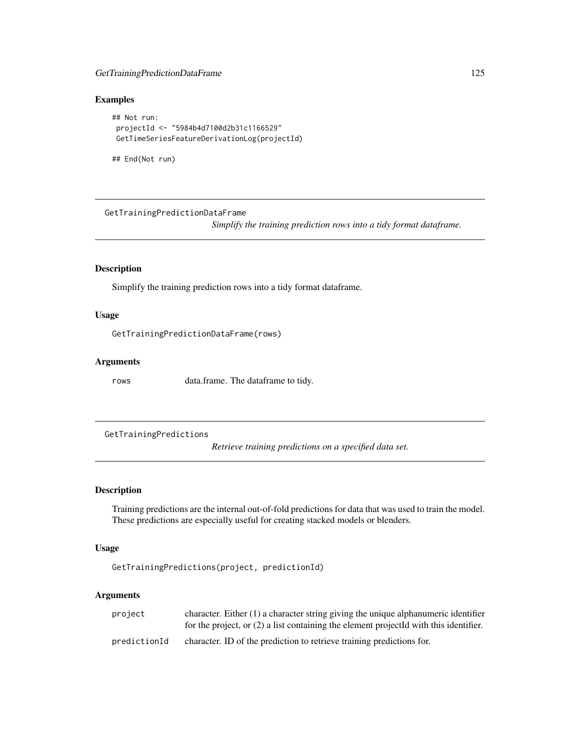## Examples

```
## Not run:
 projectId <- "5984b4d7100d2b31c1166529"
 GetTimeSeriesFeatureDerivationLog(projectId)

## End(Not run)
```

---

## GetTrainingPredictionDataFrame

*Simplify the training prediction rows into a tidy format dataframe.*

### Description

Simplify the training prediction rows into a tidy format dataframe.

### Usage

```
GetTrainingPredictionDataFrame(rows)
```

### Arguments

| | |
|---|---|
| `rows` | data.frame. The dataframe to tidy. |

---

## GetTrainingPredictions

*Retrieve training predictions on a specified data set.*

### Description

Training predictions are the internal out-of-fold predictions for data that was used to train the model. These predictions are especially useful for creating stacked models or blenders.

### Usage

```
GetTrainingPredictions(project, predictionId)
```

### Arguments

| | |
|---|---|
| `project` | character. Either (1) a character string giving the unique alphanumeric identifier for the project, or (2) a list containing the element projectId with this identifier. |
| `predictionId` | character. ID of the prediction to retrieve training predictions for. |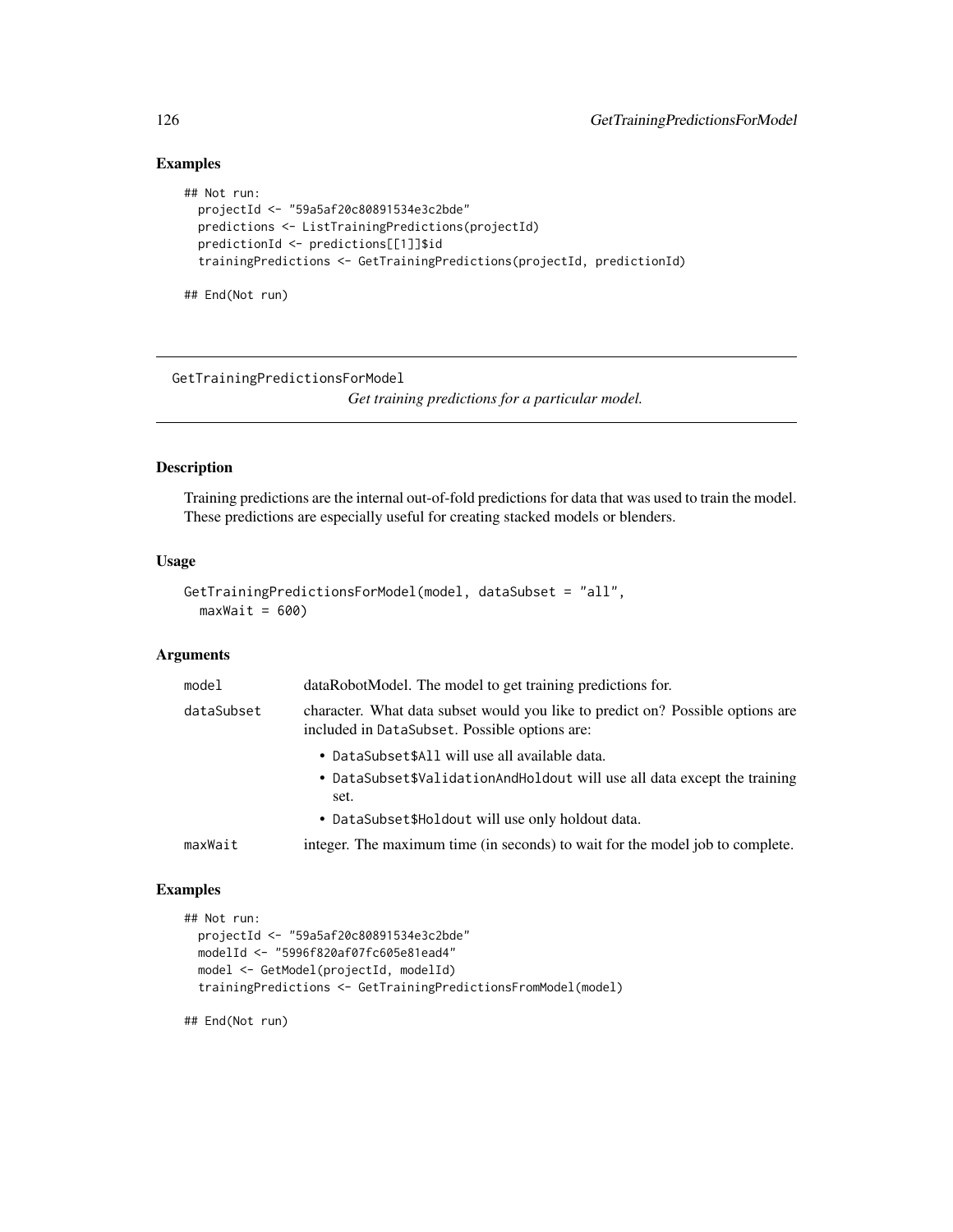## Examples

```
## Not run:
  projectId <- "59a5af20c80891534e3c2bde"
  predictions <- ListTrainingPredictions(projectId)
  predictionId <- predictions[[1]]$id
  trainingPredictions <- GetTrainingPredictions(projectId, predictionId)

## End(Not run)
```

---

# GetTrainingPredictionsForModel

*Get training predictions for a particular model.*

---

## Description

Training predictions are the internal out-of-fold predictions for data that was used to train the model. These predictions are especially useful for creating stacked models or blenders.

## Usage

```
GetTrainingPredictionsForModel(model, dataSubset = "all",
  maxWait = 600)
```

## Arguments

| | |
|---|---|
| `model` | dataRobotModel. The model to get training predictions for. |
| `dataSubset` | character. What data subset would you like to predict on? Possible options are included in `DataSubset`. Possible options are:<br>• `DataSubset$All` will use all available data.<br>• `DataSubset$ValidationAndHoldout` will use all data except the training set.<br>• `DataSubset$Holdout` will use only holdout data. |
| `maxWait` | integer. The maximum time (in seconds) to wait for the model job to complete. |

## Examples

```
## Not run:
  projectId <- "59a5af20c80891534e3c2bde"
  modelId <- "5996f820af07fc605e81ead4"
  model <- GetModel(projectId, modelId)
  trainingPredictions <- GetTrainingPredictionsFromModel(model)

## End(Not run)
```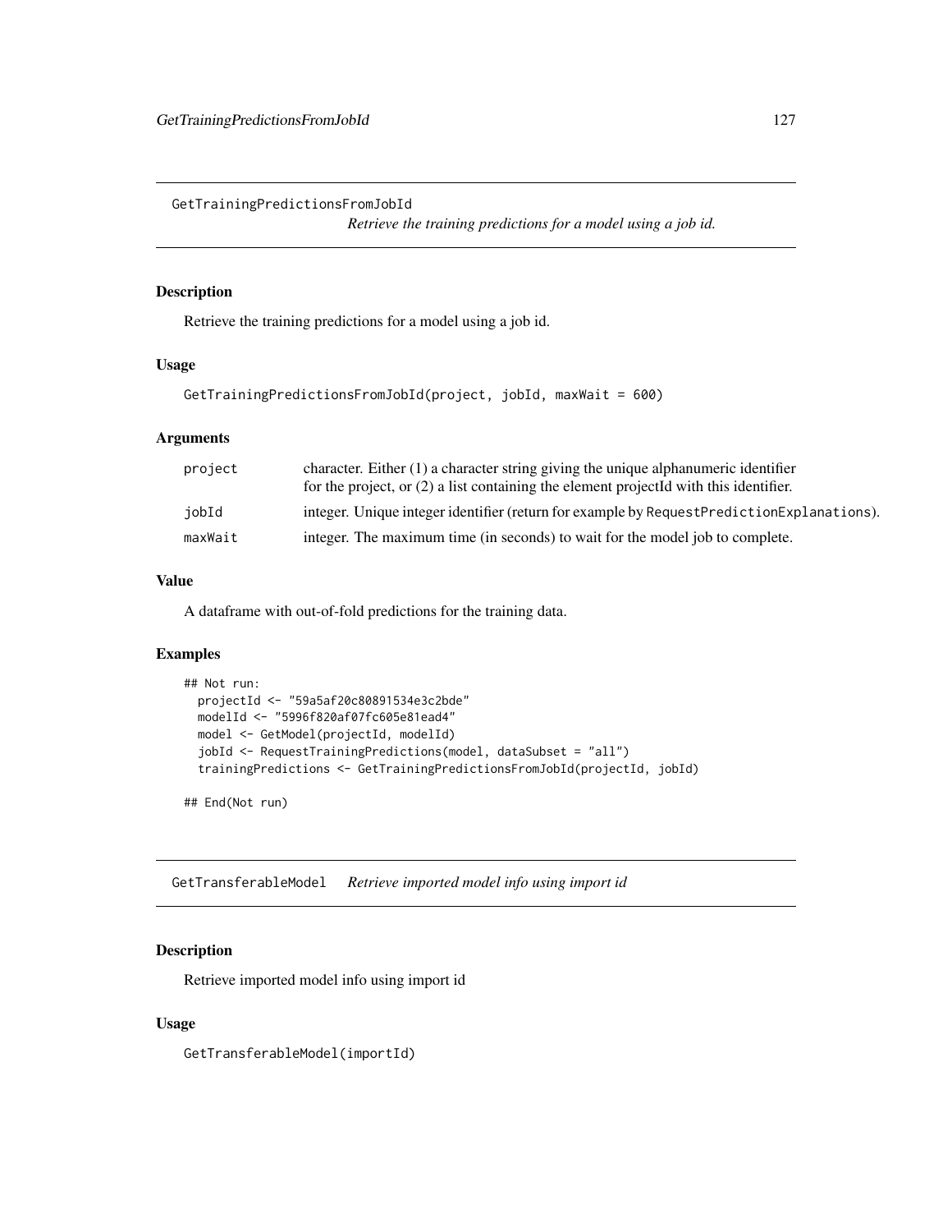## GetTrainingPredictionsFromJobId

*Retrieve the training predictions for a model using a job id.*

### Description

Retrieve the training predictions for a model using a job id.

### Usage

```
GetTrainingPredictionsFromJobId(project, jobId, maxWait = 600)
```

### Arguments

| | |
|---|---|
| project | character. Either (1) a character string giving the unique alphanumeric identifier for the project, or (2) a list containing the element projectId with this identifier. |
| jobId | integer. Unique integer identifier (return for example by RequestPredictionExplanations). |
| maxWait | integer. The maximum time (in seconds) to wait for the model job to complete. |

### Value

A dataframe with out-of-fold predictions for the training data.

### Examples

```
## Not run:
  projectId <- "59a5af20c80891534e3c2bde"
  modelId <- "5996f820af07fc605e81ead4"
  model <- GetModel(projectId, modelId)
  jobId <- RequestTrainingPredictions(model, dataSubset = "all")
  trainingPredictions <- GetTrainingPredictionsFromJobId(projectId, jobId)

## End(Not run)
```

## GetTransferableModel

*Retrieve imported model info using import id*

### Description

Retrieve imported model info using import id

### Usage

```
GetTransferableModel(importId)
```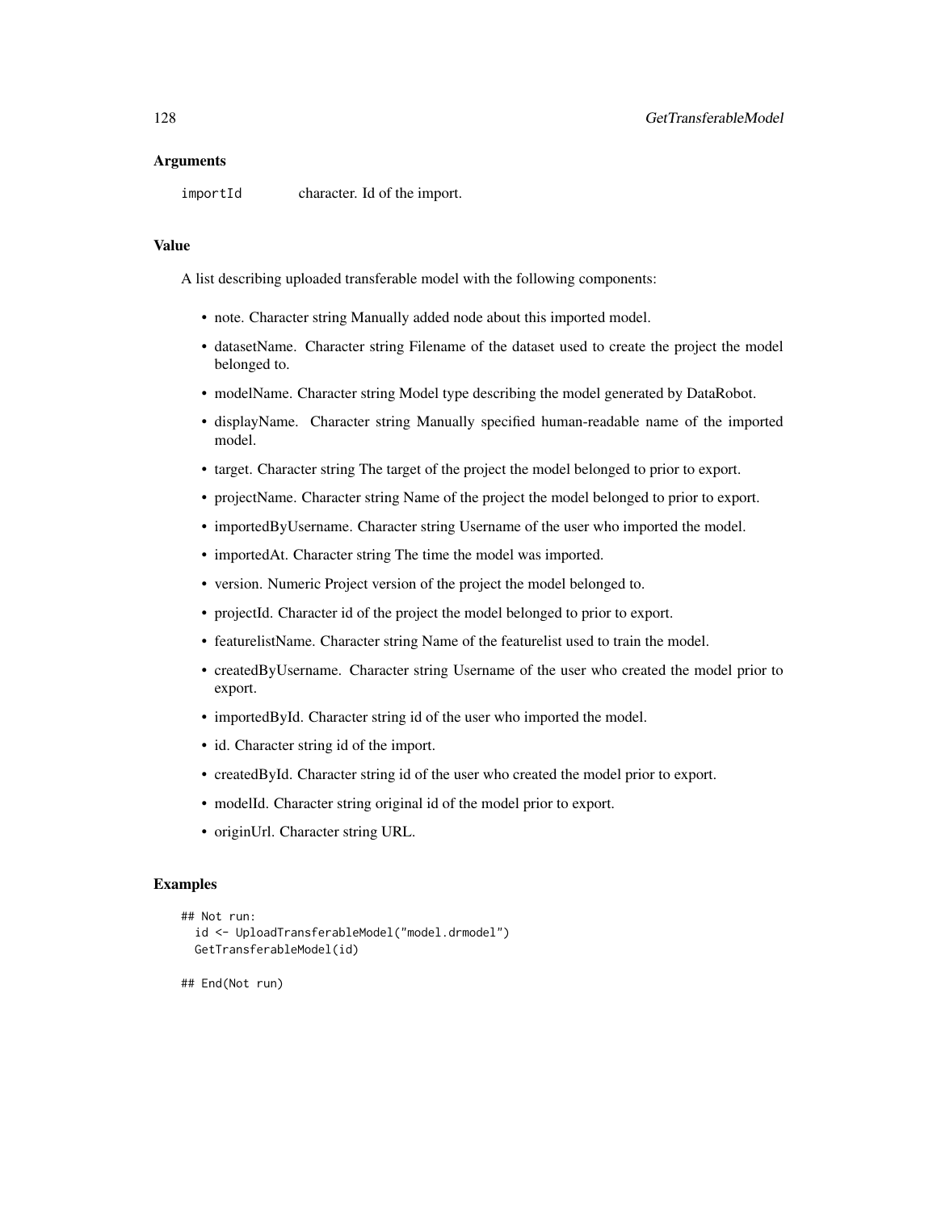## Arguments

importId character. Id of the import.

## Value

A list describing uploaded transferable model with the following components:

- note. Character string Manually added node about this imported model.
- datasetName. Character string Filename of the dataset used to create the project the model belonged to.
- modelName. Character string Model type describing the model generated by DataRobot.
- displayName. Character string Manually specified human-readable name of the imported model.
- target. Character string The target of the project the model belonged to prior to export.
- projectName. Character string Name of the project the model belonged to prior to export.
- importedByUsername. Character string Username of the user who imported the model.
- importedAt. Character string The time the model was imported.
- version. Numeric Project version of the project the model belonged to.
- projectId. Character id of the project the model belonged to prior to export.
- featurelistName. Character string Name of the featurelist used to train the model.
- createdByUsername. Character string Username of the user who created the model prior to export.
- importedById. Character string id of the user who imported the model.
- id. Character string id of the import.
- createdById. Character string id of the user who created the model prior to export.
- modelId. Character string original id of the model prior to export.
- originUrl. Character string URL.

## Examples

```
## Not run:
  id <- UploadTransferableModel("model.drmodel")
  GetTransferableModel(id)

## End(Not run)
```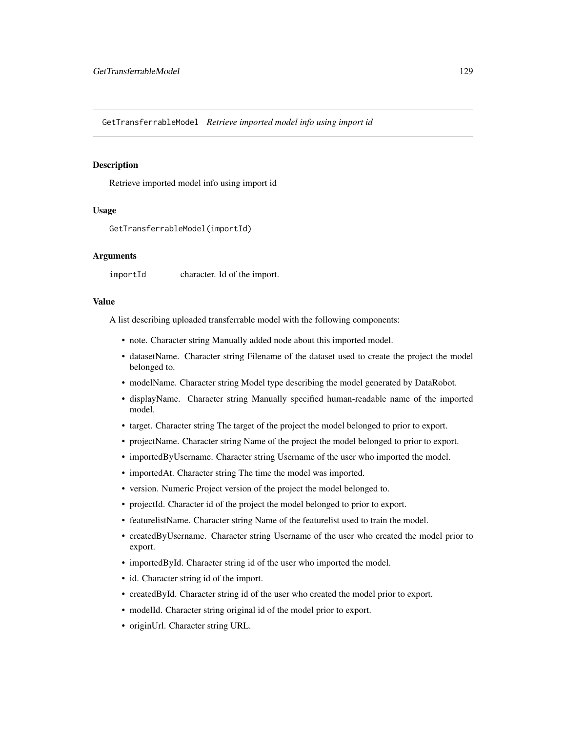## GetTransferrableModel *Retrieve imported model info using import id*

### Description

Retrieve imported model info using import id

### Usage

```
GetTransferrableModel(importId)
```

### Arguments

| | |
|---|---|
| importId | character. Id of the import. |

### Value

A list describing uploaded transferrable model with the following components:

- note. Character string Manually added node about this imported model.
- datasetName. Character string Filename of the dataset used to create the project the model belonged to.
- modelName. Character string Model type describing the model generated by DataRobot.
- displayName. Character string Manually specified human-readable name of the imported model.
- target. Character string The target of the project the model belonged to prior to export.
- projectName. Character string Name of the project the model belonged to prior to export.
- importedByUsername. Character string Username of the user who imported the model.
- importedAt. Character string The time the model was imported.
- version. Numeric Project version of the project the model belonged to.
- projectId. Character id of the project the model belonged to prior to export.
- featurelistName. Character string Name of the featurelist used to train the model.
- createdByUsername. Character string Username of the user who created the model prior to export.
- importedById. Character string id of the user who imported the model.
- id. Character string id of the import.
- createdById. Character string id of the user who created the model prior to export.
- modelId. Character string original id of the model prior to export.
- originUrl. Character string URL.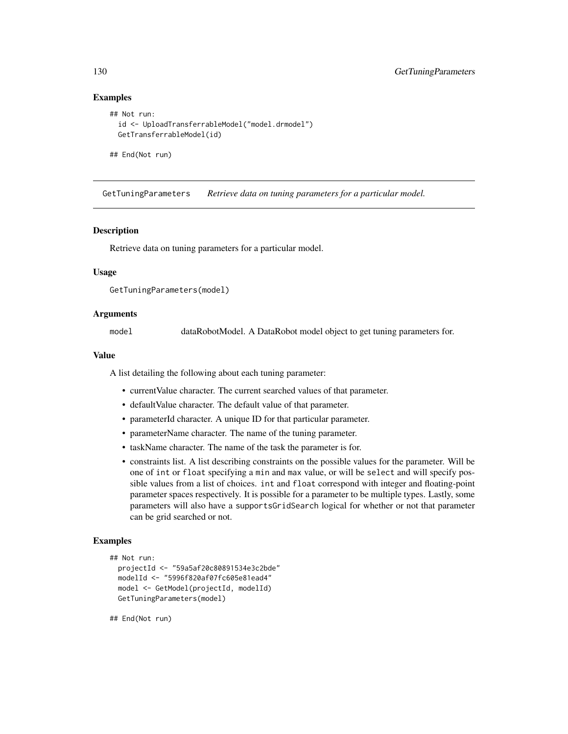## Examples

```
## Not run:
  id <- UploadTransferrableModel("model.drmodel")
  GetTransferrableModel(id)

## End(Not run)
```

# GetTuningParameters — *Retrieve data on tuning parameters for a particular model.*

## Description

Retrieve data on tuning parameters for a particular model.

## Usage

```
GetTuningParameters(model)
```

## Arguments

| | |
|---|---|
| model | dataRobotModel. A DataRobot model object to get tuning parameters for. |

## Value

A list detailing the following about each tuning parameter:

- currentValue character. The current searched values of that parameter.
- defaultValue character. The default value of that parameter.
- parameterId character. A unique ID for that particular parameter.
- parameterName character. The name of the tuning parameter.
- taskName character. The name of the task the parameter is for.
- constraints list. A list describing constraints on the possible values for the parameter. Will be one of `int` or `float` specifying a `min` and `max` value, or will be `select` and will specify possible values from a list of choices. `int` and `float` correspond with integer and floating-point parameter spaces respectively. It is possible for a parameter to be multiple types. Lastly, some parameters will also have a `supportsGridSearch` logical for whether or not that parameter can be grid searched or not.

## Examples

```
## Not run:
  projectId <- "59a5af20c80891534e3c2bde"
  modelId <- "5996f820af07fc605e81ead4"
  model <- GetModel(projectId, modelId)
  GetTuningParameters(model)

## End(Not run)
```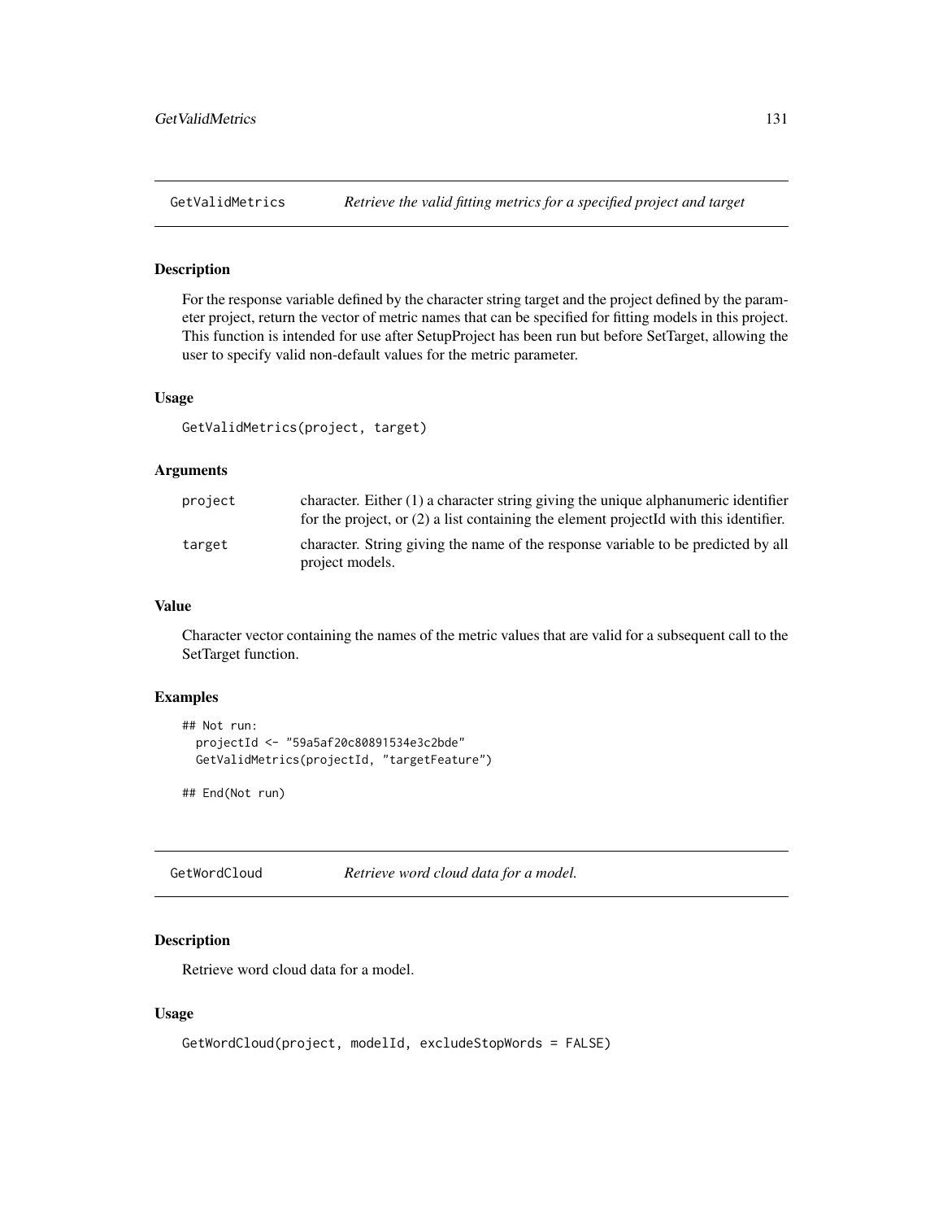## GetValidMetrics *Retrieve the valid fitting metrics for a specified project and target*

### Description

For the response variable defined by the character string target and the project defined by the parameter project, return the vector of metric names that can be specified for fitting models in this project. This function is intended for use after SetupProject has been run but before SetTarget, allowing the user to specify valid non-default values for the metric parameter.

### Usage

```
GetValidMetrics(project, target)
```

### Arguments

| | |
|---|---|
| project | character. Either (1) a character string giving the unique alphanumeric identifier for the project, or (2) a list containing the element projectId with this identifier. |
| target | character. String giving the name of the response variable to be predicted by all project models. |

### Value

Character vector containing the names of the metric values that are valid for a subsequent call to the SetTarget function.

### Examples

```
## Not run:
  projectId <- "59a5af20c80891534e3c2bde"
  GetValidMetrics(projectId, "targetFeature")

## End(Not run)
```

## GetWordCloud *Retrieve word cloud data for a model.*

### Description

Retrieve word cloud data for a model.

### Usage

```
GetWordCloud(project, modelId, excludeStopWords = FALSE)
```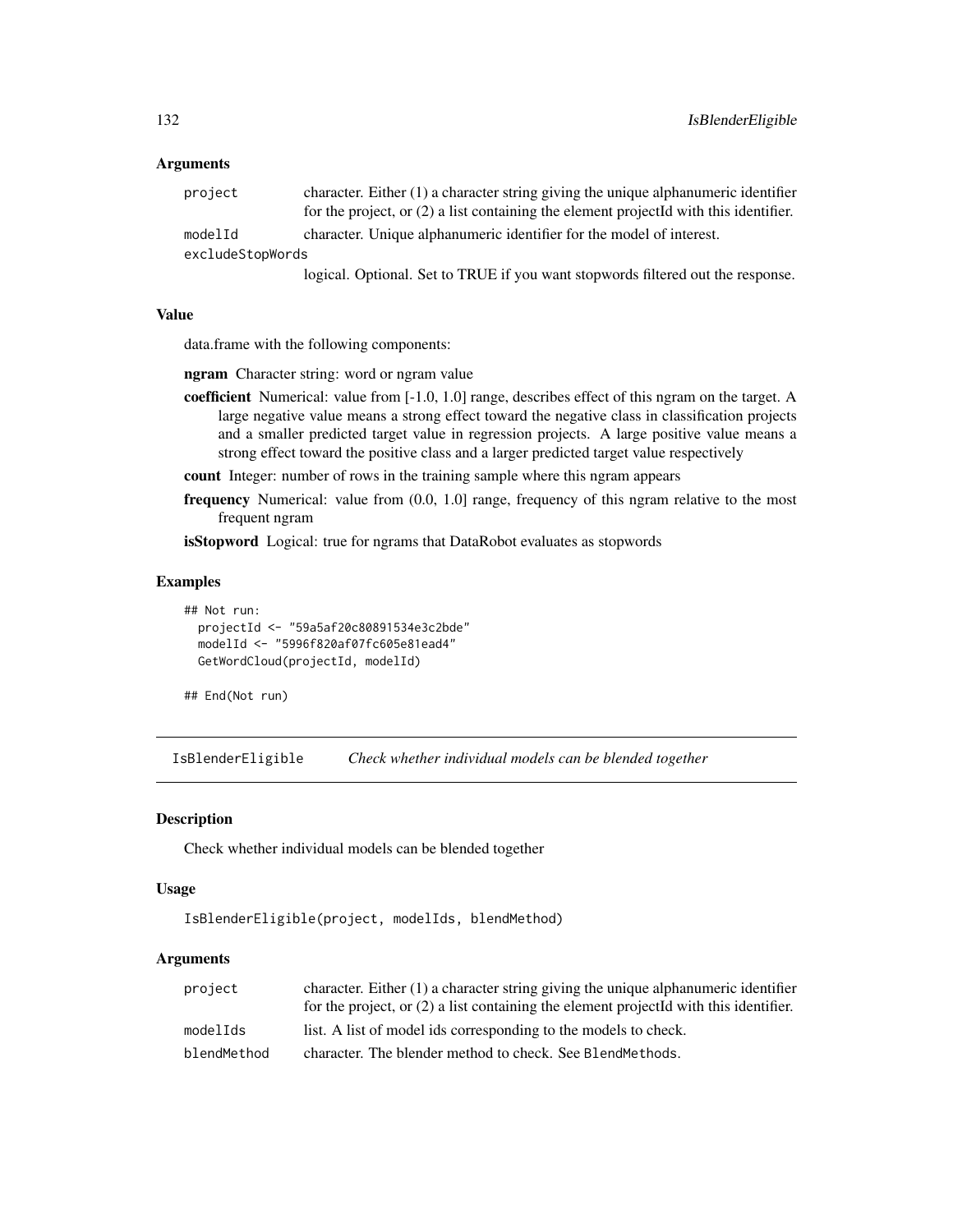### Arguments

| | |
|---|---|
| `project` | character. Either (1) a character string giving the unique alphanumeric identifier for the project, or (2) a list containing the element projectId with this identifier. |
| `modelId` | character. Unique alphanumeric identifier for the model of interest. |
| `excludeStopWords` | logical. Optional. Set to TRUE if you want stopwords filtered out the response. |

### Value

data.frame with the following components:

**ngram** Character string: word or ngram value

**coefficient** Numerical: value from [-1.0, 1.0] range, describes effect of this ngram on the target. A large negative value means a strong effect toward the negative class in classification projects and a smaller predicted target value in regression projects. A large positive value means a strong effect toward the positive class and a larger predicted target value respectively

**count** Integer: number of rows in the training sample where this ngram appears

**frequency** Numerical: value from (0.0, 1.0] range, frequency of this ngram relative to the most frequent ngram

**isStopword** Logical: true for ngrams that DataRobot evaluates as stopwords

### Examples

```
## Not run:
  projectId <- "59a5af20c80891534e3c2bde"
  modelId <- "5996f820af07fc605e81ead4"
  GetWordCloud(projectId, modelId)

## End(Not run)
```

---

## IsBlenderEligible — *Check whether individual models can be blended together*

### Description

Check whether individual models can be blended together

### Usage

```
IsBlenderEligible(project, modelIds, blendMethod)
```

### Arguments

| | |
|---|---|
| `project` | character. Either (1) a character string giving the unique alphanumeric identifier for the project, or (2) a list containing the element projectId with this identifier. |
| `modelIds` | list. A list of model ids corresponding to the models to check. |
| `blendMethod` | character. The blender method to check. See `BlendMethods`. |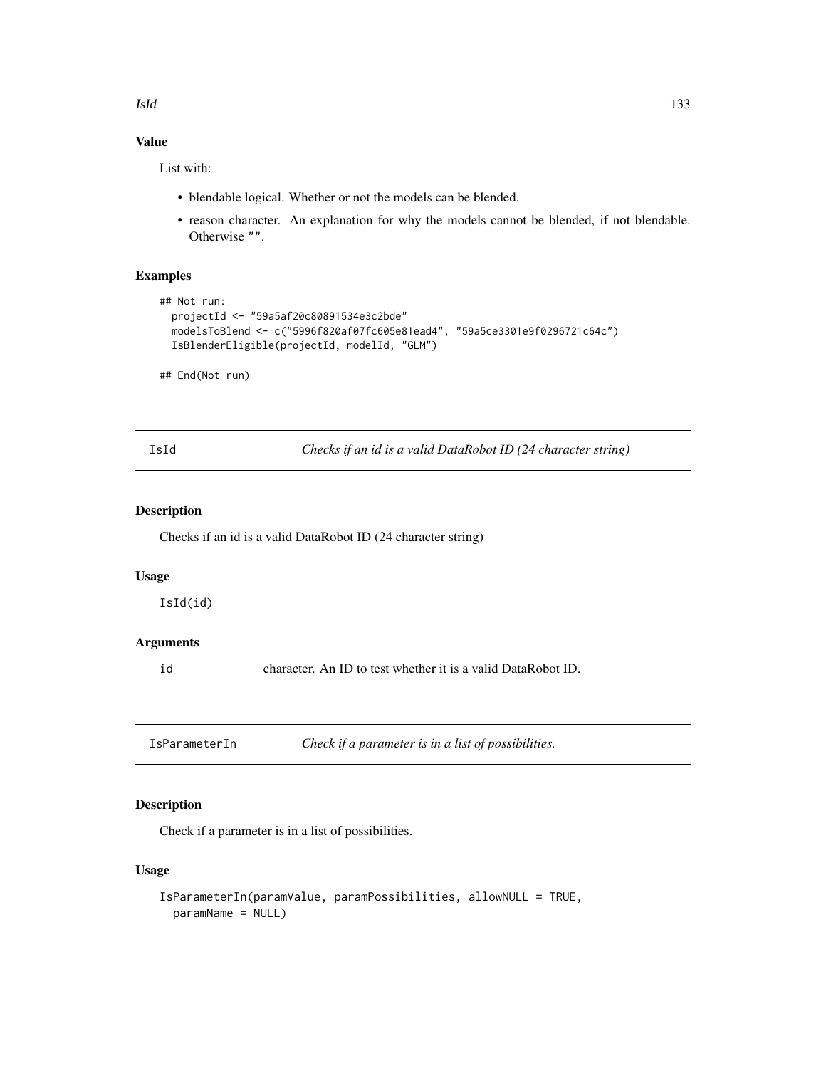## Value

List with:

- blendable logical. Whether or not the models can be blended.
- reason character. An explanation for why the models cannot be blended, if not blendable. Otherwise "".

## Examples

```
## Not run:
  projectId <- "59a5af20c80891534e3c2bde"
  modelsToBlend <- c("5996f820af07fc605e81ead4", "59a5ce3301e9f0296721c64c")
  IsBlenderEligible(projectId, modelId, "GLM")

## End(Not run)
```

---

# IsId — *Checks if an id is a valid DataRobot ID (24 character string)*

## Description

Checks if an id is a valid DataRobot ID (24 character string)

## Usage

```
IsId(id)
```

## Arguments

| | |
|---|---|
| id | character. An ID to test whether it is a valid DataRobot ID. |

---

# IsParameterIn — *Check if a parameter is in a list of possibilities.*

## Description

Check if a parameter is in a list of possibilities.

## Usage

```
IsParameterIn(paramValue, paramPossibilities, allowNULL = TRUE,
  paramName = NULL)
```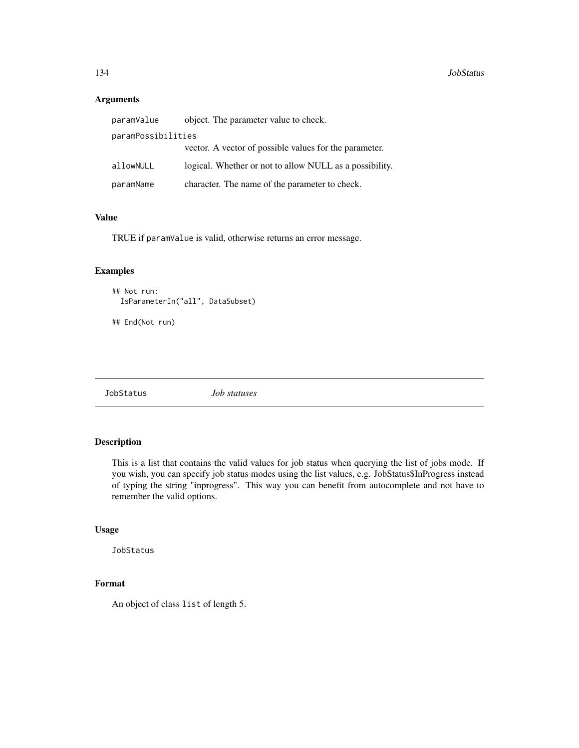### Arguments

| | |
|---|---|
| `paramValue` | object. The parameter value to check. |
| `paramPossibilities` | vector. A vector of possible values for the parameter. |
| `allowNULL` | logical. Whether or not to allow NULL as a possibility. |
| `paramName` | character. The name of the parameter to check. |

### Value

TRUE if `paramValue` is valid, otherwise returns an error message.

### Examples

```
## Not run:
  IsParameterIn("all", DataSubset)

## End(Not run)
```

---

## `JobStatus` *Job statuses*

---

### Description

This is a list that contains the valid values for job status when querying the list of jobs mode. If you wish, you can specify job status modes using the list values, e.g. JobStatus$InProgress instead of typing the string "inprogress". This way you can benefit from autocomplete and not have to remember the valid options.

### Usage

```
JobStatus
```

### Format

An object of class `list` of length 5.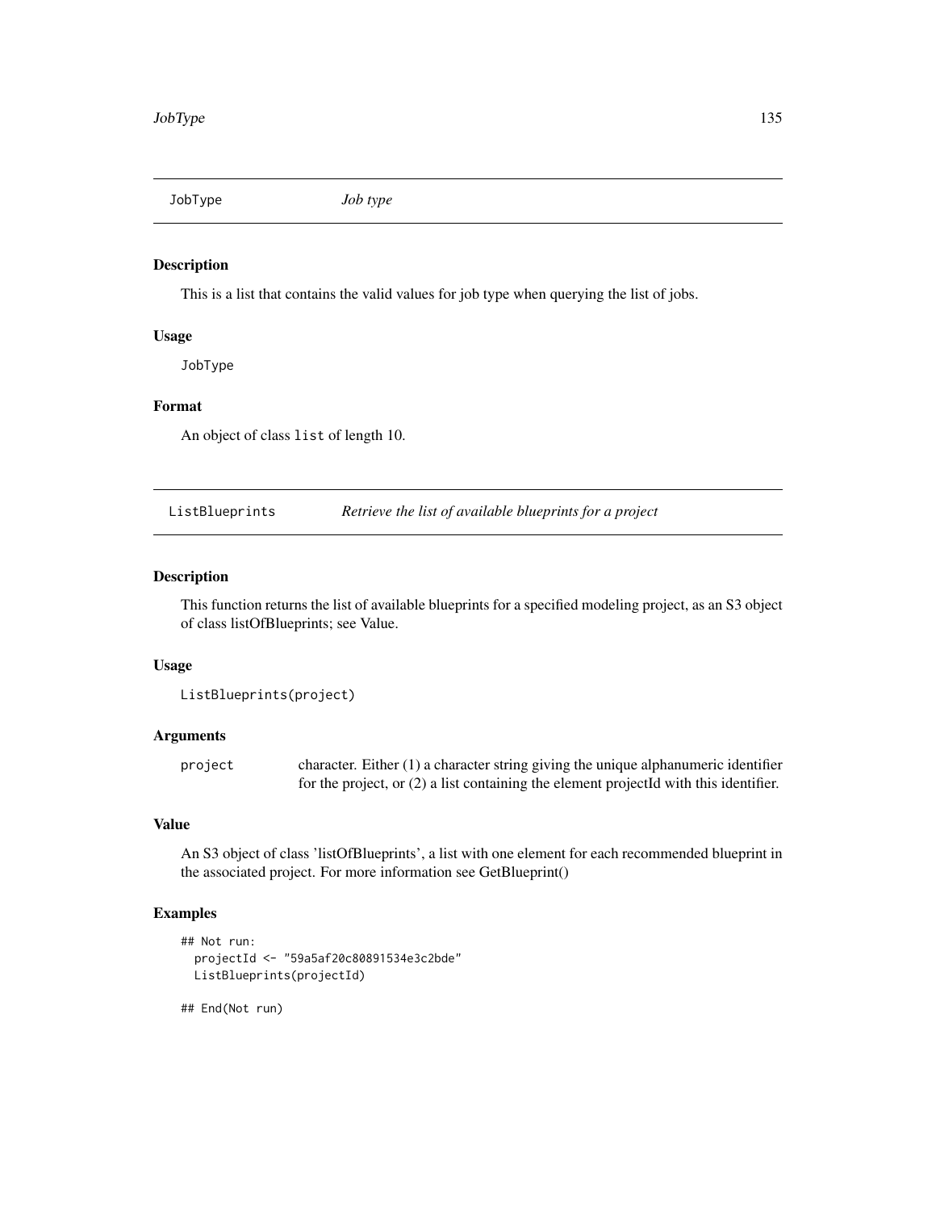## JobType *Job type*

### Description

This is a list that contains the valid values for job type when querying the list of jobs.

### Usage

```
JobType
```

### Format

An object of class `list` of length 10.

## ListBlueprints *Retrieve the list of available blueprints for a project*

### Description

This function returns the list of available blueprints for a specified modeling project, as an S3 object of class listOfBlueprints; see Value.

### Usage

```
ListBlueprints(project)
```

### Arguments

| | |
|---|---|
| `project` | character. Either (1) a character string giving the unique alphanumeric identifier for the project, or (2) a list containing the element projectId with this identifier. |

### Value

An S3 object of class 'listOfBlueprints', a list with one element for each recommended blueprint in the associated project. For more information see GetBlueprint()

### Examples

```
## Not run:
  projectId <- "59a5af20c80891534e3c2bde"
  ListBlueprints(projectId)

## End(Not run)
```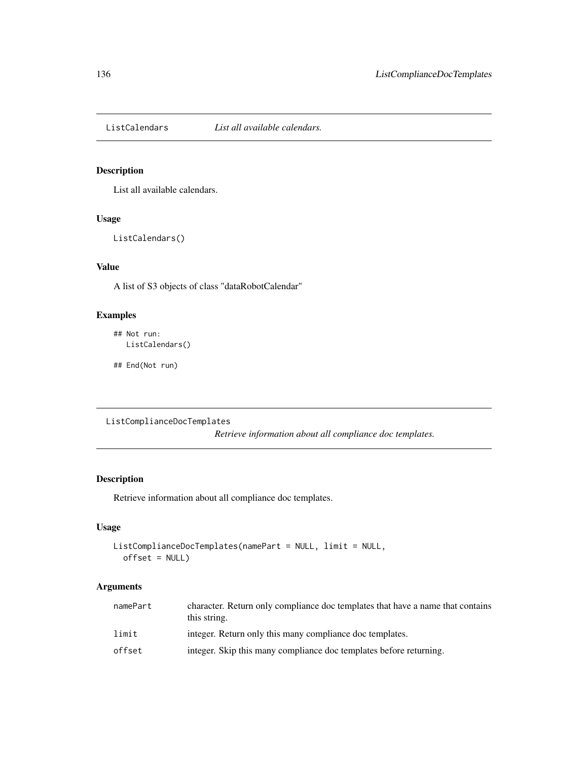## ListCalendars *List all available calendars.*

### Description

List all available calendars.

### Usage

```
ListCalendars()
```

### Value

A list of S3 objects of class "dataRobotCalendar"

### Examples

```
## Not run:
   ListCalendars()

## End(Not run)
```

## ListComplianceDocTemplates *Retrieve information about all compliance doc templates.*

### Description

Retrieve information about all compliance doc templates.

### Usage

```
ListComplianceDocTemplates(namePart = NULL, limit = NULL,
  offset = NULL)
```

### Arguments

| | |
|---|---|
| namePart | character. Return only compliance doc templates that have a name that contains this string. |
| limit | integer. Return only this many compliance doc templates. |
| offset | integer. Skip this many compliance doc templates before returning. |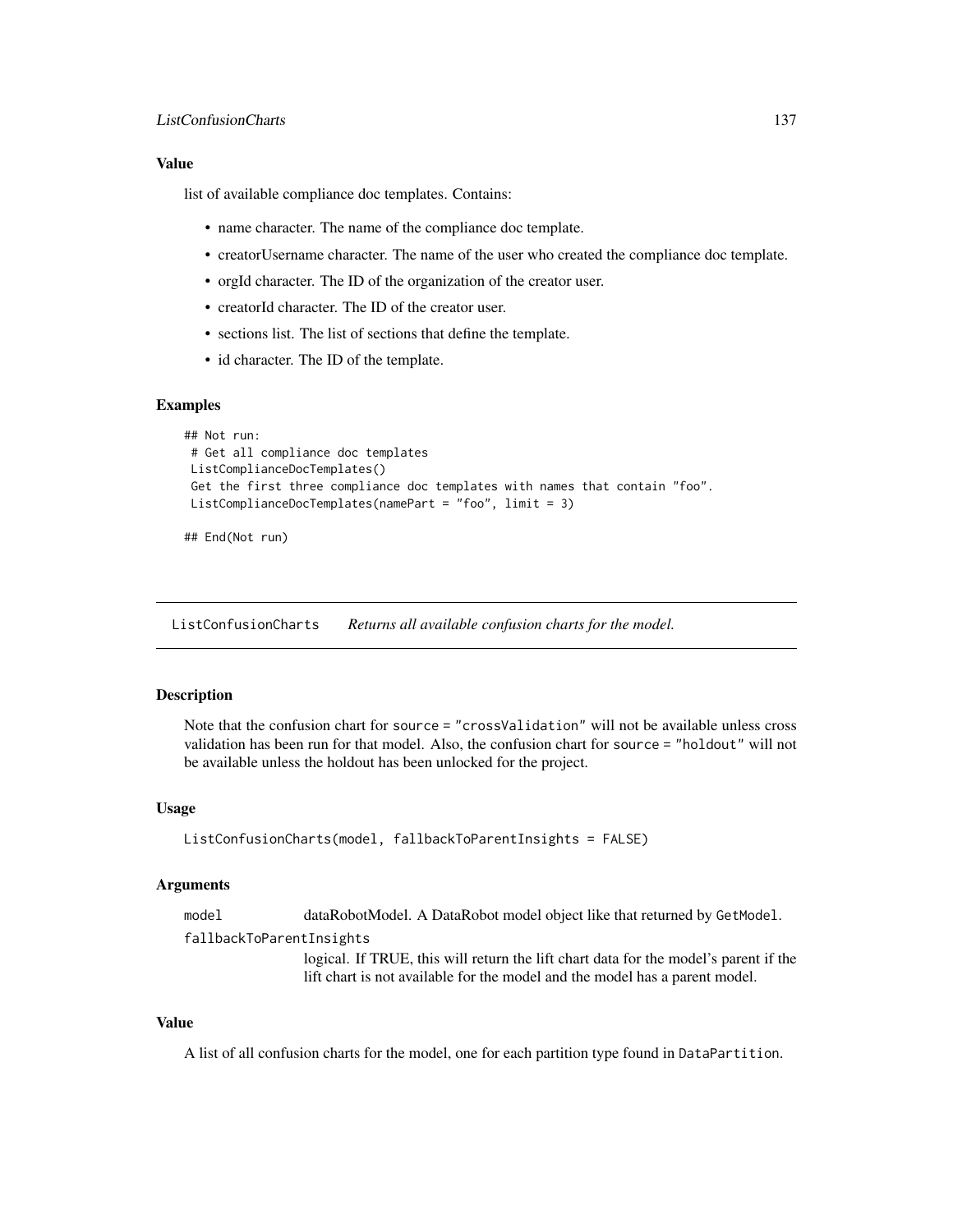## Value

list of available compliance doc templates. Contains:

- name character. The name of the compliance doc template.
- creatorUsername character. The name of the user who created the compliance doc template.
- orgId character. The ID of the organization of the creator user.
- creatorId character. The ID of the creator user.
- sections list. The list of sections that define the template.
- id character. The ID of the template.

## Examples

```
## Not run:
 # Get all compliance doc templates
 ListComplianceDocTemplates()
 Get the first three compliance doc templates with names that contain "foo".
 ListComplianceDocTemplates(namePart = "foo", limit = 3)

## End(Not run)
```

---

# ListConfusionCharts *Returns all available confusion charts for the model.*

---

## Description

Note that the confusion chart for `source = "crossValidation"` will not be available unless cross validation has been run for that model. Also, the confusion chart for `source = "holdout"` will not be available unless the holdout has been unlocked for the project.

## Usage

```
ListConfusionCharts(model, fallbackToParentInsights = FALSE)
```

## Arguments

`model` dataRobotModel. A DataRobot model object like that returned by `GetModel`.

`fallbackToParentInsights`
logical. If TRUE, this will return the lift chart data for the model's parent if the lift chart is not available for the model and the model has a parent model.

## Value

A list of all confusion charts for the model, one for each partition type found in `DataPartition`.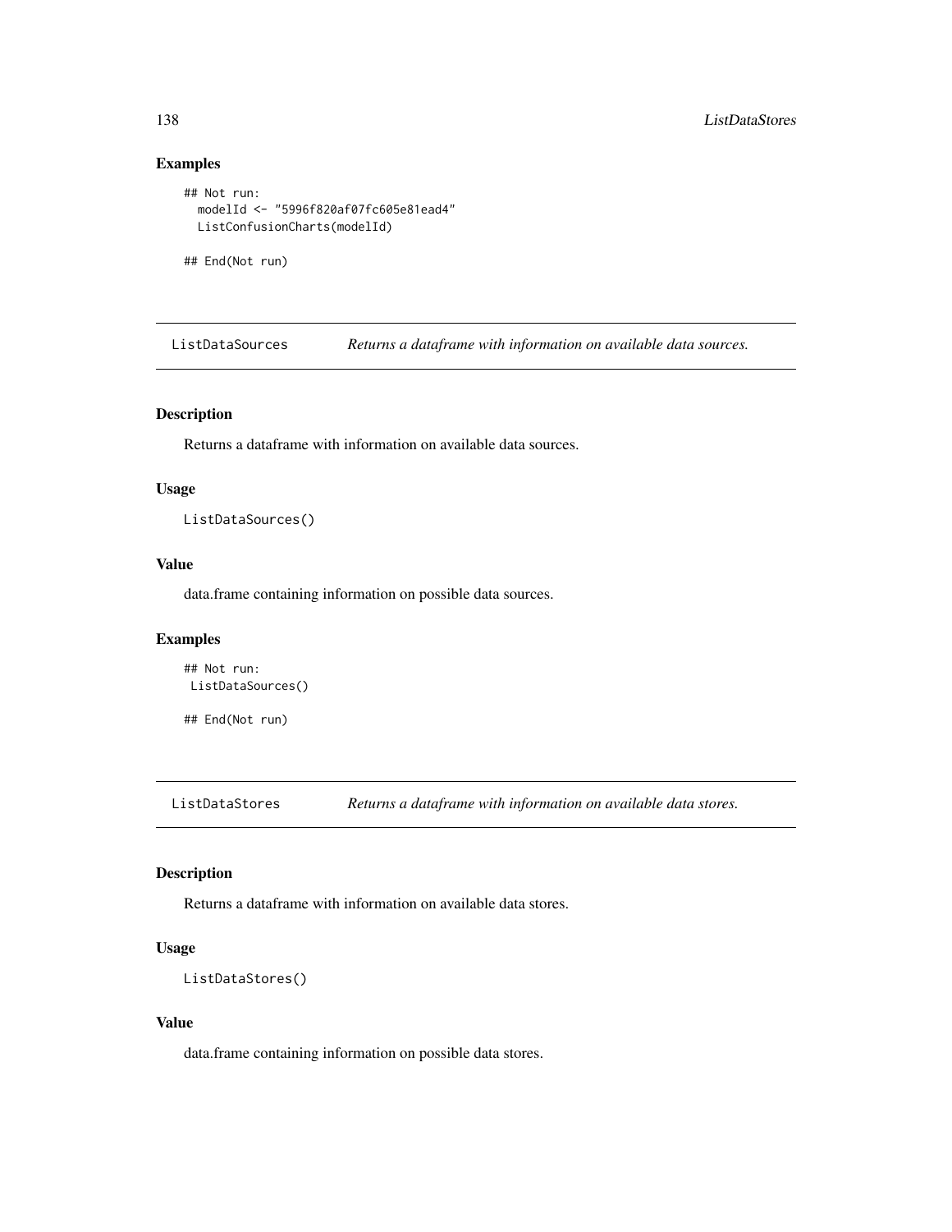## Examples

```
## Not run:
  modelId <- "5996f820af07fc605e81ead4"
  ListConfusionCharts(modelId)

## End(Not run)
```

## ListDataSources — *Returns a dataframe with information on available data sources.*

### Description

Returns a dataframe with information on available data sources.

### Usage

```
ListDataSources()
```

### Value

data.frame containing information on possible data sources.

### Examples

```
## Not run:
 ListDataSources()

## End(Not run)
```

## ListDataStores — *Returns a dataframe with information on available data stores.*

### Description

Returns a dataframe with information on available data stores.

### Usage

```
ListDataStores()
```

### Value

data.frame containing information on possible data stores.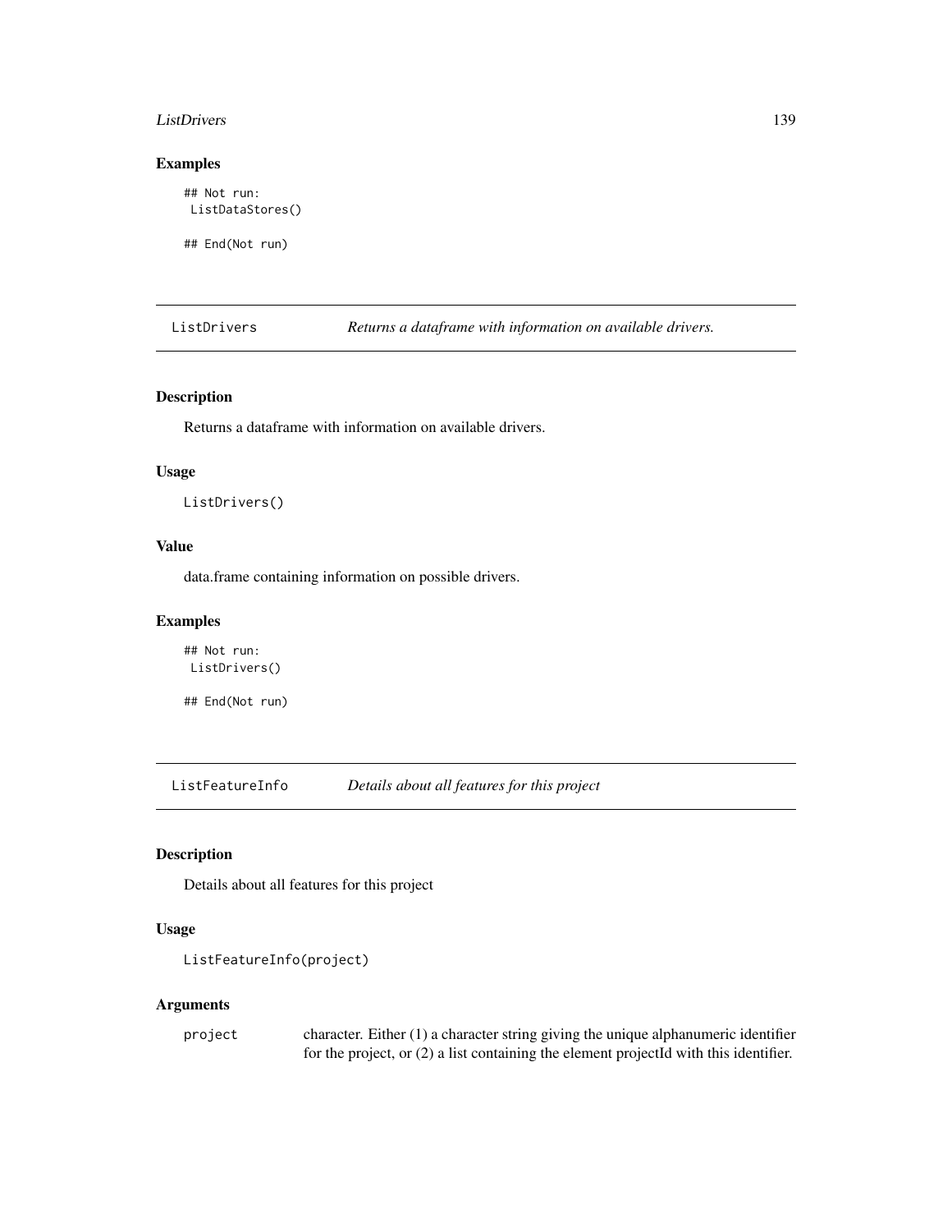### Examples

```
## Not run:
 ListDataStores()

## End(Not run)
```

## ListDrivers *Returns a dataframe with information on available drivers.*

### Description

Returns a dataframe with information on available drivers.

### Usage

```
ListDrivers()
```

### Value

data.frame containing information on possible drivers.

### Examples

```
## Not run:
 ListDrivers()

## End(Not run)
```

## ListFeatureInfo *Details about all features for this project*

### Description

Details about all features for this project

### Usage

```
ListFeatureInfo(project)
```

### Arguments

| | |
|---|---|
| project | character. Either (1) a character string giving the unique alphanumeric identifier for the project, or (2) a list containing the element projectId with this identifier. |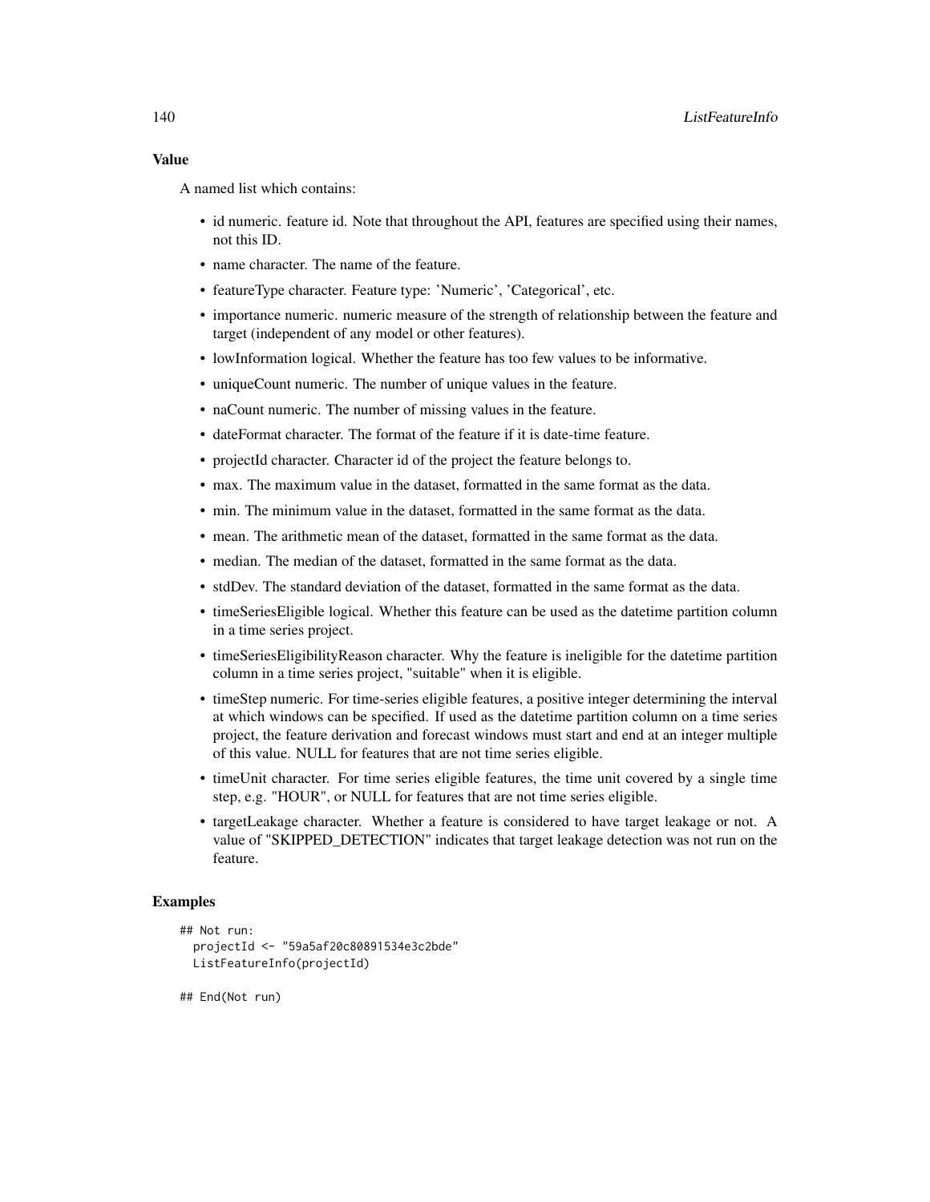## Value

A named list which contains:

- id numeric. feature id. Note that throughout the API, features are specified using their names, not this ID.
- name character. The name of the feature.
- featureType character. Feature type: 'Numeric', 'Categorical', etc.
- importance numeric. numeric measure of the strength of relationship between the feature and target (independent of any model or other features).
- lowInformation logical. Whether the feature has too few values to be informative.
- uniqueCount numeric. The number of unique values in the feature.
- naCount numeric. The number of missing values in the feature.
- dateFormat character. The format of the feature if it is date-time feature.
- projectId character. Character id of the project the feature belongs to.
- max. The maximum value in the dataset, formatted in the same format as the data.
- min. The minimum value in the dataset, formatted in the same format as the data.
- mean. The arithmetic mean of the dataset, formatted in the same format as the data.
- median. The median of the dataset, formatted in the same format as the data.
- stdDev. The standard deviation of the dataset, formatted in the same format as the data.
- timeSeriesEligible logical. Whether this feature can be used as the datetime partition column in a time series project.
- timeSeriesEligibilityReason character. Why the feature is ineligible for the datetime partition column in a time series project, "suitable" when it is eligible.
- timeStep numeric. For time-series eligible features, a positive integer determining the interval at which windows can be specified. If used as the datetime partition column on a time series project, the feature derivation and forecast windows must start and end at an integer multiple of this value. NULL for features that are not time series eligible.
- timeUnit character. For time series eligible features, the time unit covered by a single time step, e.g. "HOUR", or NULL for features that are not time series eligible.
- targetLeakage character. Whether a feature is considered to have target leakage or not. A value of "SKIPPED_DETECTION" indicates that target leakage detection was not run on the feature.

## Examples

```
## Not run:
  projectId <- "59a5af20c80891534e3c2bde"
  ListFeatureInfo(projectId)

## End(Not run)
```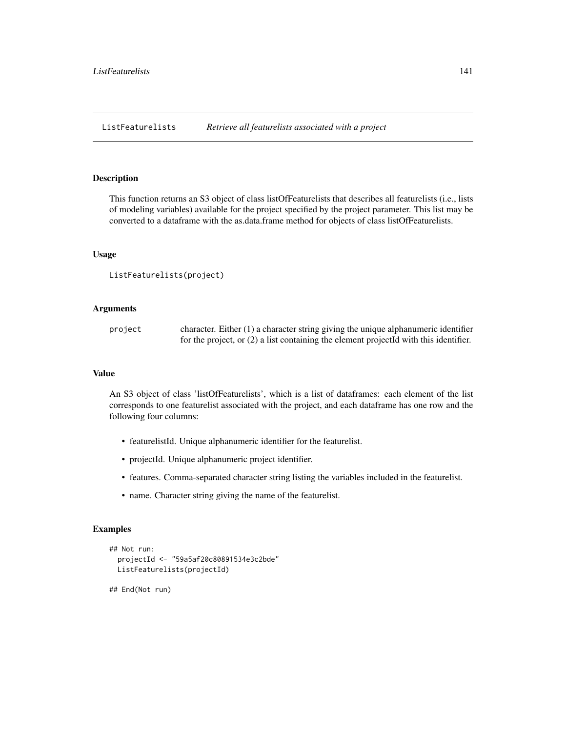## ListFeaturelists *Retrieve all featurelists associated with a project*

### Description

This function returns an S3 object of class listOfFeaturelists that describes all featurelists (i.e., lists of modeling variables) available for the project specified by the project parameter. This list may be converted to a dataframe with the as.data.frame method for objects of class listOfFeaturelists.

### Usage

```
ListFeaturelists(project)
```

### Arguments

| | |
|---|---|
| `project` | character. Either (1) a character string giving the unique alphanumeric identifier for the project, or (2) a list containing the element projectId with this identifier. |

### Value

An S3 object of class 'listOfFeaturelists', which is a list of dataframes: each element of the list corresponds to one featurelist associated with the project, and each dataframe has one row and the following four columns:

- featurelistId. Unique alphanumeric identifier for the featurelist.
- projectId. Unique alphanumeric project identifier.
- features. Comma-separated character string listing the variables included in the featurelist.
- name. Character string giving the name of the featurelist.

### Examples

```
## Not run:
  projectId <- "59a5af20c80891534e3c2bde"
  ListFeaturelists(projectId)

## End(Not run)
```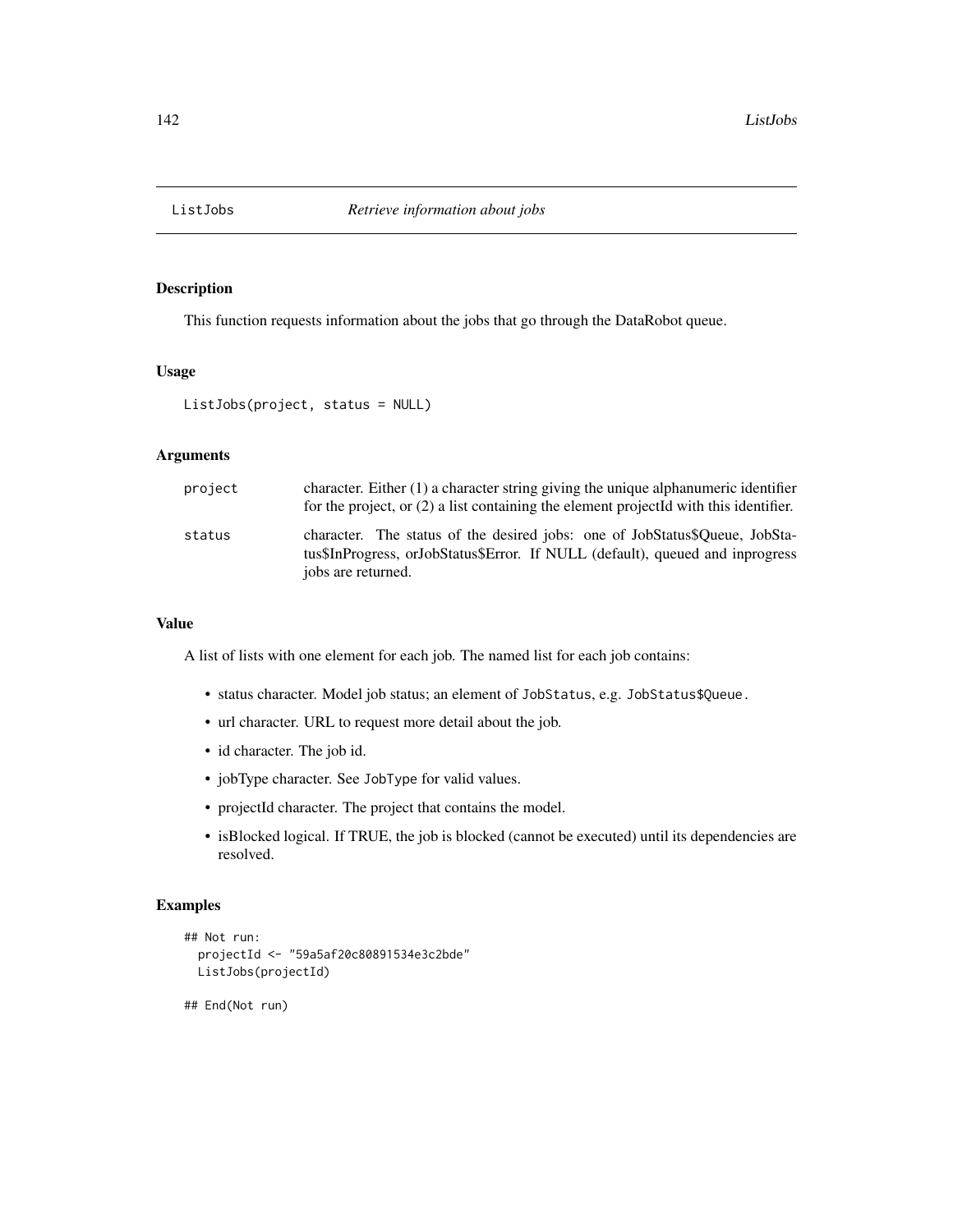# ListJobs *Retrieve information about jobs*

## Description

This function requests information about the jobs that go through the DataRobot queue.

## Usage

```
ListJobs(project, status = NULL)
```

## Arguments

| | |
|---|---|
| project | character. Either (1) a character string giving the unique alphanumeric identifier for the project, or (2) a list containing the element projectId with this identifier. |
| status | character. The status of the desired jobs: one of JobStatus$Queue, JobStatus$InProgress, orJobStatus$Error. If NULL (default), queued and inprogress jobs are returned. |

## Value

A list of lists with one element for each job. The named list for each job contains:

- status character. Model job status; an element of `JobStatus`, e.g. `JobStatus$Queue`.
- url character. URL to request more detail about the job.
- id character. The job id.
- jobType character. See `JobType` for valid values.
- projectId character. The project that contains the model.
- isBlocked logical. If TRUE, the job is blocked (cannot be executed) until its dependencies are resolved.

## Examples

```
## Not run:
  projectId <- "59a5af20c80891534e3c2bde"
  ListJobs(projectId)

## End(Not run)
```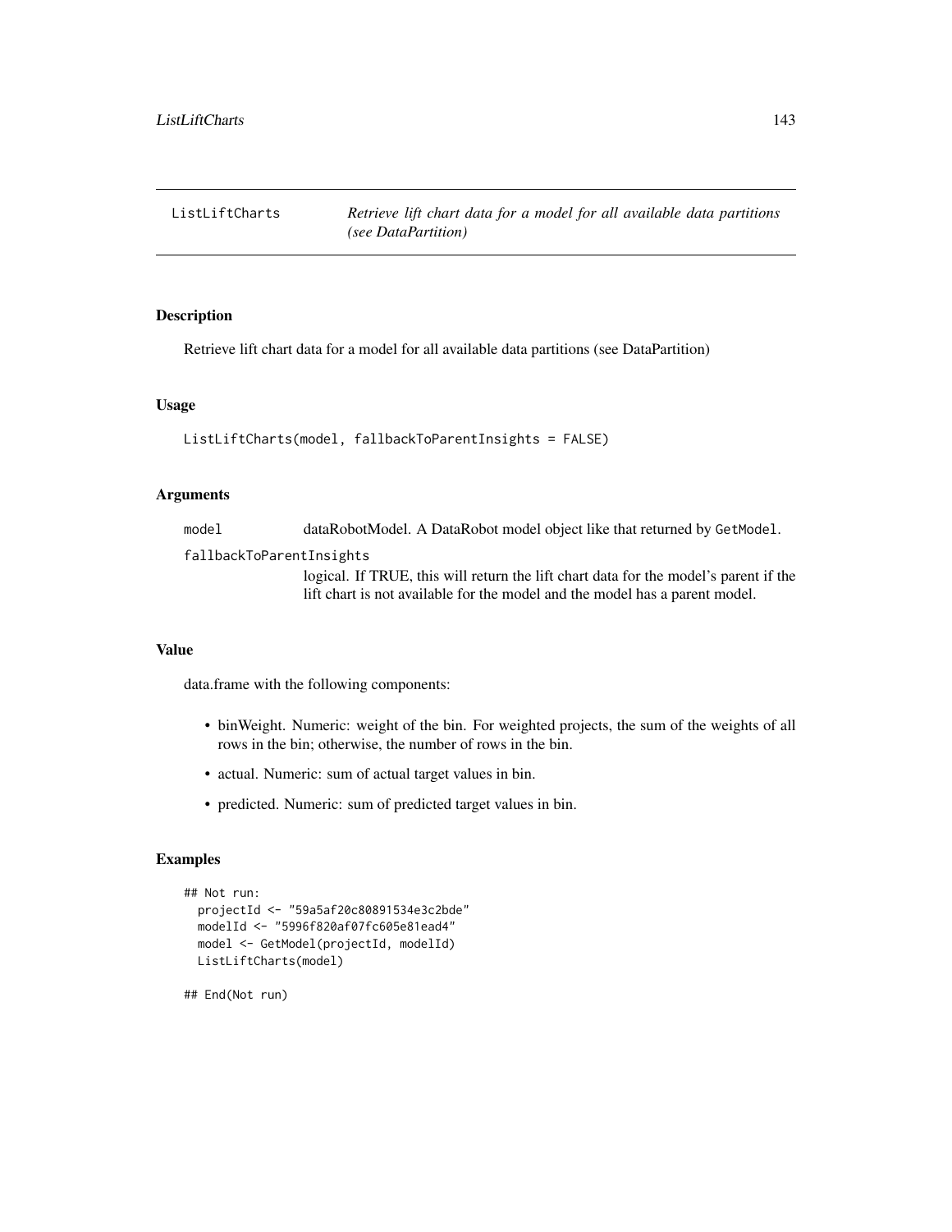## ListLiftCharts

*Retrieve lift chart data for a model for all available data partitions (see DataPartition)*

### Description

Retrieve lift chart data for a model for all available data partitions (see DataPartition)

### Usage

```
ListLiftCharts(model, fallbackToParentInsights = FALSE)
```

### Arguments

| | |
|---|---|
| `model` | dataRobotModel. A DataRobot model object like that returned by `GetModel`. |
| `fallbackToParentInsights` | logical. If TRUE, this will return the lift chart data for the model's parent if the lift chart is not available for the model and the model has a parent model. |

### Value

data.frame with the following components:

- binWeight. Numeric: weight of the bin. For weighted projects, the sum of the weights of all rows in the bin; otherwise, the number of rows in the bin.
- actual. Numeric: sum of actual target values in bin.
- predicted. Numeric: sum of predicted target values in bin.

### Examples

```
## Not run:
  projectId <- "59a5af20c80891534e3c2bde"
  modelId <- "5996f820af07fc605e81ead4"
  model <- GetModel(projectId, modelId)
  ListLiftCharts(model)

## End(Not run)
```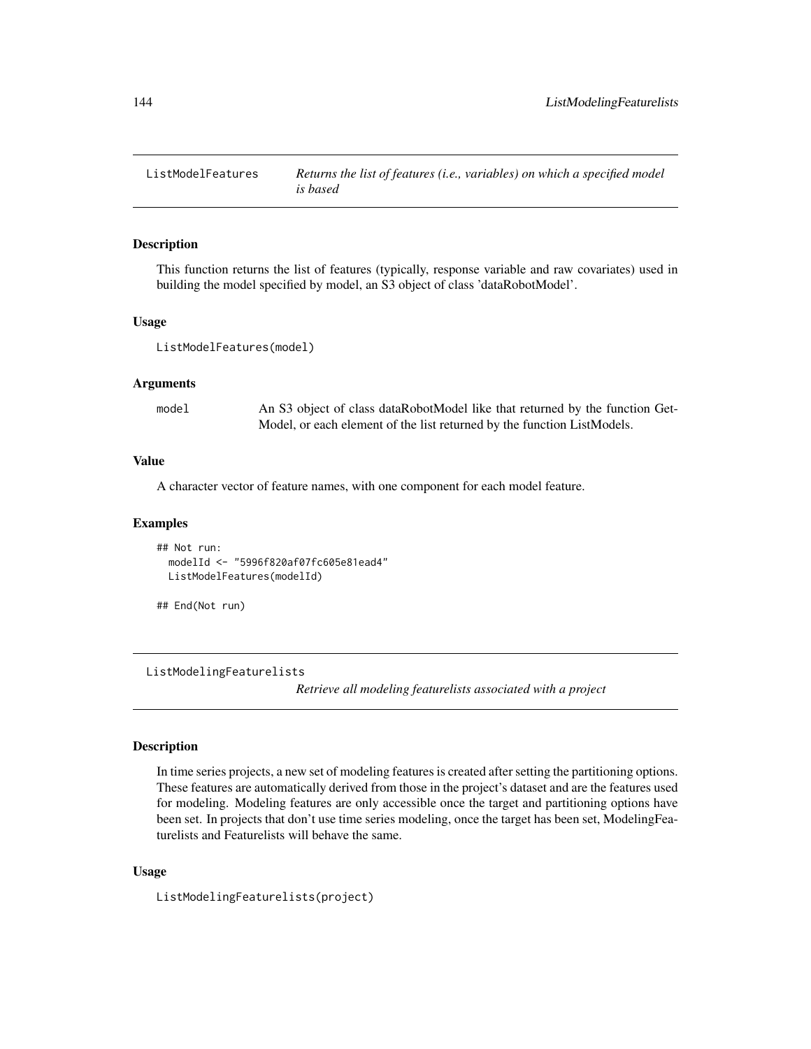## ListModelFeatures — *Returns the list of features (i.e., variables) on which a specified model is based*

### Description

This function returns the list of features (typically, response variable and raw covariates) used in building the model specified by model, an S3 object of class 'dataRobotModel'.

### Usage

```
ListModelFeatures(model)
```

### Arguments

| | |
|---|---|
| model | An S3 object of class dataRobotModel like that returned by the function GetModel, or each element of the list returned by the function ListModels. |

### Value

A character vector of feature names, with one component for each model feature.

### Examples

```
## Not run:
  modelId <- "5996f820af07fc605e81ead4"
  ListModelFeatures(modelId)

## End(Not run)
```

## ListModelingFeaturelists — *Retrieve all modeling featurelists associated with a project*

### Description

In time series projects, a new set of modeling features is created after setting the partitioning options. These features are automatically derived from those in the project's dataset and are the features used for modeling. Modeling features are only accessible once the target and partitioning options have been set. In projects that don't use time series modeling, once the target has been set, ModelingFeaturelists and Featurelists will behave the same.

### Usage

```
ListModelingFeaturelists(project)
```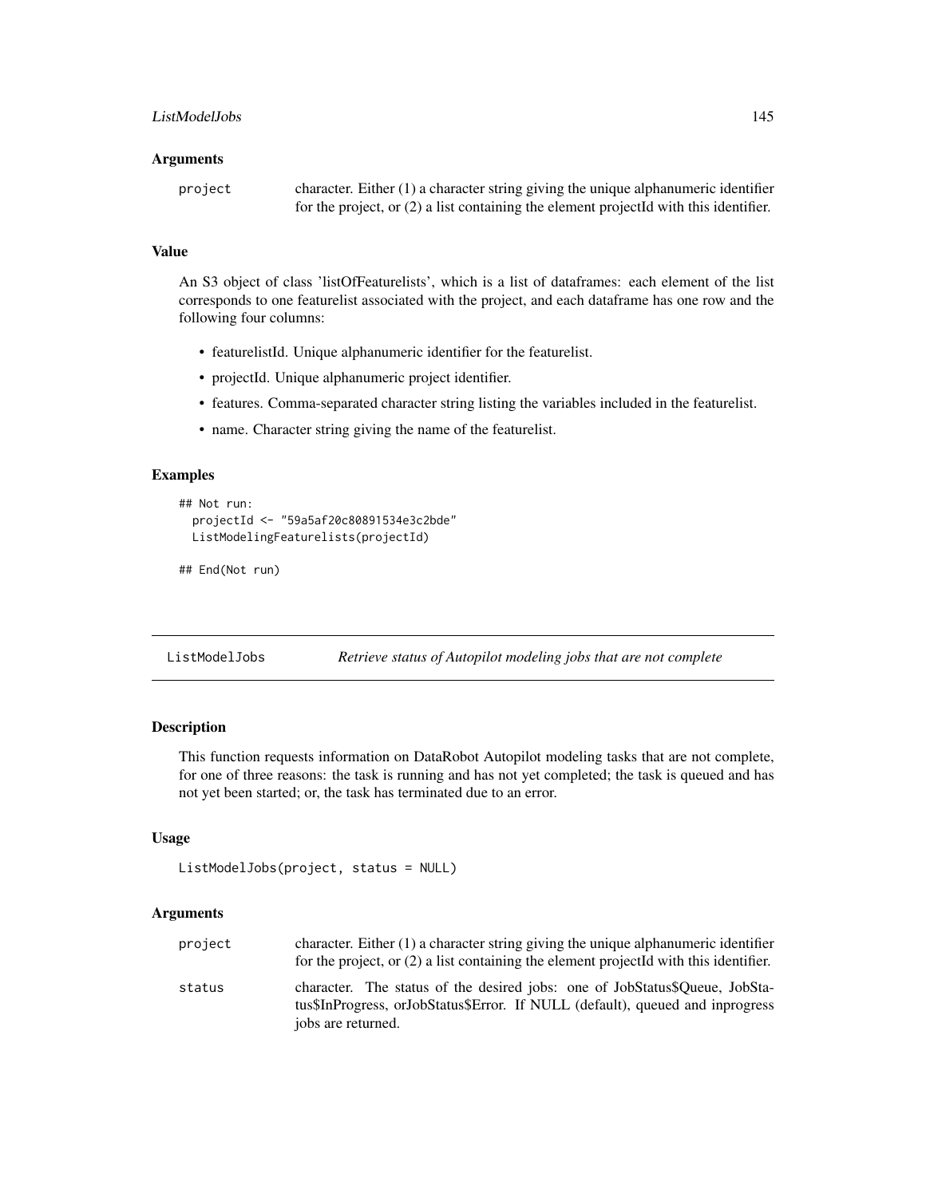### Arguments

| | |
|---|---|
| project | character. Either (1) a character string giving the unique alphanumeric identifier for the project, or (2) a list containing the element projectId with this identifier. |

### Value

An S3 object of class 'listOfFeaturelists', which is a list of dataframes: each element of the list corresponds to one featurelist associated with the project, and each dataframe has one row and the following four columns:

- featurelistId. Unique alphanumeric identifier for the featurelist.
- projectId. Unique alphanumeric project identifier.
- features. Comma-separated character string listing the variables included in the featurelist.
- name. Character string giving the name of the featurelist.

### Examples

```
## Not run:
  projectId <- "59a5af20c80891534e3c2bde"
  ListModelingFeaturelists(projectId)

## End(Not run)
```

---

## ListModelJobs *Retrieve status of Autopilot modeling jobs that are not complete*

---

### Description

This function requests information on DataRobot Autopilot modeling tasks that are not complete, for one of three reasons: the task is running and has not yet completed; the task is queued and has not yet been started; or, the task has terminated due to an error.

### Usage

```
ListModelJobs(project, status = NULL)
```

### Arguments

| | |
|---|---|
| project | character. Either (1) a character string giving the unique alphanumeric identifier for the project, or (2) a list containing the element projectId with this identifier. |
| status | character. The status of the desired jobs: one of JobStatus$Queue, JobStatus$InProgress, orJobStatus$Error. If NULL (default), queued and inprogress jobs are returned. |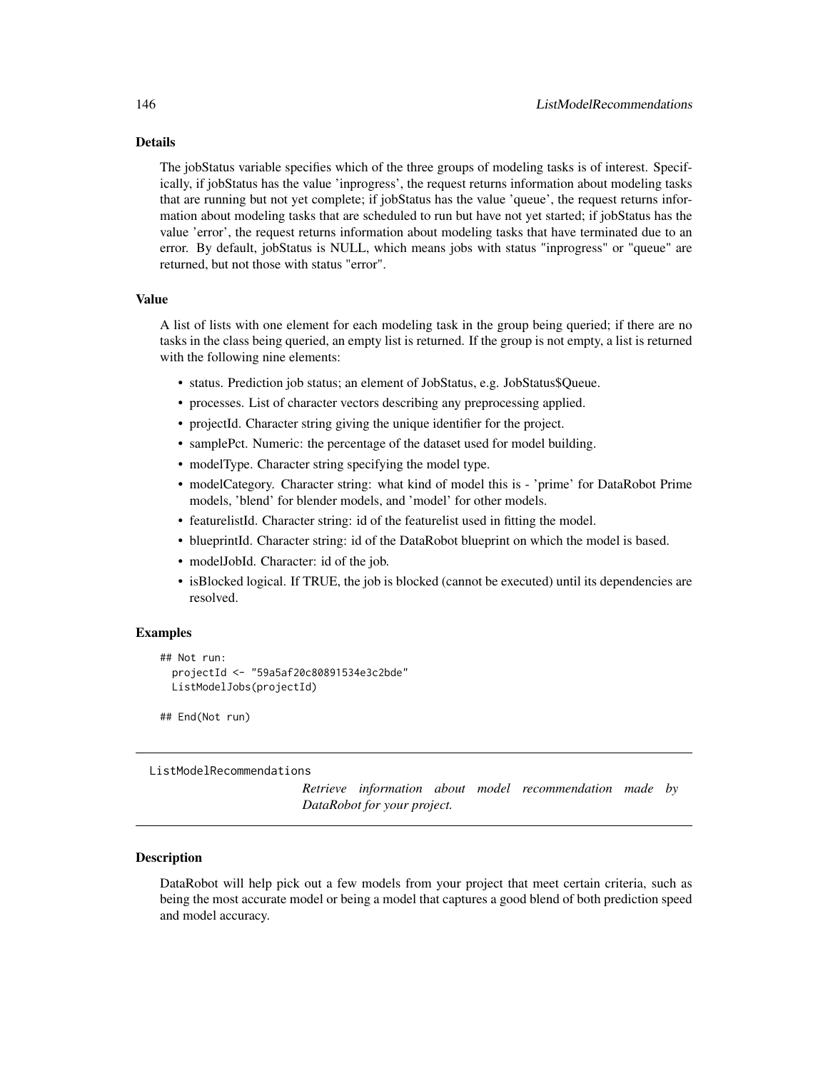### Details

The jobStatus variable specifies which of the three groups of modeling tasks is of interest. Specifically, if jobStatus has the value 'inprogress', the request returns information about modeling tasks that are running but not yet complete; if jobStatus has the value 'queue', the request returns information about modeling tasks that are scheduled to run but have not yet started; if jobStatus has the value 'error', the request returns information about modeling tasks that have terminated due to an error. By default, jobStatus is NULL, which means jobs with status "inprogress" or "queue" are returned, but not those with status "error".

### Value

A list of lists with one element for each modeling task in the group being queried; if there are no tasks in the class being queried, an empty list is returned. If the group is not empty, a list is returned with the following nine elements:

- status. Prediction job status; an element of JobStatus, e.g. JobStatus$Queue.
- processes. List of character vectors describing any preprocessing applied.
- projectId. Character string giving the unique identifier for the project.
- samplePct. Numeric: the percentage of the dataset used for model building.
- modelType. Character string specifying the model type.
- modelCategory. Character string: what kind of model this is - 'prime' for DataRobot Prime models, 'blend' for blender models, and 'model' for other models.
- featurelistId. Character string: id of the featurelist used in fitting the model.
- blueprintId. Character string: id of the DataRobot blueprint on which the model is based.
- modelJobId. Character: id of the job.
- isBlocked logical. If TRUE, the job is blocked (cannot be executed) until its dependencies are resolved.

### Examples

```
## Not run:
  projectId <- "59a5af20c80891534e3c2bde"
  ListModelJobs(projectId)

## End(Not run)
```

---

## ListModelRecommendations

*Retrieve information about model recommendation made by DataRobot for your project.*

---

### Description

DataRobot will help pick out a few models from your project that meet certain criteria, such as being the most accurate model or being a model that captures a good blend of both prediction speed and model accuracy.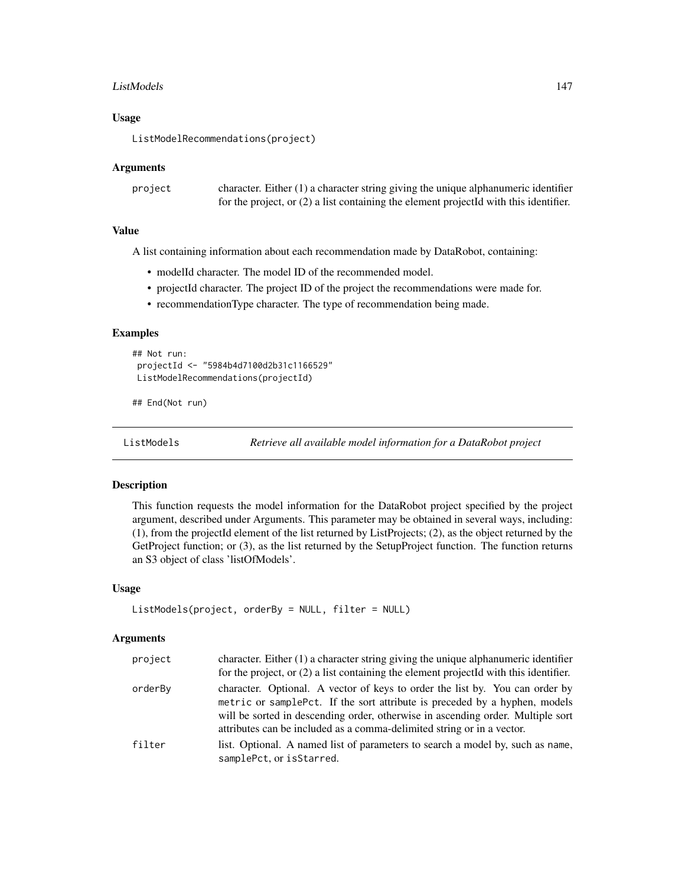### Usage

```
ListModelRecommendations(project)
```

### Arguments

| | |
|---|---|
| project | character. Either (1) a character string giving the unique alphanumeric identifier for the project, or (2) a list containing the element projectId with this identifier. |

### Value

A list containing information about each recommendation made by DataRobot, containing:

- modelId character. The model ID of the recommended model.
- projectId character. The project ID of the project the recommendations were made for.
- recommendationType character. The type of recommendation being made.

### Examples

```
## Not run:
 projectId <- "5984b4d7100d2b31c1166529"
 ListModelRecommendations(projectId)

## End(Not run)
```

---

## ListModels *Retrieve all available model information for a DataRobot project*

### Description

This function requests the model information for the DataRobot project specified by the project argument, described under Arguments. This parameter may be obtained in several ways, including: (1), from the projectId element of the list returned by ListProjects; (2), as the object returned by the GetProject function; or (3), as the list returned by the SetupProject function. The function returns an S3 object of class 'listOfModels'.

### Usage

```
ListModels(project, orderBy = NULL, filter = NULL)
```

### Arguments

| | |
|---|---|
| project | character. Either (1) a character string giving the unique alphanumeric identifier for the project, or (2) a list containing the element projectId with this identifier. |
| orderBy | character. Optional. A vector of keys to order the list by. You can order by `metric` or `samplePct`. If the sort attribute is preceded by a hyphen, models will be sorted in descending order, otherwise in ascending order. Multiple sort attributes can be included as a comma-delimited string or in a vector. |
| filter | list. Optional. A named list of parameters to search a model by, such as `name`, `samplePct`, or `isStarred`. |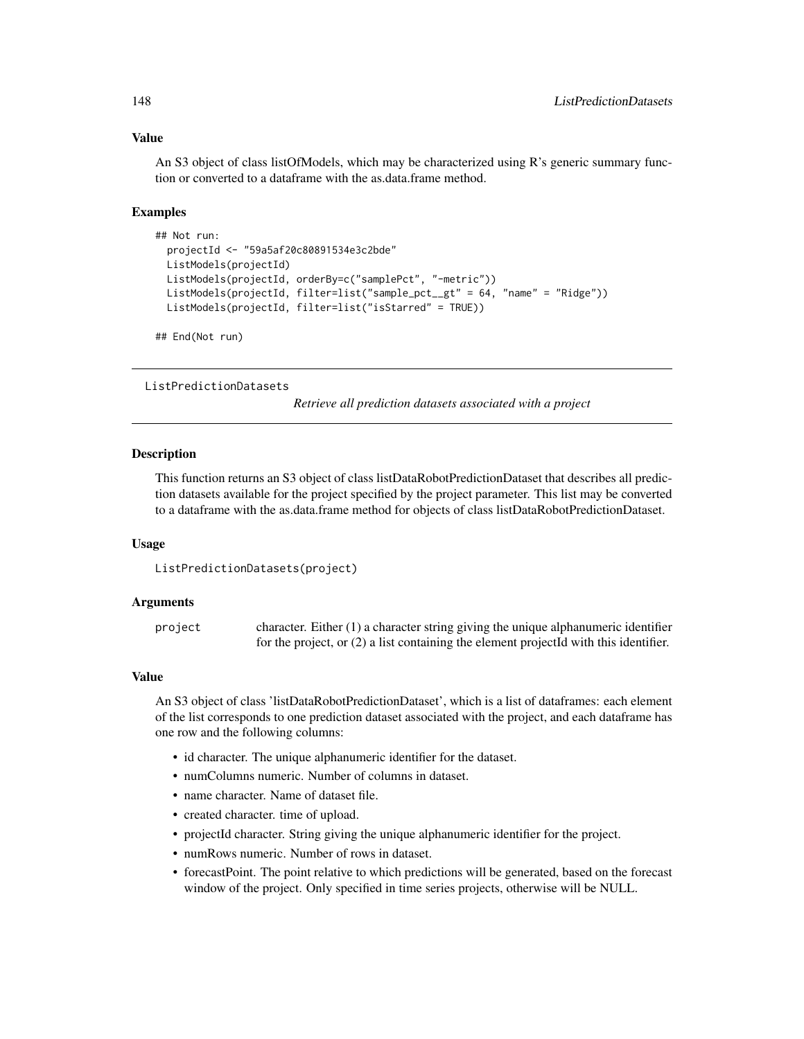### Value

An S3 object of class listOfModels, which may be characterized using R's generic summary function or converted to a dataframe with the as.data.frame method.

### Examples

```
## Not run:
  projectId <- "59a5af20c80891534e3c2bde"
  ListModels(projectId)
  ListModels(projectId, orderBy=c("samplePct", "-metric"))
  ListModels(projectId, filter=list("sample_pct__gt" = 64, "name" = "Ridge"))
  ListModels(projectId, filter=list("isStarred" = TRUE))

## End(Not run)
```

---

## ListPredictionDatasets

*Retrieve all prediction datasets associated with a project*

---

### Description

This function returns an S3 object of class listDataRobotPredictionDataset that describes all prediction datasets available for the project specified by the project parameter. This list may be converted to a dataframe with the as.data.frame method for objects of class listDataRobotPredictionDataset.

### Usage

```
ListPredictionDatasets(project)
```

### Arguments

| | |
|---|---|
| `project` | character. Either (1) a character string giving the unique alphanumeric identifier for the project, or (2) a list containing the element projectId with this identifier. |

### Value

An S3 object of class 'listDataRobotPredictionDataset', which is a list of dataframes: each element of the list corresponds to one prediction dataset associated with the project, and each dataframe has one row and the following columns:

- id character. The unique alphanumeric identifier for the dataset.
- numColumns numeric. Number of columns in dataset.
- name character. Name of dataset file.
- created character. time of upload.
- projectId character. String giving the unique alphanumeric identifier for the project.
- numRows numeric. Number of rows in dataset.
- forecastPoint. The point relative to which predictions will be generated, based on the forecast window of the project. Only specified in time series projects, otherwise will be NULL.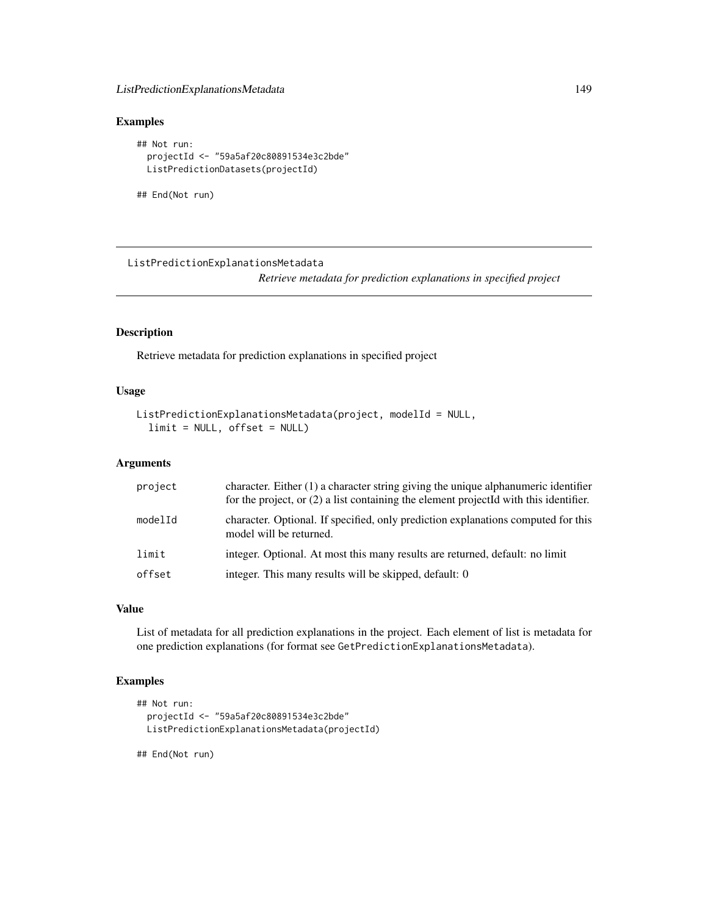## Examples

```
## Not run:
  projectId <- "59a5af20c80891534e3c2bde"
  ListPredictionDatasets(projectId)

## End(Not run)
```

---

# ListPredictionExplanationsMetadata

*Retrieve metadata for prediction explanations in specified project*

---

## Description

Retrieve metadata for prediction explanations in specified project

## Usage

```
ListPredictionExplanationsMetadata(project, modelId = NULL,
  limit = NULL, offset = NULL)
```

## Arguments

| | |
|---|---|
| `project` | character. Either (1) a character string giving the unique alphanumeric identifier for the project, or (2) a list containing the element projectId with this identifier. |
| `modelId` | character. Optional. If specified, only prediction explanations computed for this model will be returned. |
| `limit` | integer. Optional. At most this many results are returned, default: no limit |
| `offset` | integer. This many results will be skipped, default: 0 |

## Value

List of metadata for all prediction explanations in the project. Each element of list is metadata for one prediction explanations (for format see `GetPredictionExplanationsMetadata`).

## Examples

```
## Not run:
  projectId <- "59a5af20c80891534e3c2bde"
  ListPredictionExplanationsMetadata(projectId)

## End(Not run)
```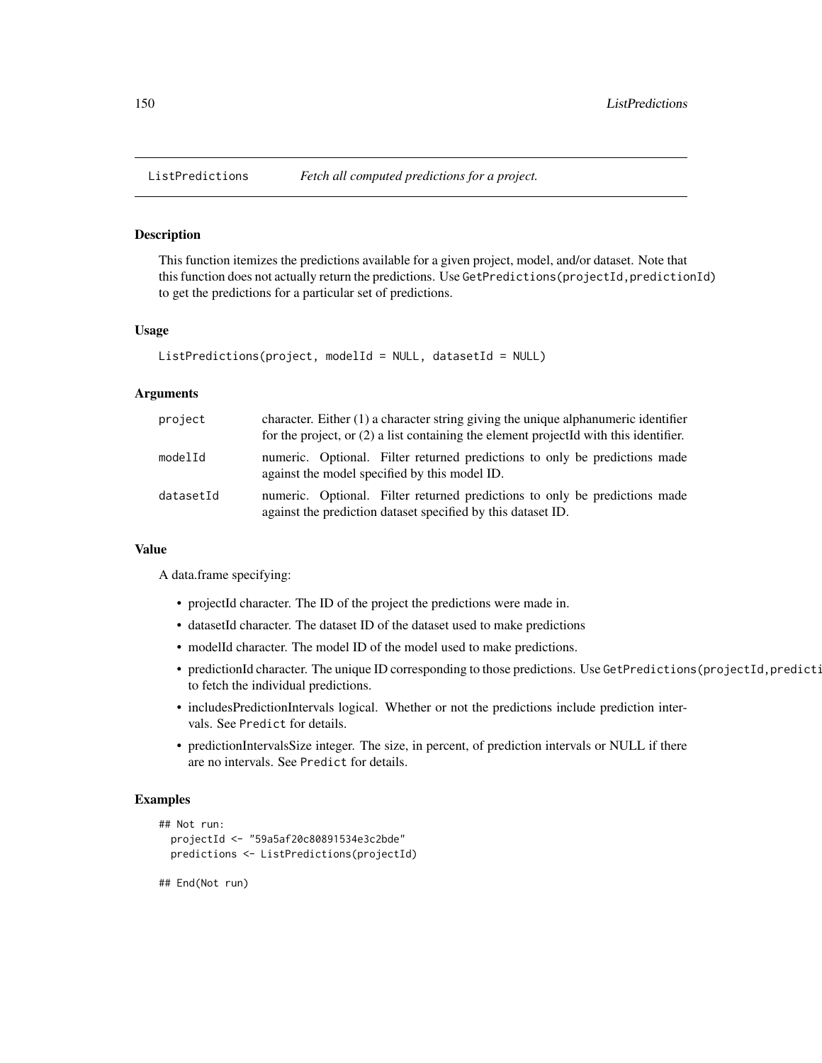## ListPredictions *Fetch all computed predictions for a project.*

### Description

This function itemizes the predictions available for a given project, model, and/or dataset. Note that this function does not actually return the predictions. Use `GetPredictions(projectId,predictionId)` to get the predictions for a particular set of predictions.

### Usage

```
ListPredictions(project, modelId = NULL, datasetId = NULL)
```

### Arguments

| | |
|---|---|
| project | character. Either (1) a character string giving the unique alphanumeric identifier for the project, or (2) a list containing the element projectId with this identifier. |
| modelId | numeric. Optional. Filter returned predictions to only be predictions made against the model specified by this model ID. |
| datasetId | numeric. Optional. Filter returned predictions to only be predictions made against the prediction dataset specified by this dataset ID. |

### Value

A data.frame specifying:

- projectId character. The ID of the project the predictions were made in.
- datasetId character. The dataset ID of the dataset used to make predictions
- modelId character. The model ID of the model used to make predictions.
- predictionId character. The unique ID corresponding to those predictions. Use `GetPredictions(projectId,predicti` to fetch the individual predictions.
- includesPredictionIntervals logical. Whether or not the predictions include prediction intervals. See `Predict` for details.
- predictionIntervalsSize integer. The size, in percent, of prediction intervals or NULL if there are no intervals. See `Predict` for details.

### Examples

```
## Not run:
  projectId <- "59a5af20c80891534e3c2bde"
  predictions <- ListPredictions(projectId)

## End(Not run)
```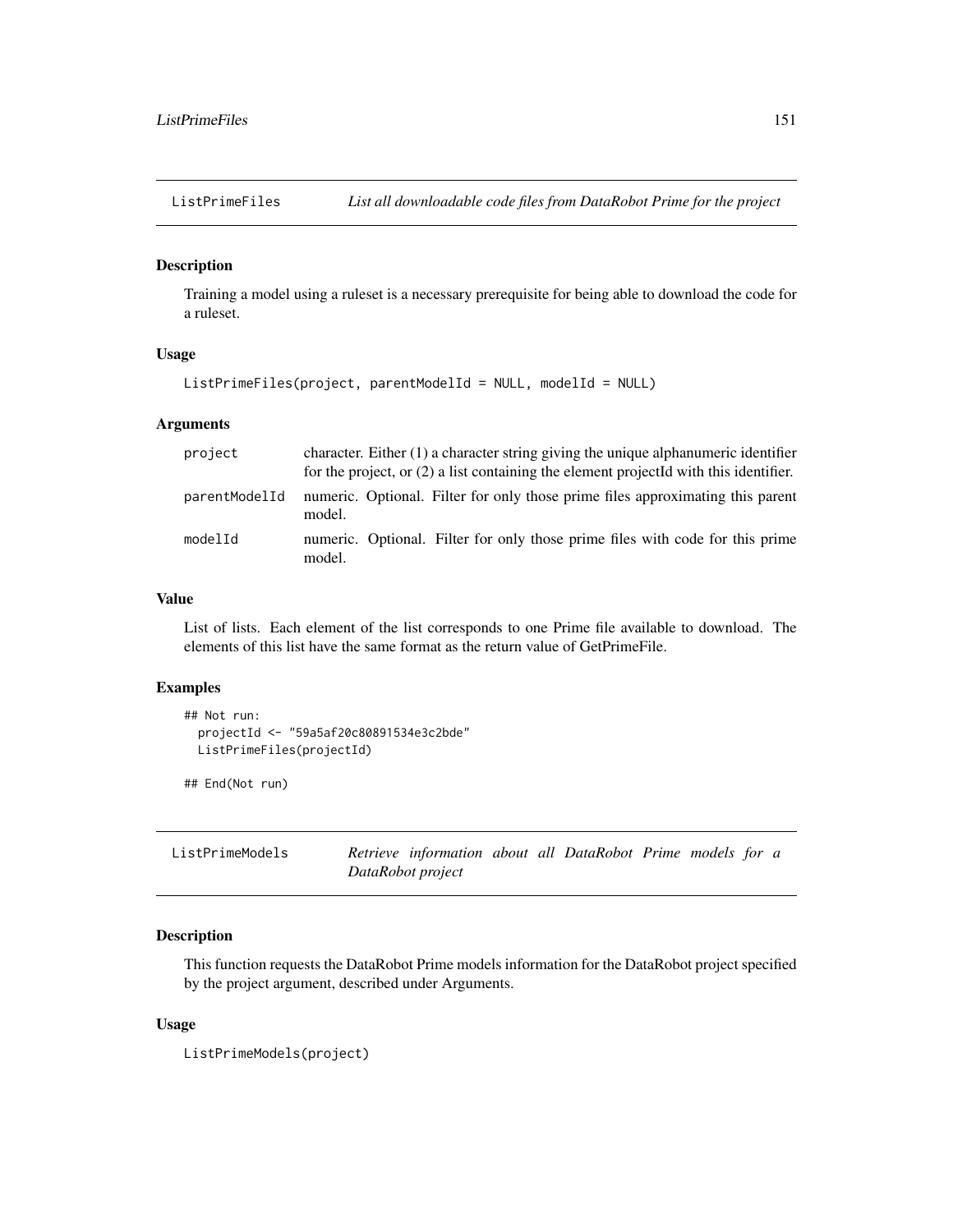## ListPrimeFiles — *List all downloadable code files from DataRobot Prime for the project*

### Description

Training a model using a ruleset is a necessary prerequisite for being able to download the code for a ruleset.

### Usage

```
ListPrimeFiles(project, parentModelId = NULL, modelId = NULL)
```

### Arguments

| | |
|---|---|
| project | character. Either (1) a character string giving the unique alphanumeric identifier for the project, or (2) a list containing the element projectId with this identifier. |
| parentModelId | numeric. Optional. Filter for only those prime files approximating this parent model. |
| modelId | numeric. Optional. Filter for only those prime files with code for this prime model. |

### Value

List of lists. Each element of the list corresponds to one Prime file available to download. The elements of this list have the same format as the return value of GetPrimeFile.

### Examples

```
## Not run:
  projectId <- "59a5af20c80891534e3c2bde"
  ListPrimeFiles(projectId)

## End(Not run)
```

## ListPrimeModels — *Retrieve information about all DataRobot Prime models for a DataRobot project*

### Description

This function requests the DataRobot Prime models information for the DataRobot project specified by the project argument, described under Arguments.

### Usage

```
ListPrimeModels(project)
```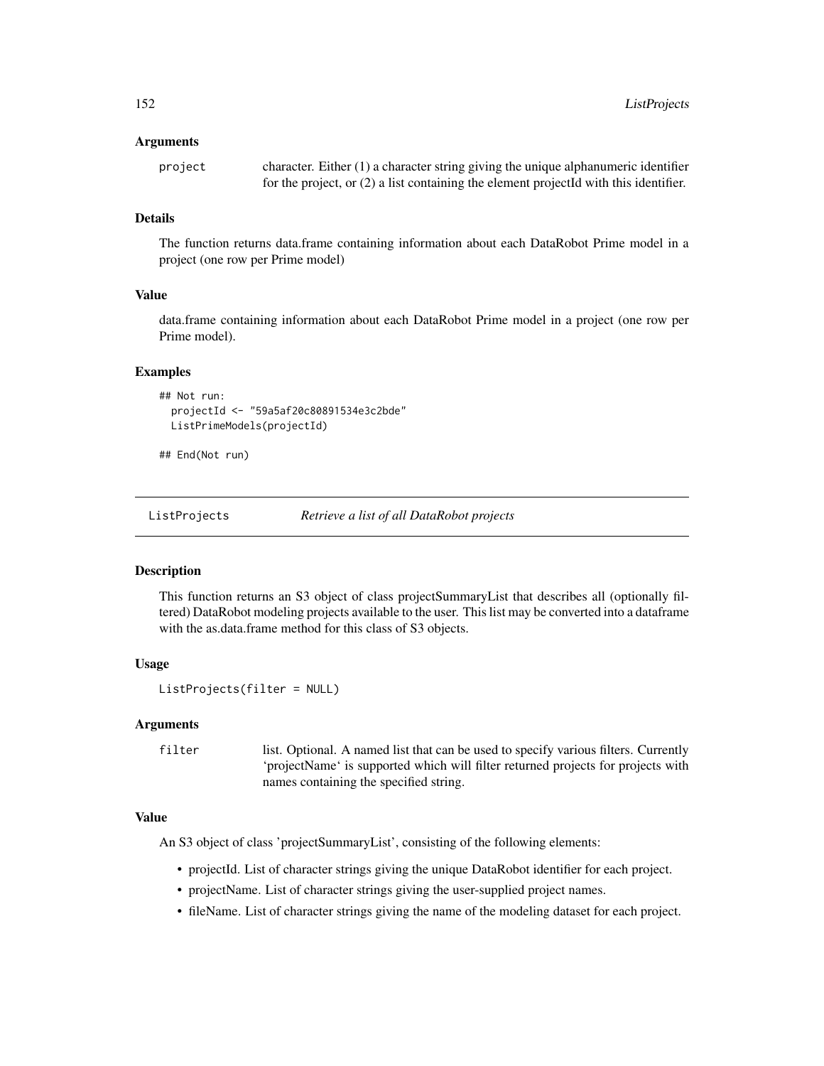### Arguments

project — character. Either (1) a character string giving the unique alphanumeric identifier for the project, or (2) a list containing the element projectId with this identifier.

### Details

The function returns data.frame containing information about each DataRobot Prime model in a project (one row per Prime model)

### Value

data.frame containing information about each DataRobot Prime model in a project (one row per Prime model).

### Examples

```
## Not run:
  projectId <- "59a5af20c80891534e3c2bde"
  ListPrimeModels(projectId)

## End(Not run)
```

---

## ListProjects — *Retrieve a list of all DataRobot projects*

---

### Description

This function returns an S3 object of class projectSummaryList that describes all (optionally filtered) DataRobot modeling projects available to the user. This list may be converted into a dataframe with the as.data.frame method for this class of S3 objects.

### Usage

```
ListProjects(filter = NULL)
```

### Arguments

filter — list. Optional. A named list that can be used to specify various filters. Currently 'projectName' is supported which will filter returned projects for projects with names containing the specified string.

### Value

An S3 object of class 'projectSummaryList', consisting of the following elements:

- projectId. List of character strings giving the unique DataRobot identifier for each project.
- projectName. List of character strings giving the user-supplied project names.
- fileName. List of character strings giving the name of the modeling dataset for each project.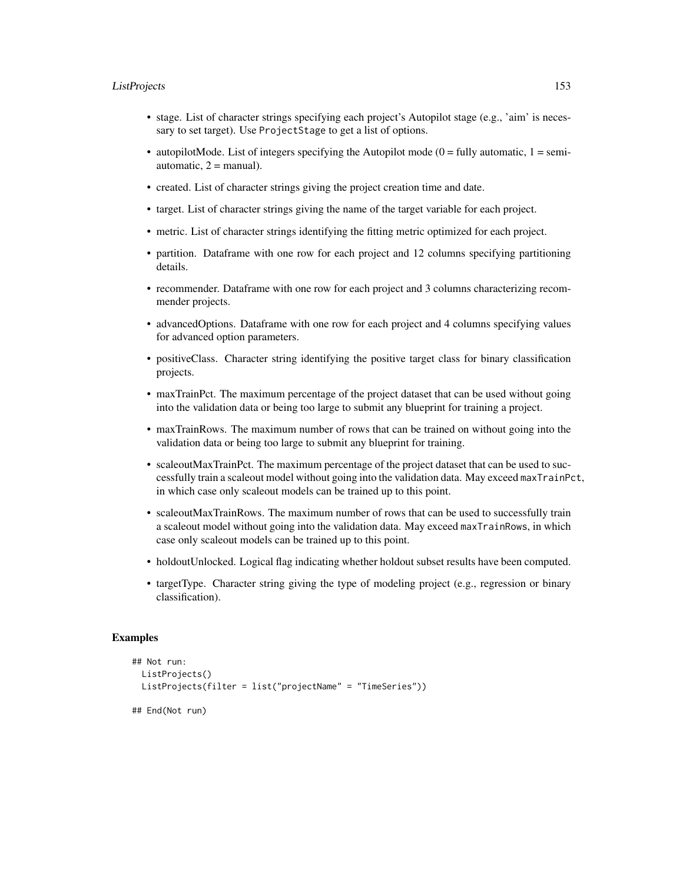- stage. List of character strings specifying each project's Autopilot stage (e.g., 'aim' is necessary to set target). Use `ProjectStage` to get a list of options.
- autopilotMode. List of integers specifying the Autopilot mode (0 = fully automatic, 1 = semi-automatic, 2 = manual).
- created. List of character strings giving the project creation time and date.
- target. List of character strings giving the name of the target variable for each project.
- metric. List of character strings identifying the fitting metric optimized for each project.
- partition. Dataframe with one row for each project and 12 columns specifying partitioning details.
- recommender. Dataframe with one row for each project and 3 columns characterizing recommender projects.
- advancedOptions. Dataframe with one row for each project and 4 columns specifying values for advanced option parameters.
- positiveClass. Character string identifying the positive target class for binary classification projects.
- maxTrainPct. The maximum percentage of the project dataset that can be used without going into the validation data or being too large to submit any blueprint for training a project.
- maxTrainRows. The maximum number of rows that can be trained on without going into the validation data or being too large to submit any blueprint for training.
- scaleoutMaxTrainPct. The maximum percentage of the project dataset that can be used to successfully train a scaleout model without going into the validation data. May exceed `maxTrainPct`, in which case only scaleout models can be trained up to this point.
- scaleoutMaxTrainRows. The maximum number of rows that can be used to successfully train a scaleout model without going into the validation data. May exceed `maxTrainRows`, in which case only scaleout models can be trained up to this point.
- holdoutUnlocked. Logical flag indicating whether holdout subset results have been computed.
- targetType. Character string giving the type of modeling project (e.g., regression or binary classification).

## Examples

```
## Not run:
  ListProjects()
  ListProjects(filter = list("projectName" = "TimeSeries"))

## End(Not run)
```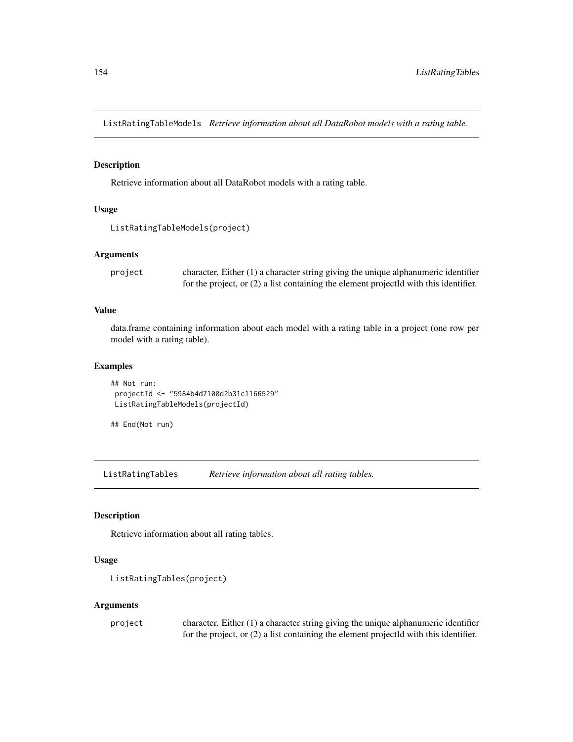## ListRatingTableModels *Retrieve information about all DataRobot models with a rating table.*

### Description

Retrieve information about all DataRobot models with a rating table.

### Usage

```
ListRatingTableModels(project)
```

### Arguments

| | |
|---|---|
| project | character. Either (1) a character string giving the unique alphanumeric identifier for the project, or (2) a list containing the element projectId with this identifier. |

### Value

data.frame containing information about each model with a rating table in a project (one row per model with a rating table).

### Examples

```
## Not run:
 projectId <- "5984b4d7100d2b31c1166529"
 ListRatingTableModels(projectId)

## End(Not run)
```

## ListRatingTables *Retrieve information about all rating tables.*

### Description

Retrieve information about all rating tables.

### Usage

```
ListRatingTables(project)
```

### Arguments

| | |
|---|---|
| project | character. Either (1) a character string giving the unique alphanumeric identifier for the project, or (2) a list containing the element projectId with this identifier. |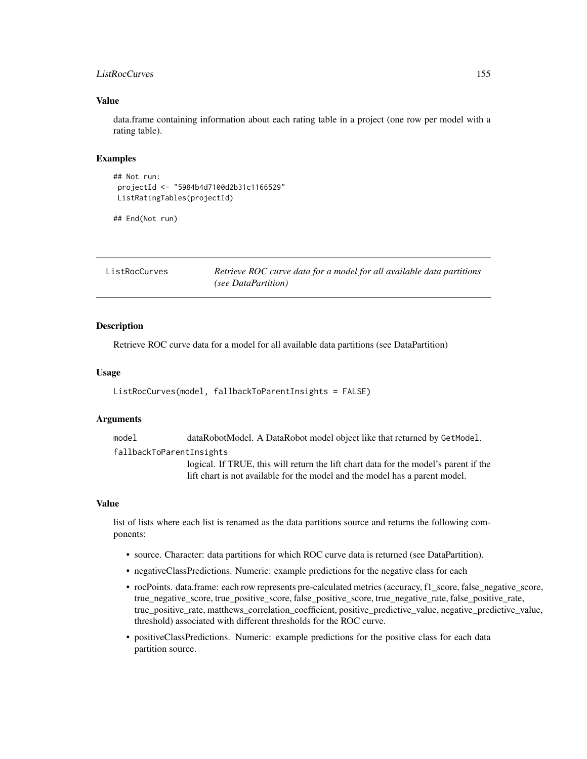### Value

data.frame containing information about each rating table in a project (one row per model with a rating table).

### Examples

```
## Not run:
 projectId <- "5984b4d7100d2b31c1166529"
 ListRatingTables(projectId)

## End(Not run)
```

---

## ListRocCurves — *Retrieve ROC curve data for a model for all available data partitions (see DataPartition)*

---

### Description

Retrieve ROC curve data for a model for all available data partitions (see DataPartition)

### Usage

```
ListRocCurves(model, fallbackToParentInsights = FALSE)
```

### Arguments

`model` dataRobotModel. A DataRobot model object like that returned by `GetModel`.

`fallbackToParentInsights`
logical. If TRUE, this will return the lift chart data for the model's parent if the lift chart is not available for the model and the model has a parent model.

### Value

list of lists where each list is renamed as the data partitions source and returns the following components:

- source. Character: data partitions for which ROC curve data is returned (see DataPartition).
- negativeClassPredictions. Numeric: example predictions for the negative class for each
- rocPoints. data.frame: each row represents pre-calculated metrics (accuracy, f1_score, false_negative_score, true_negative_score, true_positive_score, false_positive_score, true_negative_rate, false_positive_rate, true_positive_rate, matthews_correlation_coefficient, positive_predictive_value, negative_predictive_value, threshold) associated with different thresholds for the ROC curve.
- positiveClassPredictions. Numeric: example predictions for the positive class for each data partition source.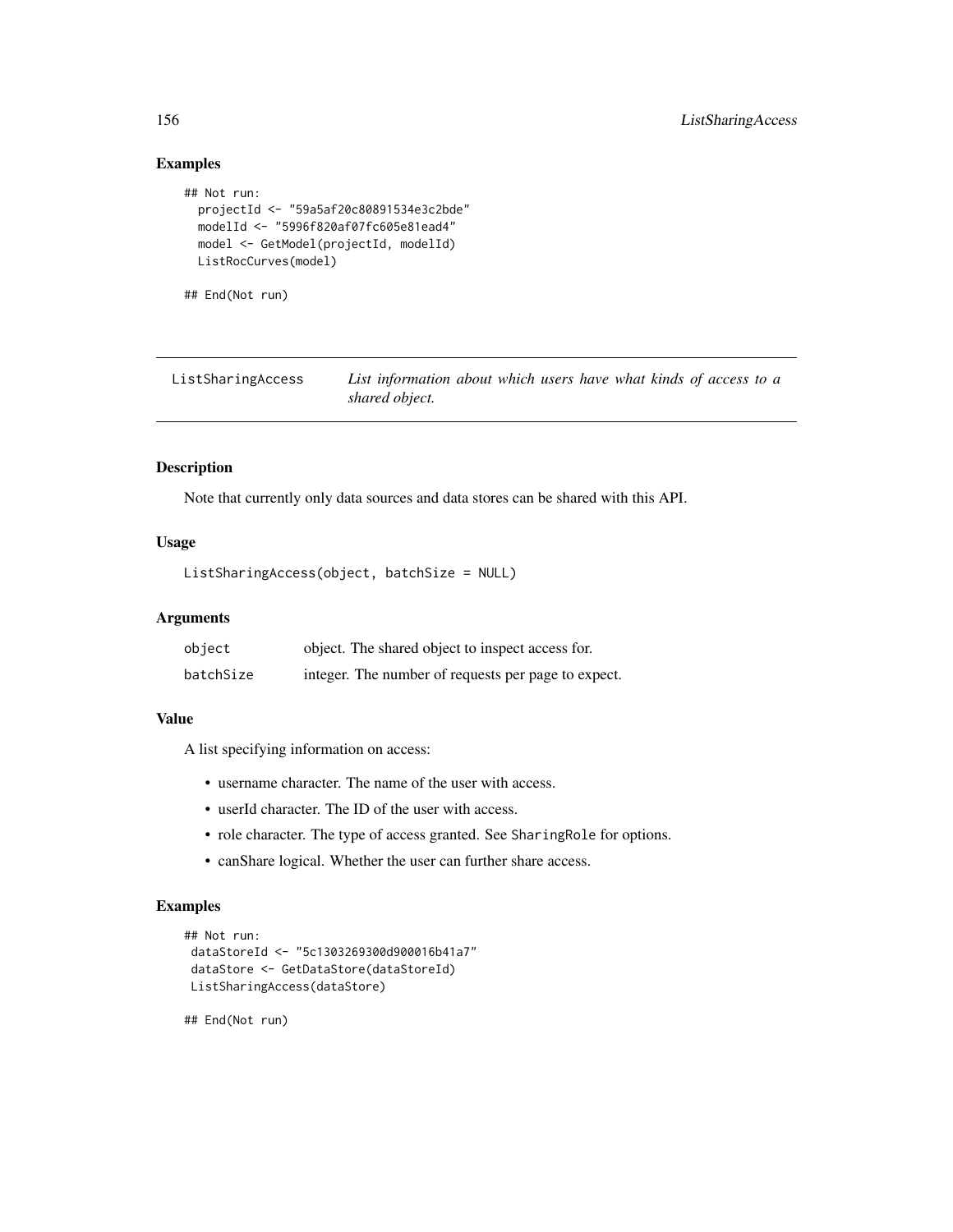## Examples

```
## Not run:
  projectId <- "59a5af20c80891534e3c2bde"
  modelId <- "5996f820af07fc605e81ead4"
  model <- GetModel(projectId, modelId)
  ListRocCurves(model)

## End(Not run)
```

---

# ListSharingAccess

*List information about which users have what kinds of access to a shared object.*

---

### Description

Note that currently only data sources and data stores can be shared with this API.

### Usage

```
ListSharingAccess(object, batchSize = NULL)
```

### Arguments

| | |
|---|---|
| `object` | object. The shared object to inspect access for. |
| `batchSize` | integer. The number of requests per page to expect. |

### Value

A list specifying information on access:

- username character. The name of the user with access.
- userId character. The ID of the user with access.
- role character. The type of access granted. See `SharingRole` for options.
- canShare logical. Whether the user can further share access.

### Examples

```
## Not run:
 dataStoreId <- "5c1303269300d900016b41a7"
 dataStore <- GetDataStore(dataStoreId)
 ListSharingAccess(dataStore)

## End(Not run)
```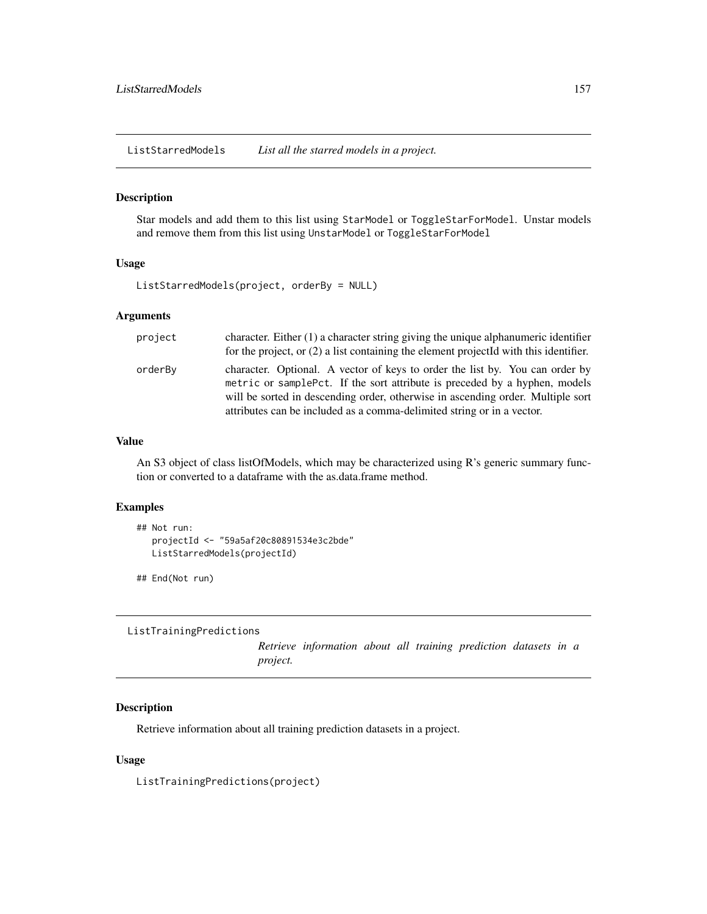## ListStarredModels — *List all the starred models in a project.*

### Description

Star models and add them to this list using `StarModel` or `ToggleStarForModel`. Unstar models and remove them from this list using `UnstarModel` or `ToggleStarForModel`

### Usage

```
ListStarredModels(project, orderBy = NULL)
```

### Arguments

| | |
|---|---|
| `project` | character. Either (1) a character string giving the unique alphanumeric identifier for the project, or (2) a list containing the element projectId with this identifier. |
| `orderBy` | character. Optional. A vector of keys to order the list by. You can order by `metric` or `samplePct`. If the sort attribute is preceded by a hyphen, models will be sorted in descending order, otherwise in ascending order. Multiple sort attributes can be included as a comma-delimited string or in a vector. |

### Value

An S3 object of class listOfModels, which may be characterized using R's generic summary function or converted to a dataframe with the as.data.frame method.

### Examples

```
## Not run:
   projectId <- "59a5af20c80891534e3c2bde"
   ListStarredModels(projectId)

## End(Not run)
```

## ListTrainingPredictions — *Retrieve information about all training prediction datasets in a project.*

### Description

Retrieve information about all training prediction datasets in a project.

### Usage

```
ListTrainingPredictions(project)
```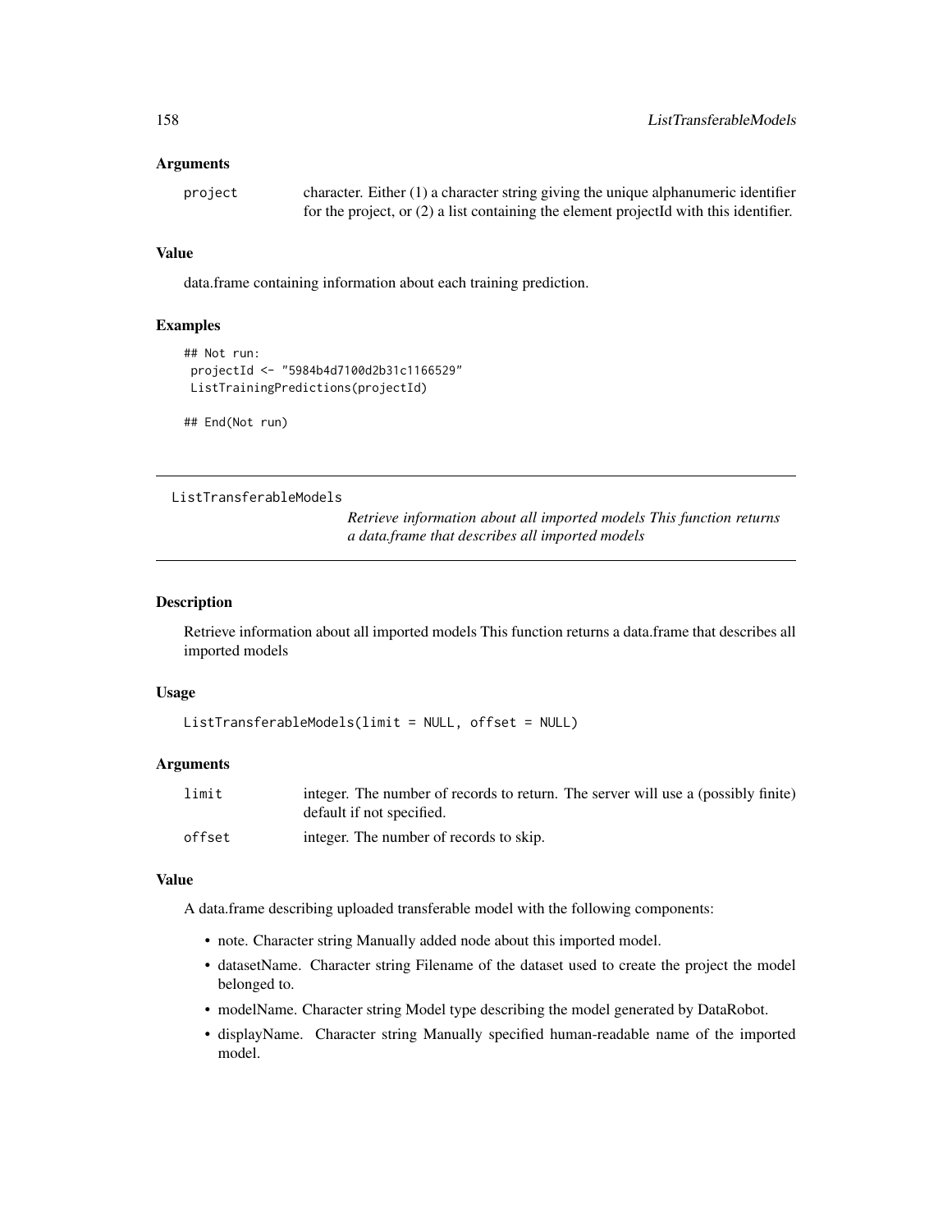### Arguments

| | |
|---|---|
| project | character. Either (1) a character string giving the unique alphanumeric identifier for the project, or (2) a list containing the element projectId with this identifier. |

### Value

data.frame containing information about each training prediction.

### Examples

```
## Not run:
 projectId <- "5984b4d7100d2b31c1166529"
 ListTrainingPredictions(projectId)

## End(Not run)
```

---

## ListTransferableModels

*Retrieve information about all imported models This function returns a data.frame that describes all imported models*

### Description

Retrieve information about all imported models This function returns a data.frame that describes all imported models

### Usage

```
ListTransferableModels(limit = NULL, offset = NULL)
```

### Arguments

| | |
|---|---|
| limit | integer. The number of records to return. The server will use a (possibly finite) default if not specified. |
| offset | integer. The number of records to skip. |

### Value

A data.frame describing uploaded transferable model with the following components:

- note. Character string Manually added node about this imported model.
- datasetName. Character string Filename of the dataset used to create the project the model belonged to.
- modelName. Character string Model type describing the model generated by DataRobot.
- displayName. Character string Manually specified human-readable name of the imported model.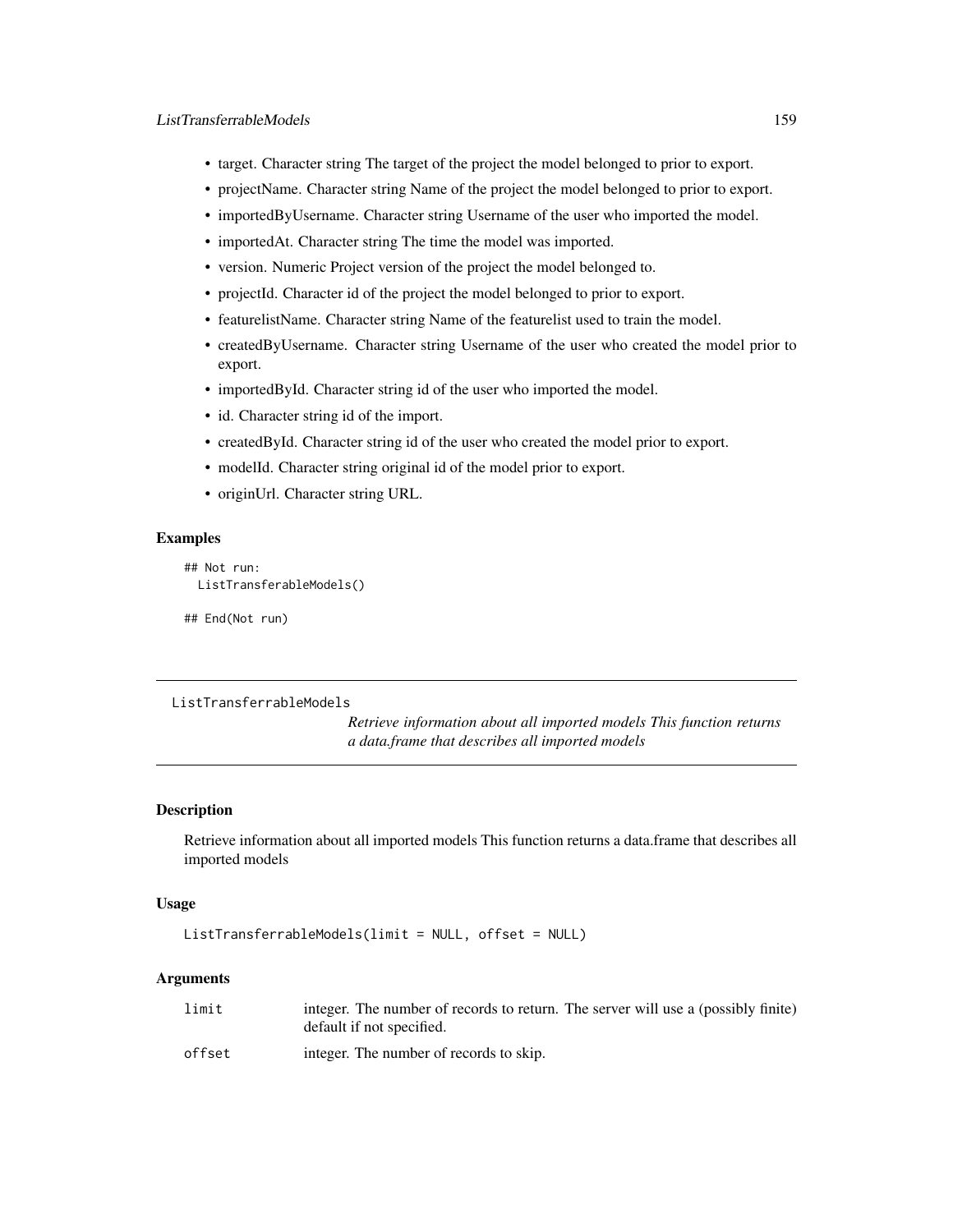- target. Character string The target of the project the model belonged to prior to export.
- projectName. Character string Name of the project the model belonged to prior to export.
- importedByUsername. Character string Username of the user who imported the model.
- importedAt. Character string The time the model was imported.
- version. Numeric Project version of the project the model belonged to.
- projectId. Character id of the project the model belonged to prior to export.
- featurelistName. Character string Name of the featurelist used to train the model.
- createdByUsername. Character string Username of the user who created the model prior to export.
- importedById. Character string id of the user who imported the model.
- id. Character string id of the import.
- createdById. Character string id of the user who created the model prior to export.
- modelId. Character string original id of the model prior to export.
- originUrl. Character string URL.

### Examples

```
## Not run:
  ListTransferableModels()

## End(Not run)
```

---

## ListTransferrableModels

*Retrieve information about all imported models This function returns a data.frame that describes all imported models*

---

### Description

Retrieve information about all imported models This function returns a data.frame that describes all imported models

### Usage

```
ListTransferrableModels(limit = NULL, offset = NULL)
```

### Arguments

| | |
|---|---|
| `limit` | integer. The number of records to return. The server will use a (possibly finite) default if not specified. |
| `offset` | integer. The number of records to skip. |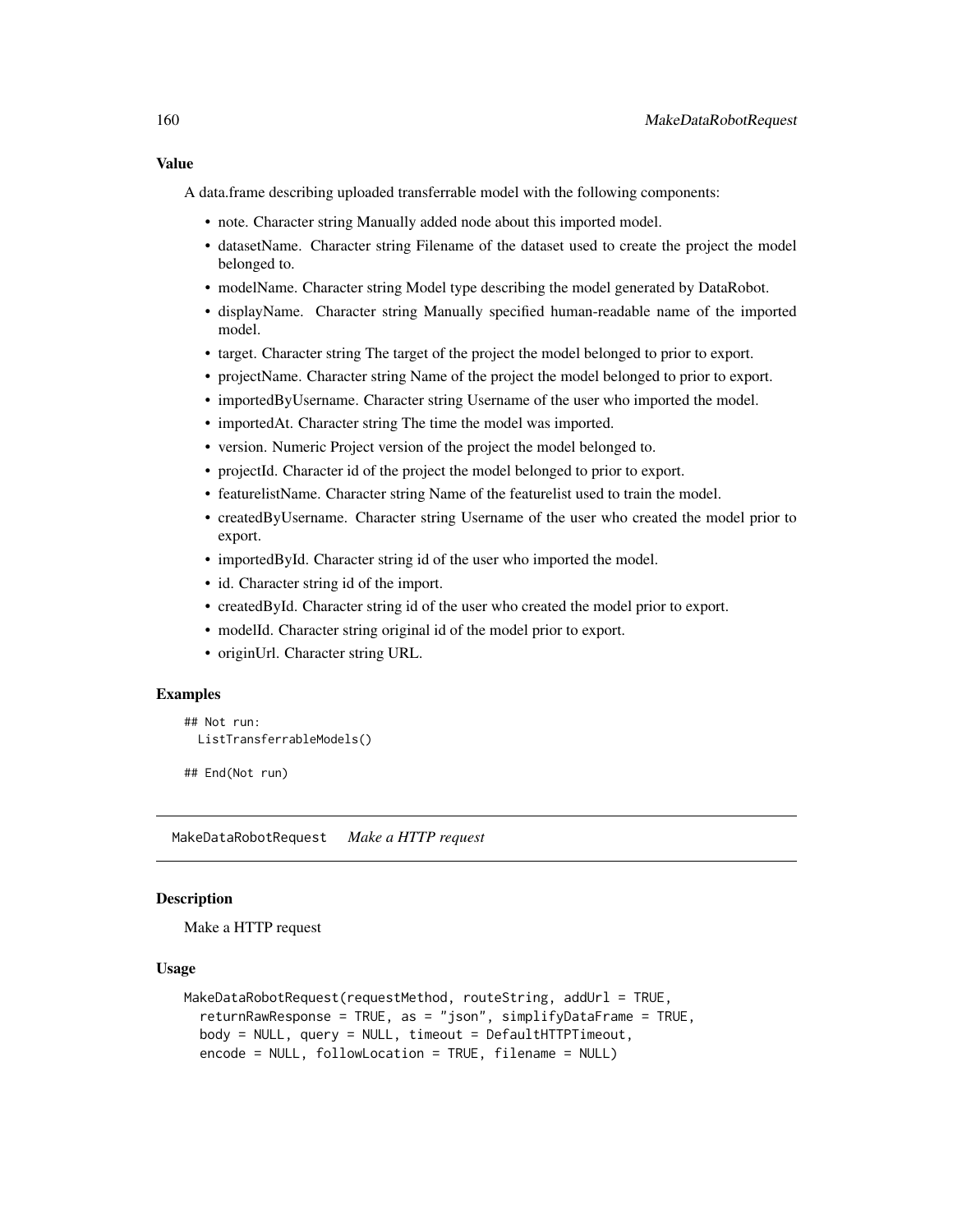### Value

A data.frame describing uploaded transferrable model with the following components:

- note. Character string Manually added node about this imported model.
- datasetName. Character string Filename of the dataset used to create the project the model belonged to.
- modelName. Character string Model type describing the model generated by DataRobot.
- displayName. Character string Manually specified human-readable name of the imported model.
- target. Character string The target of the project the model belonged to prior to export.
- projectName. Character string Name of the project the model belonged to prior to export.
- importedByUsername. Character string Username of the user who imported the model.
- importedAt. Character string The time the model was imported.
- version. Numeric Project version of the project the model belonged to.
- projectId. Character id of the project the model belonged to prior to export.
- featurelistName. Character string Name of the featurelist used to train the model.
- createdByUsername. Character string Username of the user who created the model prior to export.
- importedById. Character string id of the user who imported the model.
- id. Character string id of the import.
- createdById. Character string id of the user who created the model prior to export.
- modelId. Character string original id of the model prior to export.
- originUrl. Character string URL.

### Examples

```
## Not run:
  ListTransferrableModels()

## End(Not run)
```

---

## MakeDataRobotRequest    *Make a HTTP request*

### Description

Make a HTTP request

### Usage

```
MakeDataRobotRequest(requestMethod, routeString, addUrl = TRUE,
  returnRawResponse = TRUE, as = "json", simplifyDataFrame = TRUE,
  body = NULL, query = NULL, timeout = DefaultHTTPTimeout,
  encode = NULL, followLocation = TRUE, filename = NULL)
```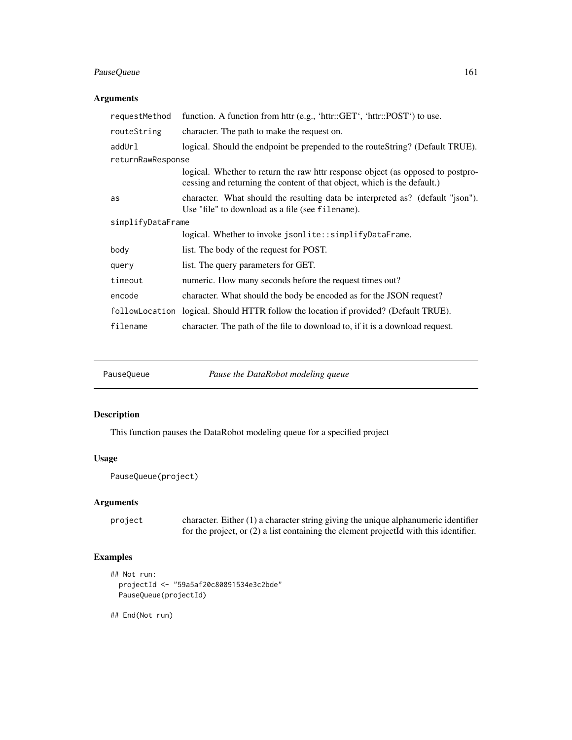### Arguments

| | |
|---|---|
| requestMethod | function. A function from httr (e.g., 'httr::GET', 'httr::POST') to use. |
| routeString | character. The path to make the request on. |
| addUrl | logical. Should the endpoint be prepended to the routeString? (Default TRUE). |
| returnRawResponse | logical. Whether to return the raw httr response object (as opposed to postprocessing and returning the content of that object, which is the default.) |
| as | character. What should the resulting data be interpreted as? (default "json"). Use "file" to download as a file (see `filename`). |
| simplifyDataFrame | logical. Whether to invoke `jsonlite::simplifyDataFrame`. |
| body | list. The body of the request for POST. |
| query | list. The query parameters for GET. |
| timeout | numeric. How many seconds before the request times out? |
| encode | character. What should the body be encoded as for the JSON request? |
| followLocation | logical. Should HTTR follow the location if provided? (Default TRUE). |
| filename | character. The path of the file to download to, if it is a download request. |

---

## PauseQueue — *Pause the DataRobot modeling queue*

### Description

This function pauses the DataRobot modeling queue for a specified project

### Usage

```
PauseQueue(project)
```

### Arguments

| | |
|---|---|
| project | character. Either (1) a character string giving the unique alphanumeric identifier for the project, or (2) a list containing the element projectId with this identifier. |

### Examples

```
## Not run:
  projectId <- "59a5af20c80891534e3c2bde"
  PauseQueue(projectId)

## End(Not run)
```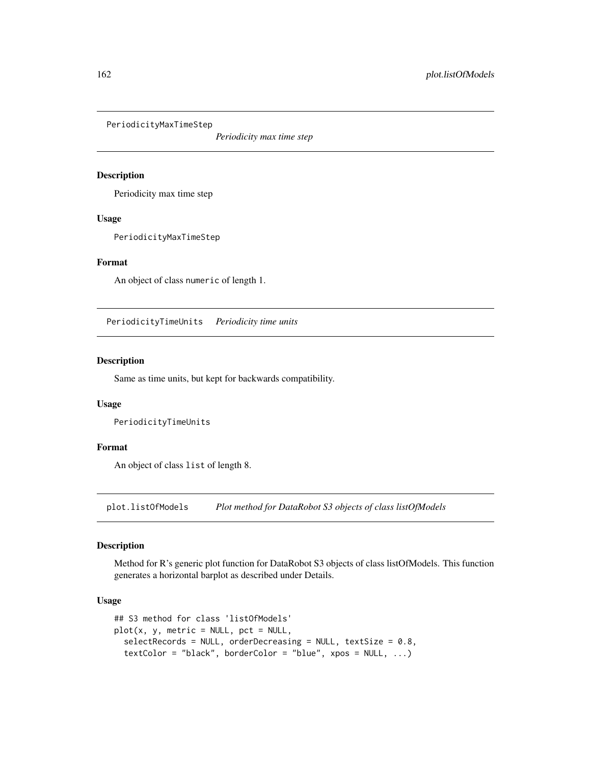## PeriodicityMaxTimeStep

*Periodicity max time step*

### Description

Periodicity max time step

### Usage

```
PeriodicityMaxTimeStep
```

### Format

An object of class numeric of length 1.

## PeriodicityTimeUnits

*Periodicity time units*

### Description

Same as time units, but kept for backwards compatibility.

### Usage

```
PeriodicityTimeUnits
```

### Format

An object of class list of length 8.

## plot.listOfModels

*Plot method for DataRobot S3 objects of class listOfModels*

### Description

Method for R's generic plot function for DataRobot S3 objects of class listOfModels. This function generates a horizontal barplot as described under Details.

### Usage

```
## S3 method for class 'listOfModels'
plot(x, y, metric = NULL, pct = NULL,
  selectRecords = NULL, orderDecreasing = NULL, textSize = 0.8,
  textColor = "black", borderColor = "blue", xpos = NULL, ...)
```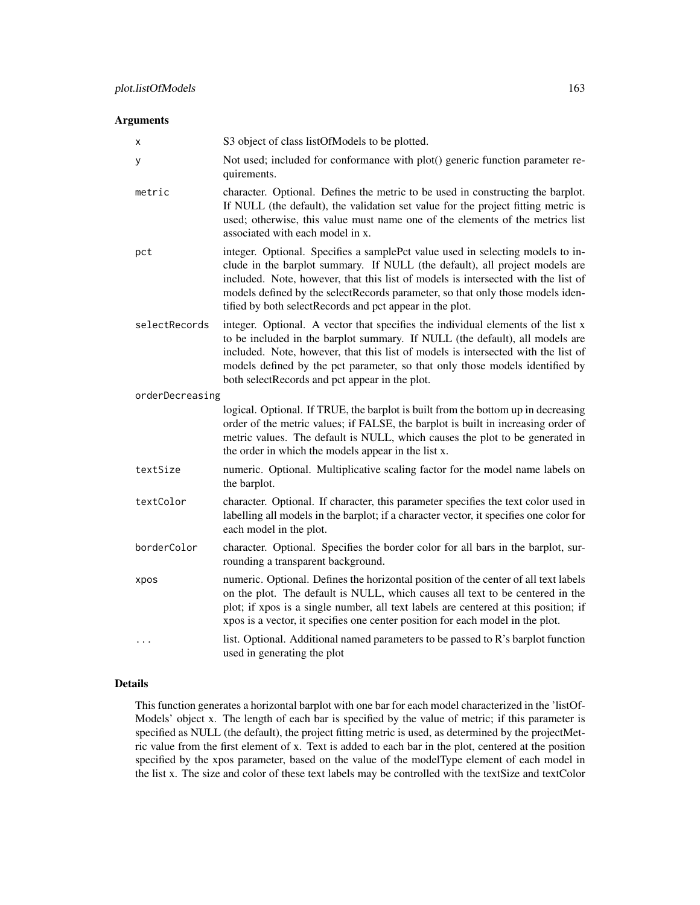## Arguments

- **x** — S3 object of class listOfModels to be plotted.
- **y** — Not used; included for conformance with plot() generic function parameter requirements.
- **metric** — character. Optional. Defines the metric to be used in constructing the barplot. If NULL (the default), the validation set value for the project fitting metric is used; otherwise, this value must name one of the elements of the metrics list associated with each model in x.
- **pct** — integer. Optional. Specifies a samplePct value used in selecting models to include in the barplot summary. If NULL (the default), all project models are included. Note, however, that this list of models is intersected with the list of models defined by the selectRecords parameter, so that only those models identified by both selectRecords and pct appear in the plot.
- **selectRecords** — integer. Optional. A vector that specifies the individual elements of the list x to be included in the barplot summary. If NULL (the default), all models are included. Note, however, that this list of models is intersected with the list of models defined by the pct parameter, so that only those models identified by both selectRecords and pct appear in the plot.
- **orderDecreasing** — logical. Optional. If TRUE, the barplot is built from the bottom up in decreasing order of the metric values; if FALSE, the barplot is built in increasing order of metric values. The default is NULL, which causes the plot to be generated in the order in which the models appear in the list x.
- **textSize** — numeric. Optional. Multiplicative scaling factor for the model name labels on the barplot.
- **textColor** — character. Optional. If character, this parameter specifies the text color used in labelling all models in the barplot; if a character vector, it specifies one color for each model in the plot.
- **borderColor** — character. Optional. Specifies the border color for all bars in the barplot, surrounding a transparent background.
- **xpos** — numeric. Optional. Defines the horizontal position of the center of all text labels on the plot. The default is NULL, which causes all text to be centered in the plot; if xpos is a single number, all text labels are centered at this position; if xpos is a vector, it specifies one center position for each model in the plot.
- **...** — list. Optional. Additional named parameters to be passed to R's barplot function used in generating the plot

## Details

This function generates a horizontal barplot with one bar for each model characterized in the 'listOfModels' object x. The length of each bar is specified by the value of metric; if this parameter is specified as NULL (the default), the project fitting metric is used, as determined by the projectMetric value from the first element of x. Text is added to each bar in the plot, centered at the position specified by the xpos parameter, based on the value of the modelType element of each model in the list x. The size and color of these text labels may be controlled with the textSize and textColor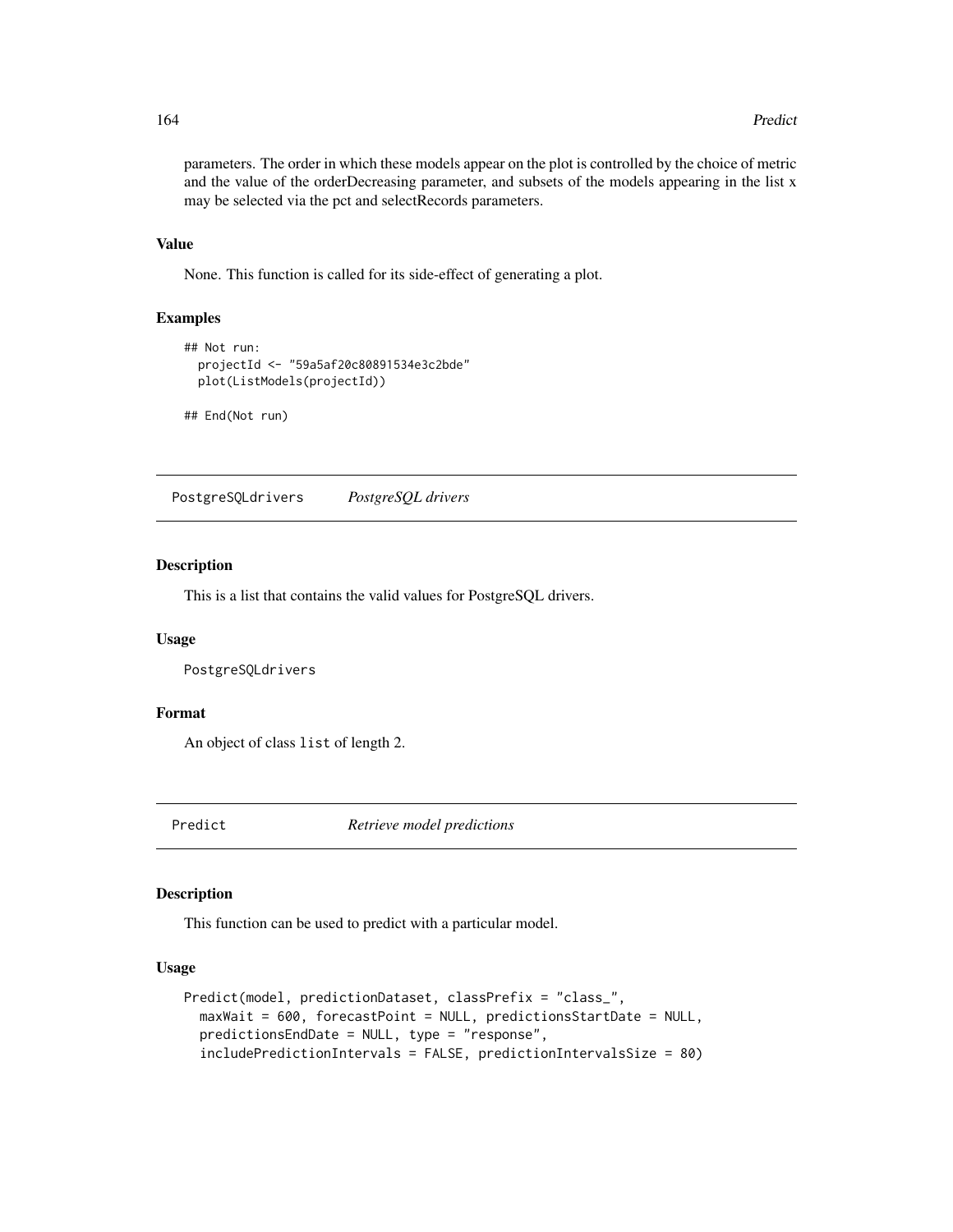parameters. The order in which these models appear on the plot is controlled by the choice of metric and the value of the orderDecreasing parameter, and subsets of the models appearing in the list x may be selected via the pct and selectRecords parameters.

### Value

None. This function is called for its side-effect of generating a plot.

### Examples

```
## Not run:
  projectId <- "59a5af20c80891534e3c2bde"
  plot(ListModels(projectId))

## End(Not run)
```

---

## PostgreSQLdrivers *PostgreSQL drivers*

---

### Description

This is a list that contains the valid values for PostgreSQL drivers.

### Usage

```
PostgreSQLdrivers
```

### Format

An object of class `list` of length 2.

---

## Predict *Retrieve model predictions*

---

### Description

This function can be used to predict with a particular model.

### Usage

```
Predict(model, predictionDataset, classPrefix = "class_",
  maxWait = 600, forecastPoint = NULL, predictionsStartDate = NULL,
  predictionsEndDate = NULL, type = "response",
  includePredictionIntervals = FALSE, predictionIntervalsSize = 80)
```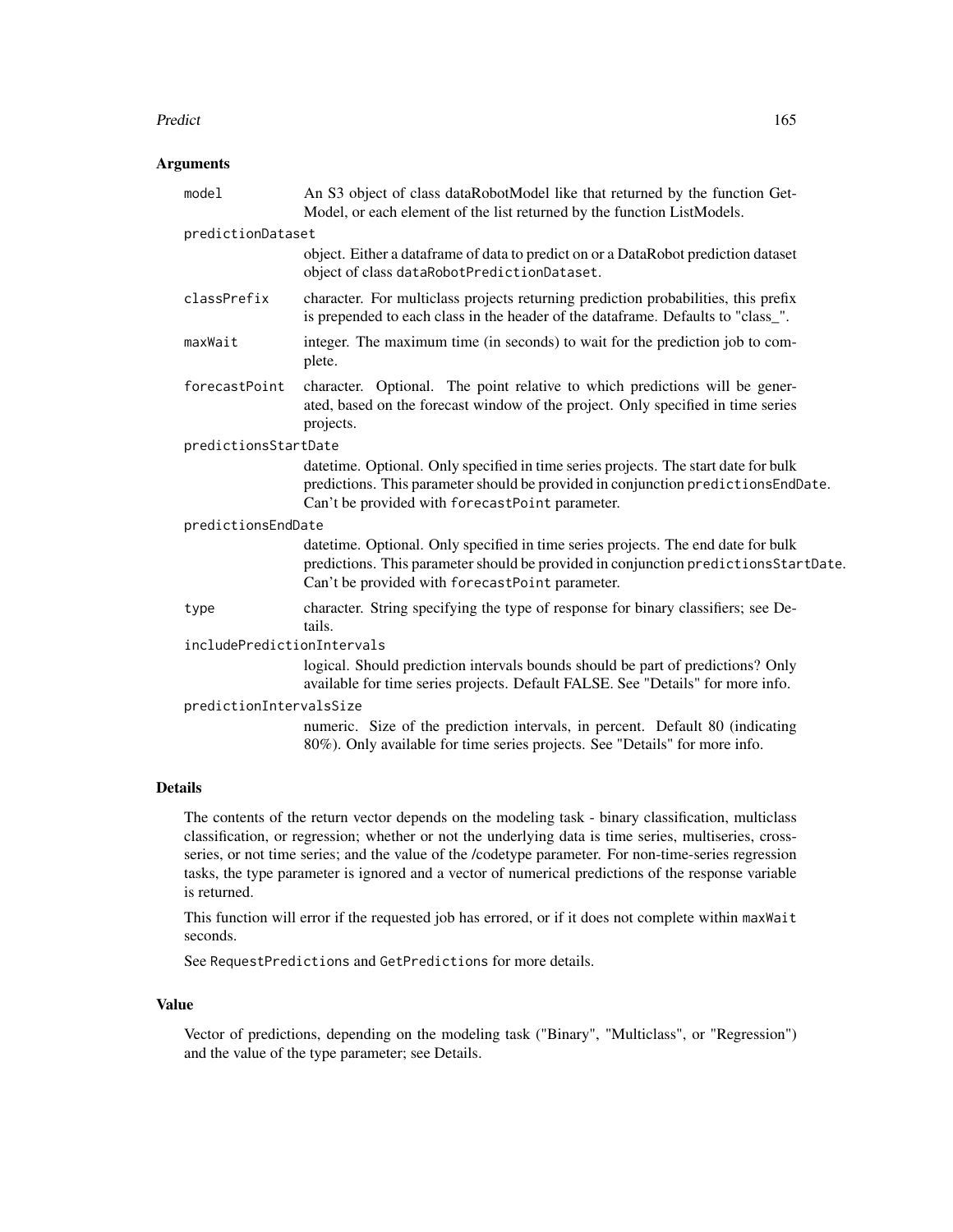## Arguments

- **model**: An S3 object of class dataRobotModel like that returned by the function GetModel, or each element of the list returned by the function ListModels.
- **predictionDataset**: object. Either a dataframe of data to predict on or a DataRobot prediction dataset object of class `dataRobotPredictionDataset`.
- **classPrefix**: character. For multiclass projects returning prediction probabilities, this prefix is prepended to each class in the header of the dataframe. Defaults to "class_".
- **maxWait**: integer. The maximum time (in seconds) to wait for the prediction job to complete.
- **forecastPoint**: character. Optional. The point relative to which predictions will be generated, based on the forecast window of the project. Only specified in time series projects.
- **predictionsStartDate**: datetime. Optional. Only specified in time series projects. The start date for bulk predictions. This parameter should be provided in conjunction `predictionsEndDate`. Can't be provided with `forecastPoint` parameter.
- **predictionsEndDate**: datetime. Optional. Only specified in time series projects. The end date for bulk predictions. This parameter should be provided in conjunction `predictionsStartDate`. Can't be provided with `forecastPoint` parameter.
- **type**: character. String specifying the type of response for binary classifiers; see Details.
- **includePredictionIntervals**: logical. Should prediction intervals bounds should be part of predictions? Only available for time series projects. Default FALSE. See "Details" for more info.
- **predictionIntervalsSize**: numeric. Size of the prediction intervals, in percent. Default 80 (indicating 80%). Only available for time series projects. See "Details" for more info.

## Details

The contents of the return vector depends on the modeling task - binary classification, multiclass classification, or regression; whether or not the underlying data is time series, multiseries, cross-series, or not time series; and the value of the /codetype parameter. For non-time-series regression tasks, the type parameter is ignored and a vector of numerical predictions of the response variable is returned.

This function will error if the requested job has errored, or if it does not complete within `maxWait` seconds.

See `RequestPredictions` and `GetPredictions` for more details.

## Value

Vector of predictions, depending on the modeling task ("Binary", "Multiclass", or "Regression") and the value of the type parameter; see Details.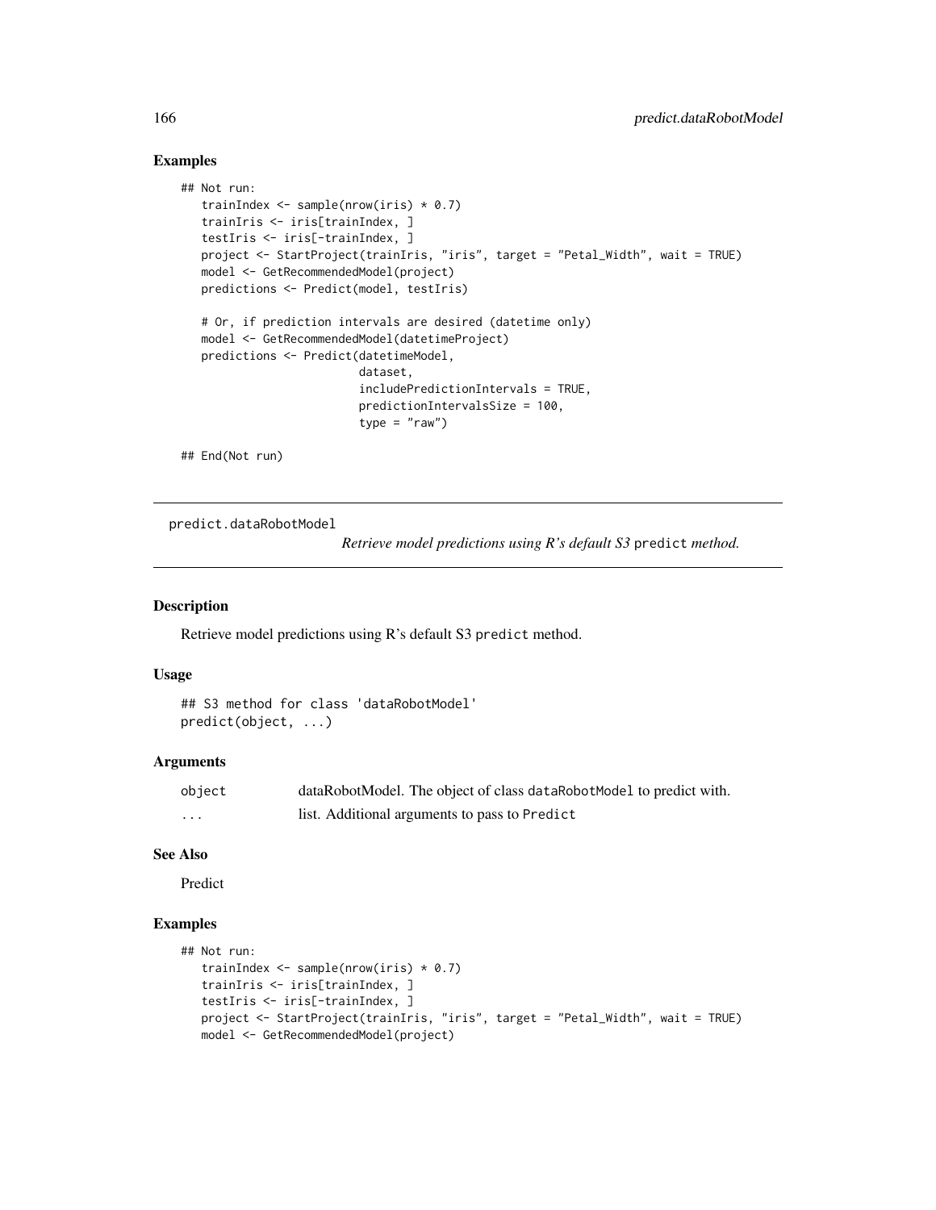## Examples

```
## Not run:
   trainIndex <- sample(nrow(iris) * 0.7)
   trainIris <- iris[trainIndex, ]
   testIris <- iris[-trainIndex, ]
   project <- StartProject(trainIris, "iris", target = "Petal_Width", wait = TRUE)
   model <- GetRecommendedModel(project)
   predictions <- Predict(model, testIris)

   # Or, if prediction intervals are desired (datetime only)
   model <- GetRecommendedModel(datetimeProject)
   predictions <- Predict(datetimeModel,
                          dataset,
                          includePredictionIntervals = TRUE,
                          predictionIntervalsSize = 100,
                          type = "raw")

## End(Not run)
```

---

`predict.dataRobotModel` *Retrieve model predictions using R's default S3* `predict` *method.*

---

## Description

Retrieve model predictions using R's default S3 `predict` method.

## Usage

```
## S3 method for class 'dataRobotModel'
predict(object, ...)
```

## Arguments

| | |
|---|---|
| `object` | dataRobotModel. The object of class `dataRobotModel` to predict with. |
| `...` | list. Additional arguments to pass to `Predict` |

## See Also

Predict

## Examples

```
## Not run:
   trainIndex <- sample(nrow(iris) * 0.7)
   trainIris <- iris[trainIndex, ]
   testIris <- iris[-trainIndex, ]
   project <- StartProject(trainIris, "iris", target = "Petal_Width", wait = TRUE)
   model <- GetRecommendedModel(project)
```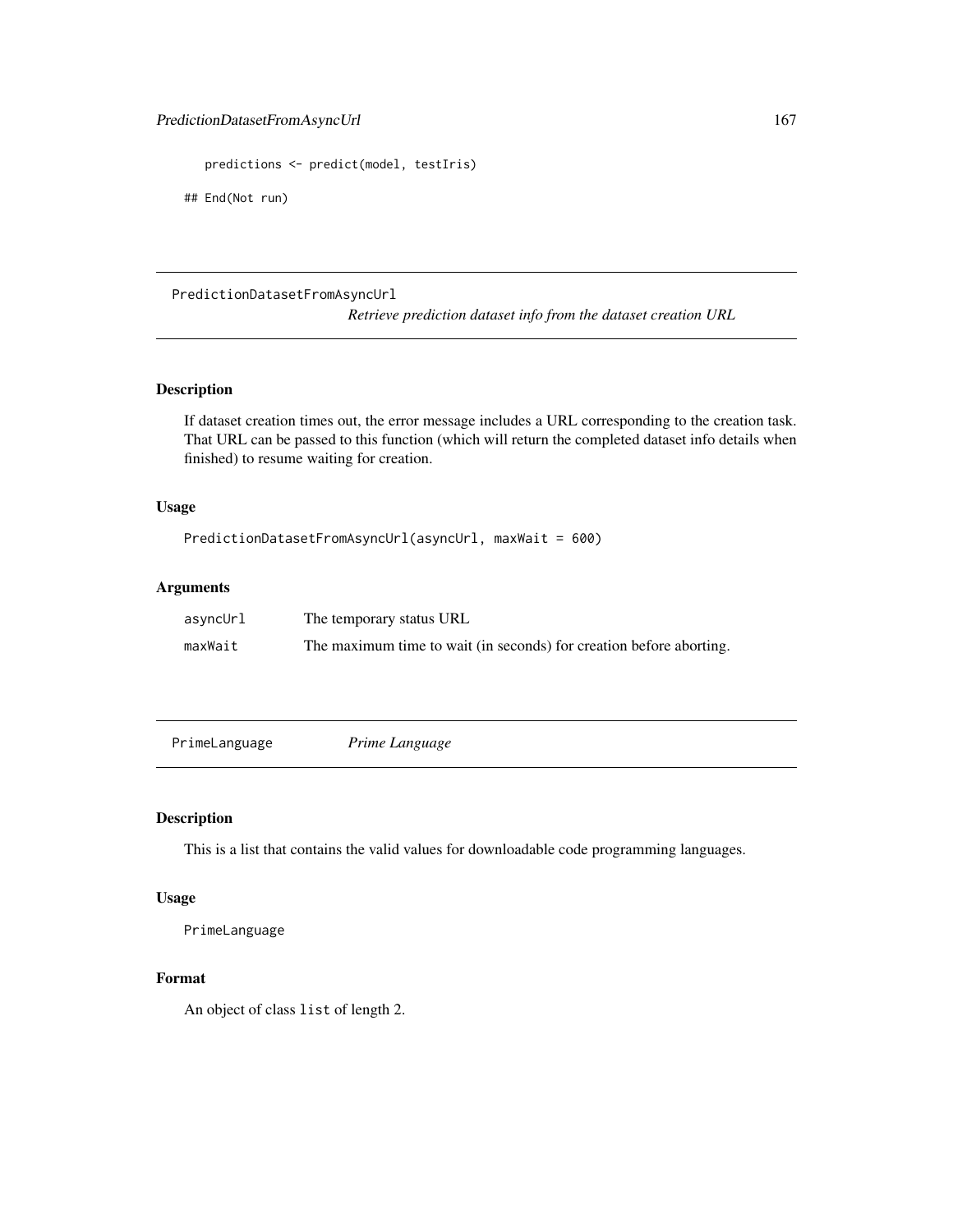```
    predictions <- predict(model, testIris)

## End(Not run)
```

## PredictionDatasetFromAsyncUrl

*Retrieve prediction dataset info from the dataset creation URL*

### Description

If dataset creation times out, the error message includes a URL corresponding to the creation task. That URL can be passed to this function (which will return the completed dataset info details when finished) to resume waiting for creation.

### Usage

```
PredictionDatasetFromAsyncUrl(asyncUrl, maxWait = 600)
```

### Arguments

| | |
|---|---|
| `asyncUrl` | The temporary status URL |
| `maxWait` | The maximum time to wait (in seconds) for creation before aborting. |

## PrimeLanguage

*Prime Language*

### Description

This is a list that contains the valid values for downloadable code programming languages.

### Usage

```
PrimeLanguage
```

### Format

An object of class `list` of length 2.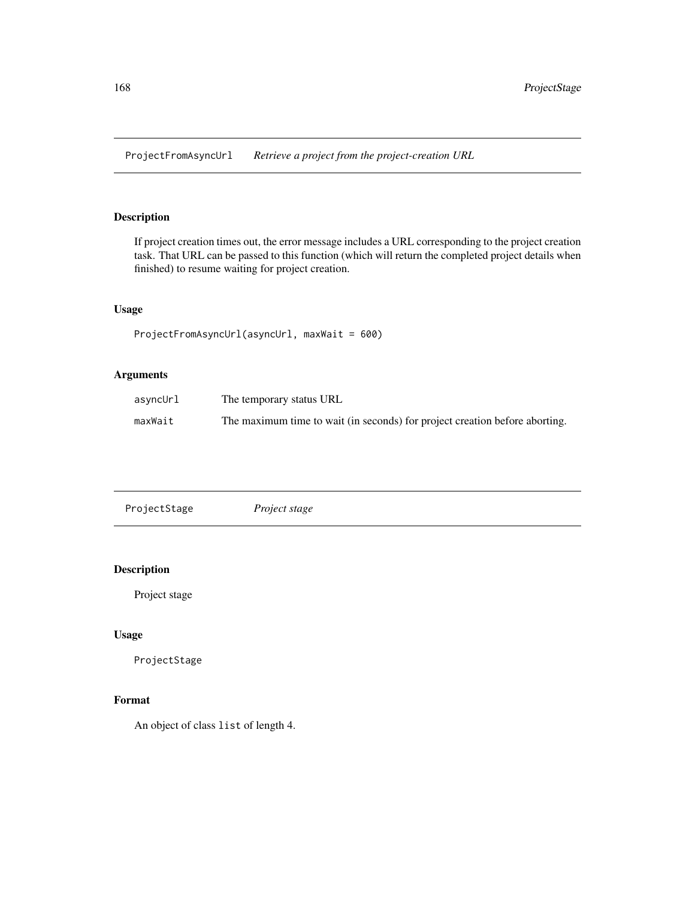## ProjectFromAsyncUrl *Retrieve a project from the project-creation URL*

### Description

If project creation times out, the error message includes a URL corresponding to the project creation task. That URL can be passed to this function (which will return the completed project details when finished) to resume waiting for project creation.

### Usage

```
ProjectFromAsyncUrl(asyncUrl, maxWait = 600)
```

### Arguments

| | |
|---|---|
| asyncUrl | The temporary status URL |
| maxWait | The maximum time to wait (in seconds) for project creation before aborting. |

## ProjectStage *Project stage*

### Description

Project stage

### Usage

```
ProjectStage
```

### Format

An object of class `list` of length 4.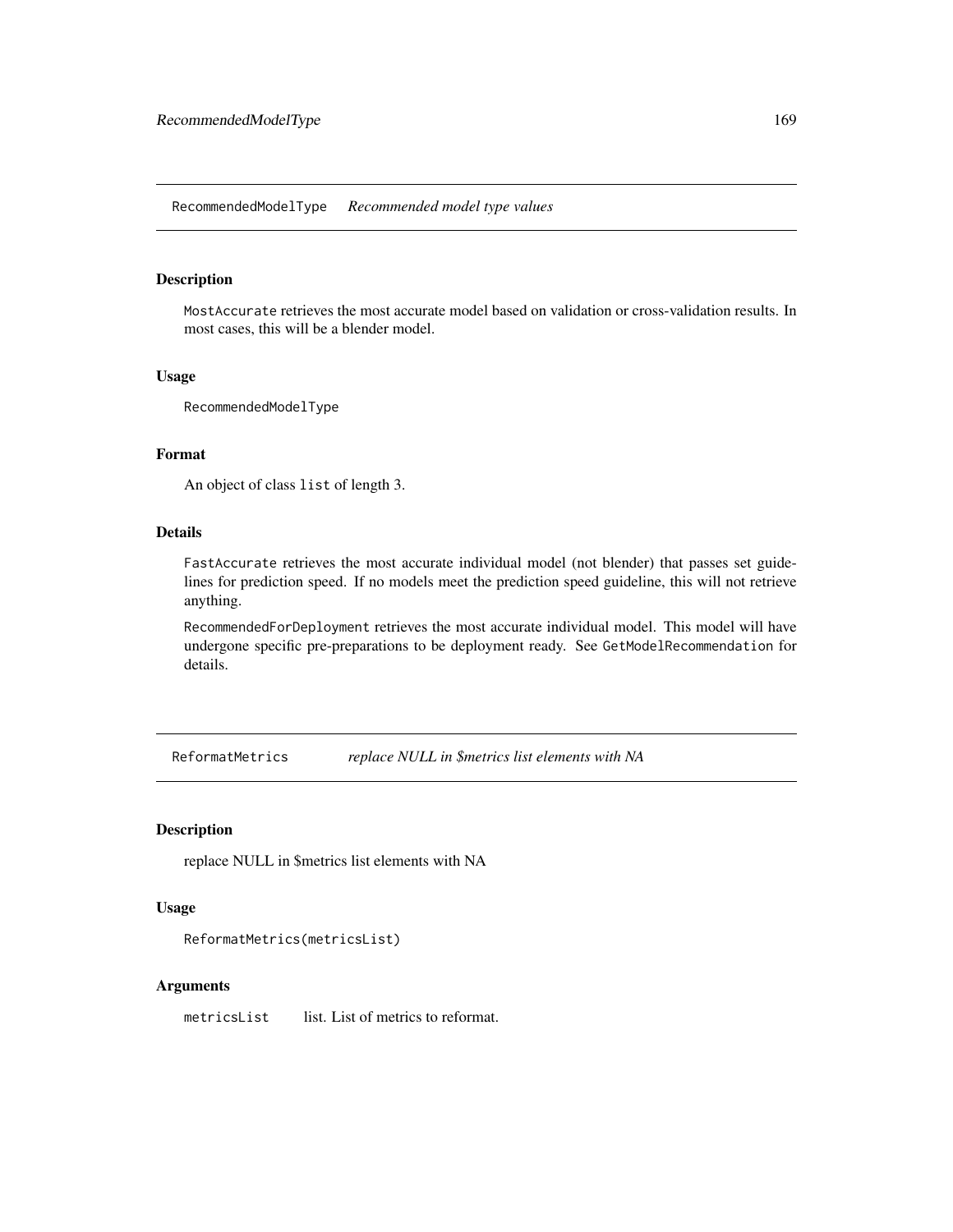## RecommendedModelType *Recommended model type values*

### Description

`MostAccurate` retrieves the most accurate model based on validation or cross-validation results. In most cases, this will be a blender model.

### Usage

```
RecommendedModelType
```

### Format

An object of class `list` of length 3.

### Details

`FastAccurate` retrieves the most accurate individual model (not blender) that passes set guidelines for prediction speed. If no models meet the prediction speed guideline, this will not retrieve anything.

`RecommendedForDeployment` retrieves the most accurate individual model. This model will have undergone specific pre-preparations to be deployment ready. See `GetModelRecommendation` for details.

## ReformatMetrics *replace NULL in $metrics list elements with NA*

### Description

replace NULL in $metrics list elements with NA

### Usage

```
ReformatMetrics(metricsList)
```

### Arguments

| | |
|---|---|
| `metricsList` | list. List of metrics to reformat. |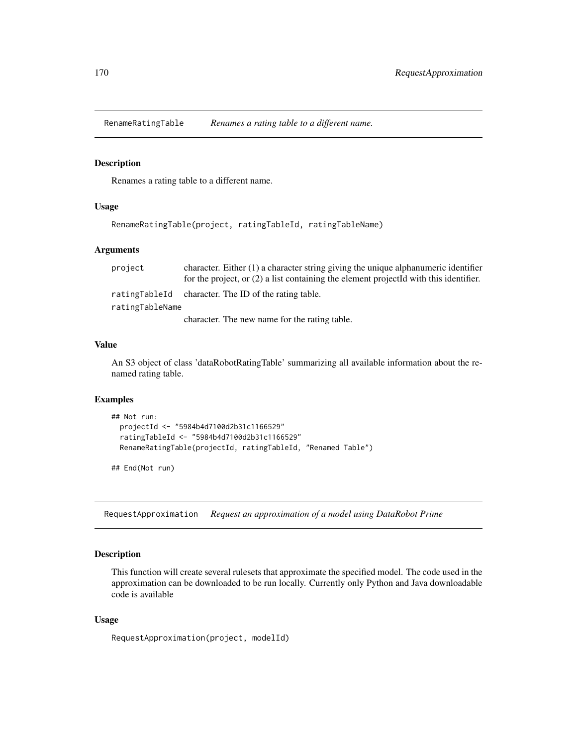## RenameRatingTable — *Renames a rating table to a different name.*

### Description

Renames a rating table to a different name.

### Usage

```
RenameRatingTable(project, ratingTableId, ratingTableName)
```

### Arguments

| | |
|---|---|
| project | character. Either (1) a character string giving the unique alphanumeric identifier for the project, or (2) a list containing the element projectId with this identifier. |
| ratingTableId | character. The ID of the rating table. |
| ratingTableName | character. The new name for the rating table. |

### Value

An S3 object of class 'dataRobotRatingTable' summarizing all available information about the renamed rating table.

### Examples

```
## Not run:
  projectId <- "5984b4d7100d2b31c1166529"
  ratingTableId <- "5984b4d7100d2b31c1166529"
  RenameRatingTable(projectId, ratingTableId, "Renamed Table")

## End(Not run)
```

## RequestApproximation — *Request an approximation of a model using DataRobot Prime*

### Description

This function will create several rulesets that approximate the specified model. The code used in the approximation can be downloaded to be run locally. Currently only Python and Java downloadable code is available

### Usage

```
RequestApproximation(project, modelId)
```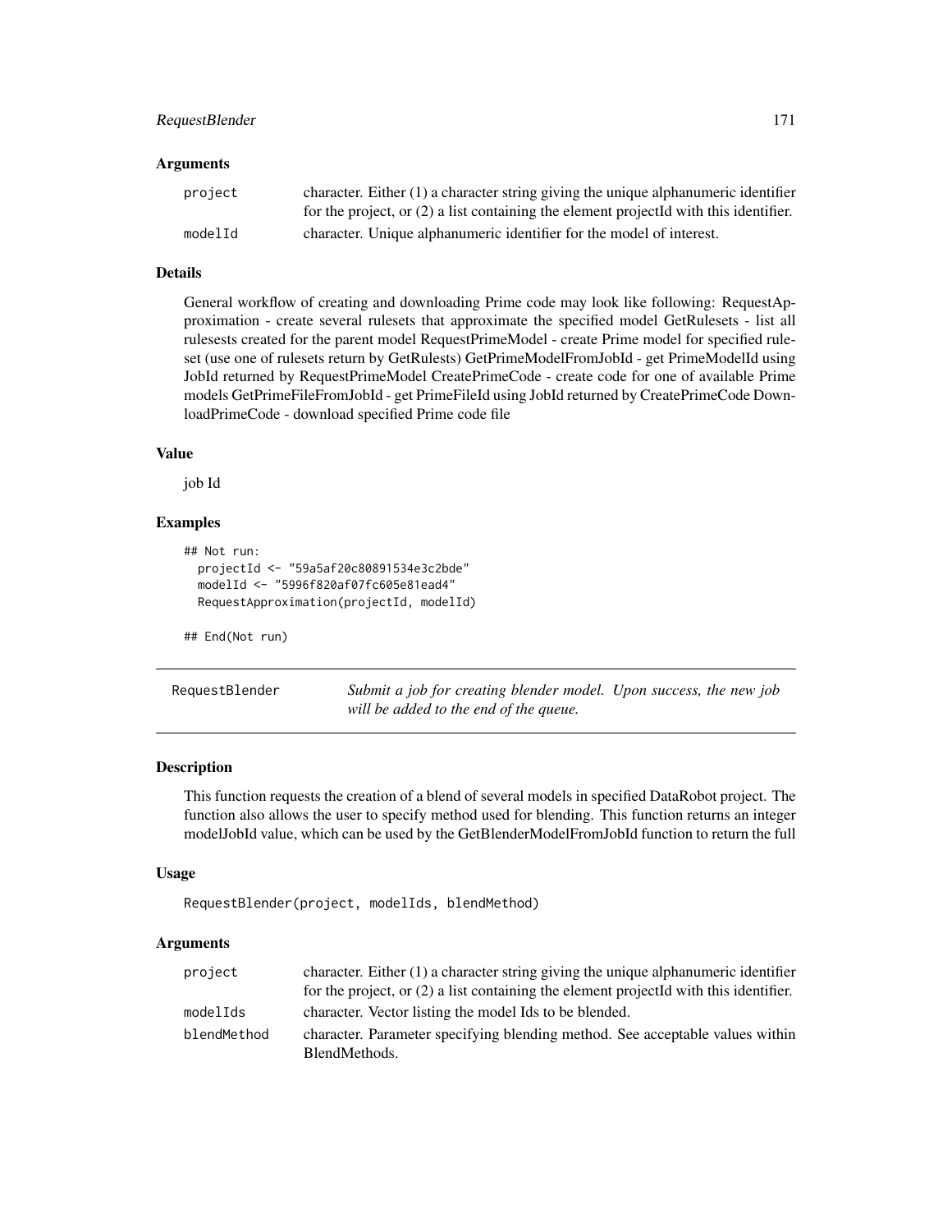### Arguments

| | |
|---|---|
| project | character. Either (1) a character string giving the unique alphanumeric identifier for the project, or (2) a list containing the element projectId with this identifier. |
| modelId | character. Unique alphanumeric identifier for the model of interest. |

### Details

General workflow of creating and downloading Prime code may look like following: RequestApproximation - create several rulesets that approximate the specified model GetRulesets - list all rulesests created for the parent model RequestPrimeModel - create Prime model for specified ruleset (use one of rulesets return by GetRulests) GetPrimeModelFromJobId - get PrimeModelId using JobId returned by RequestPrimeModel CreatePrimeCode - create code for one of available Prime models GetPrimeFileFromJobId - get PrimeFileId using JobId returned by CreatePrimeCode DownloadPrimeCode - download specified Prime code file

### Value

job Id

### Examples

```
## Not run:
  projectId <- "59a5af20c80891534e3c2bde"
  modelId <- "5996f820af07fc605e81ead4"
  RequestApproximation(projectId, modelId)

## End(Not run)
```

---

## RequestBlender — *Submit a job for creating blender model. Upon success, the new job will be added to the end of the queue.*

### Description

This function requests the creation of a blend of several models in specified DataRobot project. The function also allows the user to specify method used for blending. This function returns an integer modelJobId value, which can be used by the GetBlenderModelFromJobId function to return the full

### Usage

```
RequestBlender(project, modelIds, blendMethod)
```

### Arguments

| | |
|---|---|
| project | character. Either (1) a character string giving the unique alphanumeric identifier for the project, or (2) a list containing the element projectId with this identifier. |
| modelIds | character. Vector listing the model Ids to be blended. |
| blendMethod | character. Parameter specifying blending method. See acceptable values within BlendMethods. |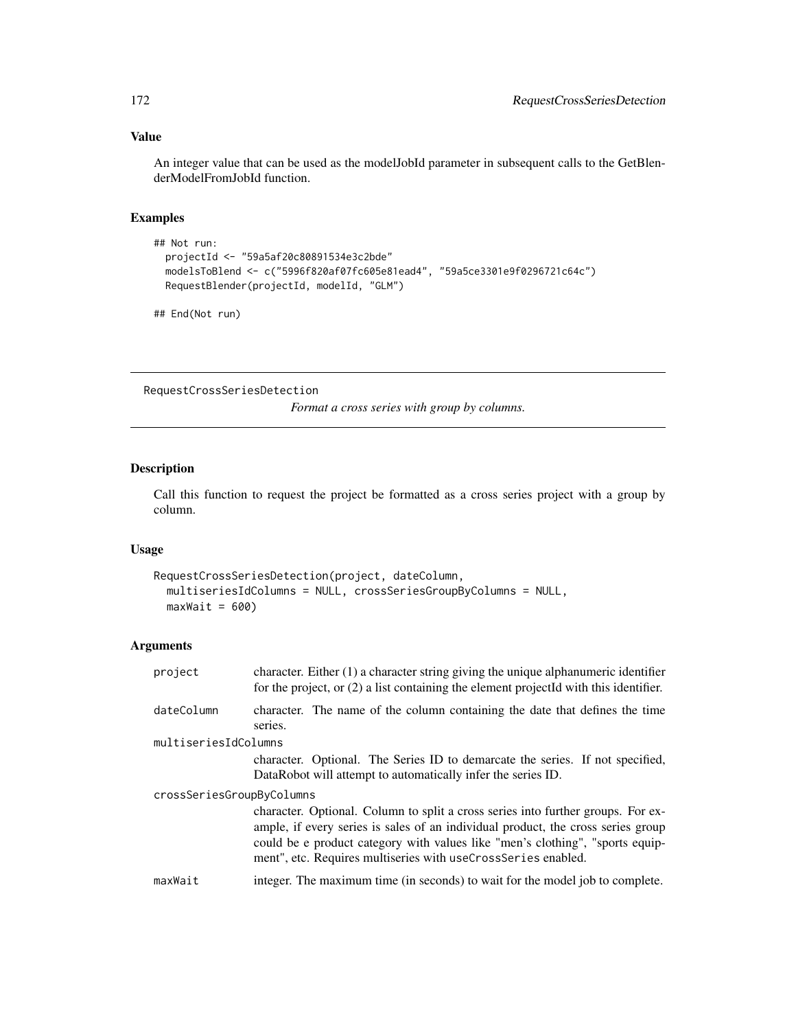## Value

An integer value that can be used as the modelJobId parameter in subsequent calls to the GetBlenderModelFromJobId function.

## Examples

```
## Not run:
  projectId <- "59a5af20c80891534e3c2bde"
  modelsToBlend <- c("5996f820af07fc605e81ead4", "59a5ce3301e9f0296721c64c")
  RequestBlender(projectId, modelId, "GLM")

## End(Not run)
```

---

# RequestCrossSeriesDetection

*Format a cross series with group by columns.*

---

## Description

Call this function to request the project be formatted as a cross series project with a group by column.

## Usage

```
RequestCrossSeriesDetection(project, dateColumn,
  multiseriesIdColumns = NULL, crossSeriesGroupByColumns = NULL,
  maxWait = 600)
```

## Arguments

| | |
|---|---|
| `project` | character. Either (1) a character string giving the unique alphanumeric identifier for the project, or (2) a list containing the element projectId with this identifier. |
| `dateColumn` | character. The name of the column containing the date that defines the time series. |
| `multiseriesIdColumns` | character. Optional. The Series ID to demarcate the series. If not specified, DataRobot will attempt to automatically infer the series ID. |
| `crossSeriesGroupByColumns` | character. Optional. Column to split a cross series into further groups. For example, if every series is sales of an individual product, the cross series group could be e product category with values like "men's clothing", "sports equipment", etc. Requires multiseries with `useCrossSeries` enabled. |
| `maxWait` | integer. The maximum time (in seconds) to wait for the model job to complete. |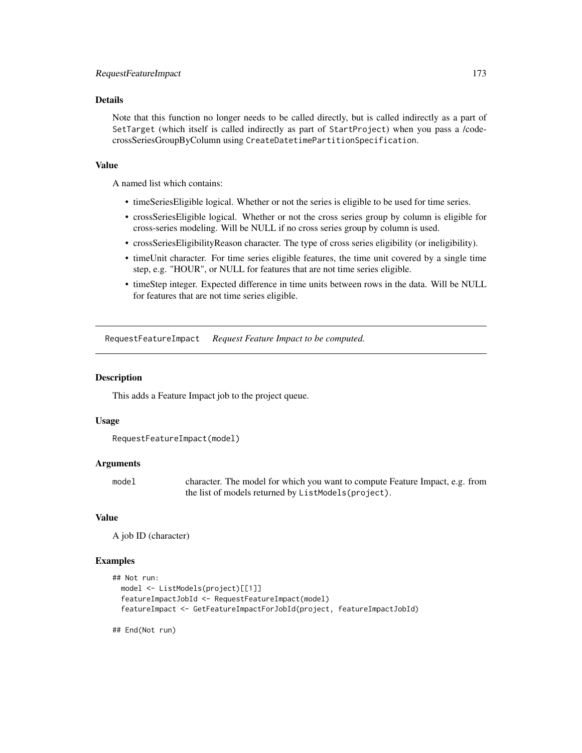### Details

Note that this function no longer needs to be called directly, but is called indirectly as a part of `SetTarget` (which itself is called indirectly as part of `StartProject`) when you pass a /code-crossSeriesGroupByColumn using `CreateDatetimePartitionSpecification`.

### Value

A named list which contains:

- timeSeriesEligible logical. Whether or not the series is eligible to be used for time series.
- crossSeriesEligible logical. Whether or not the cross series group by column is eligible for cross-series modeling. Will be NULL if no cross series group by column is used.
- crossSeriesEligibilityReason character. The type of cross series eligibility (or ineligibility).
- timeUnit character. For time series eligible features, the time unit covered by a single time step, e.g. "HOUR", or NULL for features that are not time series eligible.
- timeStep integer. Expected difference in time units between rows in the data. Will be NULL for features that are not time series eligible.

---

## RequestFeatureImpact *Request Feature Impact to be computed.*

---

### Description

This adds a Feature Impact job to the project queue.

### Usage

```
RequestFeatureImpact(model)
```

### Arguments

| | |
|---|---|
| `model` | character. The model for which you want to compute Feature Impact, e.g. from the list of models returned by `ListModels(project)`. |

### Value

A job ID (character)

### Examples

```
## Not run:
  model <- ListModels(project)[[1]]
  featureImpactJobId <- RequestFeatureImpact(model)
  featureImpact <- GetFeatureImpactForJobId(project, featureImpactJobId)

## End(Not run)
```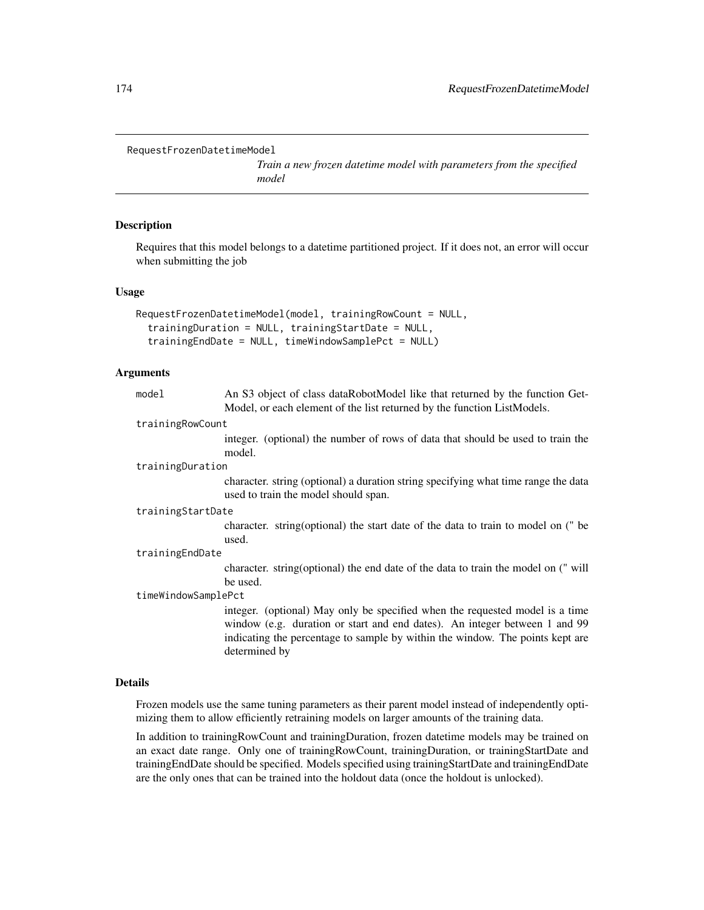```
RequestFrozenDatetimeModel
```

*Train a new frozen datetime model with parameters from the specified model*

## Description

Requires that this model belongs to a datetime partitioned project. If it does not, an error will occur when submitting the job

## Usage

```
RequestFrozenDatetimeModel(model, trainingRowCount = NULL,
  trainingDuration = NULL, trainingStartDate = NULL,
  trainingEndDate = NULL, timeWindowSamplePct = NULL)
```

## Arguments

`model` An S3 object of class dataRobotModel like that returned by the function GetModel, or each element of the list returned by the function ListModels.

`trainingRowCount` integer. (optional) the number of rows of data that should be used to train the model.

`trainingDuration` character. string (optional) a duration string specifying what time range the data used to train the model should span.

`trainingStartDate` character. string(optional) the start date of the data to train to model on (" be used.

`trainingEndDate` character. string(optional) the end date of the data to train the model on (" will be used.

`timeWindowSamplePct` integer. (optional) May only be specified when the requested model is a time window (e.g. duration or start and end dates). An integer between 1 and 99 indicating the percentage to sample by within the window. The points kept are determined by

## Details

Frozen models use the same tuning parameters as their parent model instead of independently optimizing them to allow efficiently retraining models on larger amounts of the training data.

In addition to trainingRowCount and trainingDuration, frozen datetime models may be trained on an exact date range. Only one of trainingRowCount, trainingDuration, or trainingStartDate and trainingEndDate should be specified. Models specified using trainingStartDate and trainingEndDate are the only ones that can be trained into the holdout data (once the holdout is unlocked).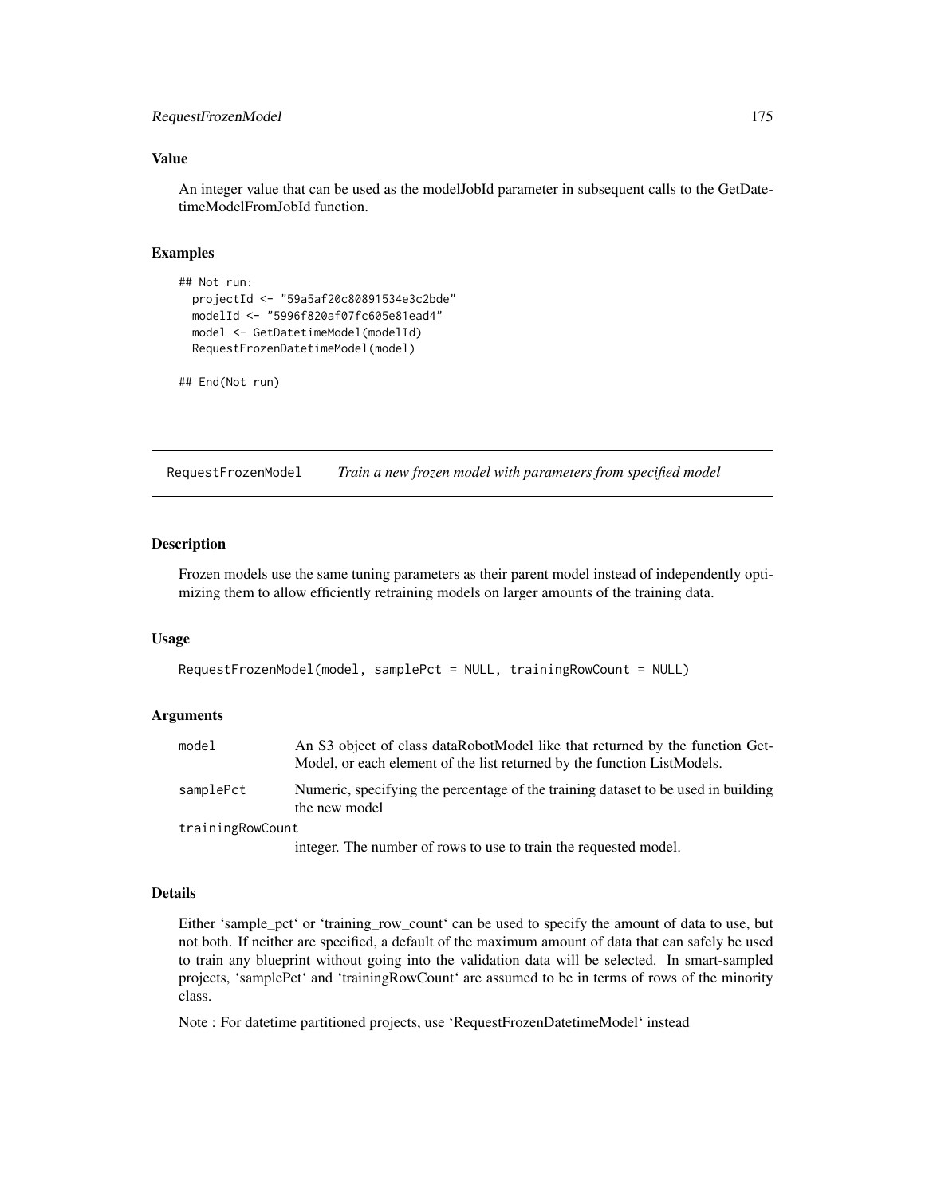### Value

An integer value that can be used as the modelJobId parameter in subsequent calls to the GetDatetimeModelFromJobId function.

### Examples

```
## Not run:
  projectId <- "59a5af20c80891534e3c2bde"
  modelId <- "5996f820af07fc605e81ead4"
  model <- GetDatetimeModel(modelId)
  RequestFrozenDatetimeModel(model)

## End(Not run)
```

---

## RequestFrozenModel    *Train a new frozen model with parameters from specified model*

---

### Description

Frozen models use the same tuning parameters as their parent model instead of independently optimizing them to allow efficiently retraining models on larger amounts of the training data.

### Usage

```
RequestFrozenModel(model, samplePct = NULL, trainingRowCount = NULL)
```

### Arguments

| | |
|---|---|
| `model` | An S3 object of class dataRobotModel like that returned by the function GetModel, or each element of the list returned by the function ListModels. |
| `samplePct` | Numeric, specifying the percentage of the training dataset to be used in building the new model |
| `trainingRowCount` | integer. The number of rows to use to train the requested model. |

### Details

Either 'sample_pct' or 'training_row_count' can be used to specify the amount of data to use, but not both. If neither are specified, a default of the maximum amount of data that can safely be used to train any blueprint without going into the validation data will be selected. In smart-sampled projects, 'samplePct' and 'trainingRowCount' are assumed to be in terms of rows of the minority class.

Note : For datetime partitioned projects, use 'RequestFrozenDatetimeModel' instead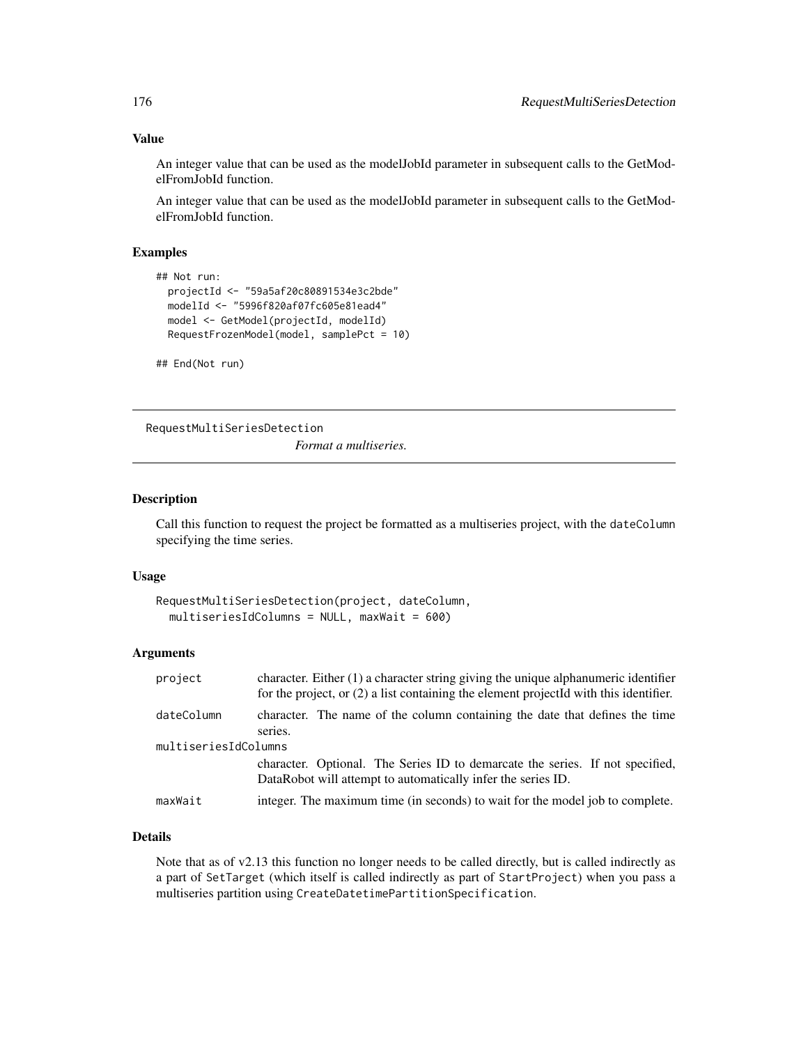### Value

An integer value that can be used as the modelJobId parameter in subsequent calls to the GetModelFromJobId function.

An integer value that can be used as the modelJobId parameter in subsequent calls to the GetModelFromJobId function.

### Examples

```
## Not run:
  projectId <- "59a5af20c80891534e3c2bde"
  modelId <- "5996f820af07fc605e81ead4"
  model <- GetModel(projectId, modelId)
  RequestFrozenModel(model, samplePct = 10)

## End(Not run)
```

---

## RequestMultiSeriesDetection

*Format a multiseries.*

---

### Description

Call this function to request the project be formatted as a multiseries project, with the `dateColumn` specifying the time series.

### Usage

```
RequestMultiSeriesDetection(project, dateColumn,
  multiseriesIdColumns = NULL, maxWait = 600)
```

### Arguments

| | |
|---|---|
| `project` | character. Either (1) a character string giving the unique alphanumeric identifier for the project, or (2) a list containing the element projectId with this identifier. |
| `dateColumn` | character. The name of the column containing the date that defines the time series. |
| `multiseriesIdColumns` | character. Optional. The Series ID to demarcate the series. If not specified, DataRobot will attempt to automatically infer the series ID. |
| `maxWait` | integer. The maximum time (in seconds) to wait for the model job to complete. |

### Details

Note that as of v2.13 this function no longer needs to be called directly, but is called indirectly as a part of `SetTarget` (which itself is called indirectly as part of `StartProject`) when you pass a multiseries partition using `CreateDatetimePartitionSpecification`.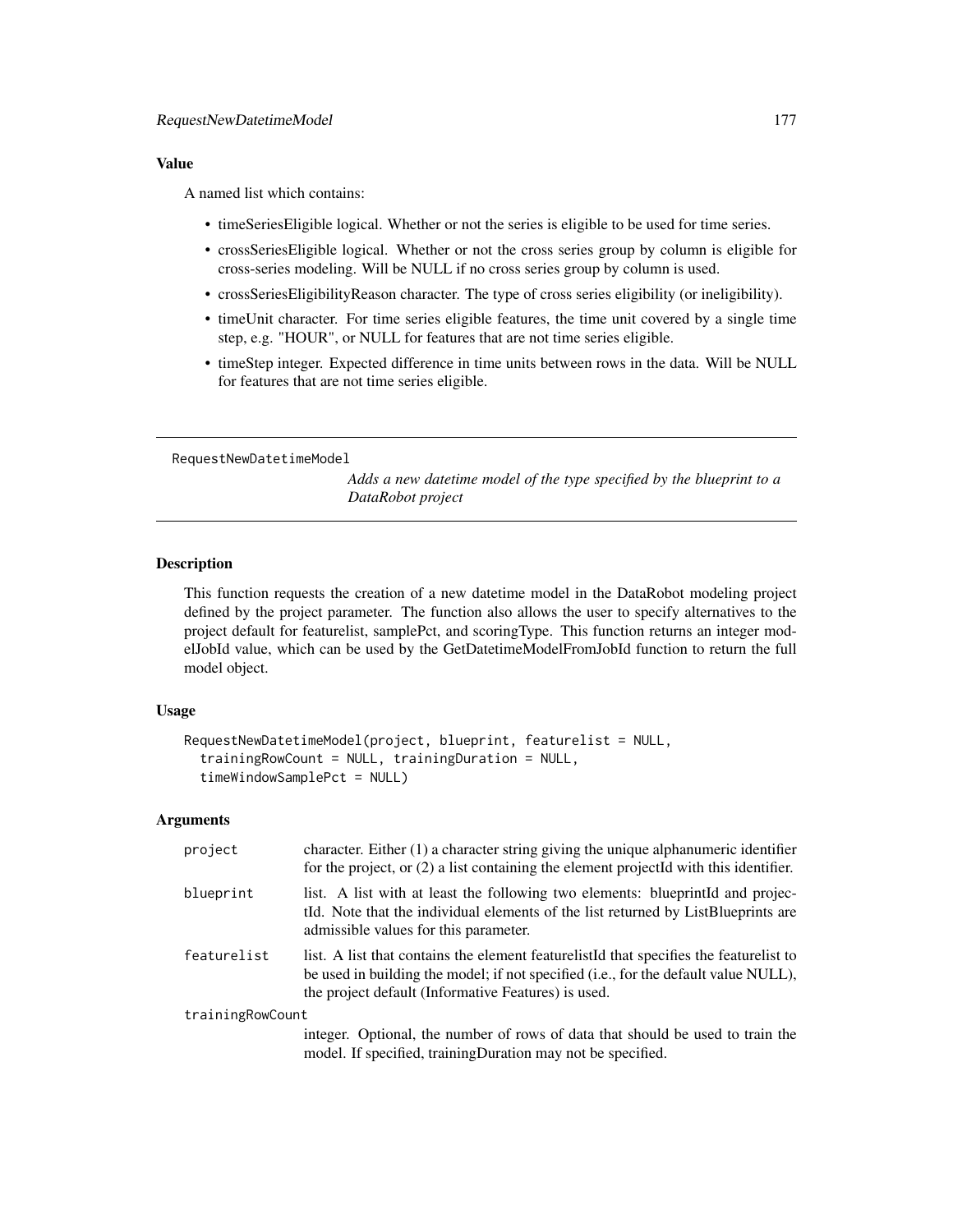### Value

A named list which contains:

- timeSeriesEligible logical. Whether or not the series is eligible to be used for time series.
- crossSeriesEligible logical. Whether or not the cross series group by column is eligible for cross-series modeling. Will be NULL if no cross series group by column is used.
- crossSeriesEligibilityReason character. The type of cross series eligibility (or ineligibility).
- timeUnit character. For time series eligible features, the time unit covered by a single time step, e.g. "HOUR", or NULL for features that are not time series eligible.
- timeStep integer. Expected difference in time units between rows in the data. Will be NULL for features that are not time series eligible.

---

## RequestNewDatetimeModel

*Adds a new datetime model of the type specified by the blueprint to a DataRobot project*

---

### Description

This function requests the creation of a new datetime model in the DataRobot modeling project defined by the project parameter. The function also allows the user to specify alternatives to the project default for featurelist, samplePct, and scoringType. This function returns an integer modelJobId value, which can be used by the GetDatetimeModelFromJobId function to return the full model object.

### Usage

```
RequestNewDatetimeModel(project, blueprint, featurelist = NULL,
  trainingRowCount = NULL, trainingDuration = NULL,
  timeWindowSamplePct = NULL)
```

### Arguments

| | |
|---|---|
| project | character. Either (1) a character string giving the unique alphanumeric identifier for the project, or (2) a list containing the element projectId with this identifier. |
| blueprint | list. A list with at least the following two elements: blueprintId and projectId. Note that the individual elements of the list returned by ListBlueprints are admissible values for this parameter. |
| featurelist | list. A list that contains the element featurelistId that specifies the featurelist to be used in building the model; if not specified (i.e., for the default value NULL), the project default (Informative Features) is used. |
| trainingRowCount | integer. Optional, the number of rows of data that should be used to train the model. If specified, trainingDuration may not be specified. |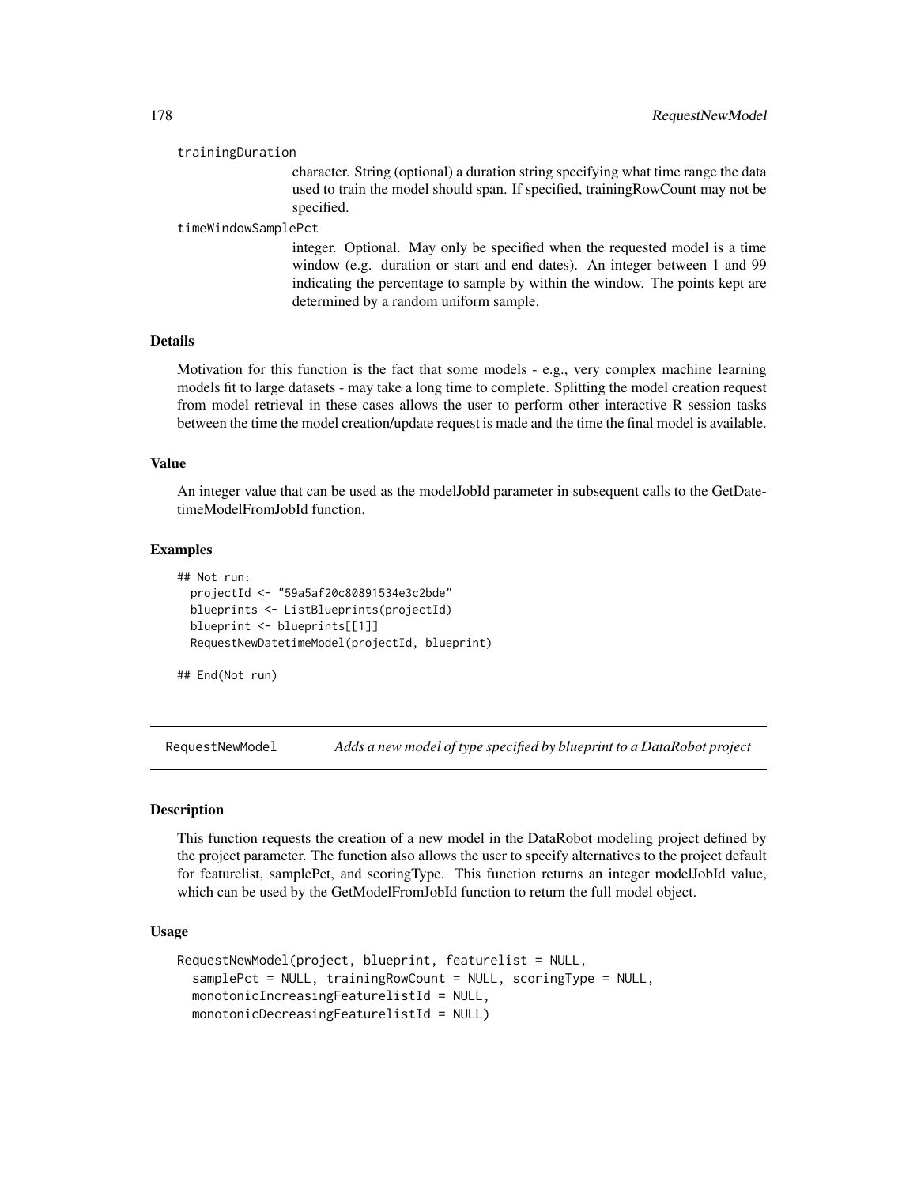trainingDuration

character. String (optional) a duration string specifying what time range the data used to train the model should span. If specified, trainingRowCount may not be specified.

timeWindowSamplePct

integer. Optional. May only be specified when the requested model is a time window (e.g. duration or start and end dates). An integer between 1 and 99 indicating the percentage to sample by within the window. The points kept are determined by a random uniform sample.

### Details

Motivation for this function is the fact that some models - e.g., very complex machine learning models fit to large datasets - may take a long time to complete. Splitting the model creation request from model retrieval in these cases allows the user to perform other interactive R session tasks between the time the model creation/update request is made and the time the final model is available.

### Value

An integer value that can be used as the modelJobId parameter in subsequent calls to the GetDatetimeModelFromJobId function.

### Examples

```
## Not run:
  projectId <- "59a5af20c80891534e3c2bde"
  blueprints <- ListBlueprints(projectId)
  blueprint <- blueprints[[1]]
  RequestNewDatetimeModel(projectId, blueprint)

## End(Not run)
```

## RequestNewModel *Adds a new model of type specified by blueprint to a DataRobot project*

### Description

This function requests the creation of a new model in the DataRobot modeling project defined by the project parameter. The function also allows the user to specify alternatives to the project default for featurelist, samplePct, and scoringType. This function returns an integer modelJobId value, which can be used by the GetModelFromJobId function to return the full model object.

### Usage

```
RequestNewModel(project, blueprint, featurelist = NULL,
  samplePct = NULL, trainingRowCount = NULL, scoringType = NULL,
  monotonicIncreasingFeaturelistId = NULL,
  monotonicDecreasingFeaturelistId = NULL)
```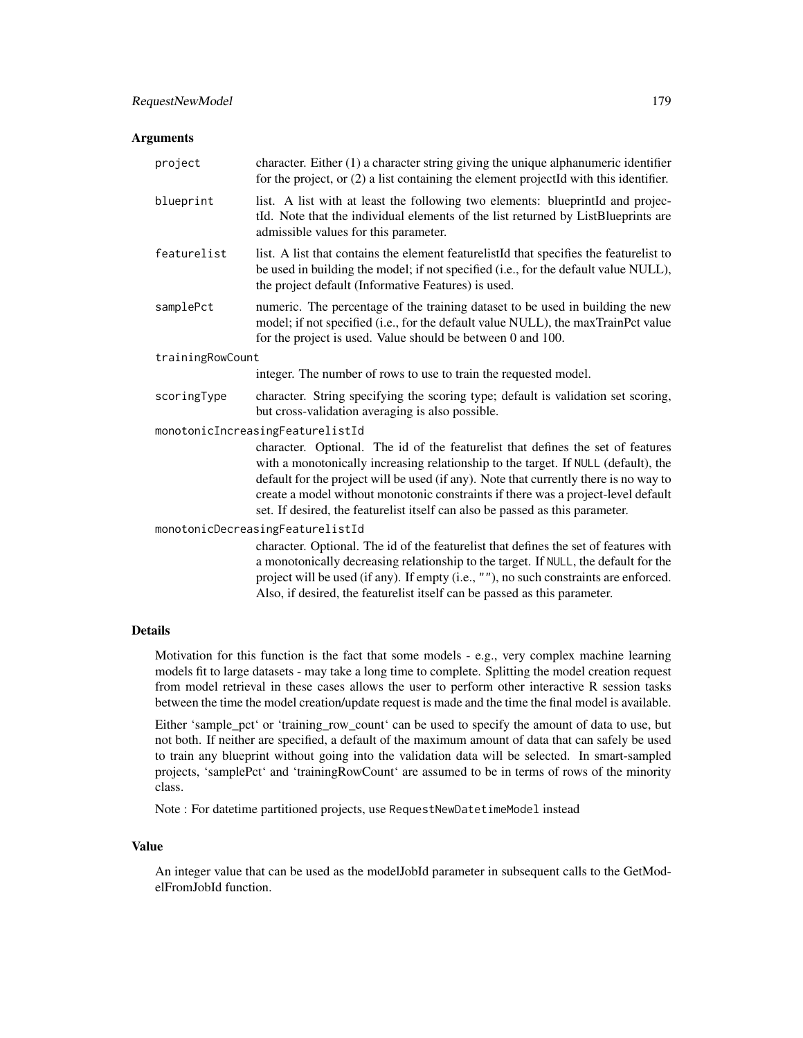## Arguments

- **project**: character. Either (1) a character string giving the unique alphanumeric identifier for the project, or (2) a list containing the element projectId with this identifier.
- **blueprint**: list. A list with at least the following two elements: blueprintId and projectId. Note that the individual elements of the list returned by ListBlueprints are admissible values for this parameter.
- **featurelist**: list. A list that contains the element featurelistId that specifies the featurelist to be used in building the model; if not specified (i.e., for the default value NULL), the project default (Informative Features) is used.
- **samplePct**: numeric. The percentage of the training dataset to be used in building the new model; if not specified (i.e., for the default value NULL), the maxTrainPct value for the project is used. Value should be between 0 and 100.
- **trainingRowCount**: integer. The number of rows to use to train the requested model.
- **scoringType**: character. String specifying the scoring type; default is validation set scoring, but cross-validation averaging is also possible.
- **monotonicIncreasingFeaturelistId**: character. Optional. The id of the featurelist that defines the set of features with a monotonically increasing relationship to the target. If `NULL` (default), the default for the project will be used (if any). Note that currently there is no way to create a model without monotonic constraints if there was a project-level default set. If desired, the featurelist itself can also be passed as this parameter.
- **monotonicDecreasingFeaturelistId**: character. Optional. The id of the featurelist that defines the set of features with a monotonically decreasing relationship to the target. If `NULL`, the default for the project will be used (if any). If empty (i.e., `""`), no such constraints are enforced. Also, if desired, the featurelist itself can be passed as this parameter.

## Details

Motivation for this function is the fact that some models - e.g., very complex machine learning models fit to large datasets - may take a long time to complete. Splitting the model creation request from model retrieval in these cases allows the user to perform other interactive R session tasks between the time the model creation/update request is made and the time the final model is available.

Either 'sample_pct' or 'training_row_count' can be used to specify the amount of data to use, but not both. If neither are specified, a default of the maximum amount of data that can safely be used to train any blueprint without going into the validation data will be selected. In smart-sampled projects, 'samplePct' and 'trainingRowCount' are assumed to be in terms of rows of the minority class.

Note : For datetime partitioned projects, use `RequestNewDatetimeModel` instead

## Value

An integer value that can be used as the modelJobId parameter in subsequent calls to the GetModelFromJobId function.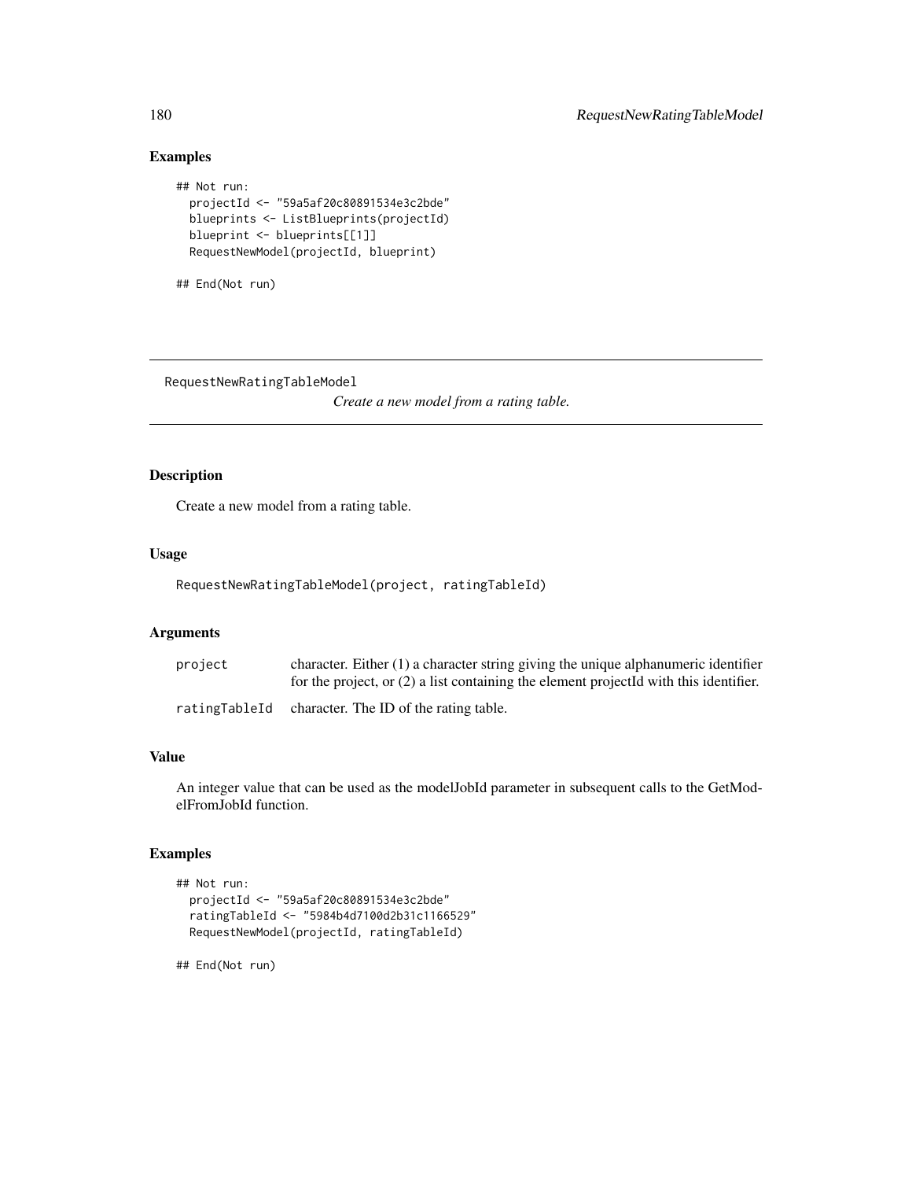## Examples

```
## Not run:
  projectId <- "59a5af20c80891534e3c2bde"
  blueprints <- ListBlueprints(projectId)
  blueprint <- blueprints[[1]]
  RequestNewModel(projectId, blueprint)

## End(Not run)
```

---

RequestNewRatingTableModel
*Create a new model from a rating table.*

---

## Description

Create a new model from a rating table.

## Usage

```
RequestNewRatingTableModel(project, ratingTableId)
```

## Arguments

| | |
|---|---|
| project | character. Either (1) a character string giving the unique alphanumeric identifier for the project, or (2) a list containing the element projectId with this identifier. |
| ratingTableId | character. The ID of the rating table. |

## Value

An integer value that can be used as the modelJobId parameter in subsequent calls to the GetModelFromJobId function.

## Examples

```
## Not run:
  projectId <- "59a5af20c80891534e3c2bde"
  ratingTableId <- "5984b4d7100d2b31c1166529"
  RequestNewModel(projectId, ratingTableId)

## End(Not run)
```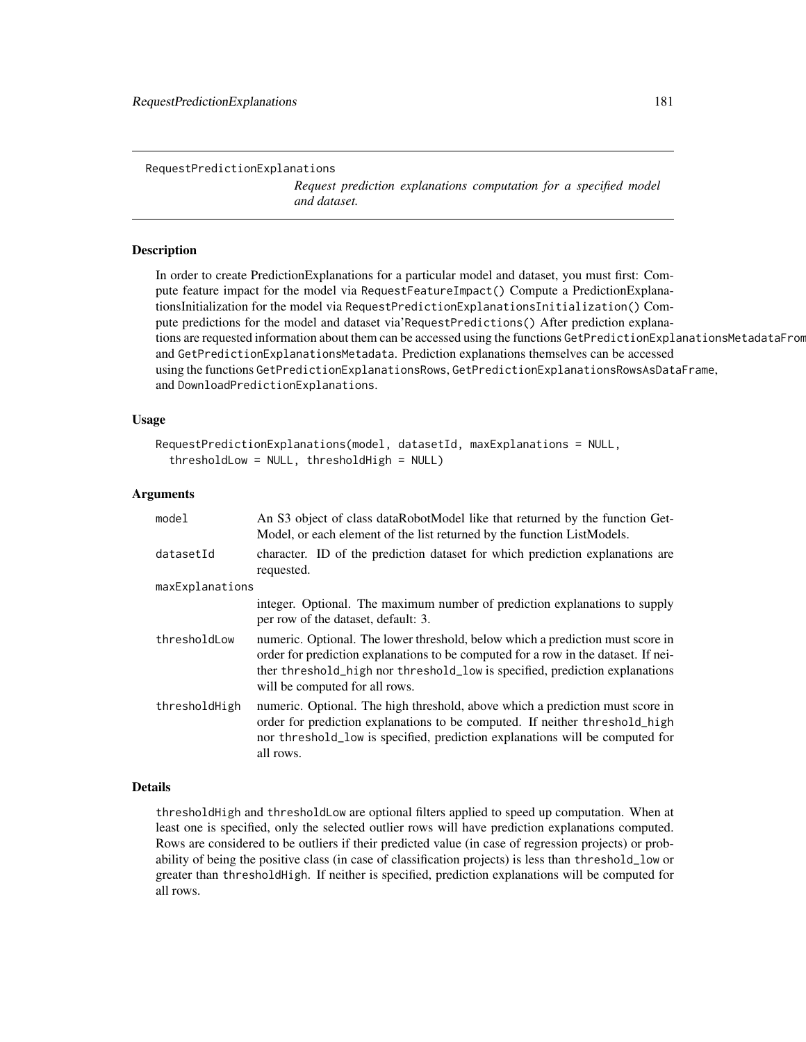RequestPredictionExplanations

*Request prediction explanations computation for a specified model and dataset.*

## Description

In order to create PredictionExplanations for a particular model and dataset, you must first: Compute feature impact for the model via `RequestFeatureImpact()` Compute a PredictionExplanationsInitialization for the model via `RequestPredictionExplanationsInitialization()` Compute predictions for the model and dataset via'`RequestPredictions()` After prediction explanations are requested information about them can be accessed using the functions `GetPredictionExplanationsMetadataFrom` and `GetPredictionExplanationsMetadata`. Prediction explanations themselves can be accessed using the functions `GetPredictionExplanationsRows`, `GetPredictionExplanationsRowsAsDataFrame`, and `DownloadPredictionExplanations`.

## Usage

```
RequestPredictionExplanations(model, datasetId, maxExplanations = NULL,
  thresholdLow = NULL, thresholdHigh = NULL)
```

## Arguments

| | |
|---|---|
| `model` | An S3 object of class dataRobotModel like that returned by the function GetModel, or each element of the list returned by the function ListModels. |
| `datasetId` | character. ID of the prediction dataset for which prediction explanations are requested. |
| `maxExplanations` | integer. Optional. The maximum number of prediction explanations to supply per row of the dataset, default: 3. |
| `thresholdLow` | numeric. Optional. The lower threshold, below which a prediction must score in order for prediction explanations to be computed for a row in the dataset. If neither `threshold_high` nor `threshold_low` is specified, prediction explanations will be computed for all rows. |
| `thresholdHigh` | numeric. Optional. The high threshold, above which a prediction must score in order for prediction explanations to be computed. If neither `threshold_high` nor `threshold_low` is specified, prediction explanations will be computed for all rows. |

## Details

`thresholdHigh` and `thresholdLow` are optional filters applied to speed up computation. When at least one is specified, only the selected outlier rows will have prediction explanations computed. Rows are considered to be outliers if their predicted value (in case of regression projects) or probability of being the positive class (in case of classification projects) is less than `threshold_low` or greater than `thresholdHigh`. If neither is specified, prediction explanations will be computed for all rows.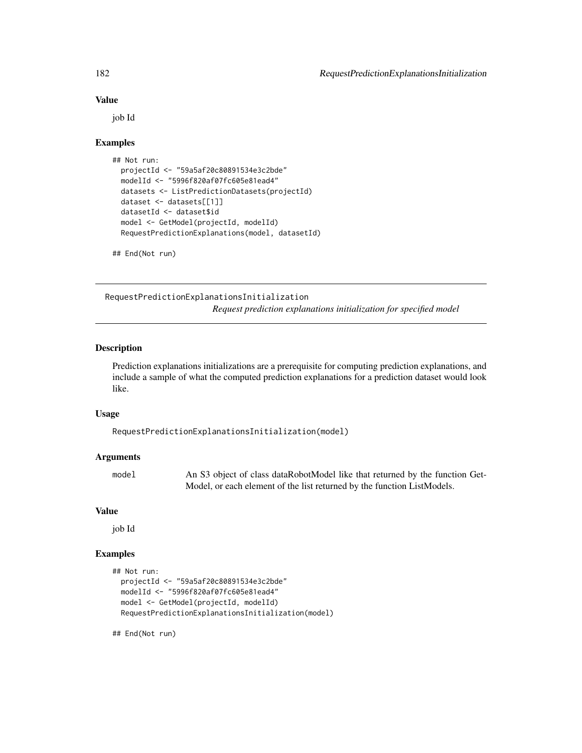### Value

job Id

### Examples

```
## Not run:
  projectId <- "59a5af20c80891534e3c2bde"
  modelId <- "5996f820af07fc605e81ead4"
  datasets <- ListPredictionDatasets(projectId)
  dataset <- datasets[[1]]
  datasetId <- dataset$id
  model <- GetModel(projectId, modelId)
  RequestPredictionExplanations(model, datasetId)

## End(Not run)
```

---

## RequestPredictionExplanationsInitialization

*Request prediction explanations initialization for specified model*

---

### Description

Prediction explanations initializations are a prerequisite for computing prediction explanations, and include a sample of what the computed prediction explanations for a prediction dataset would look like.

### Usage

```
RequestPredictionExplanationsInitialization(model)
```

### Arguments

| | |
|---|---|
| `model` | An S3 object of class dataRobotModel like that returned by the function GetModel, or each element of the list returned by the function ListModels. |

### Value

job Id

### Examples

```
## Not run:
  projectId <- "59a5af20c80891534e3c2bde"
  modelId <- "5996f820af07fc605e81ead4"
  model <- GetModel(projectId, modelId)
  RequestPredictionExplanationsInitialization(model)

## End(Not run)
```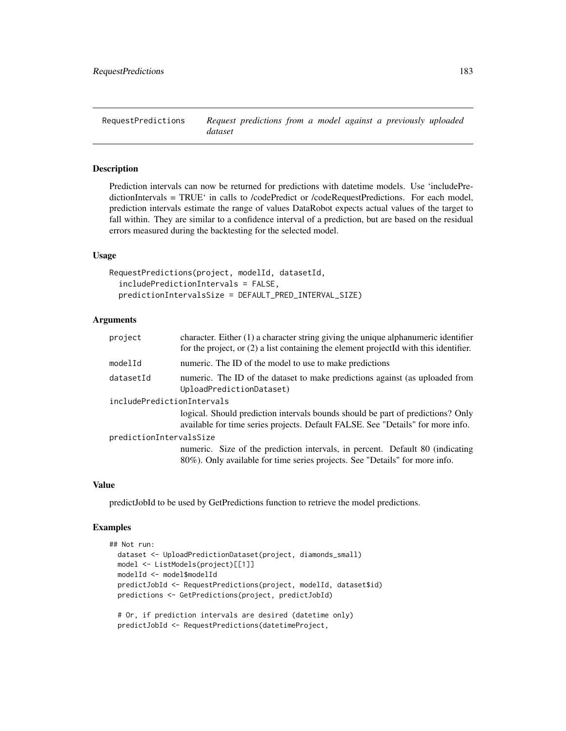## RequestPredictions    *Request predictions from a model against a previously uploaded dataset*

### Description

Prediction intervals can now be returned for predictions with datetime models. Use 'includePredictionIntervals = TRUE' in calls to /codePredict or /codeRequestPredictions. For each model, prediction intervals estimate the range of values DataRobot expects actual values of the target to fall within. They are similar to a confidence interval of a prediction, but are based on the residual errors measured during the backtesting for the selected model.

### Usage

```
RequestPredictions(project, modelId, datasetId,
  includePredictionIntervals = FALSE,
  predictionIntervalsSize = DEFAULT_PRED_INTERVAL_SIZE)
```

### Arguments

| | |
|---|---|
| `project` | character. Either (1) a character string giving the unique alphanumeric identifier for the project, or (2) a list containing the element projectId with this identifier. |
| `modelId` | numeric. The ID of the model to use to make predictions |
| `datasetId` | numeric. The ID of the dataset to make predictions against (as uploaded from `UploadPredictionDataset`) |
| `includePredictionIntervals` | logical. Should prediction intervals bounds should be part of predictions? Only available for time series projects. Default FALSE. See "Details" for more info. |
| `predictionIntervalsSize` | numeric. Size of the prediction intervals, in percent. Default 80 (indicating 80%). Only available for time series projects. See "Details" for more info. |

### Value

predictJobId to be used by GetPredictions function to retrieve the model predictions.

### Examples

```
## Not run:
  dataset <- UploadPredictionDataset(project, diamonds_small)
  model <- ListModels(project)[[1]]
  modelId <- model$modelId
  predictJobId <- RequestPredictions(project, modelId, dataset$id)
  predictions <- GetPredictions(project, predictJobId)

  # Or, if prediction intervals are desired (datetime only)
  predictJobId <- RequestPredictions(datetimeProject,
```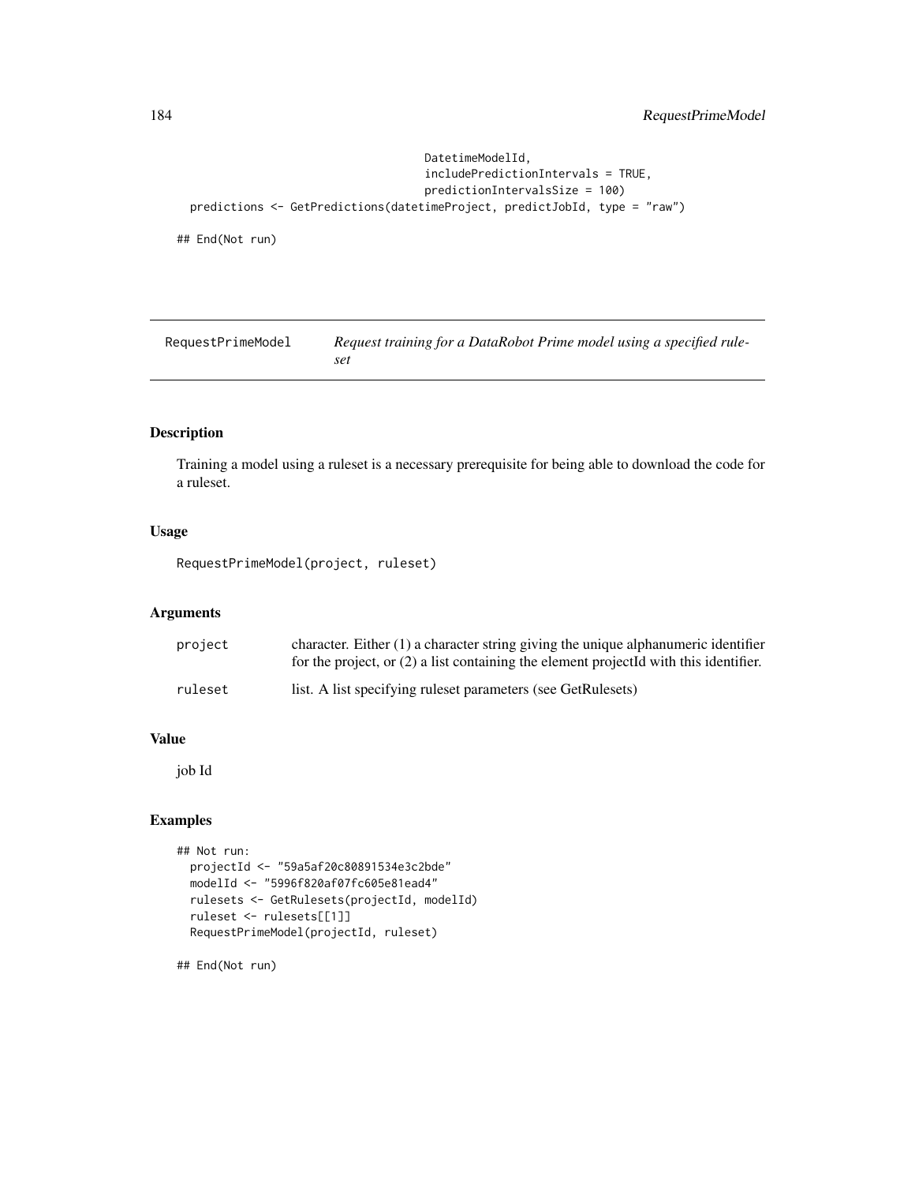```
                                     DatetimeModelId,
                                     includePredictionIntervals = TRUE,
                                     predictionIntervalsSize = 100)
  predictions <- GetPredictions(datetimeProject, predictJobId, type = "raw")

## End(Not run)
```

## RequestPrimeModel — *Request training for a DataRobot Prime model using a specified ruleset*

### Description

Training a model using a ruleset is a necessary prerequisite for being able to download the code for a ruleset.

### Usage

```
RequestPrimeModel(project, ruleset)
```

### Arguments

| | |
|---|---|
| project | character. Either (1) a character string giving the unique alphanumeric identifier for the project, or (2) a list containing the element projectId with this identifier. |
| ruleset | list. A list specifying ruleset parameters (see GetRulesets) |

### Value

job Id

### Examples

```
## Not run:
  projectId <- "59a5af20c80891534e3c2bde"
  modelId <- "5996f820af07fc605e81ead4"
  rulesets <- GetRulesets(projectId, modelId)
  ruleset <- rulesets[[1]]
  RequestPrimeModel(projectId, ruleset)

## End(Not run)
```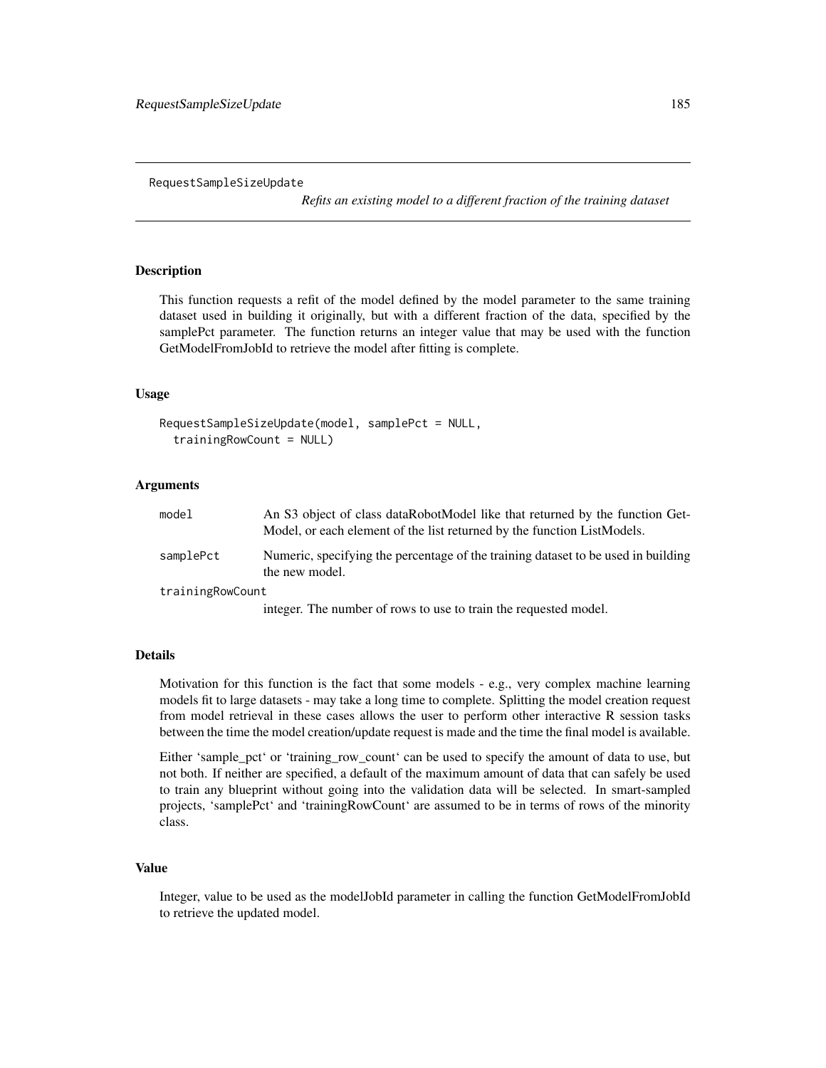# RequestSampleSizeUpdate

*Refits an existing model to a different fraction of the training dataset*

## Description

This function requests a refit of the model defined by the model parameter to the same training dataset used in building it originally, but with a different fraction of the data, specified by the samplePct parameter. The function returns an integer value that may be used with the function GetModelFromJobId to retrieve the model after fitting is complete.

## Usage

```
RequestSampleSizeUpdate(model, samplePct = NULL,
  trainingRowCount = NULL)
```

## Arguments

| | |
|---|---|
| `model` | An S3 object of class dataRobotModel like that returned by the function GetModel, or each element of the list returned by the function ListModels. |
| `samplePct` | Numeric, specifying the percentage of the training dataset to be used in building the new model. |
| `trainingRowCount` | integer. The number of rows to use to train the requested model. |

## Details

Motivation for this function is the fact that some models - e.g., very complex machine learning models fit to large datasets - may take a long time to complete. Splitting the model creation request from model retrieval in these cases allows the user to perform other interactive R session tasks between the time the model creation/update request is made and the time the final model is available.

Either 'sample_pct' or 'training_row_count' can be used to specify the amount of data to use, but not both. If neither are specified, a default of the maximum amount of data that can safely be used to train any blueprint without going into the validation data will be selected. In smart-sampled projects, 'samplePct' and 'trainingRowCount' are assumed to be in terms of rows of the minority class.

## Value

Integer, value to be used as the modelJobId parameter in calling the function GetModelFromJobId to retrieve the updated model.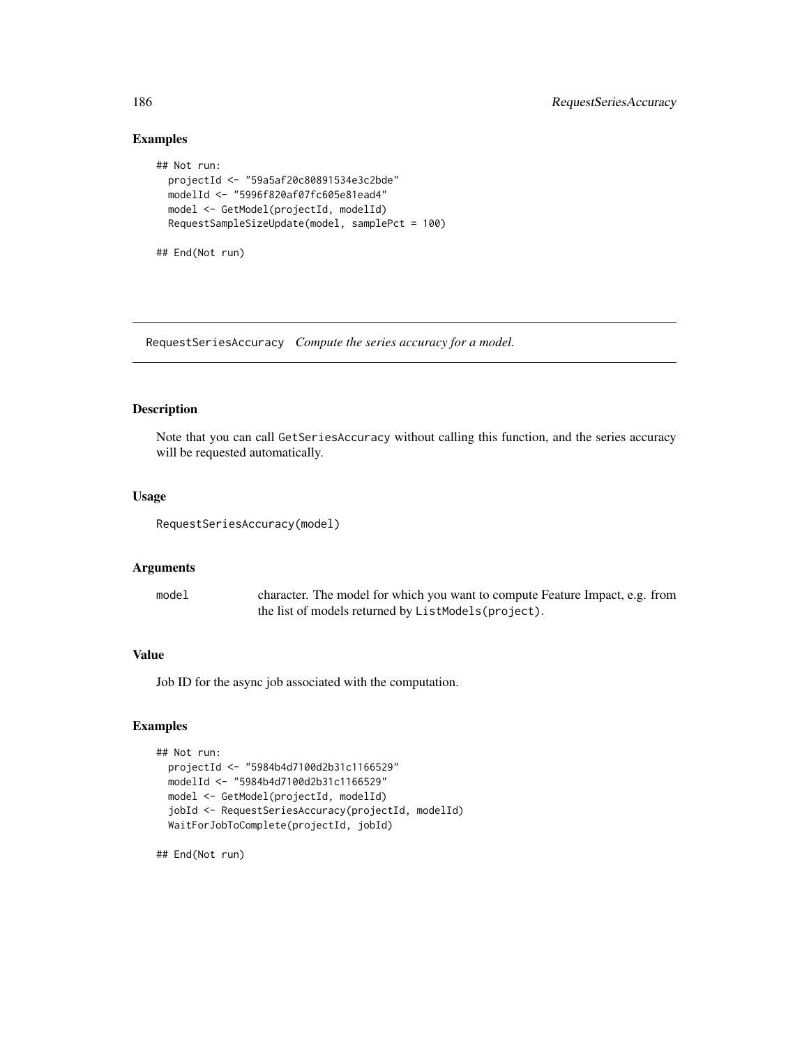## Examples

```
## Not run:
  projectId <- "59a5af20c80891534e3c2bde"
  modelId <- "5996f820af07fc605e81ead4"
  model <- GetModel(projectId, modelId)
  RequestSampleSizeUpdate(model, samplePct = 100)

## End(Not run)
```

---

RequestSeriesAccuracy *Compute the series accuracy for a model.*

---

## Description

Note that you can call GetSeriesAccuracy without calling this function, and the series accuracy will be requested automatically.

## Usage

```
RequestSeriesAccuracy(model)
```

## Arguments

| | |
|---|---|
| model | character. The model for which you want to compute Feature Impact, e.g. from the list of models returned by ListModels(project). |

## Value

Job ID for the async job associated with the computation.

## Examples

```
## Not run:
  projectId <- "5984b4d7100d2b31c1166529"
  modelId <- "5984b4d7100d2b31c1166529"
  model <- GetModel(projectId, modelId)
  jobId <- RequestSeriesAccuracy(projectId, modelId)
  WaitForJobToComplete(projectId, jobId)

## End(Not run)
```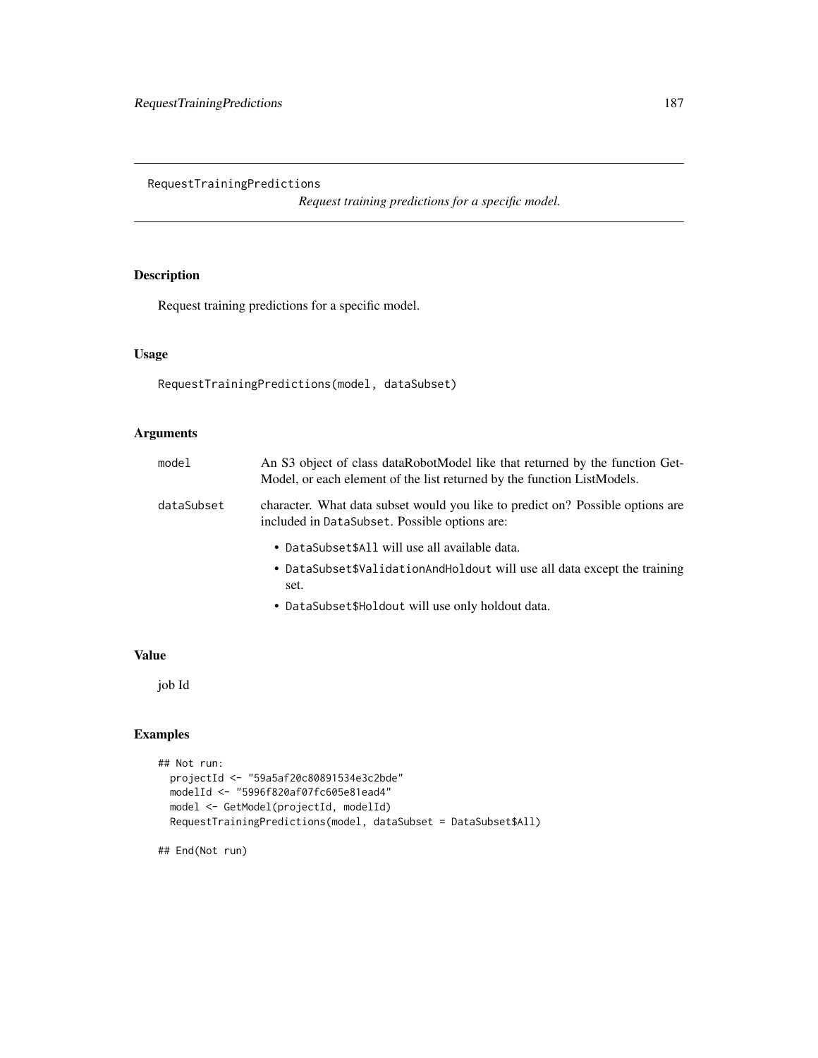# RequestTrainingPredictions

*Request training predictions for a specific model.*

## Description

Request training predictions for a specific model.

## Usage

```
RequestTrainingPredictions(model, dataSubset)
```

## Arguments

| | |
|---|---|
| `model` | An S3 object of class dataRobotModel like that returned by the function GetModel, or each element of the list returned by the function ListModels. |
| `dataSubset` | character. What data subset would you like to predict on? Possible options are included in `DataSubset`. Possible options are:<br>• `DataSubset$All` will use all available data.<br>• `DataSubset$ValidationAndHoldout` will use all data except the training set.<br>• `DataSubset$Holdout` will use only holdout data. |

## Value

job Id

## Examples

```
## Not run:
  projectId <- "59a5af20c80891534e3c2bde"
  modelId <- "5996f820af07fc605e81ead4"
  model <- GetModel(projectId, modelId)
  RequestTrainingPredictions(model, dataSubset = DataSubset$All)

## End(Not run)
```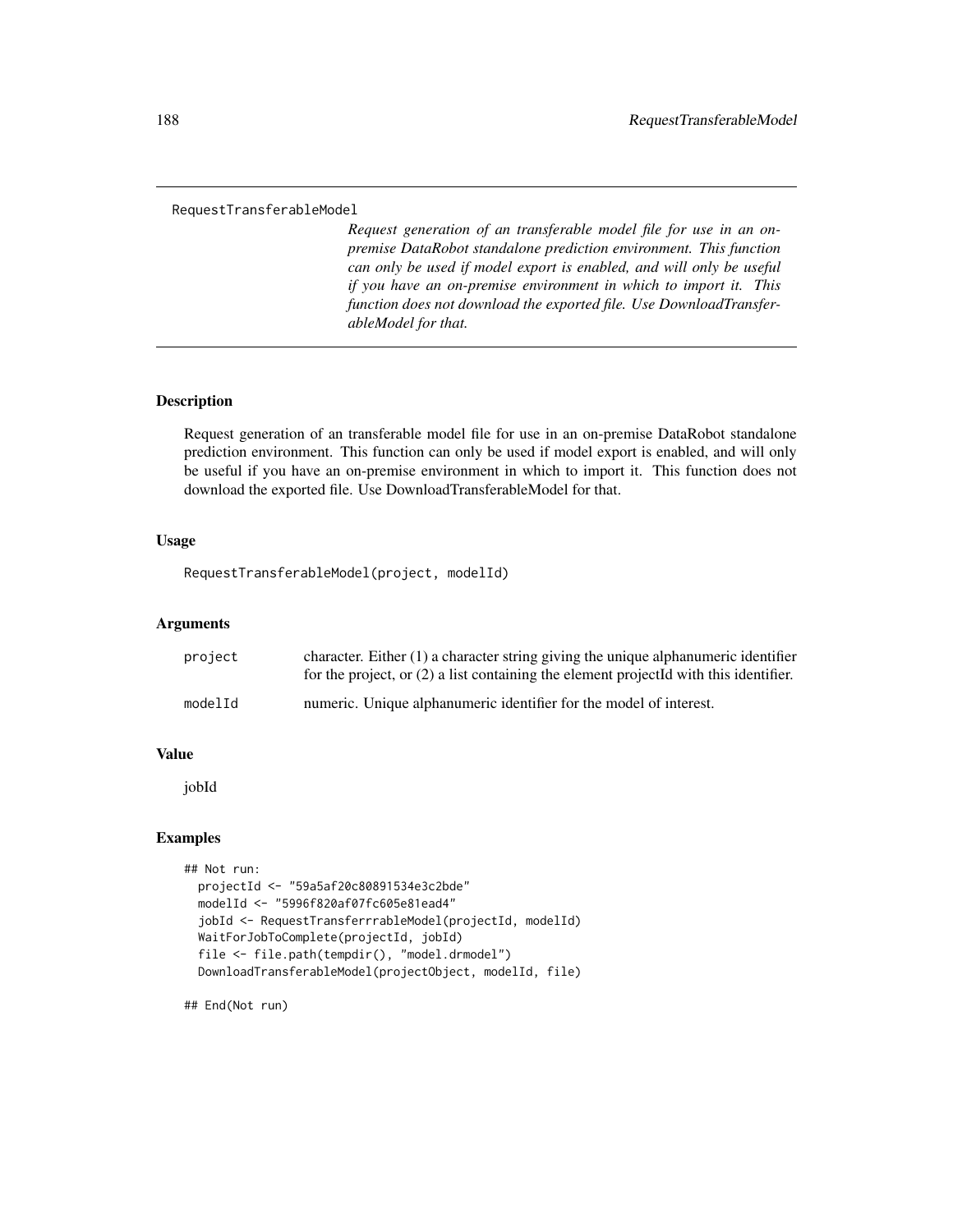RequestTransferableModel

*Request generation of an transferable model file for use in an on-premise DataRobot standalone prediction environment. This function can only be used if model export is enabled, and will only be useful if you have an on-premise environment in which to import it. This function does not download the exported file. Use DownloadTransferableModel for that.*

### Description

Request generation of an transferable model file for use in an on-premise DataRobot standalone prediction environment. This function can only be used if model export is enabled, and will only be useful if you have an on-premise environment in which to import it. This function does not download the exported file. Use DownloadTransferableModel for that.

### Usage

```
RequestTransferableModel(project, modelId)
```

### Arguments

| | |
|---|---|
| `project` | character. Either (1) a character string giving the unique alphanumeric identifier for the project, or (2) a list containing the element projectId with this identifier. |
| `modelId` | numeric. Unique alphanumeric identifier for the model of interest. |

### Value

jobId

### Examples

```
## Not run:
  projectId <- "59a5af20c80891534e3c2bde"
  modelId <- "5996f820af07fc605e81ead4"
  jobId <- RequestTransferrrableModel(projectId, modelId)
  WaitForJobToComplete(projectId, jobId)
  file <- file.path(tempdir(), "model.drmodel")
  DownloadTransferableModel(projectObject, modelId, file)

## End(Not run)
```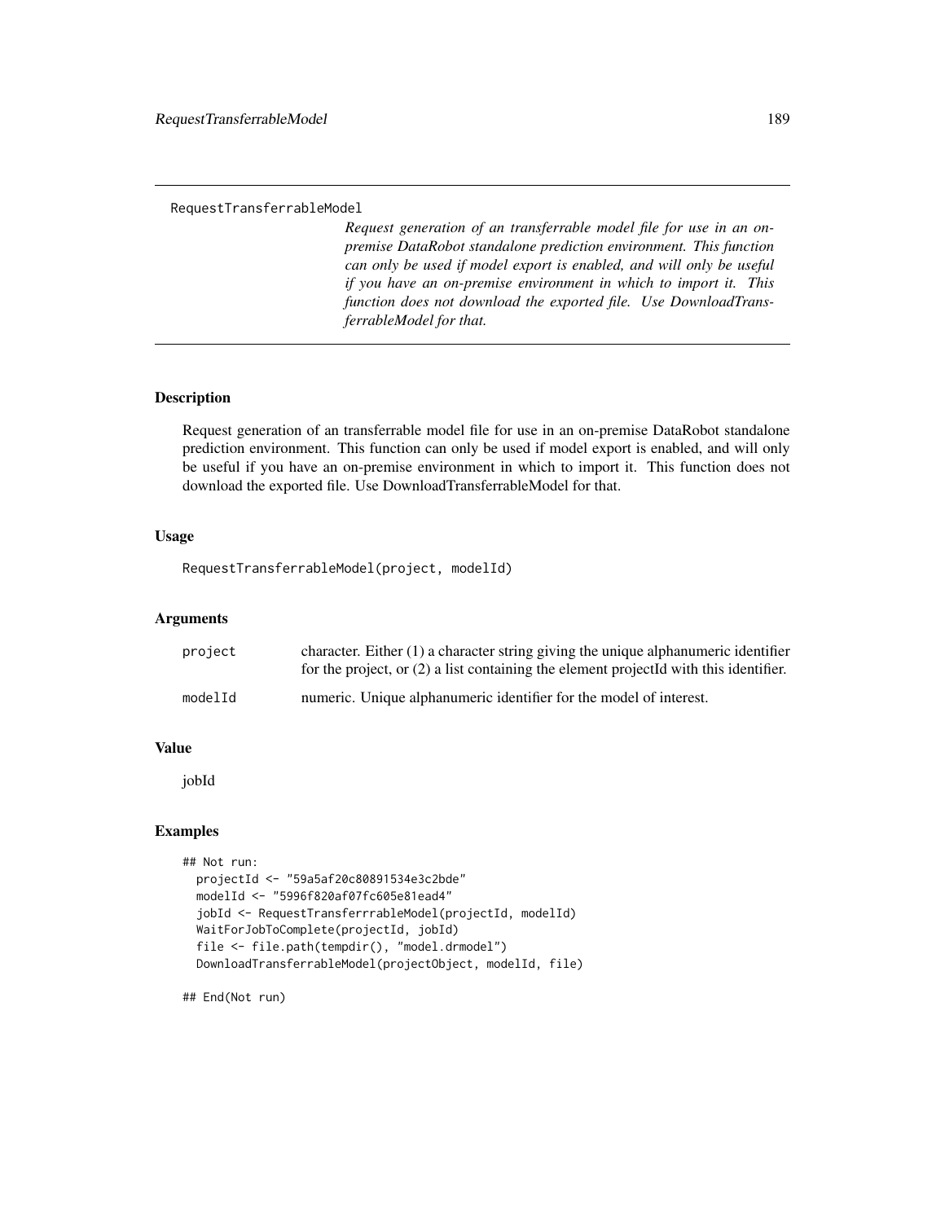RequestTransferrableModel

*Request generation of an transferrable model file for use in an on-premise DataRobot standalone prediction environment. This function can only be used if model export is enabled, and will only be useful if you have an on-premise environment in which to import it. This function does not download the exported file. Use DownloadTransferrableModel for that.*

## Description

Request generation of an transferrable model file for use in an on-premise DataRobot standalone prediction environment. This function can only be used if model export is enabled, and will only be useful if you have an on-premise environment in which to import it. This function does not download the exported file. Use DownloadTransferrableModel for that.

## Usage

```
RequestTransferrableModel(project, modelId)
```

## Arguments

| | |
|---|---|
| project | character. Either (1) a character string giving the unique alphanumeric identifier for the project, or (2) a list containing the element projectId with this identifier. |
| modelId | numeric. Unique alphanumeric identifier for the model of interest. |

## Value

jobId

## Examples

```
## Not run:
  projectId <- "59a5af20c80891534e3c2bde"
  modelId <- "5996f820af07fc605e81ead4"
  jobId <- RequestTransferrrableModel(projectId, modelId)
  WaitForJobToComplete(projectId, jobId)
  file <- file.path(tempdir(), "model.drmodel")
  DownloadTransferrableModel(projectObject, modelId, file)

## End(Not run)
```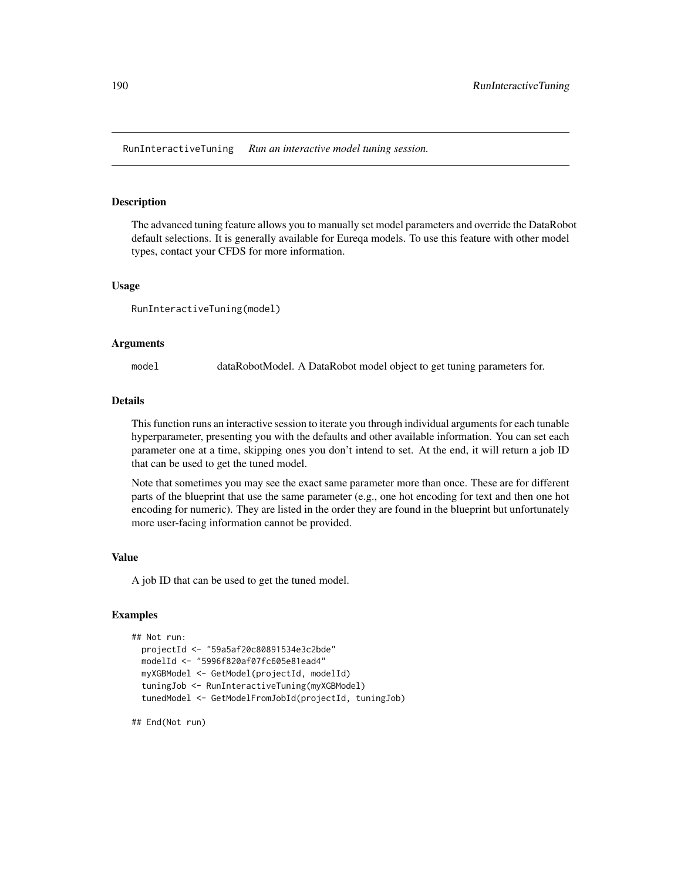RunInteractiveTuning *Run an interactive model tuning session.*

## Description

The advanced tuning feature allows you to manually set model parameters and override the DataRobot default selections. It is generally available for Eureqa models. To use this feature with other model types, contact your CFDS for more information.

## Usage

```
RunInteractiveTuning(model)
```

## Arguments

| | |
|---|---|
| model | dataRobotModel. A DataRobot model object to get tuning parameters for. |

## Details

This function runs an interactive session to iterate you through individual arguments for each tunable hyperparameter, presenting you with the defaults and other available information. You can set each parameter one at a time, skipping ones you don't intend to set. At the end, it will return a job ID that can be used to get the tuned model.

Note that sometimes you may see the exact same parameter more than once. These are for different parts of the blueprint that use the same parameter (e.g., one hot encoding for text and then one hot encoding for numeric). They are listed in the order they are found in the blueprint but unfortunately more user-facing information cannot be provided.

## Value

A job ID that can be used to get the tuned model.

## Examples

```
## Not run:
  projectId <- "59a5af20c80891534e3c2bde"
  modelId <- "5996f820af07fc605e81ead4"
  myXGBModel <- GetModel(projectId, modelId)
  tuningJob <- RunInteractiveTuning(myXGBModel)
  tunedModel <- GetModelFromJobId(projectId, tuningJob)

## End(Not run)
```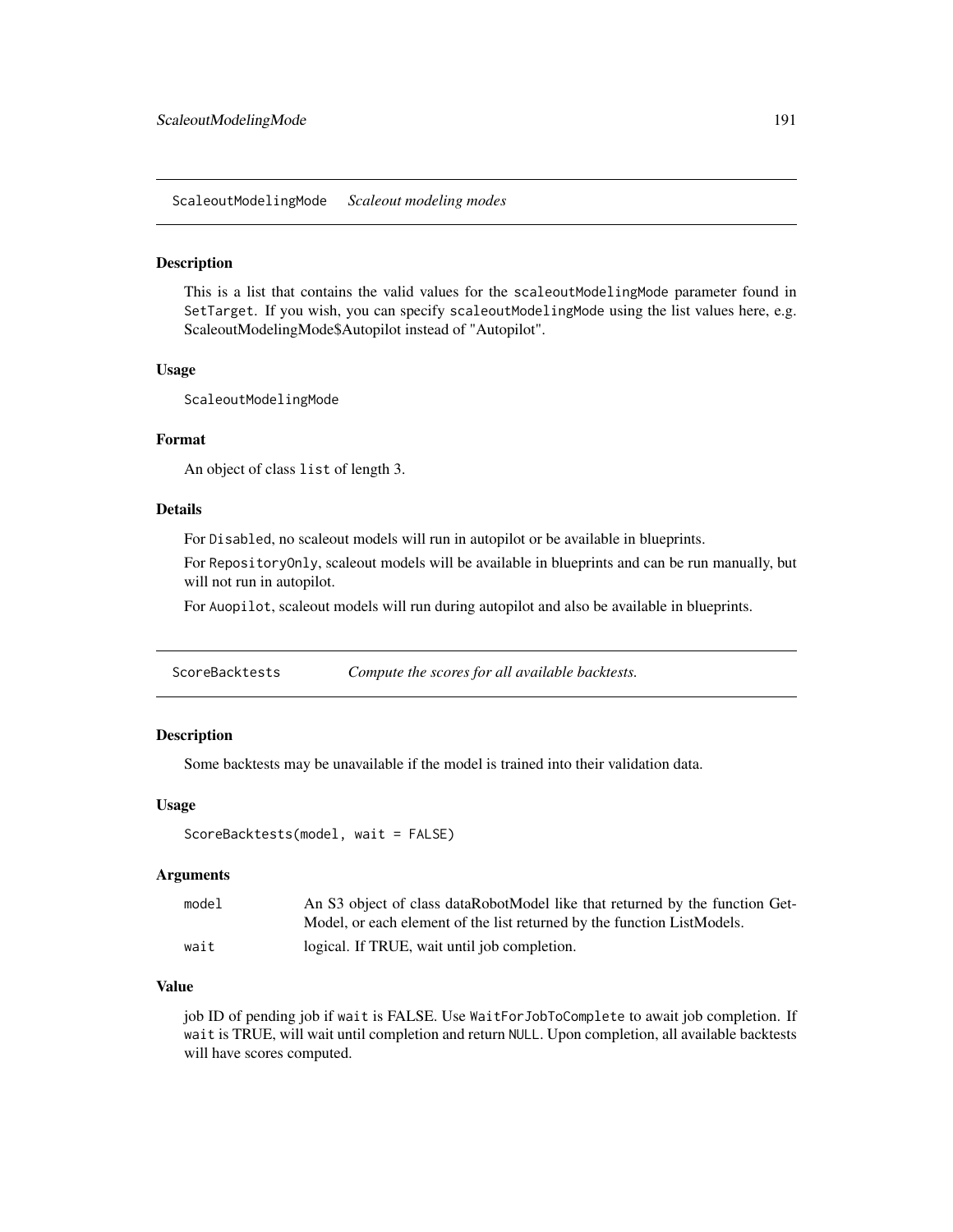## ScaleoutModelingMode *Scaleout modeling modes*

### Description

This is a list that contains the valid values for the scaleoutModelingMode parameter found in SetTarget. If you wish, you can specify scaleoutModelingMode using the list values here, e.g. ScaleoutModelingMode$Autopilot instead of "Autopilot".

### Usage

```
ScaleoutModelingMode
```

### Format

An object of class list of length 3.

### Details

For Disabled, no scaleout models will run in autopilot or be available in blueprints.

For RepositoryOnly, scaleout models will be available in blueprints and can be run manually, but will not run in autopilot.

For Auopilot, scaleout models will run during autopilot and also be available in blueprints.

## ScoreBacktests *Compute the scores for all available backtests.*

### Description

Some backtests may be unavailable if the model is trained into their validation data.

### Usage

```
ScoreBacktests(model, wait = FALSE)
```

### Arguments

| | |
|---|---|
| model | An S3 object of class dataRobotModel like that returned by the function GetModel, or each element of the list returned by the function ListModels. |
| wait | logical. If TRUE, wait until job completion. |

### Value

job ID of pending job if wait is FALSE. Use WaitForJobToComplete to await job completion. If wait is TRUE, will wait until completion and return NULL. Upon completion, all available backtests will have scores computed.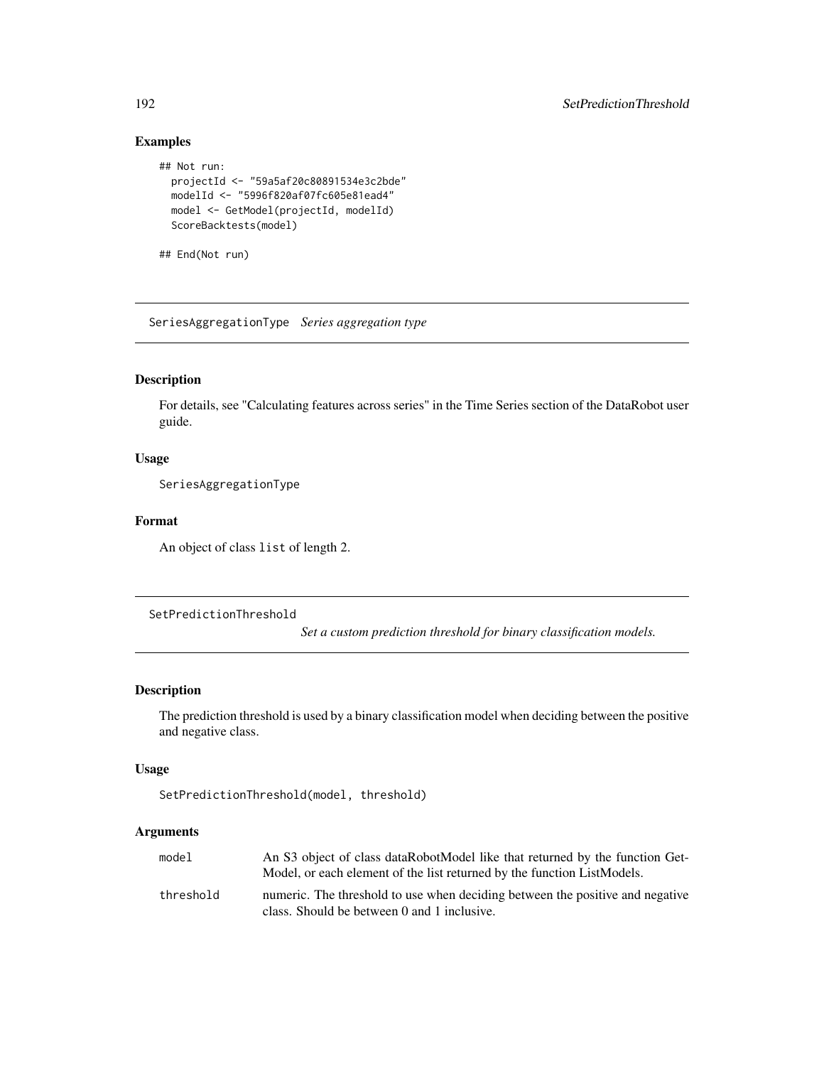## Examples

```
## Not run:
  projectId <- "59a5af20c80891534e3c2bde"
  modelId <- "5996f820af07fc605e81ead4"
  model <- GetModel(projectId, modelId)
  ScoreBacktests(model)

## End(Not run)
```

---

# SeriesAggregationType *Series aggregation type*

## Description

For details, see "Calculating features across series" in the Time Series section of the DataRobot user guide.

## Usage

```
SeriesAggregationType
```

## Format

An object of class `list` of length 2.

---

# SetPredictionThreshold *Set a custom prediction threshold for binary classification models.*

## Description

The prediction threshold is used by a binary classification model when deciding between the positive and negative class.

## Usage

```
SetPredictionThreshold(model, threshold)
```

## Arguments

| | |
|---|---|
| `model` | An S3 object of class dataRobotModel like that returned by the function GetModel, or each element of the list returned by the function ListModels. |
| `threshold` | numeric. The threshold to use when deciding between the positive and negative class. Should be between 0 and 1 inclusive. |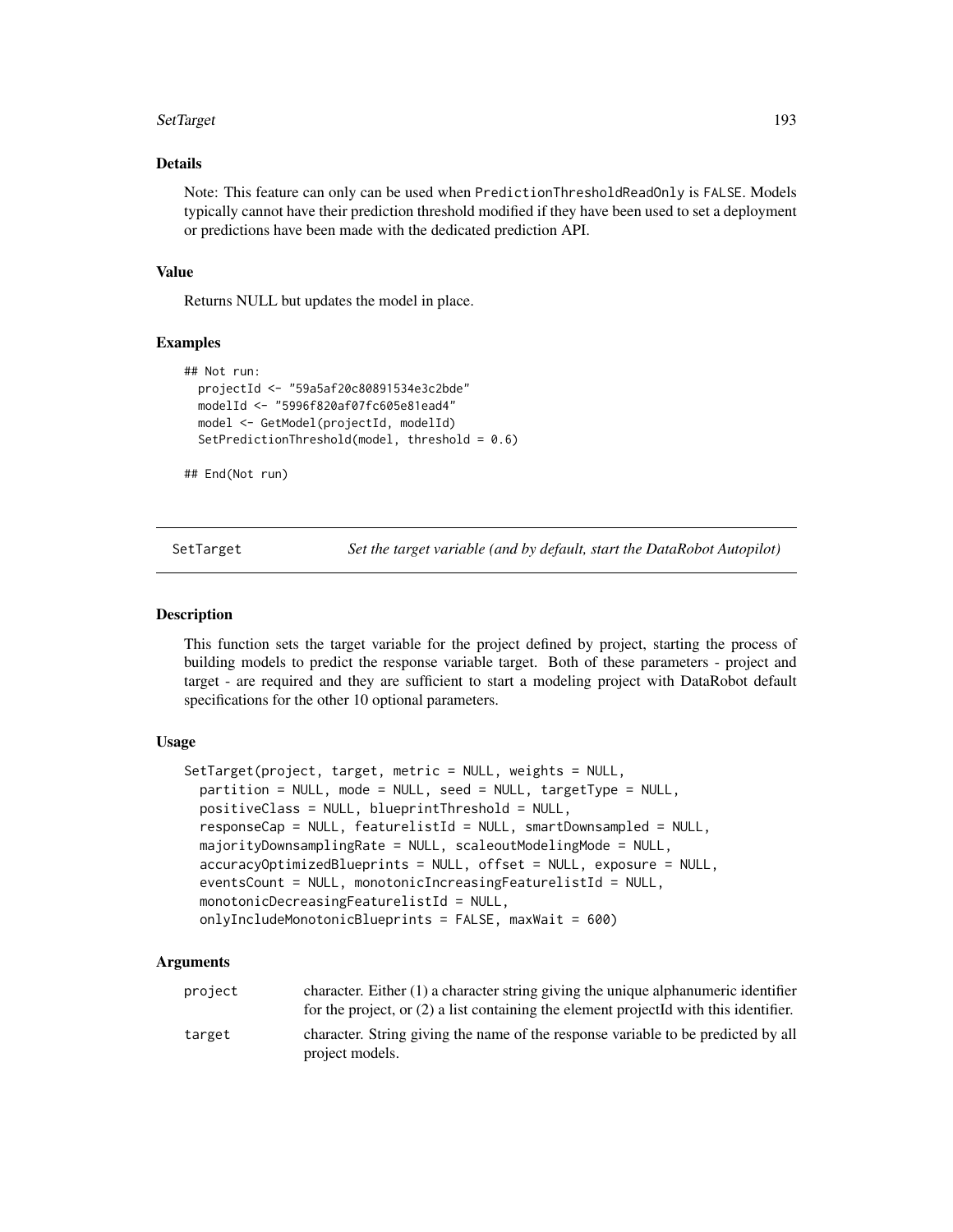### Details

Note: This feature can only can be used when `PredictionThresholdReadOnly` is `FALSE`. Models typically cannot have their prediction threshold modified if they have been used to set a deployment or predictions have been made with the dedicated prediction API.

### Value

Returns NULL but updates the model in place.

### Examples

```
## Not run:
  projectId <- "59a5af20c80891534e3c2bde"
  modelId <- "5996f820af07fc605e81ead4"
  model <- GetModel(projectId, modelId)
  SetPredictionThreshold(model, threshold = 0.6)

## End(Not run)
```

---

## SetTarget — *Set the target variable (and by default, start the DataRobot Autopilot)*

### Description

This function sets the target variable for the project defined by project, starting the process of building models to predict the response variable target. Both of these parameters - project and target - are required and they are sufficient to start a modeling project with DataRobot default specifications for the other 10 optional parameters.

### Usage

```
SetTarget(project, target, metric = NULL, weights = NULL,
  partition = NULL, mode = NULL, seed = NULL, targetType = NULL,
  positiveClass = NULL, blueprintThreshold = NULL,
  responseCap = NULL, featurelistId = NULL, smartDownsampled = NULL,
  majorityDownsamplingRate = NULL, scaleoutModelingMode = NULL,
  accuracyOptimizedBlueprints = NULL, offset = NULL, exposure = NULL,
  eventsCount = NULL, monotonicIncreasingFeaturelistId = NULL,
  monotonicDecreasingFeaturelistId = NULL,
  onlyIncludeMonotonicBlueprints = FALSE, maxWait = 600)
```

### Arguments

| | |
|---|---|
| `project` | character. Either (1) a character string giving the unique alphanumeric identifier for the project, or (2) a list containing the element projectId with this identifier. |
| `target` | character. String giving the name of the response variable to be predicted by all project models. |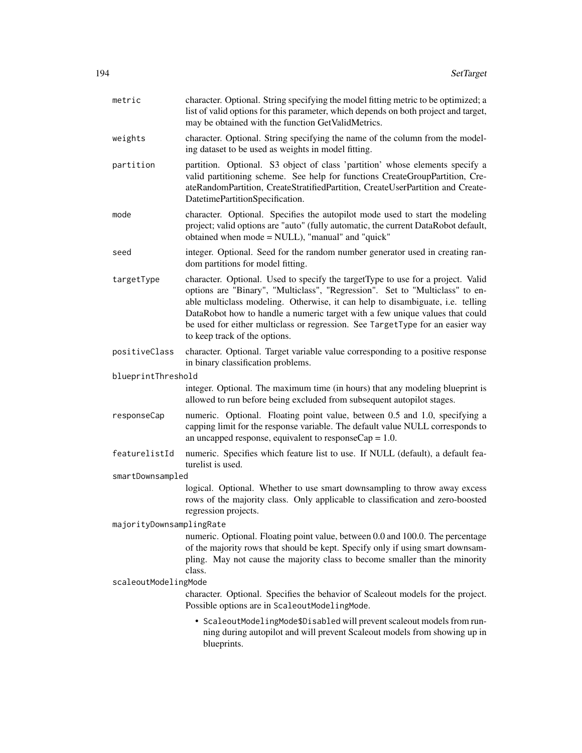metric
: character. Optional. String specifying the model fitting metric to be optimized; a list of valid options for this parameter, which depends on both project and target, may be obtained with the function GetValidMetrics.

weights
: character. Optional. String specifying the name of the column from the modeling dataset to be used as weights in model fitting.

partition
: partition. Optional. S3 object of class 'partition' whose elements specify a valid partitioning scheme. See help for functions CreateGroupPartition, CreateRandomPartition, CreateStratifiedPartition, CreateUserPartition and CreateDatetimePartitionSpecification.

mode
: character. Optional. Specifies the autopilot mode used to start the modeling project; valid options are "auto" (fully automatic, the current DataRobot default, obtained when mode = NULL), "manual" and "quick"

seed
: integer. Optional. Seed for the random number generator used in creating random partitions for model fitting.

targetType
: character. Optional. Used to specify the targetType to use for a project. Valid options are "Binary", "Multiclass", "Regression". Set to "Multiclass" to enable multiclass modeling. Otherwise, it can help to disambiguate, i.e. telling DataRobot how to handle a numeric target with a few unique values that could be used for either multiclass or regression. See `TargetType` for an easier way to keep track of the options.

positiveClass
: character. Optional. Target variable value corresponding to a positive response in binary classification problems.

blueprintThreshold
: integer. Optional. The maximum time (in hours) that any modeling blueprint is allowed to run before being excluded from subsequent autopilot stages.

responseCap
: numeric. Optional. Floating point value, between 0.5 and 1.0, specifying a capping limit for the response variable. The default value NULL corresponds to an uncapped response, equivalent to responseCap = 1.0.

featurelistId
: numeric. Specifies which feature list to use. If NULL (default), a default featurelist is used.

smartDownsampled
: logical. Optional. Whether to use smart downsampling to throw away excess rows of the majority class. Only applicable to classification and zero-boosted regression projects.

majorityDownsamplingRate
: numeric. Optional. Floating point value, between 0.0 and 100.0. The percentage of the majority rows that should be kept. Specify only if using smart downsampling. May not cause the majority class to become smaller than the minority class.

scaleoutModelingMode
: character. Optional. Specifies the behavior of Scaleout models for the project. Possible options are in `ScaleoutModelingMode`.

  - `ScaleoutModelingMode$Disabled` will prevent scaleout models from running during autopilot and will prevent Scaleout models from showing up in blueprints.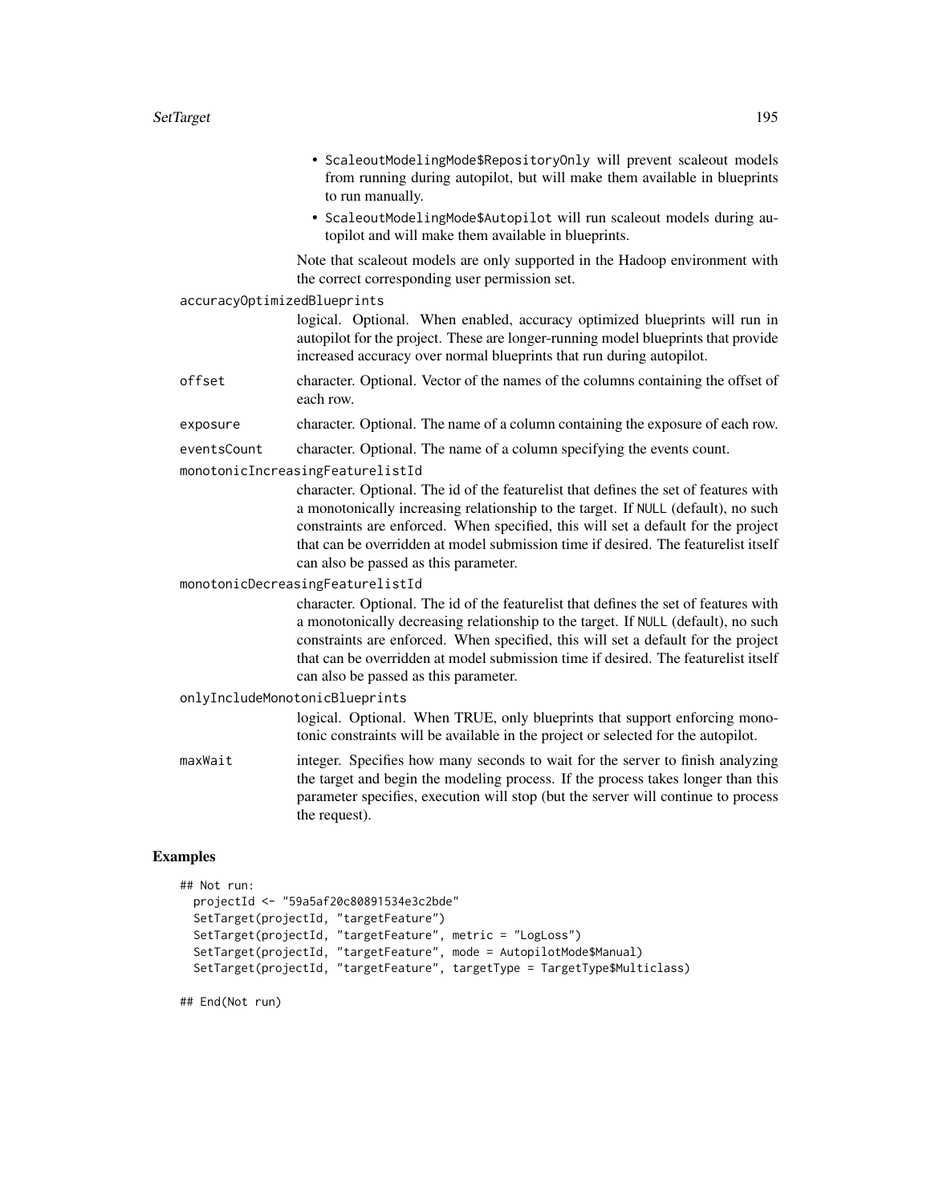- `ScaleoutModelingMode$RepositoryOnly` will prevent scaleout models from running during autopilot, but will make them available in blueprints to run manually.
- `ScaleoutModelingMode$Autopilot` will run scaleout models during autopilot and will make them available in blueprints.

Note that scaleout models are only supported in the Hadoop environment with the correct corresponding user permission set.

`accuracyOptimizedBlueprints`
: logical. Optional. When enabled, accuracy optimized blueprints will run in autopilot for the project. These are longer-running model blueprints that provide increased accuracy over normal blueprints that run during autopilot.

`offset`
: character. Optional. Vector of the names of the columns containing the offset of each row.

`exposure`
: character. Optional. The name of a column containing the exposure of each row.

`eventsCount`
: character. Optional. The name of a column specifying the events count.

`monotonicIncreasingFeaturelistId`
: character. Optional. The id of the featurelist that defines the set of features with a monotonically increasing relationship to the target. If `NULL` (default), no such constraints are enforced. When specified, this will set a default for the project that can be overridden at model submission time if desired. The featurelist itself can also be passed as this parameter.

`monotonicDecreasingFeaturelistId`
: character. Optional. The id of the featurelist that defines the set of features with a monotonically decreasing relationship to the target. If `NULL` (default), no such constraints are enforced. When specified, this will set a default for the project that can be overridden at model submission time if desired. The featurelist itself can also be passed as this parameter.

`onlyIncludeMonotonicBlueprints`
: logical. Optional. When TRUE, only blueprints that support enforcing monotonic constraints will be available in the project or selected for the autopilot.

`maxWait`
: integer. Specifies how many seconds to wait for the server to finish analyzing the target and begin the modeling process. If the process takes longer than this parameter specifies, execution will stop (but the server will continue to process the request).

## Examples

```
## Not run:
  projectId <- "59a5af20c80891534e3c2bde"
  SetTarget(projectId, "targetFeature")
  SetTarget(projectId, "targetFeature", metric = "LogLoss")
  SetTarget(projectId, "targetFeature", mode = AutopilotMode$Manual)
  SetTarget(projectId, "targetFeature", targetType = TargetType$Multiclass)

## End(Not run)
```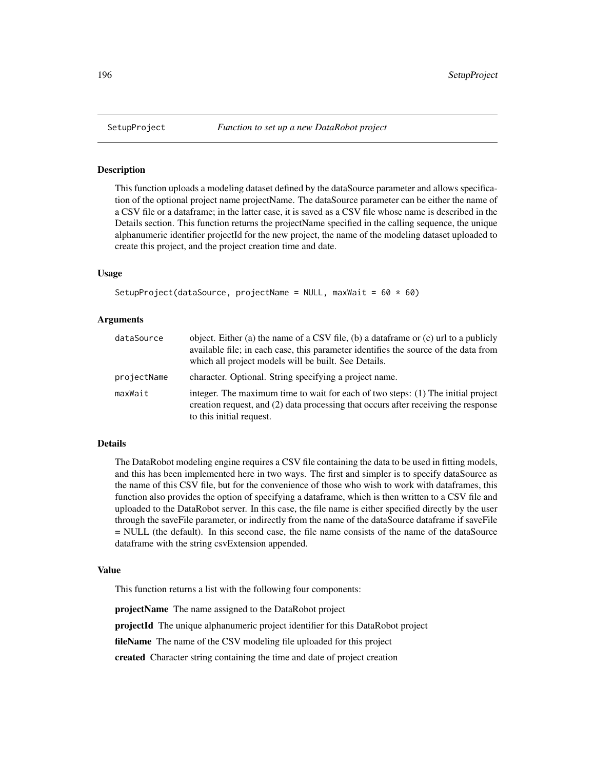## SetupProject *Function to set up a new DataRobot project*

### Description

This function uploads a modeling dataset defined by the dataSource parameter and allows specification of the optional project name projectName. The dataSource parameter can be either the name of a CSV file or a dataframe; in the latter case, it is saved as a CSV file whose name is described in the Details section. This function returns the projectName specified in the calling sequence, the unique alphanumeric identifier projectId for the new project, the name of the modeling dataset uploaded to create this project, and the project creation time and date.

### Usage

```
SetupProject(dataSource, projectName = NULL, maxWait = 60 * 60)
```

### Arguments

| | |
|---|---|
| dataSource | object. Either (a) the name of a CSV file, (b) a dataframe or (c) url to a publicly available file; in each case, this parameter identifies the source of the data from which all project models will be built. See Details. |
| projectName | character. Optional. String specifying a project name. |
| maxWait | integer. The maximum time to wait for each of two steps: (1) The initial project creation request, and (2) data processing that occurs after receiving the response to this initial request. |

### Details

The DataRobot modeling engine requires a CSV file containing the data to be used in fitting models, and this has been implemented here in two ways. The first and simpler is to specify dataSource as the name of this CSV file, but for the convenience of those who wish to work with dataframes, this function also provides the option of specifying a dataframe, which is then written to a CSV file and uploaded to the DataRobot server. In this case, the file name is either specified directly by the user through the saveFile parameter, or indirectly from the name of the dataSource dataframe if saveFile = NULL (the default). In this second case, the file name consists of the name of the dataSource dataframe with the string csvExtension appended.

### Value

This function returns a list with the following four components:

**projectName** The name assigned to the DataRobot project

**projectId** The unique alphanumeric project identifier for this DataRobot project

**fileName** The name of the CSV modeling file uploaded for this project

**created** Character string containing the time and date of project creation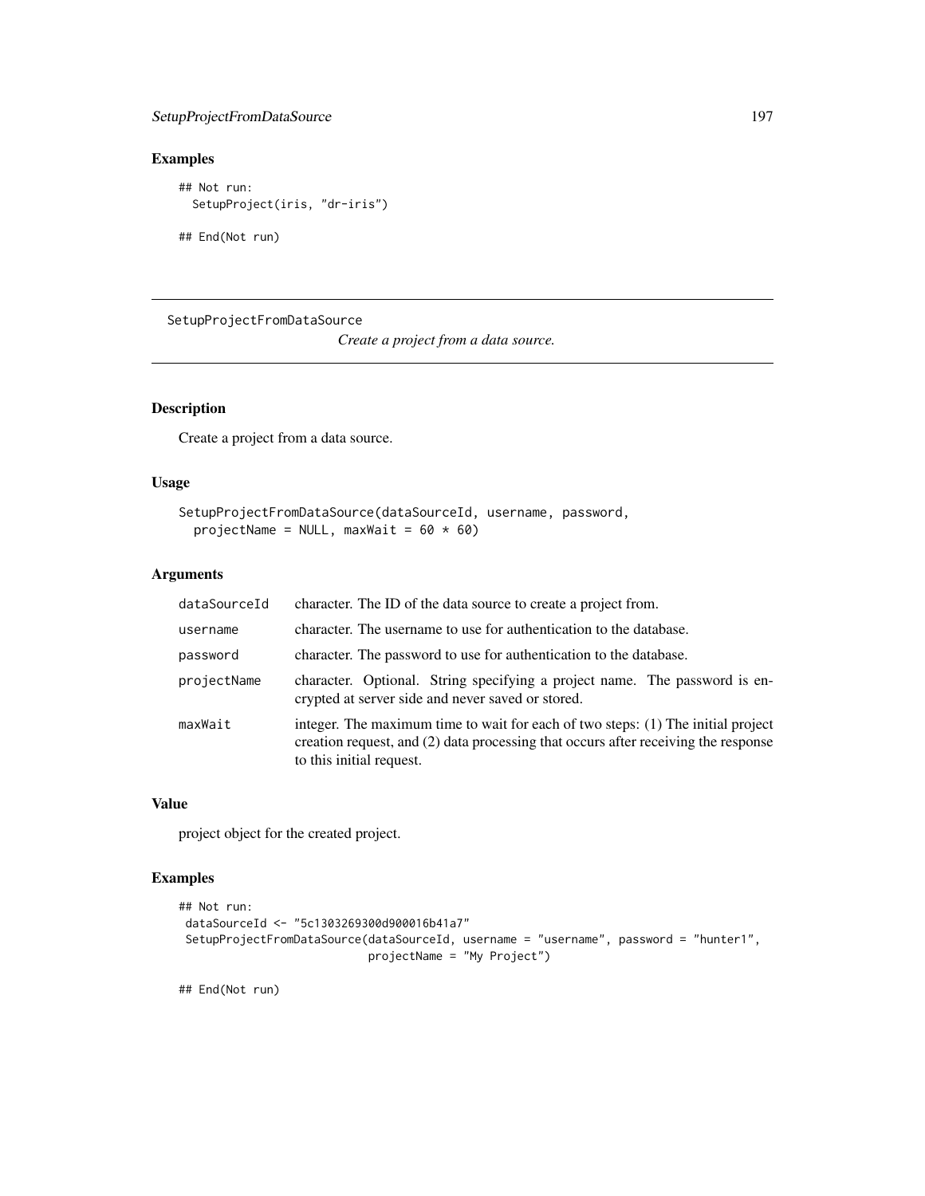### Examples

```
## Not run:
  SetupProject(iris, "dr-iris")

## End(Not run)
```

---

## SetupProjectFromDataSource

*Create a project from a data source.*

---

### Description

Create a project from a data source.

### Usage

```
SetupProjectFromDataSource(dataSourceId, username, password,
  projectName = NULL, maxWait = 60 * 60)
```

### Arguments

| | |
|---|---|
| `dataSourceId` | character. The ID of the data source to create a project from. |
| `username` | character. The username to use for authentication to the database. |
| `password` | character. The password to use for authentication to the database. |
| `projectName` | character. Optional. String specifying a project name. The password is encrypted at server side and never saved or stored. |
| `maxWait` | integer. The maximum time to wait for each of two steps: (1) The initial project creation request, and (2) data processing that occurs after receiving the response to this initial request. |

### Value

project object for the created project.

### Examples

```
## Not run:
 dataSourceId <- "5c1303269300d900016b41a7"
 SetupProjectFromDataSource(dataSourceId, username = "username", password = "hunter1",
                            projectName = "My Project")

## End(Not run)
```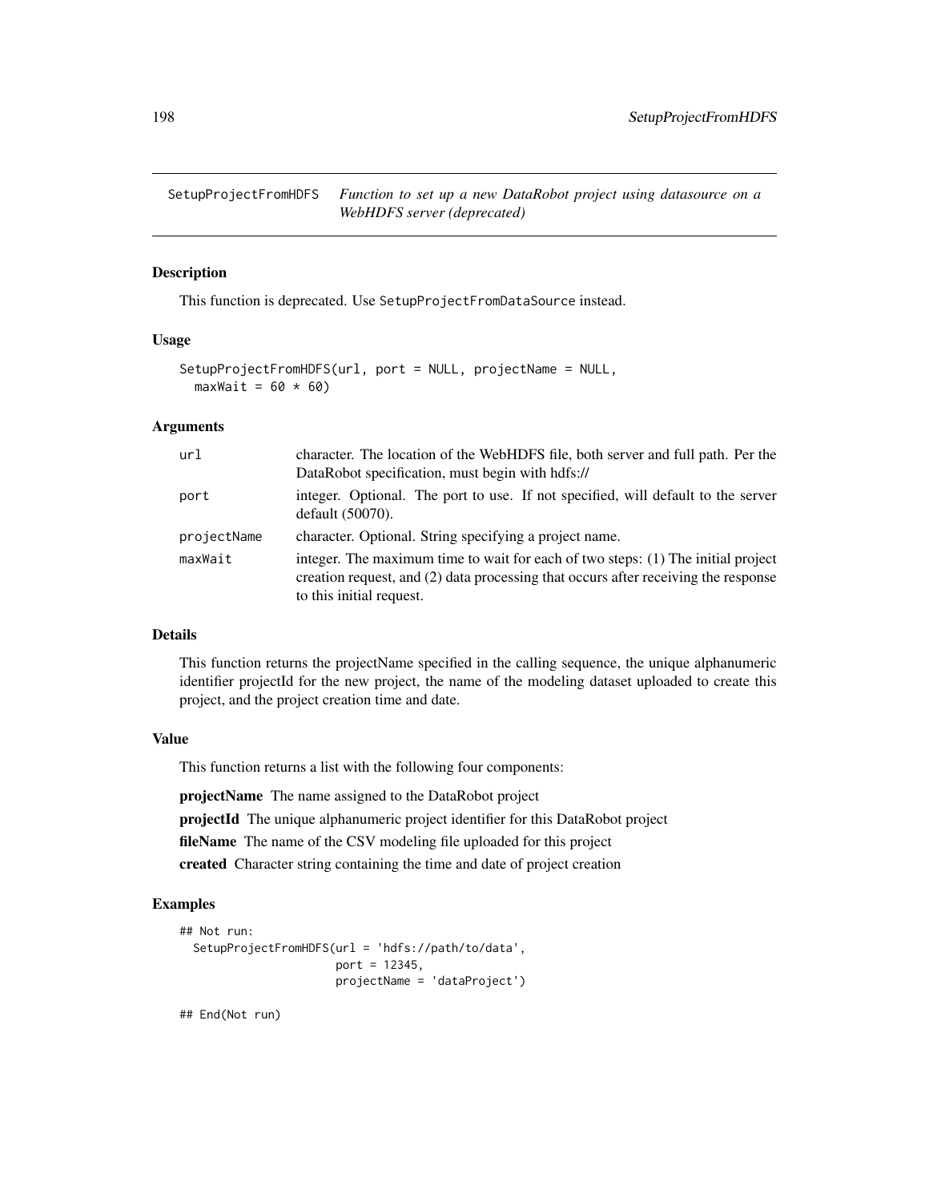## SetupProjectFromHDFS — *Function to set up a new DataRobot project using datasource on a WebHDFS server (deprecated)*

### Description

This function is deprecated. Use `SetupProjectFromDataSource` instead.

### Usage

```
SetupProjectFromHDFS(url, port = NULL, projectName = NULL,
  maxWait = 60 * 60)
```

### Arguments

| | |
|---|---|
| `url` | character. The location of the WebHDFS file, both server and full path. Per the DataRobot specification, must begin with hdfs:// |
| `port` | integer. Optional. The port to use. If not specified, will default to the server default (50070). |
| `projectName` | character. Optional. String specifying a project name. |
| `maxWait` | integer. The maximum time to wait for each of two steps: (1) The initial project creation request, and (2) data processing that occurs after receiving the response to this initial request. |

### Details

This function returns the projectName specified in the calling sequence, the unique alphanumeric identifier projectId for the new project, the name of the modeling dataset uploaded to create this project, and the project creation time and date.

### Value

This function returns a list with the following four components:

**projectName** The name assigned to the DataRobot project

**projectId** The unique alphanumeric project identifier for this DataRobot project

**fileName** The name of the CSV modeling file uploaded for this project

**created** Character string containing the time and date of project creation

### Examples

```
## Not run:
  SetupProjectFromHDFS(url = 'hdfs://path/to/data',
                       port = 12345,
                       projectName = 'dataProject')

## End(Not run)
```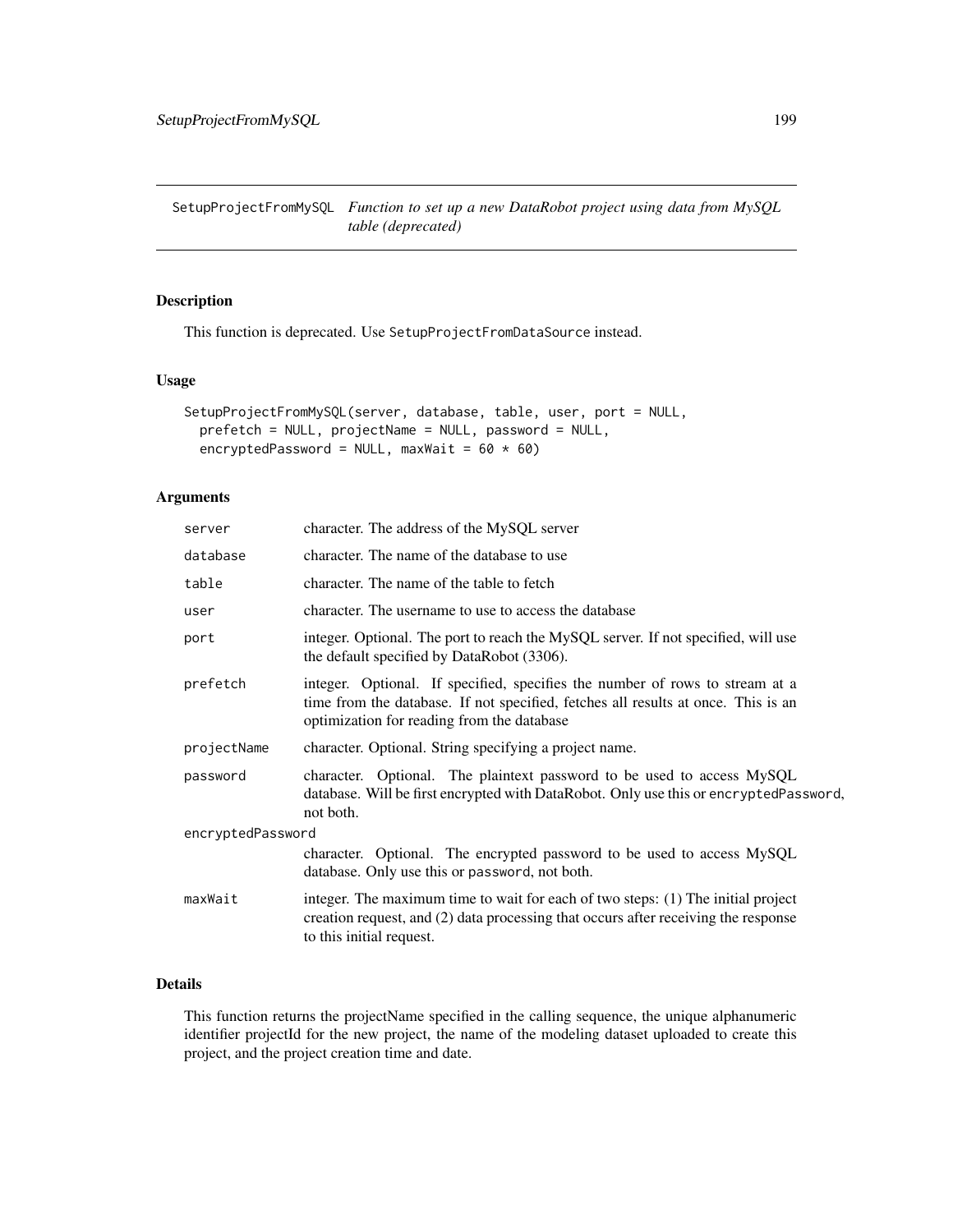SetupProjectFromMySQL *Function to set up a new DataRobot project using data from MySQL table (deprecated)*

## Description

This function is deprecated. Use SetupProjectFromDataSource instead.

## Usage

```
SetupProjectFromMySQL(server, database, table, user, port = NULL,
  prefetch = NULL, projectName = NULL, password = NULL,
  encryptedPassword = NULL, maxWait = 60 * 60)
```

## Arguments

| | |
|---|---|
| server | character. The address of the MySQL server |
| database | character. The name of the database to use |
| table | character. The name of the table to fetch |
| user | character. The username to use to access the database |
| port | integer. Optional. The port to reach the MySQL server. If not specified, will use the default specified by DataRobot (3306). |
| prefetch | integer. Optional. If specified, specifies the number of rows to stream at a time from the database. If not specified, fetches all results at once. This is an optimization for reading from the database |
| projectName | character. Optional. String specifying a project name. |
| password | character. Optional. The plaintext password to be used to access MySQL database. Will be first encrypted with DataRobot. Only use this or encryptedPassword, not both. |
| encryptedPassword | character. Optional. The encrypted password to be used to access MySQL database. Only use this or password, not both. |
| maxWait | integer. The maximum time to wait for each of two steps: (1) The initial project creation request, and (2) data processing that occurs after receiving the response to this initial request. |

## Details

This function returns the projectName specified in the calling sequence, the unique alphanumeric identifier projectId for the new project, the name of the modeling dataset uploaded to create this project, and the project creation time and date.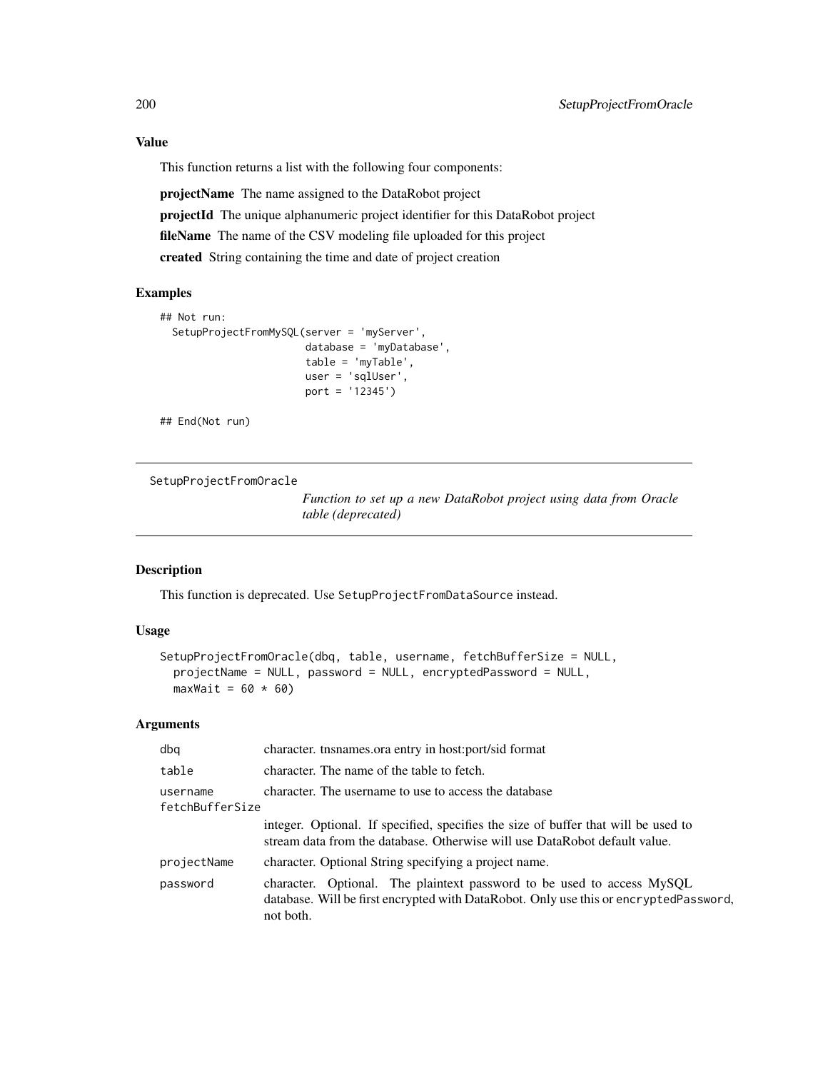## Value

This function returns a list with the following four components:

**projectName** The name assigned to the DataRobot project

**projectId** The unique alphanumeric project identifier for this DataRobot project

**fileName** The name of the CSV modeling file uploaded for this project

**created** String containing the time and date of project creation

## Examples

```
## Not run:
  SetupProjectFromMySQL(server = 'myServer',
                        database = 'myDatabase',
                        table = 'myTable',
                        user = 'sqlUser',
                        port = '12345')

## End(Not run)
```

---

`SetupProjectFromOracle` *Function to set up a new DataRobot project using data from Oracle table (deprecated)*

---

## Description

This function is deprecated. Use `SetupProjectFromDataSource` instead.

## Usage

```
SetupProjectFromOracle(dbq, table, username, fetchBufferSize = NULL,
  projectName = NULL, password = NULL, encryptedPassword = NULL,
  maxWait = 60 * 60)
```

## Arguments

| | |
|---|---|
| `dbq` | character. tnsnames.ora entry in host:port/sid format |
| `table` | character. The name of the table to fetch. |
| `username` | character. The username to use to access the database |
| `fetchBufferSize` | integer. Optional. If specified, specifies the size of buffer that will be used to stream data from the database. Otherwise will use DataRobot default value. |
| `projectName` | character. Optional String specifying a project name. |
| `password` | character. Optional. The plaintext password to be used to access MySQL database. Will be first encrypted with DataRobot. Only use this or `encryptedPassword`, not both. |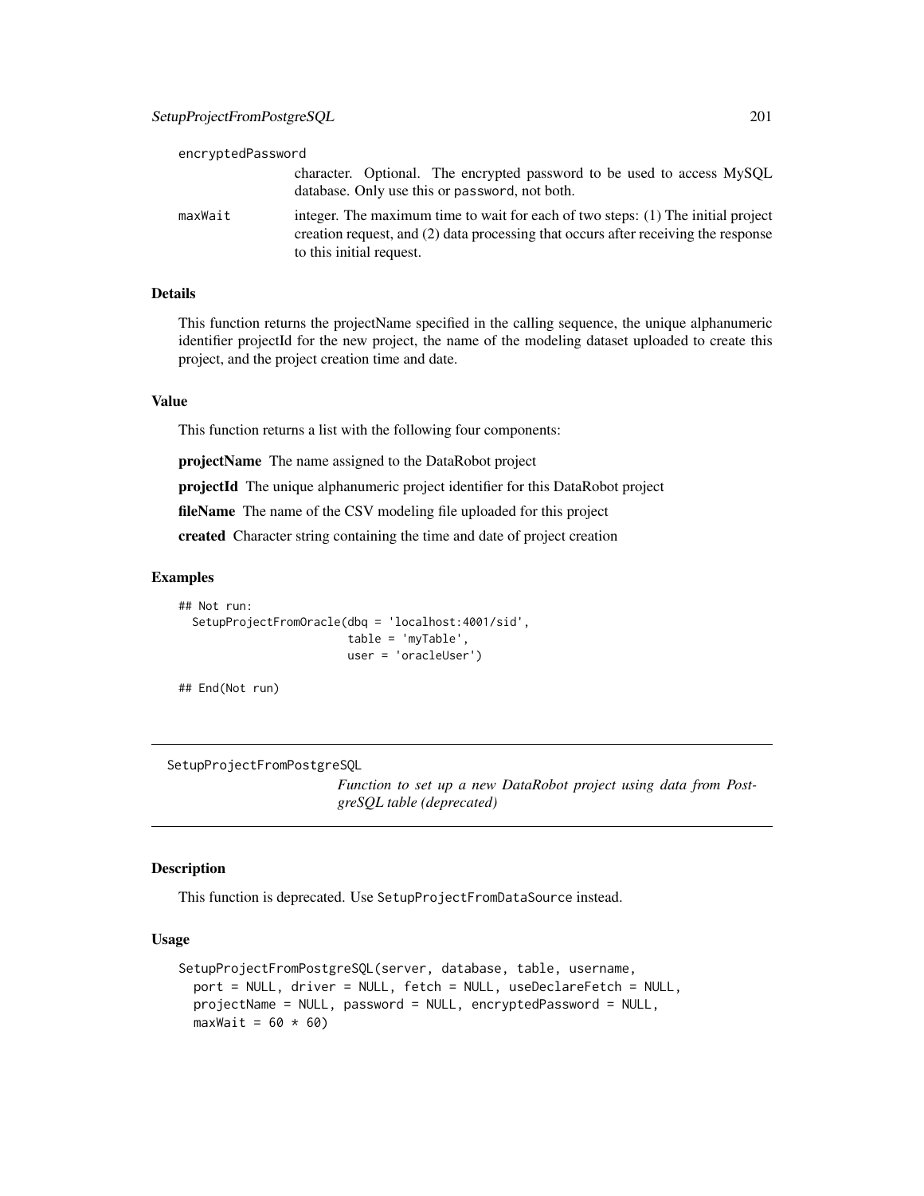encryptedPassword
: character. Optional. The encrypted password to be used to access MySQL database. Only use this or `password`, not both.

maxWait
: integer. The maximum time to wait for each of two steps: (1) The initial project creation request, and (2) data processing that occurs after receiving the response to this initial request.

### Details

This function returns the projectName specified in the calling sequence, the unique alphanumeric identifier projectId for the new project, the name of the modeling dataset uploaded to create this project, and the project creation time and date.

### Value

This function returns a list with the following four components:

**projectName** The name assigned to the DataRobot project

**projectId** The unique alphanumeric project identifier for this DataRobot project

**fileName** The name of the CSV modeling file uploaded for this project

**created** Character string containing the time and date of project creation

### Examples

```
## Not run:
  SetupProjectFromOracle(dbq = 'localhost:4001/sid',
                         table = 'myTable',
                         user = 'oracleUser')

## End(Not run)
```

---

## SetupProjectFromPostgreSQL

*Function to set up a new DataRobot project using data from PostgreSQL table (deprecated)*

### Description

This function is deprecated. Use `SetupProjectFromDataSource` instead.

### Usage

```
SetupProjectFromPostgreSQL(server, database, table, username,
  port = NULL, driver = NULL, fetch = NULL, useDeclareFetch = NULL,
  projectName = NULL, password = NULL, encryptedPassword = NULL,
  maxWait = 60 * 60)
```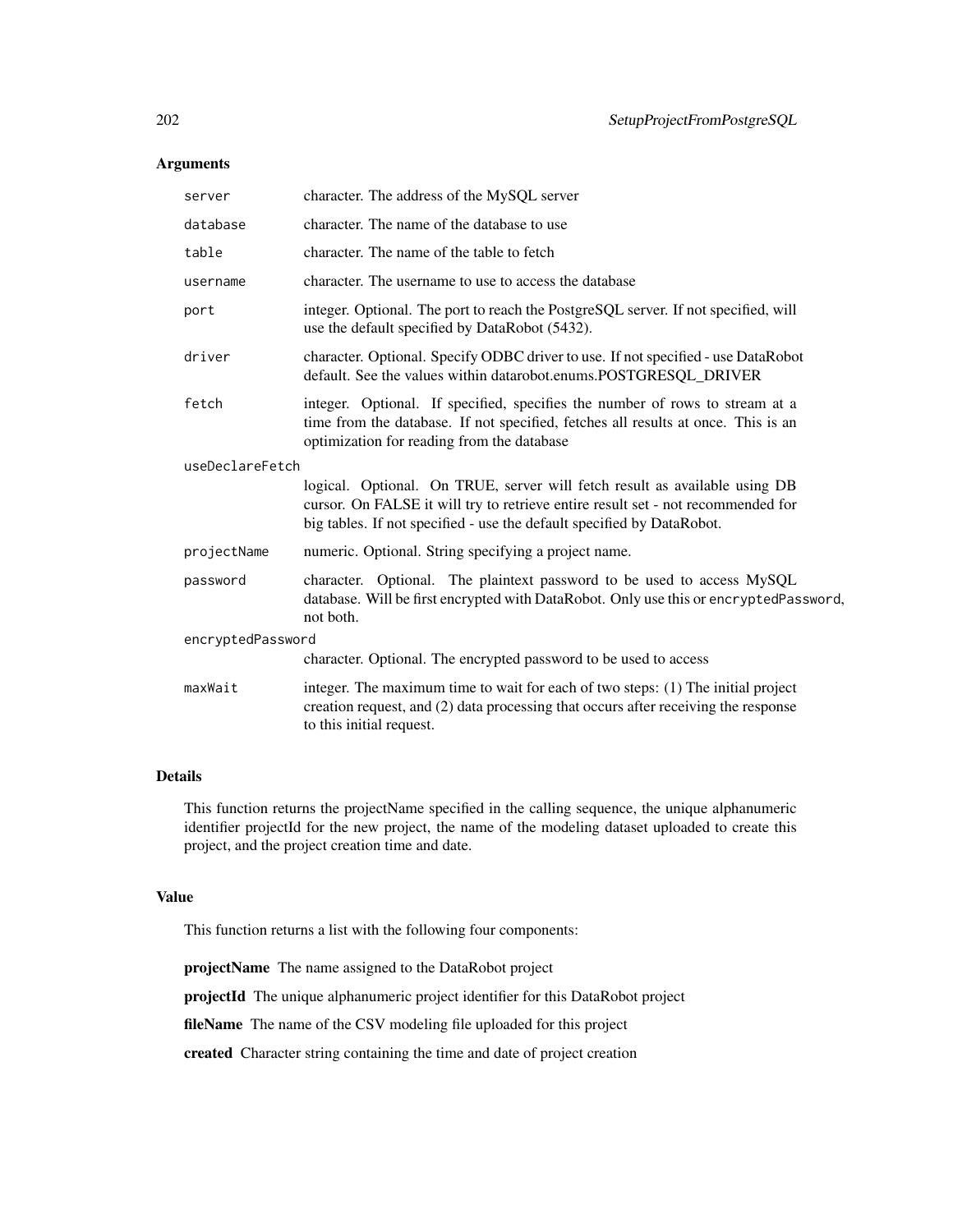## Arguments

| | |
|---|---|
| server | character. The address of the MySQL server |
| database | character. The name of the database to use |
| table | character. The name of the table to fetch |
| username | character. The username to use to access the database |
| port | integer. Optional. The port to reach the PostgreSQL server. If not specified, will use the default specified by DataRobot (5432). |
| driver | character. Optional. Specify ODBC driver to use. If not specified - use DataRobot default. See the values within datarobot.enums.POSTGRESQL_DRIVER |
| fetch | integer. Optional. If specified, specifies the number of rows to stream at a time from the database. If not specified, fetches all results at once. This is an optimization for reading from the database |
| useDeclareFetch | logical. Optional. On TRUE, server will fetch result as available using DB cursor. On FALSE it will try to retrieve entire result set - not recommended for big tables. If not specified - use the default specified by DataRobot. |
| projectName | numeric. Optional. String specifying a project name. |
| password | character. Optional. The plaintext password to be used to access MySQL database. Will be first encrypted with DataRobot. Only use this or `encryptedPassword`, not both. |
| encryptedPassword | character. Optional. The encrypted password to be used to access |
| maxWait | integer. The maximum time to wait for each of two steps: (1) The initial project creation request, and (2) data processing that occurs after receiving the response to this initial request. |

## Details

This function returns the projectName specified in the calling sequence, the unique alphanumeric identifier projectId for the new project, the name of the modeling dataset uploaded to create this project, and the project creation time and date.

## Value

This function returns a list with the following four components:

**projectName** The name assigned to the DataRobot project

**projectId** The unique alphanumeric project identifier for this DataRobot project

**fileName** The name of the CSV modeling file uploaded for this project

**created** Character string containing the time and date of project creation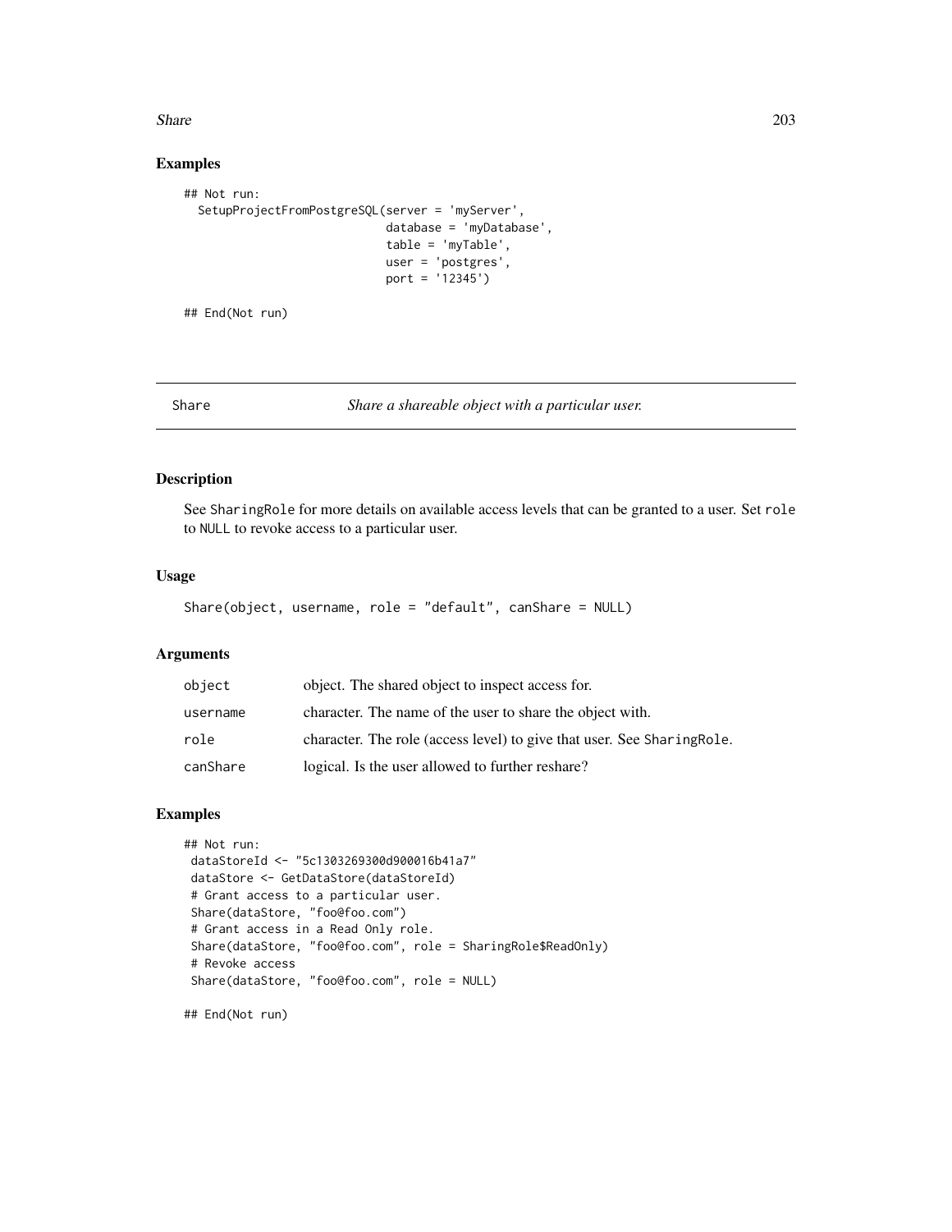## Examples

```
## Not run:
  SetupProjectFromPostgreSQL(server = 'myServer',
                             database = 'myDatabase',
                             table = 'myTable',
                             user = 'postgres',
                             port = '12345')

## End(Not run)
```

---

# Share — *Share a shareable object with a particular user.*

## Description

See SharingRole for more details on available access levels that can be granted to a user. Set role to NULL to revoke access to a particular user.

## Usage

```
Share(object, username, role = "default", canShare = NULL)
```

## Arguments

| | |
|---|---|
| object | object. The shared object to inspect access for. |
| username | character. The name of the user to share the object with. |
| role | character. The role (access level) to give that user. See SharingRole. |
| canShare | logical. Is the user allowed to further reshare? |

## Examples

```
## Not run:
 dataStoreId <- "5c1303269300d900016b41a7"
 dataStore <- GetDataStore(dataStoreId)
 # Grant access to a particular user.
 Share(dataStore, "foo@foo.com")
 # Grant access in a Read Only role.
 Share(dataStore, "foo@foo.com", role = SharingRole$ReadOnly)
 # Revoke access
 Share(dataStore, "foo@foo.com", role = NULL)

## End(Not run)
```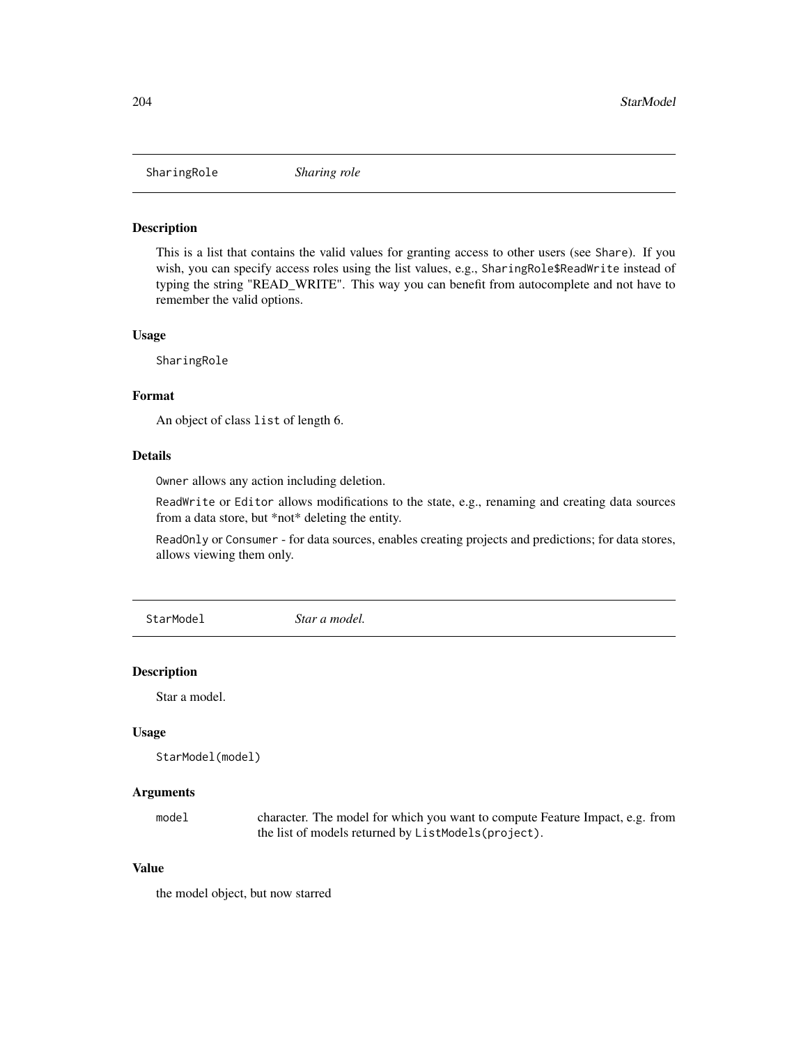## SharingRole *Sharing role*

### Description

This is a list that contains the valid values for granting access to other users (see `Share`). If you wish, you can specify access roles using the list values, e.g., `SharingRole$ReadWrite` instead of typing the string "READ_WRITE". This way you can benefit from autocomplete and not have to remember the valid options.

### Usage

```
SharingRole
```

### Format

An object of class `list` of length 6.

### Details

`Owner` allows any action including deletion.

`ReadWrite` or `Editor` allows modifications to the state, e.g., renaming and creating data sources from a data store, but *not* deleting the entity.

`ReadOnly` or `Consumer` - for data sources, enables creating projects and predictions; for data stores, allows viewing them only.

## StarModel *Star a model.*

### Description

Star a model.

### Usage

```
StarModel(model)
```

### Arguments

| | |
|---|---|
| `model` | character. The model for which you want to compute Feature Impact, e.g. from the list of models returned by `ListModels(project)`. |

### Value

the model object, but now starred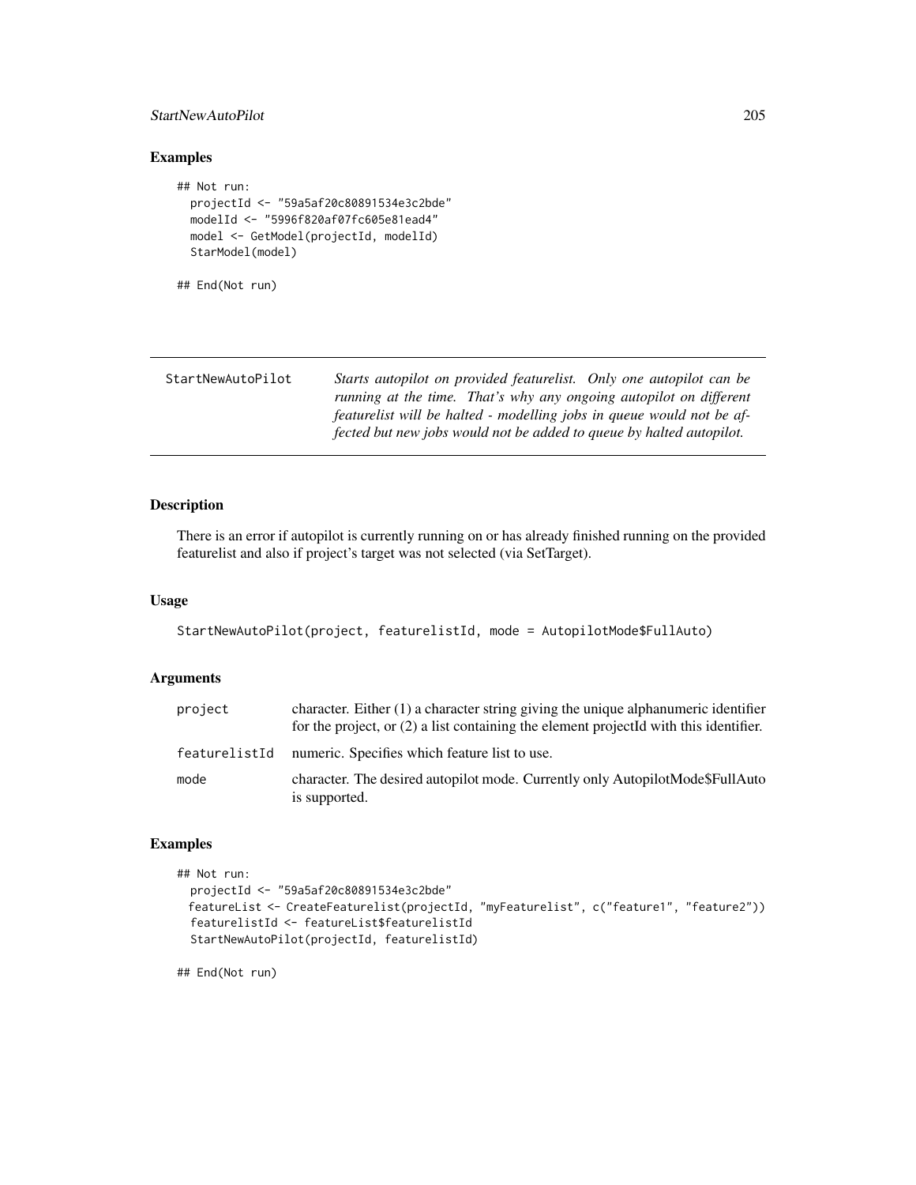### Examples

```
## Not run:
  projectId <- "59a5af20c80891534e3c2bde"
  modelId <- "5996f820af07fc605e81ead4"
  model <- GetModel(projectId, modelId)
  StarModel(model)

## End(Not run)
```

---

## StartNewAutoPilot

*Starts autopilot on provided featurelist. Only one autopilot can be running at the time. That's why any ongoing autopilot on different featurelist will be halted - modelling jobs in queue would not be affected but new jobs would not be added to queue by halted autopilot.*

---

### Description

There is an error if autopilot is currently running on or has already finished running on the provided featurelist and also if project's target was not selected (via SetTarget).

### Usage

```
StartNewAutoPilot(project, featurelistId, mode = AutopilotMode$FullAuto)
```

### Arguments

| | |
|---|---|
| `project` | character. Either (1) a character string giving the unique alphanumeric identifier for the project, or (2) a list containing the element projectId with this identifier. |
| `featurelistId` | numeric. Specifies which feature list to use. |
| `mode` | character. The desired autopilot mode. Currently only AutopilotMode$FullAuto is supported. |

### Examples

```
## Not run:
  projectId <- "59a5af20c80891534e3c2bde"
  featureList <- CreateFeaturelist(projectId, "myFeaturelist", c("feature1", "feature2"))
  featurelistId <- featureList$featurelistId
  StartNewAutoPilot(projectId, featurelistId)

## End(Not run)
```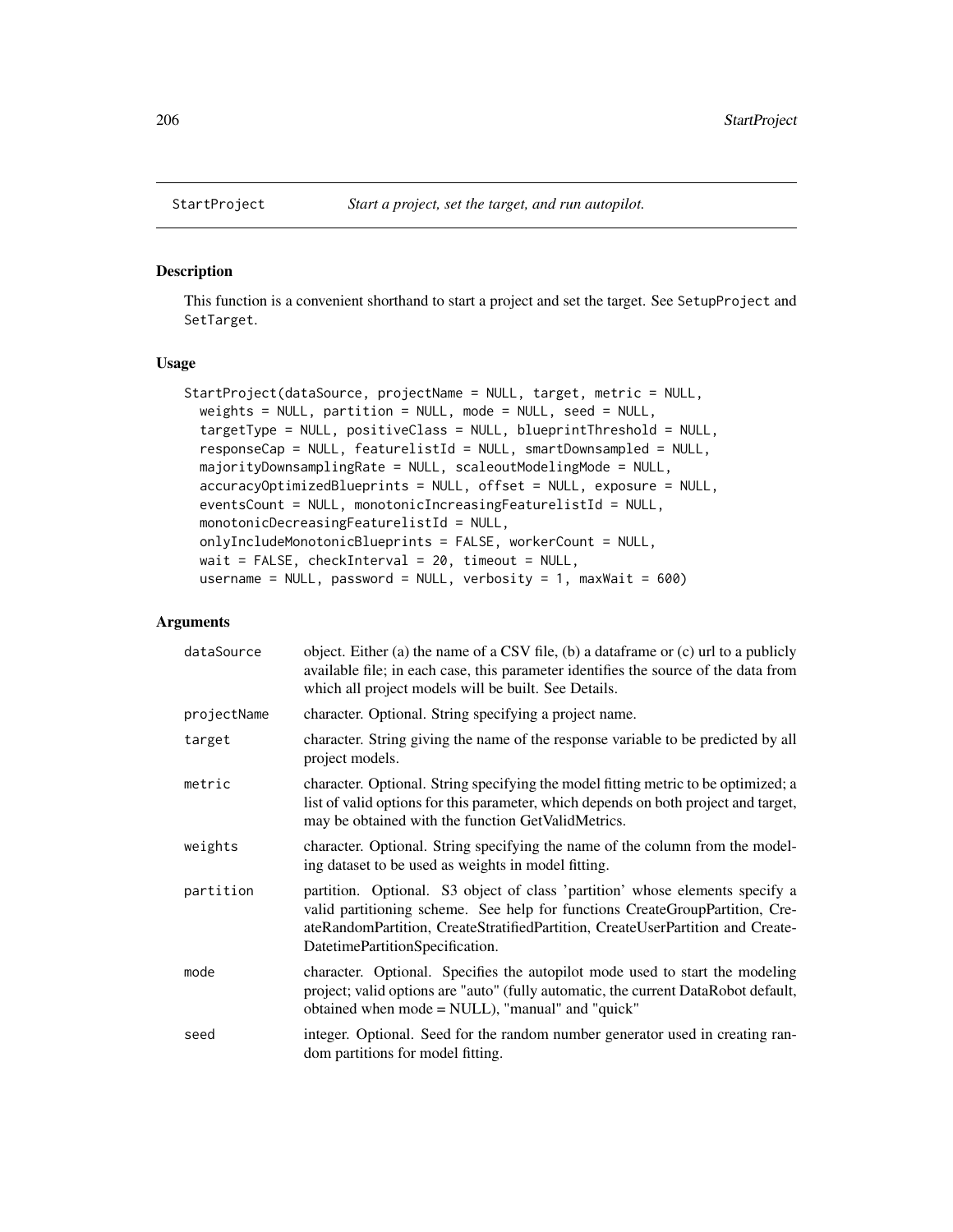StartProject    *Start a project, set the target, and run autopilot.*

## Description

This function is a convenient shorthand to start a project and set the target. See SetupProject and SetTarget.

## Usage

```
StartProject(dataSource, projectName = NULL, target, metric = NULL,
  weights = NULL, partition = NULL, mode = NULL, seed = NULL,
  targetType = NULL, positiveClass = NULL, blueprintThreshold = NULL,
  responseCap = NULL, featurelistId = NULL, smartDownsampled = NULL,
  majorityDownsamplingRate = NULL, scaleoutModelingMode = NULL,
  accuracyOptimizedBlueprints = NULL, offset = NULL, exposure = NULL,
  eventsCount = NULL, monotonicIncreasingFeaturelistId = NULL,
  monotonicDecreasingFeaturelistId = NULL,
  onlyIncludeMonotonicBlueprints = FALSE, workerCount = NULL,
  wait = FALSE, checkInterval = 20, timeout = NULL,
  username = NULL, password = NULL, verbosity = 1, maxWait = 600)
```

## Arguments

| | |
|---|---|
| dataSource | object. Either (a) the name of a CSV file, (b) a dataframe or (c) url to a publicly available file; in each case, this parameter identifies the source of the data from which all project models will be built. See Details. |
| projectName | character. Optional. String specifying a project name. |
| target | character. String giving the name of the response variable to be predicted by all project models. |
| metric | character. Optional. String specifying the model fitting metric to be optimized; a list of valid options for this parameter, which depends on both project and target, may be obtained with the function GetValidMetrics. |
| weights | character. Optional. String specifying the name of the column from the modeling dataset to be used as weights in model fitting. |
| partition | partition. Optional. S3 object of class 'partition' whose elements specify a valid partitioning scheme. See help for functions CreateGroupPartition, CreateRandomPartition, CreateStratifiedPartition, CreateUserPartition and CreateDatetimePartitionSpecification. |
| mode | character. Optional. Specifies the autopilot mode used to start the modeling project; valid options are "auto" (fully automatic, the current DataRobot default, obtained when mode = NULL), "manual" and "quick" |
| seed | integer. Optional. Seed for the random number generator used in creating random partitions for model fitting. |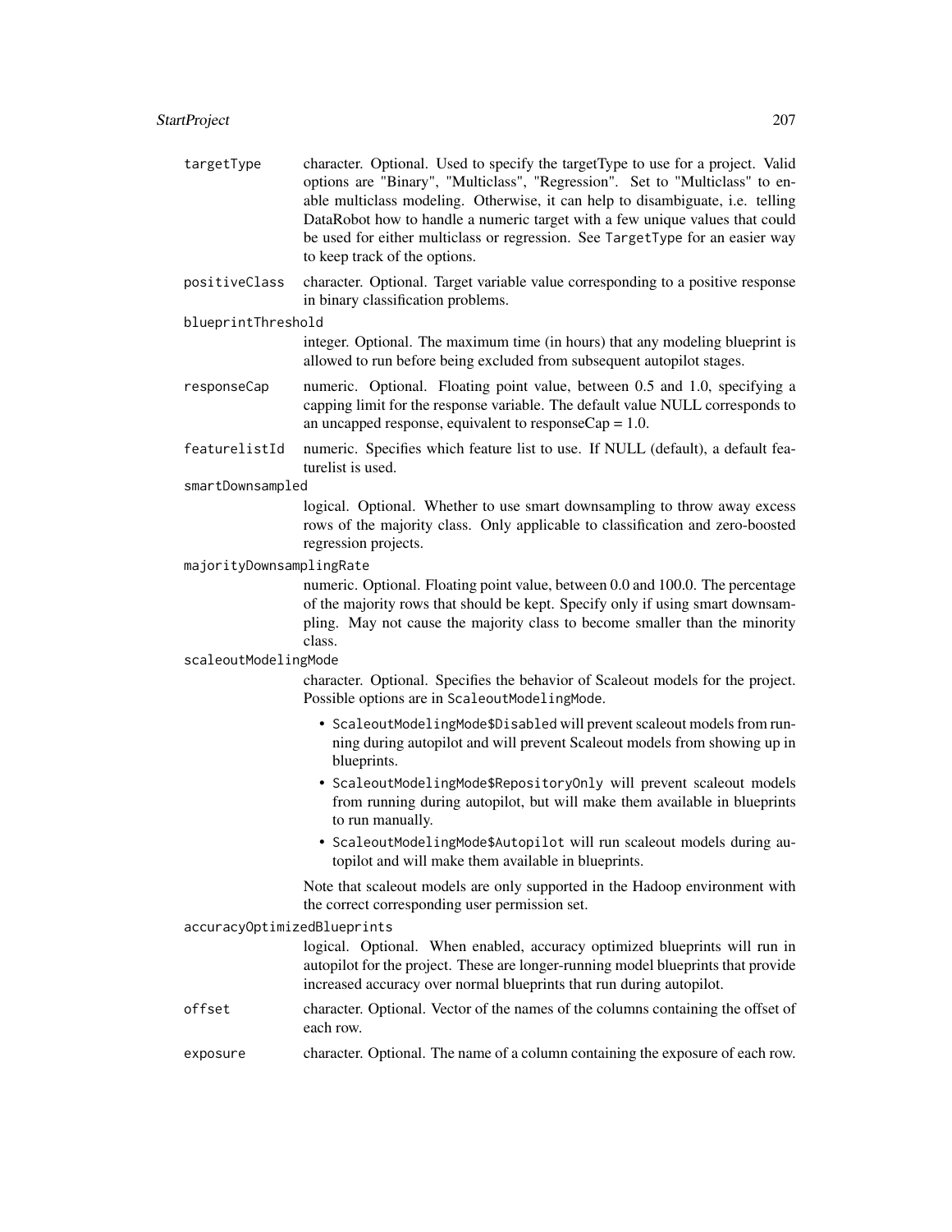`targetType` character. Optional. Used to specify the targetType to use for a project. Valid options are "Binary", "Multiclass", "Regression". Set to "Multiclass" to enable multiclass modeling. Otherwise, it can help to disambiguate, i.e. telling DataRobot how to handle a numeric target with a few unique values that could be used for either multiclass or regression. See `TargetType` for an easier way to keep track of the options.

`positiveClass` character. Optional. Target variable value corresponding to a positive response in binary classification problems.

`blueprintThreshold` integer. Optional. The maximum time (in hours) that any modeling blueprint is allowed to run before being excluded from subsequent autopilot stages.

`responseCap` numeric. Optional. Floating point value, between 0.5 and 1.0, specifying a capping limit for the response variable. The default value NULL corresponds to an uncapped response, equivalent to responseCap = 1.0.

`featurelistId` numeric. Specifies which feature list to use. If NULL (default), a default featurelist is used.

`smartDownsampled` logical. Optional. Whether to use smart downsampling to throw away excess rows of the majority class. Only applicable to classification and zero-boosted regression projects.

`majorityDownsamplingRate` numeric. Optional. Floating point value, between 0.0 and 100.0. The percentage of the majority rows that should be kept. Specify only if using smart downsampling. May not cause the majority class to become smaller than the minority class.

`scaleoutModelingMode` character. Optional. Specifies the behavior of Scaleout models for the project. Possible options are in `ScaleoutModelingMode`.

- `ScaleoutModelingMode$Disabled` will prevent scaleout models from running during autopilot and will prevent Scaleout models from showing up in blueprints.
- `ScaleoutModelingMode$RepositoryOnly` will prevent scaleout models from running during autopilot, but will make them available in blueprints to run manually.
- `ScaleoutModelingMode$Autopilot` will run scaleout models during autopilot and will make them available in blueprints.

Note that scaleout models are only supported in the Hadoop environment with the correct corresponding user permission set.

`accuracyOptimizedBlueprints` logical. Optional. When enabled, accuracy optimized blueprints will run in autopilot for the project. These are longer-running model blueprints that provide increased accuracy over normal blueprints that run during autopilot.

`offset` character. Optional. Vector of the names of the columns containing the offset of each row.

`exposure` character. Optional. The name of a column containing the exposure of each row.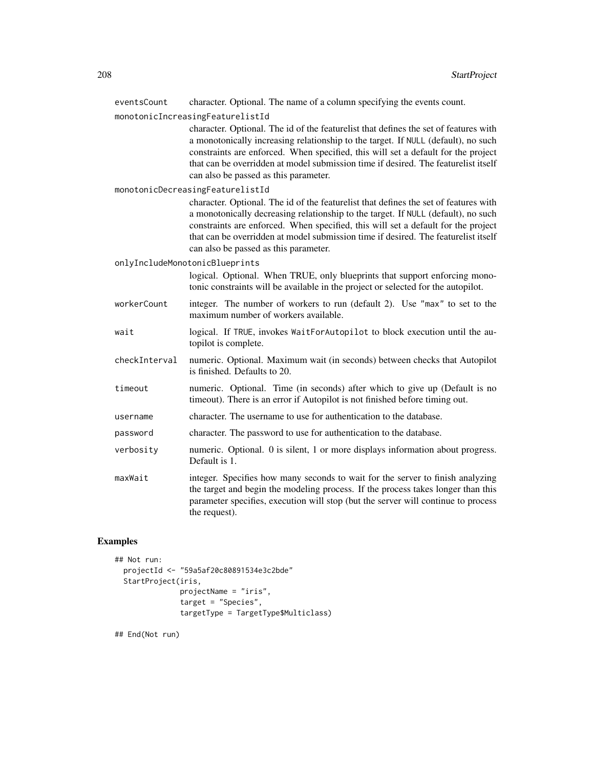| | |
|---|---|
| `eventsCount` | character. Optional. The name of a column specifying the events count. |
| `monotonicIncreasingFeaturelistId` | character. Optional. The id of the featurelist that defines the set of features with a monotonically increasing relationship to the target. If `NULL` (default), no such constraints are enforced. When specified, this will set a default for the project that can be overridden at model submission time if desired. The featurelist itself can also be passed as this parameter. |
| `monotonicDecreasingFeaturelistId` | character. Optional. The id of the featurelist that defines the set of features with a monotonically decreasing relationship to the target. If `NULL` (default), no such constraints are enforced. When specified, this will set a default for the project that can be overridden at model submission time if desired. The featurelist itself can also be passed as this parameter. |
| `onlyIncludeMonotonicBlueprints` | logical. Optional. When TRUE, only blueprints that support enforcing monotonic constraints will be available in the project or selected for the autopilot. |
| `workerCount` | integer. The number of workers to run (default 2). Use `"max"` to set to the maximum number of workers available. |
| `wait` | logical. If `TRUE`, invokes `WaitForAutopilot` to block execution until the autopilot is complete. |
| `checkInterval` | numeric. Optional. Maximum wait (in seconds) between checks that Autopilot is finished. Defaults to 20. |
| `timeout` | numeric. Optional. Time (in seconds) after which to give up (Default is no timeout). There is an error if Autopilot is not finished before timing out. |
| `username` | character. The username to use for authentication to the database. |
| `password` | character. The password to use for authentication to the database. |
| `verbosity` | numeric. Optional. 0 is silent, 1 or more displays information about progress. Default is 1. |
| `maxWait` | integer. Specifies how many seconds to wait for the server to finish analyzing the target and begin the modeling process. If the process takes longer than this parameter specifies, execution will stop (but the server will continue to process the request). |

## Examples

```
## Not run:
  projectId <- "59a5af20c80891534e3c2bde"
  StartProject(iris,
               projectName = "iris",
               target = "Species",
               targetType = TargetType$Multiclass)

## End(Not run)
```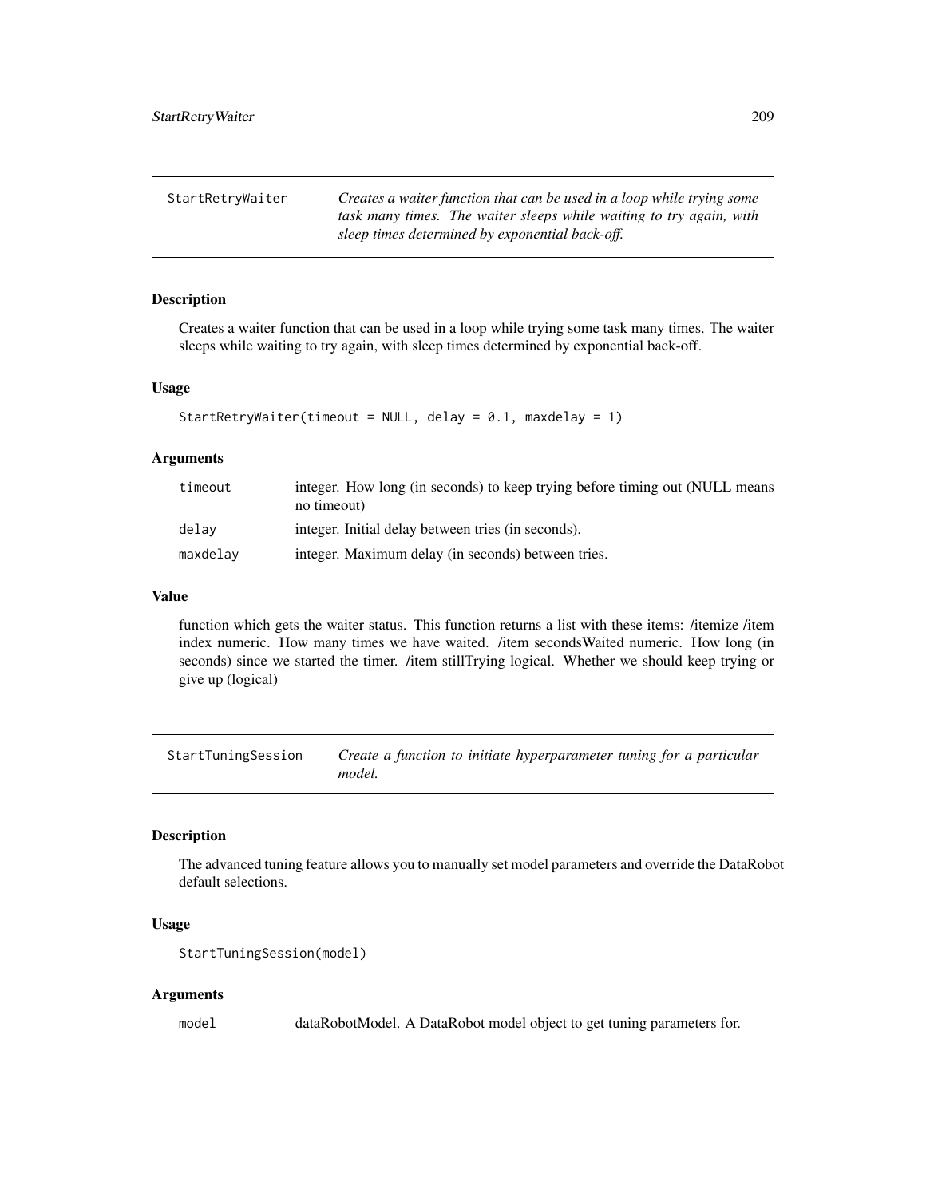## StartRetryWaiter

*Creates a waiter function that can be used in a loop while trying some task many times. The waiter sleeps while waiting to try again, with sleep times determined by exponential back-off.*

### Description

Creates a waiter function that can be used in a loop while trying some task many times. The waiter sleeps while waiting to try again, with sleep times determined by exponential back-off.

### Usage

```
StartRetryWaiter(timeout = NULL, delay = 0.1, maxdelay = 1)
```

### Arguments

| | |
|---|---|
| timeout | integer. How long (in seconds) to keep trying before timing out (NULL means no timeout) |
| delay | integer. Initial delay between tries (in seconds). |
| maxdelay | integer. Maximum delay (in seconds) between tries. |

### Value

function which gets the waiter status. This function returns a list with these items: /itemize /item index numeric. How many times we have waited. /item secondsWaited numeric. How long (in seconds) since we started the timer. /item stillTrying logical. Whether we should keep trying or give up (logical)

## StartTuningSession

*Create a function to initiate hyperparameter tuning for a particular model.*

### Description

The advanced tuning feature allows you to manually set model parameters and override the DataRobot default selections.

### Usage

```
StartTuningSession(model)
```

### Arguments

| | |
|---|---|
| model | dataRobotModel. A DataRobot model object to get tuning parameters for. |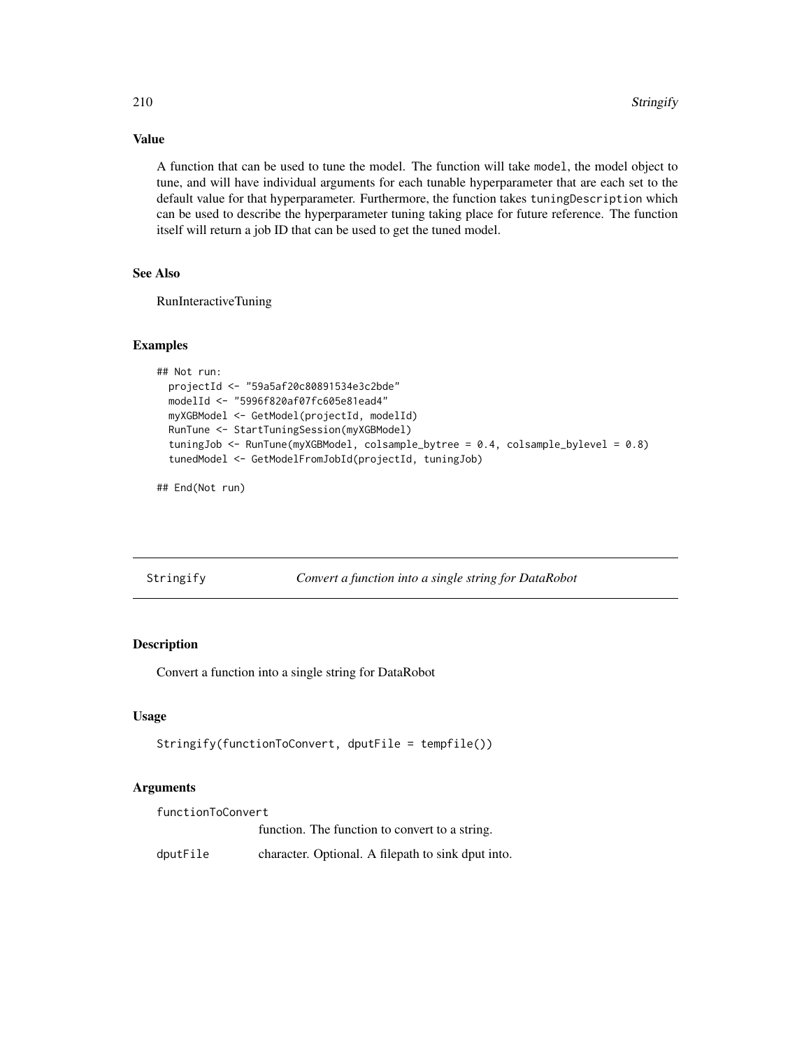### Value

A function that can be used to tune the model. The function will take `model`, the model object to tune, and will have individual arguments for each tunable hyperparameter that are each set to the default value for that hyperparameter. Furthermore, the function takes `tuningDescription` which can be used to describe the hyperparameter tuning taking place for future reference. The function itself will return a job ID that can be used to get the tuned model.

### See Also

RunInteractiveTuning

### Examples

```
## Not run:
  projectId <- "59a5af20c80891534e3c2bde"
  modelId <- "5996f820af07fc605e81ead4"
  myXGBModel <- GetModel(projectId, modelId)
  RunTune <- StartTuningSession(myXGBModel)
  tuningJob <- RunTune(myXGBModel, colsample_bytree = 0.4, colsample_bylevel = 0.8)
  tunedModel <- GetModelFromJobId(projectId, tuningJob)

## End(Not run)
```

---

## Stringify — *Convert a function into a single string for DataRobot*

---

### Description

Convert a function into a single string for DataRobot

### Usage

```
Stringify(functionToConvert, dputFile = tempfile())
```

### Arguments

| | |
|---|---|
| `functionToConvert` | function. The function to convert to a string. |
| `dputFile` | character. Optional. A filepath to sink dput into. |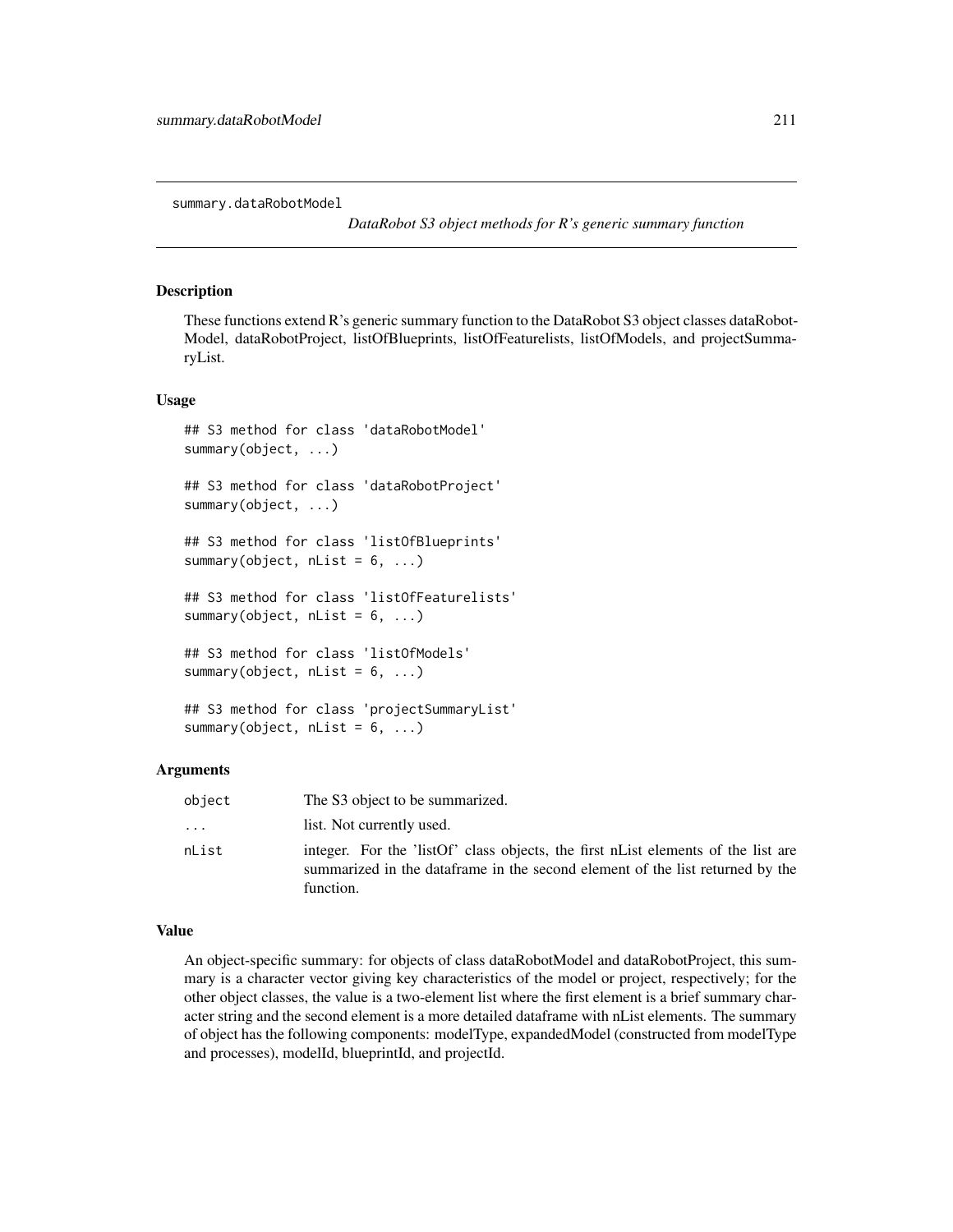summary.dataRobotModel

*DataRobot S3 object methods for R's generic summary function*

## Description

These functions extend R's generic summary function to the DataRobot S3 object classes dataRobotModel, dataRobotProject, listOfBlueprints, listOfFeaturelists, listOfModels, and projectSummaryList.

## Usage

```
## S3 method for class 'dataRobotModel'
summary(object, ...)

## S3 method for class 'dataRobotProject'
summary(object, ...)

## S3 method for class 'listOfBlueprints'
summary(object, nList = 6, ...)

## S3 method for class 'listOfFeaturelists'
summary(object, nList = 6, ...)

## S3 method for class 'listOfModels'
summary(object, nList = 6, ...)

## S3 method for class 'projectSummaryList'
summary(object, nList = 6, ...)
```

## Arguments

| | |
|---|---|
| object | The S3 object to be summarized. |
| ... | list. Not currently used. |
| nList | integer. For the 'listOf' class objects, the first nList elements of the list are summarized in the dataframe in the second element of the list returned by the function. |

## Value

An object-specific summary: for objects of class dataRobotModel and dataRobotProject, this summary is a character vector giving key characteristics of the model or project, respectively; for the other object classes, the value is a two-element list where the first element is a brief summary character string and the second element is a more detailed dataframe with nList elements. The summary of object has the following components: modelType, expandedModel (constructed from modelType and processes), modelId, blueprintId, and projectId.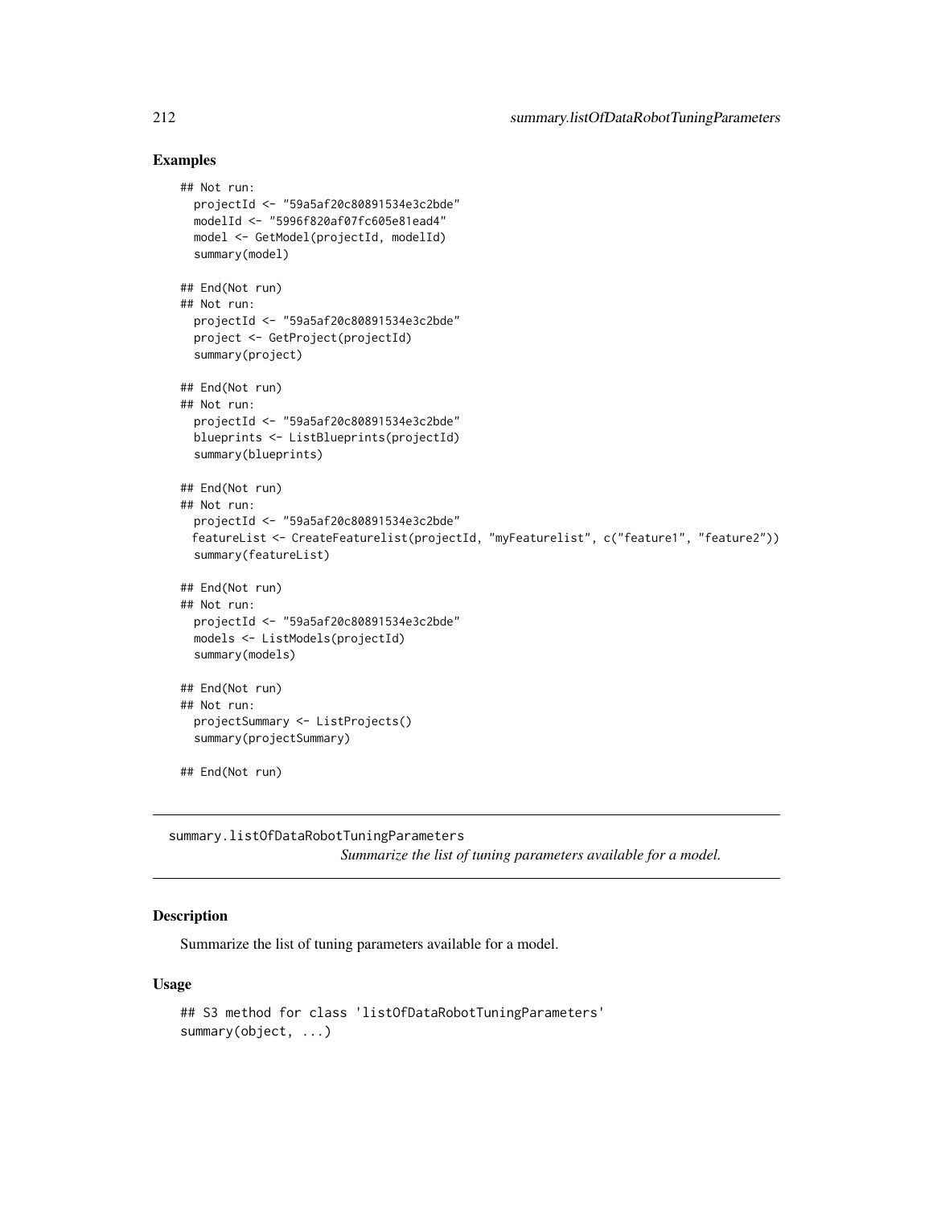## Examples

```
## Not run:
  projectId <- "59a5af20c80891534e3c2bde"
  modelId <- "5996f820af07fc605e81ead4"
  model <- GetModel(projectId, modelId)
  summary(model)

## End(Not run)
## Not run:
  projectId <- "59a5af20c80891534e3c2bde"
  project <- GetProject(projectId)
  summary(project)

## End(Not run)
## Not run:
  projectId <- "59a5af20c80891534e3c2bde"
  blueprints <- ListBlueprints(projectId)
  summary(blueprints)

## End(Not run)
## Not run:
  projectId <- "59a5af20c80891534e3c2bde"
  featureList <- CreateFeaturelist(projectId, "myFeaturelist", c("feature1", "feature2"))
  summary(featureList)

## End(Not run)
## Not run:
  projectId <- "59a5af20c80891534e3c2bde"
  models <- ListModels(projectId)
  summary(models)

## End(Not run)
## Not run:
  projectSummary <- ListProjects()
  summary(projectSummary)

## End(Not run)
```

---

# summary.listOfDataRobotTuningParameters

*Summarize the list of tuning parameters available for a model.*

---

## Description

Summarize the list of tuning parameters available for a model.

## Usage

```
## S3 method for class 'listOfDataRobotTuningParameters'
summary(object, ...)
```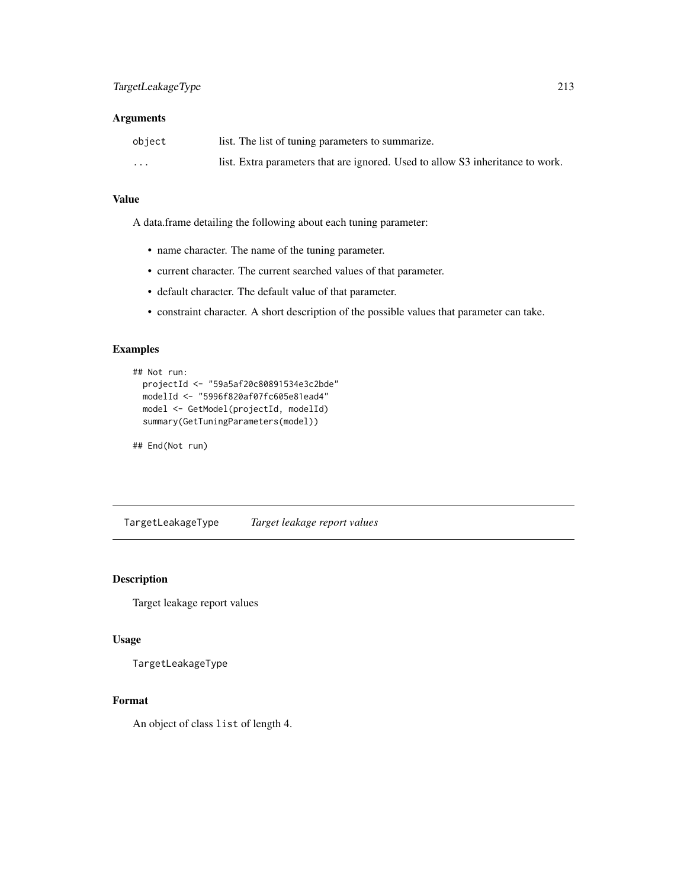### Arguments

| | |
|---|---|
| `object` | list. The list of tuning parameters to summarize. |
| `...` | list. Extra parameters that are ignored. Used to allow S3 inheritance to work. |

### Value

A data.frame detailing the following about each tuning parameter:

- name character. The name of the tuning parameter.
- current character. The current searched values of that parameter.
- default character. The default value of that parameter.
- constraint character. A short description of the possible values that parameter can take.

### Examples

```
## Not run:
  projectId <- "59a5af20c80891534e3c2bde"
  modelId <- "5996f820af07fc605e81ead4"
  model <- GetModel(projectId, modelId)
  summary(GetTuningParameters(model))

## End(Not run)
```

---

## TargetLeakageType    *Target leakage report values*

---

### Description

Target leakage report values

### Usage

```
TargetLeakageType
```

### Format

An object of class `list` of length 4.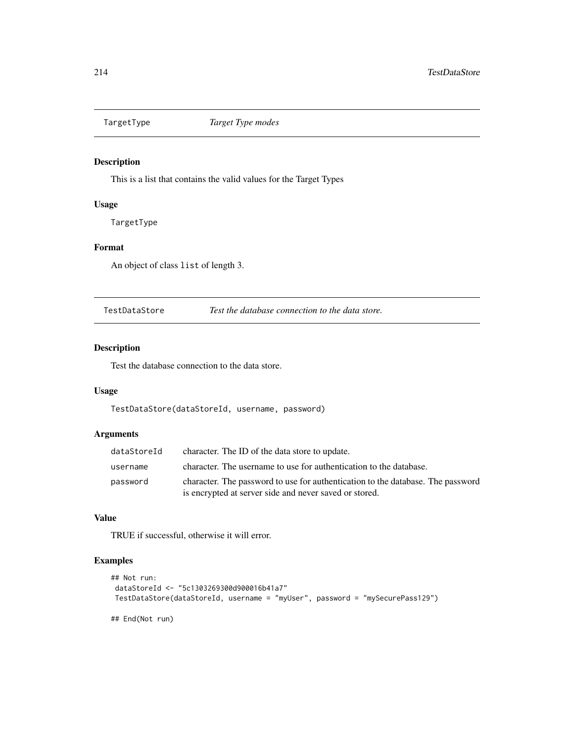## TargetType — *Target Type modes*

### Description

This is a list that contains the valid values for the Target Types

### Usage

```
TargetType
```

### Format

An object of class `list` of length 3.

## TestDataStore — *Test the database connection to the data store.*

### Description

Test the database connection to the data store.

### Usage

```
TestDataStore(dataStoreId, username, password)
```

### Arguments

| | |
|---|---|
| `dataStoreId` | character. The ID of the data store to update. |
| `username` | character. The username to use for authentication to the database. |
| `password` | character. The password to use for authentication to the database. The password is encrypted at server side and never saved or stored. |

### Value

TRUE if successful, otherwise it will error.

### Examples

```
## Not run:
 dataStoreId <- "5c1303269300d900016b41a7"
 TestDataStore(dataStoreId, username = "myUser", password = "mySecurePass129")

## End(Not run)
```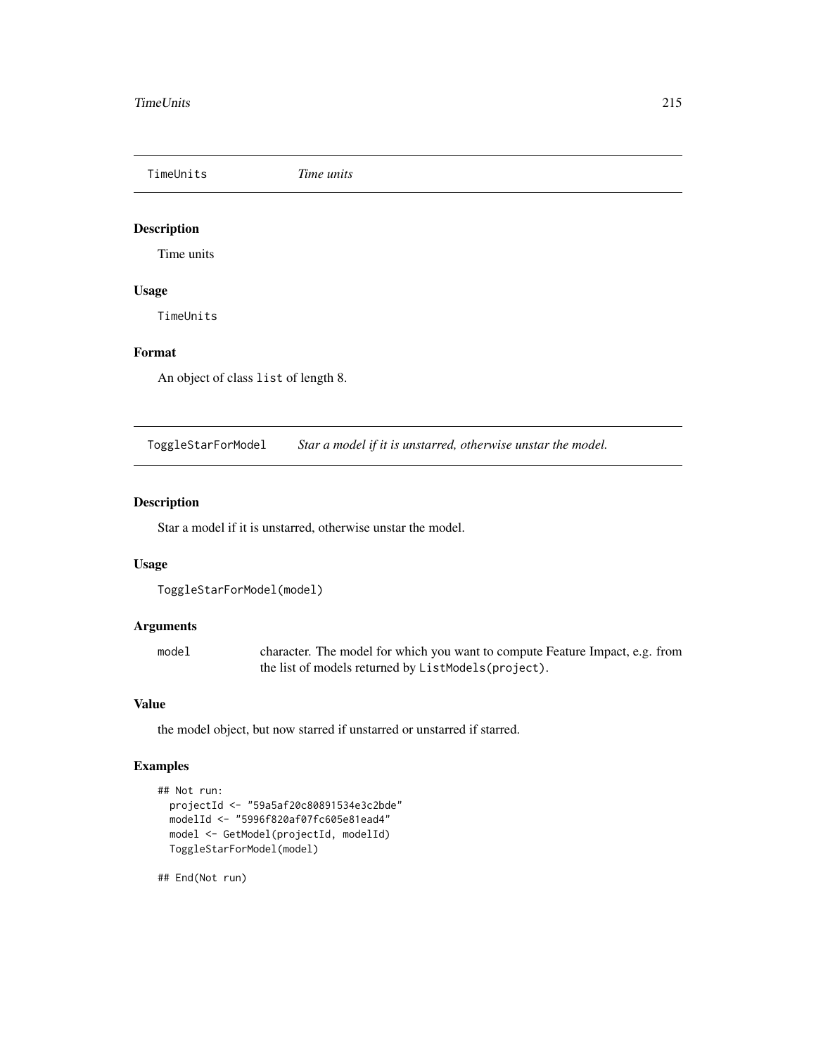## TimeUnits *Time units*

### Description

Time units

### Usage

```
TimeUnits
```

### Format

An object of class `list` of length 8.

## ToggleStarForModel *Star a model if it is unstarred, otherwise unstar the model.*

### Description

Star a model if it is unstarred, otherwise unstar the model.

### Usage

```
ToggleStarForModel(model)
```

### Arguments

| | |
|---|---|
| `model` | character. The model for which you want to compute Feature Impact, e.g. from the list of models returned by `ListModels(project)`. |

### Value

the model object, but now starred if unstarred or unstarred if starred.

### Examples

```
## Not run:
  projectId <- "59a5af20c80891534e3c2bde"
  modelId <- "5996f820af07fc605e81ead4"
  model <- GetModel(projectId, modelId)
  ToggleStarForModel(model)

## End(Not run)
```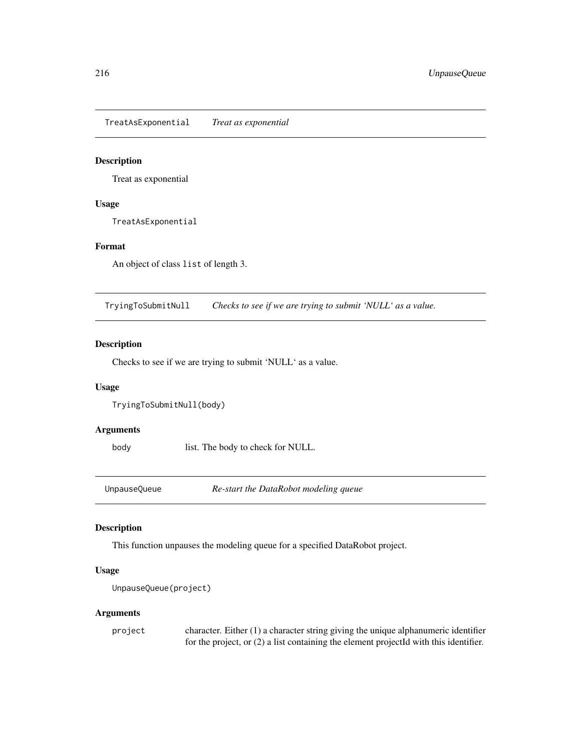## TreatAsExponential *Treat as exponential*

### Description

Treat as exponential

### Usage

```
TreatAsExponential
```

### Format

An object of class `list` of length 3.

## TryingToSubmitNull *Checks to see if we are trying to submit 'NULL' as a value.*

### Description

Checks to see if we are trying to submit 'NULL' as a value.

### Usage

```
TryingToSubmitNull(body)
```

### Arguments

| | |
|---|---|
| `body` | list. The body to check for NULL. |

## UnpauseQueue *Re-start the DataRobot modeling queue*

### Description

This function unpauses the modeling queue for a specified DataRobot project.

### Usage

```
UnpauseQueue(project)
```

### Arguments

| | |
|---|---|
| `project` | character. Either (1) a character string giving the unique alphanumeric identifier for the project, or (2) a list containing the element projectId with this identifier. |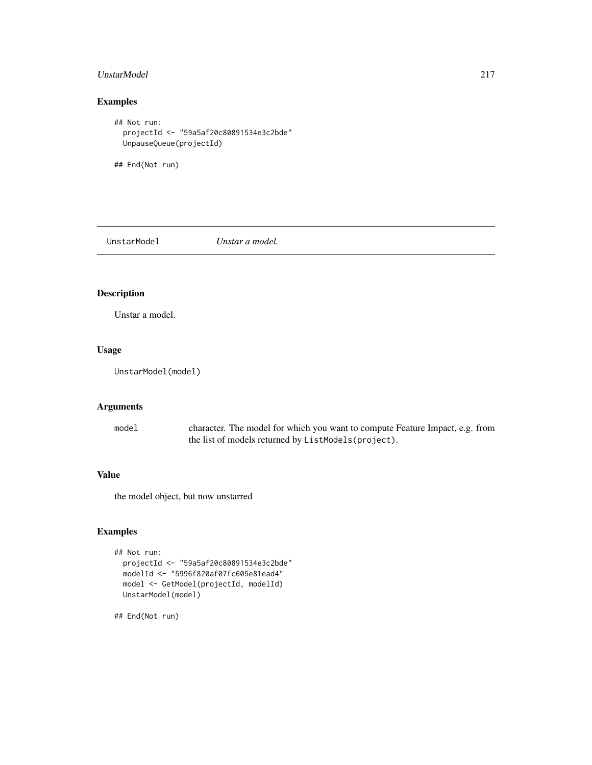## Examples

```
## Not run:
  projectId <- "59a5af20c80891534e3c2bde"
  UnpauseQueue(projectId)

## End(Not run)
```

---

UnstarModel *Unstar a model.*

---

## Description

Unstar a model.

## Usage

```
UnstarModel(model)
```

## Arguments

| | |
|---|---|
| model | character. The model for which you want to compute Feature Impact, e.g. from the list of models returned by `ListModels(project)`. |

## Value

the model object, but now unstarred

## Examples

```
## Not run:
  projectId <- "59a5af20c80891534e3c2bde"
  modelId <- "5996f820af07fc605e81ead4"
  model <- GetModel(projectId, modelId)
  UnstarModel(model)

## End(Not run)
```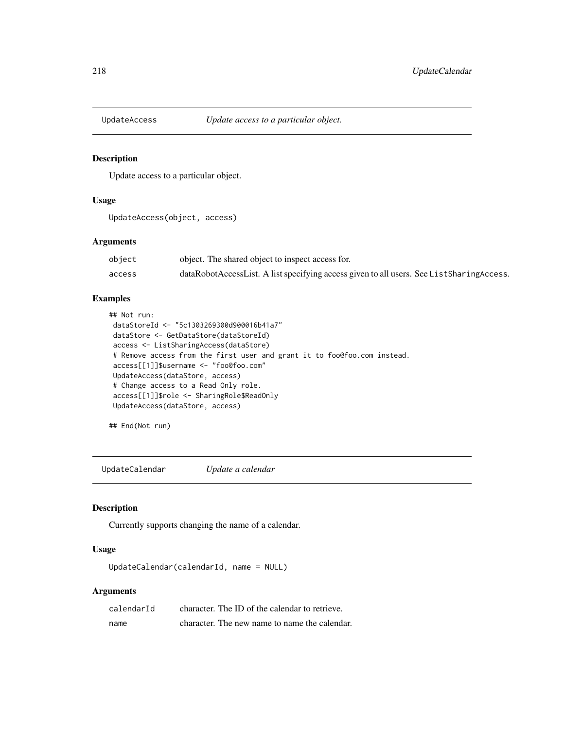## UpdateAccess *Update access to a particular object.*

### Description

Update access to a particular object.

### Usage

```
UpdateAccess(object, access)
```

### Arguments

| | |
|---|---|
| object | object. The shared object to inspect access for. |
| access | dataRobotAccessList. A list specifying access given to all users. See `ListSharingAccess`. |

### Examples

```
## Not run:
 dataStoreId <- "5c1303269300d900016b41a7"
 dataStore <- GetDataStore(dataStoreId)
 access <- ListSharingAccess(dataStore)
 # Remove access from the first user and grant it to foo@foo.com instead.
 access[[1]]$username <- "foo@foo.com"
 UpdateAccess(dataStore, access)
 # Change access to a Read Only role.
 access[[1]]$role <- SharingRole$ReadOnly
 UpdateAccess(dataStore, access)

## End(Not run)
```

## UpdateCalendar *Update a calendar*

### Description

Currently supports changing the name of a calendar.

### Usage

```
UpdateCalendar(calendarId, name = NULL)
```

### Arguments

| | |
|---|---|
| calendarId | character. The ID of the calendar to retrieve. |
| name | character. The new name to name the calendar. |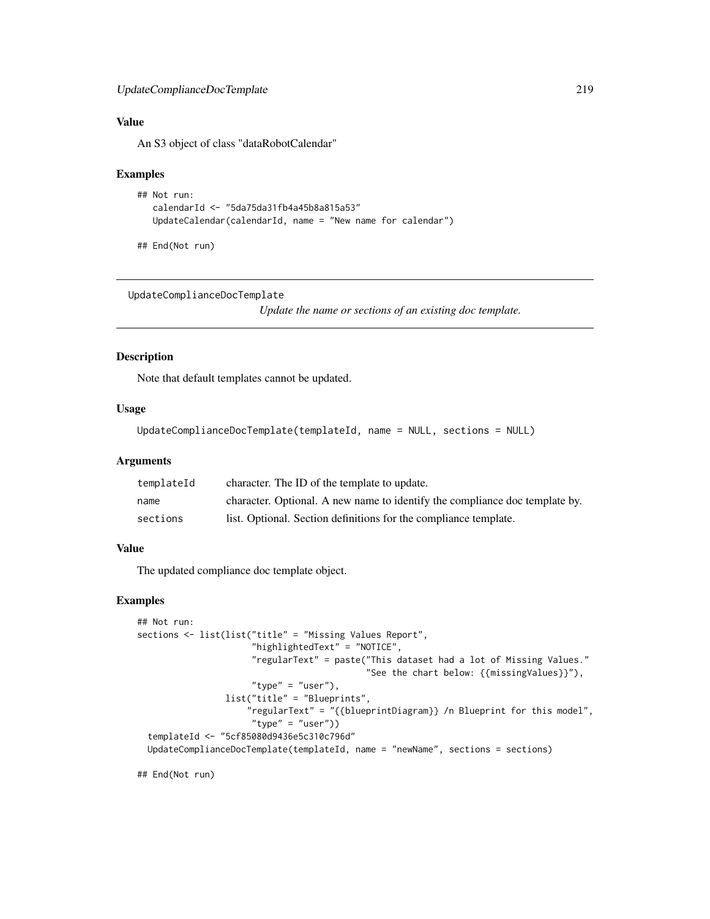## Value

An S3 object of class "dataRobotCalendar"

## Examples

```
## Not run:
   calendarId <- "5da75da31fb4a45b8a815a53"
   UpdateCalendar(calendarId, name = "New name for calendar")

## End(Not run)
```

---

# UpdateComplianceDocTemplate

*Update the name or sections of an existing doc template.*

---

## Description

Note that default templates cannot be updated.

## Usage

```
UpdateComplianceDocTemplate(templateId, name = NULL, sections = NULL)
```

## Arguments

| | |
|---|---|
| `templateId` | character. The ID of the template to update. |
| `name` | character. Optional. A new name to identify the compliance doc template by. |
| `sections` | list. Optional. Section definitions for the compliance template. |

## Value

The updated compliance doc template object.

## Examples

```
## Not run:
sections <- list(list("title" = "Missing Values Report",
                     "highlightedText" = "NOTICE",
                     "regularText" = paste("This dataset had a lot of Missing Values."
                                           "See the chart below: {{missingValues}}"),
                     "type" = "user"),
                list("title" = "Blueprints",
                    "regularText" = "{{blueprintDiagram}} /n Blueprint for this model",
                     "type" = "user"))
  templateId <- "5cf85080d9436e5c310c796d"
  UpdateComplianceDocTemplate(templateId, name = "newName", sections = sections)

## End(Not run)
```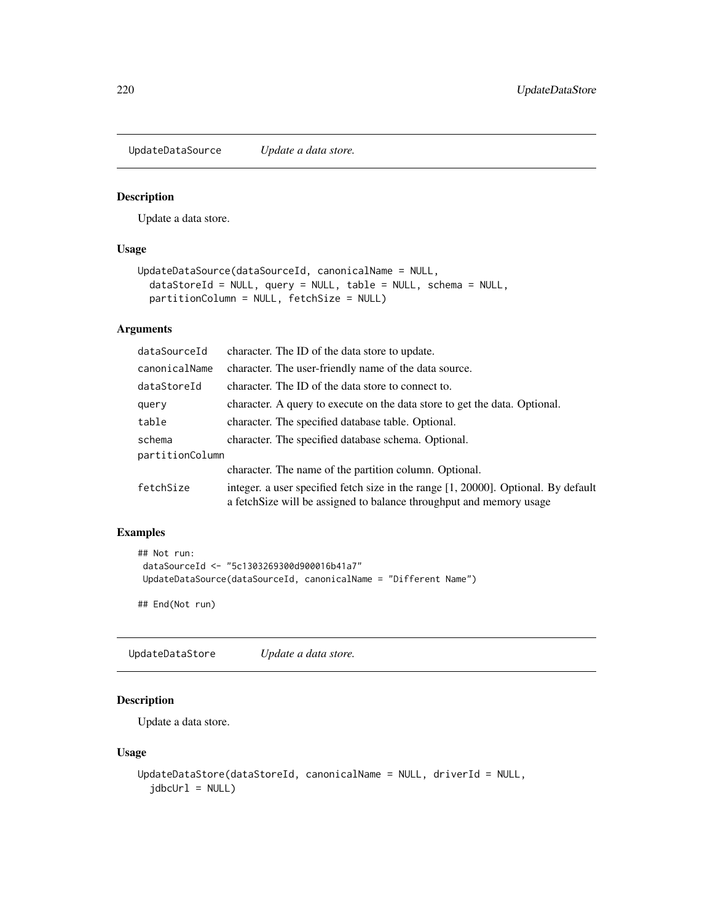## UpdateDataSource *Update a data store.*

### Description

Update a data store.

### Usage

```
UpdateDataSource(dataSourceId, canonicalName = NULL,
  dataStoreId = NULL, query = NULL, table = NULL, schema = NULL,
  partitionColumn = NULL, fetchSize = NULL)
```

### Arguments

| | |
|---|---|
| `dataSourceId` | character. The ID of the data store to update. |
| `canonicalName` | character. The user-friendly name of the data source. |
| `dataStoreId` | character. The ID of the data store to connect to. |
| `query` | character. A query to execute on the data store to get the data. Optional. |
| `table` | character. The specified database table. Optional. |
| `schema` | character. The specified database schema. Optional. |
| `partitionColumn` | character. The name of the partition column. Optional. |
| `fetchSize` | integer. a user specified fetch size in the range [1, 20000]. Optional. By default a fetchSize will be assigned to balance throughput and memory usage |

### Examples

```
## Not run:
 dataSourceId <- "5c1303269300d900016b41a7"
 UpdateDataSource(dataSourceId, canonicalName = "Different Name")

## End(Not run)
```

## UpdateDataStore *Update a data store.*

### Description

Update a data store.

### Usage

```
UpdateDataStore(dataStoreId, canonicalName = NULL, driverId = NULL,
  jdbcUrl = NULL)
```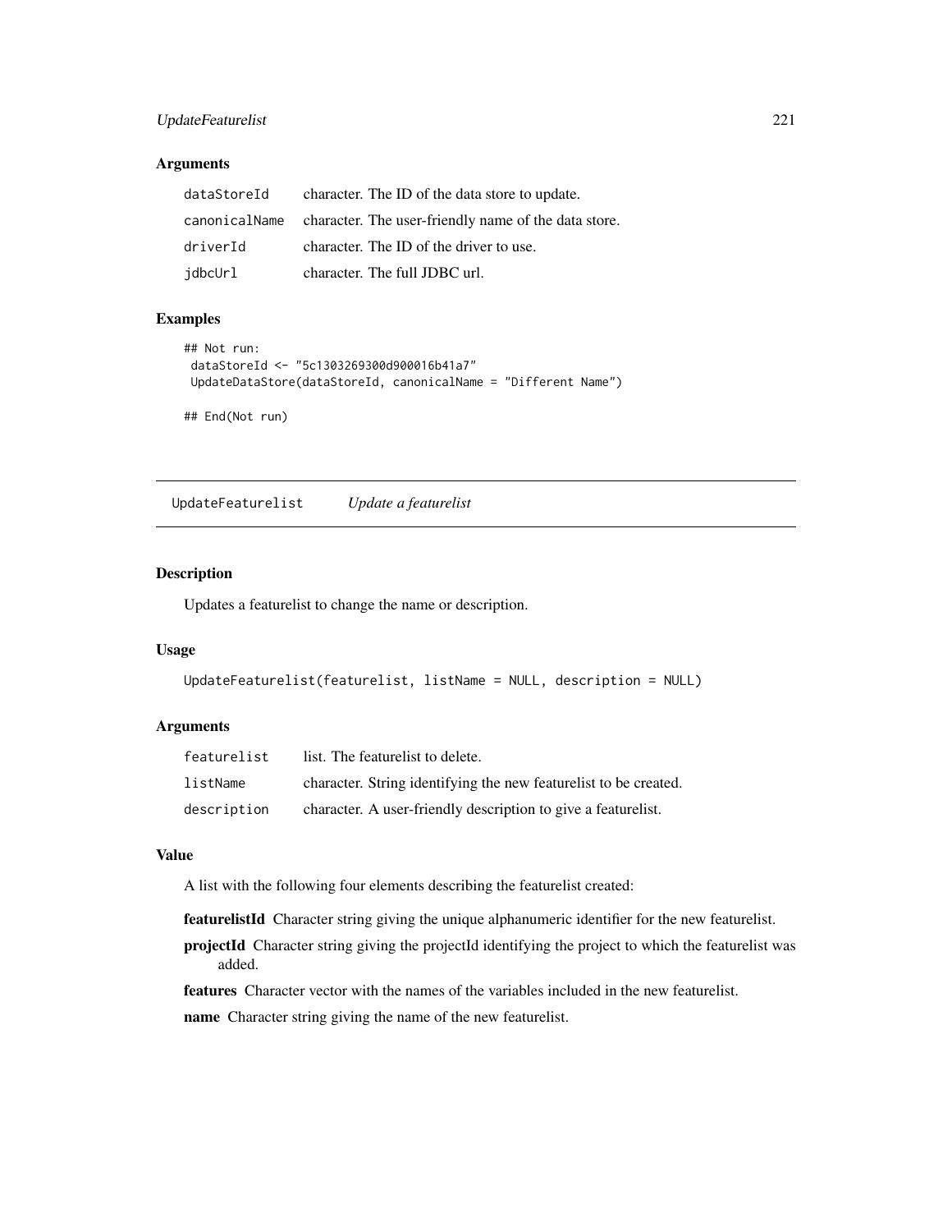### Arguments

| | |
|---|---|
| dataStoreId | character. The ID of the data store to update. |
| canonicalName | character. The user-friendly name of the data store. |
| driverId | character. The ID of the driver to use. |
| jdbcUrl | character. The full JDBC url. |

### Examples

```
## Not run:
 dataStoreId <- "5c1303269300d900016b41a7"
 UpdateDataStore(dataStoreId, canonicalName = "Different Name")

## End(Not run)
```

---

## UpdateFeaturelist — *Update a featurelist*

### Description

Updates a featurelist to change the name or description.

### Usage

```
UpdateFeaturelist(featurelist, listName = NULL, description = NULL)
```

### Arguments

| | |
|---|---|
| featurelist | list. The featurelist to delete. |
| listName | character. String identifying the new featurelist to be created. |
| description | character. A user-friendly description to give a featurelist. |

### Value

A list with the following four elements describing the featurelist created:

**featurelistId** Character string giving the unique alphanumeric identifier for the new featurelist.

**projectId** Character string giving the projectId identifying the project to which the featurelist was added.

**features** Character vector with the names of the variables included in the new featurelist.

**name** Character string giving the name of the new featurelist.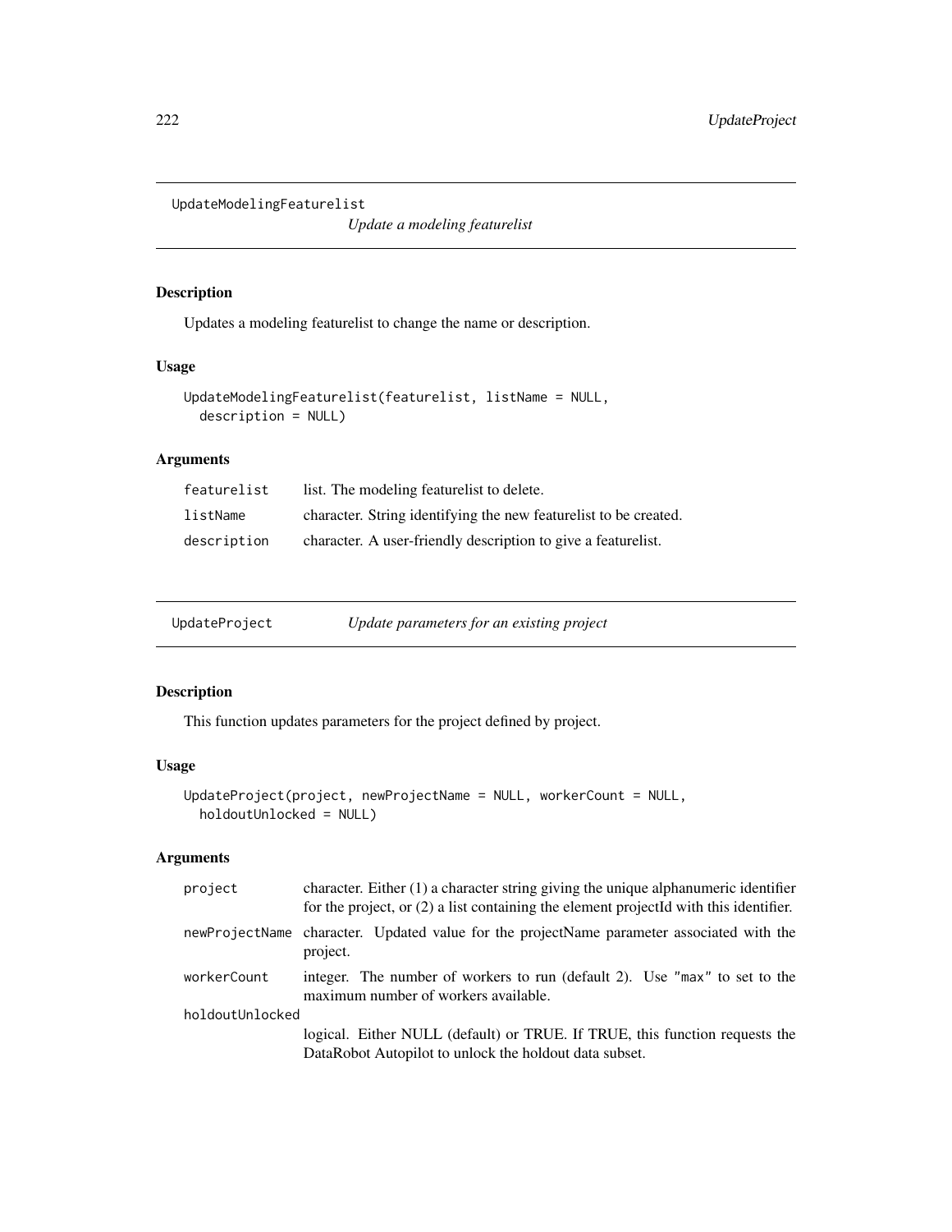## UpdateModelingFeaturelist

*Update a modeling featurelist*

### Description

Updates a modeling featurelist to change the name or description.

### Usage

```
UpdateModelingFeaturelist(featurelist, listName = NULL,
  description = NULL)
```

### Arguments

| | |
|---|---|
| `featurelist` | list. The modeling featurelist to delete. |
| `listName` | character. String identifying the new featurelist to be created. |
| `description` | character. A user-friendly description to give a featurelist. |

## UpdateProject

*Update parameters for an existing project*

### Description

This function updates parameters for the project defined by project.

### Usage

```
UpdateProject(project, newProjectName = NULL, workerCount = NULL,
  holdoutUnlocked = NULL)
```

### Arguments

| | |
|---|---|
| `project` | character. Either (1) a character string giving the unique alphanumeric identifier for the project, or (2) a list containing the element projectId with this identifier. |
| `newProjectName` | character. Updated value for the projectName parameter associated with the project. |
| `workerCount` | integer. The number of workers to run (default 2). Use `"max"` to set to the maximum number of workers available. |
| `holdoutUnlocked` | logical. Either NULL (default) or TRUE. If TRUE, this function requests the DataRobot Autopilot to unlock the holdout data subset. |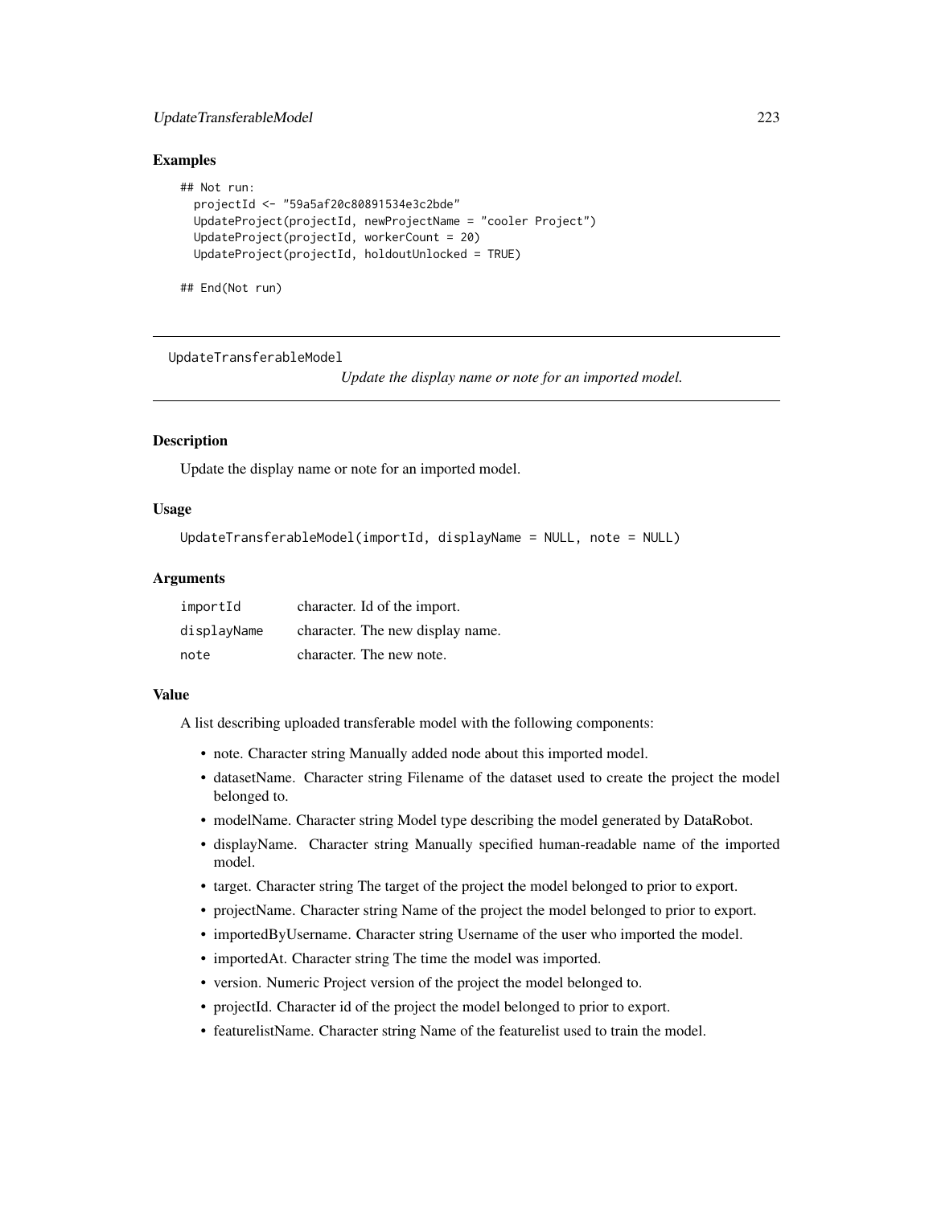## Examples

```
## Not run:
  projectId <- "59a5af20c80891534e3c2bde"
  UpdateProject(projectId, newProjectName = "cooler Project")
  UpdateProject(projectId, workerCount = 20)
  UpdateProject(projectId, holdoutUnlocked = TRUE)

## End(Not run)
```

---

UpdateTransferableModel &emsp; *Update the display name or note for an imported model.*

---

## Description

Update the display name or note for an imported model.

## Usage

```
UpdateTransferableModel(importId, displayName = NULL, note = NULL)
```

## Arguments

| | |
|---|---|
| importId | character. Id of the import. |
| displayName | character. The new display name. |
| note | character. The new note. |

## Value

A list describing uploaded transferable model with the following components:

- note. Character string Manually added node about this imported model.
- datasetName. Character string Filename of the dataset used to create the project the model belonged to.
- modelName. Character string Model type describing the model generated by DataRobot.
- displayName. Character string Manually specified human-readable name of the imported model.
- target. Character string The target of the project the model belonged to prior to export.
- projectName. Character string Name of the project the model belonged to prior to export.
- importedByUsername. Character string Username of the user who imported the model.
- importedAt. Character string The time the model was imported.
- version. Numeric Project version of the project the model belonged to.
- projectId. Character id of the project the model belonged to prior to export.
- featurelistName. Character string Name of the featurelist used to train the model.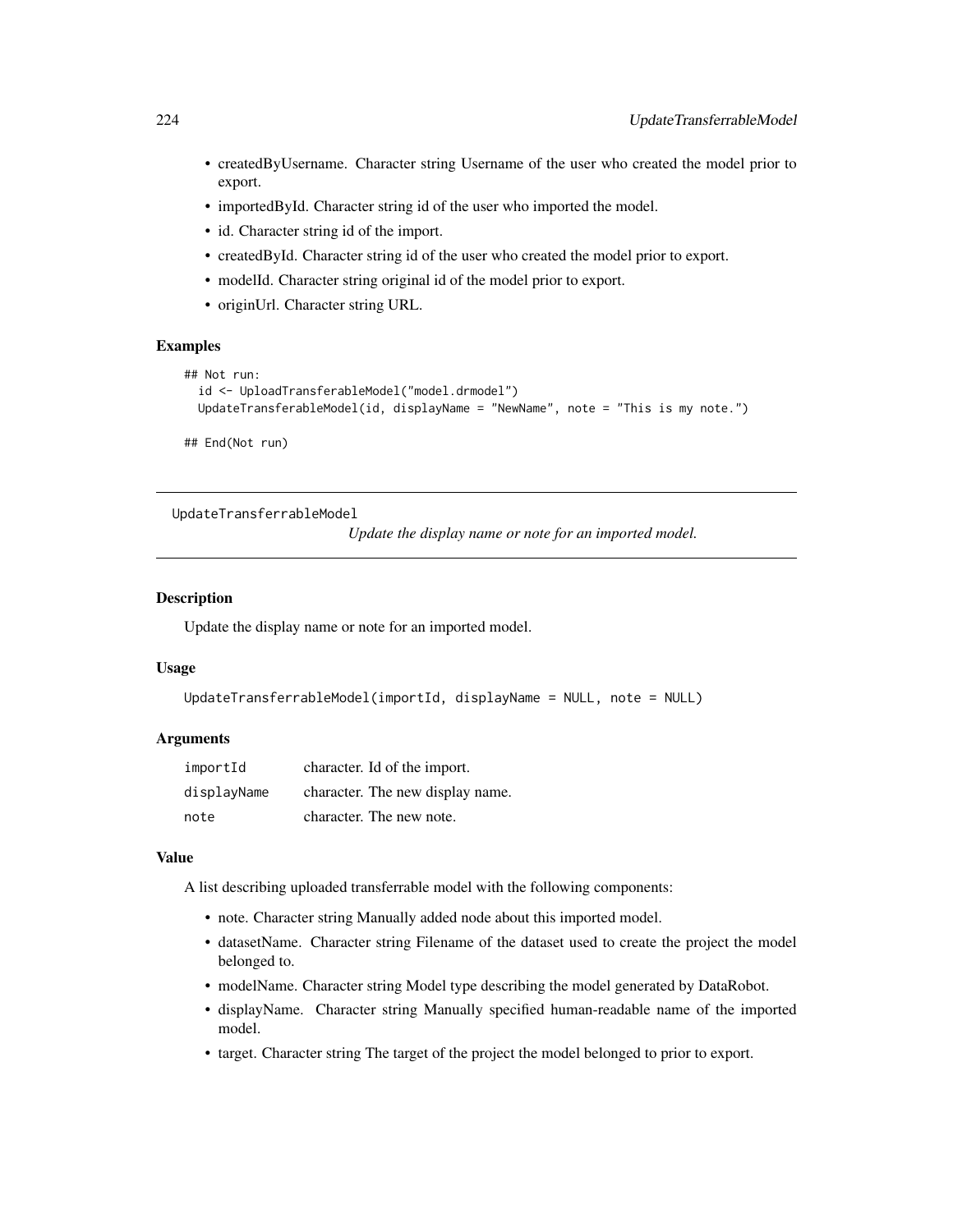- createdByUsername. Character string Username of the user who created the model prior to export.
- importedById. Character string id of the user who imported the model.
- id. Character string id of the import.
- createdById. Character string id of the user who created the model prior to export.
- modelId. Character string original id of the model prior to export.
- originUrl. Character string URL.

### Examples

```
## Not run:
  id <- UploadTransferableModel("model.drmodel")
  UpdateTransferableModel(id, displayName = "NewName", note = "This is my note.")

## End(Not run)
```

---

## UpdateTransferrableModel

*Update the display name or note for an imported model.*

---

### Description

Update the display name or note for an imported model.

### Usage

```
UpdateTransferrableModel(importId, displayName = NULL, note = NULL)
```

### Arguments

| | |
|---|---|
| `importId` | character. Id of the import. |
| `displayName` | character. The new display name. |
| `note` | character. The new note. |

### Value

A list describing uploaded transferrable model with the following components:

- note. Character string Manually added node about this imported model.
- datasetName. Character string Filename of the dataset used to create the project the model belonged to.
- modelName. Character string Model type describing the model generated by DataRobot.
- displayName. Character string Manually specified human-readable name of the imported model.
- target. Character string The target of the project the model belonged to prior to export.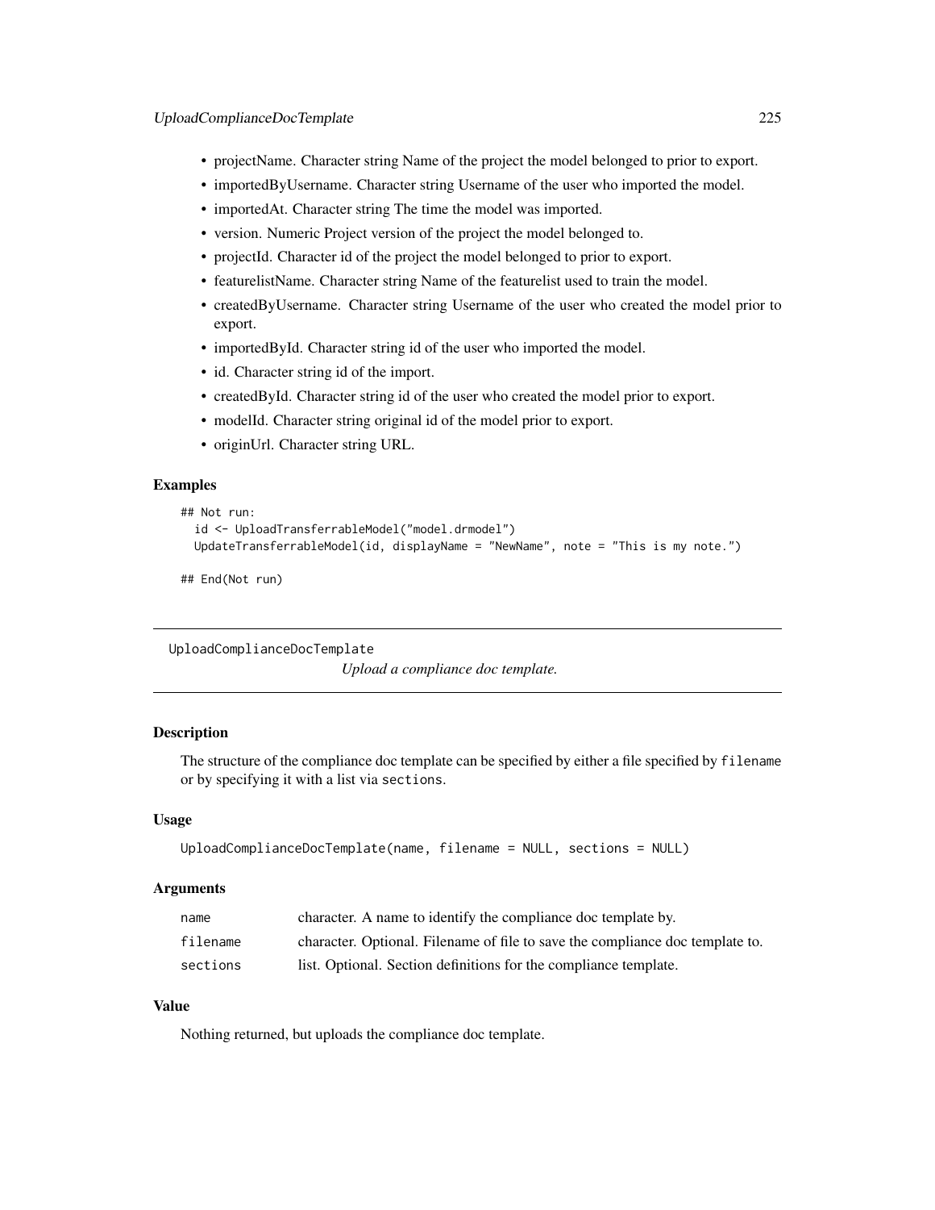- projectName. Character string Name of the project the model belonged to prior to export.
- importedByUsername. Character string Username of the user who imported the model.
- importedAt. Character string The time the model was imported.
- version. Numeric Project version of the project the model belonged to.
- projectId. Character id of the project the model belonged to prior to export.
- featurelistName. Character string Name of the featurelist used to train the model.
- createdByUsername. Character string Username of the user who created the model prior to export.
- importedById. Character string id of the user who imported the model.
- id. Character string id of the import.
- createdById. Character string id of the user who created the model prior to export.
- modelId. Character string original id of the model prior to export.
- originUrl. Character string URL.

### Examples

```
## Not run:
  id <- UploadTransferrableModel("model.drmodel")
  UpdateTransferrableModel(id, displayName = "NewName", note = "This is my note.")

## End(Not run)
```

## UploadComplianceDocTemplate

*Upload a compliance doc template.*

### Description

The structure of the compliance doc template can be specified by either a file specified by `filename` or by specifying it with a list via `sections`.

### Usage

```
UploadComplianceDocTemplate(name, filename = NULL, sections = NULL)
```

### Arguments

| | |
|---|---|
| `name` | character. A name to identify the compliance doc template by. |
| `filename` | character. Optional. Filename of file to save the compliance doc template to. |
| `sections` | list. Optional. Section definitions for the compliance template. |

### Value

Nothing returned, but uploads the compliance doc template.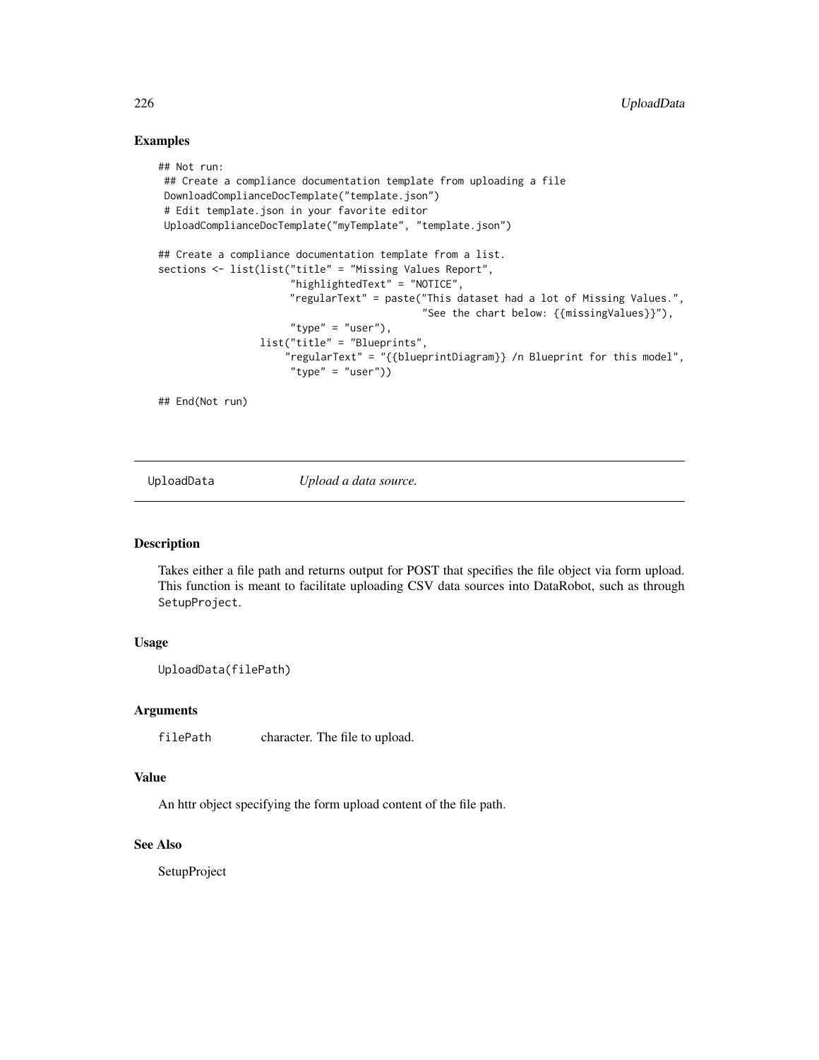## Examples

```
## Not run:
 ## Create a compliance documentation template from uploading a file
 DownloadComplianceDocTemplate("template.json")
 # Edit template.json in your favorite editor
 UploadComplianceDocTemplate("myTemplate", "template.json")

## Create a compliance documentation template from a list.
sections <- list(list("title" = "Missing Values Report",
                      "highlightedText" = "NOTICE",
                      "regularText" = paste("This dataset had a lot of Missing Values.",
                                            "See the chart below: {{missingValues}}"),
                      "type" = "user"),
                 list("title" = "Blueprints",
                     "regularText" = "{{blueprintDiagram}} /n Blueprint for this model",
                      "type" = "user"))

## End(Not run)
```

---

# UploadData — *Upload a data source.*

---

## Description

Takes either a file path and returns output for POST that specifies the file object via form upload. This function is meant to facilitate uploading CSV data sources into DataRobot, such as through `SetupProject`.

## Usage

```
UploadData(filePath)
```

## Arguments

| | |
|---|---|
| `filePath` | character. The file to upload. |

## Value

An httr object specifying the form upload content of the file path.

## See Also

SetupProject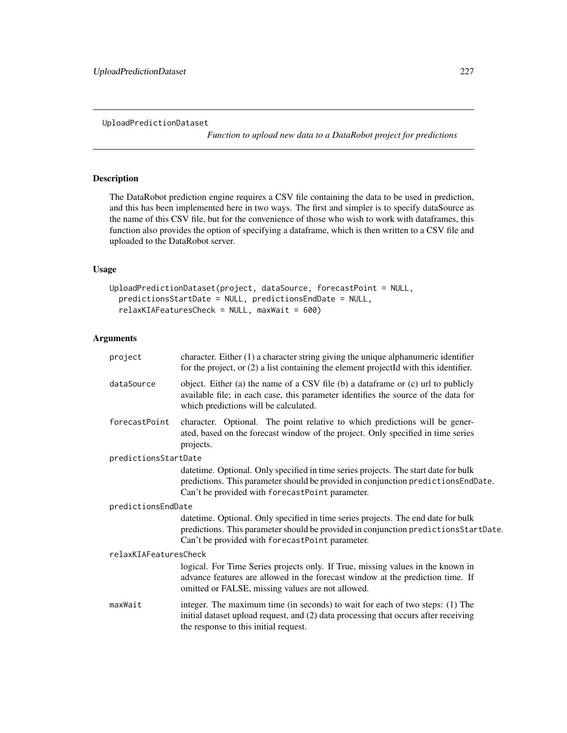UploadPredictionDataset

*Function to upload new data to a DataRobot project for predictions*

## Description

The DataRobot prediction engine requires a CSV file containing the data to be used in prediction, and this has been implemented here in two ways. The first and simpler is to specify dataSource as the name of this CSV file, but for the convenience of those who wish to work with dataframes, this function also provides the option of specifying a dataframe, which is then written to a CSV file and uploaded to the DataRobot server.

## Usage

```
UploadPredictionDataset(project, dataSource, forecastPoint = NULL,
  predictionsStartDate = NULL, predictionsEndDate = NULL,
  relaxKIAFeaturesCheck = NULL, maxWait = 600)
```

## Arguments

| Argument | Description |
|---|---|
| `project` | character. Either (1) a character string giving the unique alphanumeric identifier for the project, or (2) a list containing the element projectId with this identifier. |
| `dataSource` | object. Either (a) the name of a CSV file (b) a dataframe or (c) url to publicly available file; in each case, this parameter identifies the source of the data for which predictions will be calculated. |
| `forecastPoint` | character. Optional. The point relative to which predictions will be generated, based on the forecast window of the project. Only specified in time series projects. |
| `predictionsStartDate` | datetime. Optional. Only specified in time series projects. The start date for bulk predictions. This parameter should be provided in conjunction `predictionsEndDate`. Can't be provided with `forecastPoint` parameter. |
| `predictionsEndDate` | datetime. Optional. Only specified in time series projects. The end date for bulk predictions. This parameter should be provided in conjunction `predictionsStartDate`. Can't be provided with `forecastPoint` parameter. |
| `relaxKIAFeaturesCheck` | logical. For Time Series projects only. If True, missing values in the known in advance features are allowed in the forecast window at the prediction time. If omitted or FALSE, missing values are not allowed. |
| `maxWait` | integer. The maximum time (in seconds) to wait for each of two steps: (1) The initial dataset upload request, and (2) data processing that occurs after receiving the response to this initial request. |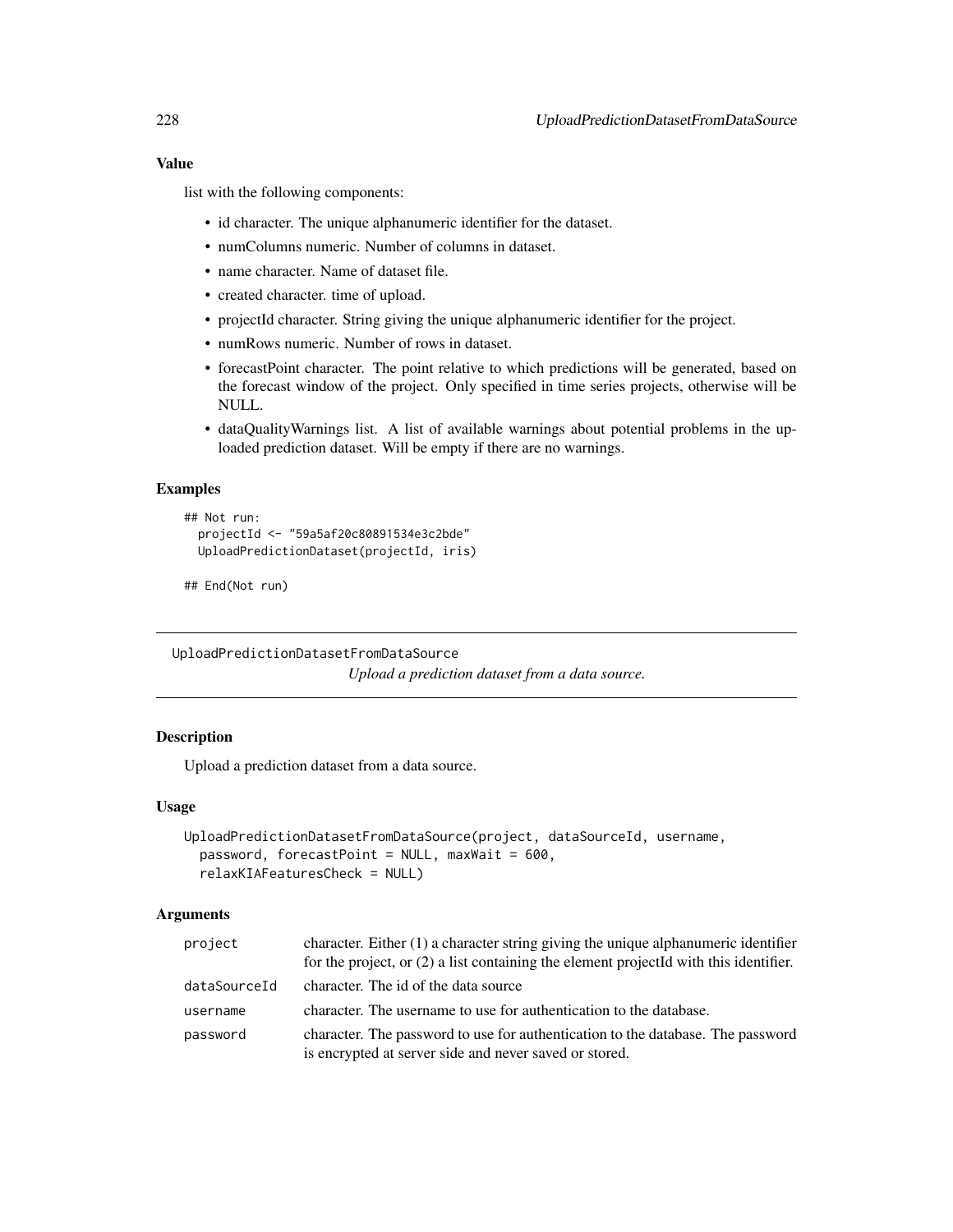### Value

list with the following components:

- id character. The unique alphanumeric identifier for the dataset.
- numColumns numeric. Number of columns in dataset.
- name character. Name of dataset file.
- created character. time of upload.
- projectId character. String giving the unique alphanumeric identifier for the project.
- numRows numeric. Number of rows in dataset.
- forecastPoint character. The point relative to which predictions will be generated, based on the forecast window of the project. Only specified in time series projects, otherwise will be NULL.
- dataQualityWarnings list. A list of available warnings about potential problems in the uploaded prediction dataset. Will be empty if there are no warnings.

### Examples

```
## Not run:
  projectId <- "59a5af20c80891534e3c2bde"
  UploadPredictionDataset(projectId, iris)

## End(Not run)
```

---

## UploadPredictionDatasetFromDataSource

*Upload a prediction dataset from a data source.*

---

### Description

Upload a prediction dataset from a data source.

### Usage

```
UploadPredictionDatasetFromDataSource(project, dataSourceId, username,
  password, forecastPoint = NULL, maxWait = 600,
  relaxKIAFeaturesCheck = NULL)
```

### Arguments

| | |
|---|---|
| project | character. Either (1) a character string giving the unique alphanumeric identifier for the project, or (2) a list containing the element projectId with this identifier. |
| dataSourceId | character. The id of the data source |
| username | character. The username to use for authentication to the database. |
| password | character. The password to use for authentication to the database. The password is encrypted at server side and never saved or stored. |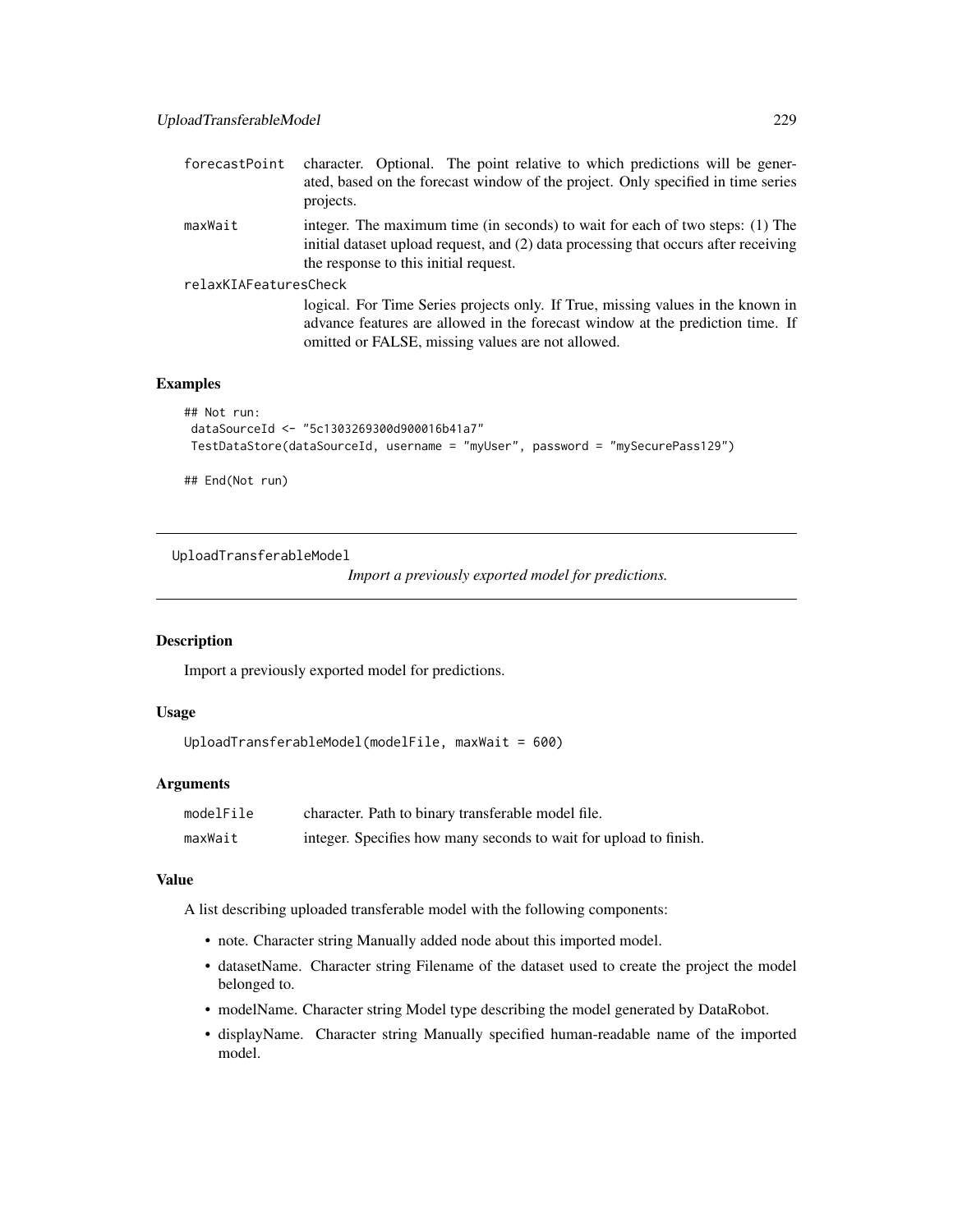| | |
|---|---|
| forecastPoint | character. Optional. The point relative to which predictions will be generated, based on the forecast window of the project. Only specified in time series projects. |
| maxWait | integer. The maximum time (in seconds) to wait for each of two steps: (1) The initial dataset upload request, and (2) data processing that occurs after receiving the response to this initial request. |
| relaxKIAFeaturesCheck | logical. For Time Series projects only. If True, missing values in the known in advance features are allowed in the forecast window at the prediction time. If omitted or FALSE, missing values are not allowed. |

### Examples

```
## Not run:
 dataSourceId <- "5c1303269300d900016b41a7"
 TestDataStore(dataSourceId, username = "myUser", password = "mySecurePass129")

## End(Not run)
```

---

## UploadTransferableModel

*Import a previously exported model for predictions.*

### Description

Import a previously exported model for predictions.

### Usage

```
UploadTransferableModel(modelFile, maxWait = 600)
```

### Arguments

| | |
|---|---|
| modelFile | character. Path to binary transferable model file. |
| maxWait | integer. Specifies how many seconds to wait for upload to finish. |

### Value

A list describing uploaded transferable model with the following components:

- note. Character string Manually added node about this imported model.
- datasetName. Character string Filename of the dataset used to create the project the model belonged to.
- modelName. Character string Model type describing the model generated by DataRobot.
- displayName. Character string Manually specified human-readable name of the imported model.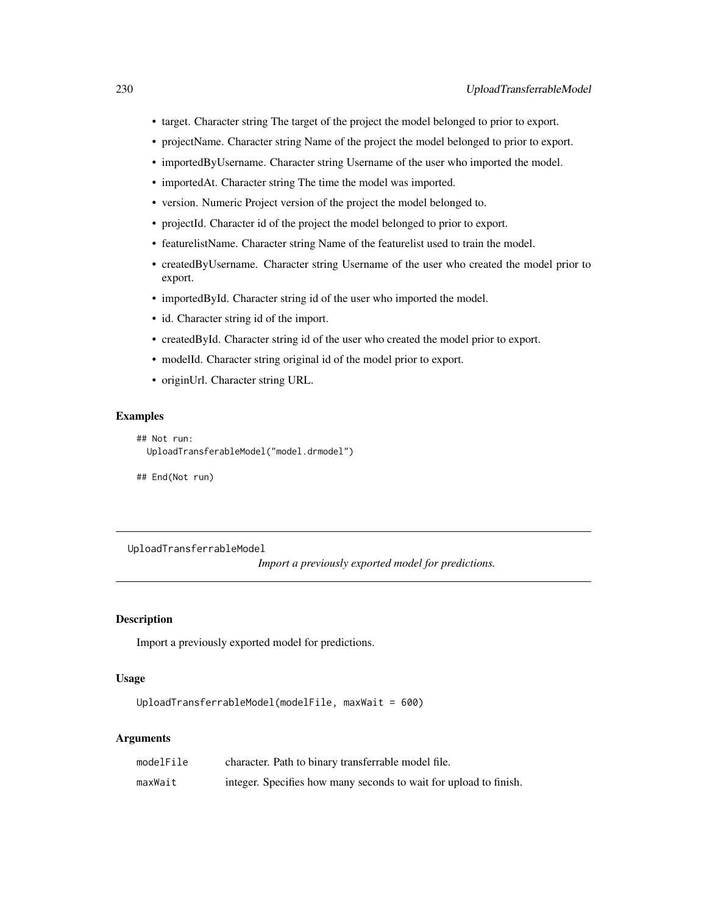- target. Character string The target of the project the model belonged to prior to export.
- projectName. Character string Name of the project the model belonged to prior to export.
- importedByUsername. Character string Username of the user who imported the model.
- importedAt. Character string The time the model was imported.
- version. Numeric Project version of the project the model belonged to.
- projectId. Character id of the project the model belonged to prior to export.
- featurelistName. Character string Name of the featurelist used to train the model.
- createdByUsername. Character string Username of the user who created the model prior to export.
- importedById. Character string id of the user who imported the model.
- id. Character string id of the import.
- createdById. Character string id of the user who created the model prior to export.
- modelId. Character string original id of the model prior to export.
- originUrl. Character string URL.

### Examples

```
## Not run:
  UploadTransferableModel("model.drmodel")

## End(Not run)
```

---

## UploadTransferrableModel

*Import a previously exported model for predictions.*

---

### Description

Import a previously exported model for predictions.

### Usage

```
UploadTransferrableModel(modelFile, maxWait = 600)
```

### Arguments

| | |
|---|---|
| `modelFile` | character. Path to binary transferrable model file. |
| `maxWait` | integer. Specifies how many seconds to wait for upload to finish. |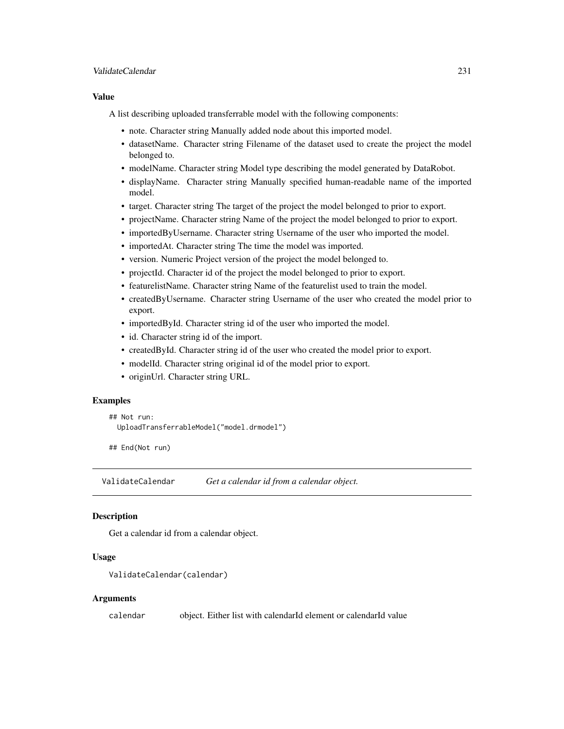### Value

A list describing uploaded transferrable model with the following components:

- note. Character string Manually added node about this imported model.
- datasetName. Character string Filename of the dataset used to create the project the model belonged to.
- modelName. Character string Model type describing the model generated by DataRobot.
- displayName. Character string Manually specified human-readable name of the imported model.
- target. Character string The target of the project the model belonged to prior to export.
- projectName. Character string Name of the project the model belonged to prior to export.
- importedByUsername. Character string Username of the user who imported the model.
- importedAt. Character string The time the model was imported.
- version. Numeric Project version of the project the model belonged to.
- projectId. Character id of the project the model belonged to prior to export.
- featurelistName. Character string Name of the featurelist used to train the model.
- createdByUsername. Character string Username of the user who created the model prior to export.
- importedById. Character string id of the user who imported the model.
- id. Character string id of the import.
- createdById. Character string id of the user who created the model prior to export.
- modelId. Character string original id of the model prior to export.
- originUrl. Character string URL.

### Examples

```
## Not run:
  UploadTransferrableModel("model.drmodel")

## End(Not run)
```

---

## ValidateCalendar *Get a calendar id from a calendar object.*

---

### Description

Get a calendar id from a calendar object.

### Usage

```
ValidateCalendar(calendar)
```

### Arguments

| | |
|---|---|
| calendar | object. Either list with calendarId element or calendarId value |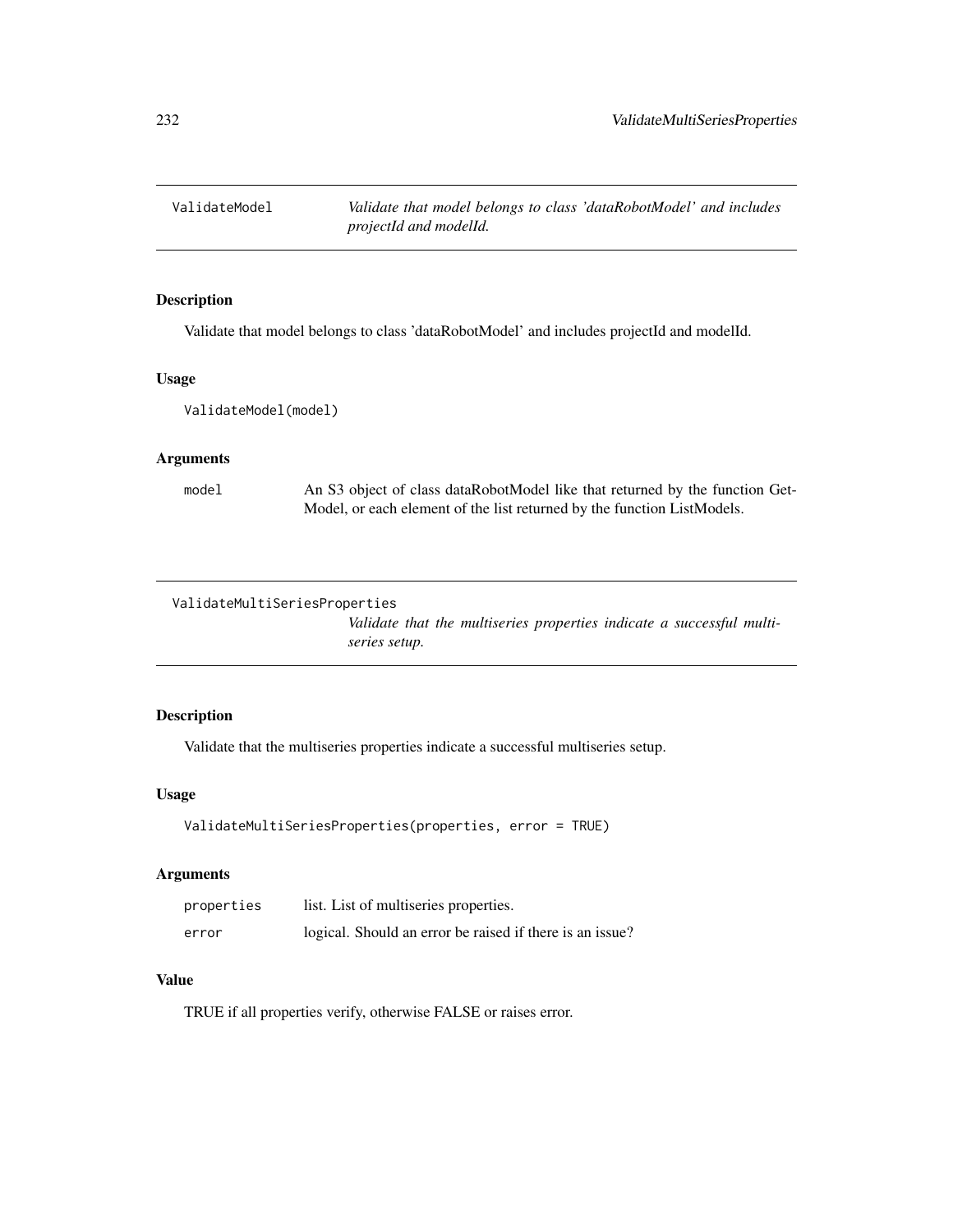## ValidateModel — *Validate that model belongs to class 'dataRobotModel' and includes projectId and modelId.*

### Description

Validate that model belongs to class 'dataRobotModel' and includes projectId and modelId.

### Usage

```
ValidateModel(model)
```

### Arguments

| | |
|---|---|
| model | An S3 object of class dataRobotModel like that returned by the function GetModel, or each element of the list returned by the function ListModels. |

## ValidateMultiSeriesProperties — *Validate that the multiseries properties indicate a successful multiseries setup.*

### Description

Validate that the multiseries properties indicate a successful multiseries setup.

### Usage

```
ValidateMultiSeriesProperties(properties, error = TRUE)
```

### Arguments

| | |
|---|---|
| properties | list. List of multiseries properties. |
| error | logical. Should an error be raised if there is an issue? |

### Value

TRUE if all properties verify, otherwise FALSE or raises error.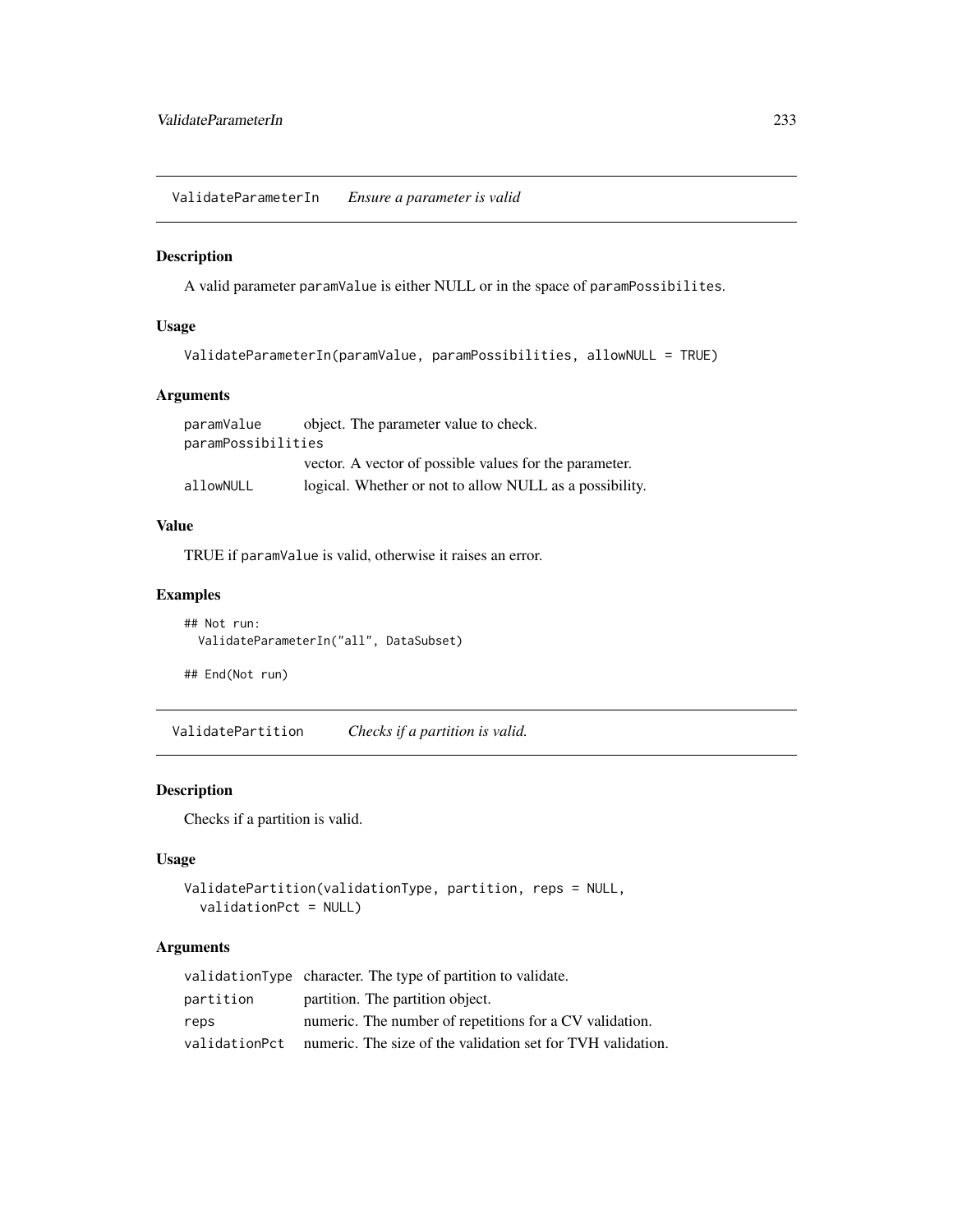## ValidateParameterIn — *Ensure a parameter is valid*

### Description

A valid parameter paramValue is either NULL or in the space of paramPossibilites.

### Usage

```
ValidateParameterIn(paramValue, paramPossibilities, allowNULL = TRUE)
```

### Arguments

| | |
|---|---|
| paramValue | object. The parameter value to check. |
| paramPossibilities | vector. A vector of possible values for the parameter. |
| allowNULL | logical. Whether or not to allow NULL as a possibility. |

### Value

TRUE if paramValue is valid, otherwise it raises an error.

### Examples

```
## Not run:
  ValidateParameterIn("all", DataSubset)

## End(Not run)
```

## ValidatePartition — *Checks if a partition is valid.*

### Description

Checks if a partition is valid.

### Usage

```
ValidatePartition(validationType, partition, reps = NULL,
  validationPct = NULL)
```

### Arguments

| | |
|---|---|
| validationType | character. The type of partition to validate. |
| partition | partition. The partition object. |
| reps | numeric. The number of repetitions for a CV validation. |
| validationPct | numeric. The size of the validation set for TVH validation. |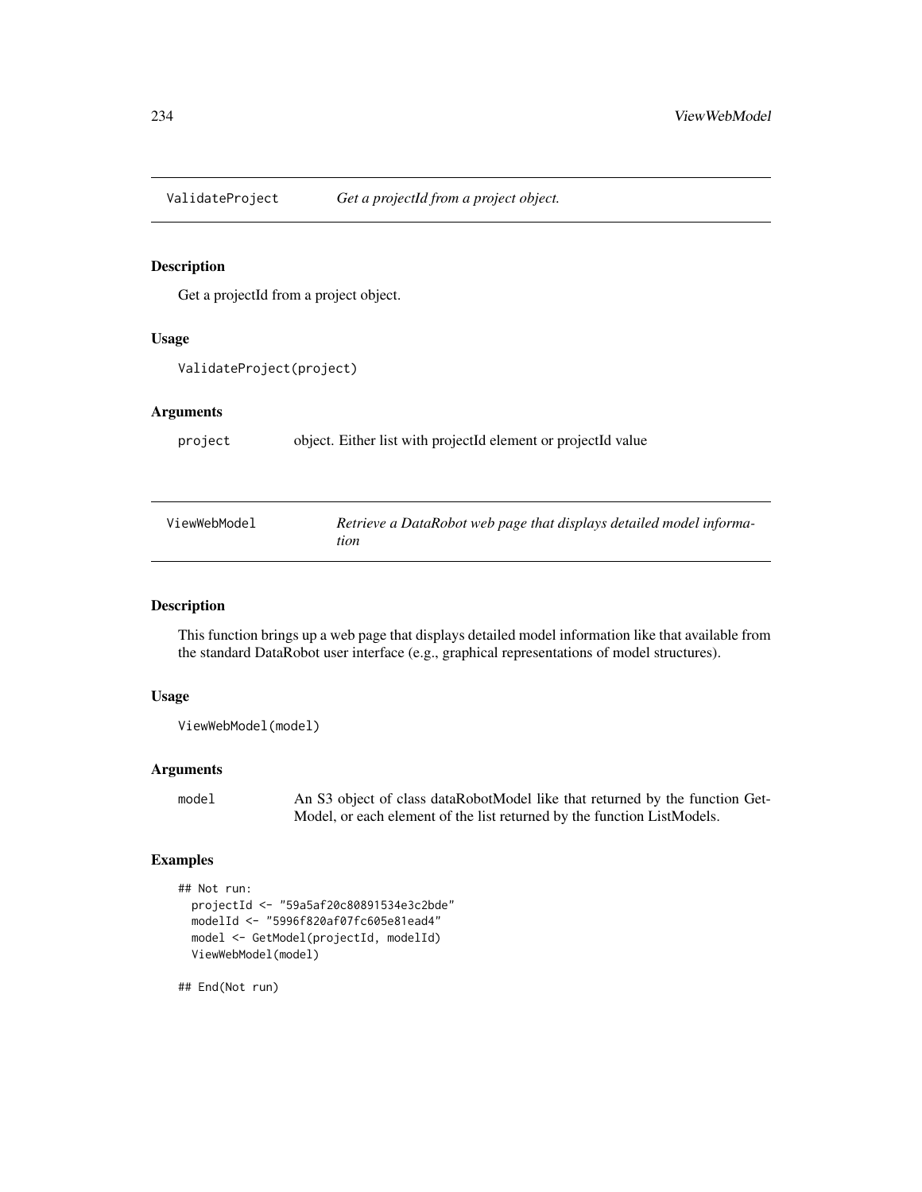## ValidateProject *Get a projectId from a project object.*

### Description

Get a projectId from a project object.

### Usage

```
ValidateProject(project)
```

### Arguments

| | |
|---|---|
| project | object. Either list with projectId element or projectId value |

## ViewWebModel *Retrieve a DataRobot web page that displays detailed model information*

### Description

This function brings up a web page that displays detailed model information like that available from the standard DataRobot user interface (e.g., graphical representations of model structures).

### Usage

```
ViewWebModel(model)
```

### Arguments

| | |
|---|---|
| model | An S3 object of class dataRobotModel like that returned by the function GetModel, or each element of the list returned by the function ListModels. |

### Examples

```
## Not run:
  projectId <- "59a5af20c80891534e3c2bde"
  modelId <- "5996f820af07fc605e81ead4"
  model <- GetModel(projectId, modelId)
  ViewWebModel(model)

## End(Not run)
```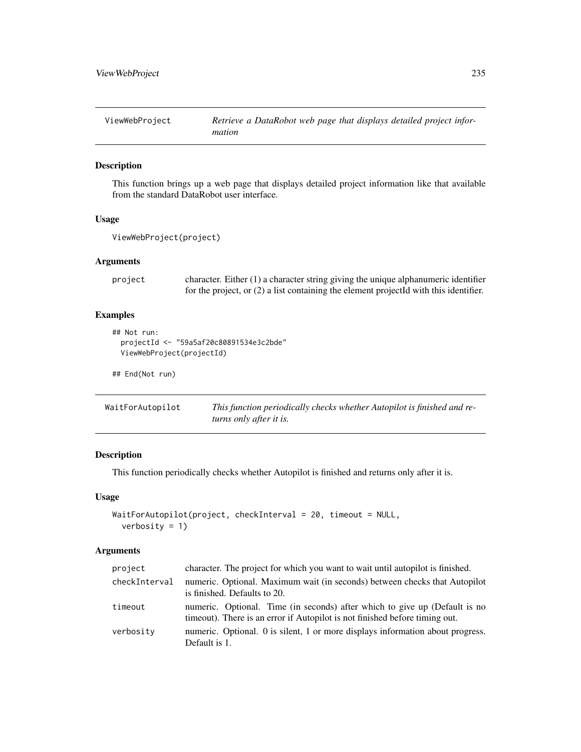## ViewWebProject — *Retrieve a DataRobot web page that displays detailed project information*

### Description

This function brings up a web page that displays detailed project information like that available from the standard DataRobot user interface.

### Usage

```
ViewWebProject(project)
```

### Arguments

| | |
|---|---|
| project | character. Either (1) a character string giving the unique alphanumeric identifier for the project, or (2) a list containing the element projectId with this identifier. |

### Examples

```
## Not run:
  projectId <- "59a5af20c80891534e3c2bde"
  ViewWebProject(projectId)

## End(Not run)
```

## WaitForAutopilot — *This function periodically checks whether Autopilot is finished and returns only after it is.*

### Description

This function periodically checks whether Autopilot is finished and returns only after it is.

### Usage

```
WaitForAutopilot(project, checkInterval = 20, timeout = NULL,
  verbosity = 1)
```

### Arguments

| | |
|---|---|
| project | character. The project for which you want to wait until autopilot is finished. |
| checkInterval | numeric. Optional. Maximum wait (in seconds) between checks that Autopilot is finished. Defaults to 20. |
| timeout | numeric. Optional. Time (in seconds) after which to give up (Default is no timeout). There is an error if Autopilot is not finished before timing out. |
| verbosity | numeric. Optional. 0 is silent, 1 or more displays information about progress. Default is 1. |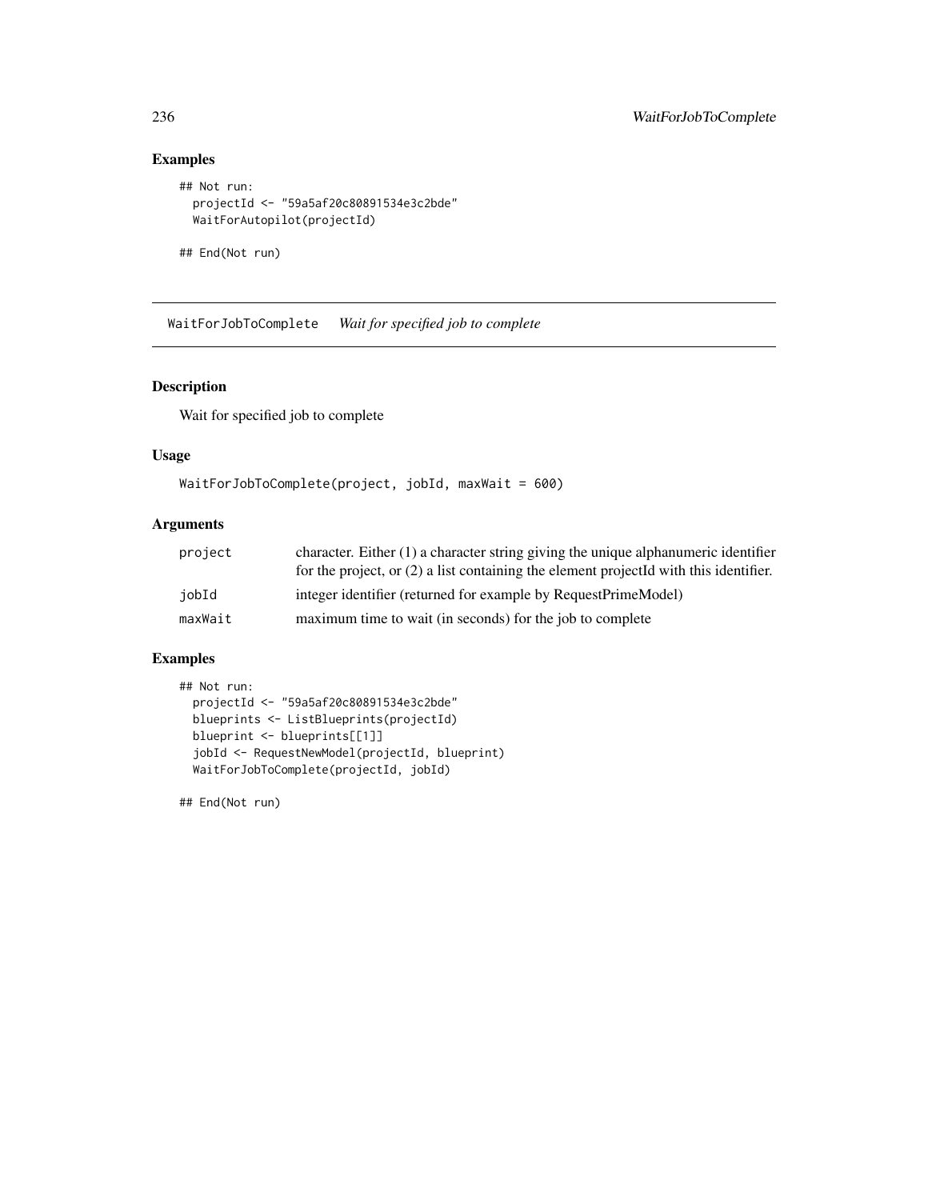## Examples

```
## Not run:
  projectId <- "59a5af20c80891534e3c2bde"
  WaitForAutopilot(projectId)

## End(Not run)
```

---

# WaitForJobToComplete *Wait for specified job to complete*

## Description

Wait for specified job to complete

## Usage

```
WaitForJobToComplete(project, jobId, maxWait = 600)
```

## Arguments

| | |
|---|---|
| project | character. Either (1) a character string giving the unique alphanumeric identifier for the project, or (2) a list containing the element projectId with this identifier. |
| jobId | integer identifier (returned for example by RequestPrimeModel) |
| maxWait | maximum time to wait (in seconds) for the job to complete |

## Examples

```
## Not run:
  projectId <- "59a5af20c80891534e3c2bde"
  blueprints <- ListBlueprints(projectId)
  blueprint <- blueprints[[1]]
  jobId <- RequestNewModel(projectId, blueprint)
  WaitForJobToComplete(projectId, jobId)

## End(Not run)
```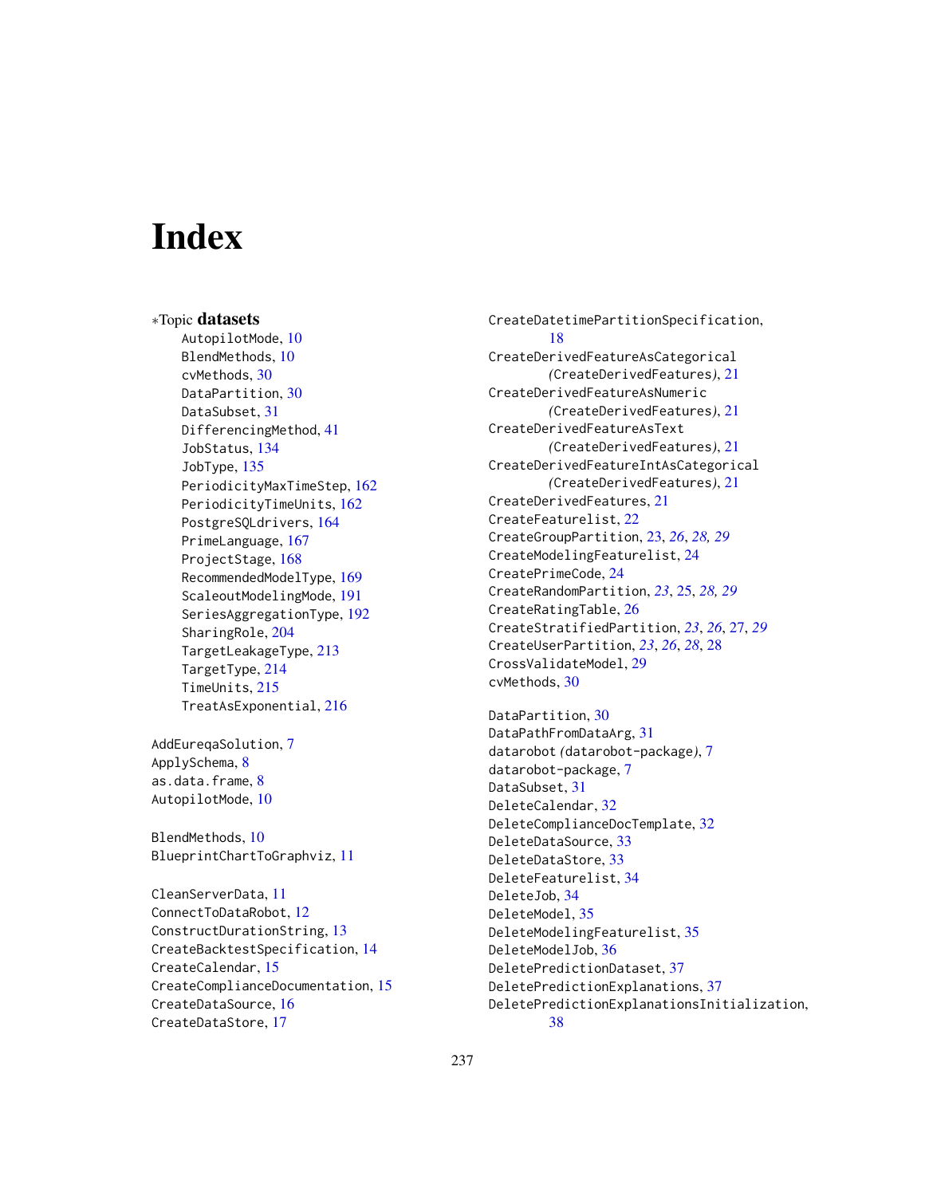# Index

∗Topic **datasets**

AutopilotMode, 10
BlendMethods, 10
cvMethods, 30
DataPartition, 30
DataSubset, 31
DifferencingMethod, 41
JobStatus, 134
JobType, 135
PeriodicityMaxTimeStep, 162
PeriodicityTimeUnits, 162
PostgreSQLdrivers, 164
PrimeLanguage, 167
ProjectStage, 168
RecommendedModelType, 169
ScaleoutModelingMode, 191
SeriesAggregationType, 192
SharingRole, 204
TargetLeakageType, 213
TargetType, 214
TimeUnits, 215
TreatAsExponential, 216

AddEureqaSolution, 7
ApplySchema, 8
as.data.frame, 8
AutopilotMode, 10

BlendMethods, 10
BlueprintChartToGraphviz, 11

CleanServerData, 11
ConnectToDataRobot, 12
ConstructDurationString, 13
CreateBacktestSpecification, 14
CreateCalendar, 15
CreateComplianceDocumentation, 15
CreateDataSource, 16
CreateDataStore, 17
CreateDatetimePartitionSpecification, 18
CreateDerivedFeatureAsCategorical *(CreateDerivedFeatures)*, 21
CreateDerivedFeatureAsNumeric *(CreateDerivedFeatures)*, 21
CreateDerivedFeatureAsText *(CreateDerivedFeatures)*, 21
CreateDerivedFeatureIntAsCategorical *(CreateDerivedFeatures)*, 21
CreateDerivedFeatures, 21
CreateFeaturelist, 22
CreateGroupPartition, 23, *26*, *28*, *29*
CreateModelingFeaturelist, 24
CreatePrimeCode, 24
CreateRandomPartition, *23*, 25, *28*, *29*
CreateRatingTable, 26
CreateStratifiedPartition, *23*, *26*, 27, *29*
CreateUserPartition, *23*, *26*, *28*, 28
CrossValidateModel, 29
cvMethods, 30

DataPartition, 30
DataPathFromDataArg, 31
datarobot *(datarobot-package)*, 7
datarobot-package, 7
DataSubset, 31
DeleteCalendar, 32
DeleteComplianceDocTemplate, 32
DeleteDataSource, 33
DeleteDataStore, 33
DeleteFeaturelist, 34
DeleteJob, 34
DeleteModel, 35
DeleteModelingFeaturelist, 35
DeleteModelJob, 36
DeletePredictionDataset, 37
DeletePredictionExplanations, 37
DeletePredictionExplanationsInitialization, 38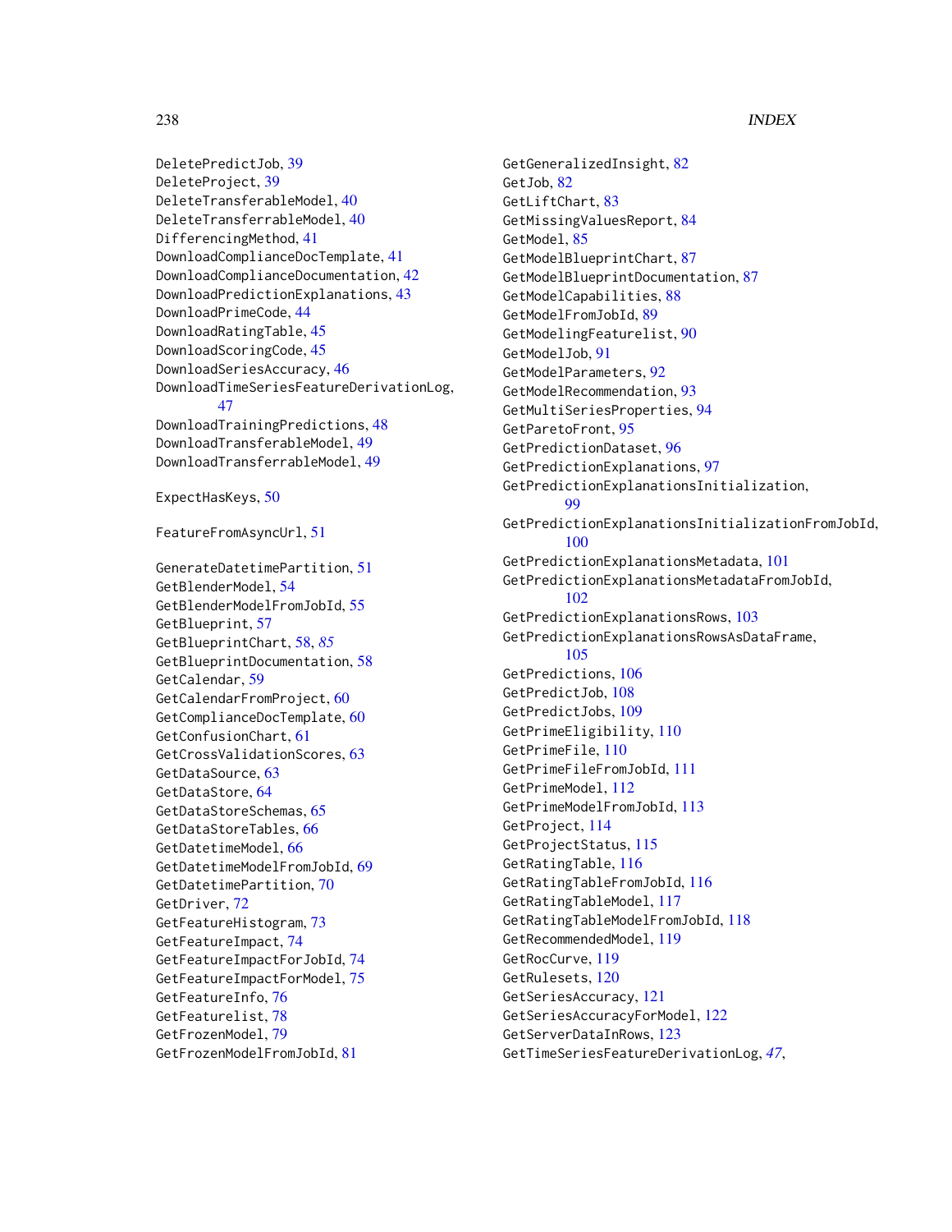DeletePredictJob, 39
DeleteProject, 39
DeleteTransferableModel, 40
DeleteTransferrableModel, 40
DifferencingMethod, 41
DownloadComplianceDocTemplate, 41
DownloadComplianceDocumentation, 42
DownloadPredictionExplanations, 43
DownloadPrimeCode, 44
DownloadRatingTable, 45
DownloadScoringCode, 45
DownloadSeriesAccuracy, 46
DownloadTimeSeriesFeatureDerivationLog, 47
DownloadTrainingPredictions, 48
DownloadTransferableModel, 49
DownloadTransferrableModel, 49

ExpectHasKeys, 50

FeatureFromAsyncUrl, 51

GenerateDatetimePartition, 51
GetBlenderModel, 54
GetBlenderModelFromJobId, 55
GetBlueprint, 57
GetBlueprintChart, 58, *85*
GetBlueprintDocumentation, 58
GetCalendar, 59
GetCalendarFromProject, 60
GetComplianceDocTemplate, 60
GetConfusionChart, 61
GetCrossValidationScores, 63
GetDataSource, 63
GetDataStore, 64
GetDataStoreSchemas, 65
GetDataStoreTables, 66
GetDatetimeModel, 66
GetDatetimeModelFromJobId, 69
GetDatetimePartition, 70
GetDriver, 72
GetFeatureHistogram, 73
GetFeatureImpact, 74
GetFeatureImpactForJobId, 74
GetFeatureImpactForModel, 75
GetFeatureInfo, 76
GetFeaturelist, 78
GetFrozenModel, 79
GetFrozenModelFromJobId, 81
GetGeneralizedInsight, 82
GetJob, 82
GetLiftChart, 83
GetMissingValuesReport, 84
GetModel, 85
GetModelBlueprintChart, 87
GetModelBlueprintDocumentation, 87
GetModelCapabilities, 88
GetModelFromJobId, 89
GetModelingFeaturelist, 90
GetModelJob, 91
GetModelParameters, 92
GetModelRecommendation, 93
GetMultiSeriesProperties, 94
GetParetoFront, 95
GetPredictionDataset, 96
GetPredictionExplanations, 97
GetPredictionExplanationsInitialization, 99
GetPredictionExplanationsInitializationFromJobId, 100
GetPredictionExplanationsMetadata, 101
GetPredictionExplanationsMetadataFromJobId, 102
GetPredictionExplanationsRows, 103
GetPredictionExplanationsRowsAsDataFrame, 105
GetPredictions, 106
GetPredictJob, 108
GetPredictJobs, 109
GetPrimeEligibility, 110
GetPrimeFile, 110
GetPrimeFileFromJobId, 111
GetPrimeModel, 112
GetPrimeModelFromJobId, 113
GetProject, 114
GetProjectStatus, 115
GetRatingTable, 116
GetRatingTableFromJobId, 116
GetRatingTableModel, 117
GetRatingTableModelFromJobId, 118
GetRecommendedModel, 119
GetRocCurve, 119
GetRulesets, 120
GetSeriesAccuracy, 121
GetSeriesAccuracyForModel, 122
GetServerDataInRows, 123
GetTimeSeriesFeatureDerivationLog, *47*,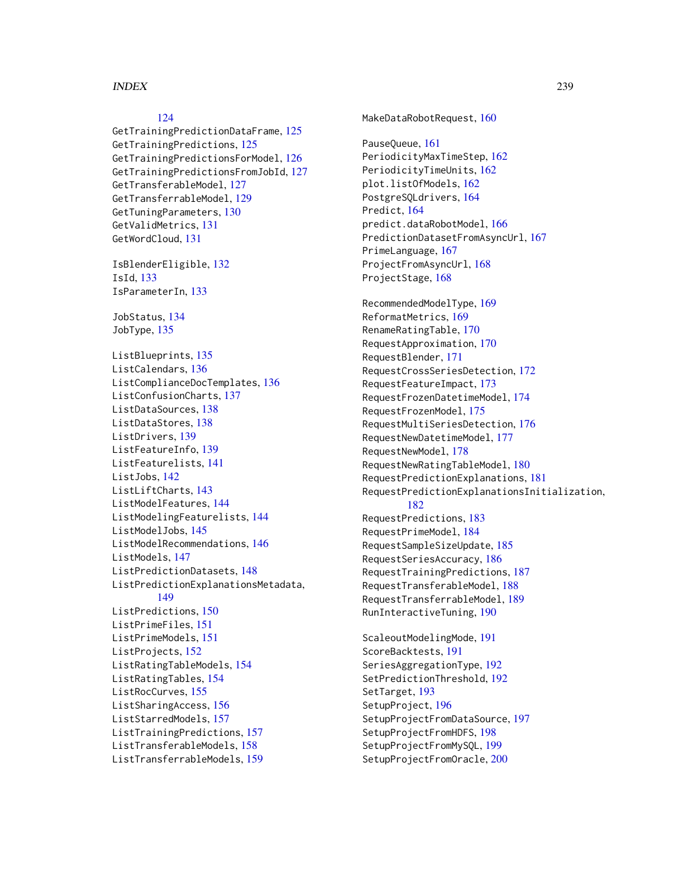124
GetTrainingPredictionDataFrame, 125
GetTrainingPredictions, 125
GetTrainingPredictionsForModel, 126
GetTrainingPredictionsFromJobId, 127
GetTransferableModel, 127
GetTransferrableModel, 129
GetTuningParameters, 130
GetValidMetrics, 131
GetWordCloud, 131

IsBlenderEligible, 132
IsId, 133
IsParameterIn, 133

JobStatus, 134
JobType, 135

ListBlueprints, 135
ListCalendars, 136
ListComplianceDocTemplates, 136
ListConfusionCharts, 137
ListDataSources, 138
ListDataStores, 138
ListDrivers, 139
ListFeatureInfo, 139
ListFeaturelists, 141
ListJobs, 142
ListLiftCharts, 143
ListModelFeatures, 144
ListModelingFeaturelists, 144
ListModelJobs, 145
ListModelRecommendations, 146
ListModels, 147
ListPredictionDatasets, 148
ListPredictionExplanationsMetadata, 149
ListPredictions, 150
ListPrimeFiles, 151
ListPrimeModels, 151
ListProjects, 152
ListRatingTableModels, 154
ListRatingTables, 154
ListRocCurves, 155
ListSharingAccess, 156
ListStarredModels, 157
ListTrainingPredictions, 157
ListTransferableModels, 158
ListTransferrableModels, 159

MakeDataRobotRequest, 160

PauseQueue, 161
PeriodicityMaxTimeStep, 162
PeriodicityTimeUnits, 162
plot.listOfModels, 162
PostgreSQLdrivers, 164
Predict, 164
predict.dataRobotModel, 166
PredictionDatasetFromAsyncUrl, 167
PrimeLanguage, 167
ProjectFromAsyncUrl, 168
ProjectStage, 168

RecommendedModelType, 169
ReformatMetrics, 169
RenameRatingTable, 170
RequestApproximation, 170
RequestBlender, 171
RequestCrossSeriesDetection, 172
RequestFeatureImpact, 173
RequestFrozenDatetimeModel, 174
RequestFrozenModel, 175
RequestMultiSeriesDetection, 176
RequestNewDatetimeModel, 177
RequestNewModel, 178
RequestNewRatingTableModel, 180
RequestPredictionExplanations, 181
RequestPredictionExplanationsInitialization, 182
RequestPredictions, 183
RequestPrimeModel, 184
RequestSampleSizeUpdate, 185
RequestSeriesAccuracy, 186
RequestTrainingPredictions, 187
RequestTransferableModel, 188
RequestTransferrableModel, 189
RunInteractiveTuning, 190

ScaleoutModelingMode, 191
ScoreBacktests, 191
SeriesAggregationType, 192
SetPredictionThreshold, 192
SetTarget, 193
SetupProject, 196
SetupProjectFromDataSource, 197
SetupProjectFromHDFS, 198
SetupProjectFromMySQL, 199
SetupProjectFromOracle, 200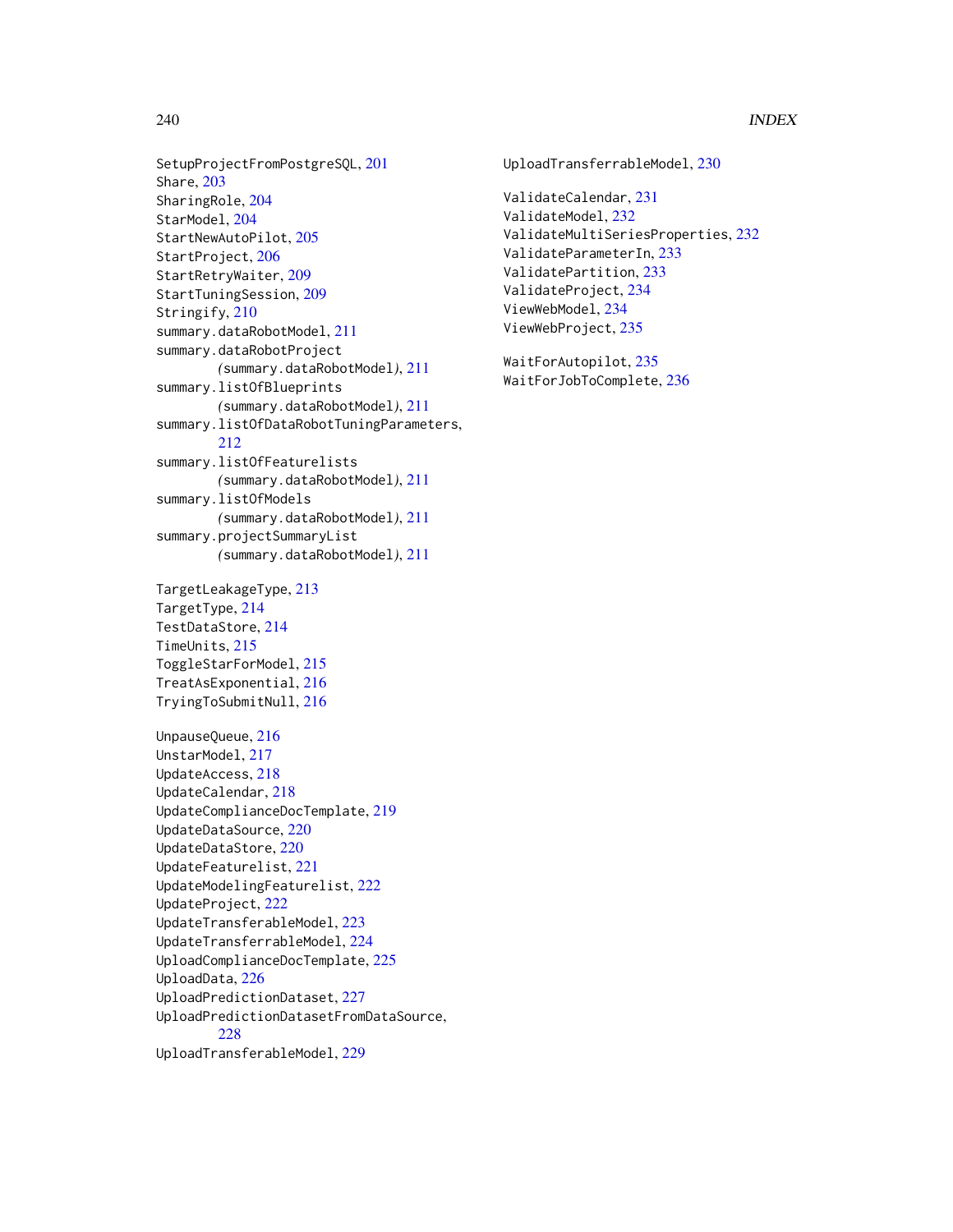SetupProjectFromPostgreSQL, 201
Share, 203
SharingRole, 204
StarModel, 204
StartNewAutoPilot, 205
StartProject, 206
StartRetryWaiter, 209
StartTuningSession, 209
Stringify, 210
summary.dataRobotModel, 211
summary.dataRobotProject
        (summary.dataRobotModel), 211
summary.listOfBlueprints
        (summary.dataRobotModel), 211
summary.listOfDataRobotTuningParameters,
        212
summary.listOfFeaturelists
        (summary.dataRobotModel), 211
summary.listOfModels
        (summary.dataRobotModel), 211
summary.projectSummaryList
        (summary.dataRobotModel), 211

TargetLeakageType, 213
TargetType, 214
TestDataStore, 214
TimeUnits, 215
ToggleStarForModel, 215
TreatAsExponential, 216
TryingToSubmitNull, 216

UnpauseQueue, 216
UnstarModel, 217
UpdateAccess, 218
UpdateCalendar, 218
UpdateComplianceDocTemplate, 219
UpdateDataSource, 220
UpdateDataStore, 220
UpdateFeaturelist, 221
UpdateModelingFeaturelist, 222
UpdateProject, 222
UpdateTransferableModel, 223
UpdateTransferrableModel, 224
UploadComplianceDocTemplate, 225
UploadData, 226
UploadPredictionDataset, 227
UploadPredictionDatasetFromDataSource,
        228
UploadTransferableModel, 229
UploadTransferrableModel, 230

ValidateCalendar, 231
ValidateModel, 232
ValidateMultiSeriesProperties, 232
ValidateParameterIn, 233
ValidatePartition, 233
ValidateProject, 234
ViewWebModel, 234
ViewWebProject, 235

WaitForAutopilot, 235
WaitForJobToComplete, 236